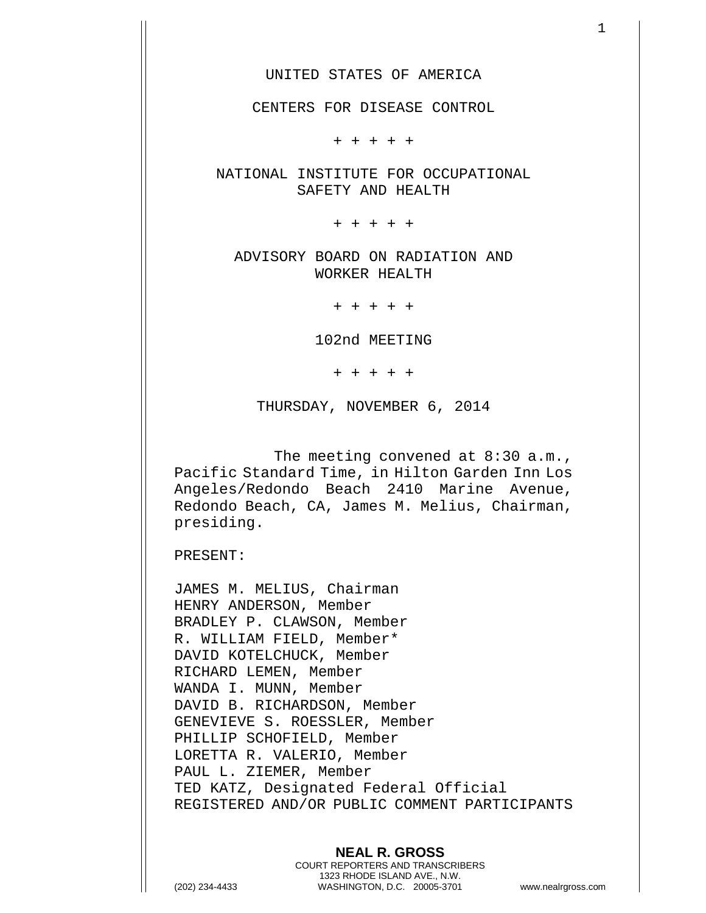UNITED STATES OF AMERICA

CENTERS FOR DISEASE CONTROL

\+ + + + +

NATIONAL INSTITUTE FOR OCCUPATIONAL SAFETY AND HEALTH

\+ + + + +

ADVISORY BOARD ON RADIATION AND WORKER HEALTH

\+ + + + +

102nd MEETING

\+ + + + +

THURSDAY, NOVEMBER 6, 2014

The meeting convened at 8:30 a.m., Pacific Standard Time, in Hilton Garden Inn Los Angeles/Redondo Beach 2410 Marine Avenue, Redondo Beach, CA, James M. Melius, Chairman, presiding.

PRESENT:

JAMES M. MELIUS, Chairman
HENRY ANDERSON, Member
BRADLEY P. CLAWSON, Member
R. WILLIAM FIELD, Member*
DAVID KOTELCHUCK, Member
RICHARD LEMEN, Member
WANDA I. MUNN, Member
DAVID B. RICHARDSON, Member
GENEVIEVE S. ROESSLER, Member
PHILLIP SCHOFIELD, Member
LORETTA R. VALERIO, Member
PAUL L. ZIEMER, Member
TED KATZ, Designated Federal Official
REGISTERED AND/OR PUBLIC COMMENT PARTICIPANTS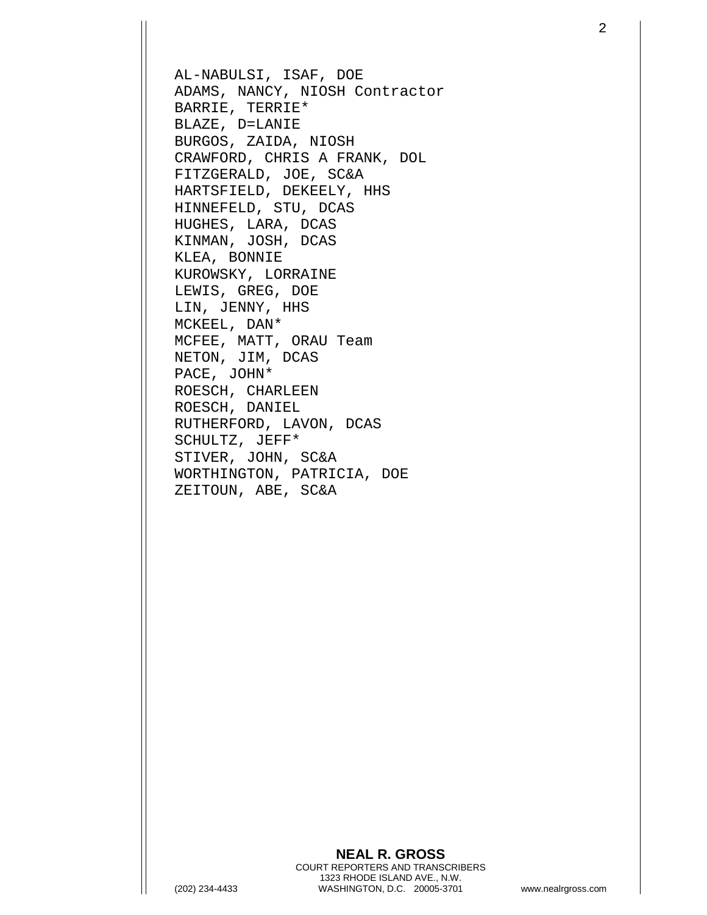AL-NABULSI, ISAF, DOE
ADAMS, NANCY, NIOSH Contractor
BARRIE, TERRIE*
BLAZE, D=LANIE
BURGOS, ZAIDA, NIOSH
CRAWFORD, CHRIS A FRANK, DOL
FITZGERALD, JOE, SC&A
HARTSFIELD, DEKEELY, HHS
HINNEFELD, STU, DCAS
HUGHES, LARA, DCAS
KINMAN, JOSH, DCAS
KLEA, BONNIE
KUROWSKY, LORRAINE
LEWIS, GREG, DOE
LIN, JENNY, HHS
MCKEEL, DAN*
MCFEE, MATT, ORAU Team
NETON, JIM, DCAS
PACE, JOHN*
ROESCH, CHARLEEN
ROESCH, DANIEL
RUTHERFORD, LAVON, DCAS
SCHULTZ, JEFF*
STIVER, JOHN, SC&A
WORTHINGTON, PATRICIA, DOE
ZEITOUN, ABE, SC&A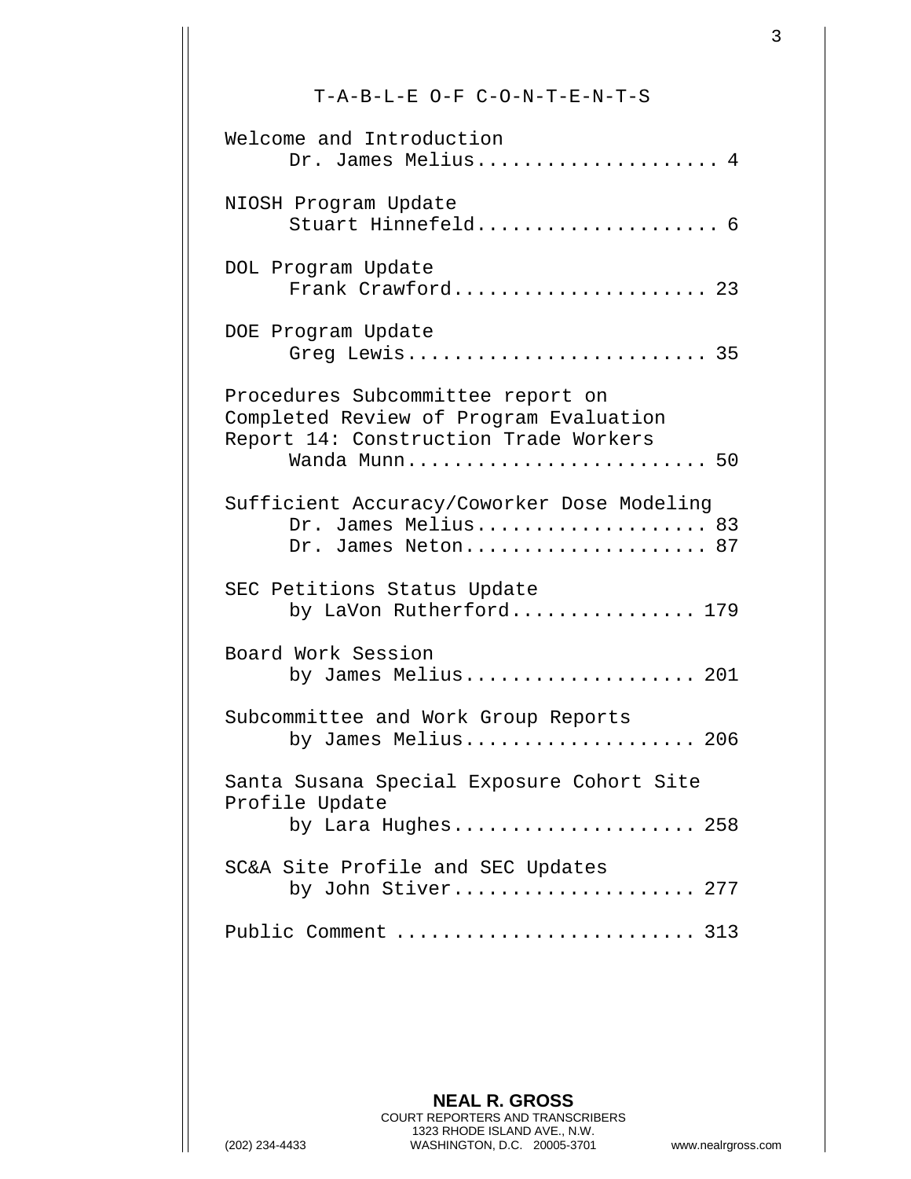# T-A-B-L-E O-F C-O-N-T-E-N-T-S

Welcome and Introduction
Dr. James Melius..................... 4

NIOSH Program Update
Stuart Hinnefeld..................... 6

DOL Program Update
Frank Crawford...................... 23

DOE Program Update
Greg Lewis.......................... 35

Procedures Subcommittee report on Completed Review of Program Evaluation Report 14: Construction Trade Workers
Wanda Munn.......................... 50

Sufficient Accuracy/Coworker Dose Modeling
Dr. James Melius.................... 83
Dr. James Neton..................... 87

SEC Petitions Status Update
by LaVon Rutherford................ 179

Board Work Session
by James Melius.................... 201

Subcommittee and Work Group Reports
by James Melius.................... 206

Santa Susana Special Exposure Cohort Site Profile Update
by Lara Hughes..................... 258

SC&A Site Profile and SEC Updates
by John Stiver..................... 277

Public Comment ......................... 313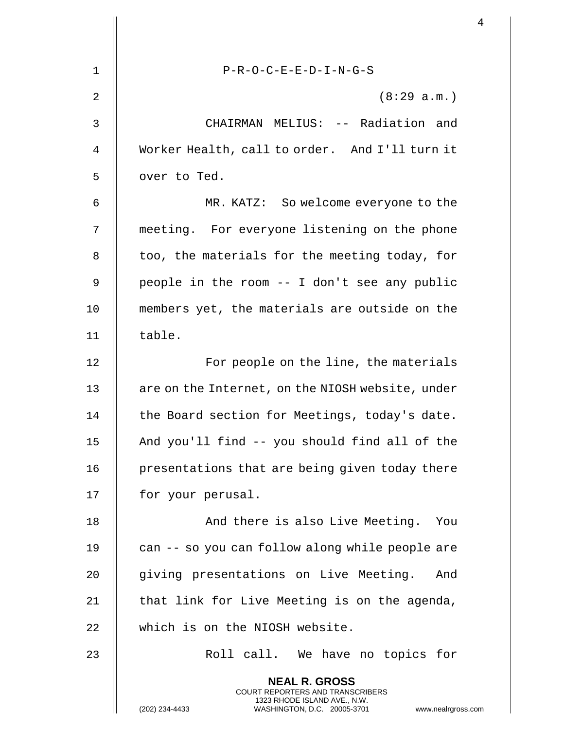P-R-O-C-E-E-D-I-N-G-S

(8:29 a.m.)

CHAIRMAN MELIUS: -- Radiation and Worker Health, call to order. And I'll turn it over to Ted.

MR. KATZ: So welcome everyone to the meeting. For everyone listening on the phone too, the materials for the meeting today, for people in the room -- I don't see any public members yet, the materials are outside on the table.

For people on the line, the materials are on the Internet, on the NIOSH website, under the Board section for Meetings, today's date. And you'll find -- you should find all of the presentations that are being given today there for your perusal.

And there is also Live Meeting. You can -- so you can follow along while people are giving presentations on Live Meeting. And that link for Live Meeting is on the agenda, which is on the NIOSH website.

Roll call. We have no topics for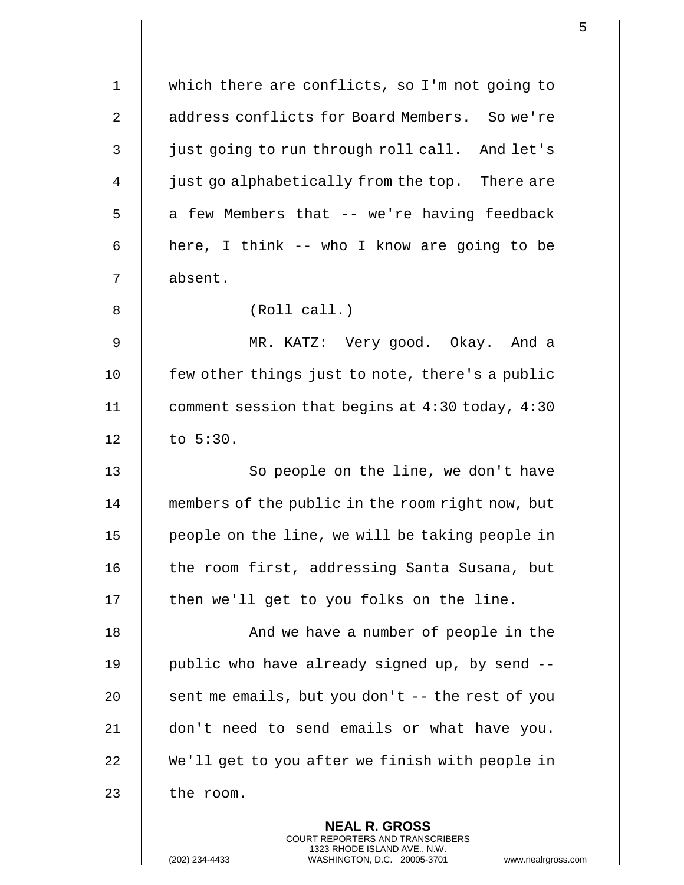which there are conflicts, so I'm not going to address conflicts for Board Members. So we're just going to run through roll call. And let's just go alphabetically from the top. There are a few Members that -- we're having feedback here, I think -- who I know are going to be absent.

(Roll call.)

MR. KATZ: Very good. Okay. And a few other things just to note, there's a public comment session that begins at 4:30 today, 4:30 to 5:30.

So people on the line, we don't have members of the public in the room right now, but people on the line, we will be taking people in the room first, addressing Santa Susana, but then we'll get to you folks on the line.

And we have a number of people in the public who have already signed up, by send -- sent me emails, but you don't -- the rest of you don't need to send emails or what have you. We'll get to you after we finish with people in the room.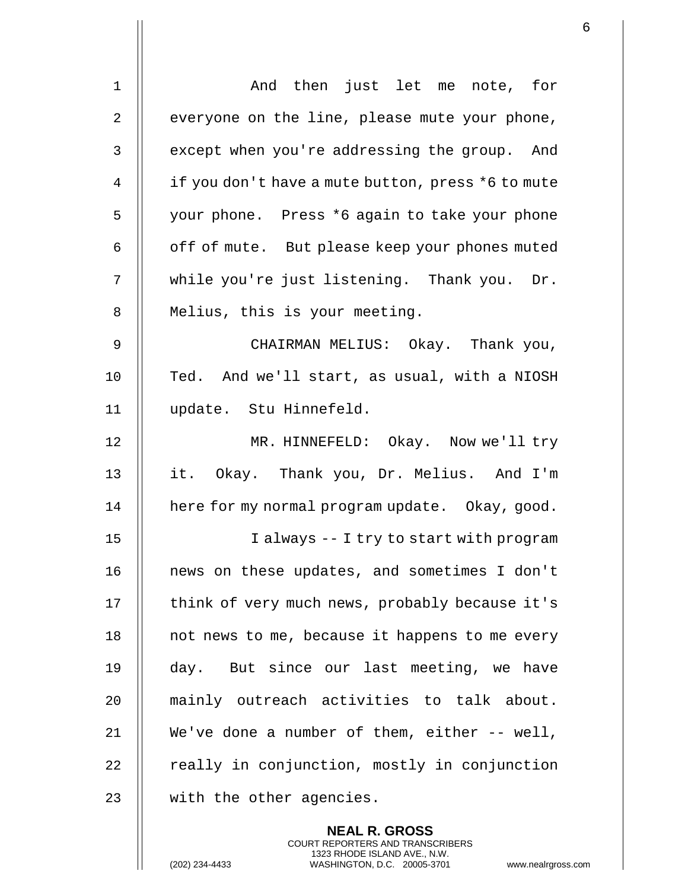And then just let me note, for everyone on the line, please mute your phone, except when you're addressing the group. And if you don't have a mute button, press *6 to mute your phone. Press *6 again to take your phone off of mute. But please keep your phones muted while you're just listening. Thank you. Dr. Melius, this is your meeting.

CHAIRMAN MELIUS: Okay. Thank you, Ted. And we'll start, as usual, with a NIOSH update. Stu Hinnefeld.

MR. HINNEFELD: Okay. Now we'll try it. Okay. Thank you, Dr. Melius. And I'm here for my normal program update. Okay, good.

I always -- I try to start with program news on these updates, and sometimes I don't think of very much news, probably because it's not news to me, because it happens to me every day. But since our last meeting, we have mainly outreach activities to talk about. We've done a number of them, either -- well, really in conjunction, mostly in conjunction with the other agencies.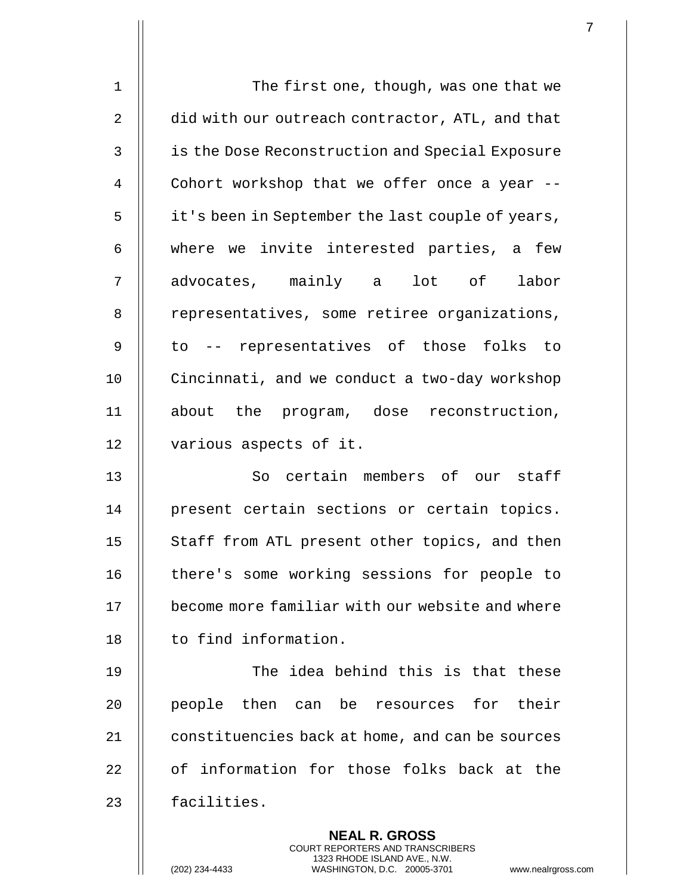The first one, though, was one that we did with our outreach contractor, ATL, and that is the Dose Reconstruction and Special Exposure Cohort workshop that we offer once a year -- it's been in September the last couple of years, where we invite interested parties, a few advocates, mainly a lot of labor representatives, some retiree organizations, to -- representatives of those folks to Cincinnati, and we conduct a two-day workshop about the program, dose reconstruction, various aspects of it.

So certain members of our staff present certain sections or certain topics. Staff from ATL present other topics, and then there's some working sessions for people to become more familiar with our website and where to find information.

The idea behind this is that these people then can be resources for their constituencies back at home, and can be sources of information for those folks back at the facilities.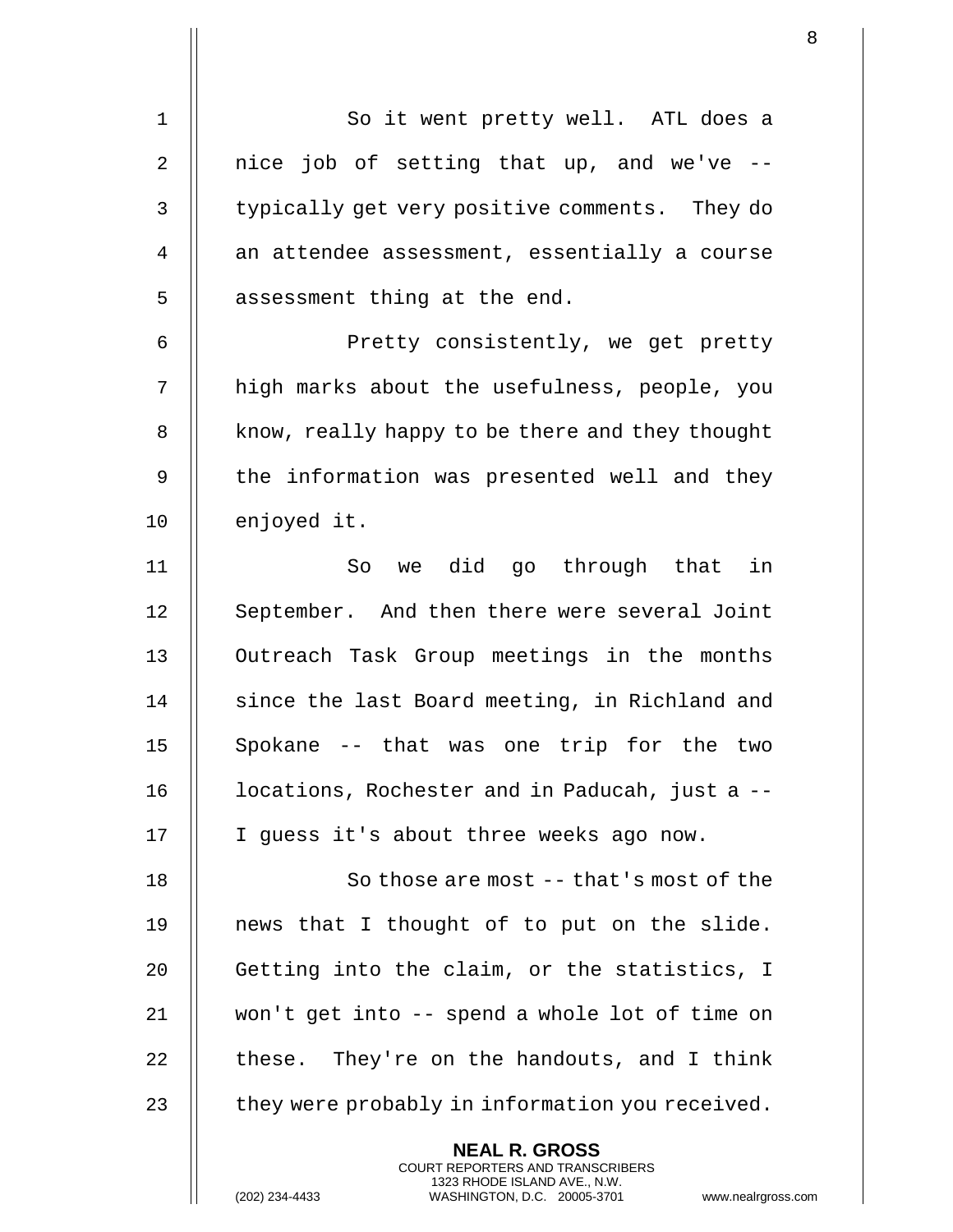So it went pretty well. ATL does a nice job of setting that up, and we've -- typically get very positive comments. They do an attendee assessment, essentially a course assessment thing at the end.

Pretty consistently, we get pretty high marks about the usefulness, people, you know, really happy to be there and they thought the information was presented well and they enjoyed it.

So we did go through that in September. And then there were several Joint Outreach Task Group meetings in the months since the last Board meeting, in Richland and Spokane -- that was one trip for the two locations, Rochester and in Paducah, just a -- I guess it's about three weeks ago now.

So those are most -- that's most of the news that I thought of to put on the slide. Getting into the claim, or the statistics, I won't get into -- spend a whole lot of time on these. They're on the handouts, and I think they were probably in information you received.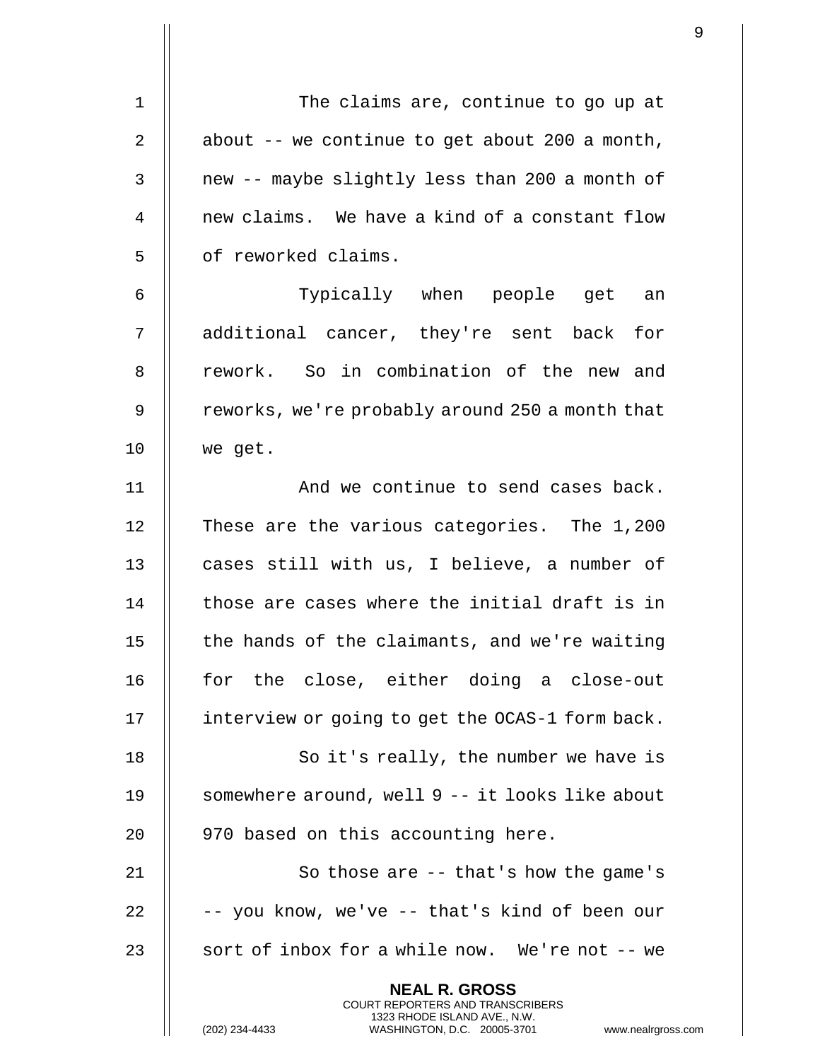The claims are, continue to go up at about -- we continue to get about 200 a month, new -- maybe slightly less than 200 a month of new claims. We have a kind of a constant flow of reworked claims.

Typically when people get an additional cancer, they're sent back for rework. So in combination of the new and reworks, we're probably around 250 a month that we get.

And we continue to send cases back. These are the various categories. The 1,200 cases still with us, I believe, a number of those are cases where the initial draft is in the hands of the claimants, and we're waiting for the close, either doing a close-out interview or going to get the OCAS-1 form back.

So it's really, the number we have is somewhere around, well 9 -- it looks like about 970 based on this accounting here.

So those are -- that's how the game's -- you know, we've -- that's kind of been our sort of inbox for a while now. We're not -- we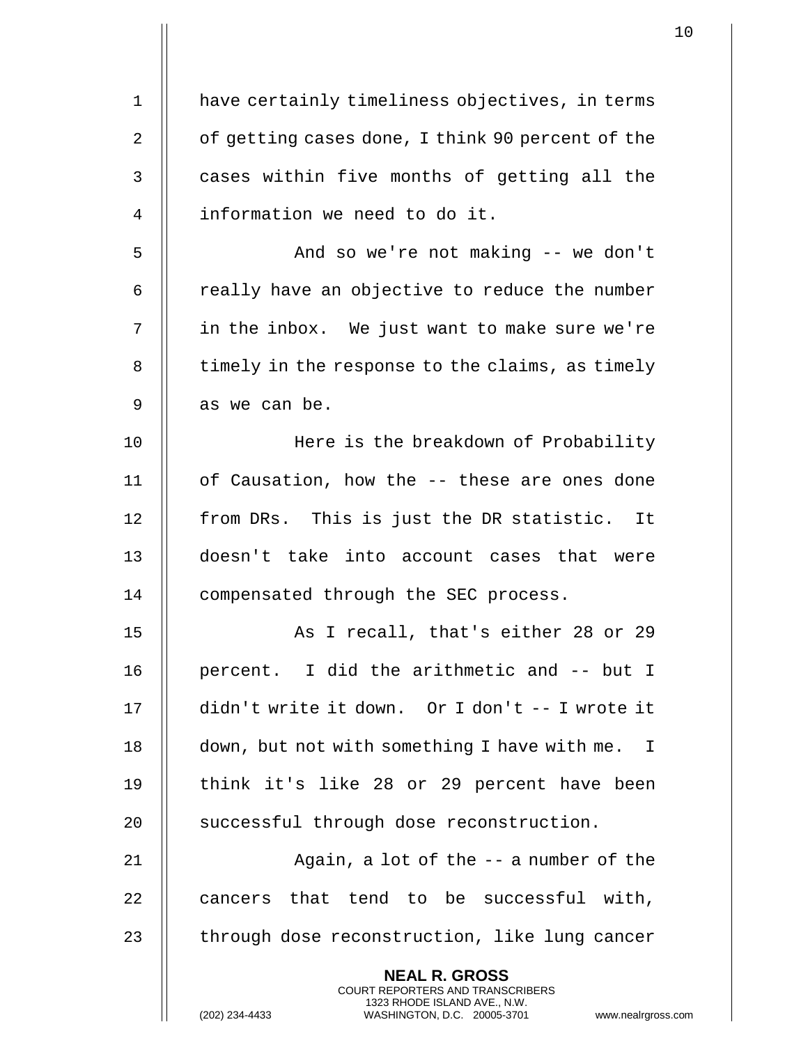have certainly timeliness objectives, in terms of getting cases done, I think 90 percent of the cases within five months of getting all the information we need to do it.

And so we're not making -- we don't really have an objective to reduce the number in the inbox. We just want to make sure we're timely in the response to the claims, as timely as we can be.

Here is the breakdown of Probability of Causation, how the -- these are ones done from DRs. This is just the DR statistic. It doesn't take into account cases that were compensated through the SEC process.

As I recall, that's either 28 or 29 percent. I did the arithmetic and -- but I didn't write it down. Or I don't -- I wrote it down, but not with something I have with me. I think it's like 28 or 29 percent have been successful through dose reconstruction.

Again, a lot of the -- a number of the cancers that tend to be successful with, through dose reconstruction, like lung cancer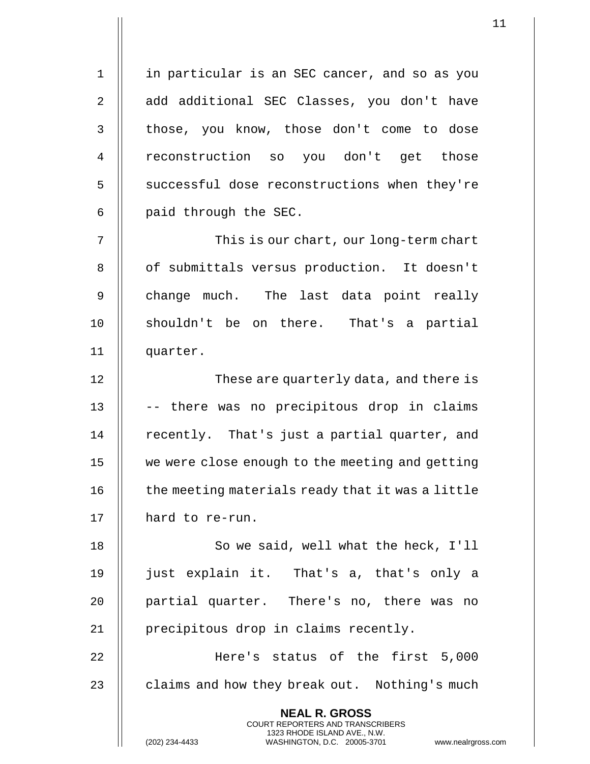in particular is an SEC cancer, and so as you add additional SEC Classes, you don't have those, you know, those don't come to dose reconstruction so you don't get those successful dose reconstructions when they're paid through the SEC.

This is our chart, our long-term chart of submittals versus production. It doesn't change much. The last data point really shouldn't be on there. That's a partial quarter.

These are quarterly data, and there is -- there was no precipitous drop in claims recently. That's just a partial quarter, and we were close enough to the meeting and getting the meeting materials ready that it was a little hard to re-run.

So we said, well what the heck, I'll just explain it. That's a, that's only a partial quarter. There's no, there was no precipitous drop in claims recently.

Here's status of the first 5,000 claims and how they break out. Nothing's much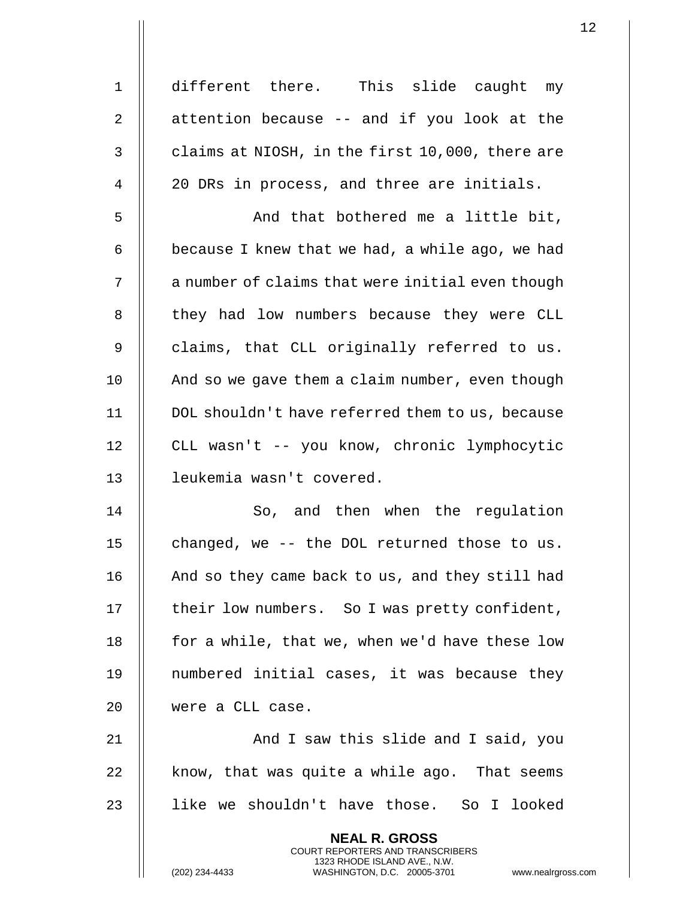different there. This slide caught my attention because -- and if you look at the claims at NIOSH, in the first 10,000, there are 20 DRs in process, and three are initials.

And that bothered me a little bit, because I knew that we had, a while ago, we had a number of claims that were initial even though they had low numbers because they were CLL claims, that CLL originally referred to us. And so we gave them a claim number, even though DOL shouldn't have referred them to us, because CLL wasn't -- you know, chronic lymphocytic leukemia wasn't covered.

So, and then when the regulation changed, we -- the DOL returned those to us. And so they came back to us, and they still had their low numbers. So I was pretty confident, for a while, that we, when we'd have these low numbered initial cases, it was because they were a CLL case.

And I saw this slide and I said, you know, that was quite a while ago. That seems like we shouldn't have those. So I looked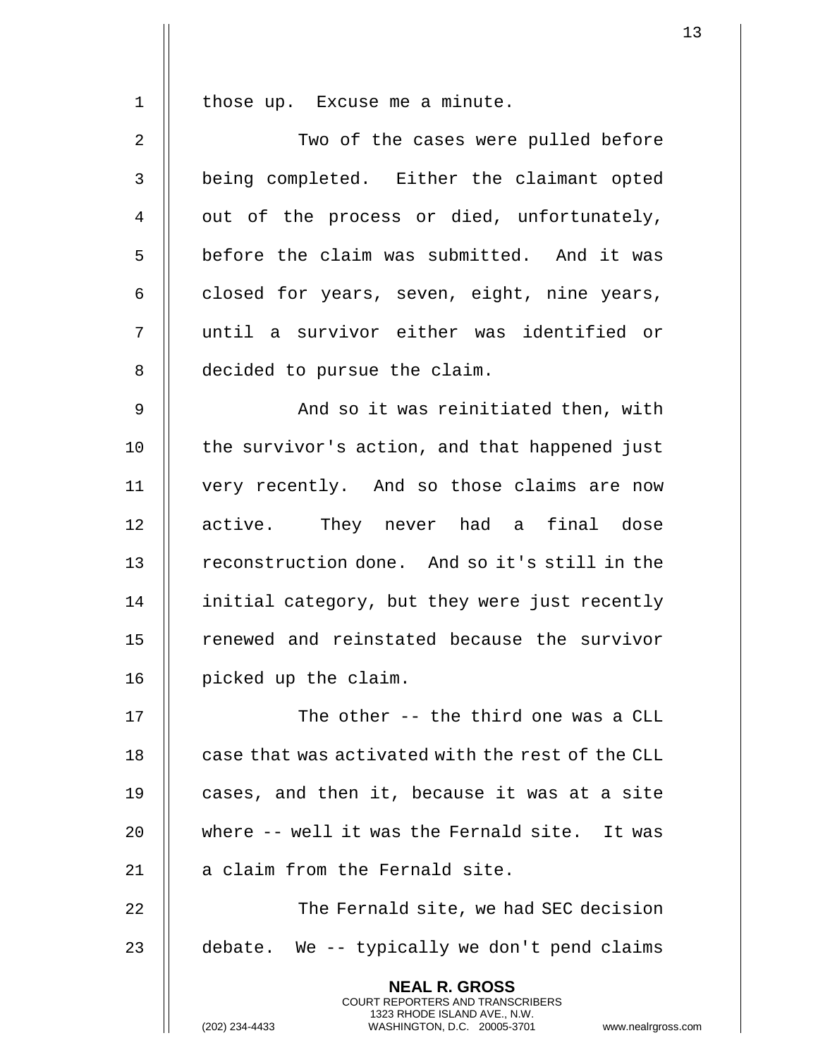those up. Excuse me a minute.

Two of the cases were pulled before being completed. Either the claimant opted out of the process or died, unfortunately, before the claim was submitted. And it was closed for years, seven, eight, nine years, until a survivor either was identified or decided to pursue the claim.

And so it was reinitiated then, with the survivor's action, and that happened just very recently. And so those claims are now active. They never had a final dose reconstruction done. And so it's still in the initial category, but they were just recently renewed and reinstated because the survivor picked up the claim.

The other -- the third one was a CLL case that was activated with the rest of the CLL cases, and then it, because it was at a site where -- well it was the Fernald site. It was a claim from the Fernald site.

The Fernald site, we had SEC decision debate. We -- typically we don't pend claims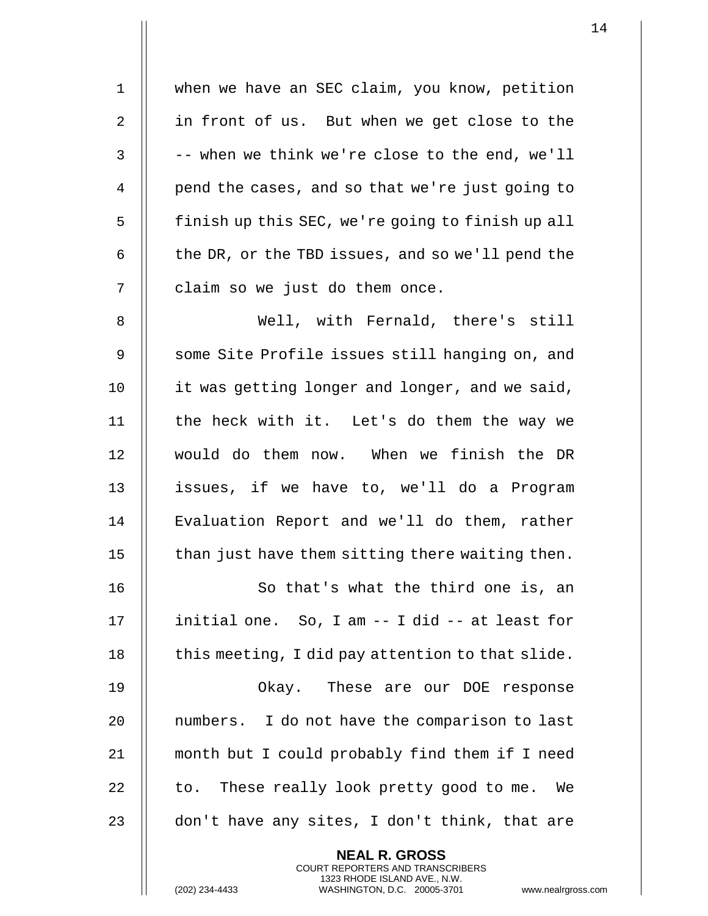when we have an SEC claim, you know, petition in front of us. But when we get close to the -- when we think we're close to the end, we'll pend the cases, and so that we're just going to finish up this SEC, we're going to finish up all the DR, or the TBD issues, and so we'll pend the claim so we just do them once.

Well, with Fernald, there's still some Site Profile issues still hanging on, and it was getting longer and longer, and we said, the heck with it. Let's do them the way we would do them now. When we finish the DR issues, if we have to, we'll do a Program Evaluation Report and we'll do them, rather than just have them sitting there waiting then.

So that's what the third one is, an initial one. So, I am -- I did -- at least for this meeting, I did pay attention to that slide.

Okay. These are our DOE response numbers. I do not have the comparison to last month but I could probably find them if I need to. These really look pretty good to me. We don't have any sites, I don't think, that are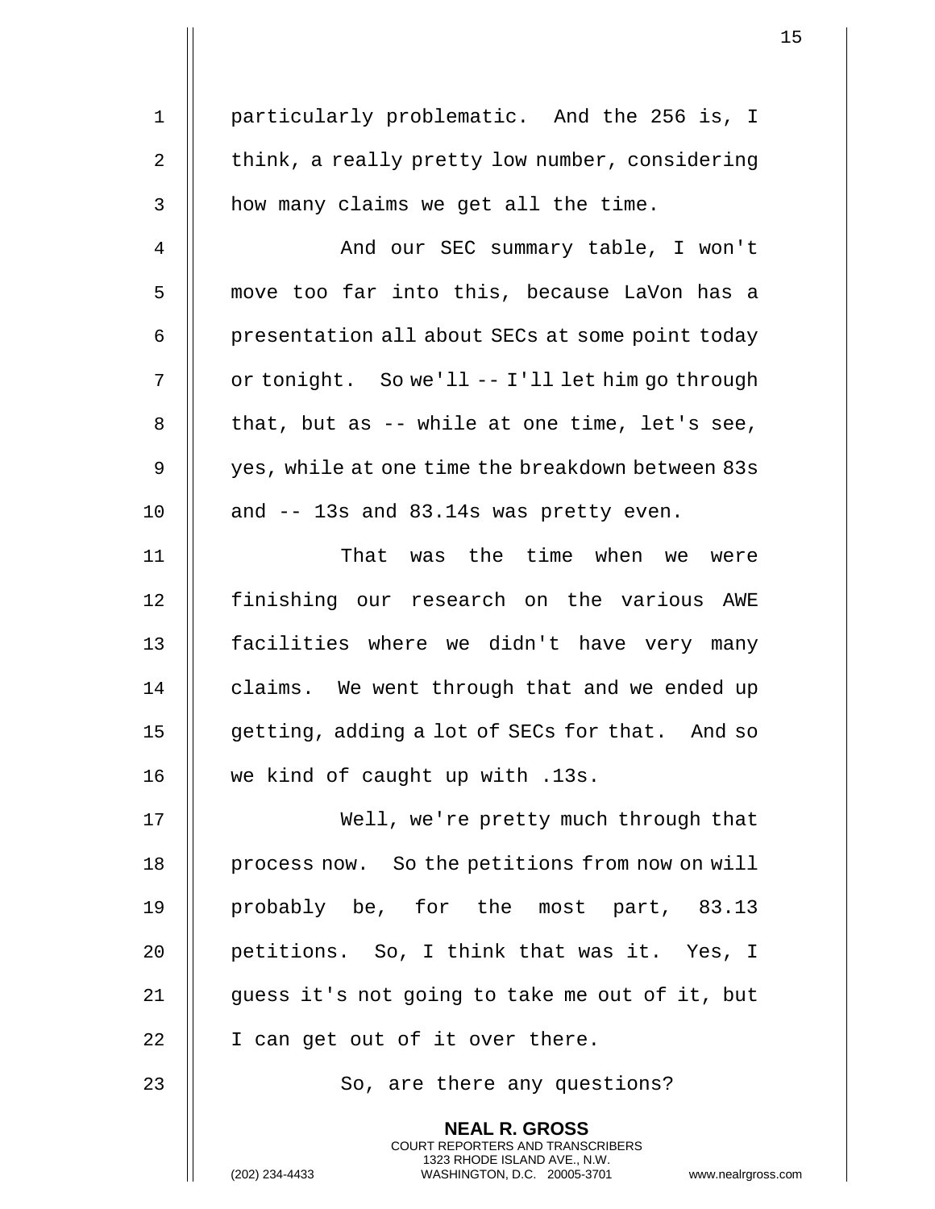particularly problematic. And the 256 is, I think, a really pretty low number, considering how many claims we get all the time.

And our SEC summary table, I won't move too far into this, because LaVon has a presentation all about SECs at some point today or tonight. So we'll -- I'll let him go through that, but as -- while at one time, let's see, yes, while at one time the breakdown between 83s and -- 13s and 83.14s was pretty even.

That was the time when we were finishing our research on the various AWE facilities where we didn't have very many claims. We went through that and we ended up getting, adding a lot of SECs for that. And so we kind of caught up with .13s.

Well, we're pretty much through that process now. So the petitions from now on will probably be, for the most part, 83.13 petitions. So, I think that was it. Yes, I guess it's not going to take me out of it, but I can get out of it over there.

So, are there any questions?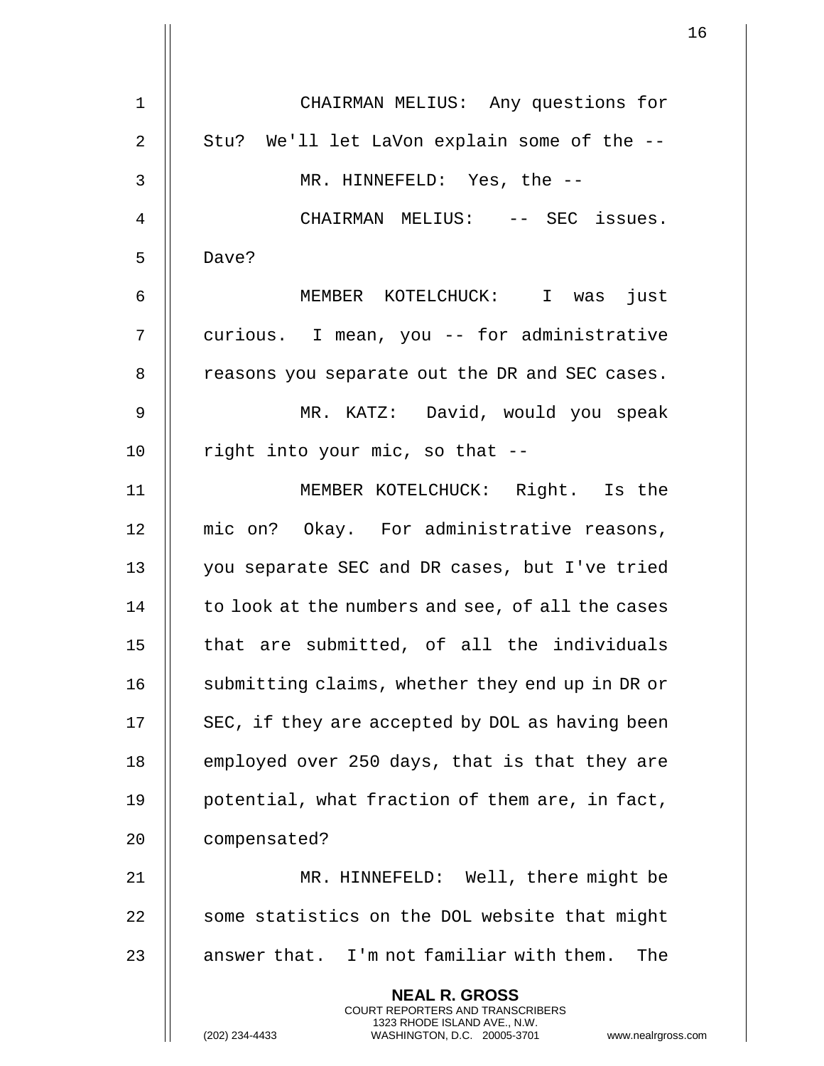CHAIRMAN MELIUS: Any questions for Stu? We'll let LaVon explain some of the --

MR. HINNEFELD: Yes, the --

CHAIRMAN MELIUS: -- SEC issues. Dave?

MEMBER KOTELCHUCK: I was just curious. I mean, you -- for administrative reasons you separate out the DR and SEC cases.

MR. KATZ: David, would you speak right into your mic, so that --

MEMBER KOTELCHUCK: Right. Is the mic on? Okay. For administrative reasons, you separate SEC and DR cases, but I've tried to look at the numbers and see, of all the cases that are submitted, of all the individuals submitting claims, whether they end up in DR or SEC, if they are accepted by DOL as having been employed over 250 days, that is that they are potential, what fraction of them are, in fact, compensated?

MR. HINNEFELD: Well, there might be some statistics on the DOL website that might answer that. I'm not familiar with them. The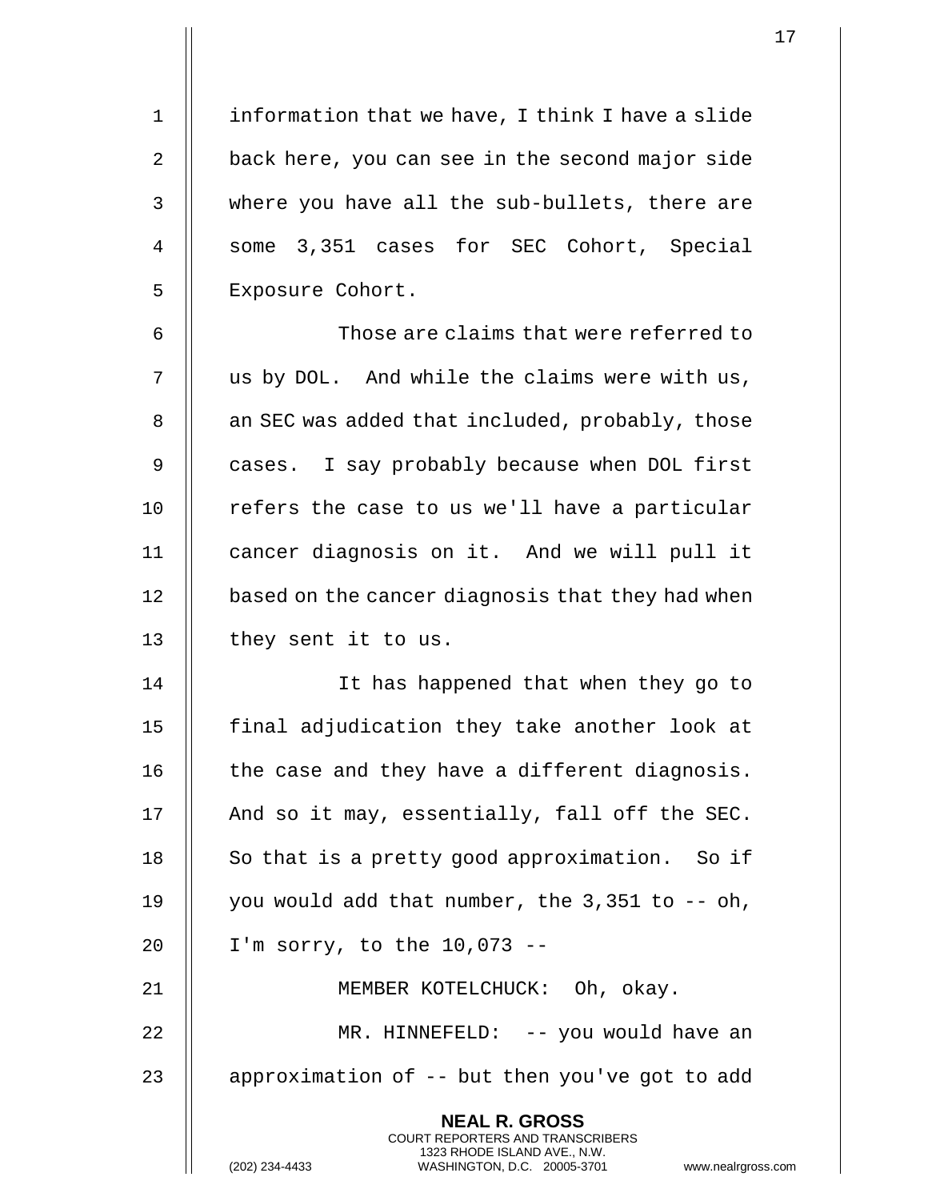information that we have, I think I have a slide back here, you can see in the second major side where you have all the sub-bullets, there are some 3,351 cases for SEC Cohort, Special Exposure Cohort.

Those are claims that were referred to us by DOL. And while the claims were with us, an SEC was added that included, probably, those cases. I say probably because when DOL first refers the case to us we'll have a particular cancer diagnosis on it. And we will pull it based on the cancer diagnosis that they had when they sent it to us.

It has happened that when they go to final adjudication they take another look at the case and they have a different diagnosis. And so it may, essentially, fall off the SEC. So that is a pretty good approximation. So if you would add that number, the 3,351 to -- oh, I'm sorry, to the 10,073 --

MEMBER KOTELCHUCK: Oh, okay.

MR. HINNEFELD: -- you would have an approximation of -- but then you've got to add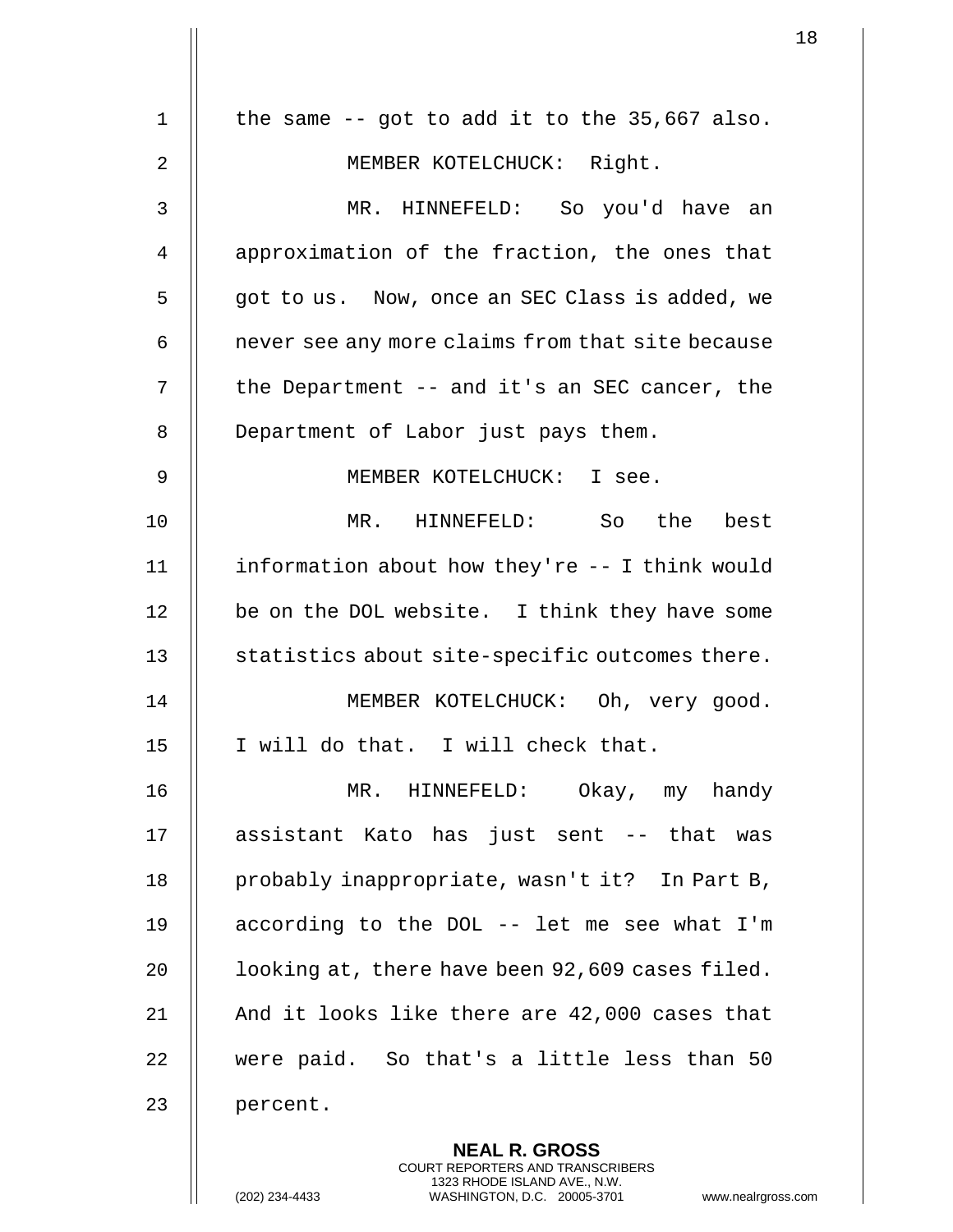the same -- got to add it to the 35,667 also.

MEMBER KOTELCHUCK: Right.

MR. HINNEFELD: So you'd have an approximation of the fraction, the ones that got to us. Now, once an SEC Class is added, we never see any more claims from that site because the Department -- and it's an SEC cancer, the Department of Labor just pays them.

MEMBER KOTELCHUCK: I see.

MR. HINNEFELD: So the best information about how they're -- I think would be on the DOL website. I think they have some statistics about site-specific outcomes there.

MEMBER KOTELCHUCK: Oh, very good. I will do that. I will check that.

MR. HINNEFELD: Okay, my handy assistant Kato has just sent -- that was probably inappropriate, wasn't it? In Part B, according to the DOL -- let me see what I'm looking at, there have been 92,609 cases filed. And it looks like there are 42,000 cases that were paid. So that's a little less than 50 percent.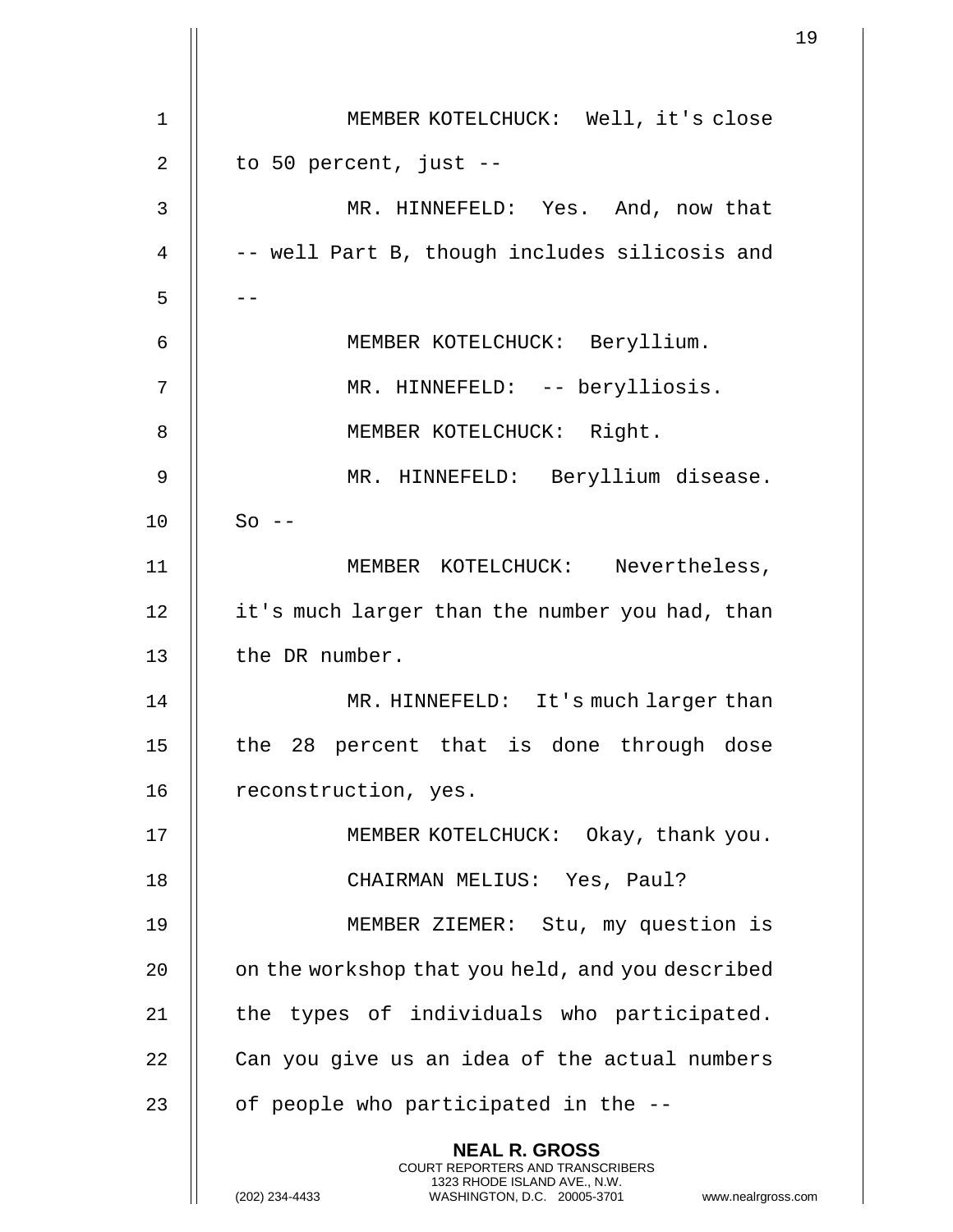MEMBER KOTELCHUCK: Well, it's close to 50 percent, just --

MR. HINNEFELD: Yes. And, now that -- well Part B, though includes silicosis and --

MEMBER KOTELCHUCK: Beryllium.

MR. HINNEFELD: -- berylliosis.

MEMBER KOTELCHUCK: Right.

MR. HINNEFELD: Beryllium disease. So --

MEMBER KOTELCHUCK: Nevertheless, it's much larger than the number you had, than the DR number.

MR. HINNEFELD: It's much larger than the 28 percent that is done through dose reconstruction, yes.

MEMBER KOTELCHUCK: Okay, thank you.

CHAIRMAN MELIUS: Yes, Paul?

MEMBER ZIEMER: Stu, my question is on the workshop that you held, and you described the types of individuals who participated. Can you give us an idea of the actual numbers of people who participated in the --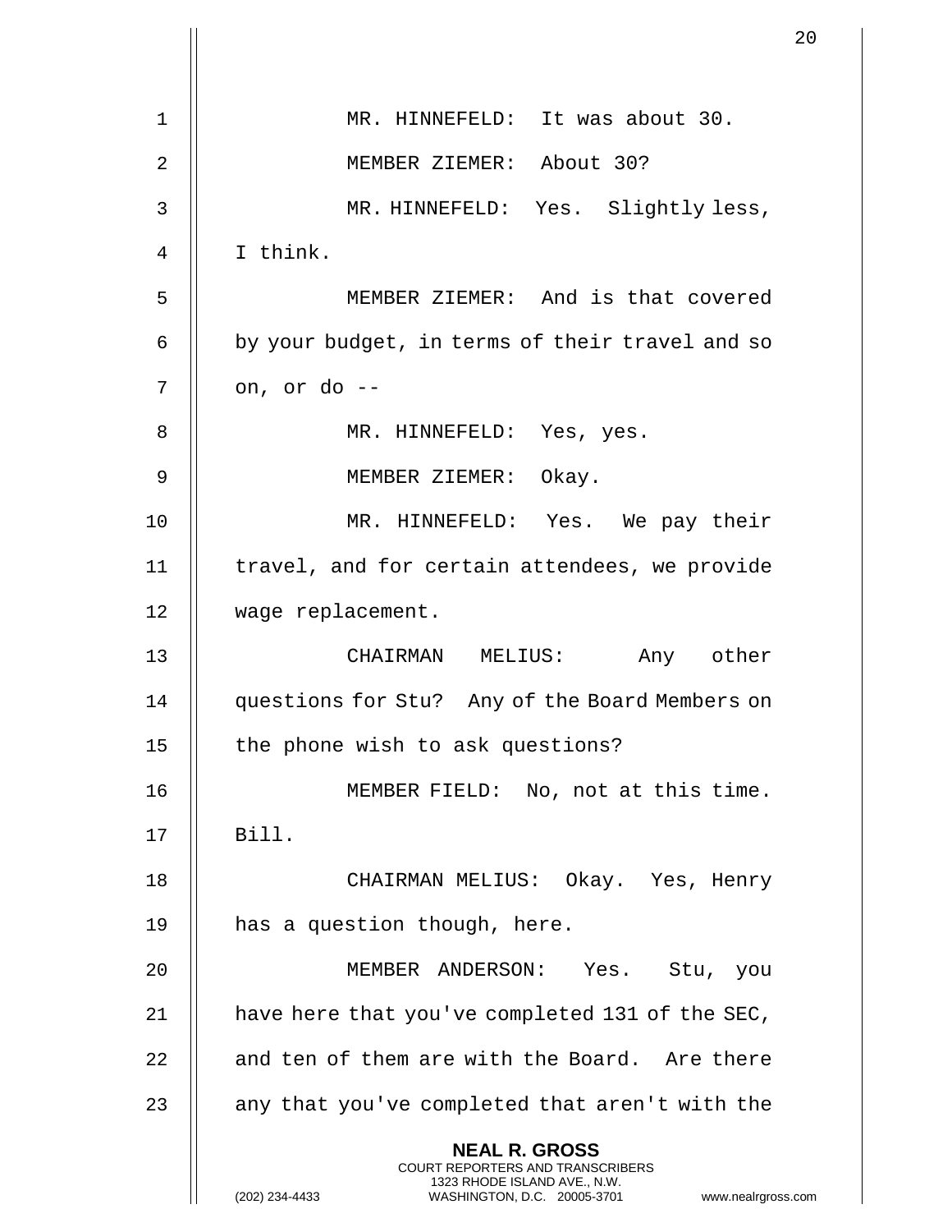MR. HINNEFELD: It was about 30.

MEMBER ZIEMER: About 30?

MR. HINNEFELD: Yes. Slightly less, I think.

MEMBER ZIEMER: And is that covered by your budget, in terms of their travel and so on, or do --

MR. HINNEFELD: Yes, yes.

MEMBER ZIEMER: Okay.

MR. HINNEFELD: Yes. We pay their travel, and for certain attendees, we provide wage replacement.

CHAIRMAN MELIUS: Any other questions for Stu? Any of the Board Members on the phone wish to ask questions?

MEMBER FIELD: No, not at this time. Bill.

CHAIRMAN MELIUS: Okay. Yes, Henry has a question though, here.

MEMBER ANDERSON: Yes. Stu, you have here that you've completed 131 of the SEC, and ten of them are with the Board. Are there any that you've completed that aren't with the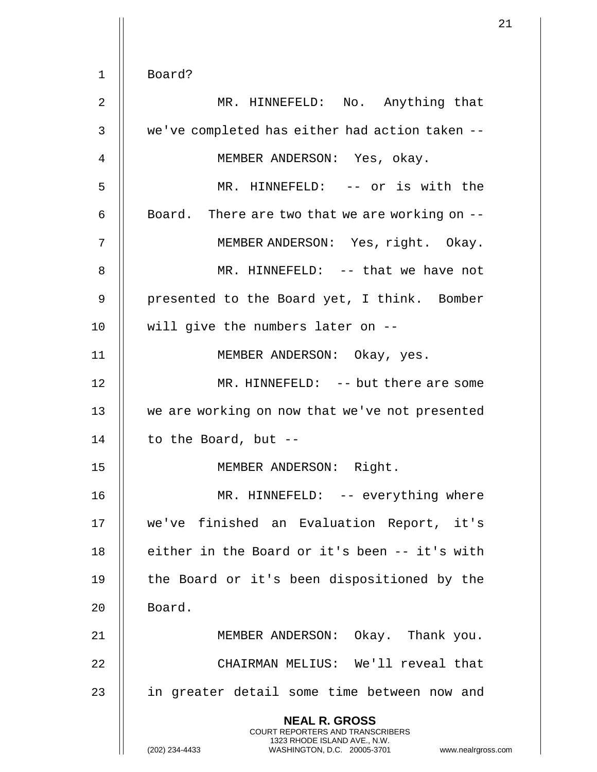Board?

MR. HINNEFELD: No. Anything that we've completed has either had action taken --

MEMBER ANDERSON: Yes, okay.

MR. HINNEFELD: -- or is with the Board. There are two that we are working on --

MEMBER ANDERSON: Yes, right. Okay.

MR. HINNEFELD: -- that we have not presented to the Board yet, I think. Bomber will give the numbers later on --

MEMBER ANDERSON: Okay, yes.

MR. HINNEFELD: -- but there are some we are working on now that we've not presented to the Board, but --

MEMBER ANDERSON: Right.

MR. HINNEFELD: -- everything where we've finished an Evaluation Report, it's either in the Board or it's been -- it's with the Board or it's been dispositioned by the Board.

MEMBER ANDERSON: Okay. Thank you.

CHAIRMAN MELIUS: We'll reveal that in greater detail some time between now and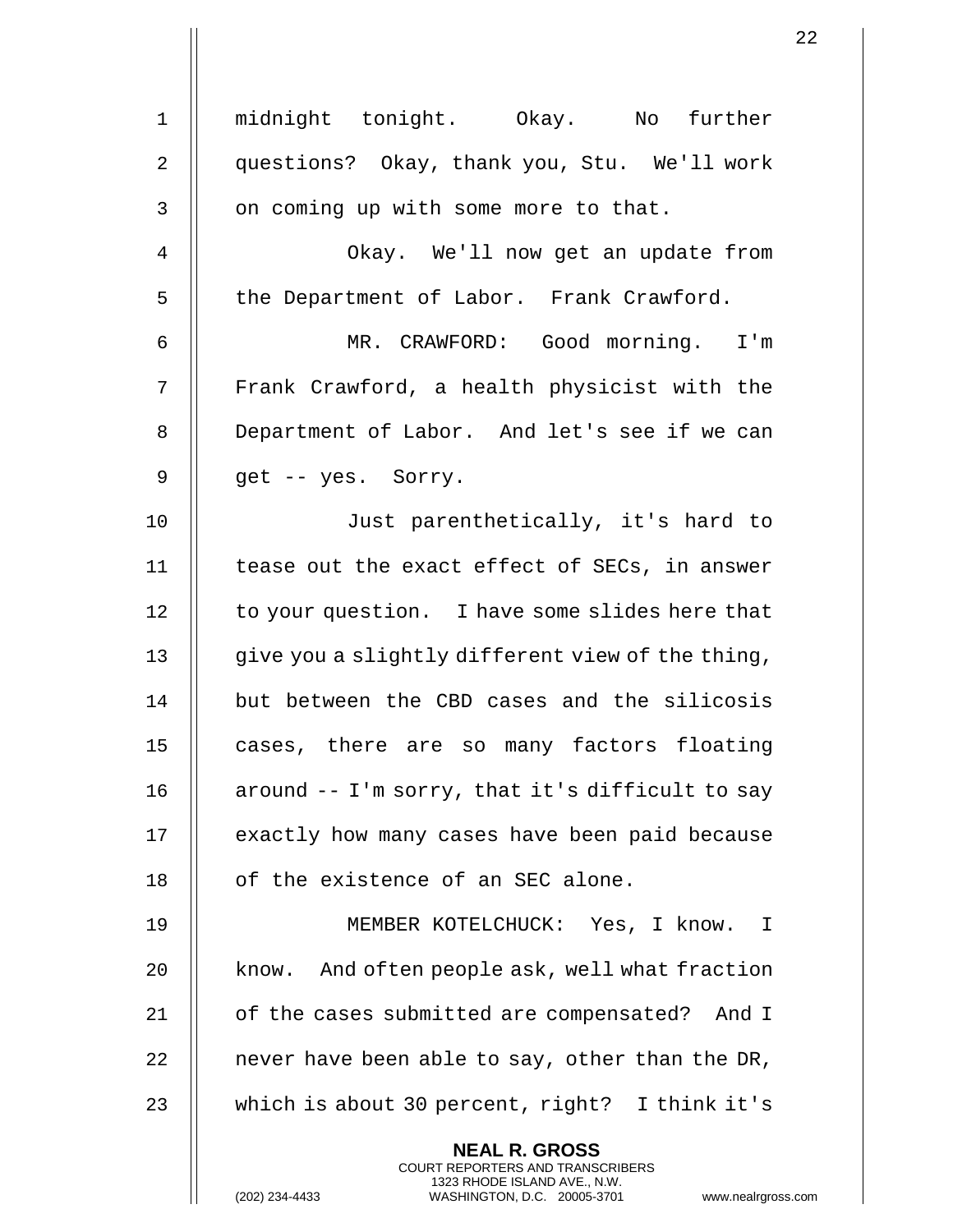midnight tonight. Okay. No further questions? Okay, thank you, Stu. We'll work on coming up with some more to that.

Okay. We'll now get an update from the Department of Labor. Frank Crawford.

MR. CRAWFORD: Good morning. I'm Frank Crawford, a health physicist with the Department of Labor. And let's see if we can get -- yes. Sorry.

Just parenthetically, it's hard to tease out the exact effect of SECs, in answer to your question. I have some slides here that give you a slightly different view of the thing, but between the CBD cases and the silicosis cases, there are so many factors floating around -- I'm sorry, that it's difficult to say exactly how many cases have been paid because of the existence of an SEC alone.

MEMBER KOTELCHUCK: Yes, I know. I know. And often people ask, well what fraction of the cases submitted are compensated? And I never have been able to say, other than the DR, which is about 30 percent, right? I think it's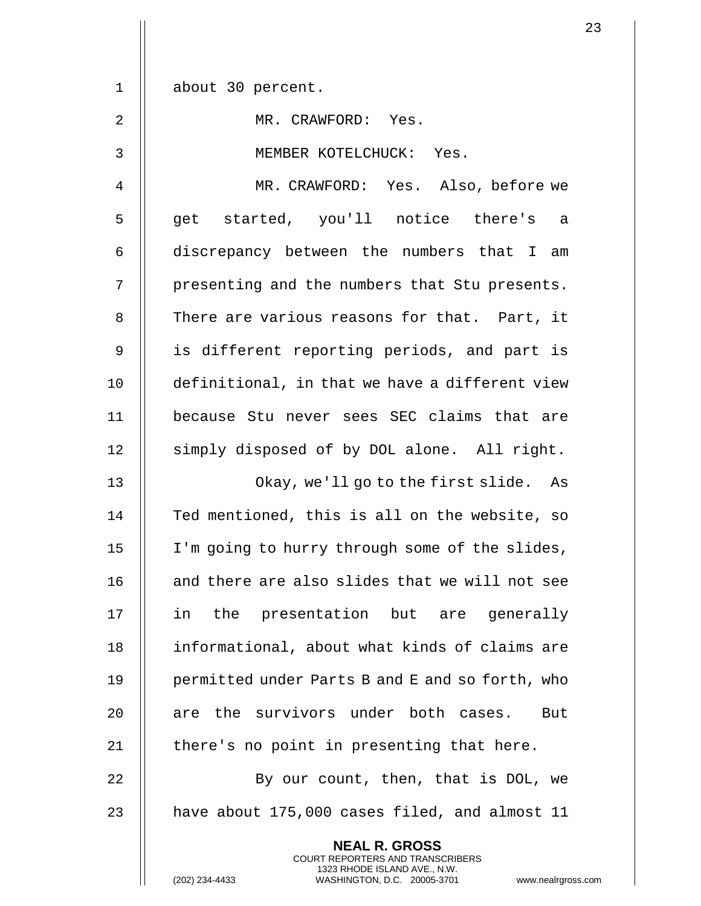about 30 percent.

MR. CRAWFORD: Yes.

MEMBER KOTELCHUCK: Yes.

MR. CRAWFORD: Yes. Also, before we get started, you'll notice there's a discrepancy between the numbers that I am presenting and the numbers that Stu presents. There are various reasons for that. Part, it is different reporting periods, and part is definitional, in that we have a different view because Stu never sees SEC claims that are simply disposed of by DOL alone. All right.

Okay, we'll go to the first slide. As Ted mentioned, this is all on the website, so I'm going to hurry through some of the slides, and there are also slides that we will not see in the presentation but are generally informational, about what kinds of claims are permitted under Parts B and E and so forth, who are the survivors under both cases. But there's no point in presenting that here.

By our count, then, that is DOL, we have about 175,000 cases filed, and almost 11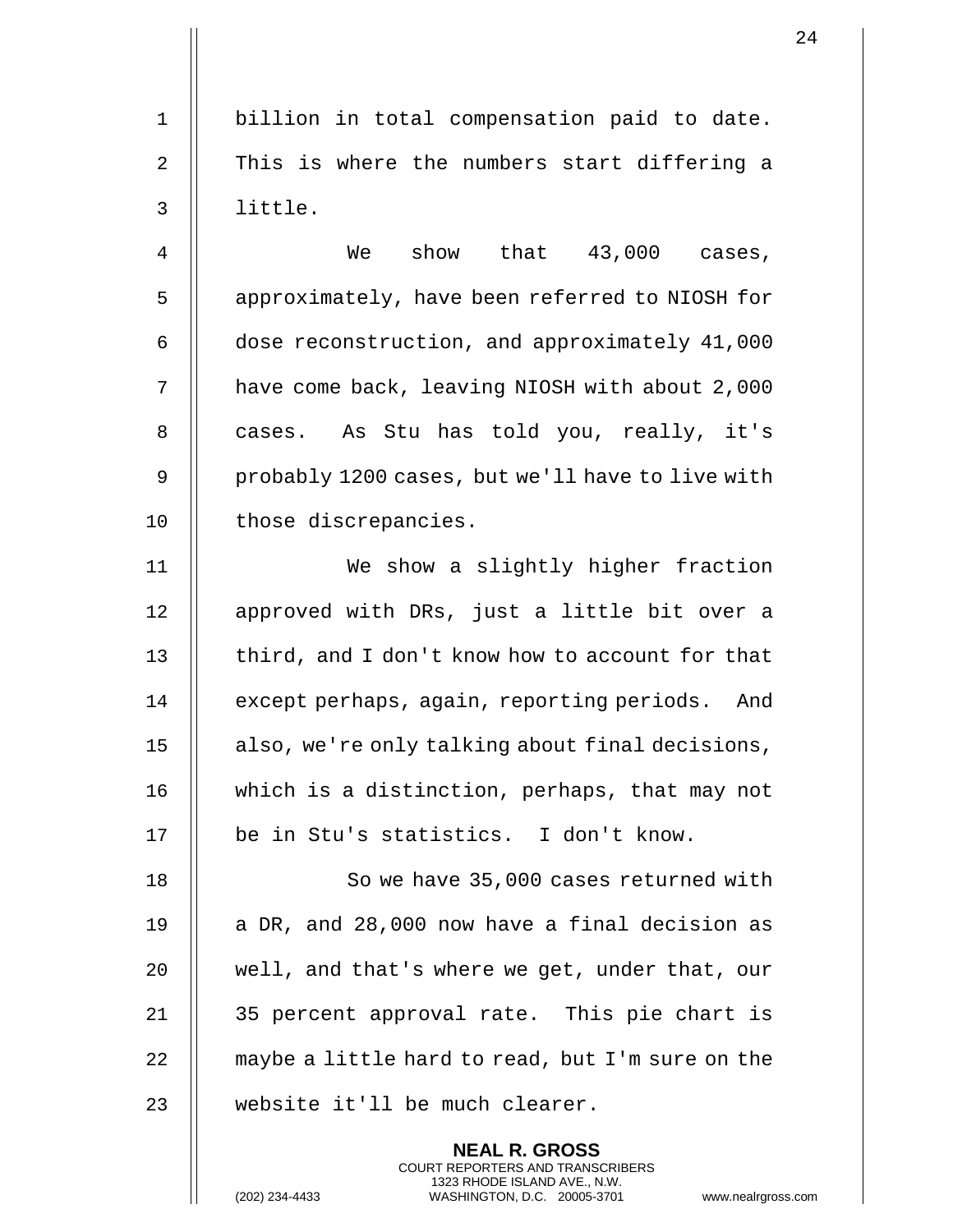billion in total compensation paid to date. This is where the numbers start differing a little.

We show that 43,000 cases, approximately, have been referred to NIOSH for dose reconstruction, and approximately 41,000 have come back, leaving NIOSH with about 2,000 cases. As Stu has told you, really, it's probably 1200 cases, but we'll have to live with those discrepancies.

We show a slightly higher fraction approved with DRs, just a little bit over a third, and I don't know how to account for that except perhaps, again, reporting periods. And also, we're only talking about final decisions, which is a distinction, perhaps, that may not be in Stu's statistics. I don't know.

So we have 35,000 cases returned with a DR, and 28,000 now have a final decision as well, and that's where we get, under that, our 35 percent approval rate. This pie chart is maybe a little hard to read, but I'm sure on the website it'll be much clearer.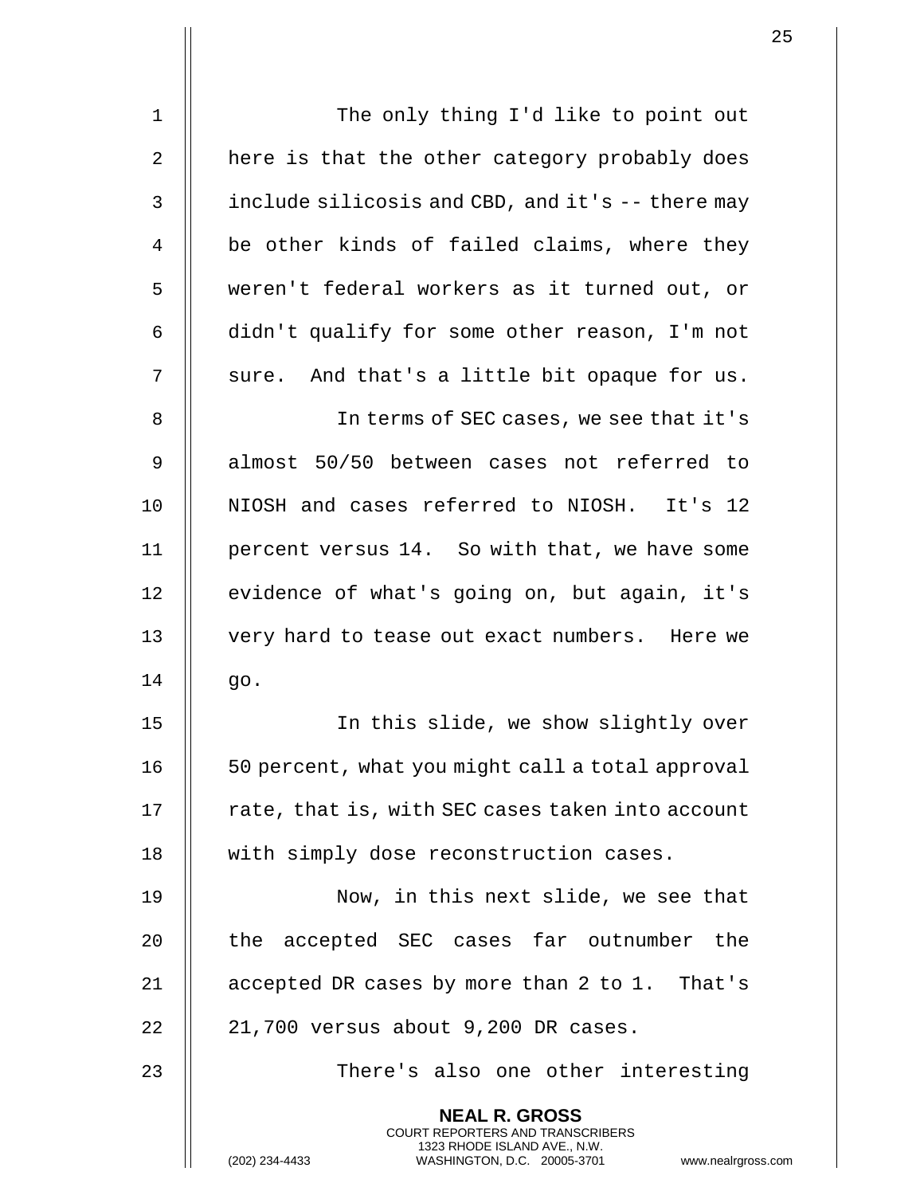The only thing I'd like to point out here is that the other category probably does include silicosis and CBD, and it's -- there may be other kinds of failed claims, where they weren't federal workers as it turned out, or didn't qualify for some other reason, I'm not sure. And that's a little bit opaque for us.

In terms of SEC cases, we see that it's almost 50/50 between cases not referred to NIOSH and cases referred to NIOSH. It's 12 percent versus 14. So with that, we have some evidence of what's going on, but again, it's very hard to tease out exact numbers. Here we go.

In this slide, we show slightly over 50 percent, what you might call a total approval rate, that is, with SEC cases taken into account with simply dose reconstruction cases.

Now, in this next slide, we see that the accepted SEC cases far outnumber the accepted DR cases by more than 2 to 1. That's 21,700 versus about 9,200 DR cases.

There's also one other interesting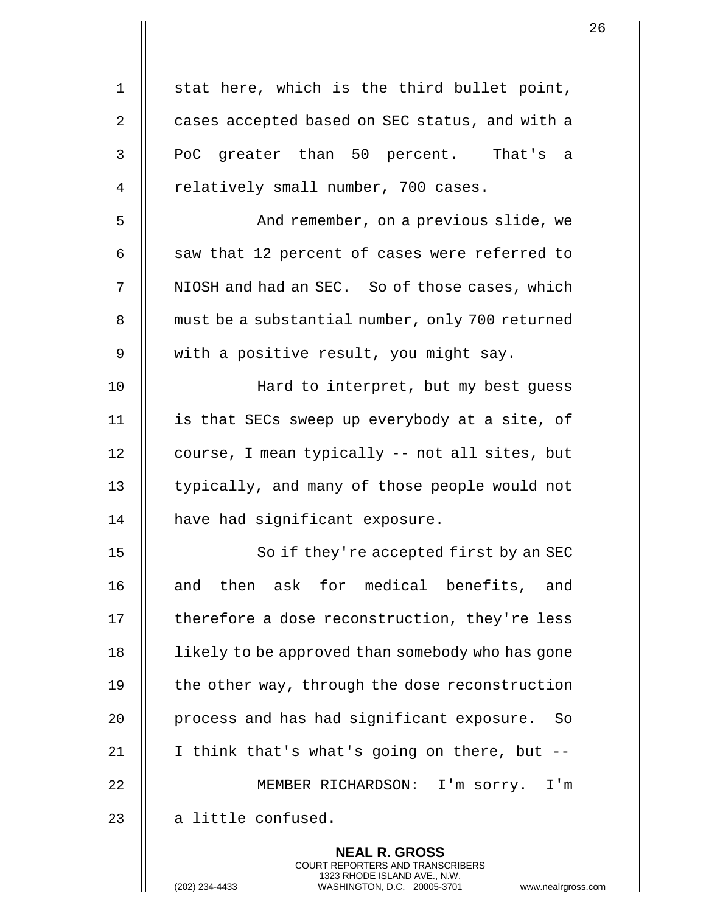stat here, which is the third bullet point, cases accepted based on SEC status, and with a PoC greater than 50 percent. That's a relatively small number, 700 cases.

And remember, on a previous slide, we saw that 12 percent of cases were referred to NIOSH and had an SEC. So of those cases, which must be a substantial number, only 700 returned with a positive result, you might say.

Hard to interpret, but my best guess is that SECs sweep up everybody at a site, of course, I mean typically -- not all sites, but typically, and many of those people would not have had significant exposure.

So if they're accepted first by an SEC and then ask for medical benefits, and therefore a dose reconstruction, they're less likely to be approved than somebody who has gone the other way, through the dose reconstruction process and has had significant exposure. So I think that's what's going on there, but --

MEMBER RICHARDSON: I'm sorry. I'm a little confused.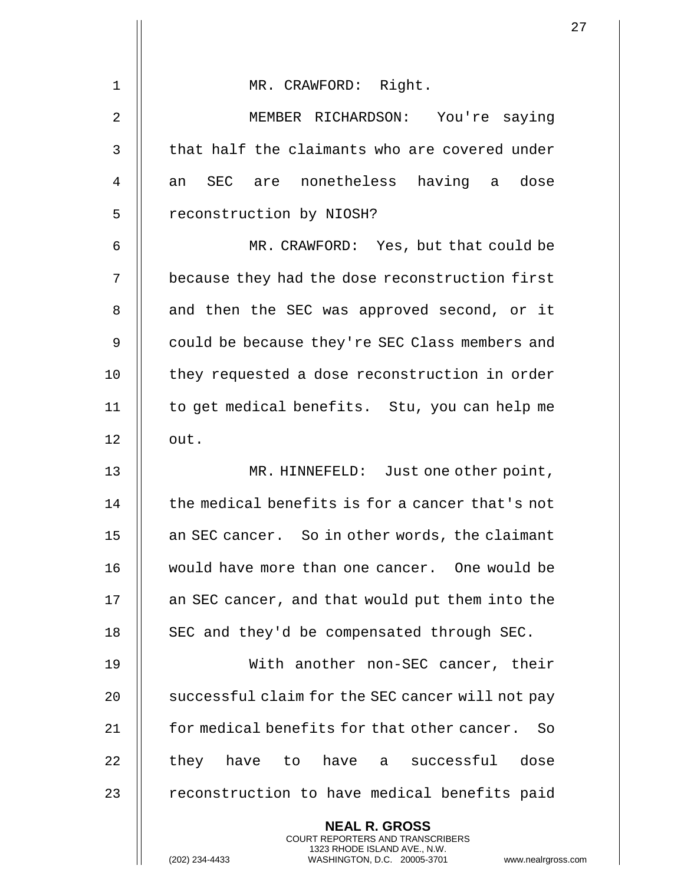MR. CRAWFORD: Right.

MEMBER RICHARDSON: You're saying that half the claimants who are covered under an SEC are nonetheless having a dose reconstruction by NIOSH?

MR. CRAWFORD: Yes, but that could be because they had the dose reconstruction first and then the SEC was approved second, or it could be because they're SEC Class members and they requested a dose reconstruction in order to get medical benefits. Stu, you can help me out.

MR. HINNEFELD: Just one other point, the medical benefits is for a cancer that's not an SEC cancer. So in other words, the claimant would have more than one cancer. One would be an SEC cancer, and that would put them into the SEC and they'd be compensated through SEC.

With another non-SEC cancer, their successful claim for the SEC cancer will not pay for medical benefits for that other cancer. So they have to have a successful dose reconstruction to have medical benefits paid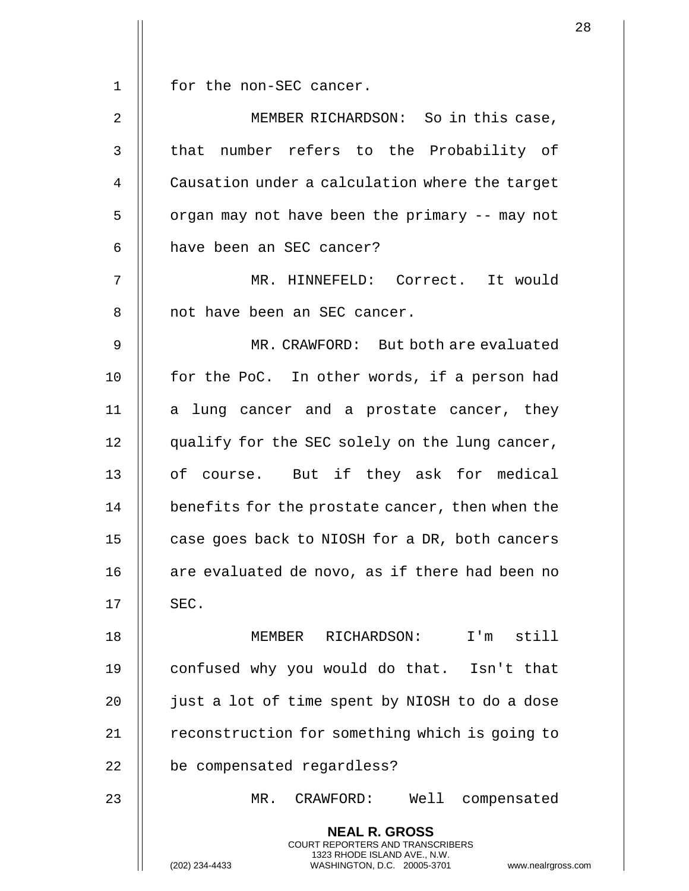for the non-SEC cancer.

MEMBER RICHARDSON: So in this case, that number refers to the Probability of Causation under a calculation where the target organ may not have been the primary -- may not have been an SEC cancer?

MR. HINNEFELD: Correct. It would not have been an SEC cancer.

MR. CRAWFORD: But both are evaluated for the PoC. In other words, if a person had a lung cancer and a prostate cancer, they qualify for the SEC solely on the lung cancer, of course. But if they ask for medical benefits for the prostate cancer, then when the case goes back to NIOSH for a DR, both cancers are evaluated de novo, as if there had been no SEC.

MEMBER RICHARDSON: I'm still confused why you would do that. Isn't that just a lot of time spent by NIOSH to do a dose reconstruction for something which is going to be compensated regardless?

MR. CRAWFORD: Well compensated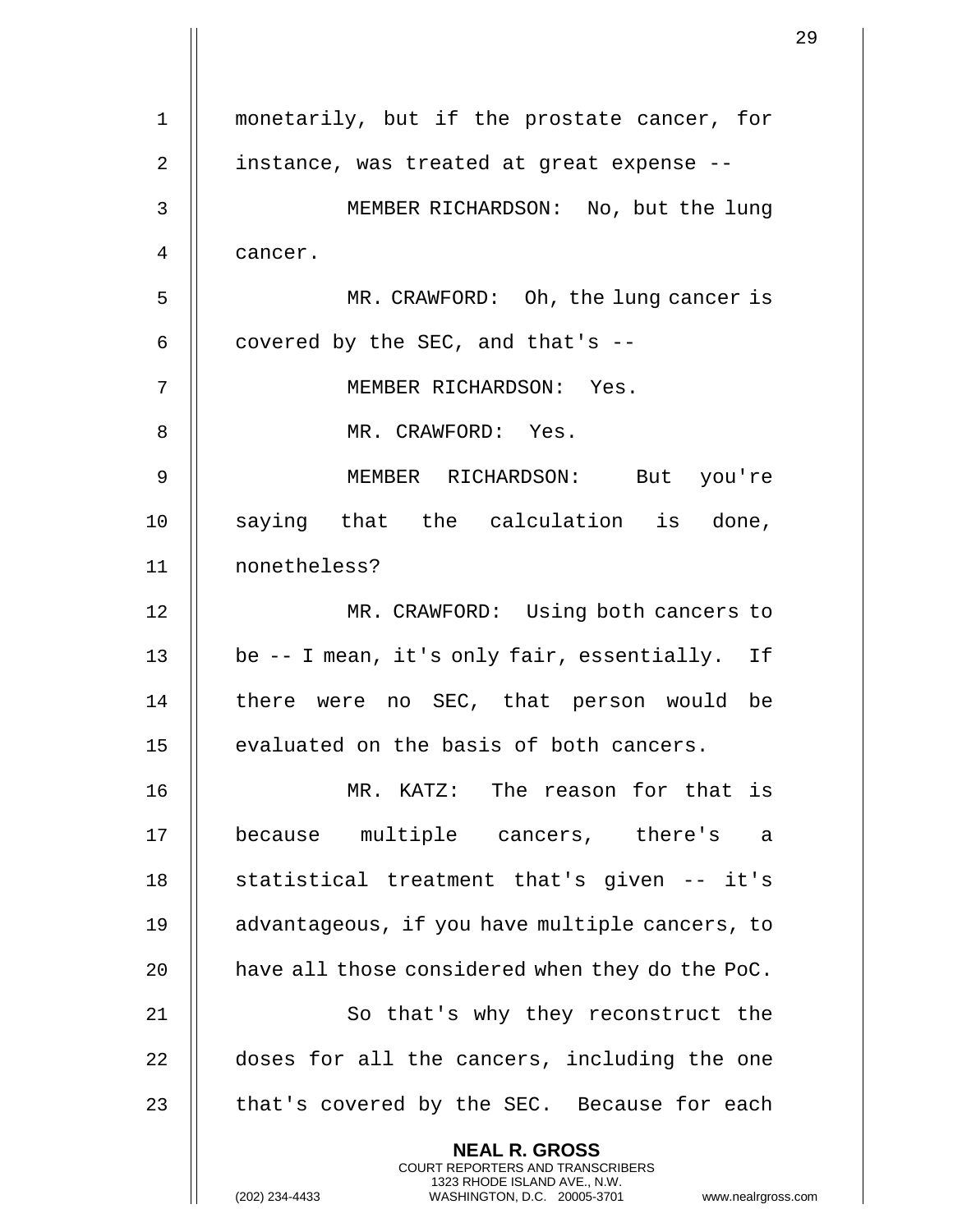monetarily, but if the prostate cancer, for instance, was treated at great expense --

MEMBER RICHARDSON: No, but the lung cancer.

MR. CRAWFORD: Oh, the lung cancer is covered by the SEC, and that's --

MEMBER RICHARDSON: Yes.

MR. CRAWFORD: Yes.

MEMBER RICHARDSON: But you're saying that the calculation is done, nonetheless?

MR. CRAWFORD: Using both cancers to be -- I mean, it's only fair, essentially. If there were no SEC, that person would be evaluated on the basis of both cancers.

MR. KATZ: The reason for that is because multiple cancers, there's a statistical treatment that's given -- it's advantageous, if you have multiple cancers, to have all those considered when they do the PoC.

So that's why they reconstruct the doses for all the cancers, including the one that's covered by the SEC. Because for each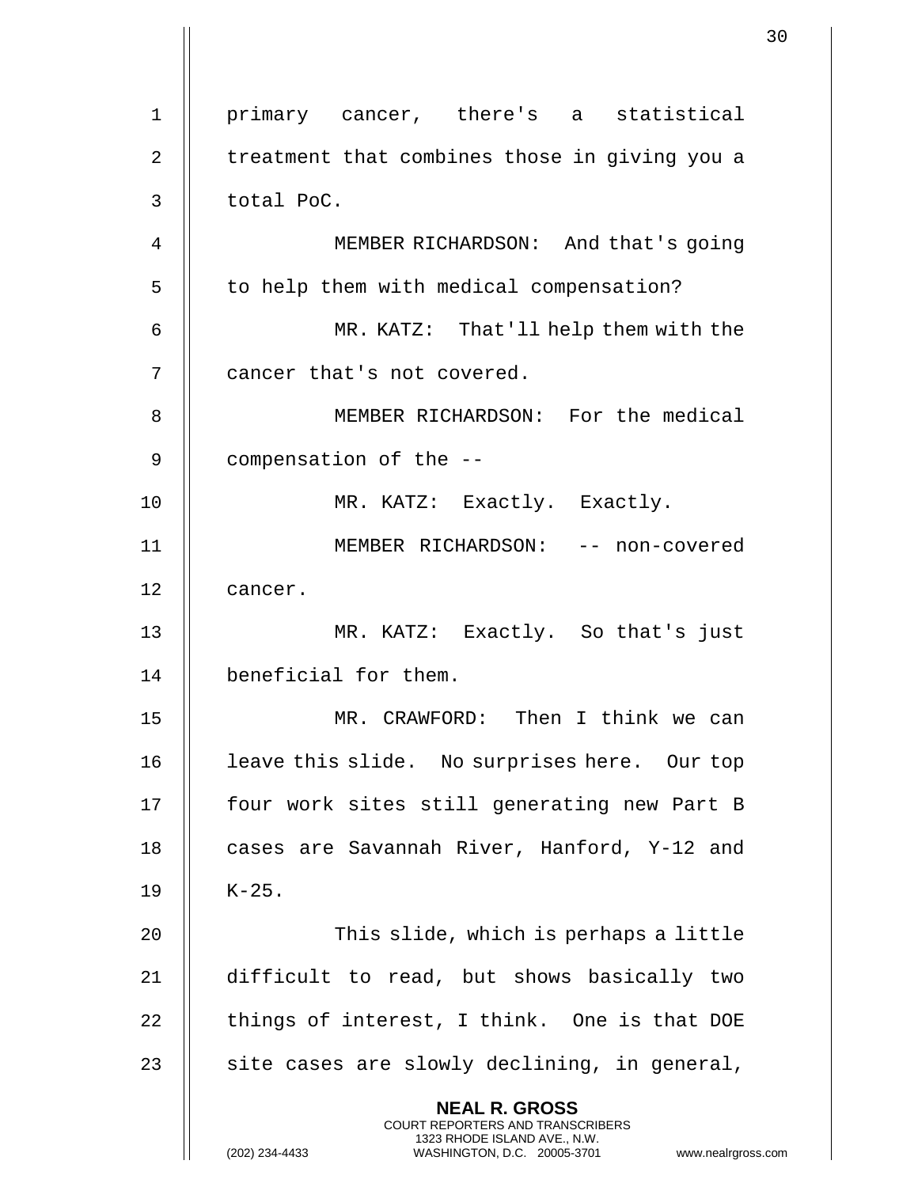primary cancer, there's a statistical treatment that combines those in giving you a total PoC.

MEMBER RICHARDSON: And that's going to help them with medical compensation?

MR. KATZ: That'll help them with the cancer that's not covered.

MEMBER RICHARDSON: For the medical compensation of the --

MR. KATZ: Exactly. Exactly.

MEMBER RICHARDSON: -- non-covered cancer.

MR. KATZ: Exactly. So that's just beneficial for them.

MR. CRAWFORD: Then I think we can leave this slide. No surprises here. Our top four work sites still generating new Part B cases are Savannah River, Hanford, Y-12 and K-25.

This slide, which is perhaps a little difficult to read, but shows basically two things of interest, I think. One is that DOE site cases are slowly declining, in general,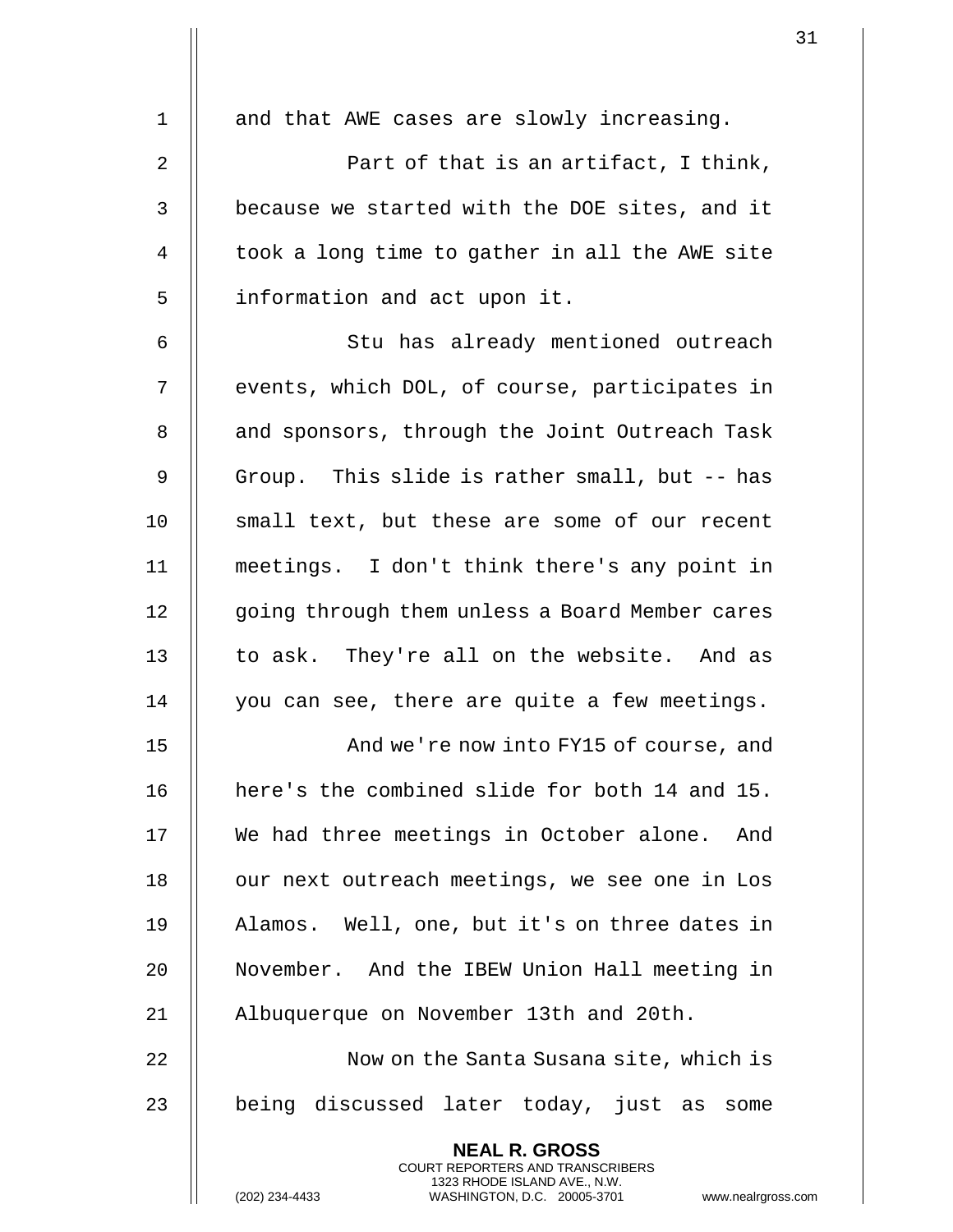and that AWE cases are slowly increasing.

Part of that is an artifact, I think, because we started with the DOE sites, and it took a long time to gather in all the AWE site information and act upon it.

Stu has already mentioned outreach events, which DOL, of course, participates in and sponsors, through the Joint Outreach Task Group. This slide is rather small, but -- has small text, but these are some of our recent meetings. I don't think there's any point in going through them unless a Board Member cares to ask. They're all on the website. And as you can see, there are quite a few meetings.

And we're now into FY15 of course, and here's the combined slide for both 14 and 15. We had three meetings in October alone. And our next outreach meetings, we see one in Los Alamos. Well, one, but it's on three dates in November. And the IBEW Union Hall meeting in Albuquerque on November 13th and 20th.

Now on the Santa Susana site, which is being discussed later today, just as some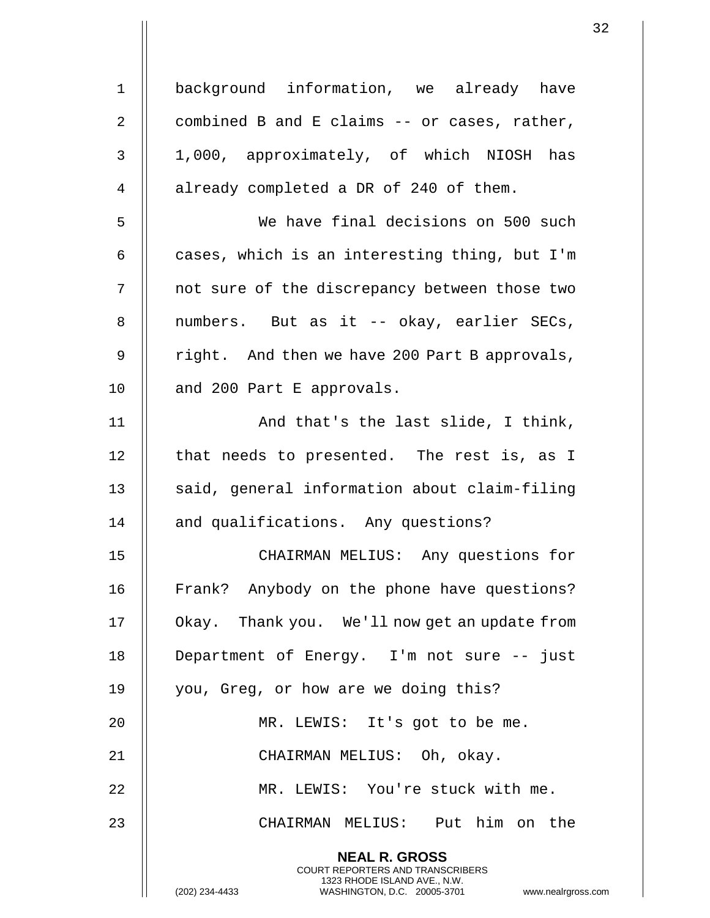background information, we already have combined B and E claims -- or cases, rather, 1,000, approximately, of which NIOSH has already completed a DR of 240 of them.

We have final decisions on 500 such cases, which is an interesting thing, but I'm not sure of the discrepancy between those two numbers. But as it -- okay, earlier SECs, right. And then we have 200 Part B approvals, and 200 Part E approvals.

And that's the last slide, I think, that needs to presented. The rest is, as I said, general information about claim-filing and qualifications. Any questions?

CHAIRMAN MELIUS: Any questions for Frank? Anybody on the phone have questions? Okay. Thank you. We'll now get an update from Department of Energy. I'm not sure -- just you, Greg, or how are we doing this?

MR. LEWIS: It's got to be me.

CHAIRMAN MELIUS: Oh, okay.

MR. LEWIS: You're stuck with me.

CHAIRMAN MELIUS: Put him on the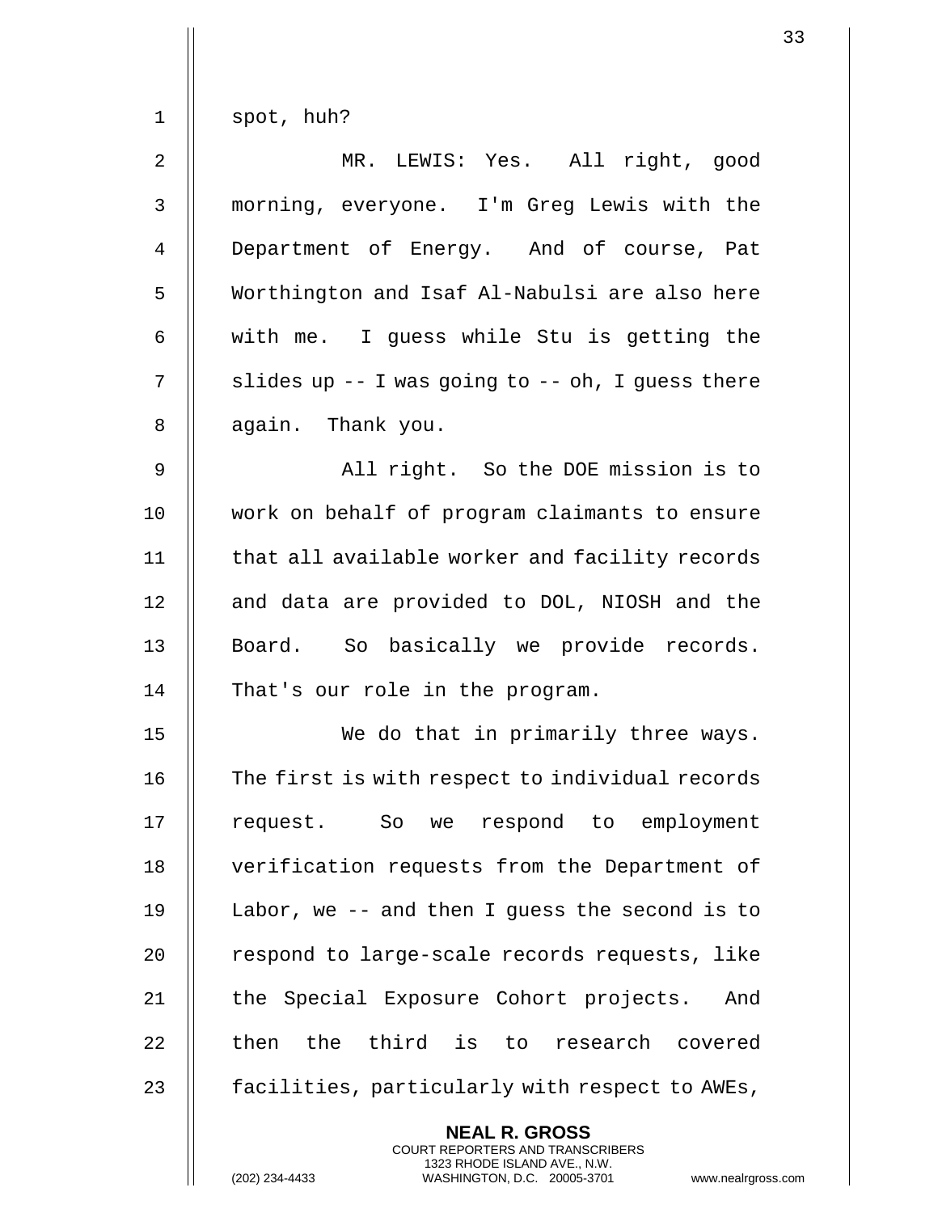spot, huh?

MR. LEWIS: Yes. All right, good morning, everyone. I'm Greg Lewis with the Department of Energy. And of course, Pat Worthington and Isaf Al-Nabulsi are also here with me. I guess while Stu is getting the slides up -- I was going to -- oh, I guess there again. Thank you.

All right. So the DOE mission is to work on behalf of program claimants to ensure that all available worker and facility records and data are provided to DOL, NIOSH and the Board. So basically we provide records. That's our role in the program.

We do that in primarily three ways. The first is with respect to individual records request. So we respond to employment verification requests from the Department of Labor, we -- and then I guess the second is to respond to large-scale records requests, like the Special Exposure Cohort projects. And then the third is to research covered facilities, particularly with respect to AWEs,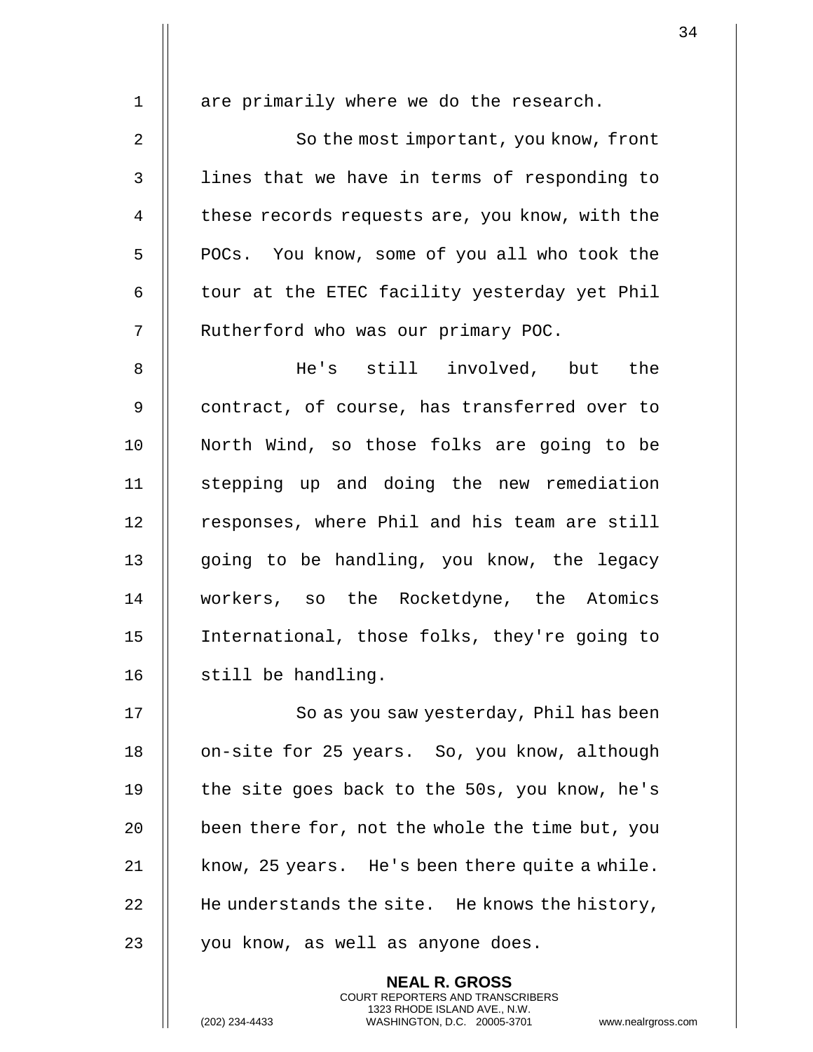are primarily where we do the research.

So the most important, you know, front lines that we have in terms of responding to these records requests are, you know, with the POCs. You know, some of you all who took the tour at the ETEC facility yesterday yet Phil Rutherford who was our primary POC.

He's still involved, but the contract, of course, has transferred over to North Wind, so those folks are going to be stepping up and doing the new remediation responses, where Phil and his team are still going to be handling, you know, the legacy workers, so the Rocketdyne, the Atomics International, those folks, they're going to still be handling.

So as you saw yesterday, Phil has been on-site for 25 years. So, you know, although the site goes back to the 50s, you know, he's been there for, not the whole the time but, you know, 25 years. He's been there quite a while. He understands the site. He knows the history, you know, as well as anyone does.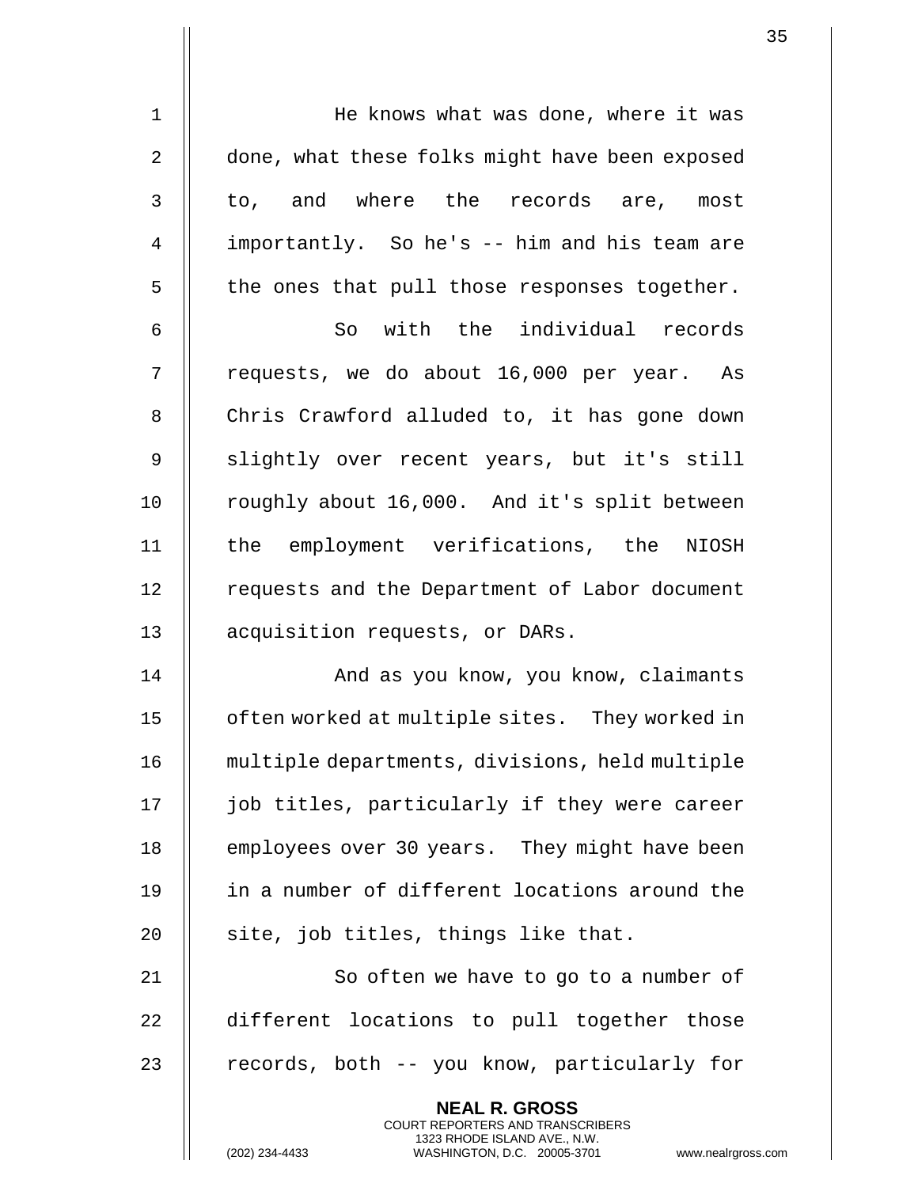He knows what was done, where it was done, what these folks might have been exposed to, and where the records are, most importantly. So he's -- him and his team are the ones that pull those responses together.

So with the individual records requests, we do about 16,000 per year. As Chris Crawford alluded to, it has gone down slightly over recent years, but it's still roughly about 16,000. And it's split between the employment verifications, the NIOSH requests and the Department of Labor document acquisition requests, or DARs.

And as you know, you know, claimants often worked at multiple sites. They worked in multiple departments, divisions, held multiple job titles, particularly if they were career employees over 30 years. They might have been in a number of different locations around the site, job titles, things like that.

So often we have to go to a number of different locations to pull together those records, both -- you know, particularly for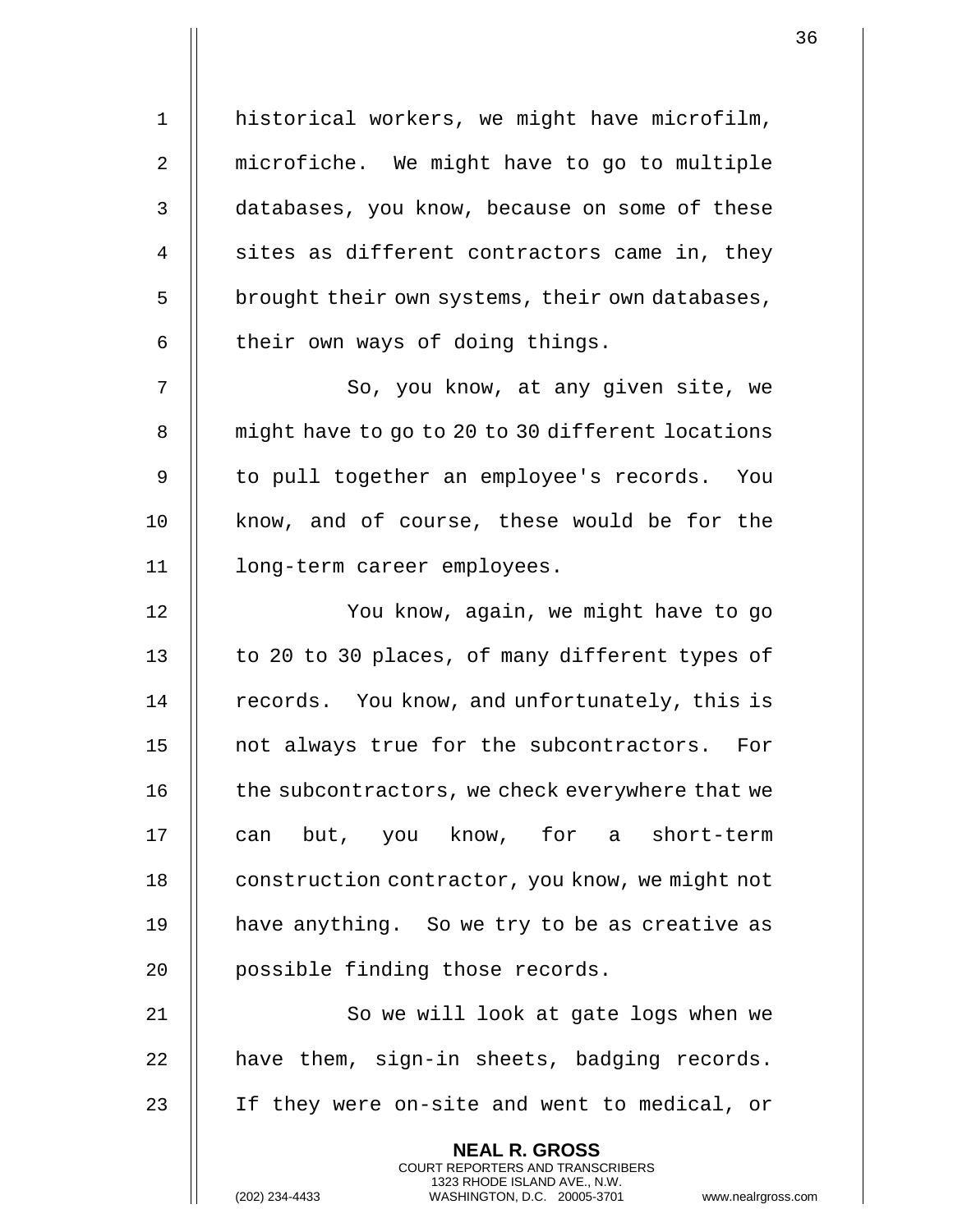historical workers, we might have microfilm, microfiche. We might have to go to multiple databases, you know, because on some of these sites as different contractors came in, they brought their own systems, their own databases, their own ways of doing things.

So, you know, at any given site, we might have to go to 20 to 30 different locations to pull together an employee's records. You know, and of course, these would be for the long-term career employees.

You know, again, we might have to go to 20 to 30 places, of many different types of records. You know, and unfortunately, this is not always true for the subcontractors. For the subcontractors, we check everywhere that we can but, you know, for a short-term construction contractor, you know, we might not have anything. So we try to be as creative as possible finding those records.

So we will look at gate logs when we have them, sign-in sheets, badging records. If they were on-site and went to medical, or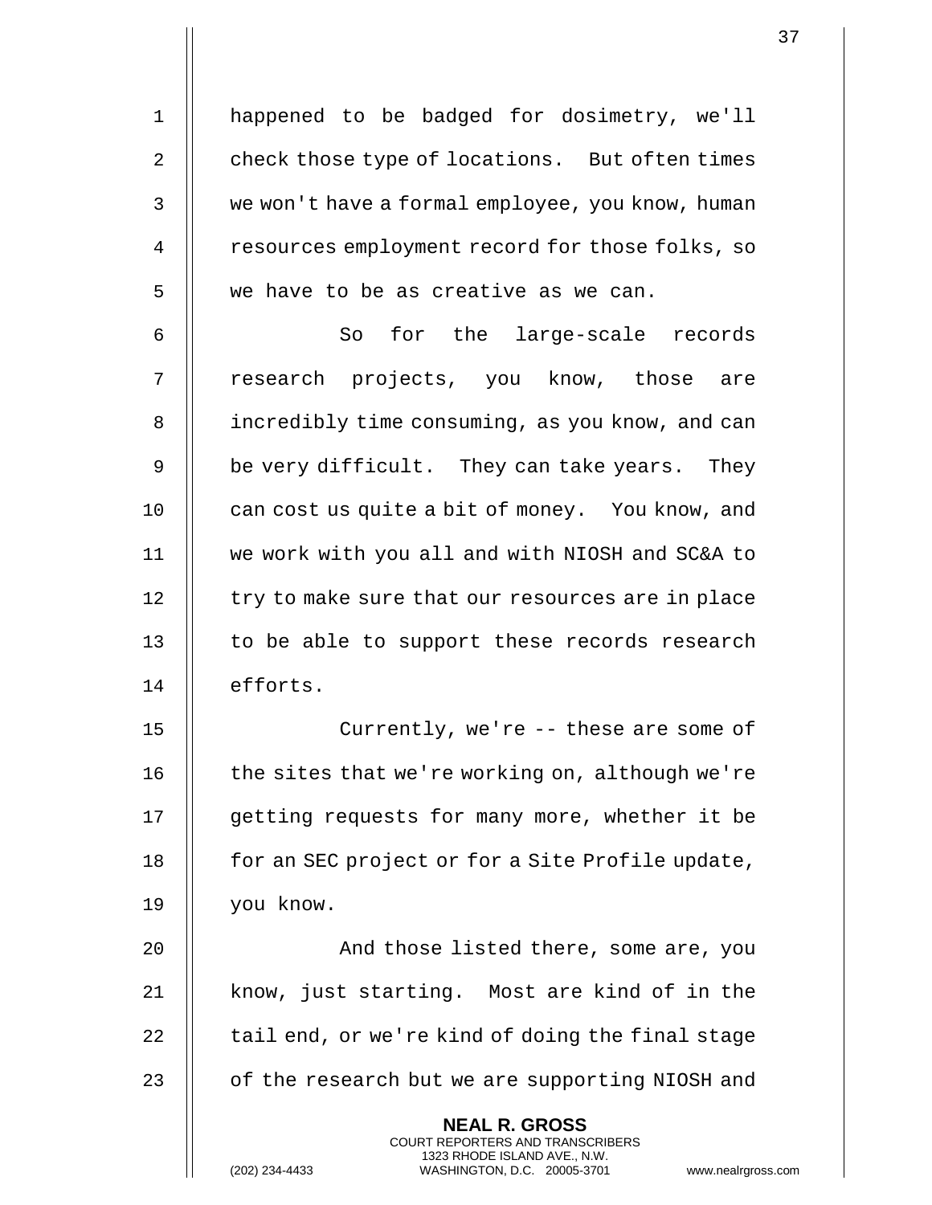happened to be badged for dosimetry, we'll check those type of locations. But often times we won't have a formal employee, you know, human resources employment record for those folks, so we have to be as creative as we can.

So for the large-scale records research projects, you know, those are incredibly time consuming, as you know, and can be very difficult. They can take years. They can cost us quite a bit of money. You know, and we work with you all and with NIOSH and SC&A to try to make sure that our resources are in place to be able to support these records research efforts.

Currently, we're -- these are some of the sites that we're working on, although we're getting requests for many more, whether it be for an SEC project or for a Site Profile update, you know.

And those listed there, some are, you know, just starting. Most are kind of in the tail end, or we're kind of doing the final stage of the research but we are supporting NIOSH and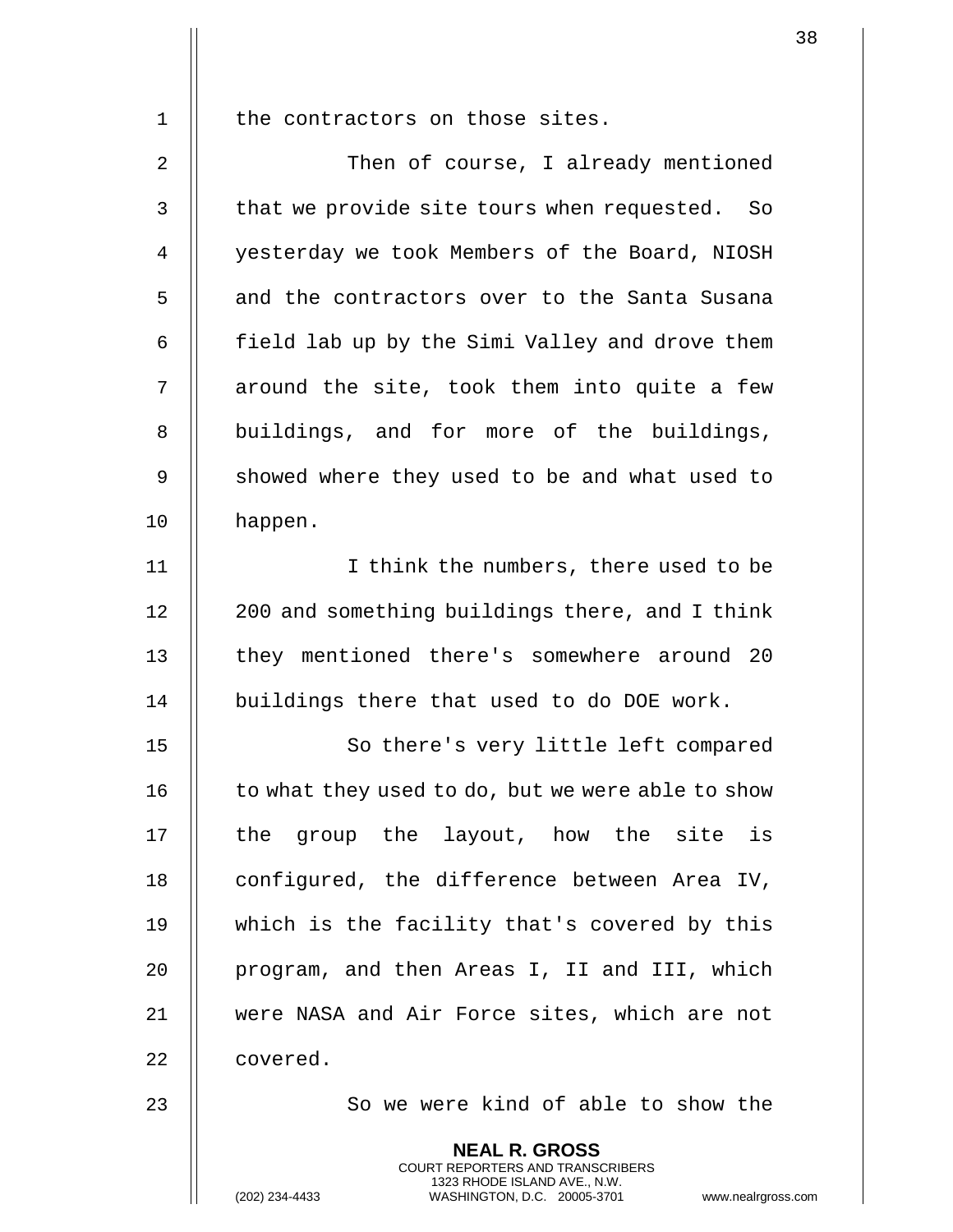the contractors on those sites.

Then of course, I already mentioned that we provide site tours when requested. So yesterday we took Members of the Board, NIOSH and the contractors over to the Santa Susana field lab up by the Simi Valley and drove them around the site, took them into quite a few buildings, and for more of the buildings, showed where they used to be and what used to happen.

I think the numbers, there used to be 200 and something buildings there, and I think they mentioned there's somewhere around 20 buildings there that used to do DOE work.

So there's very little left compared to what they used to do, but we were able to show the group the layout, how the site is configured, the difference between Area IV, which is the facility that's covered by this program, and then Areas I, II and III, which were NASA and Air Force sites, which are not covered.

So we were kind of able to show the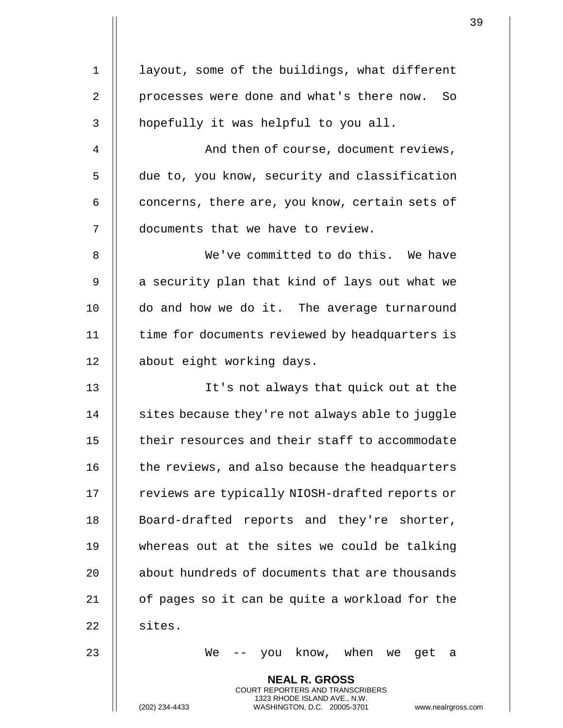layout, some of the buildings, what different processes were done and what's there now. So hopefully it was helpful to you all.

And then of course, document reviews, due to, you know, security and classification concerns, there are, you know, certain sets of documents that we have to review.

We've committed to do this. We have a security plan that kind of lays out what we do and how we do it. The average turnaround time for documents reviewed by headquarters is about eight working days.

It's not always that quick out at the sites because they're not always able to juggle their resources and their staff to accommodate the reviews, and also because the headquarters reviews are typically NIOSH-drafted reports or Board-drafted reports and they're shorter, whereas out at the sites we could be talking about hundreds of documents that are thousands of pages so it can be quite a workload for the sites.

We -- you know, when we get a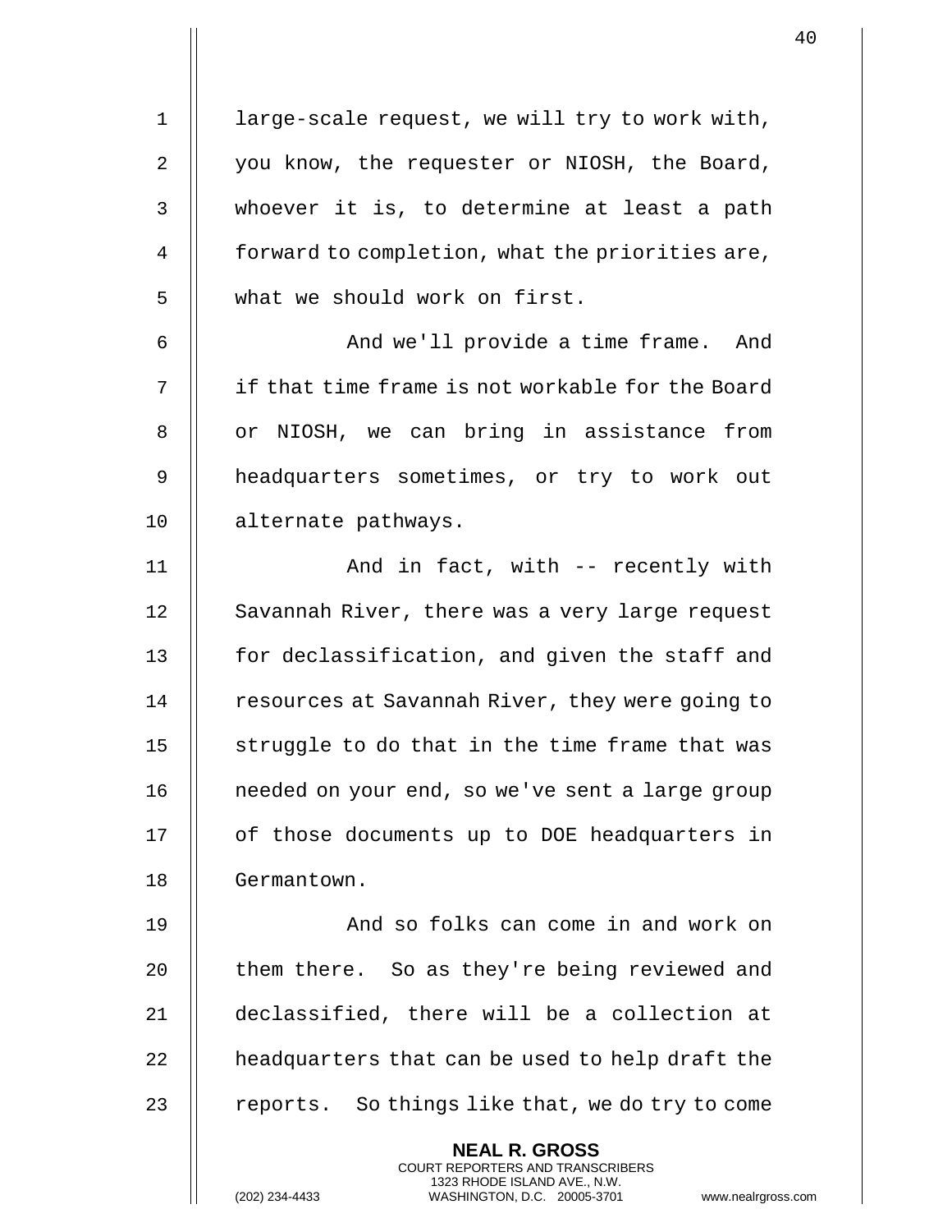large-scale request, we will try to work with, you know, the requester or NIOSH, the Board, whoever it is, to determine at least a path forward to completion, what the priorities are, what we should work on first.

And we'll provide a time frame. And if that time frame is not workable for the Board or NIOSH, we can bring in assistance from headquarters sometimes, or try to work out alternate pathways.

And in fact, with -- recently with Savannah River, there was a very large request for declassification, and given the staff and resources at Savannah River, they were going to struggle to do that in the time frame that was needed on your end, so we've sent a large group of those documents up to DOE headquarters in Germantown.

And so folks can come in and work on them there. So as they're being reviewed and declassified, there will be a collection at headquarters that can be used to help draft the reports. So things like that, we do try to come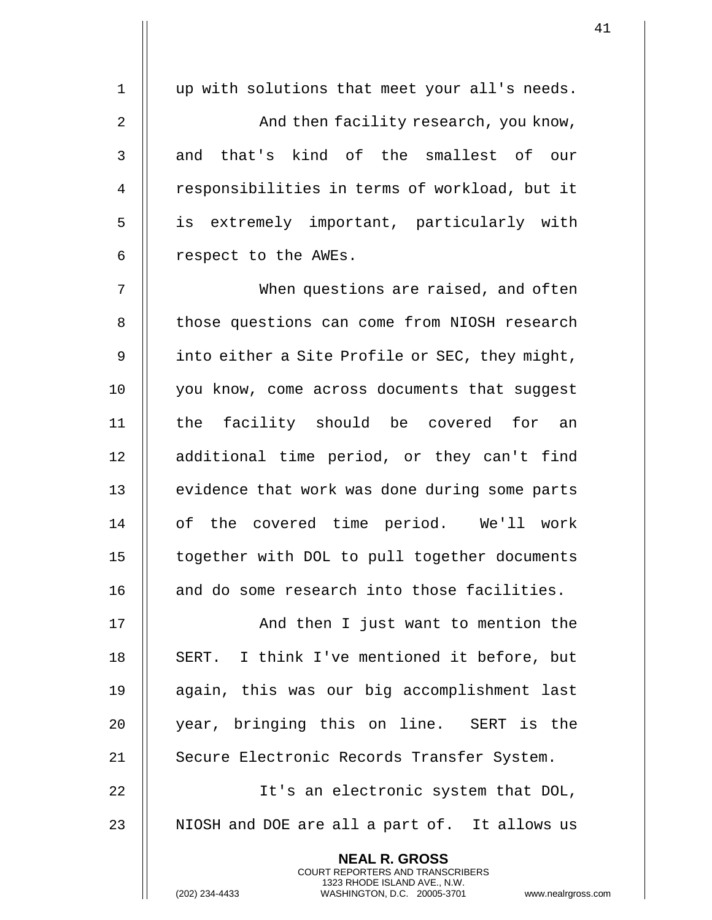up with solutions that meet your all's needs.

And then facility research, you know, and that's kind of the smallest of our responsibilities in terms of workload, but it is extremely important, particularly with respect to the AWEs.

When questions are raised, and often those questions can come from NIOSH research into either a Site Profile or SEC, they might, you know, come across documents that suggest the facility should be covered for an additional time period, or they can't find evidence that work was done during some parts of the covered time period. We'll work together with DOL to pull together documents and do some research into those facilities.

And then I just want to mention the SERT. I think I've mentioned it before, but again, this was our big accomplishment last year, bringing this on line. SERT is the Secure Electronic Records Transfer System.

It's an electronic system that DOL, NIOSH and DOE are all a part of. It allows us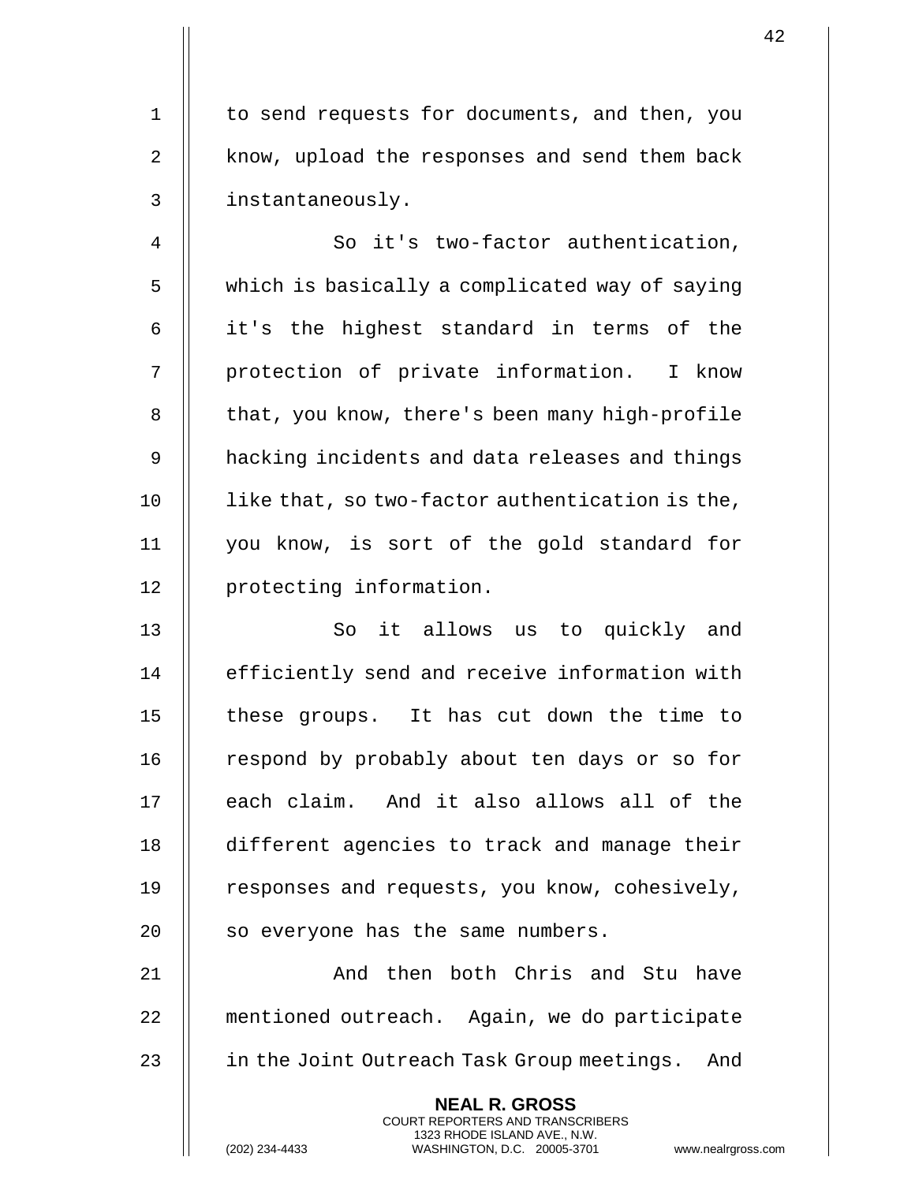to send requests for documents, and then, you know, upload the responses and send them back instantaneously.

So it's two-factor authentication, which is basically a complicated way of saying it's the highest standard in terms of the protection of private information. I know that, you know, there's been many high-profile hacking incidents and data releases and things like that, so two-factor authentication is the, you know, is sort of the gold standard for protecting information.

So it allows us to quickly and efficiently send and receive information with these groups. It has cut down the time to respond by probably about ten days or so for each claim. And it also allows all of the different agencies to track and manage their responses and requests, you know, cohesively, so everyone has the same numbers.

And then both Chris and Stu have mentioned outreach. Again, we do participate in the Joint Outreach Task Group meetings. And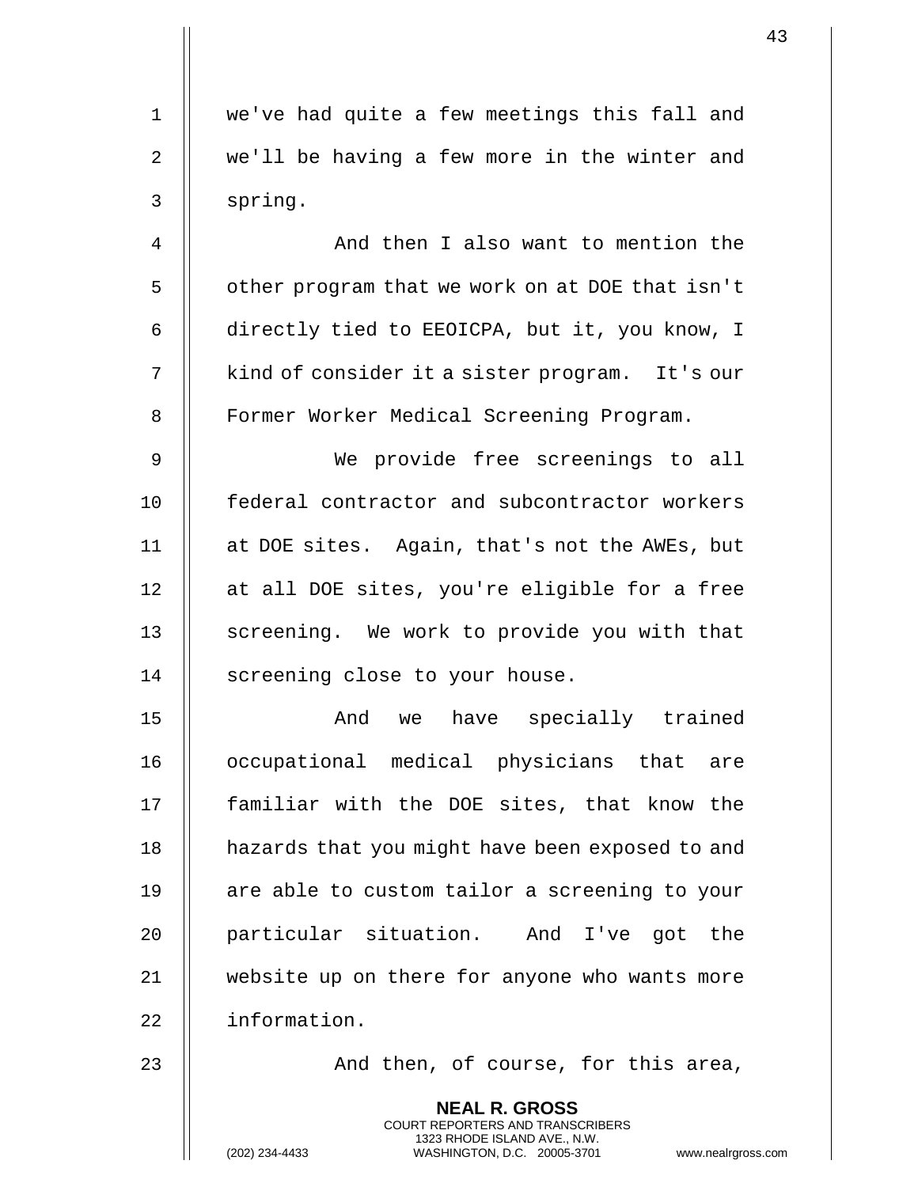we've had quite a few meetings this fall and we'll be having a few more in the winter and spring.

And then I also want to mention the other program that we work on at DOE that isn't directly tied to EEOICPA, but it, you know, I kind of consider it a sister program. It's our Former Worker Medical Screening Program.

We provide free screenings to all federal contractor and subcontractor workers at DOE sites. Again, that's not the AWEs, but at all DOE sites, you're eligible for a free screening. We work to provide you with that screening close to your house.

And we have specially trained occupational medical physicians that are familiar with the DOE sites, that know the hazards that you might have been exposed to and are able to custom tailor a screening to your particular situation. And I've got the website up on there for anyone who wants more information.

And then, of course, for this area,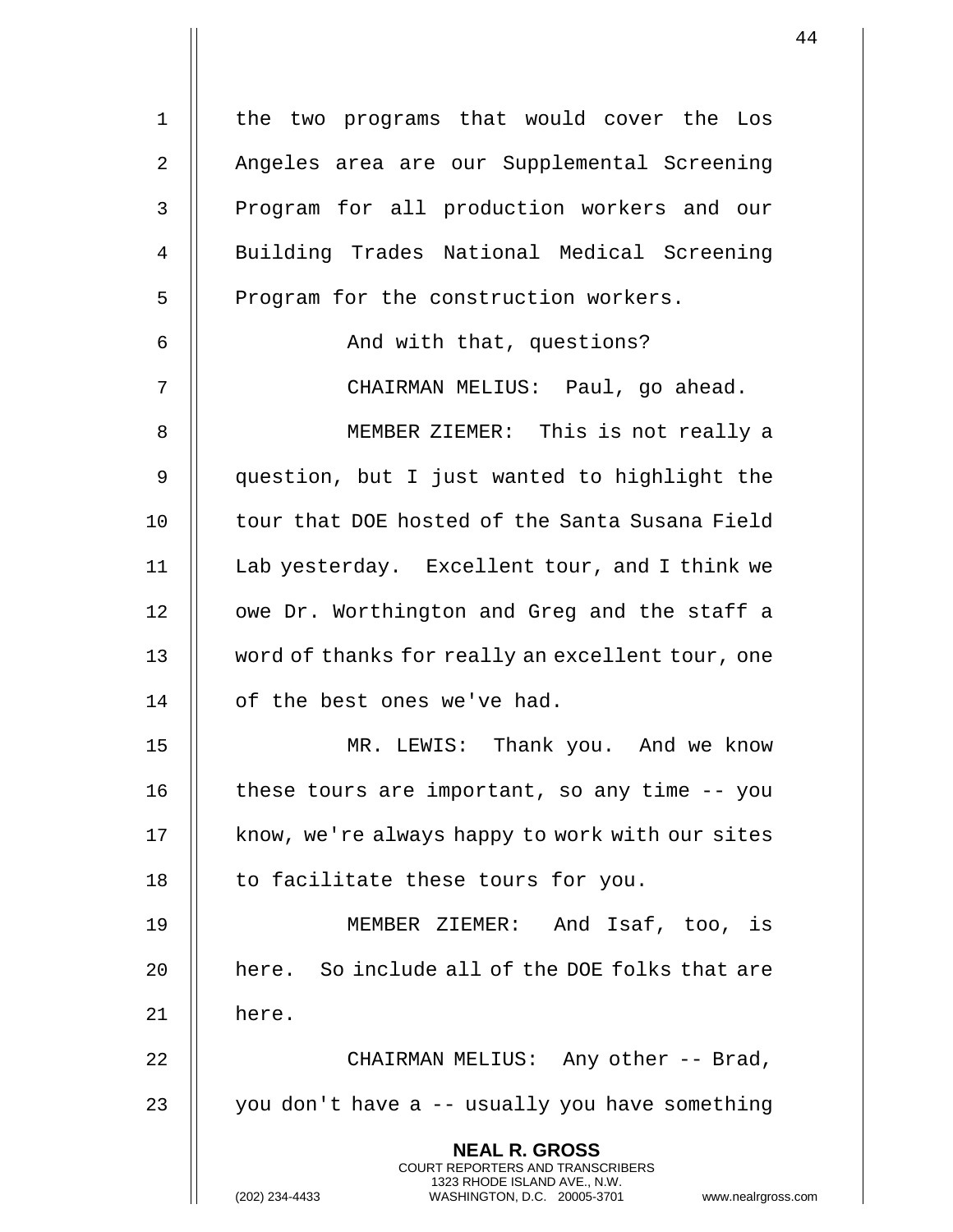the two programs that would cover the Los Angeles area are our Supplemental Screening Program for all production workers and our Building Trades National Medical Screening Program for the construction workers.

And with that, questions?

CHAIRMAN MELIUS: Paul, go ahead.

MEMBER ZIEMER: This is not really a question, but I just wanted to highlight the tour that DOE hosted of the Santa Susana Field Lab yesterday. Excellent tour, and I think we owe Dr. Worthington and Greg and the staff a word of thanks for really an excellent tour, one of the best ones we've had.

MR. LEWIS: Thank you. And we know these tours are important, so any time -- you know, we're always happy to work with our sites to facilitate these tours for you.

MEMBER ZIEMER: And Isaf, too, is here. So include all of the DOE folks that are here.

CHAIRMAN MELIUS: Any other -- Brad, you don't have a -- usually you have something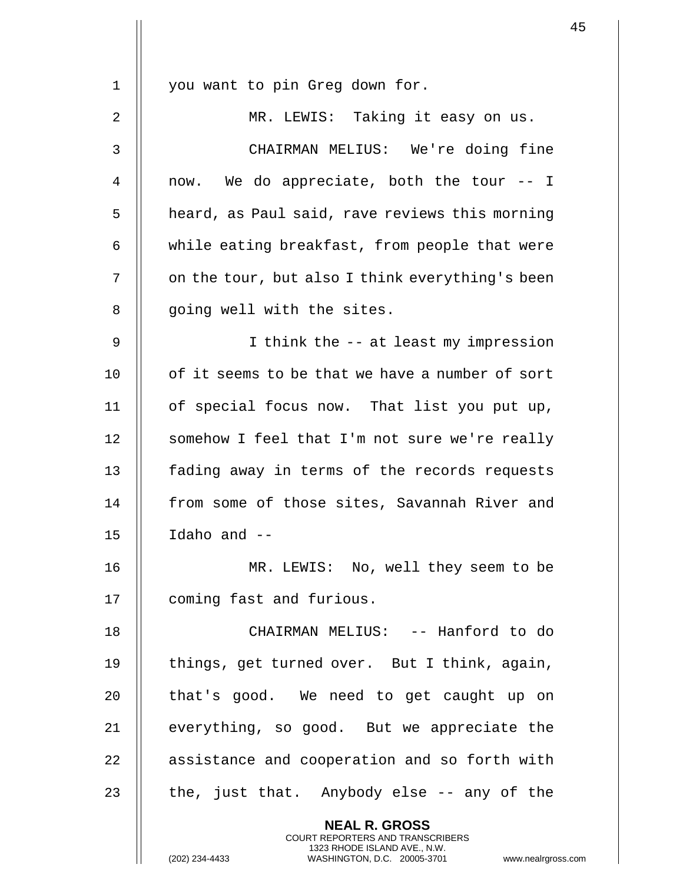you want to pin Greg down for.

MR. LEWIS: Taking it easy on us.

CHAIRMAN MELIUS: We're doing fine now. We do appreciate, both the tour -- I heard, as Paul said, rave reviews this morning while eating breakfast, from people that were on the tour, but also I think everything's been going well with the sites.

I think the -- at least my impression of it seems to be that we have a number of sort of special focus now. That list you put up, somehow I feel that I'm not sure we're really fading away in terms of the records requests from some of those sites, Savannah River and Idaho and --

MR. LEWIS: No, well they seem to be coming fast and furious.

CHAIRMAN MELIUS: -- Hanford to do things, get turned over. But I think, again, that's good. We need to get caught up on everything, so good. But we appreciate the assistance and cooperation and so forth with the, just that. Anybody else -- any of the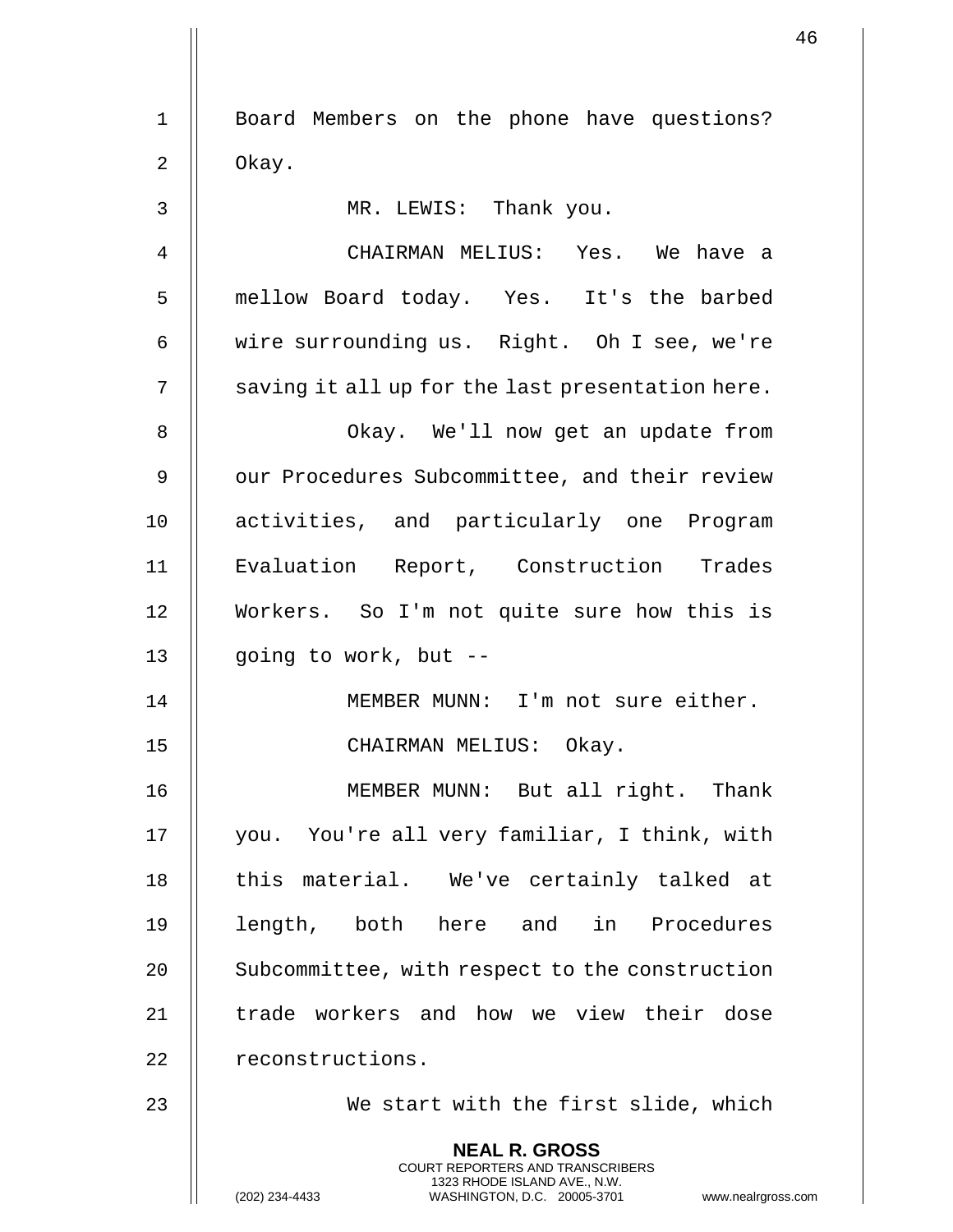Board Members on the phone have questions? Okay.

MR. LEWIS: Thank you.

CHAIRMAN MELIUS: Yes. We have a mellow Board today. Yes. It's the barbed wire surrounding us. Right. Oh I see, we're saving it all up for the last presentation here.

Okay. We'll now get an update from our Procedures Subcommittee, and their review activities, and particularly one Program Evaluation Report, Construction Trades Workers. So I'm not quite sure how this is going to work, but --

MEMBER MUNN: I'm not sure either.

CHAIRMAN MELIUS: Okay.

MEMBER MUNN: But all right. Thank you. You're all very familiar, I think, with this material. We've certainly talked at length, both here and in Procedures Subcommittee, with respect to the construction trade workers and how we view their dose reconstructions.

We start with the first slide, which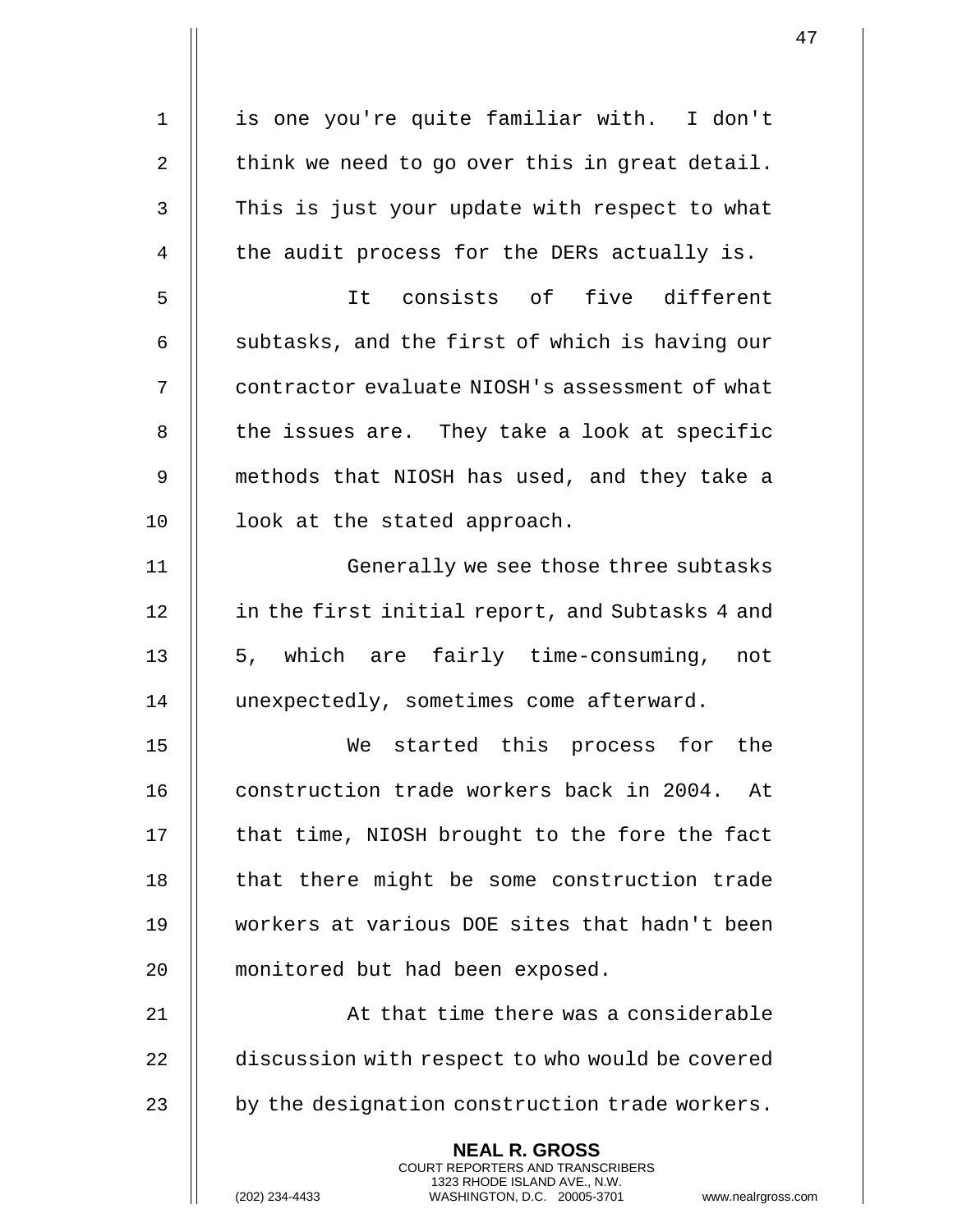is one you're quite familiar with. I don't think we need to go over this in great detail. This is just your update with respect to what the audit process for the DERs actually is.

It consists of five different subtasks, and the first of which is having our contractor evaluate NIOSH's assessment of what the issues are. They take a look at specific methods that NIOSH has used, and they take a look at the stated approach.

Generally we see those three subtasks in the first initial report, and Subtasks 4 and 5, which are fairly time-consuming, not unexpectedly, sometimes come afterward.

We started this process for the construction trade workers back in 2004. At that time, NIOSH brought to the fore the fact that there might be some construction trade workers at various DOE sites that hadn't been monitored but had been exposed.

At that time there was a considerable discussion with respect to who would be covered by the designation construction trade workers.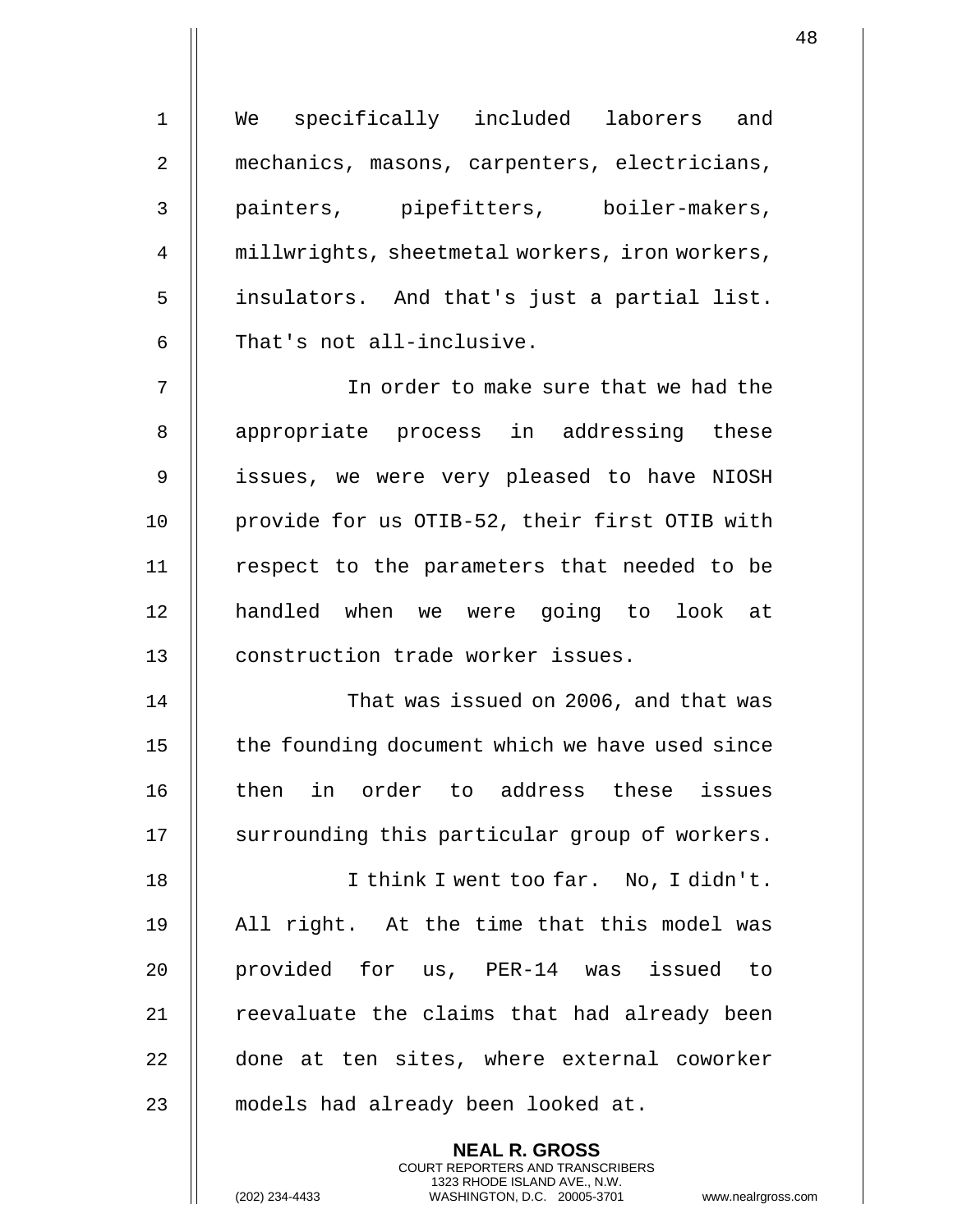We specifically included laborers and mechanics, masons, carpenters, electricians, painters, pipefitters, boiler-makers, millwrights, sheetmetal workers, iron workers, insulators. And that's just a partial list. That's not all-inclusive.

In order to make sure that we had the appropriate process in addressing these issues, we were very pleased to have NIOSH provide for us OTIB-52, their first OTIB with respect to the parameters that needed to be handled when we were going to look at construction trade worker issues.

That was issued on 2006, and that was the founding document which we have used since then in order to address these issues surrounding this particular group of workers.

I think I went too far. No, I didn't. All right. At the time that this model was provided for us, PER-14 was issued to reevaluate the claims that had already been done at ten sites, where external coworker models had already been looked at.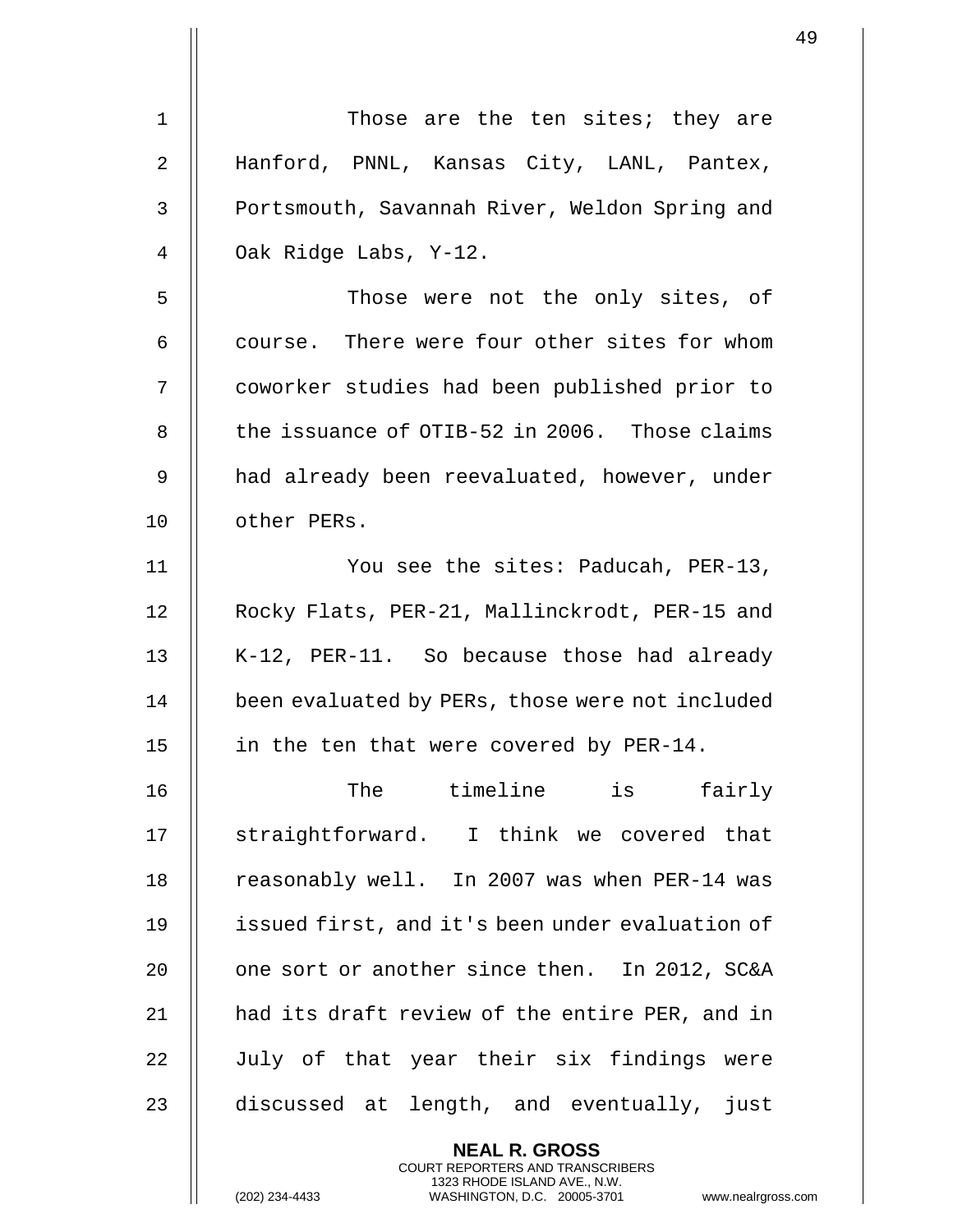Those are the ten sites; they are Hanford, PNNL, Kansas City, LANL, Pantex, Portsmouth, Savannah River, Weldon Spring and Oak Ridge Labs, Y-12.

Those were not the only sites, of course. There were four other sites for whom coworker studies had been published prior to the issuance of OTIB-52 in 2006. Those claims had already been reevaluated, however, under other PERs.

You see the sites: Paducah, PER-13, Rocky Flats, PER-21, Mallinckrodt, PER-15 and K-12, PER-11. So because those had already been evaluated by PERs, those were not included in the ten that were covered by PER-14.

The timeline is fairly straightforward. I think we covered that reasonably well. In 2007 was when PER-14 was issued first, and it's been under evaluation of one sort or another since then. In 2012, SC&A had its draft review of the entire PER, and in July of that year their six findings were discussed at length, and eventually, just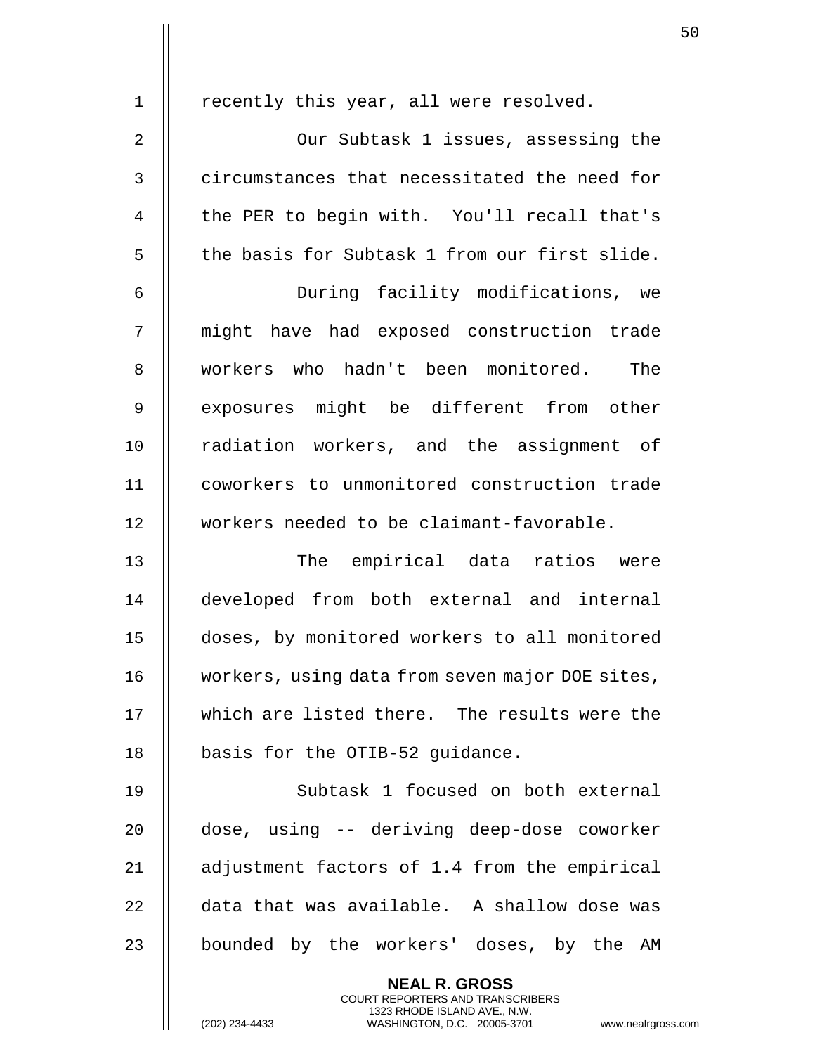recently this year, all were resolved.

Our Subtask 1 issues, assessing the circumstances that necessitated the need for the PER to begin with. You'll recall that's the basis for Subtask 1 from our first slide.

During facility modifications, we might have had exposed construction trade workers who hadn't been monitored. The exposures might be different from other radiation workers, and the assignment of coworkers to unmonitored construction trade workers needed to be claimant-favorable.

The empirical data ratios were developed from both external and internal doses, by monitored workers to all monitored workers, using data from seven major DOE sites, which are listed there. The results were the basis for the OTIB-52 guidance.

Subtask 1 focused on both external dose, using -- deriving deep-dose coworker adjustment factors of 1.4 from the empirical data that was available. A shallow dose was bounded by the workers' doses, by the AM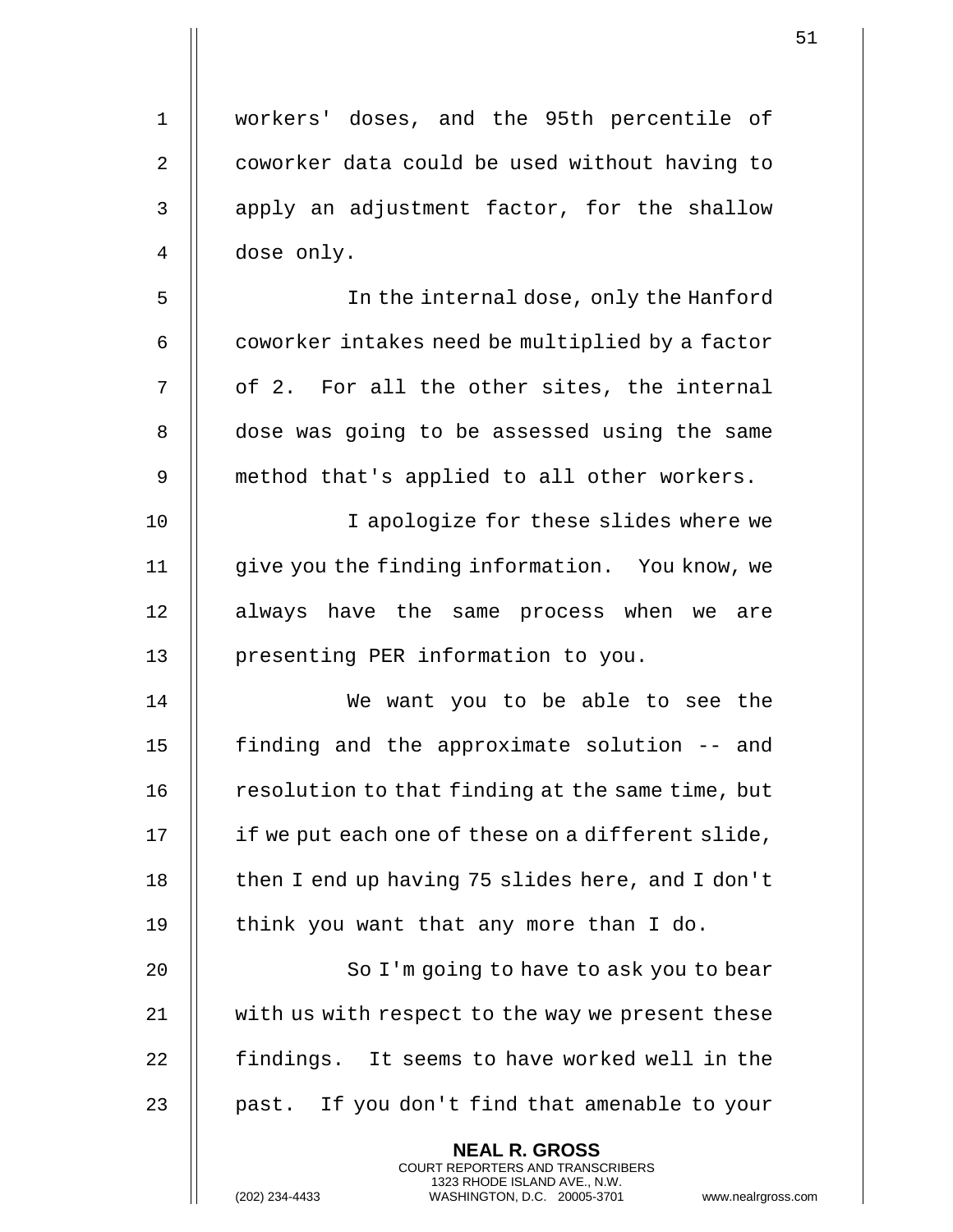workers' doses, and the 95th percentile of coworker data could be used without having to apply an adjustment factor, for the shallow dose only.

In the internal dose, only the Hanford coworker intakes need be multiplied by a factor of 2. For all the other sites, the internal dose was going to be assessed using the same method that's applied to all other workers.

I apologize for these slides where we give you the finding information. You know, we always have the same process when we are presenting PER information to you.

We want you to be able to see the finding and the approximate solution -- and resolution to that finding at the same time, but if we put each one of these on a different slide, then I end up having 75 slides here, and I don't think you want that any more than I do.

So I'm going to have to ask you to bear with us with respect to the way we present these findings. It seems to have worked well in the past. If you don't find that amenable to your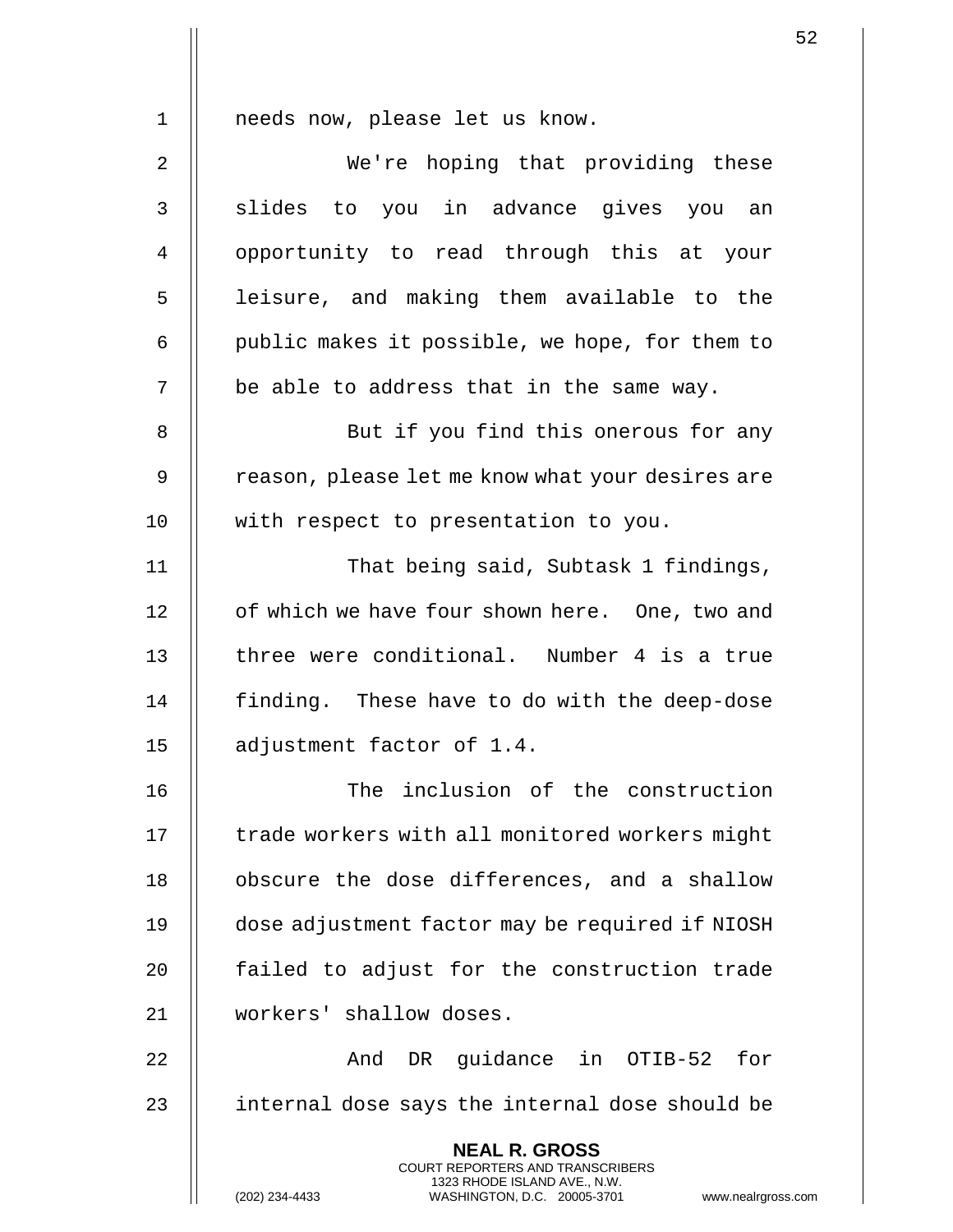needs now, please let us know.

We're hoping that providing these slides to you in advance gives you an opportunity to read through this at your leisure, and making them available to the public makes it possible, we hope, for them to be able to address that in the same way.

But if you find this onerous for any reason, please let me know what your desires are with respect to presentation to you.

That being said, Subtask 1 findings, of which we have four shown here. One, two and three were conditional. Number 4 is a true finding. These have to do with the deep-dose adjustment factor of 1.4.

The inclusion of the construction trade workers with all monitored workers might obscure the dose differences, and a shallow dose adjustment factor may be required if NIOSH failed to adjust for the construction trade workers' shallow doses.

And DR guidance in OTIB-52 for internal dose says the internal dose should be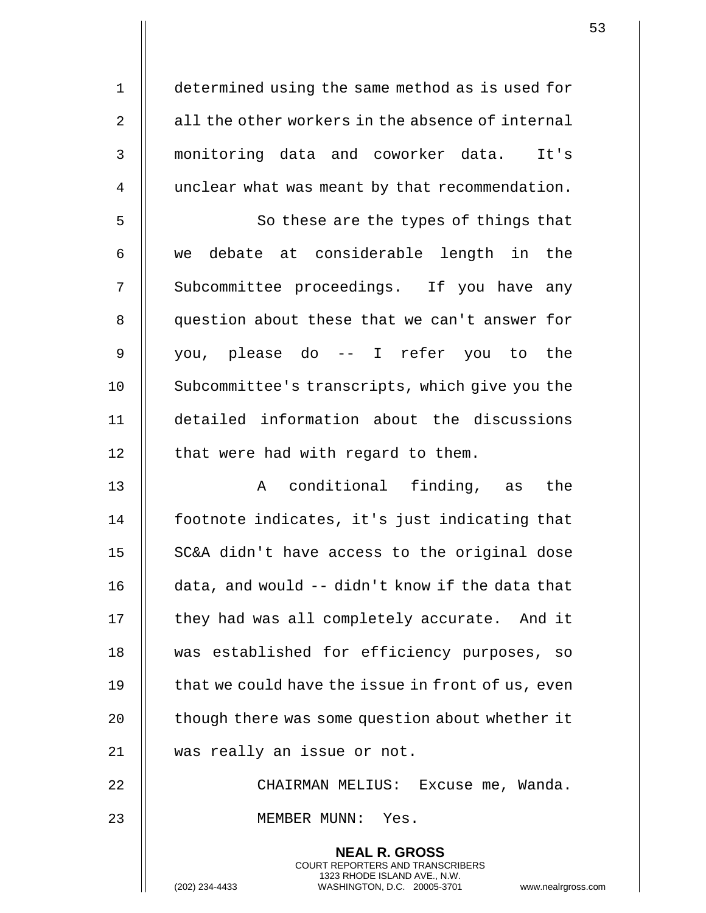determined using the same method as is used for all the other workers in the absence of internal monitoring data and coworker data. It's unclear what was meant by that recommendation.

So these are the types of things that we debate at considerable length in the Subcommittee proceedings. If you have any question about these that we can't answer for you, please do -- I refer you to the Subcommittee's transcripts, which give you the detailed information about the discussions that were had with regard to them.

A conditional finding, as the footnote indicates, it's just indicating that SC&A didn't have access to the original dose data, and would -- didn't know if the data that they had was all completely accurate. And it was established for efficiency purposes, so that we could have the issue in front of us, even though there was some question about whether it was really an issue or not.

CHAIRMAN MELIUS: Excuse me, Wanda.

MEMBER MUNN: Yes.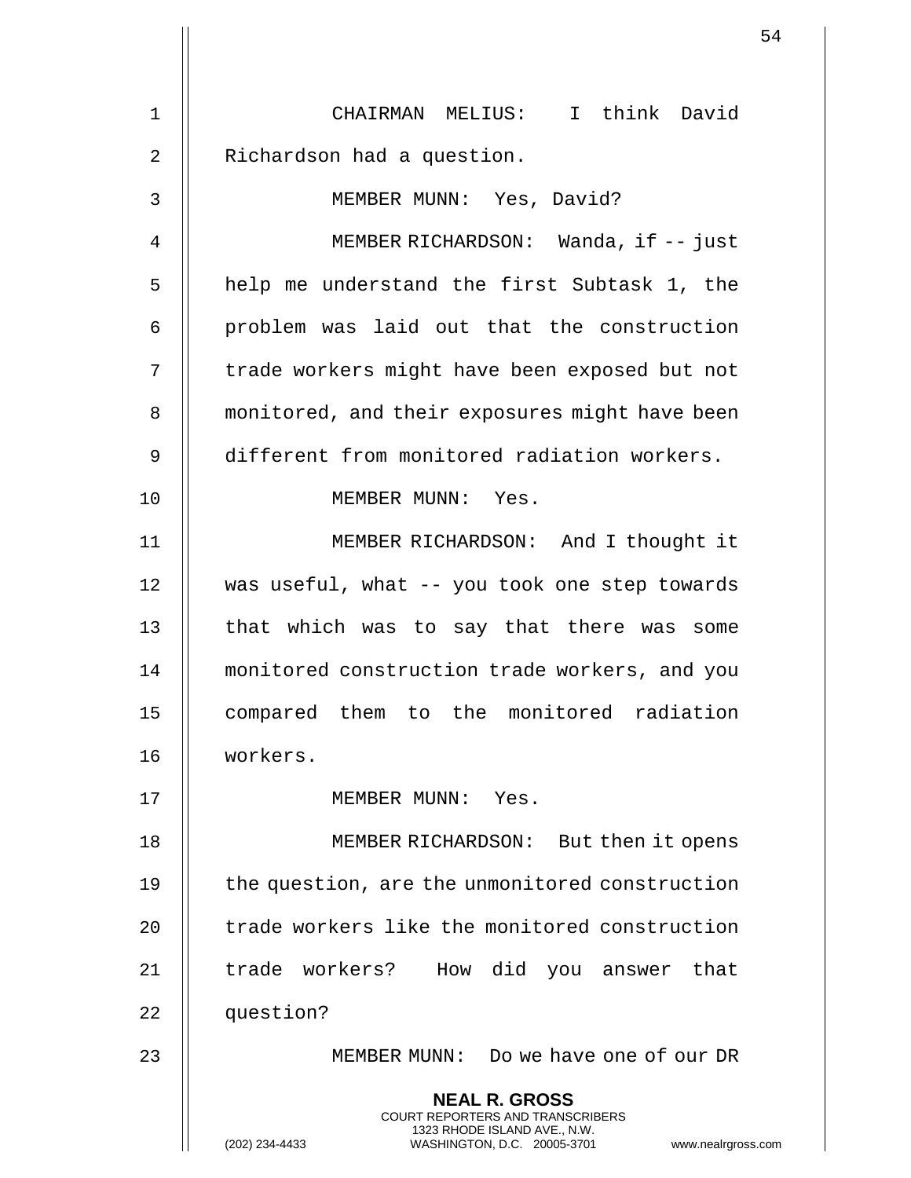CHAIRMAN MELIUS: I think David Richardson had a question.

MEMBER MUNN: Yes, David?

MEMBER RICHARDSON: Wanda, if -- just help me understand the first Subtask 1, the problem was laid out that the construction trade workers might have been exposed but not monitored, and their exposures might have been different from monitored radiation workers.

MEMBER MUNN: Yes.

MEMBER RICHARDSON: And I thought it was useful, what -- you took one step towards that which was to say that there was some monitored construction trade workers, and you compared them to the monitored radiation workers.

MEMBER MUNN: Yes.

MEMBER RICHARDSON: But then it opens the question, are the unmonitored construction trade workers like the monitored construction trade workers? How did you answer that question?

MEMBER MUNN: Do we have one of our DR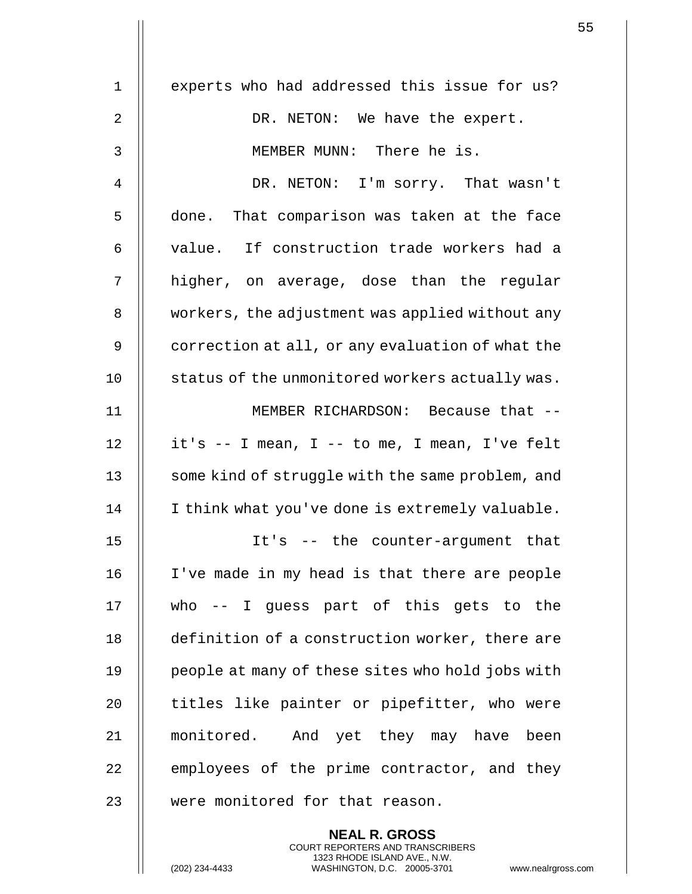experts who had addressed this issue for us?

DR. NETON: We have the expert.

MEMBER MUNN: There he is.

DR. NETON: I'm sorry. That wasn't done. That comparison was taken at the face value. If construction trade workers had a higher, on average, dose than the regular workers, the adjustment was applied without any correction at all, or any evaluation of what the status of the unmonitored workers actually was.

MEMBER RICHARDSON: Because that -- it's -- I mean, I -- to me, I mean, I've felt some kind of struggle with the same problem, and I think what you've done is extremely valuable.

It's -- the counter-argument that I've made in my head is that there are people who -- I guess part of this gets to the definition of a construction worker, there are people at many of these sites who hold jobs with titles like painter or pipefitter, who were monitored. And yet they may have been employees of the prime contractor, and they were monitored for that reason.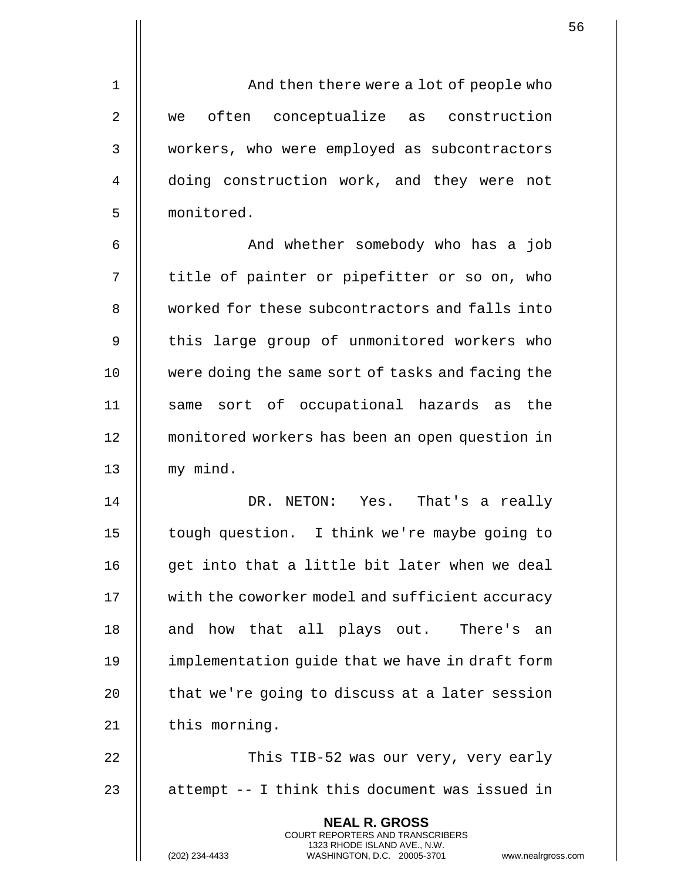And then there were a lot of people who we often conceptualize as construction workers, who were employed as subcontractors doing construction work, and they were not monitored.

And whether somebody who has a job title of painter or pipefitter or so on, who worked for these subcontractors and falls into this large group of unmonitored workers who were doing the same sort of tasks and facing the same sort of occupational hazards as the monitored workers has been an open question in my mind.

DR. NETON: Yes. That's a really tough question. I think we're maybe going to get into that a little bit later when we deal with the coworker model and sufficient accuracy and how that all plays out. There's an implementation guide that we have in draft form that we're going to discuss at a later session this morning.

This TIB-52 was our very, very early attempt -- I think this document was issued in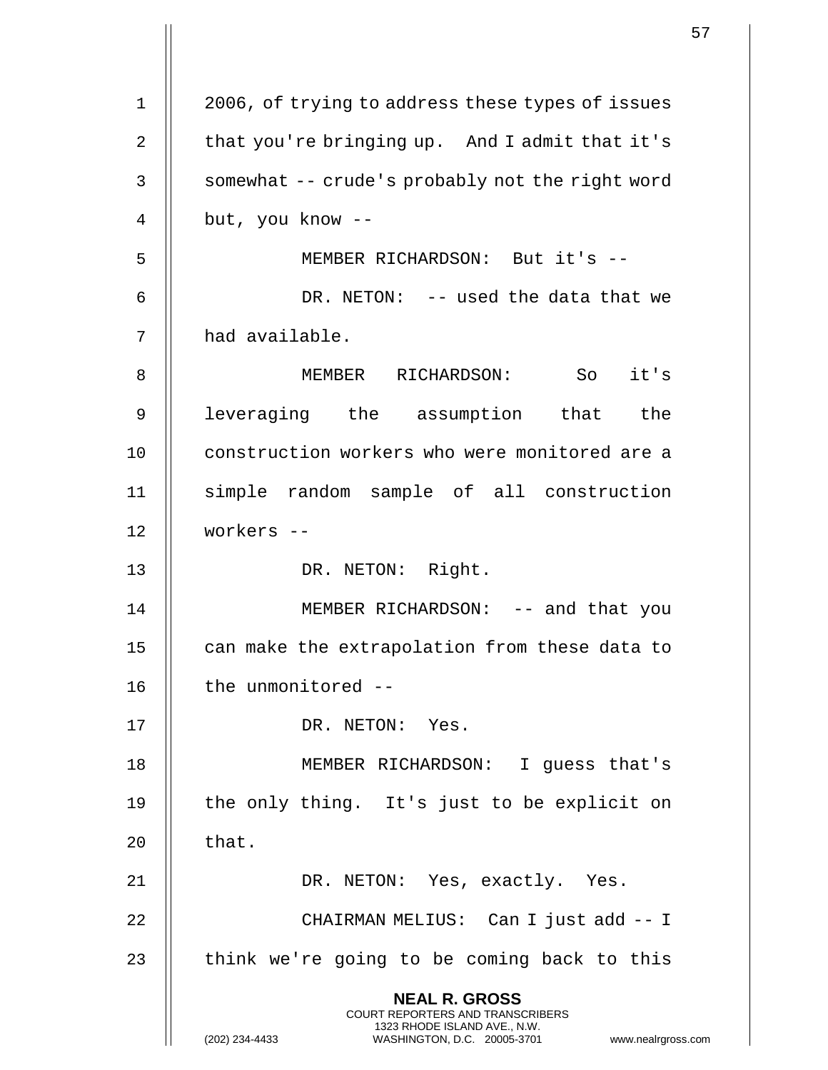2006, of trying to address these types of issues that you're bringing up. And I admit that it's somewhat -- crude's probably not the right word but, you know --

MEMBER RICHARDSON: But it's --

DR. NETON: -- used the data that we had available.

MEMBER RICHARDSON: So it's leveraging the assumption that the construction workers who were monitored are a simple random sample of all construction workers --

DR. NETON: Right.

MEMBER RICHARDSON: -- and that you can make the extrapolation from these data to the unmonitored --

DR. NETON: Yes.

MEMBER RICHARDSON: I guess that's the only thing. It's just to be explicit on that.

DR. NETON: Yes, exactly. Yes.

CHAIRMAN MELIUS: Can I just add -- I think we're going to be coming back to this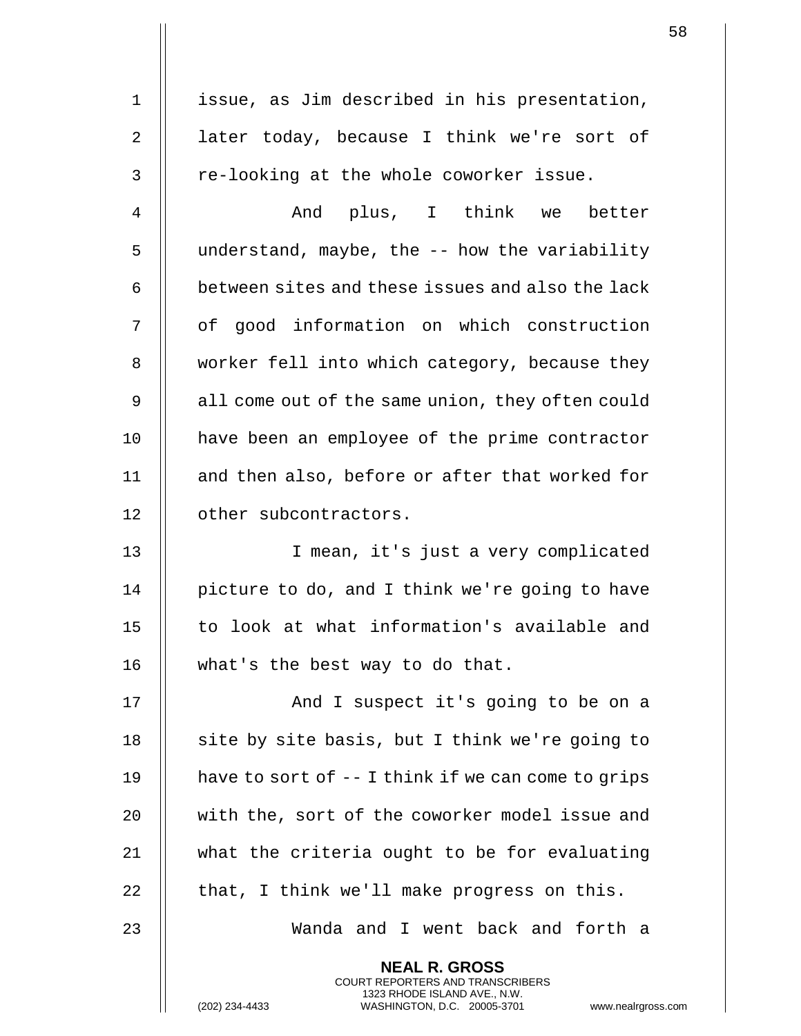issue, as Jim described in his presentation, later today, because I think we're sort of re-looking at the whole coworker issue.

And plus, I think we better understand, maybe, the -- how the variability between sites and these issues and also the lack of good information on which construction worker fell into which category, because they all come out of the same union, they often could have been an employee of the prime contractor and then also, before or after that worked for other subcontractors.

I mean, it's just a very complicated picture to do, and I think we're going to have to look at what information's available and what's the best way to do that.

And I suspect it's going to be on a site by site basis, but I think we're going to have to sort of -- I think if we can come to grips with the, sort of the coworker model issue and what the criteria ought to be for evaluating that, I think we'll make progress on this.

Wanda and I went back and forth a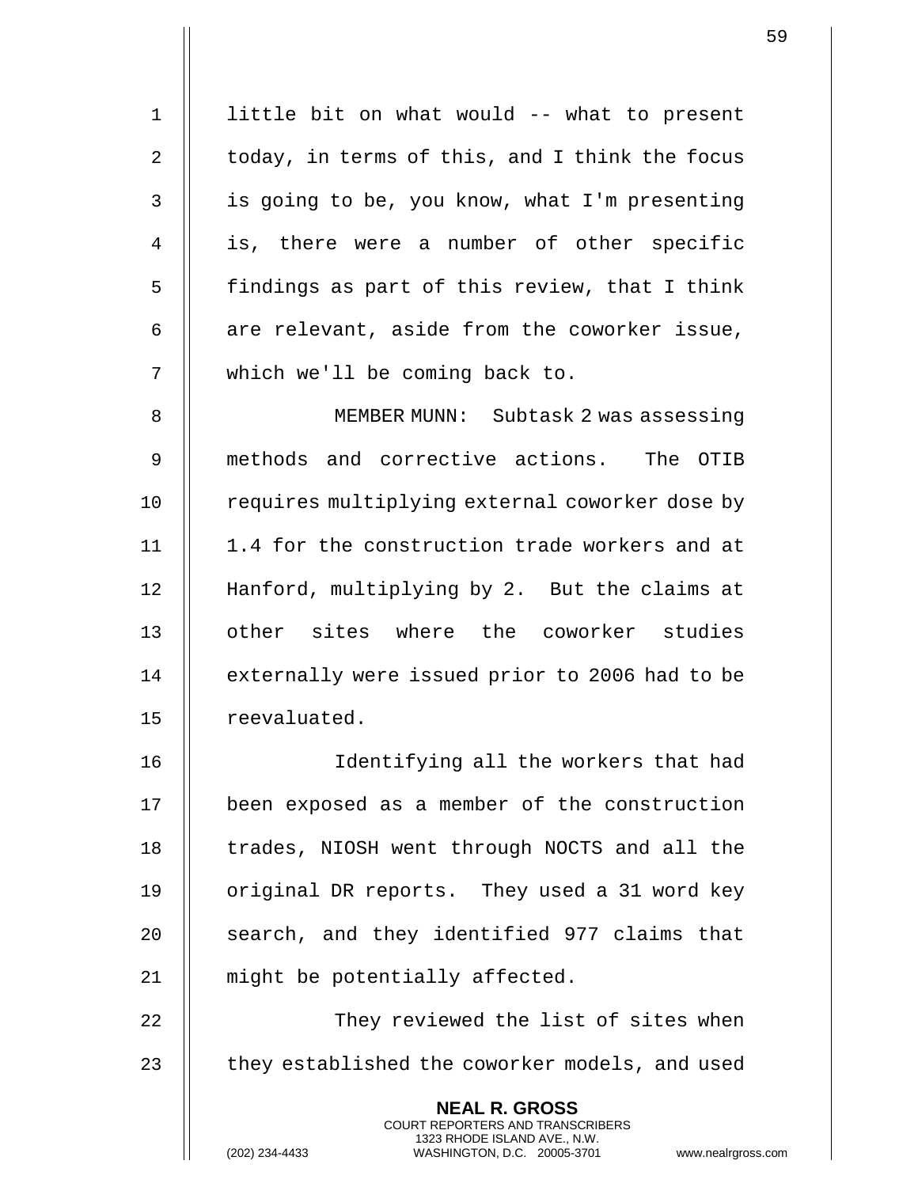little bit on what would -- what to present today, in terms of this, and I think the focus is going to be, you know, what I'm presenting is, there were a number of other specific findings as part of this review, that I think are relevant, aside from the coworker issue, which we'll be coming back to.

MEMBER MUNN: Subtask 2 was assessing methods and corrective actions. The OTIB requires multiplying external coworker dose by 1.4 for the construction trade workers and at Hanford, multiplying by 2. But the claims at other sites where the coworker studies externally were issued prior to 2006 had to be reevaluated.

Identifying all the workers that had been exposed as a member of the construction trades, NIOSH went through NOCTS and all the original DR reports. They used a 31 word key search, and they identified 977 claims that might be potentially affected.

They reviewed the list of sites when they established the coworker models, and used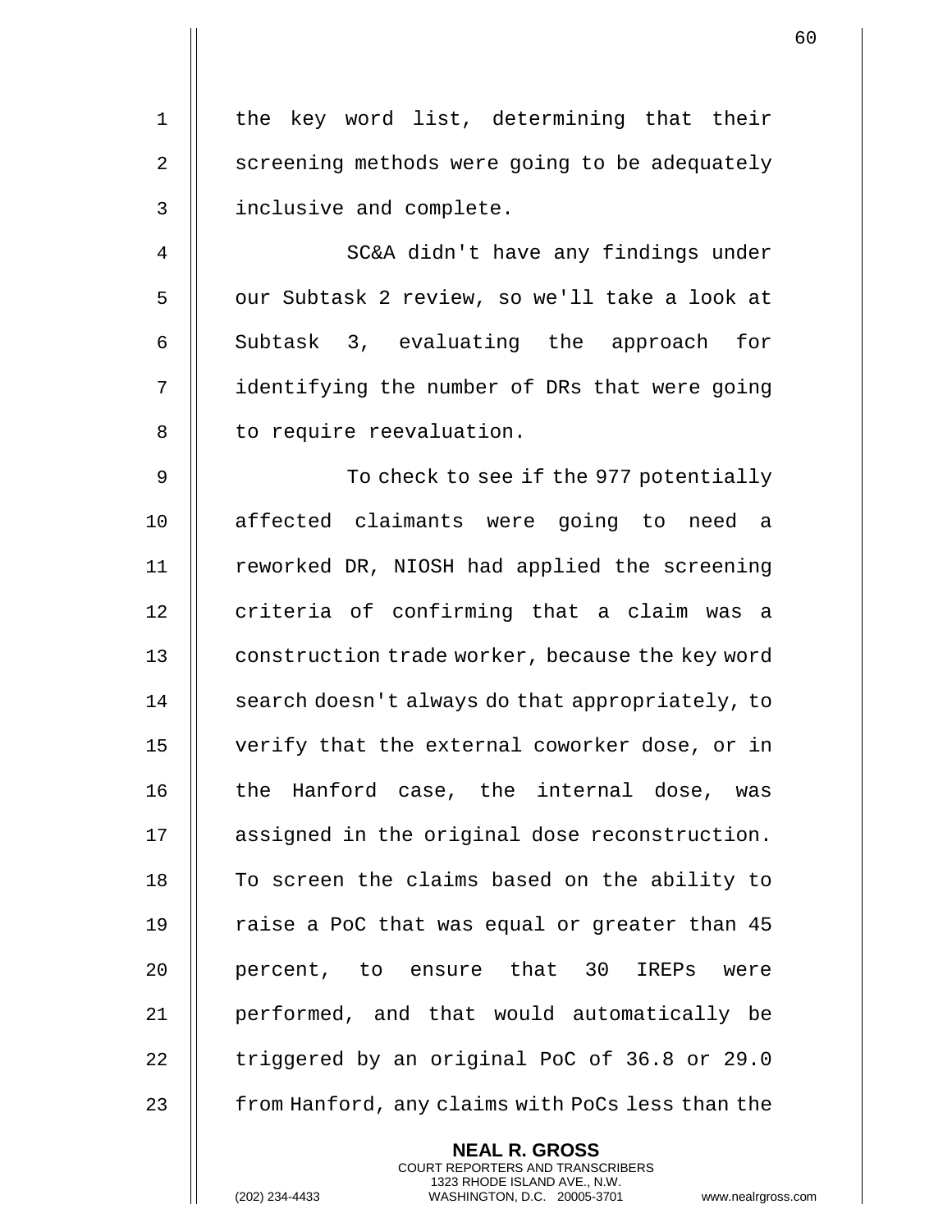the key word list, determining that their screening methods were going to be adequately inclusive and complete.

SC&A didn't have any findings under our Subtask 2 review, so we'll take a look at Subtask 3, evaluating the approach for identifying the number of DRs that were going to require reevaluation.

To check to see if the 977 potentially affected claimants were going to need a reworked DR, NIOSH had applied the screening criteria of confirming that a claim was a construction trade worker, because the key word search doesn't always do that appropriately, to verify that the external coworker dose, or in the Hanford case, the internal dose, was assigned in the original dose reconstruction. To screen the claims based on the ability to raise a PoC that was equal or greater than 45 percent, to ensure that 30 IREPs were performed, and that would automatically be triggered by an original PoC of 36.8 or 29.0 from Hanford, any claims with PoCs less than the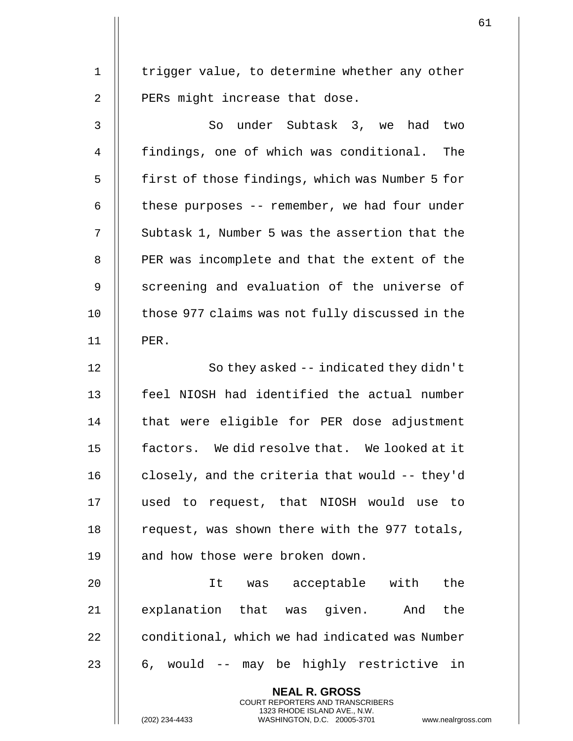trigger value, to determine whether any other PERs might increase that dose.

So under Subtask 3, we had two findings, one of which was conditional. The first of those findings, which was Number 5 for these purposes -- remember, we had four under Subtask 1, Number 5 was the assertion that the PER was incomplete and that the extent of the screening and evaluation of the universe of those 977 claims was not fully discussed in the PER.

So they asked -- indicated they didn't feel NIOSH had identified the actual number that were eligible for PER dose adjustment factors. We did resolve that. We looked at it closely, and the criteria that would -- they'd used to request, that NIOSH would use to request, was shown there with the 977 totals, and how those were broken down.

It was acceptable with the explanation that was given. And the conditional, which we had indicated was Number 6, would -- may be highly restrictive in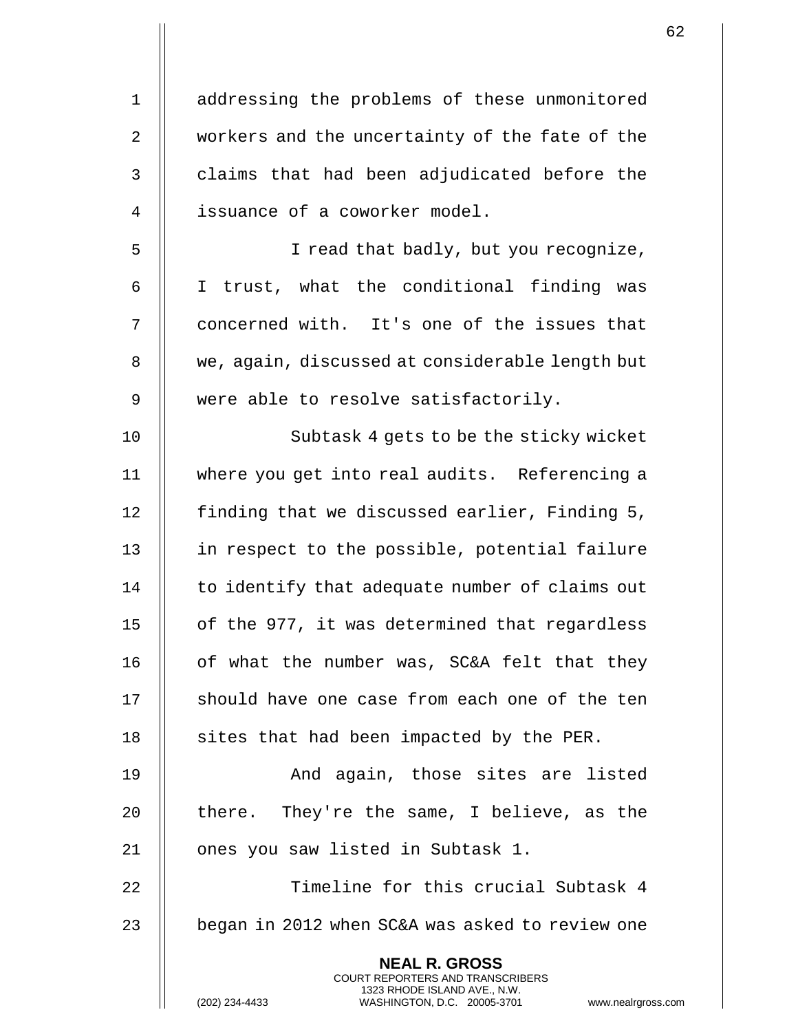addressing the problems of these unmonitored workers and the uncertainty of the fate of the claims that had been adjudicated before the issuance of a coworker model.

I read that badly, but you recognize, I trust, what the conditional finding was concerned with. It's one of the issues that we, again, discussed at considerable length but were able to resolve satisfactorily.

Subtask 4 gets to be the sticky wicket where you get into real audits. Referencing a finding that we discussed earlier, Finding 5, in respect to the possible, potential failure to identify that adequate number of claims out of the 977, it was determined that regardless of what the number was, SC&A felt that they should have one case from each one of the ten sites that had been impacted by the PER.

And again, those sites are listed there. They're the same, I believe, as the ones you saw listed in Subtask 1.

Timeline for this crucial Subtask 4 began in 2012 when SC&A was asked to review one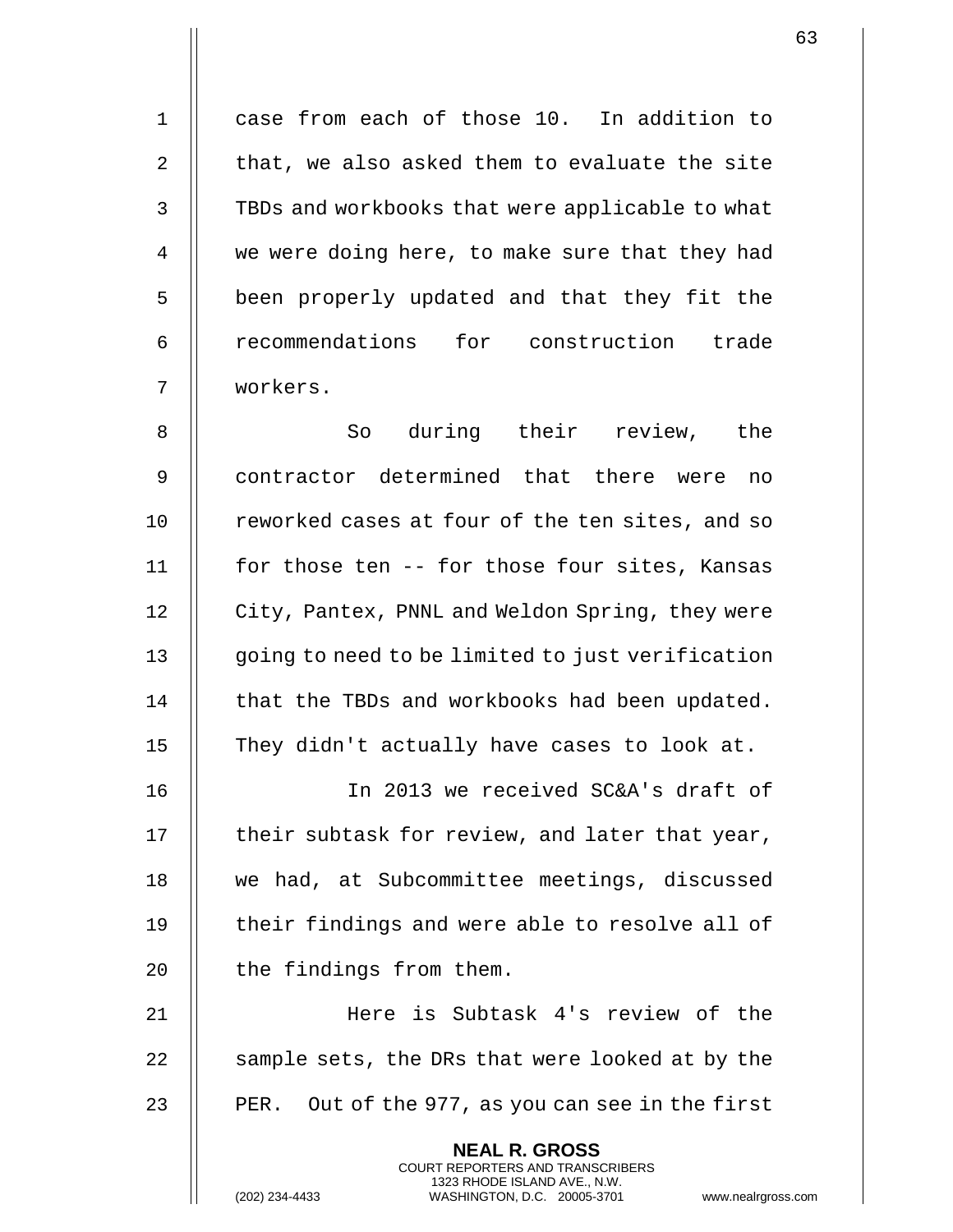case from each of those 10. In addition to that, we also asked them to evaluate the site TBDs and workbooks that were applicable to what we were doing here, to make sure that they had been properly updated and that they fit the recommendations for construction trade workers.

So during their review, the contractor determined that there were no reworked cases at four of the ten sites, and so for those ten -- for those four sites, Kansas City, Pantex, PNNL and Weldon Spring, they were going to need to be limited to just verification that the TBDs and workbooks had been updated. They didn't actually have cases to look at.

In 2013 we received SC&A's draft of their subtask for review, and later that year, we had, at Subcommittee meetings, discussed their findings and were able to resolve all of the findings from them.

Here is Subtask 4's review of the sample sets, the DRs that were looked at by the PER. Out of the 977, as you can see in the first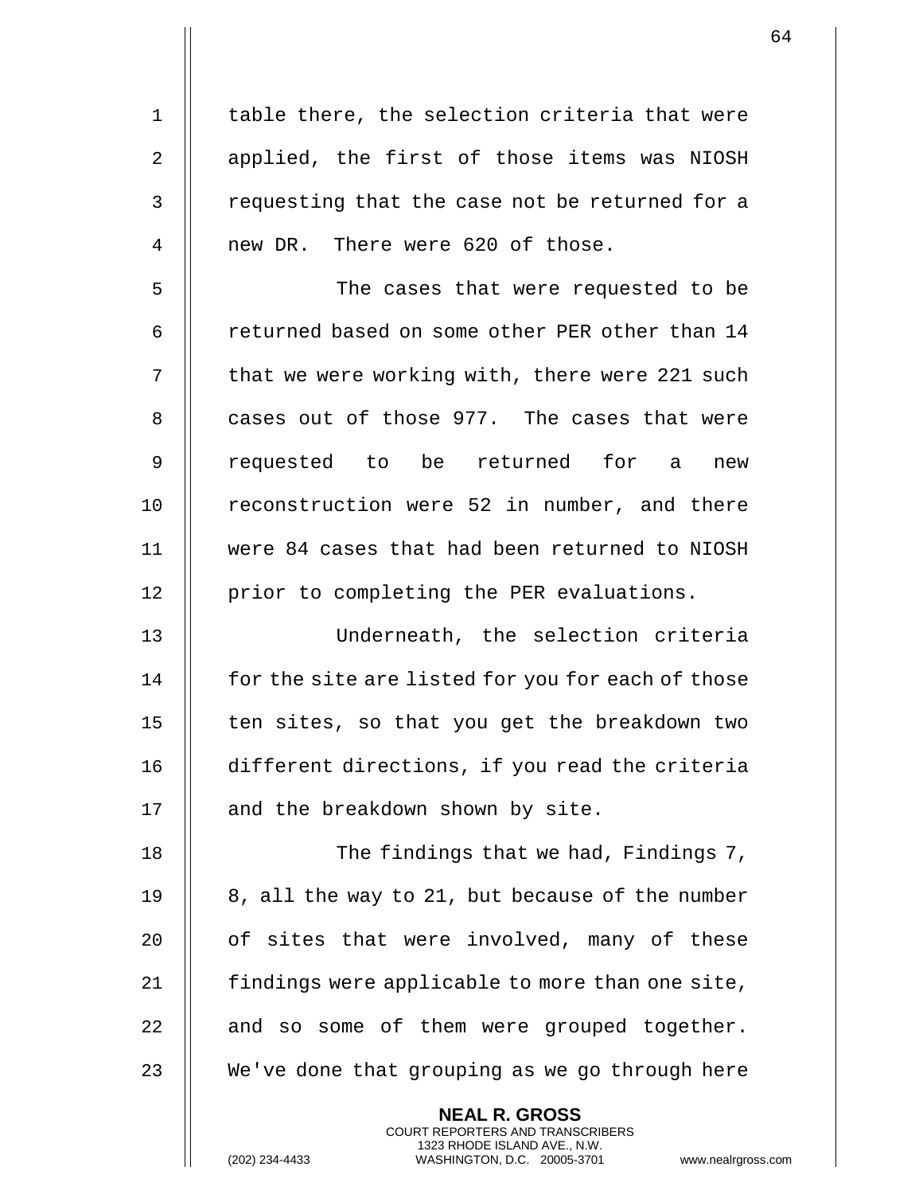table there, the selection criteria that were applied, the first of those items was NIOSH requesting that the case not be returned for a new DR. There were 620 of those.

The cases that were requested to be returned based on some other PER other than 14 that we were working with, there were 221 such cases out of those 977. The cases that were requested to be returned for a new reconstruction were 52 in number, and there were 84 cases that had been returned to NIOSH prior to completing the PER evaluations.

Underneath, the selection criteria for the site are listed for you for each of those ten sites, so that you get the breakdown two different directions, if you read the criteria and the breakdown shown by site.

The findings that we had, Findings 7, 8, all the way to 21, but because of the number of sites that were involved, many of these findings were applicable to more than one site, and so some of them were grouped together. We've done that grouping as we go through here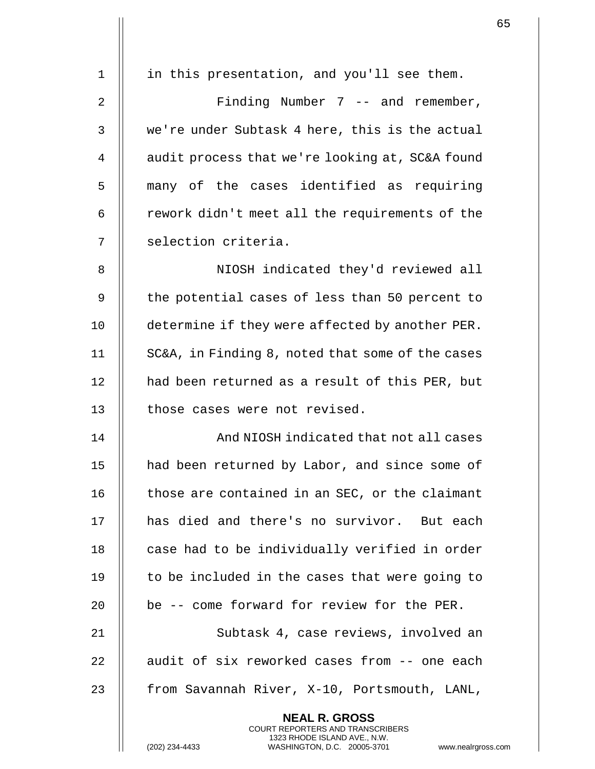in this presentation, and you'll see them.

Finding Number 7 -- and remember, we're under Subtask 4 here, this is the actual audit process that we're looking at, SC&A found many of the cases identified as requiring rework didn't meet all the requirements of the selection criteria.

NIOSH indicated they'd reviewed all the potential cases of less than 50 percent to determine if they were affected by another PER. SC&A, in Finding 8, noted that some of the cases had been returned as a result of this PER, but those cases were not revised.

And NIOSH indicated that not all cases had been returned by Labor, and since some of those are contained in an SEC, or the claimant has died and there's no survivor. But each case had to be individually verified in order to be included in the cases that were going to be -- come forward for review for the PER.

Subtask 4, case reviews, involved an audit of six reworked cases from -- one each from Savannah River, X-10, Portsmouth, LANL,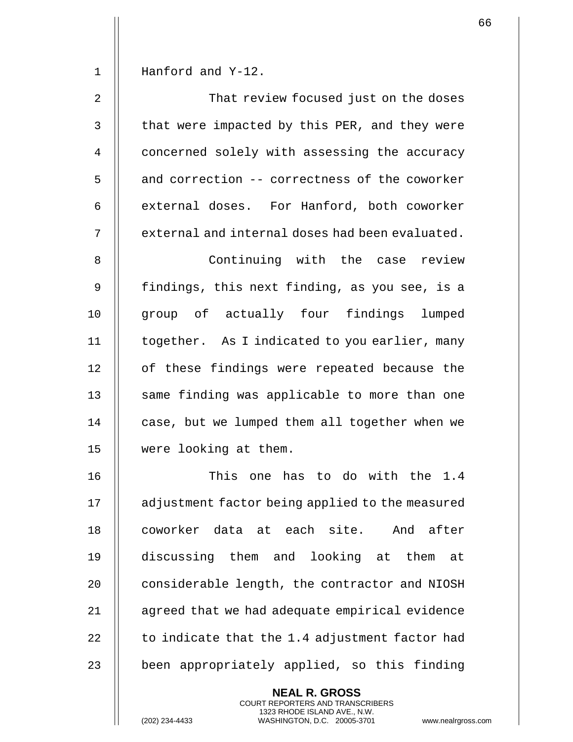Hanford and Y-12.

That review focused just on the doses that were impacted by this PER, and they were concerned solely with assessing the accuracy and correction -- correctness of the coworker external doses. For Hanford, both coworker external and internal doses had been evaluated.

Continuing with the case review findings, this next finding, as you see, is a group of actually four findings lumped together. As I indicated to you earlier, many of these findings were repeated because the same finding was applicable to more than one case, but we lumped them all together when we were looking at them.

This one has to do with the 1.4 adjustment factor being applied to the measured coworker data at each site. And after discussing them and looking at them at considerable length, the contractor and NIOSH agreed that we had adequate empirical evidence to indicate that the 1.4 adjustment factor had been appropriately applied, so this finding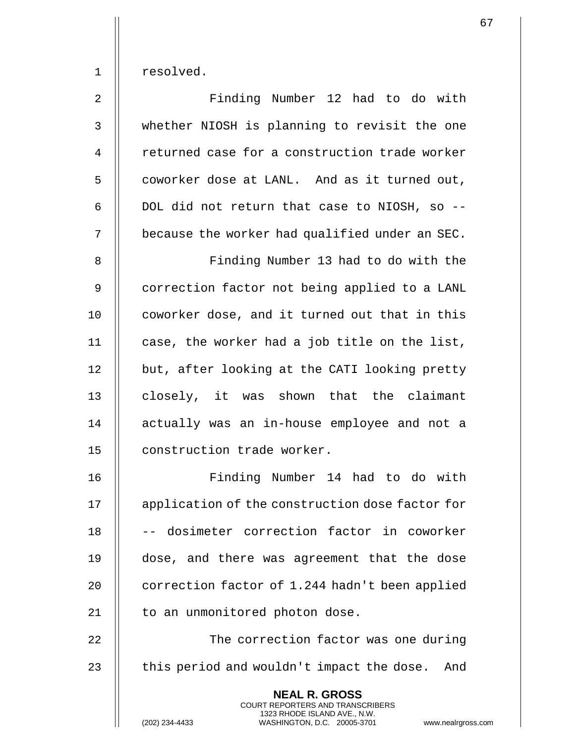resolved.

Finding Number 12 had to do with whether NIOSH is planning to revisit the one returned case for a construction trade worker coworker dose at LANL. And as it turned out, DOL did not return that case to NIOSH, so -- because the worker had qualified under an SEC.

Finding Number 13 had to do with the correction factor not being applied to a LANL coworker dose, and it turned out that in this case, the worker had a job title on the list, but, after looking at the CATI looking pretty closely, it was shown that the claimant actually was an in-house employee and not a construction trade worker.

Finding Number 14 had to do with application of the construction dose factor for -- dosimeter correction factor in coworker dose, and there was agreement that the dose correction factor of 1.244 hadn't been applied to an unmonitored photon dose.

The correction factor was one during this period and wouldn't impact the dose. And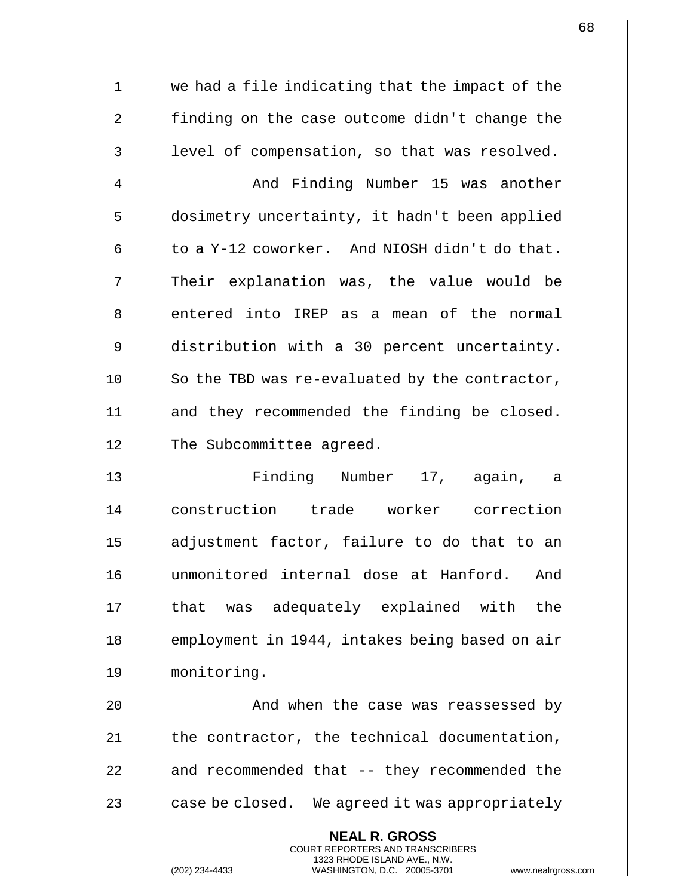we had a file indicating that the impact of the finding on the case outcome didn't change the level of compensation, so that was resolved.

And Finding Number 15 was another dosimetry uncertainty, it hadn't been applied to a Y-12 coworker. And NIOSH didn't do that. Their explanation was, the value would be entered into IREP as a mean of the normal distribution with a 30 percent uncertainty. So the TBD was re-evaluated by the contractor, and they recommended the finding be closed. The Subcommittee agreed.

Finding Number 17, again, a construction trade worker correction adjustment factor, failure to do that to an unmonitored internal dose at Hanford. And that was adequately explained with the employment in 1944, intakes being based on air monitoring.

And when the case was reassessed by the contractor, the technical documentation, and recommended that -- they recommended the case be closed. We agreed it was appropriately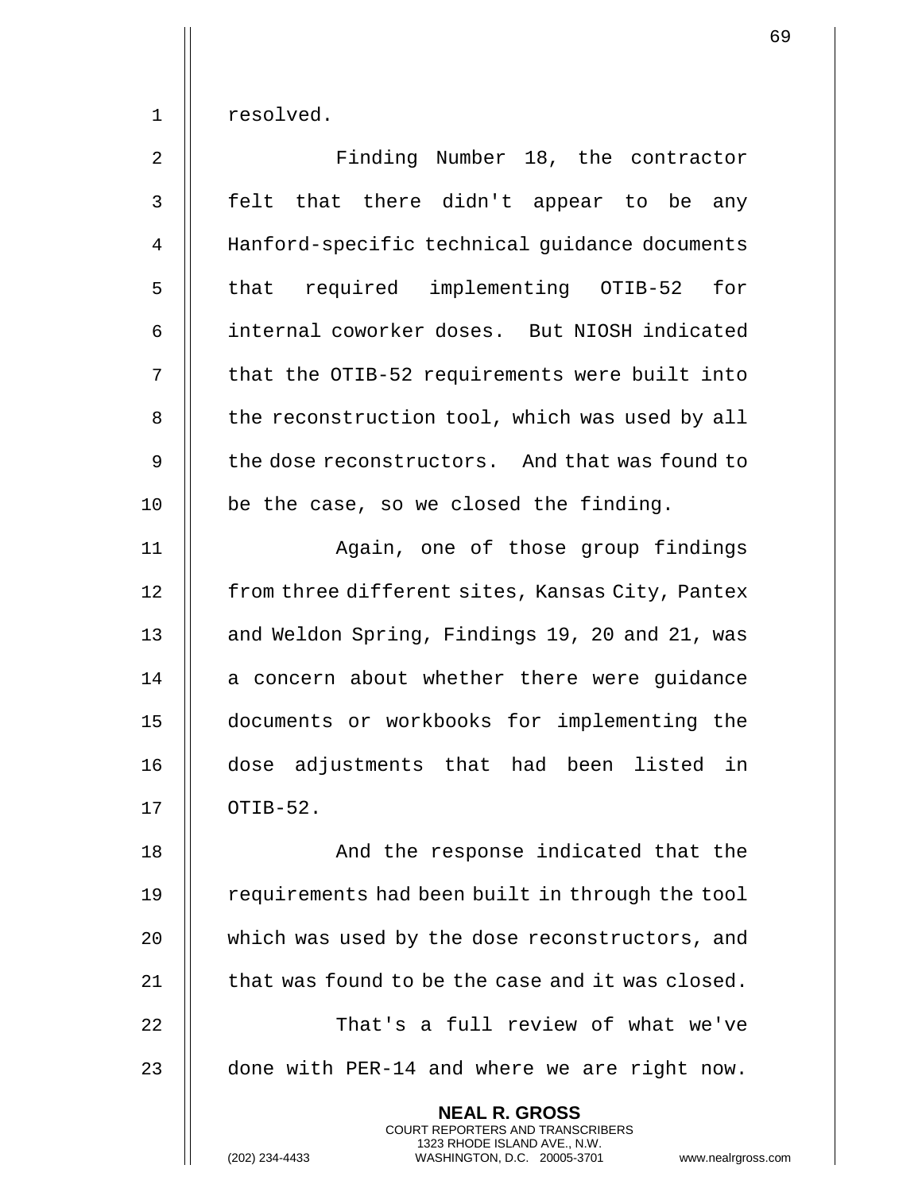resolved.

Finding Number 18, the contractor felt that there didn't appear to be any Hanford-specific technical guidance documents that required implementing OTIB-52 for internal coworker doses. But NIOSH indicated that the OTIB-52 requirements were built into the reconstruction tool, which was used by all the dose reconstructors. And that was found to be the case, so we closed the finding.

Again, one of those group findings from three different sites, Kansas City, Pantex and Weldon Spring, Findings 19, 20 and 21, was a concern about whether there were guidance documents or workbooks for implementing the dose adjustments that had been listed in OTIB-52.

And the response indicated that the requirements had been built in through the tool which was used by the dose reconstructors, and that was found to be the case and it was closed.

That's a full review of what we've done with PER-14 and where we are right now.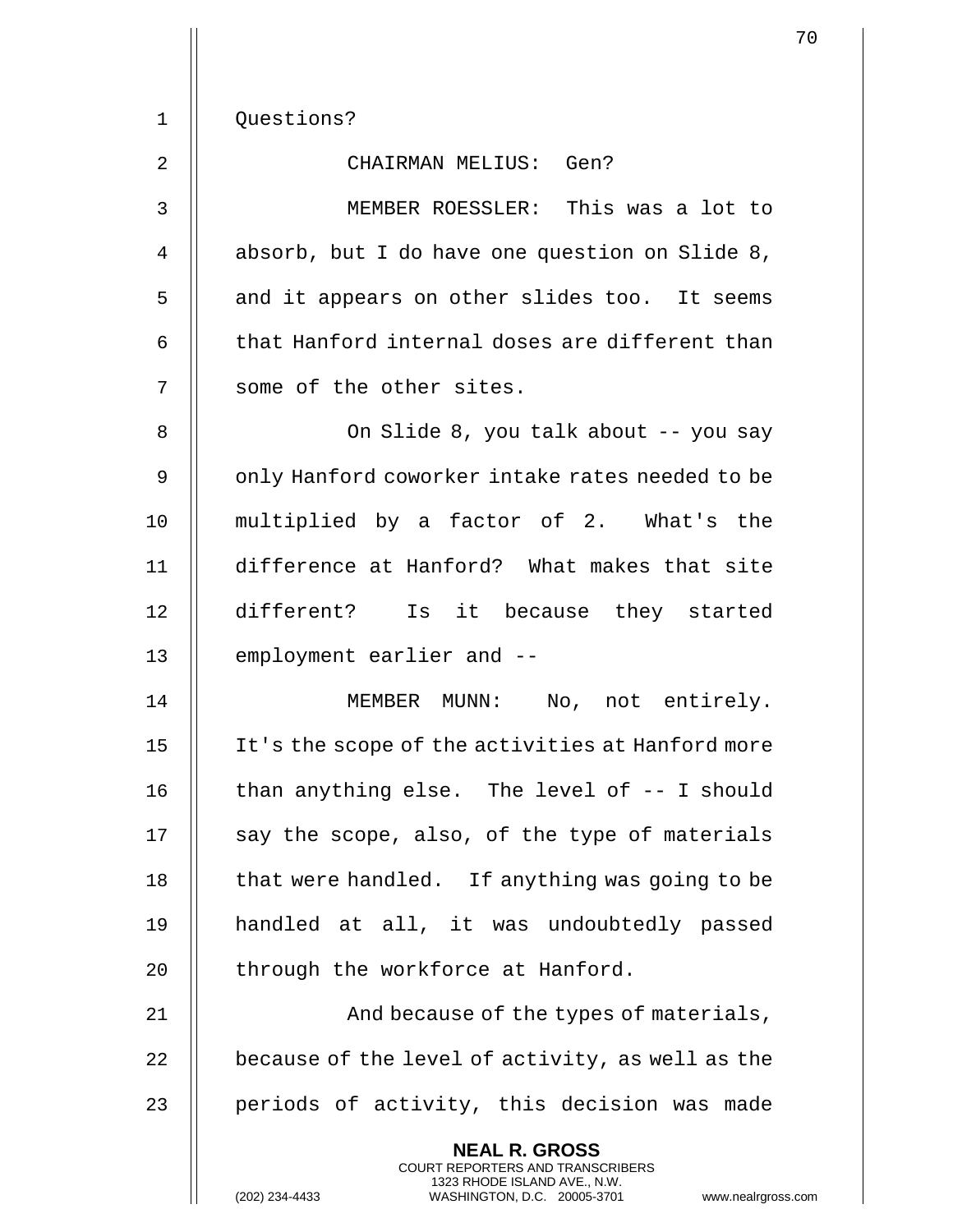Questions?

CHAIRMAN MELIUS: Gen?

MEMBER ROESSLER: This was a lot to absorb, but I do have one question on Slide 8, and it appears on other slides too. It seems that Hanford internal doses are different than some of the other sites.

On Slide 8, you talk about -- you say only Hanford coworker intake rates needed to be multiplied by a factor of 2. What's the difference at Hanford? What makes that site different? Is it because they started employment earlier and --

MEMBER MUNN: No, not entirely. It's the scope of the activities at Hanford more than anything else. The level of -- I should say the scope, also, of the type of materials that were handled. If anything was going to be handled at all, it was undoubtedly passed through the workforce at Hanford.

And because of the types of materials, because of the level of activity, as well as the periods of activity, this decision was made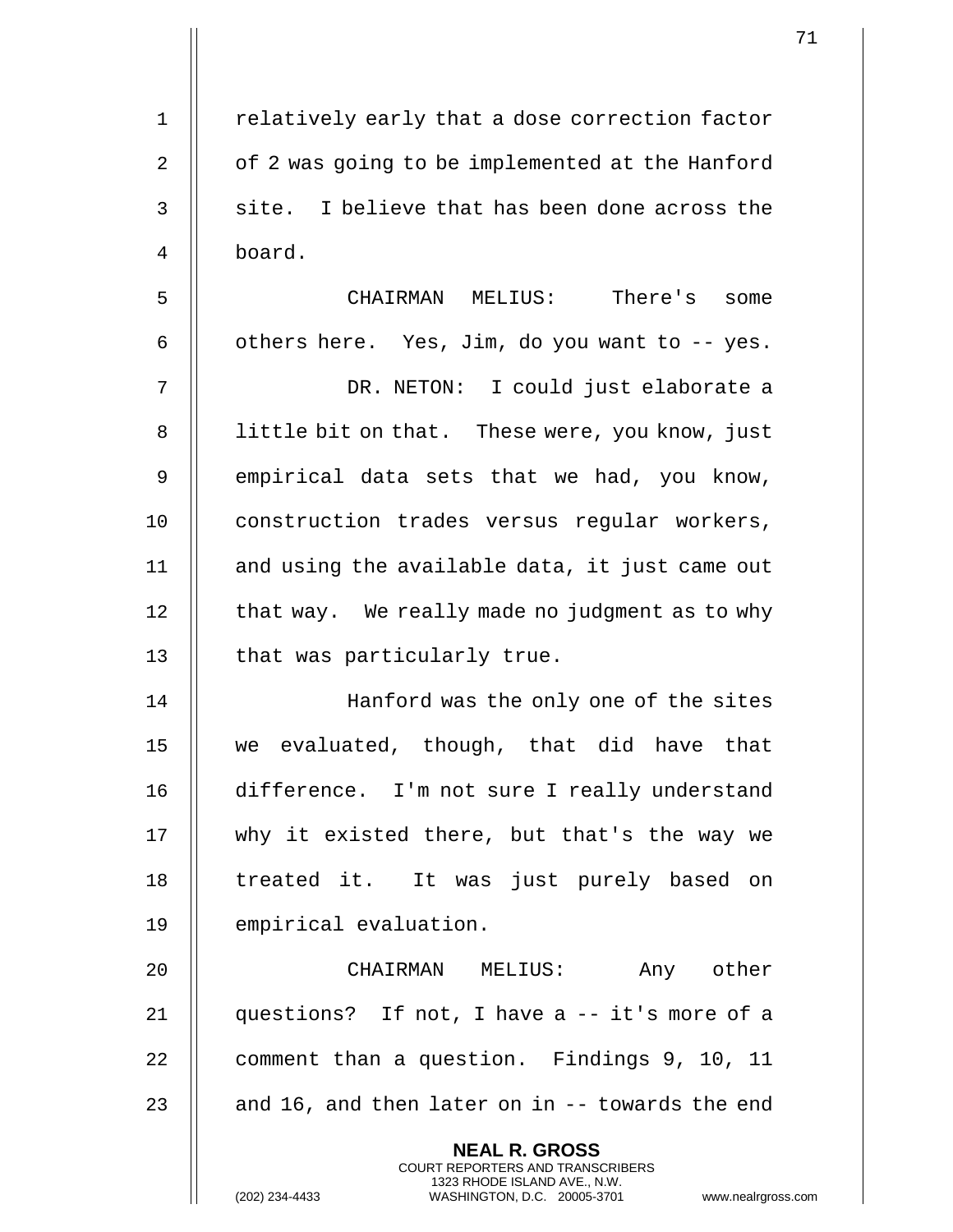relatively early that a dose correction factor of 2 was going to be implemented at the Hanford site. I believe that has been done across the board.

CHAIRMAN MELIUS: There's some others here. Yes, Jim, do you want to -- yes.

DR. NETON: I could just elaborate a little bit on that. These were, you know, just empirical data sets that we had, you know, construction trades versus regular workers, and using the available data, it just came out that way. We really made no judgment as to why that was particularly true.

Hanford was the only one of the sites we evaluated, though, that did have that difference. I'm not sure I really understand why it existed there, but that's the way we treated it. It was just purely based on empirical evaluation.

CHAIRMAN MELIUS: Any other questions? If not, I have a -- it's more of a comment than a question. Findings 9, 10, 11 and 16, and then later on in -- towards the end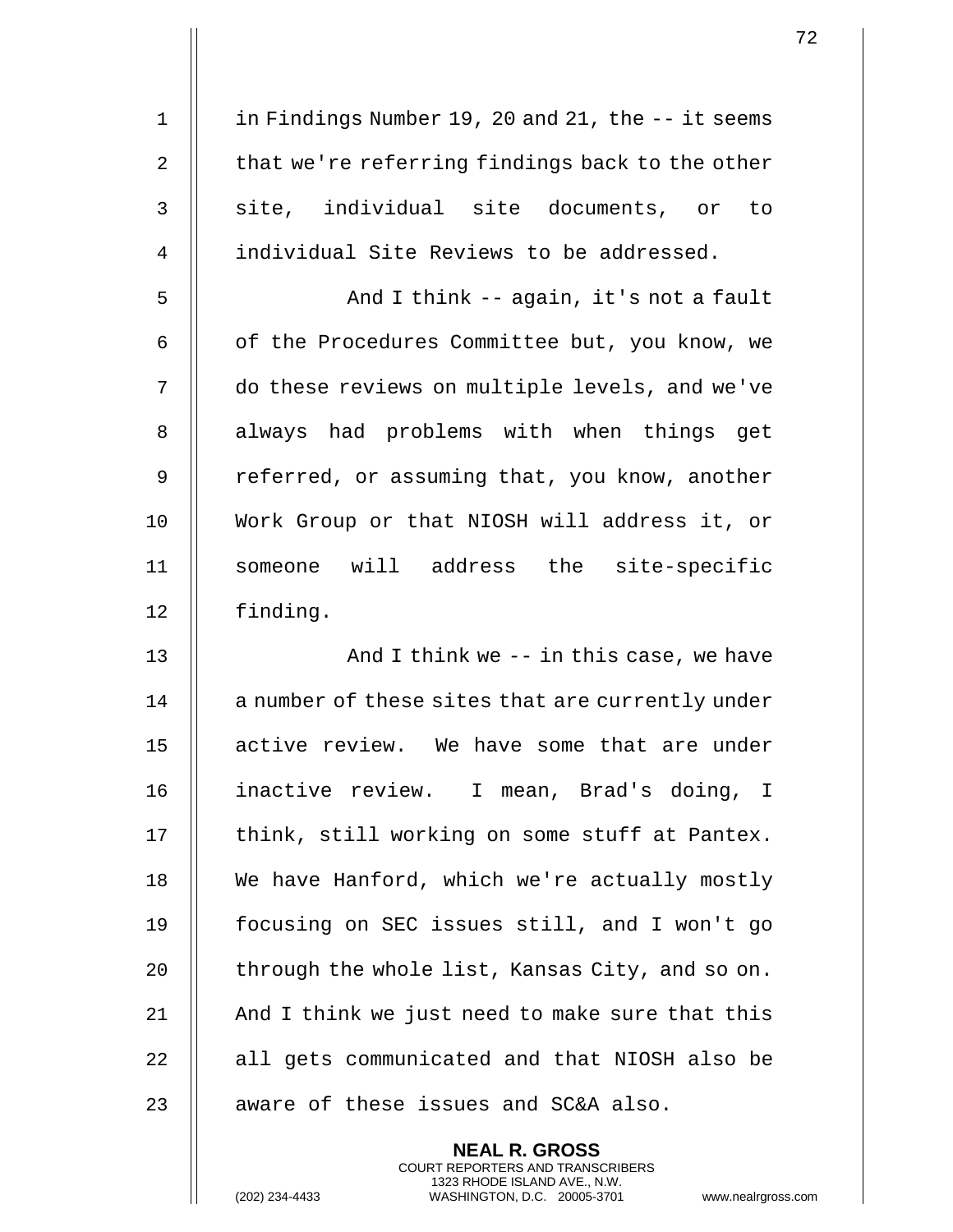in Findings Number 19, 20 and 21, the -- it seems that we're referring findings back to the other site, individual site documents, or to individual Site Reviews to be addressed.

And I think -- again, it's not a fault of the Procedures Committee but, you know, we do these reviews on multiple levels, and we've always had problems with when things get referred, or assuming that, you know, another Work Group or that NIOSH will address it, or someone will address the site-specific finding.

And I think we -- in this case, we have a number of these sites that are currently under active review. We have some that are under inactive review. I mean, Brad's doing, I think, still working on some stuff at Pantex. We have Hanford, which we're actually mostly focusing on SEC issues still, and I won't go through the whole list, Kansas City, and so on. And I think we just need to make sure that this all gets communicated and that NIOSH also be aware of these issues and SC&A also.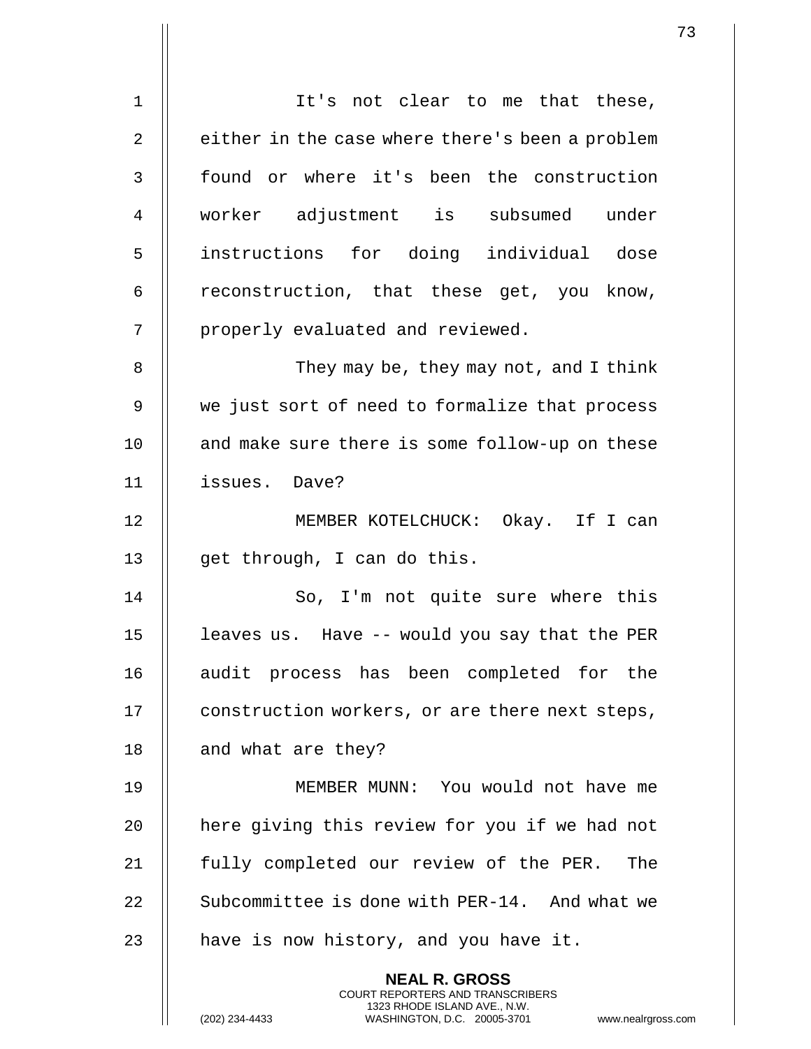It's not clear to me that these, either in the case where there's been a problem found or where it's been the construction worker adjustment is subsumed under instructions for doing individual dose reconstruction, that these get, you know, properly evaluated and reviewed.

They may be, they may not, and I think we just sort of need to formalize that process and make sure there is some follow-up on these issues. Dave?

MEMBER KOTELCHUCK: Okay. If I can get through, I can do this.

So, I'm not quite sure where this leaves us. Have -- would you say that the PER audit process has been completed for the construction workers, or are there next steps, and what are they?

MEMBER MUNN: You would not have me here giving this review for you if we had not fully completed our review of the PER. The Subcommittee is done with PER-14. And what we have is now history, and you have it.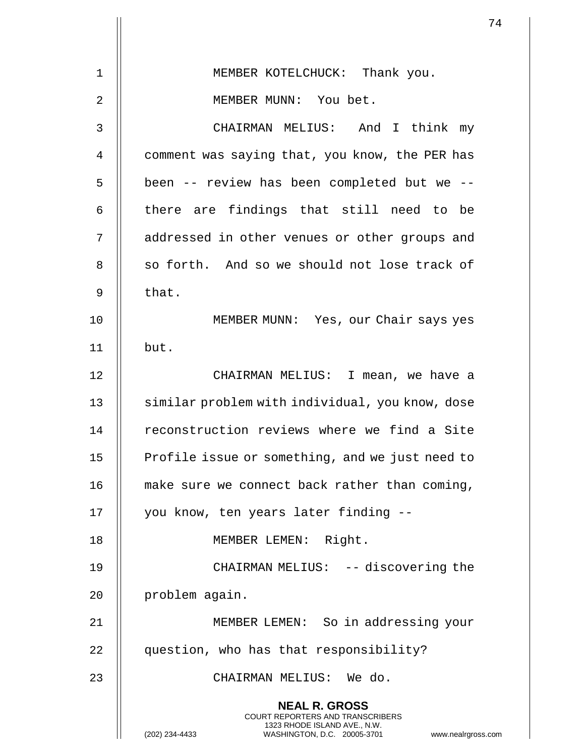MEMBER KOTELCHUCK: Thank you.

MEMBER MUNN: You bet.

CHAIRMAN MELIUS: And I think my comment was saying that, you know, the PER has been -- review has been completed but we -- there are findings that still need to be addressed in other venues or other groups and so forth. And so we should not lose track of that.

MEMBER MUNN: Yes, our Chair says yes but.

CHAIRMAN MELIUS: I mean, we have a similar problem with individual, you know, dose reconstruction reviews where we find a Site Profile issue or something, and we just need to make sure we connect back rather than coming, you know, ten years later finding --

MEMBER LEMEN: Right.

CHAIRMAN MELIUS: -- discovering the problem again.

MEMBER LEMEN: So in addressing your question, who has that responsibility?

CHAIRMAN MELIUS: We do.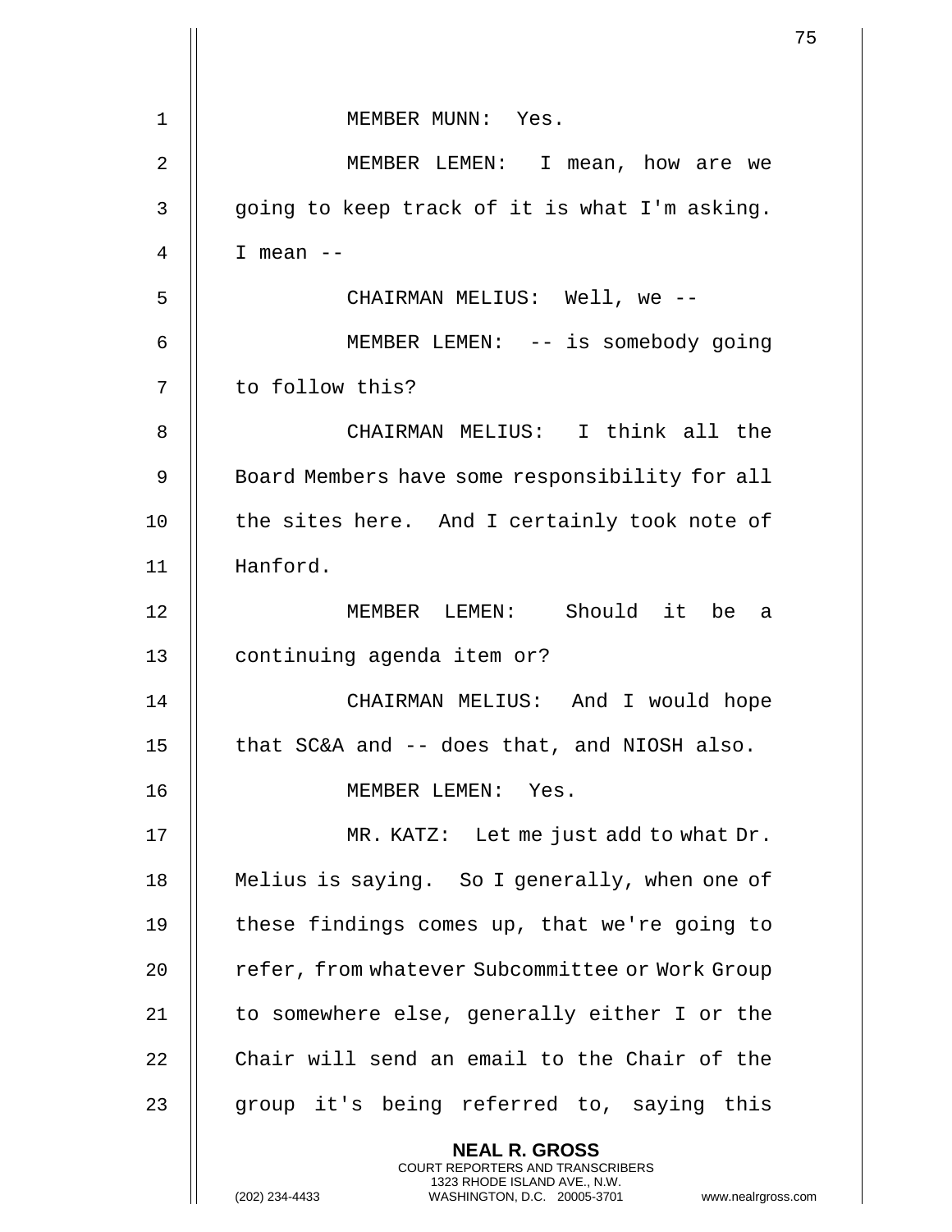MEMBER MUNN: Yes.

MEMBER LEMEN: I mean, how are we going to keep track of it is what I'm asking. I mean --

CHAIRMAN MELIUS: Well, we --

MEMBER LEMEN: -- is somebody going to follow this?

CHAIRMAN MELIUS: I think all the Board Members have some responsibility for all the sites here. And I certainly took note of Hanford.

MEMBER LEMEN: Should it be a continuing agenda item or?

CHAIRMAN MELIUS: And I would hope that SC&A and -- does that, and NIOSH also.

MEMBER LEMEN: Yes.

MR. KATZ: Let me just add to what Dr. Melius is saying. So I generally, when one of these findings comes up, that we're going to refer, from whatever Subcommittee or Work Group to somewhere else, generally either I or the Chair will send an email to the Chair of the group it's being referred to, saying this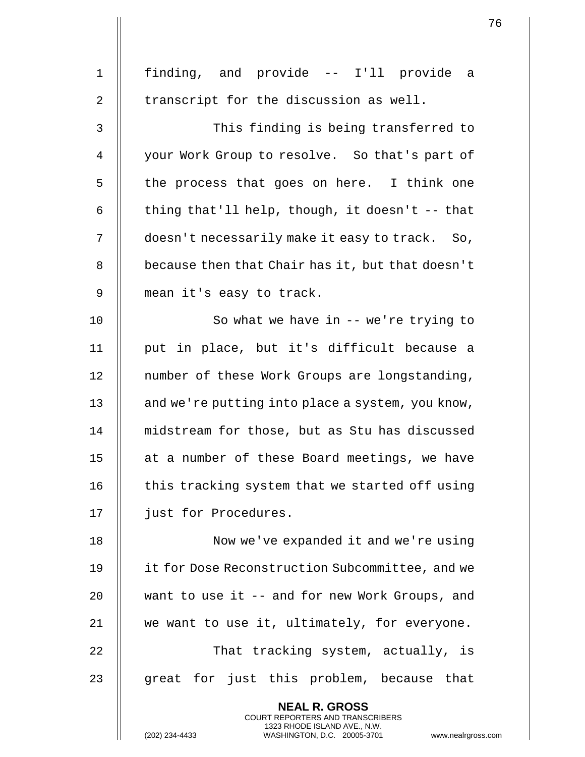finding, and provide -- I'll provide a transcript for the discussion as well.

This finding is being transferred to your Work Group to resolve. So that's part of the process that goes on here. I think one thing that'll help, though, it doesn't -- that doesn't necessarily make it easy to track. So, because then that Chair has it, but that doesn't mean it's easy to track.

So what we have in -- we're trying to put in place, but it's difficult because a number of these Work Groups are longstanding, and we're putting into place a system, you know, midstream for those, but as Stu has discussed at a number of these Board meetings, we have this tracking system that we started off using just for Procedures.

Now we've expanded it and we're using it for Dose Reconstruction Subcommittee, and we want to use it -- and for new Work Groups, and we want to use it, ultimately, for everyone.

That tracking system, actually, is great for just this problem, because that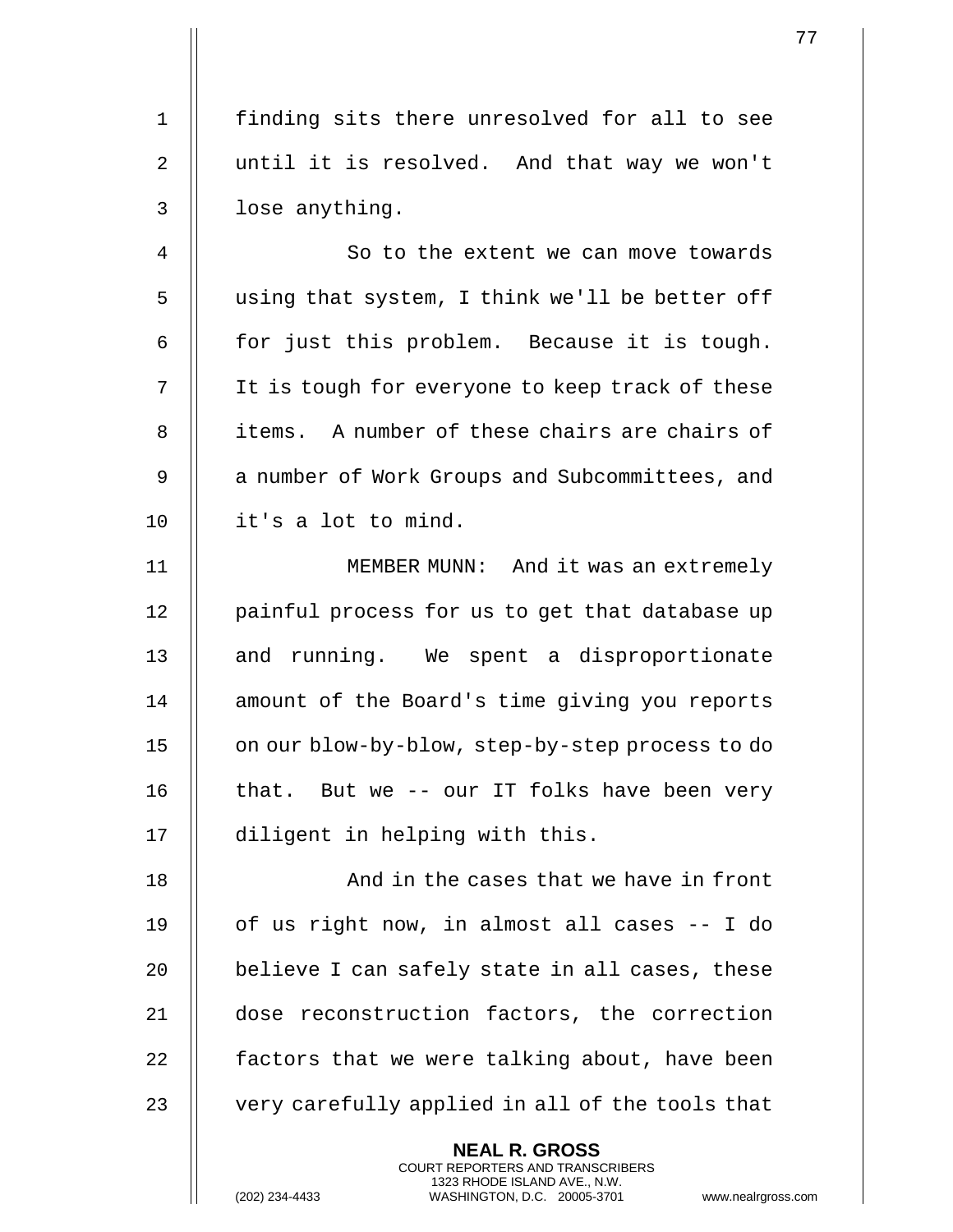finding sits there unresolved for all to see until it is resolved. And that way we won't lose anything.

So to the extent we can move towards using that system, I think we'll be better off for just this problem. Because it is tough. It is tough for everyone to keep track of these items. A number of these chairs are chairs of a number of Work Groups and Subcommittees, and it's a lot to mind.

MEMBER MUNN: And it was an extremely painful process for us to get that database up and running. We spent a disproportionate amount of the Board's time giving you reports on our blow-by-blow, step-by-step process to do that. But we -- our IT folks have been very diligent in helping with this.

And in the cases that we have in front of us right now, in almost all cases -- I do believe I can safely state in all cases, these dose reconstruction factors, the correction factors that we were talking about, have been very carefully applied in all of the tools that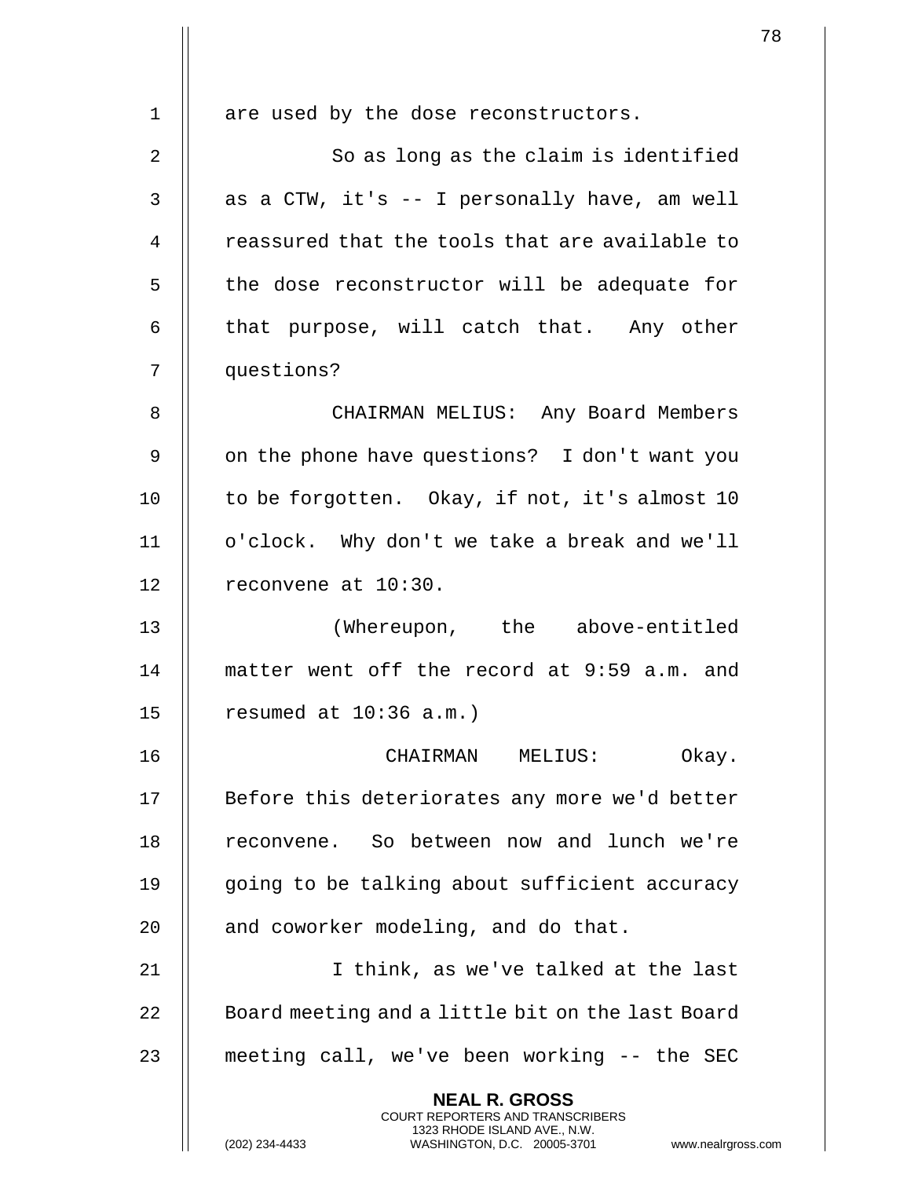are used by the dose reconstructors.

So as long as the claim is identified as a CTW, it's -- I personally have, am well reassured that the tools that are available to the dose reconstructor will be adequate for that purpose, will catch that. Any other questions?

CHAIRMAN MELIUS: Any Board Members on the phone have questions? I don't want you to be forgotten. Okay, if not, it's almost 10 o'clock. Why don't we take a break and we'll reconvene at 10:30.

(Whereupon, the above-entitled matter went off the record at 9:59 a.m. and resumed at 10:36 a.m.)

CHAIRMAN MELIUS: Okay. Before this deteriorates any more we'd better reconvene. So between now and lunch we're going to be talking about sufficient accuracy and coworker modeling, and do that.

I think, as we've talked at the last Board meeting and a little bit on the last Board meeting call, we've been working -- the SEC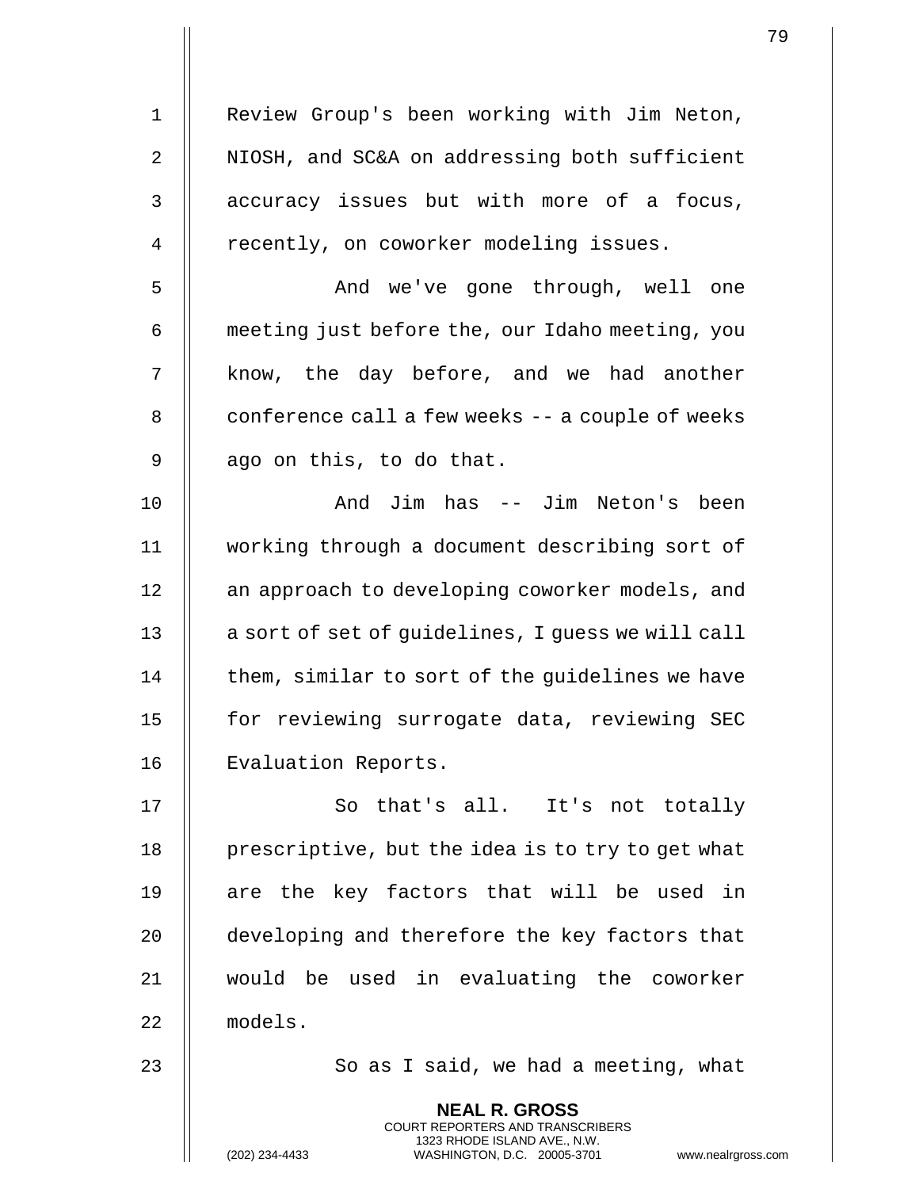Review Group's been working with Jim Neton, NIOSH, and SC&A on addressing both sufficient accuracy issues but with more of a focus, recently, on coworker modeling issues.

And we've gone through, well one meeting just before the, our Idaho meeting, you know, the day before, and we had another conference call a few weeks -- a couple of weeks ago on this, to do that.

And Jim has -- Jim Neton's been working through a document describing sort of an approach to developing coworker models, and a sort of set of guidelines, I guess we will call them, similar to sort of the guidelines we have for reviewing surrogate data, reviewing SEC Evaluation Reports.

So that's all. It's not totally prescriptive, but the idea is to try to get what are the key factors that will be used in developing and therefore the key factors that would be used in evaluating the coworker models.

So as I said, we had a meeting, what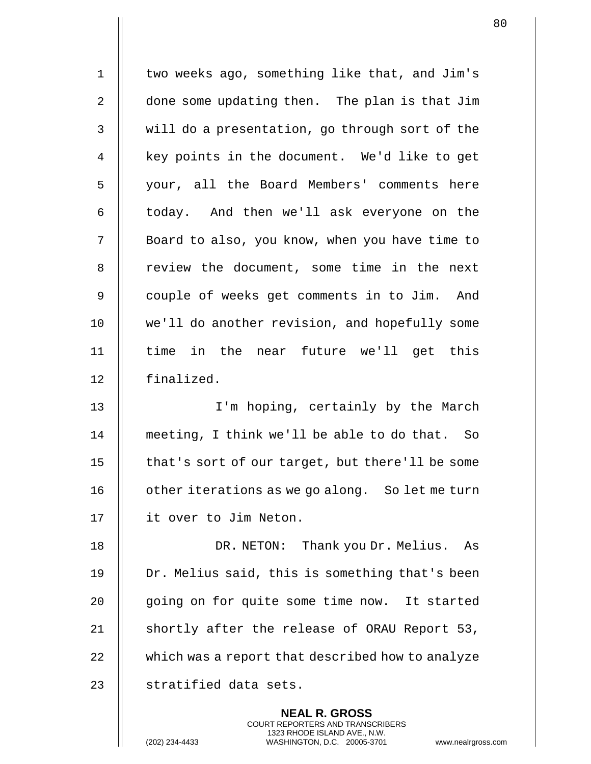two weeks ago, something like that, and Jim's done some updating then. The plan is that Jim will do a presentation, go through sort of the key points in the document. We'd like to get your, all the Board Members' comments here today. And then we'll ask everyone on the Board to also, you know, when you have time to review the document, some time in the next couple of weeks get comments in to Jim. And we'll do another revision, and hopefully some time in the near future we'll get this finalized.

I'm hoping, certainly by the March meeting, I think we'll be able to do that. So that's sort of our target, but there'll be some other iterations as we go along. So let me turn it over to Jim Neton.

DR. NETON: Thank you Dr. Melius. As Dr. Melius said, this is something that's been going on for quite some time now. It started shortly after the release of ORAU Report 53, which was a report that described how to analyze stratified data sets.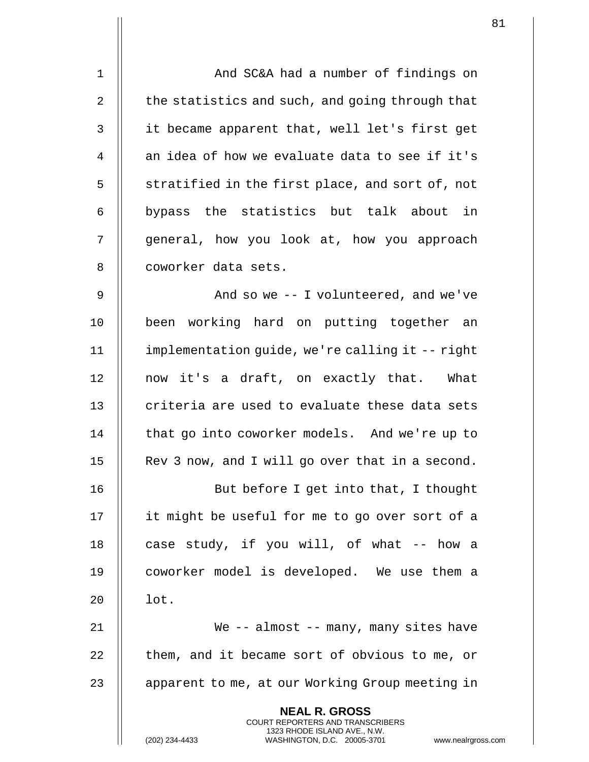And SC&A had a number of findings on the statistics and such, and going through that it became apparent that, well let's first get an idea of how we evaluate data to see if it's stratified in the first place, and sort of, not bypass the statistics but talk about in general, how you look at, how you approach coworker data sets.

And so we -- I volunteered, and we've been working hard on putting together an implementation guide, we're calling it -- right now it's a draft, on exactly that. What criteria are used to evaluate these data sets that go into coworker models. And we're up to Rev 3 now, and I will go over that in a second.

But before I get into that, I thought it might be useful for me to go over sort of a case study, if you will, of what -- how a coworker model is developed. We use them a lot.

We -- almost -- many, many sites have them, and it became sort of obvious to me, or apparent to me, at our Working Group meeting in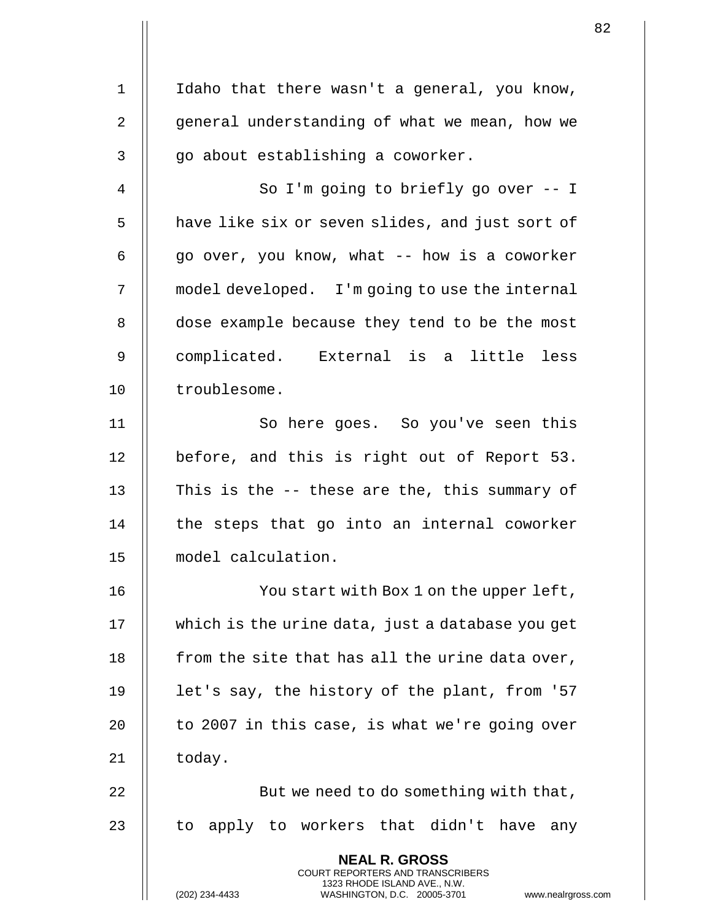Idaho that there wasn't a general, you know, general understanding of what we mean, how we go about establishing a coworker.

So I'm going to briefly go over -- I have like six or seven slides, and just sort of go over, you know, what -- how is a coworker model developed. I'm going to use the internal dose example because they tend to be the most complicated. External is a little less troublesome.

So here goes. So you've seen this before, and this is right out of Report 53. This is the -- these are the, this summary of the steps that go into an internal coworker model calculation.

You start with Box 1 on the upper left, which is the urine data, just a database you get from the site that has all the urine data over, let's say, the history of the plant, from '57 to 2007 in this case, is what we're going over today.

But we need to do something with that, to apply to workers that didn't have any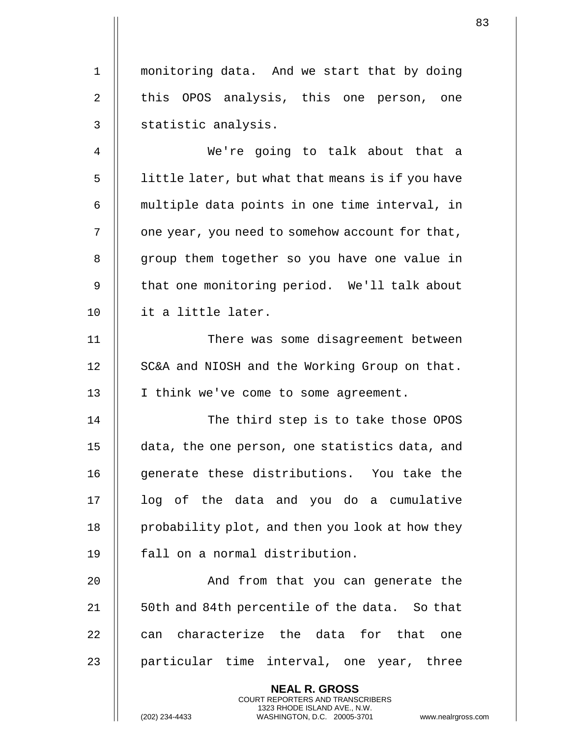monitoring data. And we start that by doing this OPOS analysis, this one person, one statistic analysis.

We're going to talk about that a little later, but what that means is if you have multiple data points in one time interval, in one year, you need to somehow account for that, group them together so you have one value in that one monitoring period. We'll talk about it a little later.

There was some disagreement between SC&A and NIOSH and the Working Group on that. I think we've come to some agreement.

The third step is to take those OPOS data, the one person, one statistics data, and generate these distributions. You take the log of the data and you do a cumulative probability plot, and then you look at how they fall on a normal distribution.

And from that you can generate the 50th and 84th percentile of the data. So that can characterize the data for that one particular time interval, one year, three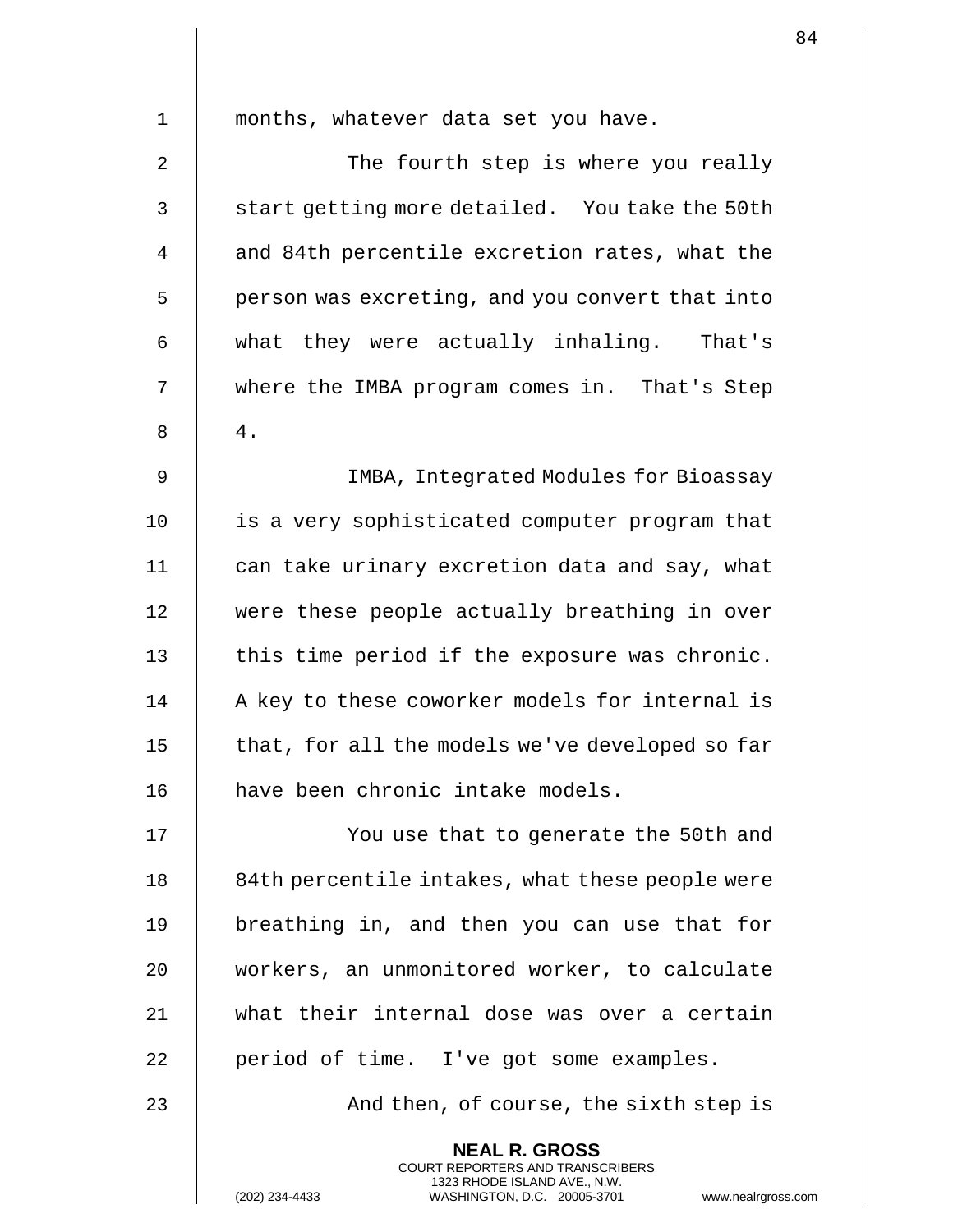months, whatever data set you have.

The fourth step is where you really start getting more detailed. You take the 50th and 84th percentile excretion rates, what the person was excreting, and you convert that into what they were actually inhaling. That's where the IMBA program comes in. That's Step 4.

IMBA, Integrated Modules for Bioassay is a very sophisticated computer program that can take urinary excretion data and say, what were these people actually breathing in over this time period if the exposure was chronic. A key to these coworker models for internal is that, for all the models we've developed so far have been chronic intake models.

You use that to generate the 50th and 84th percentile intakes, what these people were breathing in, and then you can use that for workers, an unmonitored worker, to calculate what their internal dose was over a certain period of time. I've got some examples.

And then, of course, the sixth step is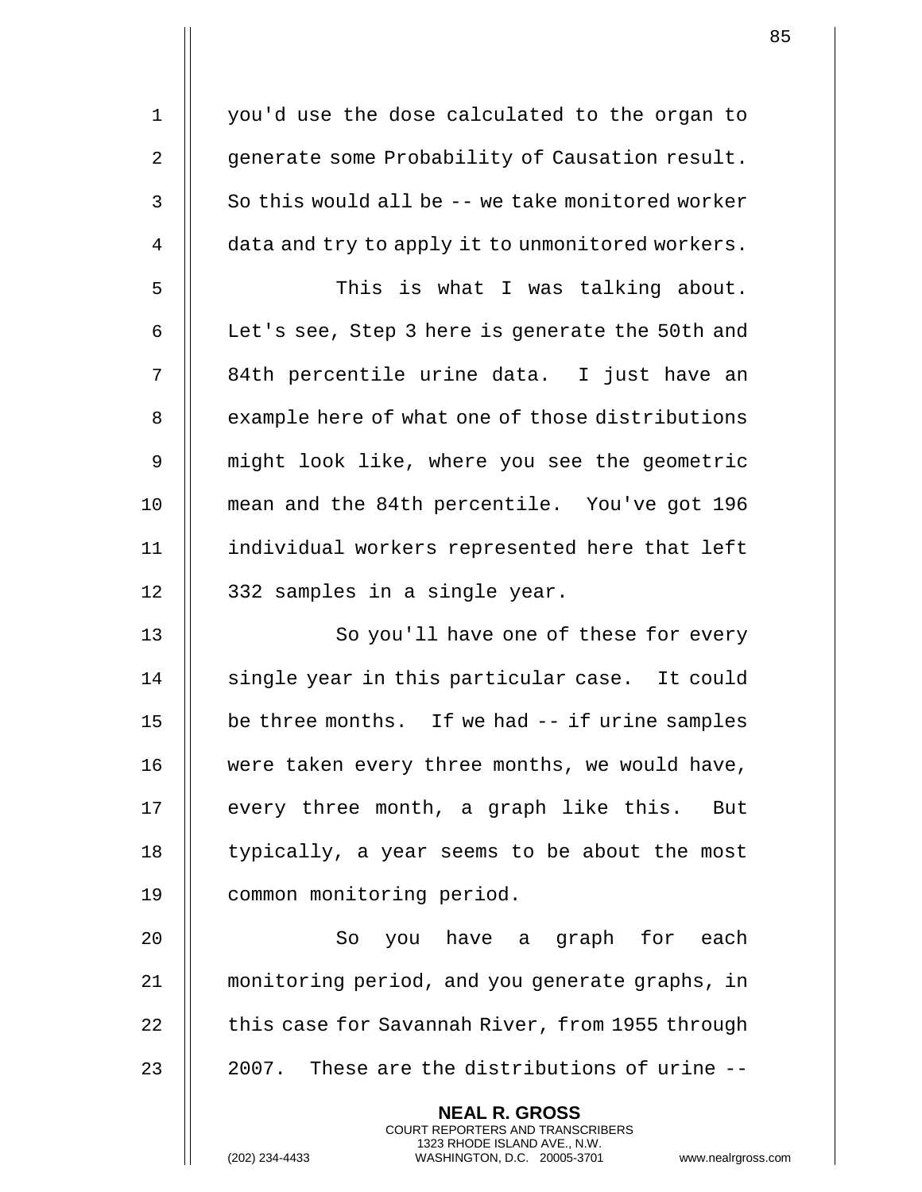you'd use the dose calculated to the organ to generate some Probability of Causation result. So this would all be -- we take monitored worker data and try to apply it to unmonitored workers.

This is what I was talking about. Let's see, Step 3 here is generate the 50th and 84th percentile urine data. I just have an example here of what one of those distributions might look like, where you see the geometric mean and the 84th percentile. You've got 196 individual workers represented here that left 332 samples in a single year.

So you'll have one of these for every single year in this particular case. It could be three months. If we had -- if urine samples were taken every three months, we would have, every three month, a graph like this. But typically, a year seems to be about the most common monitoring period.

So you have a graph for each monitoring period, and you generate graphs, in this case for Savannah River, from 1955 through 2007. These are the distributions of urine --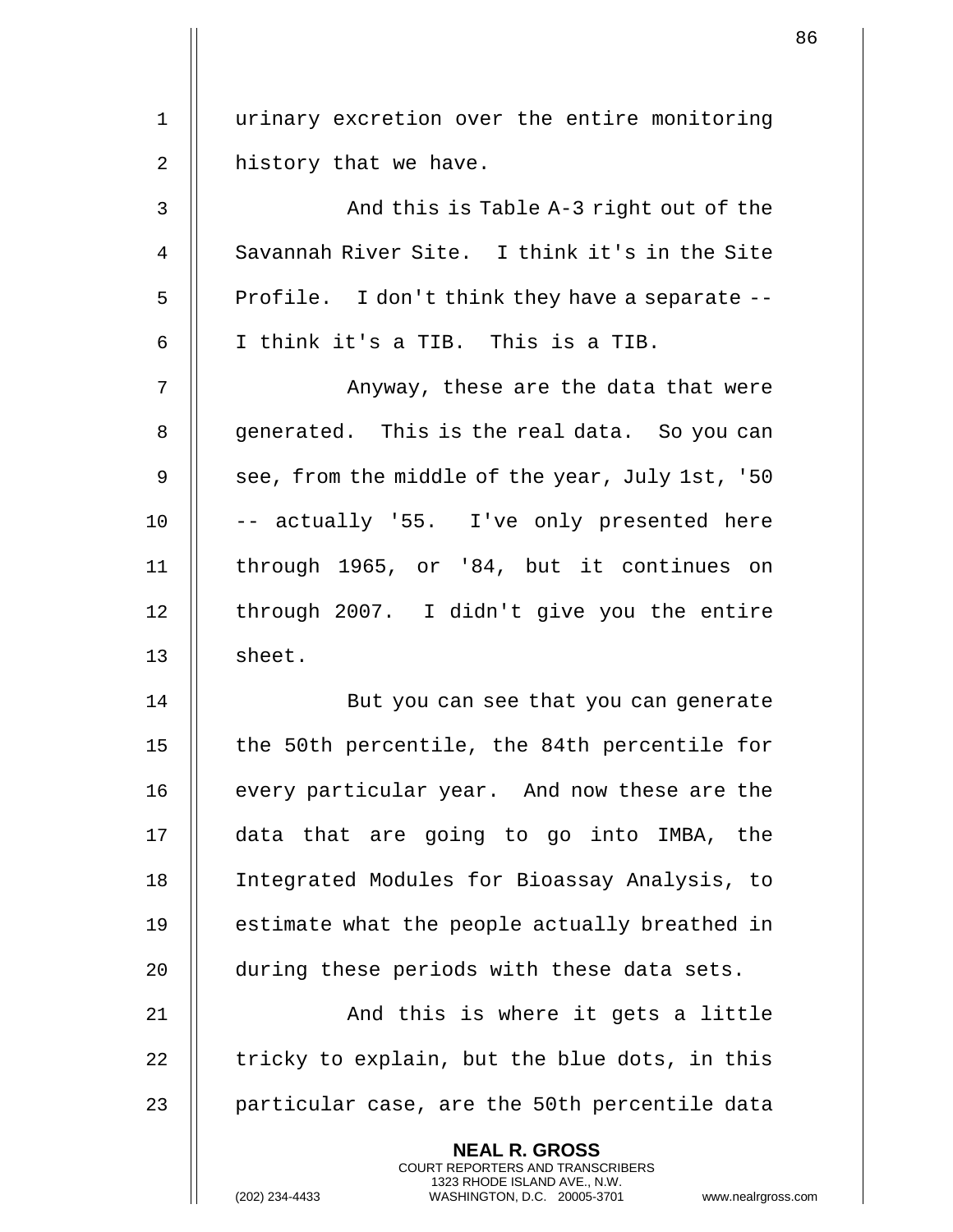urinary excretion over the entire monitoring history that we have.

And this is Table A-3 right out of the Savannah River Site. I think it's in the Site Profile. I don't think they have a separate -- I think it's a TIB. This is a TIB.

Anyway, these are the data that were generated. This is the real data. So you can see, from the middle of the year, July 1st, '50 -- actually '55. I've only presented here through 1965, or '84, but it continues on through 2007. I didn't give you the entire sheet.

But you can see that you can generate the 50th percentile, the 84th percentile for every particular year. And now these are the data that are going to go into IMBA, the Integrated Modules for Bioassay Analysis, to estimate what the people actually breathed in during these periods with these data sets.

And this is where it gets a little tricky to explain, but the blue dots, in this particular case, are the 50th percentile data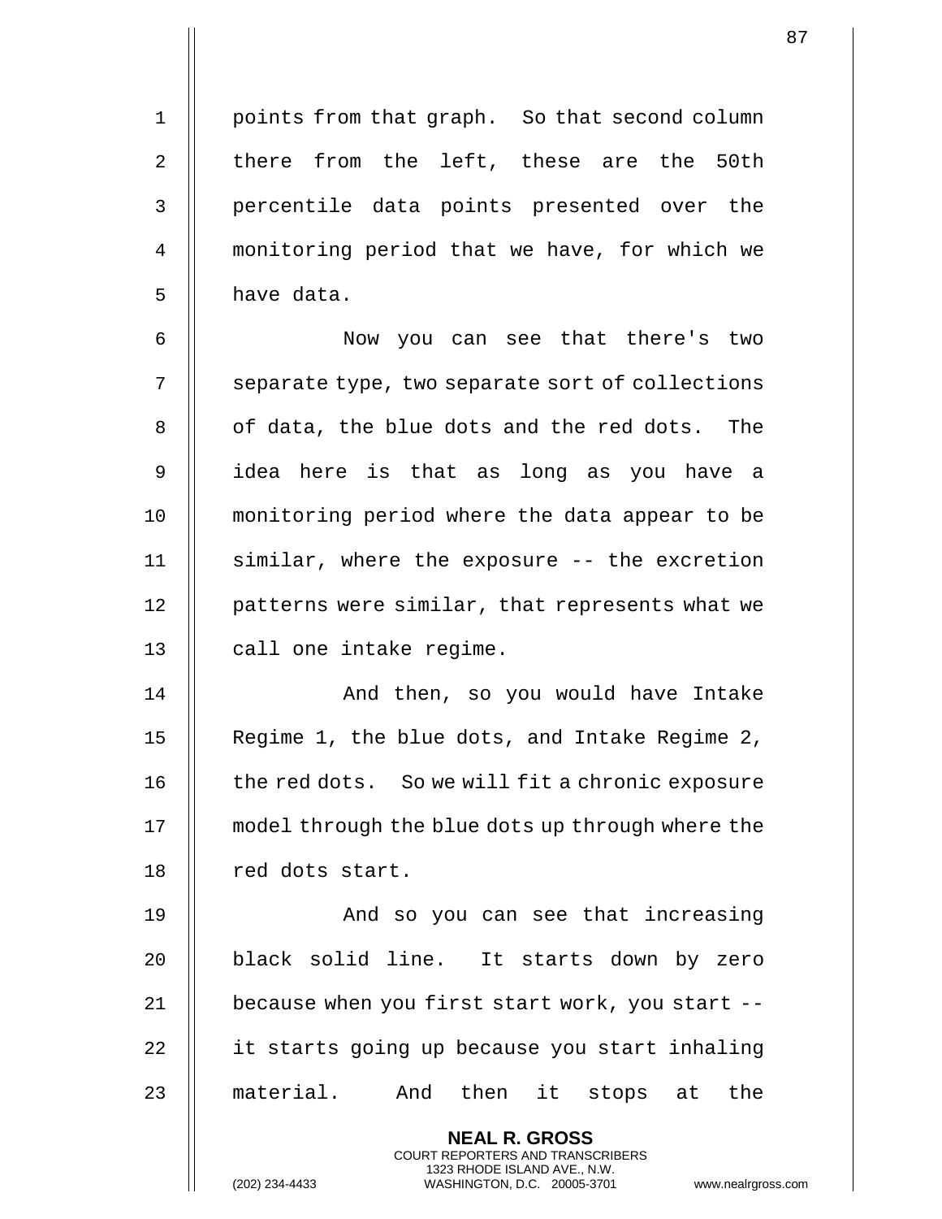points from that graph. So that second column there from the left, these are the 50th percentile data points presented over the monitoring period that we have, for which we have data.

Now you can see that there's two separate type, two separate sort of collections of data, the blue dots and the red dots. The idea here is that as long as you have a monitoring period where the data appear to be similar, where the exposure -- the excretion patterns were similar, that represents what we call one intake regime.

And then, so you would have Intake Regime 1, the blue dots, and Intake Regime 2, the red dots. So we will fit a chronic exposure model through the blue dots up through where the red dots start.

And so you can see that increasing black solid line. It starts down by zero because when you first start work, you start -- it starts going up because you start inhaling material. And then it stops at the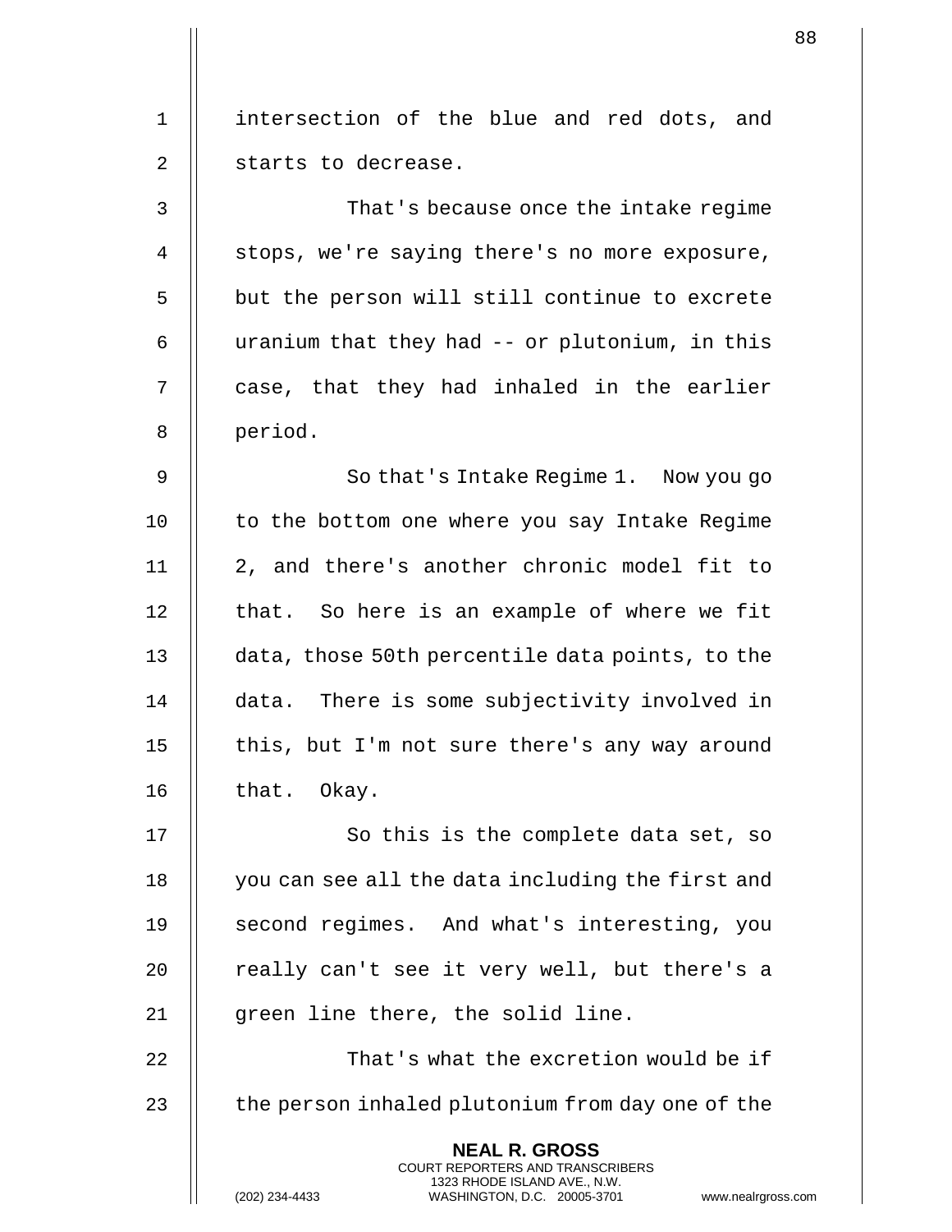intersection of the blue and red dots, and starts to decrease.

That's because once the intake regime stops, we're saying there's no more exposure, but the person will still continue to excrete uranium that they had -- or plutonium, in this case, that they had inhaled in the earlier period.

So that's Intake Regime 1. Now you go to the bottom one where you say Intake Regime 2, and there's another chronic model fit to that. So here is an example of where we fit data, those 50th percentile data points, to the data. There is some subjectivity involved in this, but I'm not sure there's any way around that. Okay.

So this is the complete data set, so you can see all the data including the first and second regimes. And what's interesting, you really can't see it very well, but there's a green line there, the solid line.

That's what the excretion would be if the person inhaled plutonium from day one of the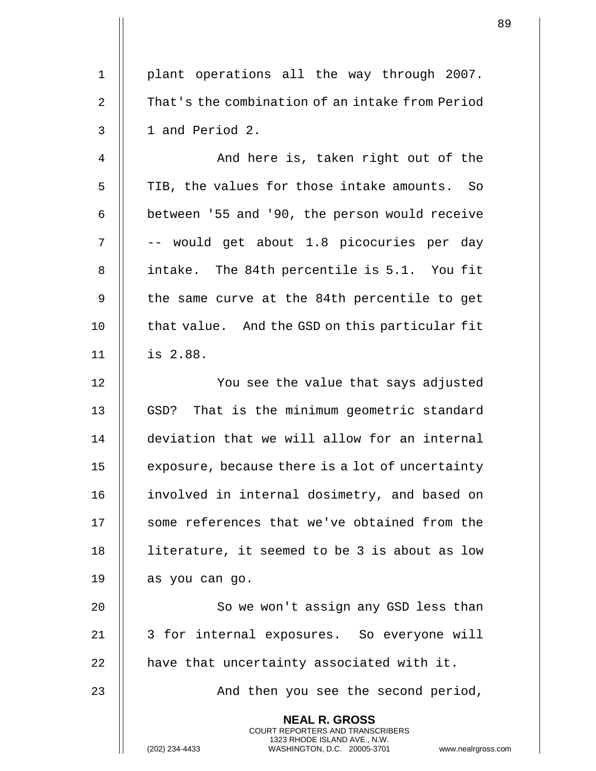plant operations all the way through 2007. That's the combination of an intake from Period 1 and Period 2.

And here is, taken right out of the TIB, the values for those intake amounts. So between '55 and '90, the person would receive -- would get about 1.8 picocuries per day intake. The 84th percentile is 5.1. You fit the same curve at the 84th percentile to get that value. And the GSD on this particular fit is 2.88.

You see the value that says adjusted GSD? That is the minimum geometric standard deviation that we will allow for an internal exposure, because there is a lot of uncertainty involved in internal dosimetry, and based on some references that we've obtained from the literature, it seemed to be 3 is about as low as you can go.

So we won't assign any GSD less than 3 for internal exposures. So everyone will have that uncertainty associated with it.

And then you see the second period,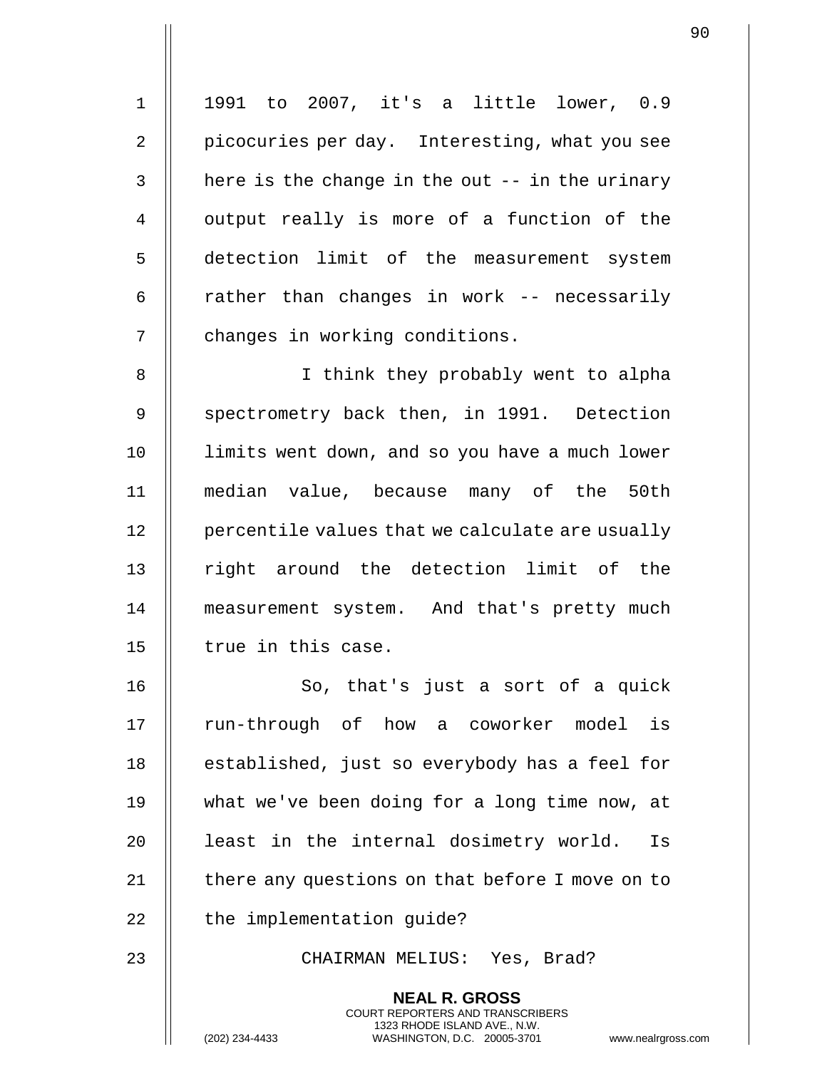1991 to 2007, it's a little lower, 0.9 picocuries per day. Interesting, what you see here is the change in the out -- in the urinary output really is more of a function of the detection limit of the measurement system rather than changes in work -- necessarily changes in working conditions.

I think they probably went to alpha spectrometry back then, in 1991. Detection limits went down, and so you have a much lower median value, because many of the 50th percentile values that we calculate are usually right around the detection limit of the measurement system. And that's pretty much true in this case.

So, that's just a sort of a quick run-through of how a coworker model is established, just so everybody has a feel for what we've been doing for a long time now, at least in the internal dosimetry world. Is there any questions on that before I move on to the implementation guide?

CHAIRMAN MELIUS: Yes, Brad?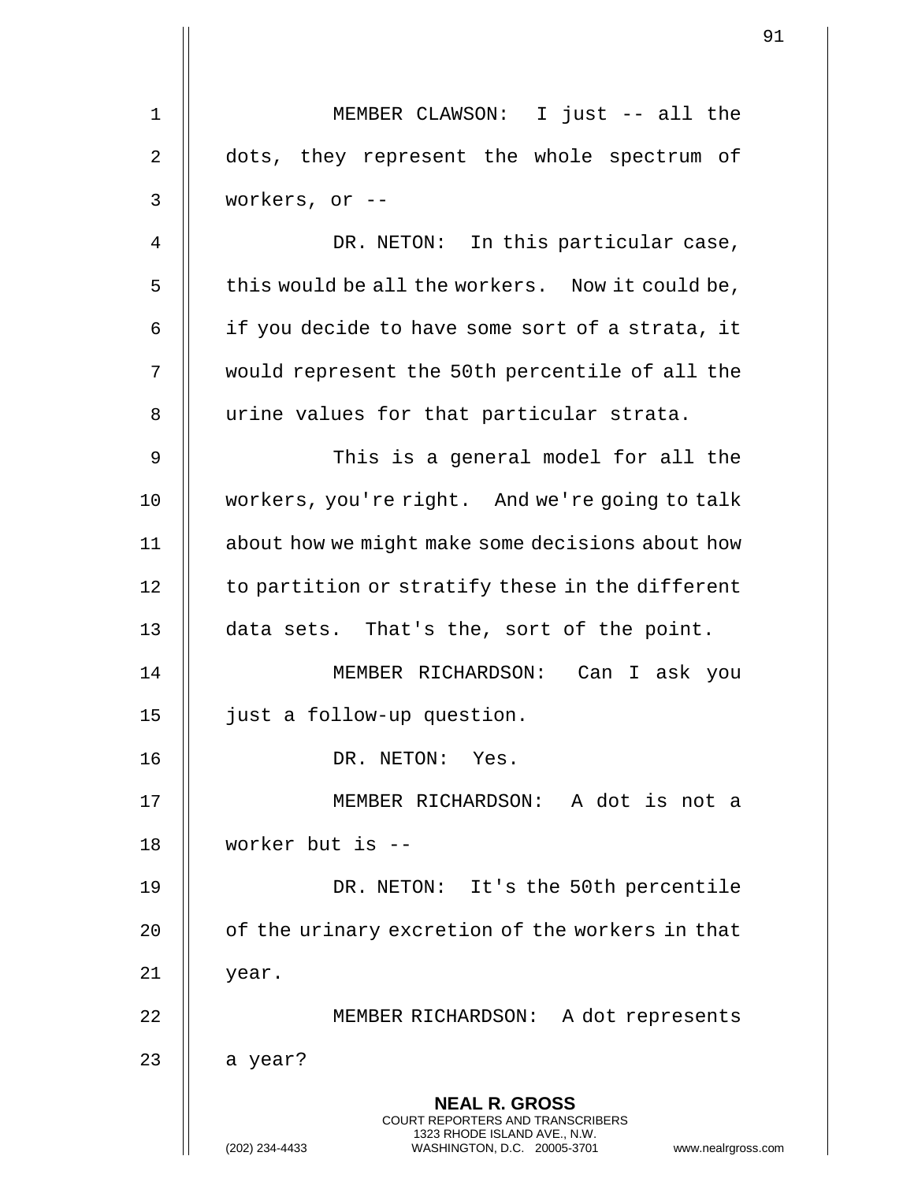MEMBER CLAWSON: I just -- all the dots, they represent the whole spectrum of workers, or --

DR. NETON: In this particular case, this would be all the workers. Now it could be, if you decide to have some sort of a strata, it would represent the 50th percentile of all the urine values for that particular strata.

This is a general model for all the workers, you're right. And we're going to talk about how we might make some decisions about how to partition or stratify these in the different data sets. That's the, sort of the point.

MEMBER RICHARDSON: Can I ask you just a follow-up question.

DR. NETON: Yes.

MEMBER RICHARDSON: A dot is not a worker but is --

DR. NETON: It's the 50th percentile of the urinary excretion of the workers in that year.

MEMBER RICHARDSON: A dot represents a year?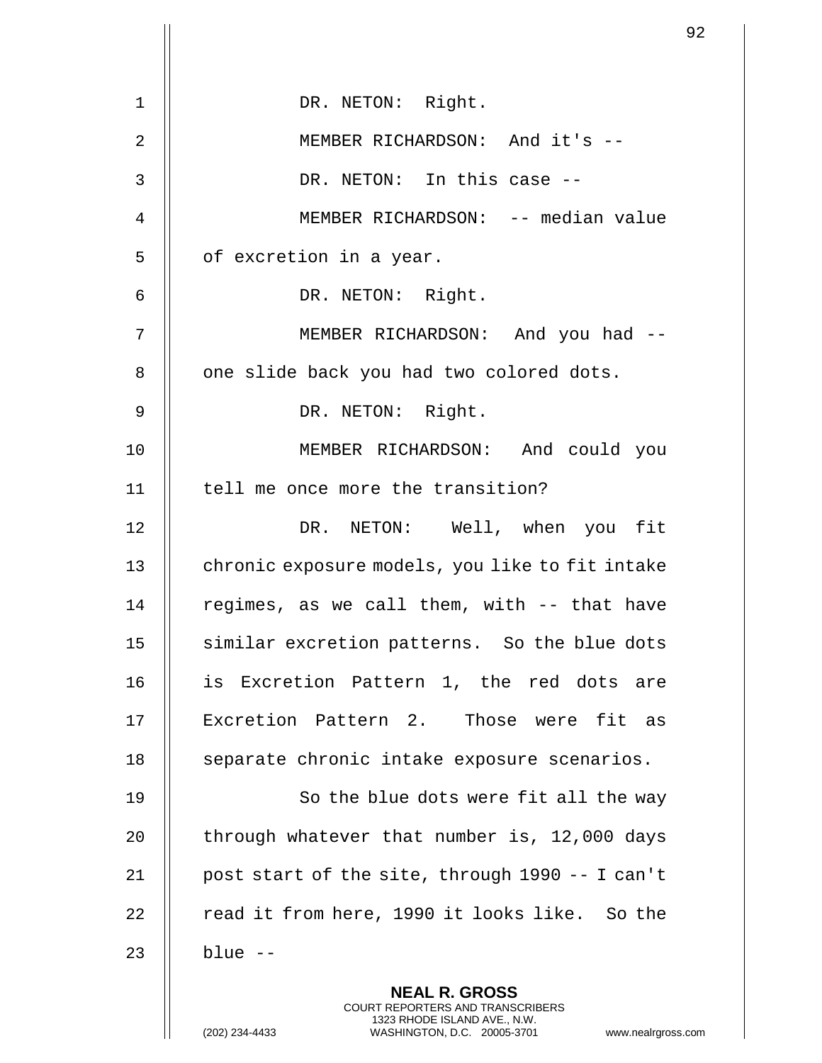DR. NETON: Right.

MEMBER RICHARDSON: And it's --

DR. NETON: In this case --

MEMBER RICHARDSON: -- median value of excretion in a year.

DR. NETON: Right.

MEMBER RICHARDSON: And you had -- one slide back you had two colored dots.

DR. NETON: Right.

MEMBER RICHARDSON: And could you tell me once more the transition?

DR. NETON: Well, when you fit chronic exposure models, you like to fit intake regimes, as we call them, with -- that have similar excretion patterns. So the blue dots is Excretion Pattern 1, the red dots are Excretion Pattern 2. Those were fit as separate chronic intake exposure scenarios.

So the blue dots were fit all the way through whatever that number is, 12,000 days post start of the site, through 1990 -- I can't read it from here, 1990 it looks like. So the blue --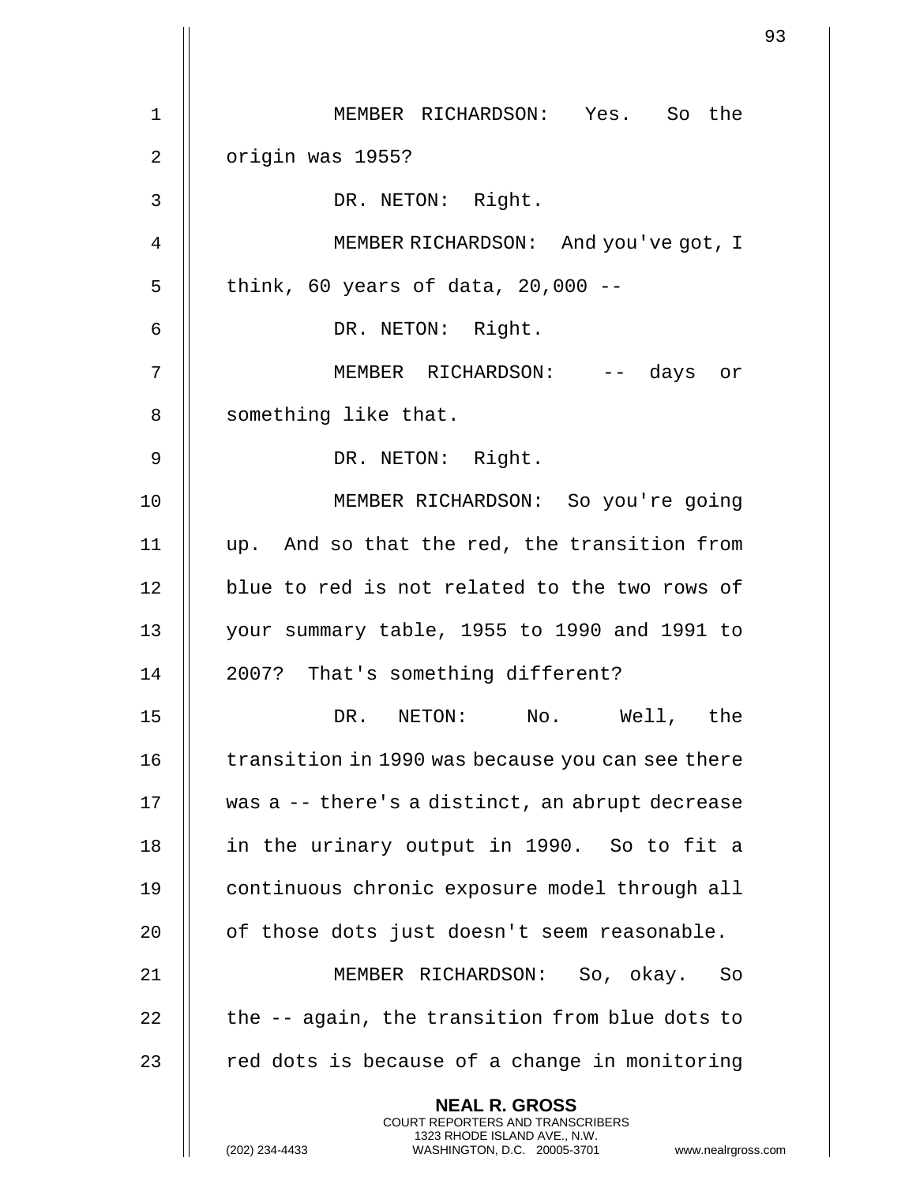MEMBER RICHARDSON: Yes. So the origin was 1955?

DR. NETON: Right.

MEMBER RICHARDSON: And you've got, I think, 60 years of data, 20,000 --

DR. NETON: Right.

MEMBER RICHARDSON: -- days or something like that.

DR. NETON: Right.

MEMBER RICHARDSON: So you're going up. And so that the red, the transition from blue to red is not related to the two rows of your summary table, 1955 to 1990 and 1991 to 2007? That's something different?

DR. NETON: No. Well, the transition in 1990 was because you can see there was a -- there's a distinct, an abrupt decrease in the urinary output in 1990. So to fit a continuous chronic exposure model through all of those dots just doesn't seem reasonable.

MEMBER RICHARDSON: So, okay. So the -- again, the transition from blue dots to red dots is because of a change in monitoring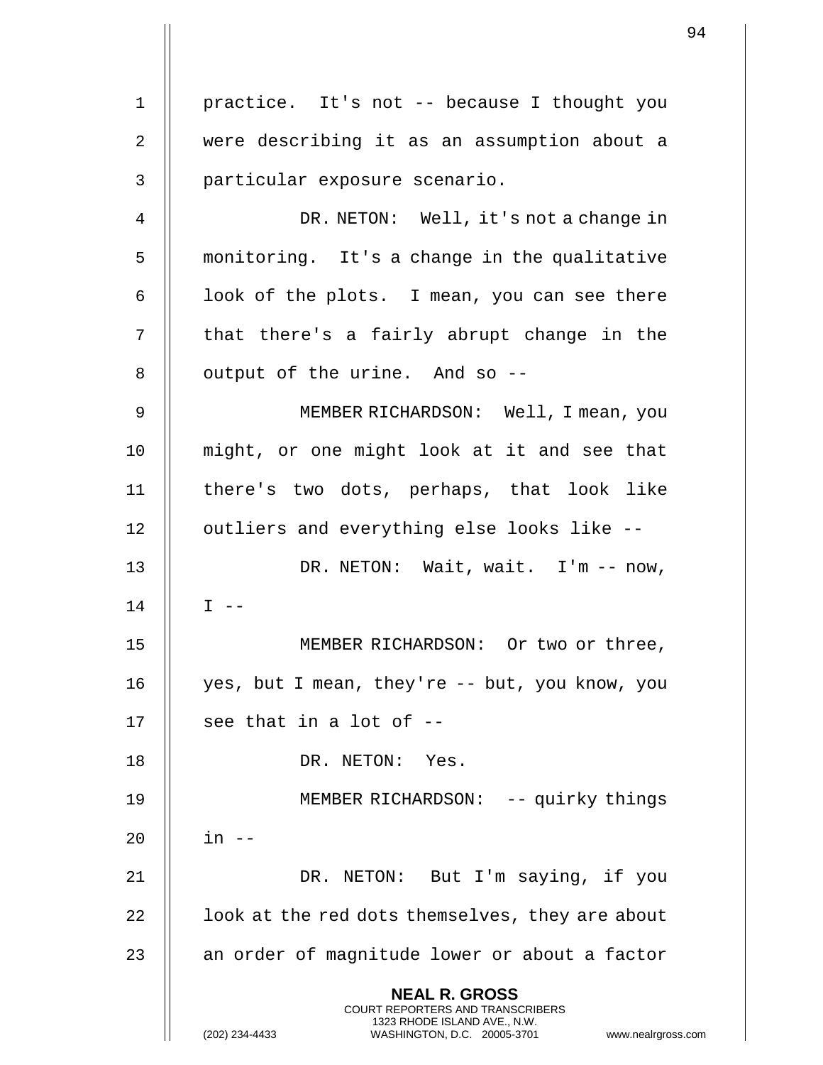practice. It's not -- because I thought you were describing it as an assumption about a particular exposure scenario.

DR. NETON: Well, it's not a change in monitoring. It's a change in the qualitative look of the plots. I mean, you can see there that there's a fairly abrupt change in the output of the urine. And so --

MEMBER RICHARDSON: Well, I mean, you might, or one might look at it and see that there's two dots, perhaps, that look like outliers and everything else looks like --

DR. NETON: Wait, wait. I'm -- now, I --

MEMBER RICHARDSON: Or two or three, yes, but I mean, they're -- but, you know, you see that in a lot of --

DR. NETON: Yes.

MEMBER RICHARDSON: -- quirky things in --

DR. NETON: But I'm saying, if you look at the red dots themselves, they are about an order of magnitude lower or about a factor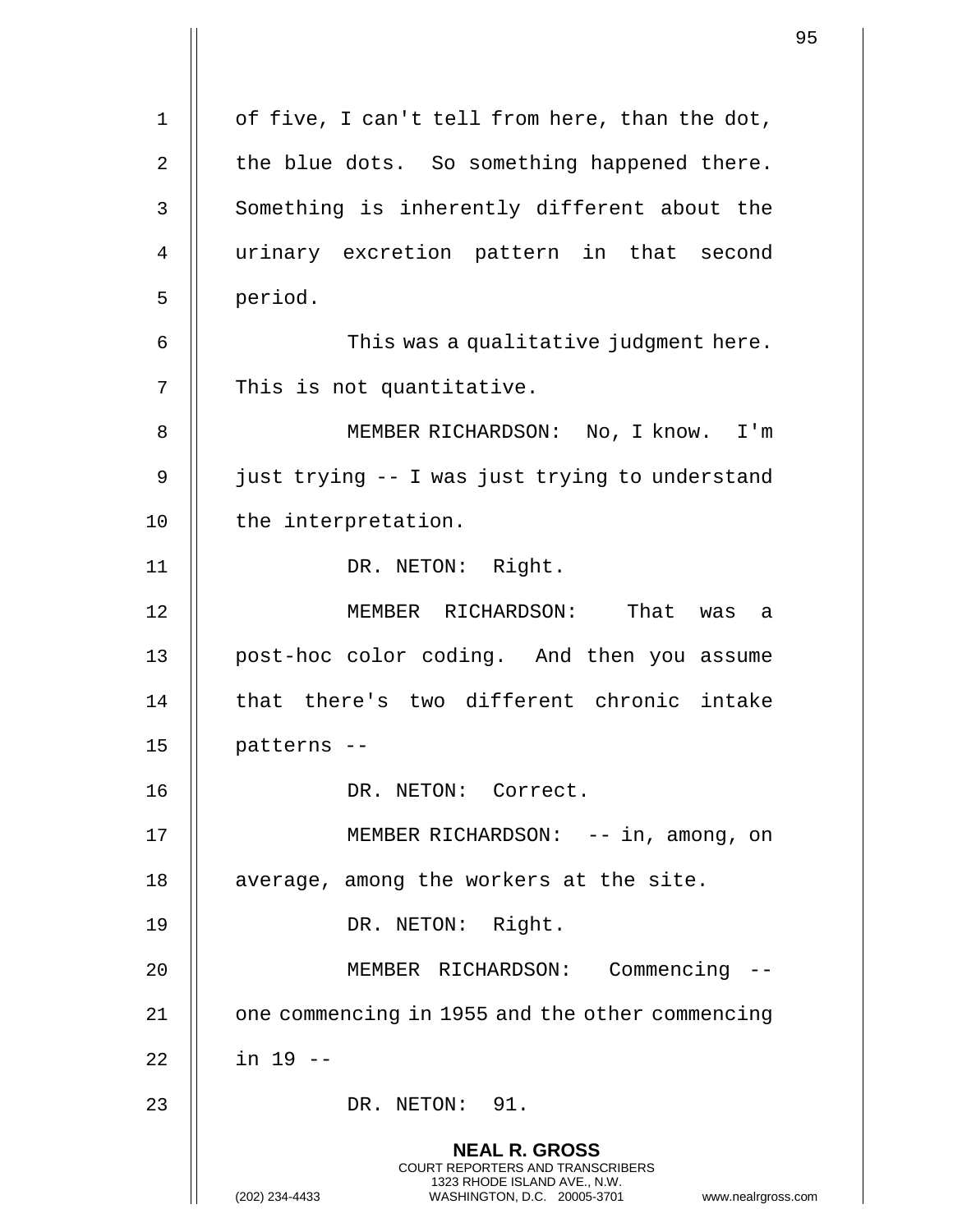of five, I can't tell from here, than the dot, the blue dots. So something happened there. Something is inherently different about the urinary excretion pattern in that second period.

This was a qualitative judgment here. This is not quantitative.

MEMBER RICHARDSON: No, I know. I'm just trying -- I was just trying to understand the interpretation.

DR. NETON: Right.

MEMBER RICHARDSON: That was a post-hoc color coding. And then you assume that there's two different chronic intake patterns --

DR. NETON: Correct.

MEMBER RICHARDSON: -- in, among, on average, among the workers at the site.

DR. NETON: Right.

MEMBER RICHARDSON: Commencing -- one commencing in 1955 and the other commencing in 19 --

DR. NETON: 91.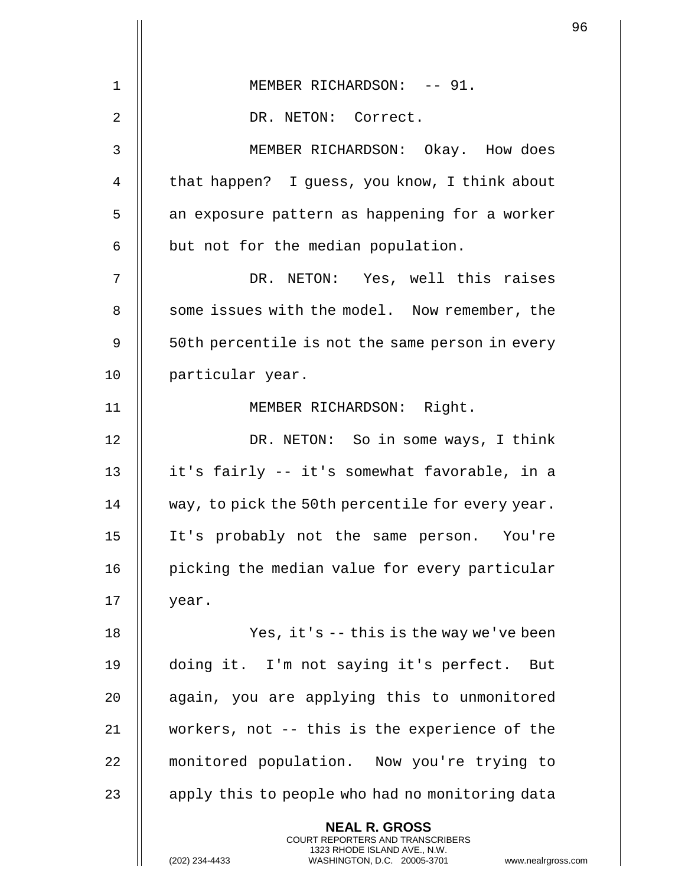MEMBER RICHARDSON: -- 91.

DR. NETON: Correct.

MEMBER RICHARDSON: Okay. How does that happen? I guess, you know, I think about an exposure pattern as happening for a worker but not for the median population.

DR. NETON: Yes, well this raises some issues with the model. Now remember, the 50th percentile is not the same person in every particular year.

MEMBER RICHARDSON: Right.

DR. NETON: So in some ways, I think it's fairly -- it's somewhat favorable, in a way, to pick the 50th percentile for every year. It's probably not the same person. You're picking the median value for every particular year.

Yes, it's -- this is the way we've been doing it. I'm not saying it's perfect. But again, you are applying this to unmonitored workers, not -- this is the experience of the monitored population. Now you're trying to apply this to people who had no monitoring data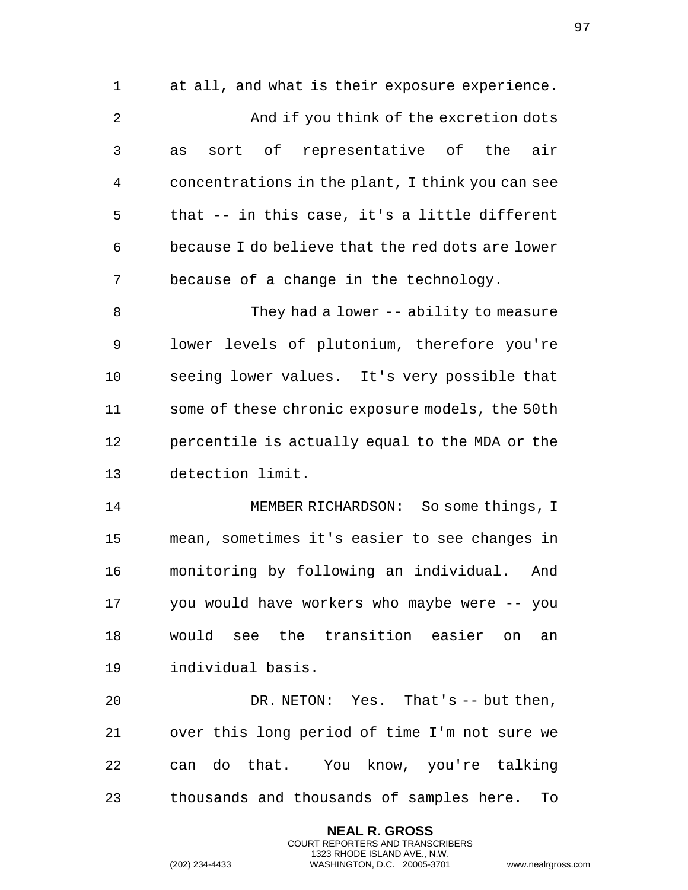at all, and what is their exposure experience.

And if you think of the excretion dots as sort of representative of the air concentrations in the plant, I think you can see that -- in this case, it's a little different because I do believe that the red dots are lower because of a change in the technology.

They had a lower -- ability to measure lower levels of plutonium, therefore you're seeing lower values. It's very possible that some of these chronic exposure models, the 50th percentile is actually equal to the MDA or the detection limit.

MEMBER RICHARDSON: So some things, I mean, sometimes it's easier to see changes in monitoring by following an individual. And you would have workers who maybe were -- you would see the transition easier on an individual basis.

DR. NETON: Yes. That's -- but then, over this long period of time I'm not sure we can do that. You know, you're talking thousands and thousands of samples here. To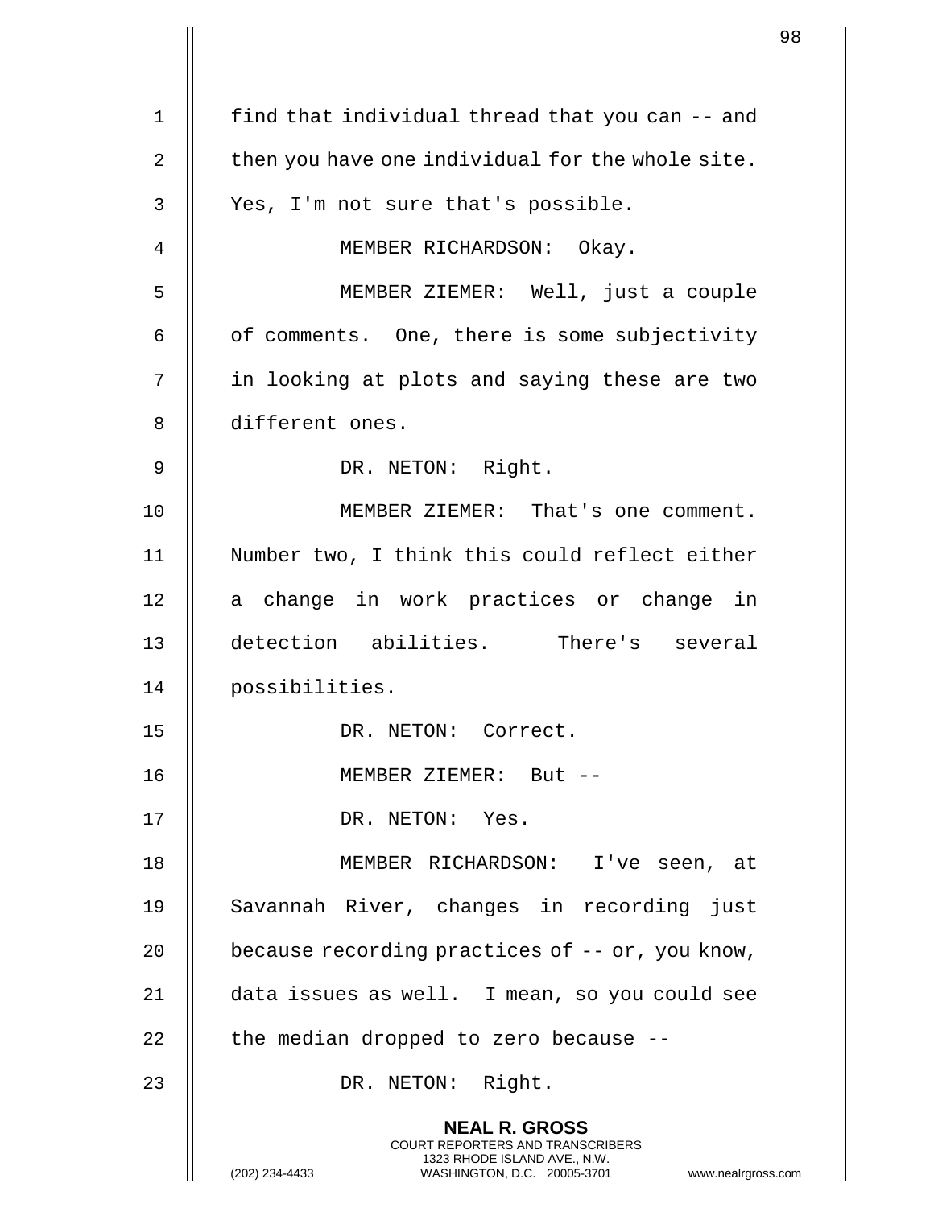find that individual thread that you can -- and then you have one individual for the whole site. Yes, I'm not sure that's possible.

MEMBER RICHARDSON: Okay.

MEMBER ZIEMER: Well, just a couple of comments. One, there is some subjectivity in looking at plots and saying these are two different ones.

DR. NETON: Right.

MEMBER ZIEMER: That's one comment. Number two, I think this could reflect either a change in work practices or change in detection abilities. There's several possibilities.

DR. NETON: Correct.

MEMBER ZIEMER: But --

DR. NETON: Yes.

MEMBER RICHARDSON: I've seen, at Savannah River, changes in recording just because recording practices of -- or, you know, data issues as well. I mean, so you could see the median dropped to zero because --

DR. NETON: Right.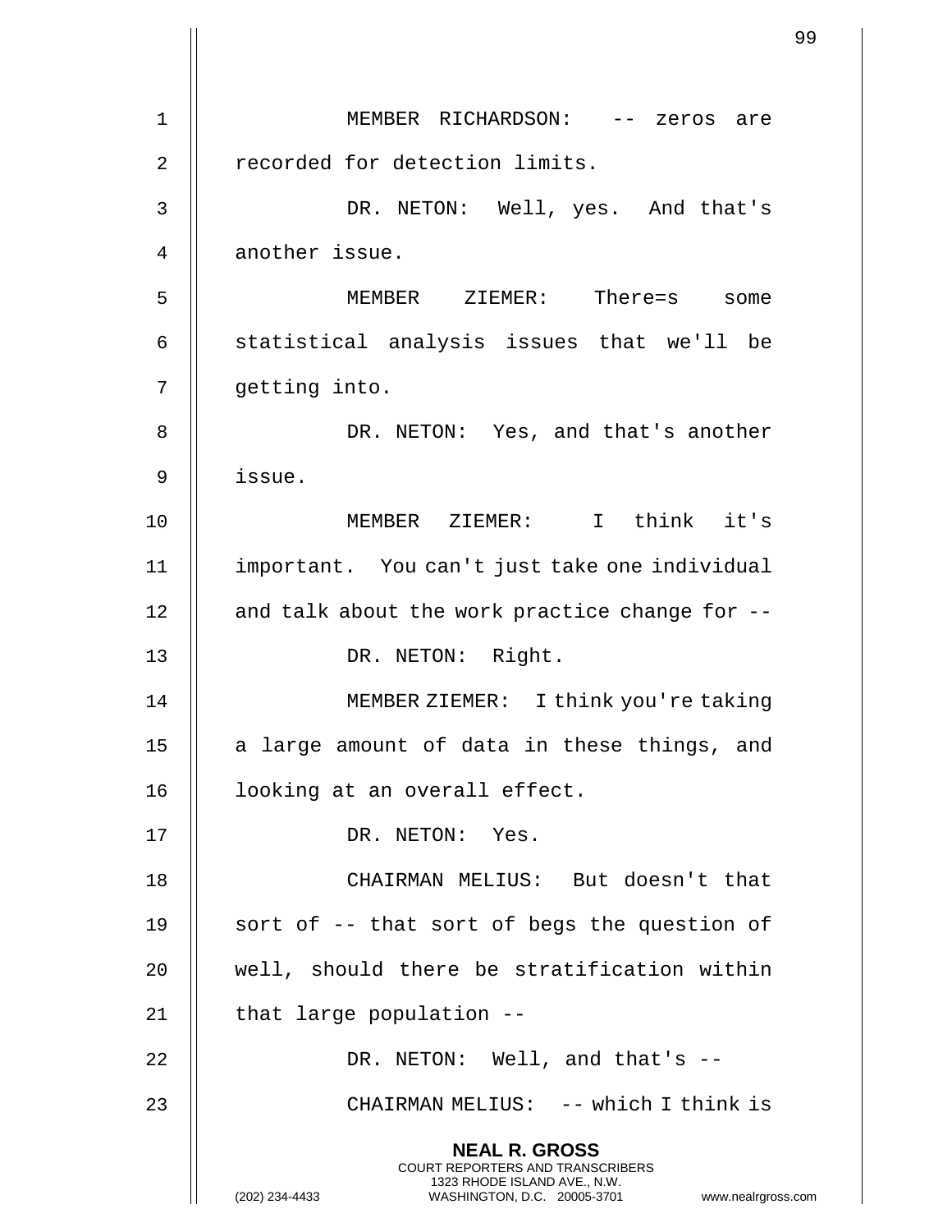MEMBER RICHARDSON: -- zeros are recorded for detection limits.

DR. NETON: Well, yes. And that's another issue.

MEMBER ZIEMER: There=s some statistical analysis issues that we'll be getting into.

DR. NETON: Yes, and that's another issue.

MEMBER ZIEMER: I think it's important. You can't just take one individual and talk about the work practice change for --

DR. NETON: Right.

MEMBER ZIEMER: I think you're taking a large amount of data in these things, and looking at an overall effect.

DR. NETON: Yes.

CHAIRMAN MELIUS: But doesn't that sort of -- that sort of begs the question of well, should there be stratification within that large population --

DR. NETON: Well, and that's --

CHAIRMAN MELIUS: -- which I think is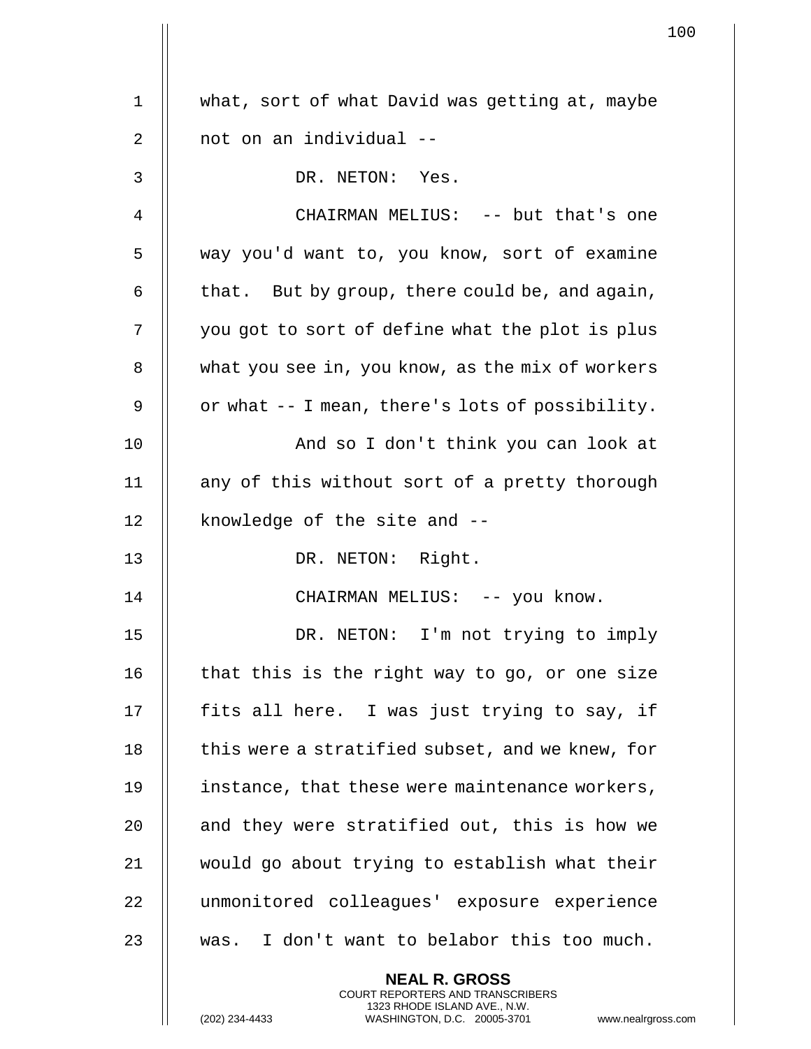what, sort of what David was getting at, maybe not on an individual --

DR. NETON: Yes.

CHAIRMAN MELIUS: -- but that's one way you'd want to, you know, sort of examine that. But by group, there could be, and again, you got to sort of define what the plot is plus what you see in, you know, as the mix of workers or what -- I mean, there's lots of possibility.

And so I don't think you can look at any of this without sort of a pretty thorough knowledge of the site and --

DR. NETON: Right.

CHAIRMAN MELIUS: -- you know.

DR. NETON: I'm not trying to imply that this is the right way to go, or one size fits all here. I was just trying to say, if this were a stratified subset, and we knew, for instance, that these were maintenance workers, and they were stratified out, this is how we would go about trying to establish what their unmonitored colleagues' exposure experience was. I don't want to belabor this too much.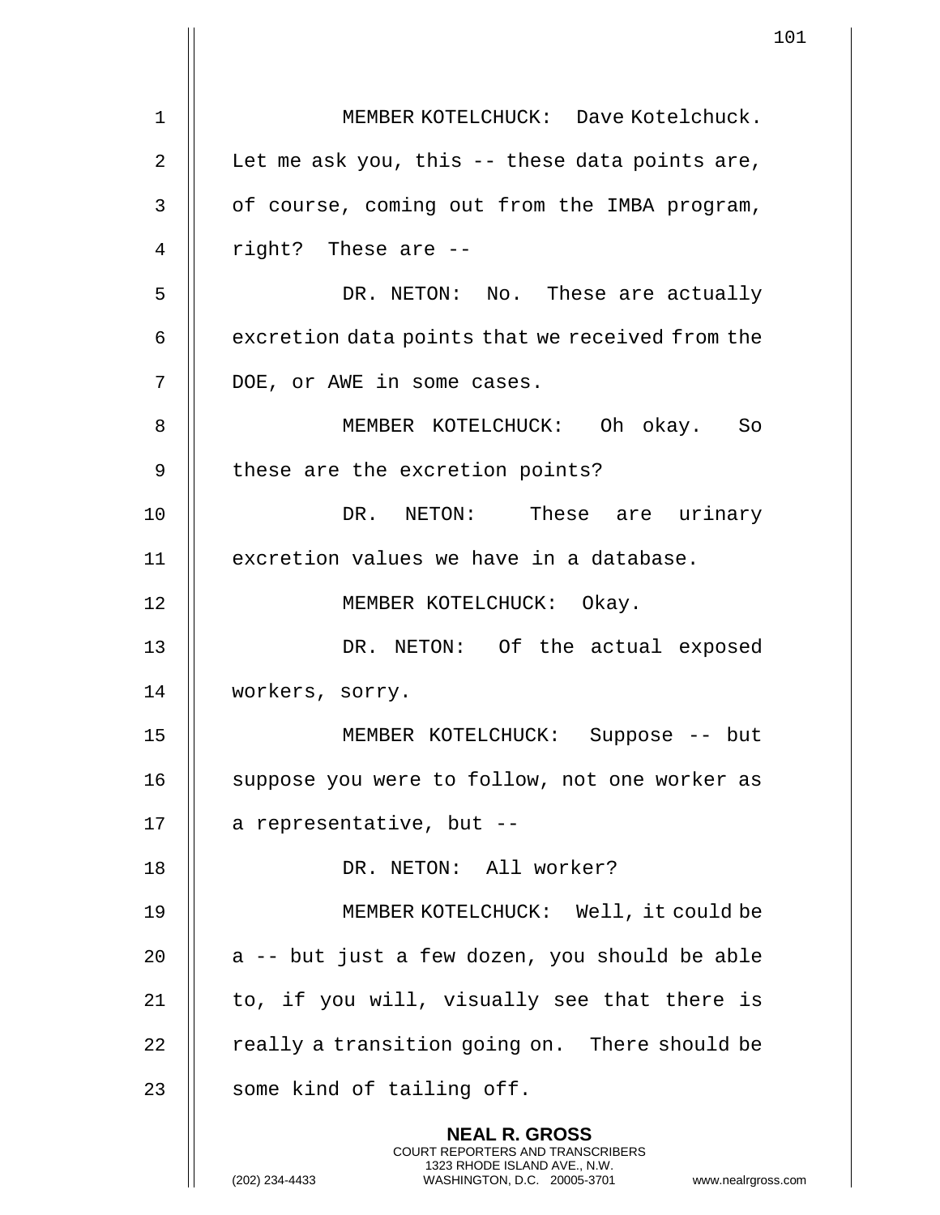MEMBER KOTELCHUCK: Dave Kotelchuck. Let me ask you, this -- these data points are, of course, coming out from the IMBA program, right? These are --

DR. NETON: No. These are actually excretion data points that we received from the DOE, or AWE in some cases.

MEMBER KOTELCHUCK: Oh okay. So these are the excretion points?

DR. NETON: These are urinary excretion values we have in a database.

MEMBER KOTELCHUCK: Okay.

DR. NETON: Of the actual exposed workers, sorry.

MEMBER KOTELCHUCK: Suppose -- but suppose you were to follow, not one worker as a representative, but --

DR. NETON: All worker?

MEMBER KOTELCHUCK: Well, it could be a -- but just a few dozen, you should be able to, if you will, visually see that there is really a transition going on. There should be some kind of tailing off.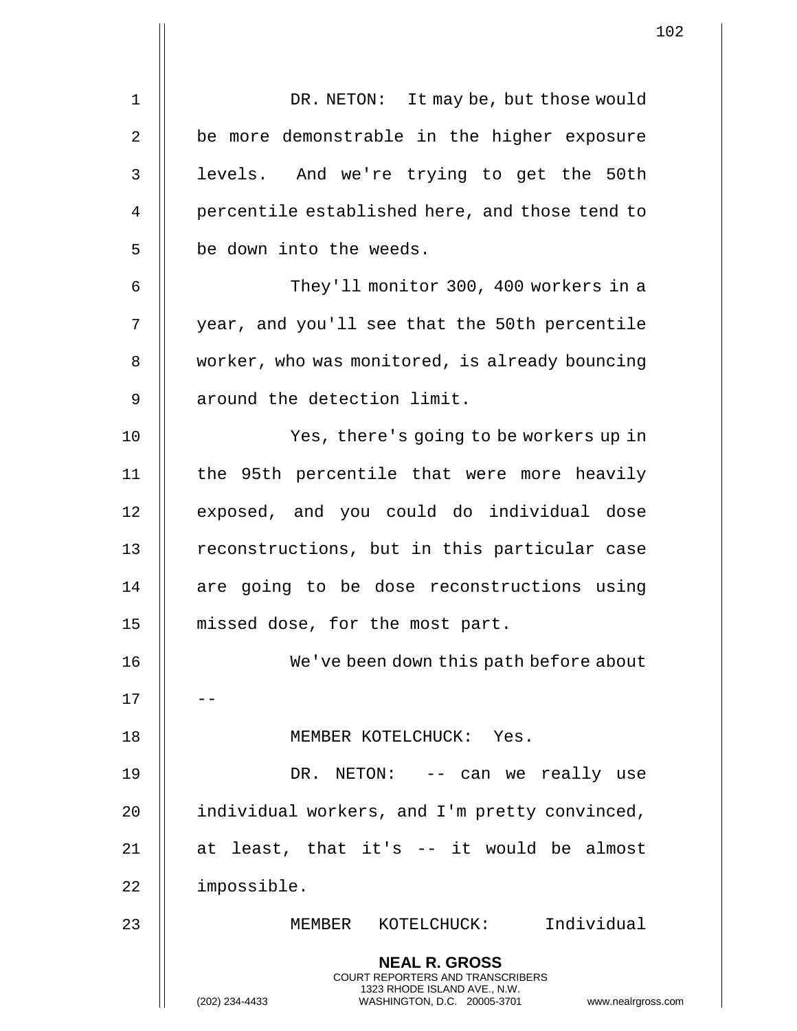DR. NETON: It may be, but those would be more demonstrable in the higher exposure levels. And we're trying to get the 50th percentile established here, and those tend to be down into the weeds.

They'll monitor 300, 400 workers in a year, and you'll see that the 50th percentile worker, who was monitored, is already bouncing around the detection limit.

Yes, there's going to be workers up in the 95th percentile that were more heavily exposed, and you could do individual dose reconstructions, but in this particular case are going to be dose reconstructions using missed dose, for the most part.

We've been down this path before about --

MEMBER KOTELCHUCK: Yes.

DR. NETON: -- can we really use individual workers, and I'm pretty convinced, at least, that it's -- it would be almost impossible.

MEMBER KOTELCHUCK: Individual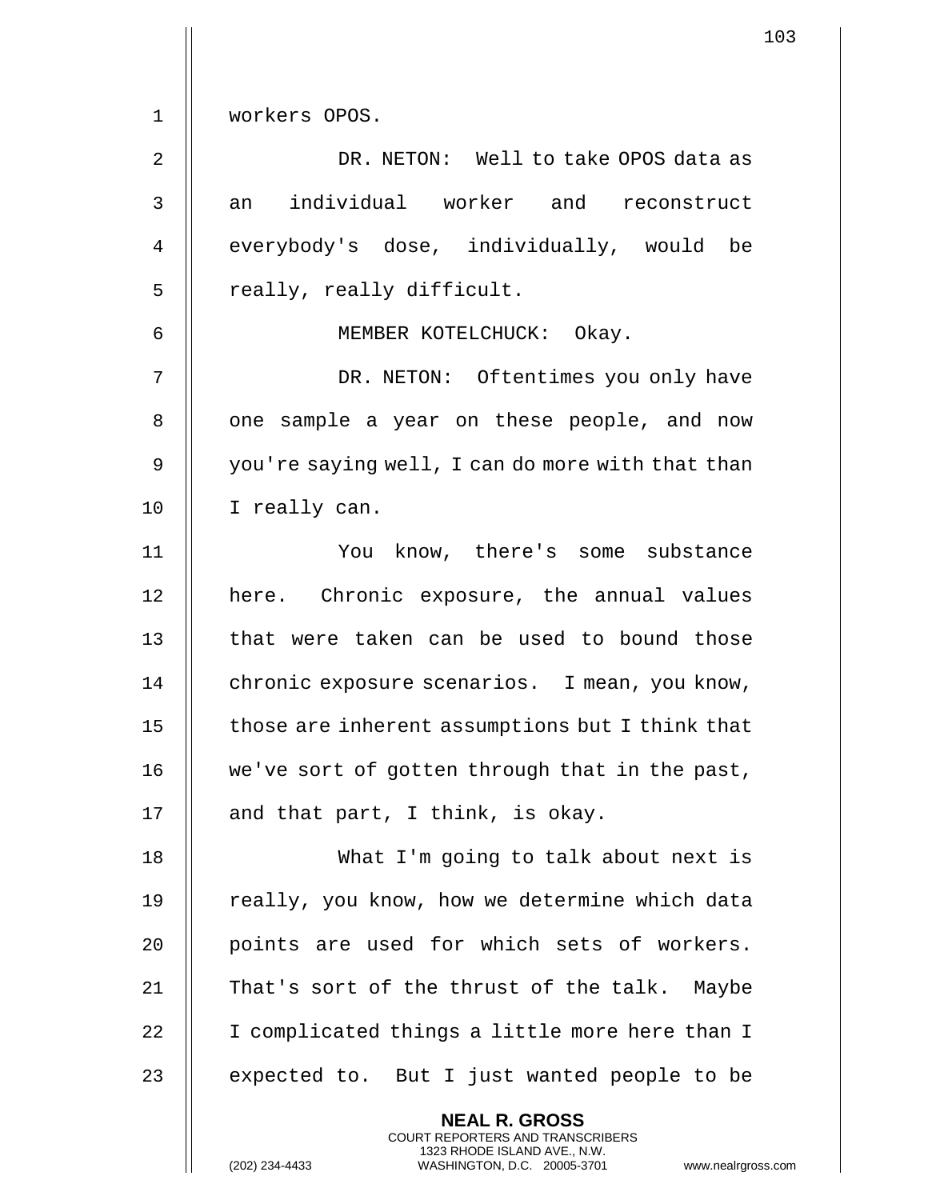workers OPOS.

DR. NETON: Well to take OPOS data as an individual worker and reconstruct everybody's dose, individually, would be really, really difficult.

MEMBER KOTELCHUCK: Okay.

DR. NETON: Oftentimes you only have one sample a year on these people, and now you're saying well, I can do more with that than I really can.

You know, there's some substance here. Chronic exposure, the annual values that were taken can be used to bound those chronic exposure scenarios. I mean, you know, those are inherent assumptions but I think that we've sort of gotten through that in the past, and that part, I think, is okay.

What I'm going to talk about next is really, you know, how we determine which data points are used for which sets of workers. That's sort of the thrust of the talk. Maybe I complicated things a little more here than I expected to. But I just wanted people to be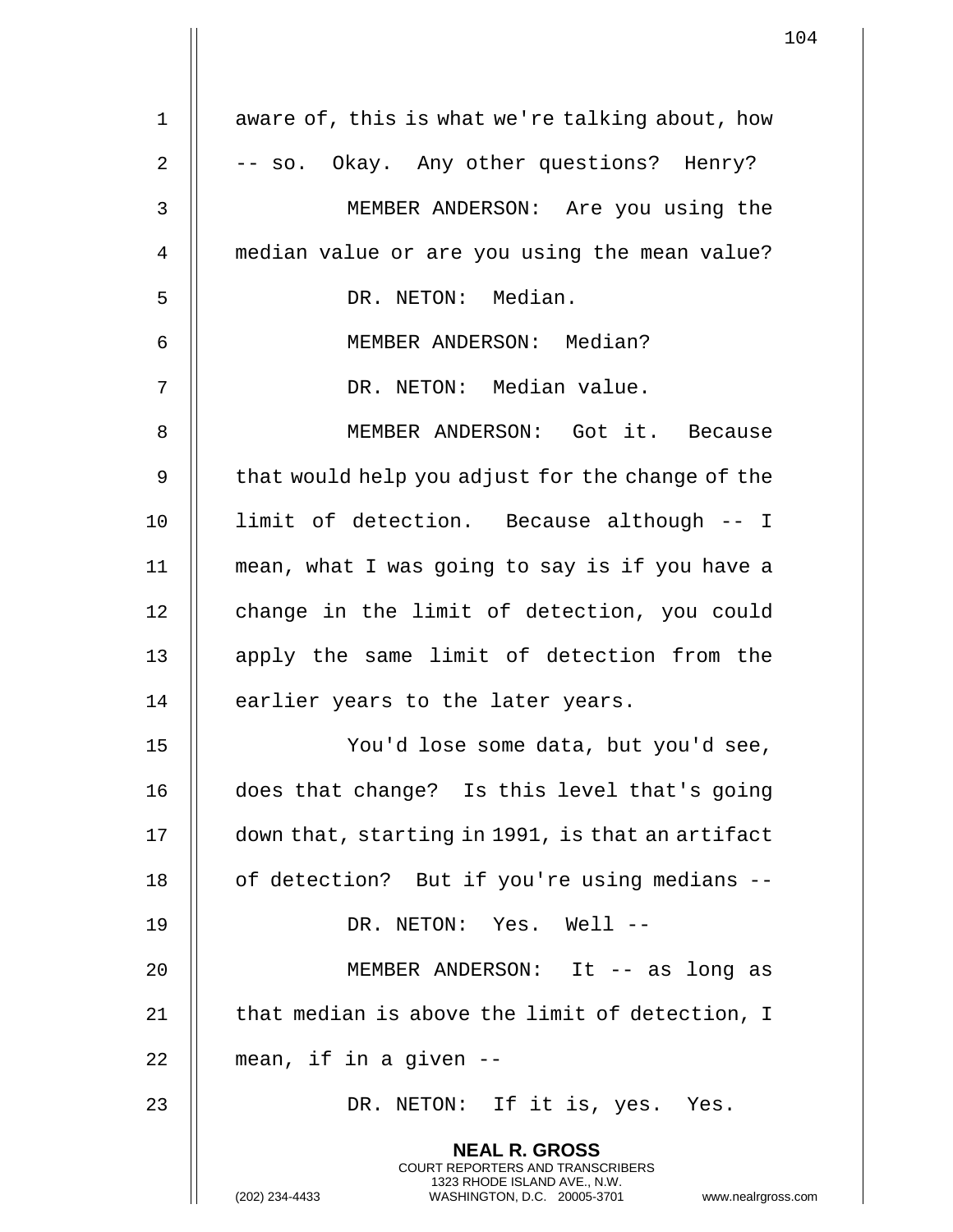aware of, this is what we're talking about, how -- so. Okay. Any other questions? Henry?

MEMBER ANDERSON: Are you using the median value or are you using the mean value?

DR. NETON: Median.

MEMBER ANDERSON: Median?

DR. NETON: Median value.

MEMBER ANDERSON: Got it. Because that would help you adjust for the change of the limit of detection. Because although -- I mean, what I was going to say is if you have a change in the limit of detection, you could apply the same limit of detection from the earlier years to the later years.

You'd lose some data, but you'd see, does that change? Is this level that's going down that, starting in 1991, is that an artifact of detection? But if you're using medians --

DR. NETON: Yes. Well --

MEMBER ANDERSON: It -- as long as that median is above the limit of detection, I mean, if in a given --

DR. NETON: If it is, yes. Yes.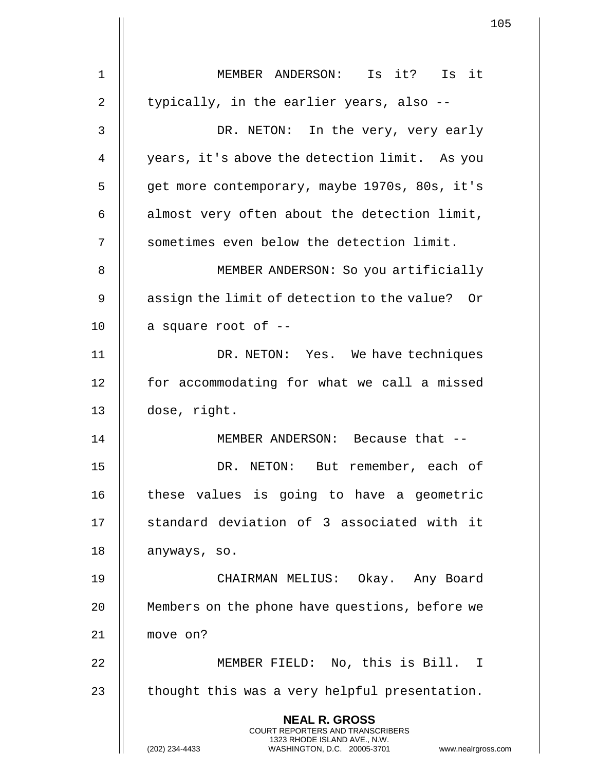MEMBER ANDERSON: Is it? Is it typically, in the earlier years, also --

DR. NETON: In the very, very early years, it's above the detection limit. As you get more contemporary, maybe 1970s, 80s, it's almost very often about the detection limit, sometimes even below the detection limit.

MEMBER ANDERSON: So you artificially assign the limit of detection to the value? Or a square root of --

DR. NETON: Yes. We have techniques for accommodating for what we call a missed dose, right.

MEMBER ANDERSON: Because that --

DR. NETON: But remember, each of these values is going to have a geometric standard deviation of 3 associated with it anyways, so.

CHAIRMAN MELIUS: Okay. Any Board Members on the phone have questions, before we move on?

MEMBER FIELD: No, this is Bill. I thought this was a very helpful presentation.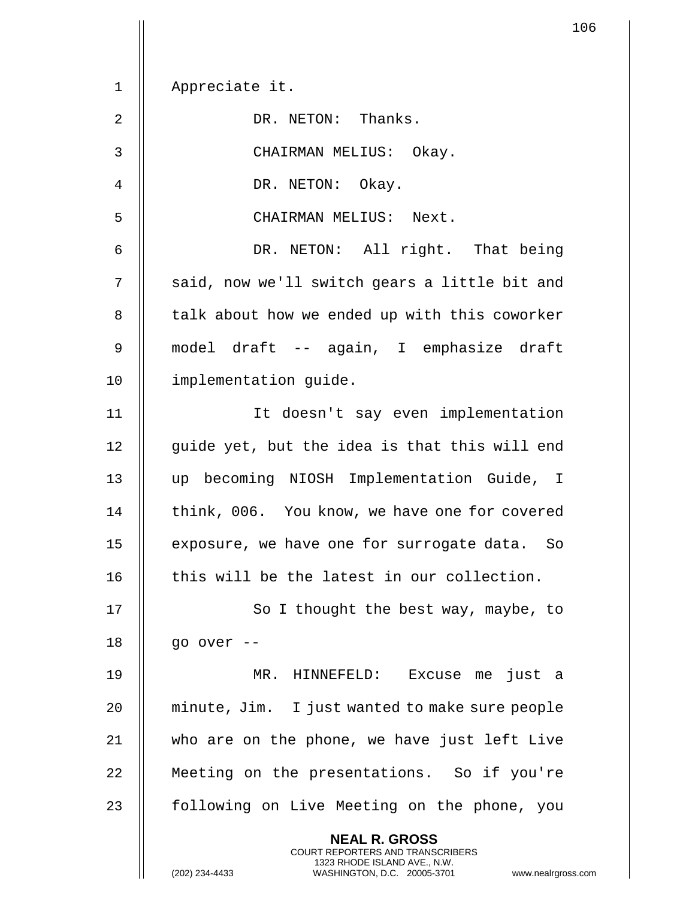Appreciate it.

DR. NETON: Thanks.

CHAIRMAN MELIUS: Okay.

DR. NETON: Okay.

CHAIRMAN MELIUS: Next.

DR. NETON: All right. That being said, now we'll switch gears a little bit and talk about how we ended up with this coworker model draft -- again, I emphasize draft implementation guide.

It doesn't say even implementation guide yet, but the idea is that this will end up becoming NIOSH Implementation Guide, I think, 006. You know, we have one for covered exposure, we have one for surrogate data. So this will be the latest in our collection.

So I thought the best way, maybe, to go over --

MR. HINNEFELD: Excuse me just a minute, Jim. I just wanted to make sure people who are on the phone, we have just left Live Meeting on the presentations. So if you're following on Live Meeting on the phone, you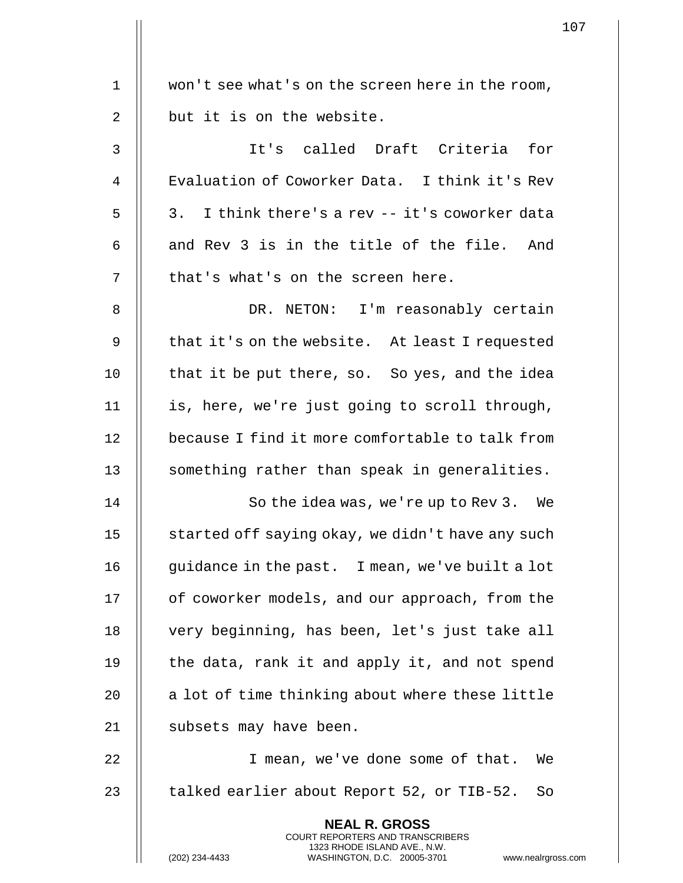won't see what's on the screen here in the room, but it is on the website.

It's called Draft Criteria for Evaluation of Coworker Data. I think it's Rev 3. I think there's a rev -- it's coworker data and Rev 3 is in the title of the file. And that's what's on the screen here.

DR. NETON: I'm reasonably certain that it's on the website. At least I requested that it be put there, so. So yes, and the idea is, here, we're just going to scroll through, because I find it more comfortable to talk from something rather than speak in generalities.

So the idea was, we're up to Rev 3. We started off saying okay, we didn't have any such guidance in the past. I mean, we've built a lot of coworker models, and our approach, from the very beginning, has been, let's just take all the data, rank it and apply it, and not spend a lot of time thinking about where these little subsets may have been.

I mean, we've done some of that. We talked earlier about Report 52, or TIB-52. So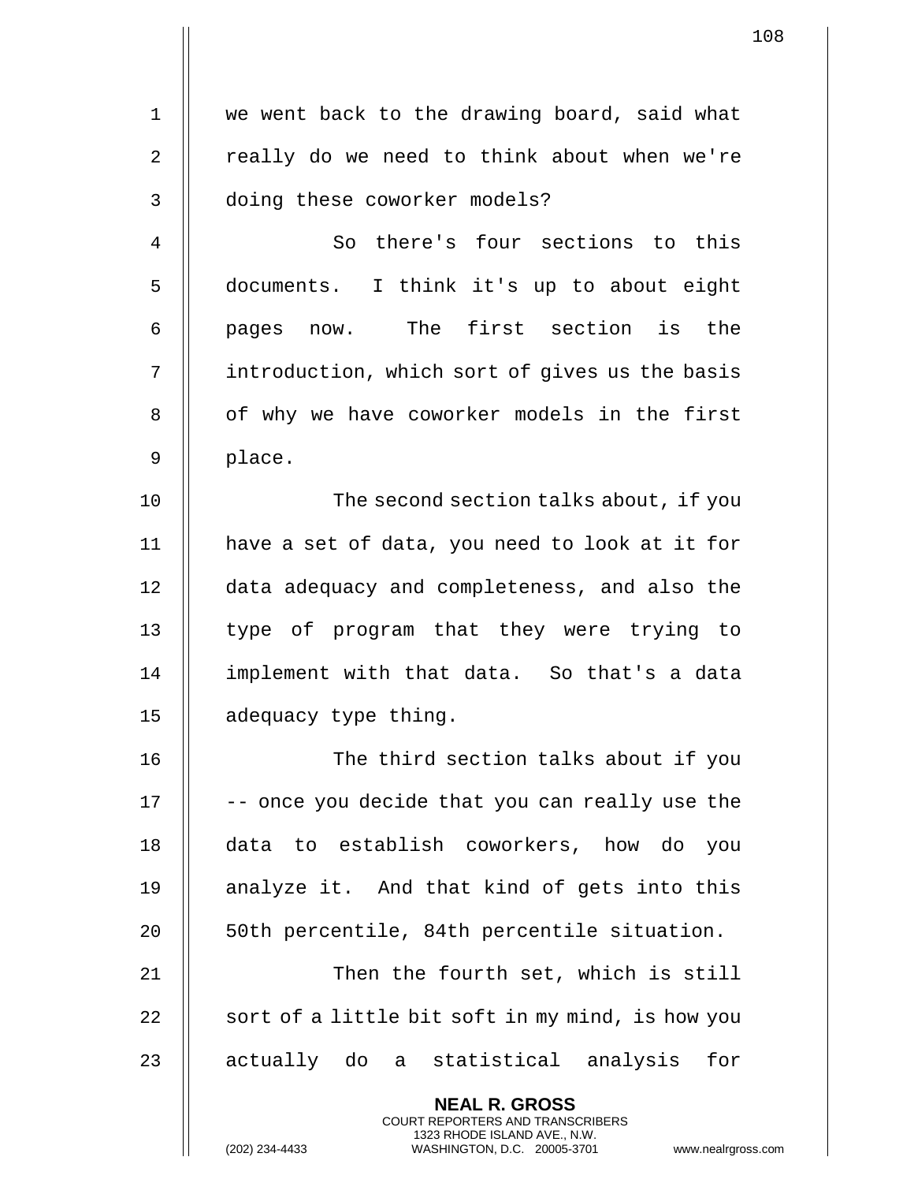we went back to the drawing board, said what really do we need to think about when we're doing these coworker models?

So there's four sections to this documents. I think it's up to about eight pages now. The first section is the introduction, which sort of gives us the basis of why we have coworker models in the first place.

The second section talks about, if you have a set of data, you need to look at it for data adequacy and completeness, and also the type of program that they were trying to implement with that data. So that's a data adequacy type thing.

The third section talks about if you -- once you decide that you can really use the data to establish coworkers, how do you analyze it. And that kind of gets into this 50th percentile, 84th percentile situation.

Then the fourth set, which is still sort of a little bit soft in my mind, is how you actually do a statistical analysis for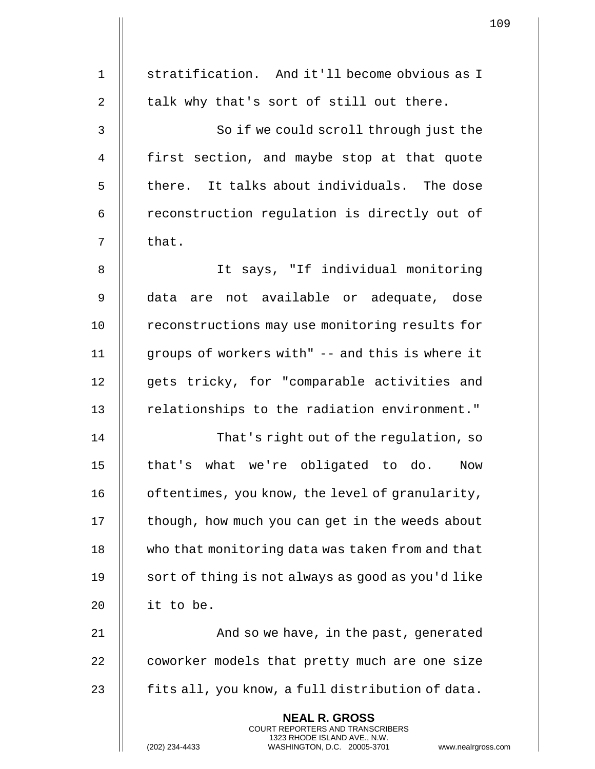stratification. And it'll become obvious as I talk why that's sort of still out there.

So if we could scroll through just the first section, and maybe stop at that quote there. It talks about individuals. The dose reconstruction regulation is directly out of that.

It says, "If individual monitoring data are not available or adequate, dose reconstructions may use monitoring results for groups of workers with" -- and this is where it gets tricky, for "comparable activities and relationships to the radiation environment."

That's right out of the regulation, so that's what we're obligated to do. Now oftentimes, you know, the level of granularity, though, how much you can get in the weeds about who that monitoring data was taken from and that sort of thing is not always as good as you'd like it to be.

And so we have, in the past, generated coworker models that pretty much are one size fits all, you know, a full distribution of data.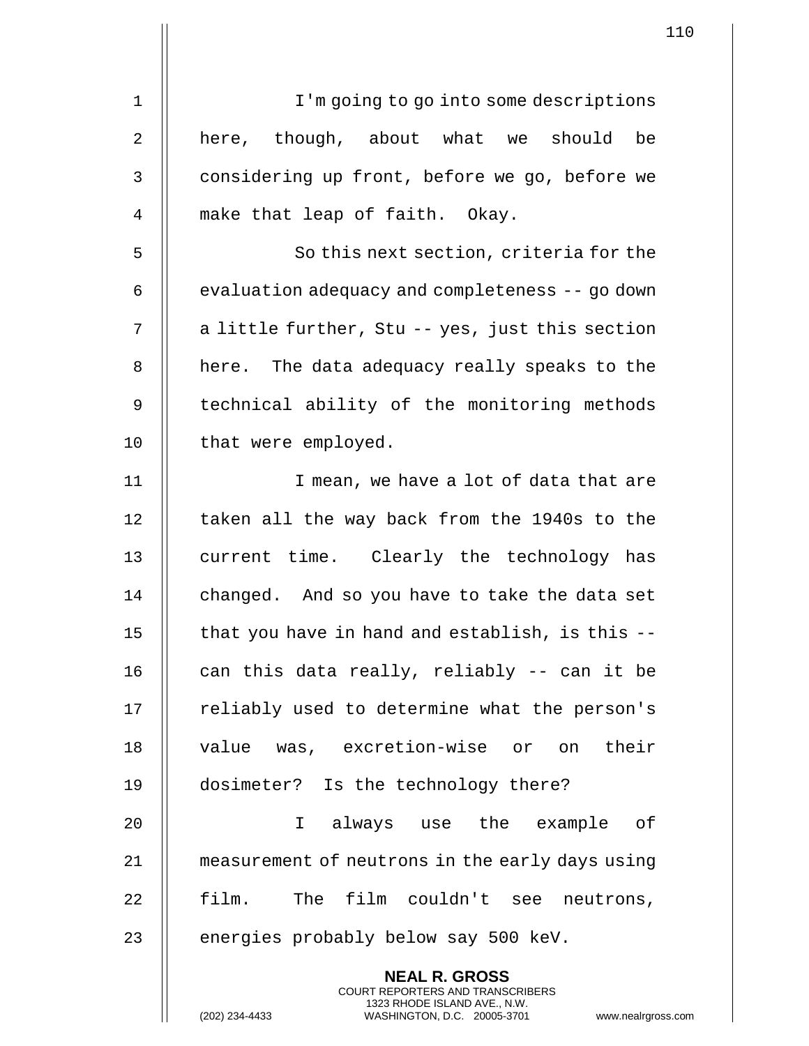I'm going to go into some descriptions here, though, about what we should be considering up front, before we go, before we make that leap of faith. Okay.

So this next section, criteria for the evaluation adequacy and completeness -- go down a little further, Stu -- yes, just this section here. The data adequacy really speaks to the technical ability of the monitoring methods that were employed.

I mean, we have a lot of data that are taken all the way back from the 1940s to the current time. Clearly the technology has changed. And so you have to take the data set that you have in hand and establish, is this -- can this data really, reliably -- can it be reliably used to determine what the person's value was, excretion-wise or on their dosimeter? Is the technology there?

I always use the example of measurement of neutrons in the early days using film. The film couldn't see neutrons, energies probably below say 500 keV.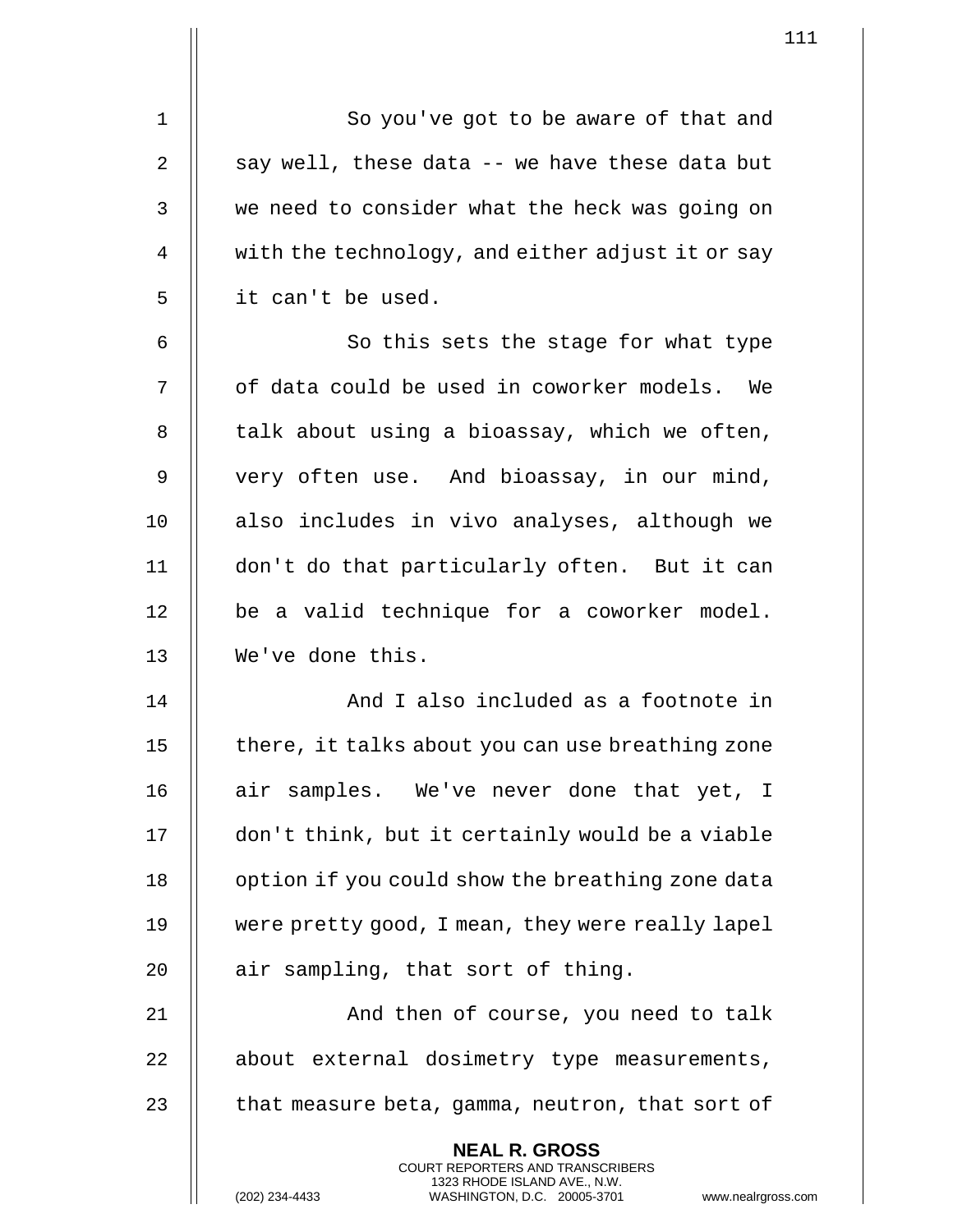So you've got to be aware of that and say well, these data -- we have these data but we need to consider what the heck was going on with the technology, and either adjust it or say it can't be used.

So this sets the stage for what type of data could be used in coworker models. We talk about using a bioassay, which we often, very often use. And bioassay, in our mind, also includes in vivo analyses, although we don't do that particularly often. But it can be a valid technique for a coworker model. We've done this.

And I also included as a footnote in there, it talks about you can use breathing zone air samples. We've never done that yet, I don't think, but it certainly would be a viable option if you could show the breathing zone data were pretty good, I mean, they were really lapel air sampling, that sort of thing.

And then of course, you need to talk about external dosimetry type measurements, that measure beta, gamma, neutron, that sort of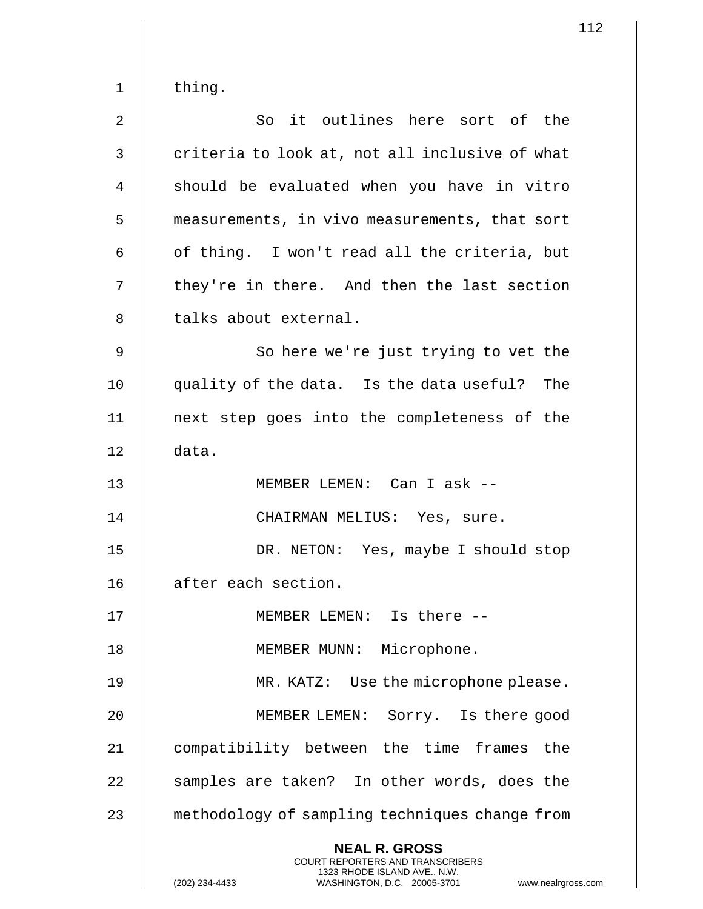thing.

So it outlines here sort of the criteria to look at, not all inclusive of what should be evaluated when you have in vitro measurements, in vivo measurements, that sort of thing. I won't read all the criteria, but they're in there. And then the last section talks about external.

So here we're just trying to vet the quality of the data. Is the data useful? The next step goes into the completeness of the data.

MEMBER LEMEN: Can I ask --

CHAIRMAN MELIUS: Yes, sure.

DR. NETON: Yes, maybe I should stop after each section.

MEMBER LEMEN: Is there --

MEMBER MUNN: Microphone.

MR. KATZ: Use the microphone please.

MEMBER LEMEN: Sorry. Is there good compatibility between the time frames the samples are taken? In other words, does the methodology of sampling techniques change from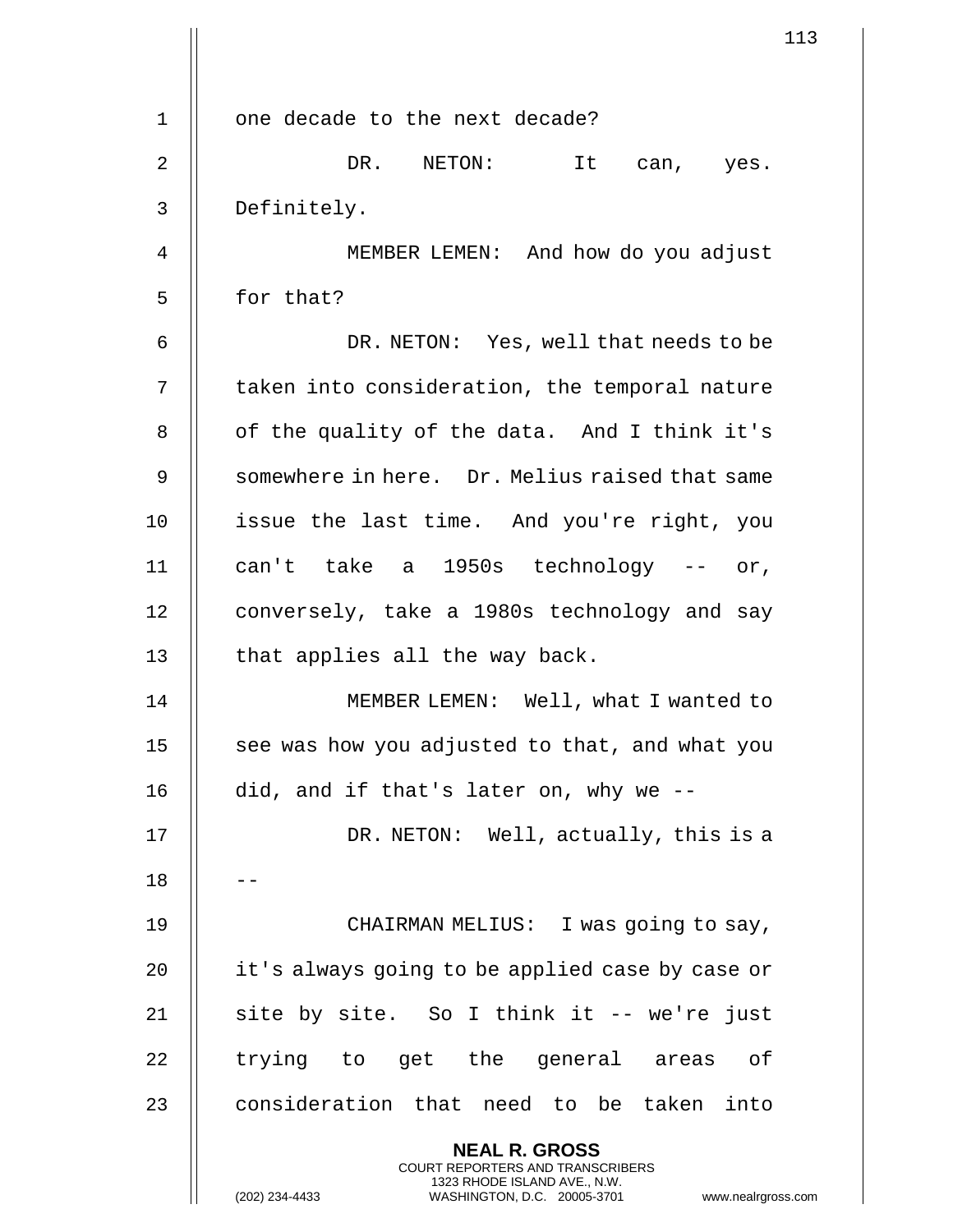one decade to the next decade?

DR. NETON: It can, yes. Definitely.

MEMBER LEMEN: And how do you adjust for that?

DR. NETON: Yes, well that needs to be taken into consideration, the temporal nature of the quality of the data. And I think it's somewhere in here. Dr. Melius raised that same issue the last time. And you're right, you can't take a 1950s technology -- or, conversely, take a 1980s technology and say that applies all the way back.

MEMBER LEMEN: Well, what I wanted to see was how you adjusted to that, and what you did, and if that's later on, why we --

DR. NETON: Well, actually, this is a --

CHAIRMAN MELIUS: I was going to say, it's always going to be applied case by case or site by site. So I think it -- we're just trying to get the general areas of consideration that need to be taken into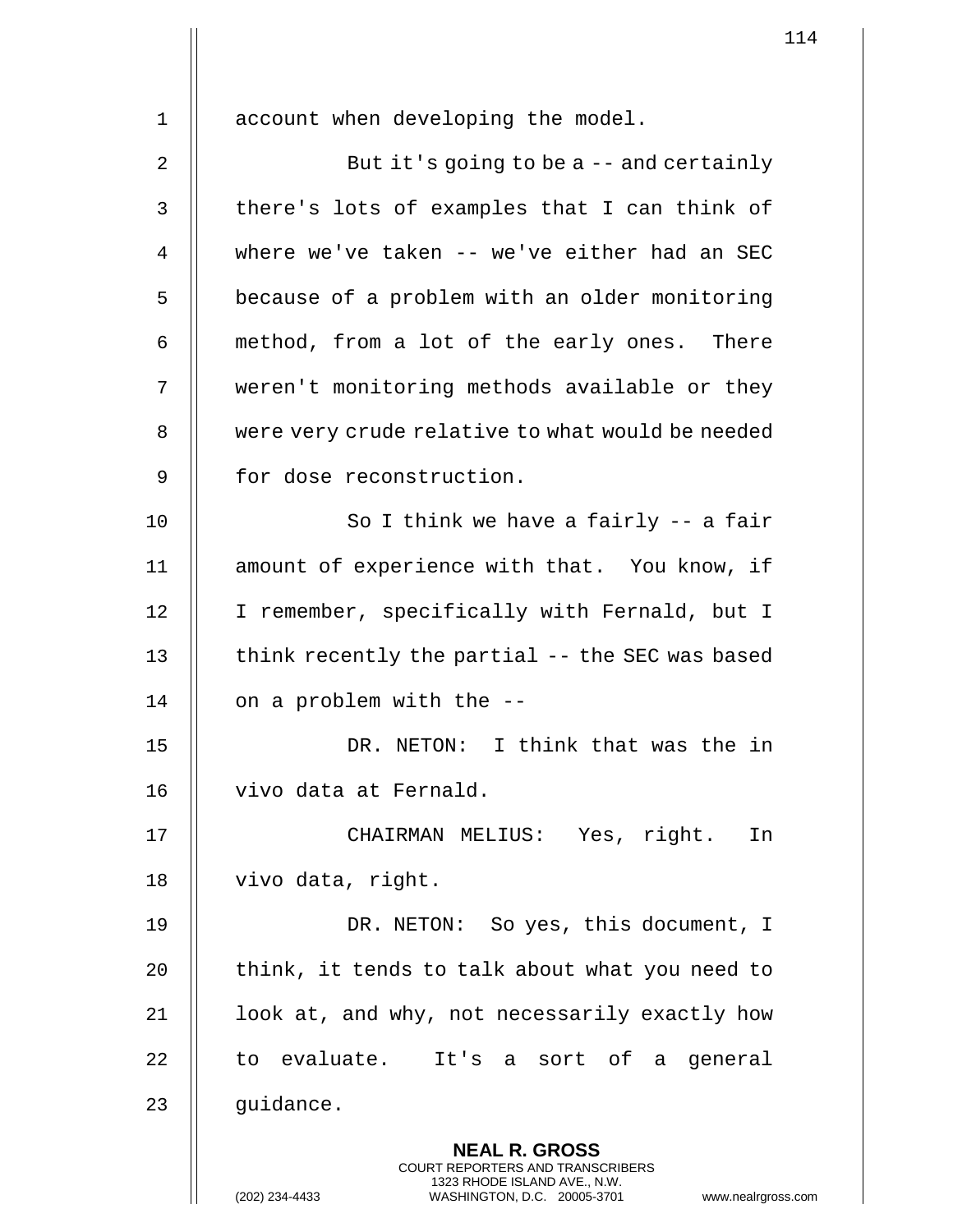account when developing the model.

But it's going to be a -- and certainly there's lots of examples that I can think of where we've taken -- we've either had an SEC because of a problem with an older monitoring method, from a lot of the early ones. There weren't monitoring methods available or they were very crude relative to what would be needed for dose reconstruction.

So I think we have a fairly -- a fair amount of experience with that. You know, if I remember, specifically with Fernald, but I think recently the partial -- the SEC was based on a problem with the --

DR. NETON: I think that was the in vivo data at Fernald.

CHAIRMAN MELIUS: Yes, right. In vivo data, right.

DR. NETON: So yes, this document, I think, it tends to talk about what you need to look at, and why, not necessarily exactly how to evaluate. It's a sort of a general guidance.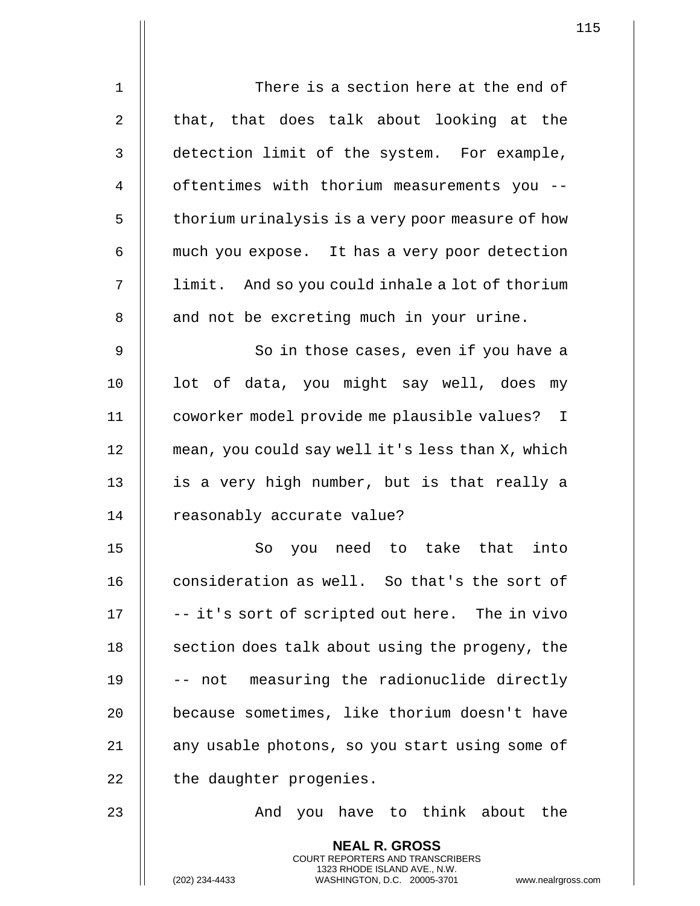There is a section here at the end of that, that does talk about looking at the detection limit of the system. For example, oftentimes with thorium measurements you -- thorium urinalysis is a very poor measure of how much you expose. It has a very poor detection limit. And so you could inhale a lot of thorium and not be excreting much in your urine.

So in those cases, even if you have a lot of data, you might say well, does my coworker model provide me plausible values? I mean, you could say well it's less than X, which is a very high number, but is that really a reasonably accurate value?

So you need to take that into consideration as well. So that's the sort of -- it's sort of scripted out here. The in vivo section does talk about using the progeny, the -- not measuring the radionuclide directly because sometimes, like thorium doesn't have any usable photons, so you start using some of the daughter progenies.

And you have to think about the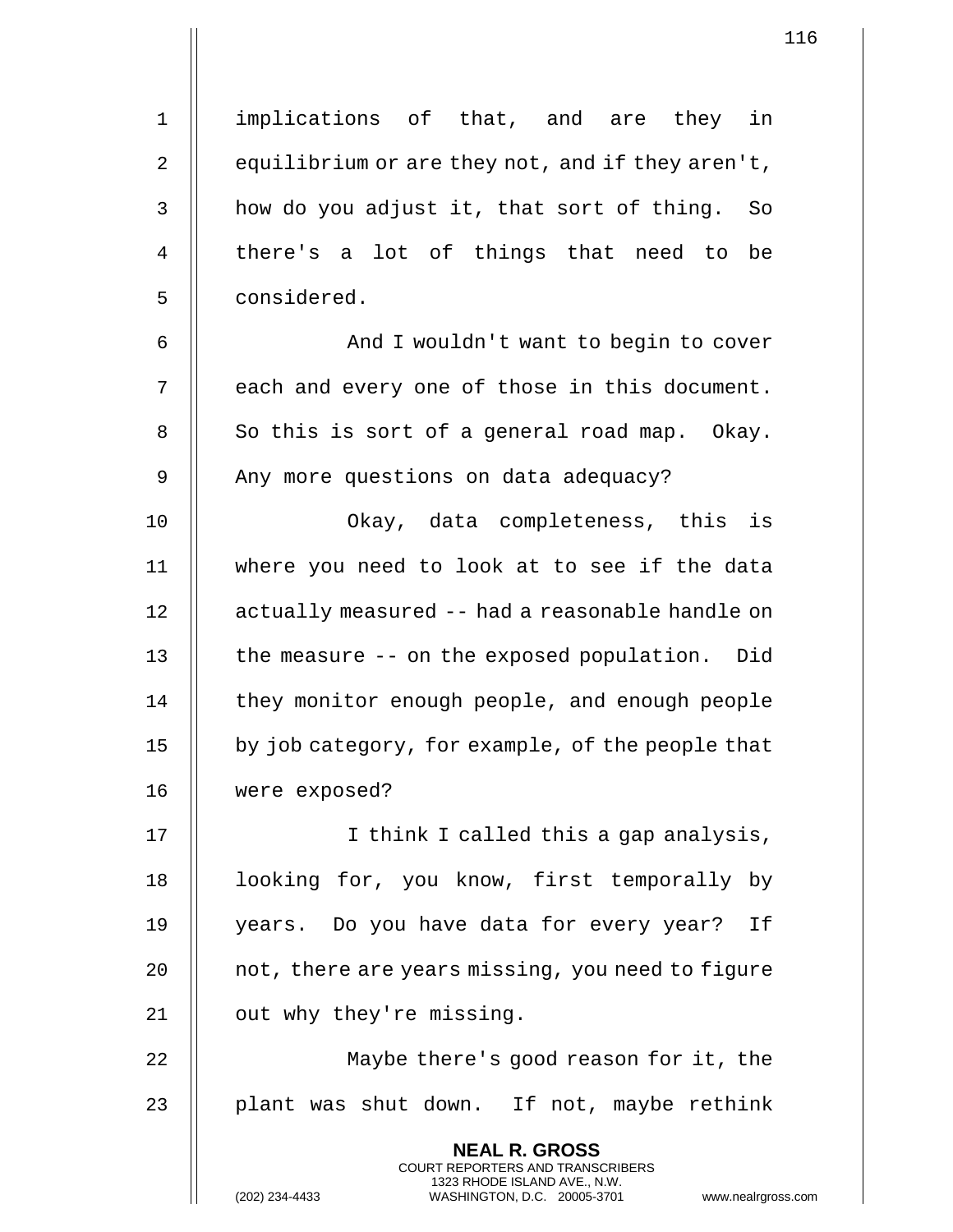implications of that, and are they in equilibrium or are they not, and if they aren't, how do you adjust it, that sort of thing. So there's a lot of things that need to be considered.

And I wouldn't want to begin to cover each and every one of those in this document. So this is sort of a general road map. Okay. Any more questions on data adequacy?

Okay, data completeness, this is where you need to look at to see if the data actually measured -- had a reasonable handle on the measure -- on the exposed population. Did they monitor enough people, and enough people by job category, for example, of the people that were exposed?

I think I called this a gap analysis, looking for, you know, first temporally by years. Do you have data for every year? If not, there are years missing, you need to figure out why they're missing.

Maybe there's good reason for it, the plant was shut down. If not, maybe rethink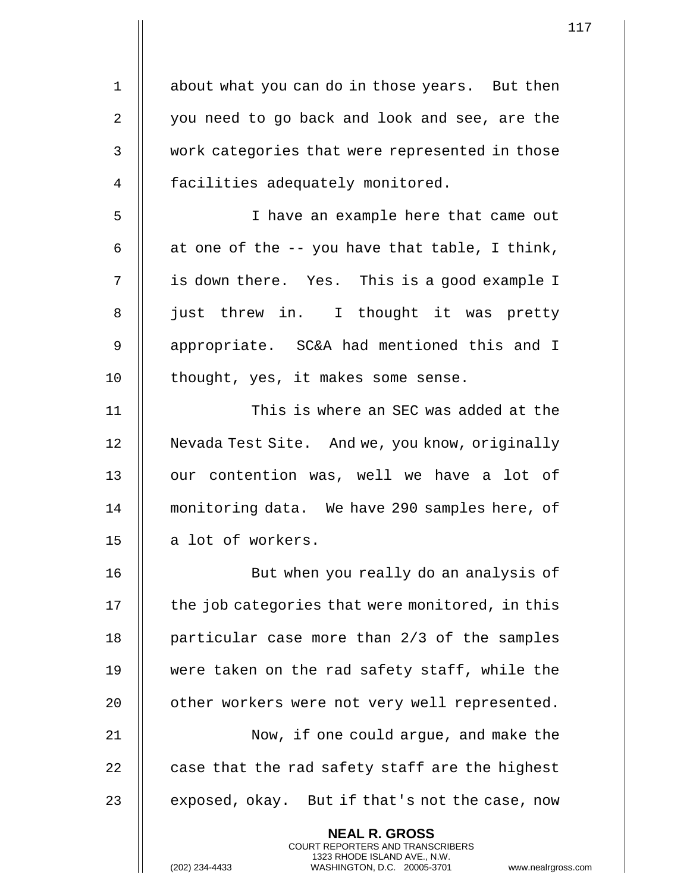about what you can do in those years. But then you need to go back and look and see, are the work categories that were represented in those facilities adequately monitored.

I have an example here that came out at one of the -- you have that table, I think, is down there. Yes. This is a good example I just threw in. I thought it was pretty appropriate. SC&A had mentioned this and I thought, yes, it makes some sense.

This is where an SEC was added at the Nevada Test Site. And we, you know, originally our contention was, well we have a lot of monitoring data. We have 290 samples here, of a lot of workers.

But when you really do an analysis of the job categories that were monitored, in this particular case more than 2/3 of the samples were taken on the rad safety staff, while the other workers were not very well represented.

Now, if one could argue, and make the case that the rad safety staff are the highest exposed, okay. But if that's not the case, now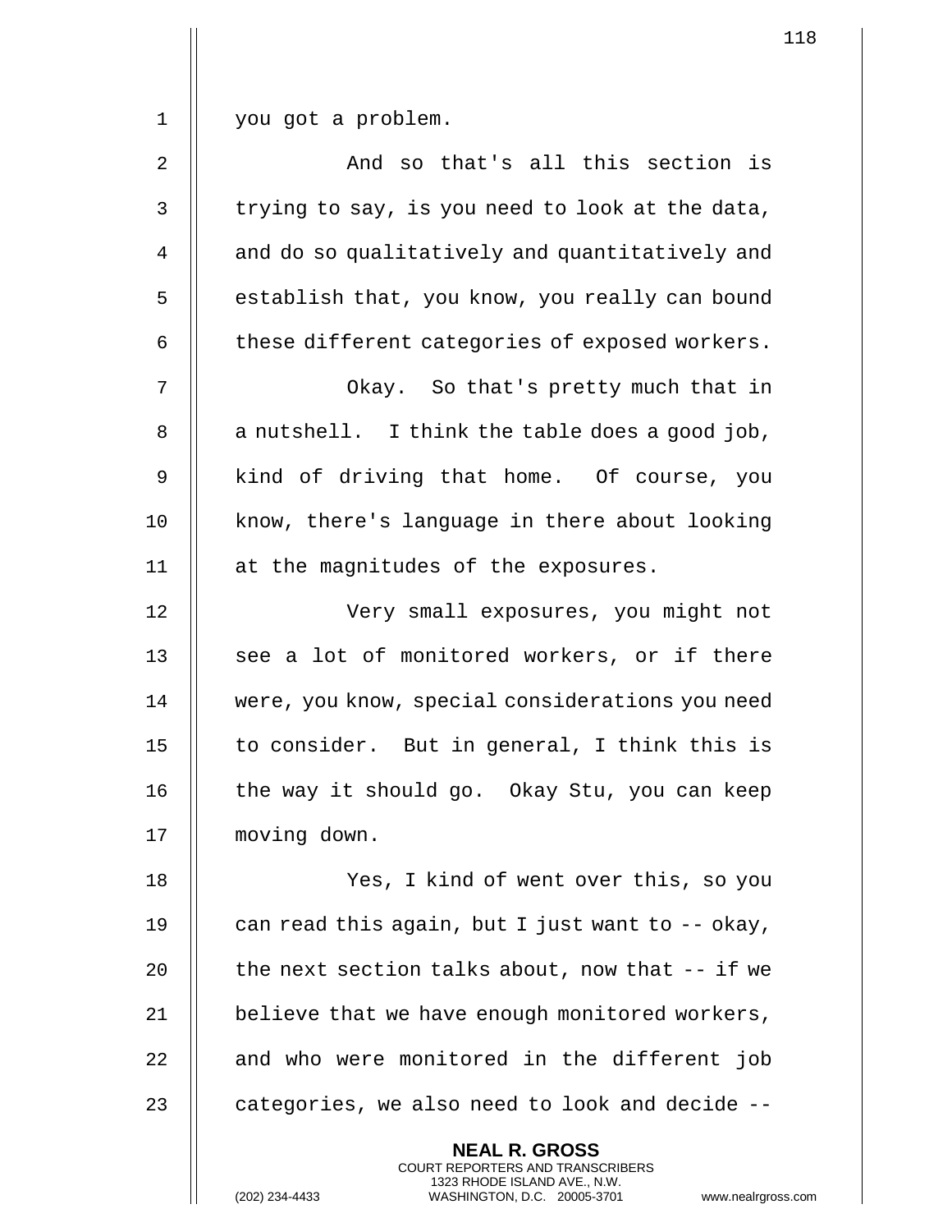you got a problem.

And so that's all this section is trying to say, is you need to look at the data, and do so qualitatively and quantitatively and establish that, you know, you really can bound these different categories of exposed workers.

Okay. So that's pretty much that in a nutshell. I think the table does a good job, kind of driving that home. Of course, you know, there's language in there about looking at the magnitudes of the exposures.

Very small exposures, you might not see a lot of monitored workers, or if there were, you know, special considerations you need to consider. But in general, I think this is the way it should go. Okay Stu, you can keep moving down.

Yes, I kind of went over this, so you can read this again, but I just want to -- okay, the next section talks about, now that -- if we believe that we have enough monitored workers, and who were monitored in the different job categories, we also need to look and decide --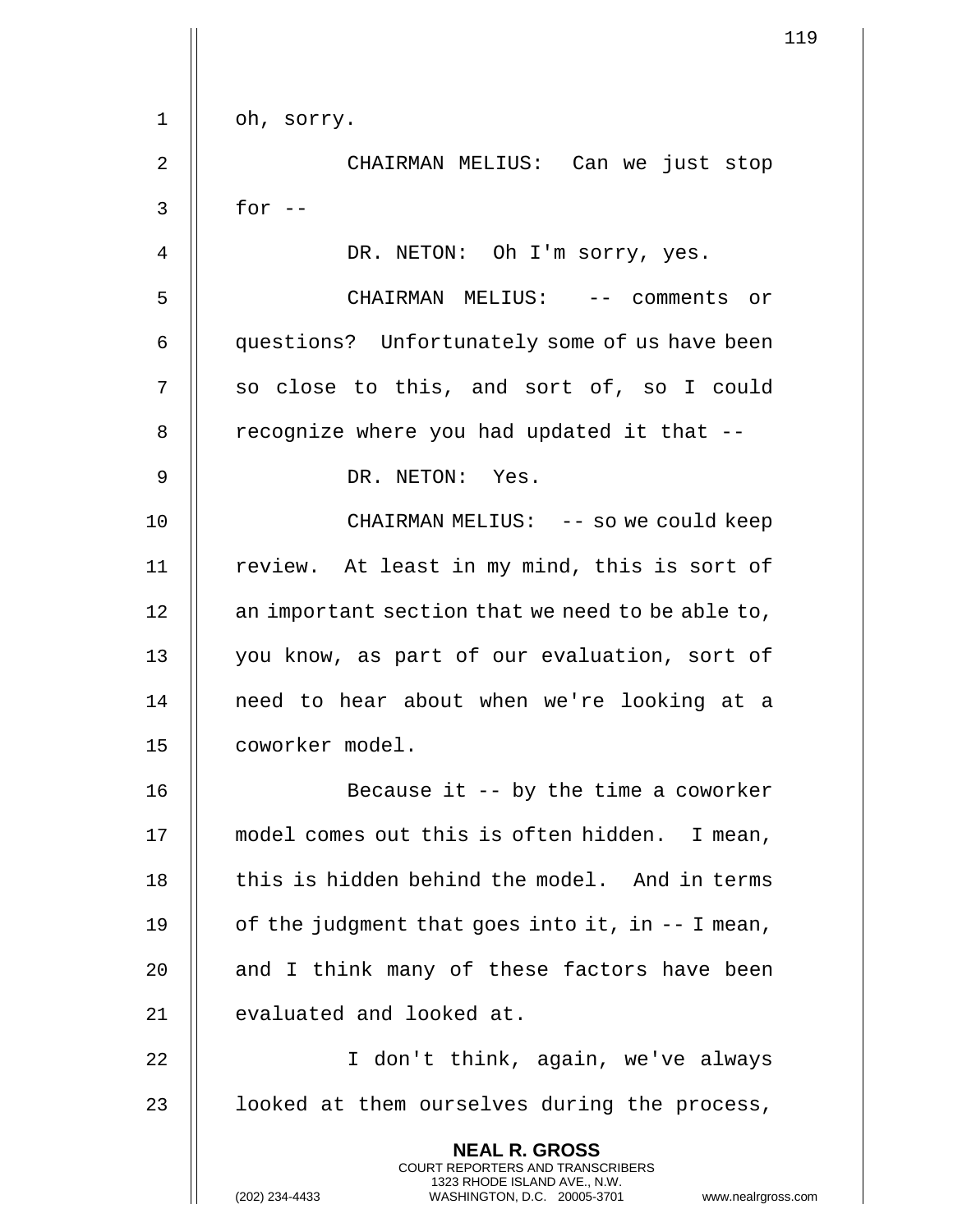oh, sorry.

CHAIRMAN MELIUS: Can we just stop for --

DR. NETON: Oh I'm sorry, yes.

CHAIRMAN MELIUS: -- comments or questions? Unfortunately some of us have been so close to this, and sort of, so I could recognize where you had updated it that --

DR. NETON: Yes.

CHAIRMAN MELIUS: -- so we could keep review. At least in my mind, this is sort of an important section that we need to be able to, you know, as part of our evaluation, sort of need to hear about when we're looking at a coworker model.

Because it -- by the time a coworker model comes out this is often hidden. I mean, this is hidden behind the model. And in terms of the judgment that goes into it, in -- I mean, and I think many of these factors have been evaluated and looked at.

I don't think, again, we've always looked at them ourselves during the process,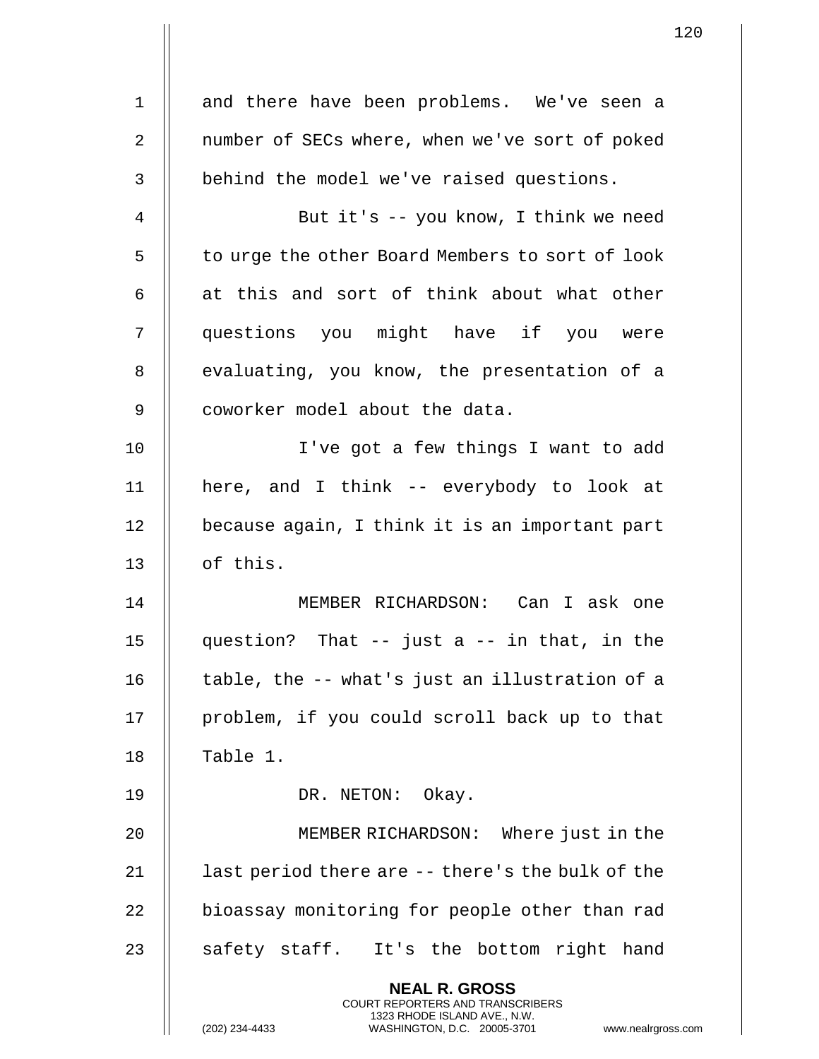and there have been problems. We've seen a number of SECs where, when we've sort of poked behind the model we've raised questions.

But it's -- you know, I think we need to urge the other Board Members to sort of look at this and sort of think about what other questions you might have if you were evaluating, you know, the presentation of a coworker model about the data.

I've got a few things I want to add here, and I think -- everybody to look at because again, I think it is an important part of this.

MEMBER RICHARDSON: Can I ask one question? That -- just a -- in that, in the table, the -- what's just an illustration of a problem, if you could scroll back up to that Table 1.

DR. NETON: Okay.

MEMBER RICHARDSON: Where just in the last period there are -- there's the bulk of the bioassay monitoring for people other than rad safety staff. It's the bottom right hand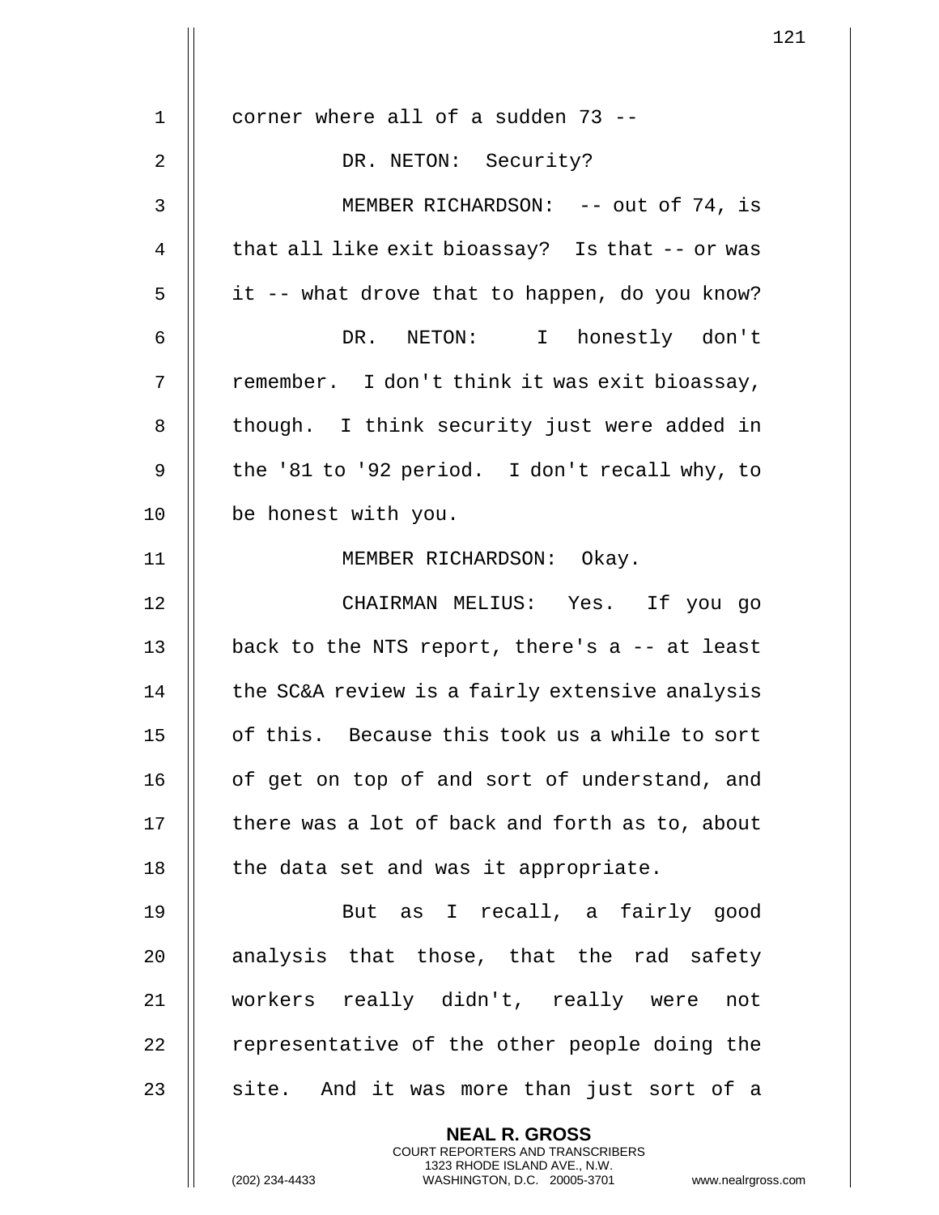corner where all of a sudden 73 --

DR. NETON: Security?

MEMBER RICHARDSON: -- out of 74, is that all like exit bioassay? Is that -- or was it -- what drove that to happen, do you know?

DR. NETON: I honestly don't remember. I don't think it was exit bioassay, though. I think security just were added in the '81 to '92 period. I don't recall why, to be honest with you.

MEMBER RICHARDSON: Okay.

CHAIRMAN MELIUS: Yes. If you go back to the NTS report, there's a -- at least the SC&A review is a fairly extensive analysis of this. Because this took us a while to sort of get on top of and sort of understand, and there was a lot of back and forth as to, about the data set and was it appropriate.

But as I recall, a fairly good analysis that those, that the rad safety workers really didn't, really were not representative of the other people doing the site. And it was more than just sort of a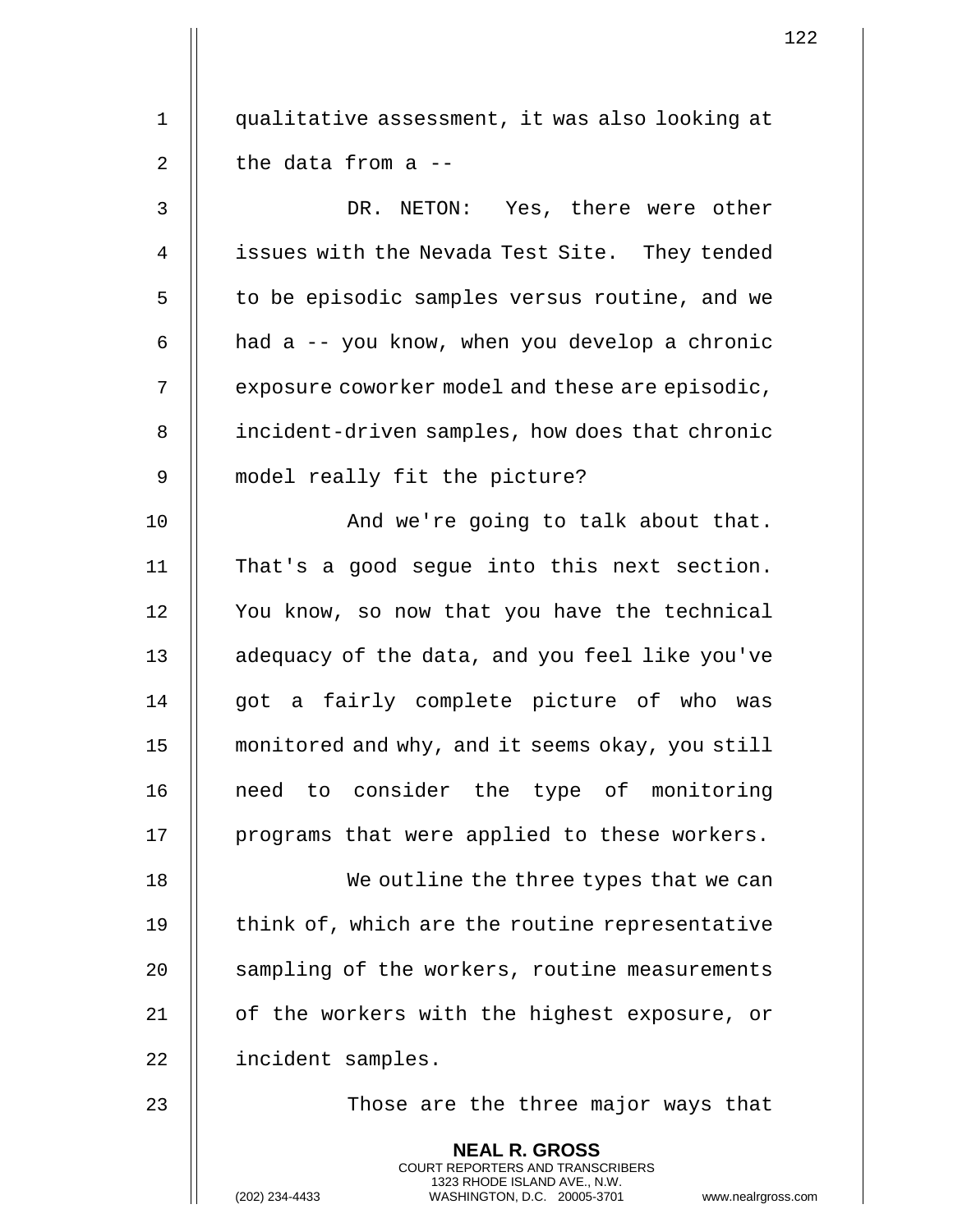qualitative assessment, it was also looking at the data from a --

DR. NETON: Yes, there were other issues with the Nevada Test Site. They tended to be episodic samples versus routine, and we had a -- you know, when you develop a chronic exposure coworker model and these are episodic, incident-driven samples, how does that chronic model really fit the picture?

And we're going to talk about that. That's a good segue into this next section. You know, so now that you have the technical adequacy of the data, and you feel like you've got a fairly complete picture of who was monitored and why, and it seems okay, you still need to consider the type of monitoring programs that were applied to these workers.

We outline the three types that we can think of, which are the routine representative sampling of the workers, routine measurements of the workers with the highest exposure, or incident samples.

Those are the three major ways that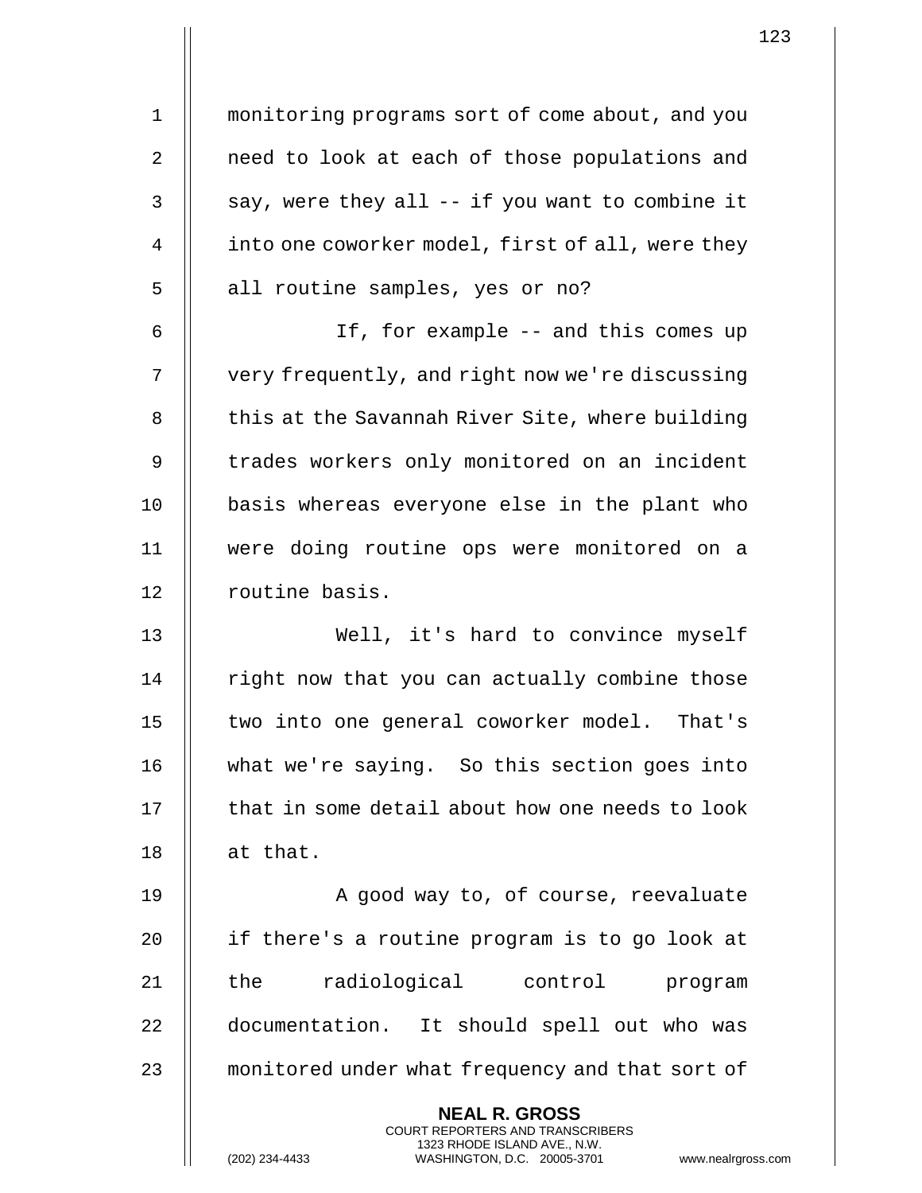monitoring programs sort of come about, and you need to look at each of those populations and say, were they all -- if you want to combine it into one coworker model, first of all, were they all routine samples, yes or no?

If, for example -- and this comes up very frequently, and right now we're discussing this at the Savannah River Site, where building trades workers only monitored on an incident basis whereas everyone else in the plant who were doing routine ops were monitored on a routine basis.

Well, it's hard to convince myself right now that you can actually combine those two into one general coworker model. That's what we're saying. So this section goes into that in some detail about how one needs to look at that.

A good way to, of course, reevaluate if there's a routine program is to go look at the radiological control program documentation. It should spell out who was monitored under what frequency and that sort of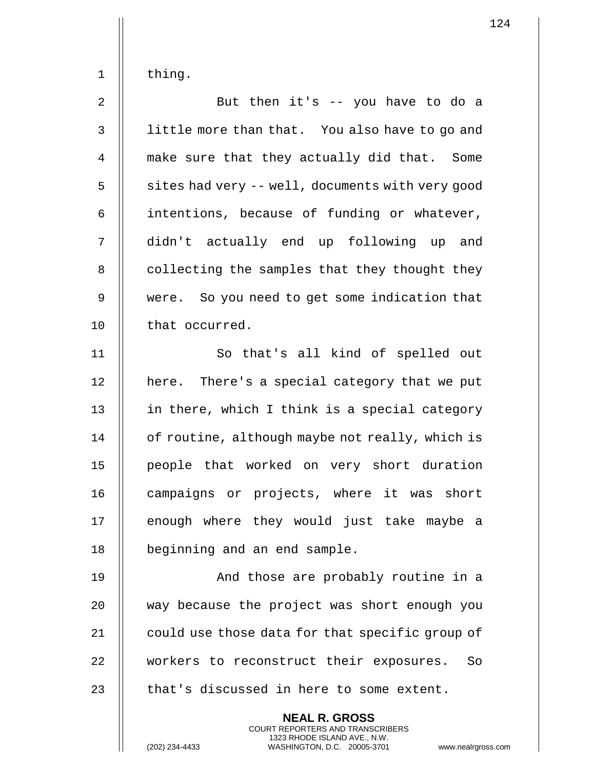thing.

But then it's -- you have to do a little more than that. You also have to go and make sure that they actually did that. Some sites had very -- well, documents with very good intentions, because of funding or whatever, didn't actually end up following up and collecting the samples that they thought they were. So you need to get some indication that that occurred.

So that's all kind of spelled out here. There's a special category that we put in there, which I think is a special category of routine, although maybe not really, which is people that worked on very short duration campaigns or projects, where it was short enough where they would just take maybe a beginning and an end sample.

And those are probably routine in a way because the project was short enough you could use those data for that specific group of workers to reconstruct their exposures. So that's discussed in here to some extent.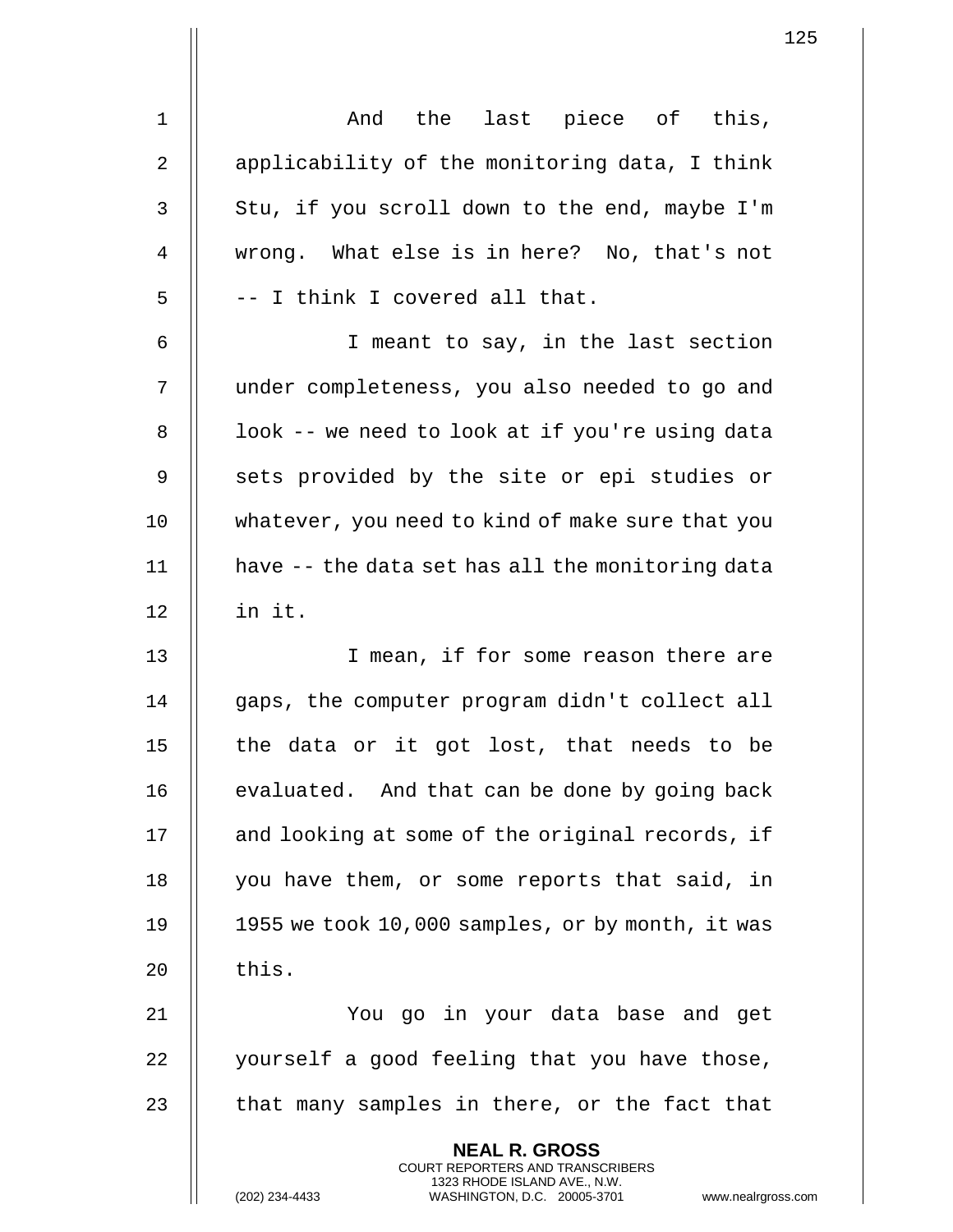And the last piece of this, applicability of the monitoring data, I think Stu, if you scroll down to the end, maybe I'm wrong. What else is in here? No, that's not -- I think I covered all that.

I meant to say, in the last section under completeness, you also needed to go and look -- we need to look at if you're using data sets provided by the site or epi studies or whatever, you need to kind of make sure that you have -- the data set has all the monitoring data in it.

I mean, if for some reason there are gaps, the computer program didn't collect all the data or it got lost, that needs to be evaluated. And that can be done by going back and looking at some of the original records, if you have them, or some reports that said, in 1955 we took 10,000 samples, or by month, it was this.

You go in your data base and get yourself a good feeling that you have those, that many samples in there, or the fact that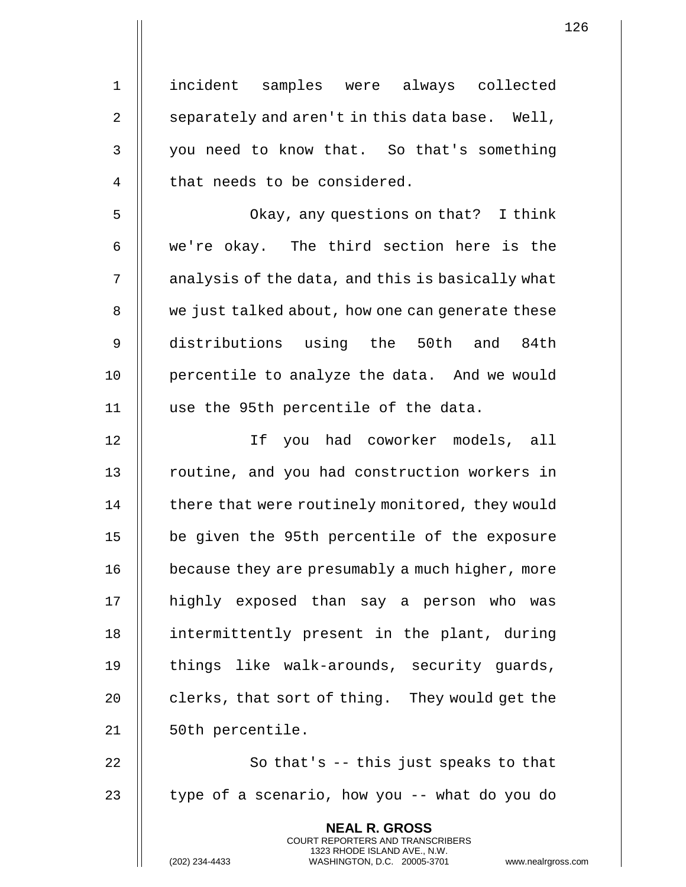incident samples were always collected separately and aren't in this data base. Well, you need to know that. So that's something that needs to be considered.

Okay, any questions on that? I think we're okay. The third section here is the analysis of the data, and this is basically what we just talked about, how one can generate these distributions using the 50th and 84th percentile to analyze the data. And we would use the 95th percentile of the data.

If you had coworker models, all routine, and you had construction workers in there that were routinely monitored, they would be given the 95th percentile of the exposure because they are presumably a much higher, more highly exposed than say a person who was intermittently present in the plant, during things like walk-arounds, security guards, clerks, that sort of thing. They would get the 50th percentile.

So that's -- this just speaks to that type of a scenario, how you -- what do you do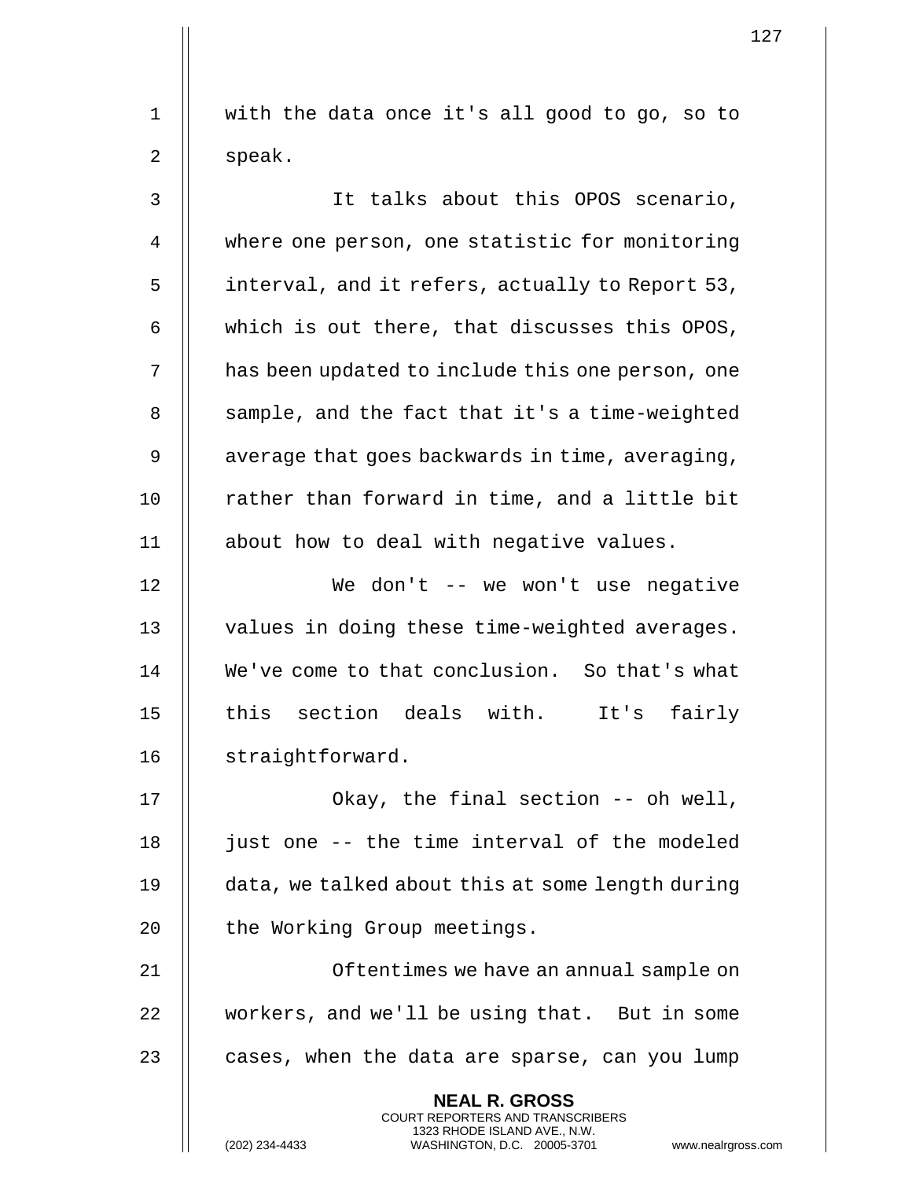with the data once it's all good to go, so to speak.

It talks about this OPOS scenario, where one person, one statistic for monitoring interval, and it refers, actually to Report 53, which is out there, that discusses this OPOS, has been updated to include this one person, one sample, and the fact that it's a time-weighted average that goes backwards in time, averaging, rather than forward in time, and a little bit about how to deal with negative values.

We don't -- we won't use negative values in doing these time-weighted averages. We've come to that conclusion. So that's what this section deals with. It's fairly straightforward.

Okay, the final section -- oh well, just one -- the time interval of the modeled data, we talked about this at some length during the Working Group meetings.

Oftentimes we have an annual sample on workers, and we'll be using that. But in some cases, when the data are sparse, can you lump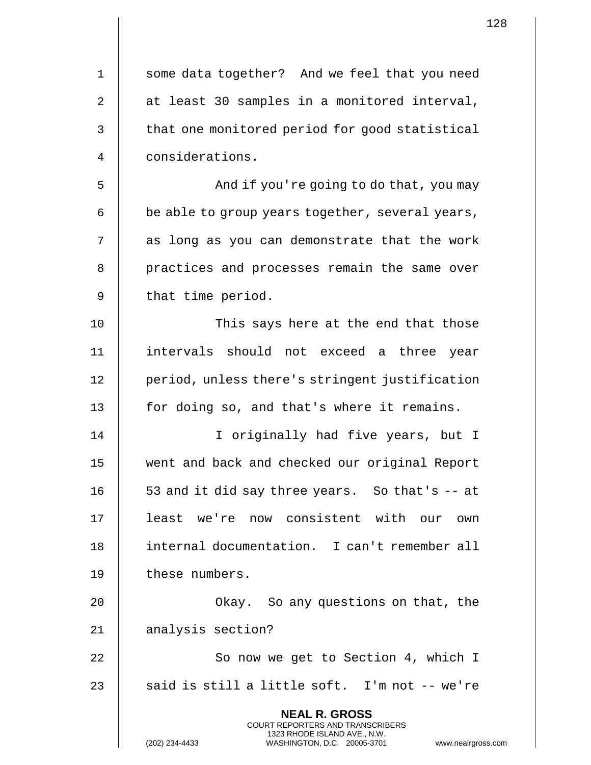some data together? And we feel that you need at least 30 samples in a monitored interval, that one monitored period for good statistical considerations.

And if you're going to do that, you may be able to group years together, several years, as long as you can demonstrate that the work practices and processes remain the same over that time period.

This says here at the end that those intervals should not exceed a three year period, unless there's stringent justification for doing so, and that's where it remains.

I originally had five years, but I went and back and checked our original Report 53 and it did say three years. So that's -- at least we're now consistent with our own internal documentation. I can't remember all these numbers.

Okay. So any questions on that, the analysis section?

So now we get to Section 4, which I said is still a little soft. I'm not -- we're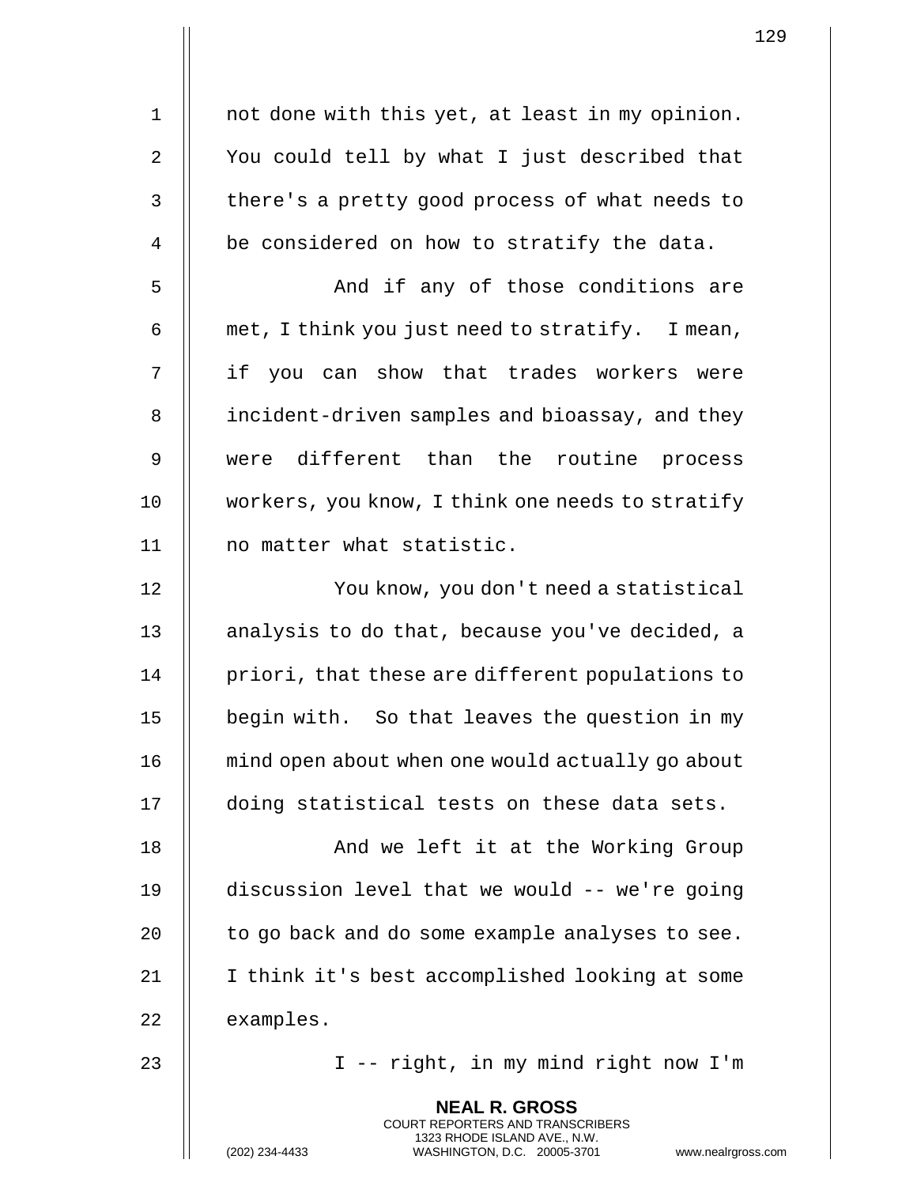not done with this yet, at least in my opinion. You could tell by what I just described that there's a pretty good process of what needs to be considered on how to stratify the data.

And if any of those conditions are met, I think you just need to stratify. I mean, if you can show that trades workers were incident-driven samples and bioassay, and they were different than the routine process workers, you know, I think one needs to stratify no matter what statistic.

You know, you don't need a statistical analysis to do that, because you've decided, a priori, that these are different populations to begin with. So that leaves the question in my mind open about when one would actually go about doing statistical tests on these data sets.

And we left it at the Working Group discussion level that we would -- we're going to go back and do some example analyses to see. I think it's best accomplished looking at some examples.

I -- right, in my mind right now I'm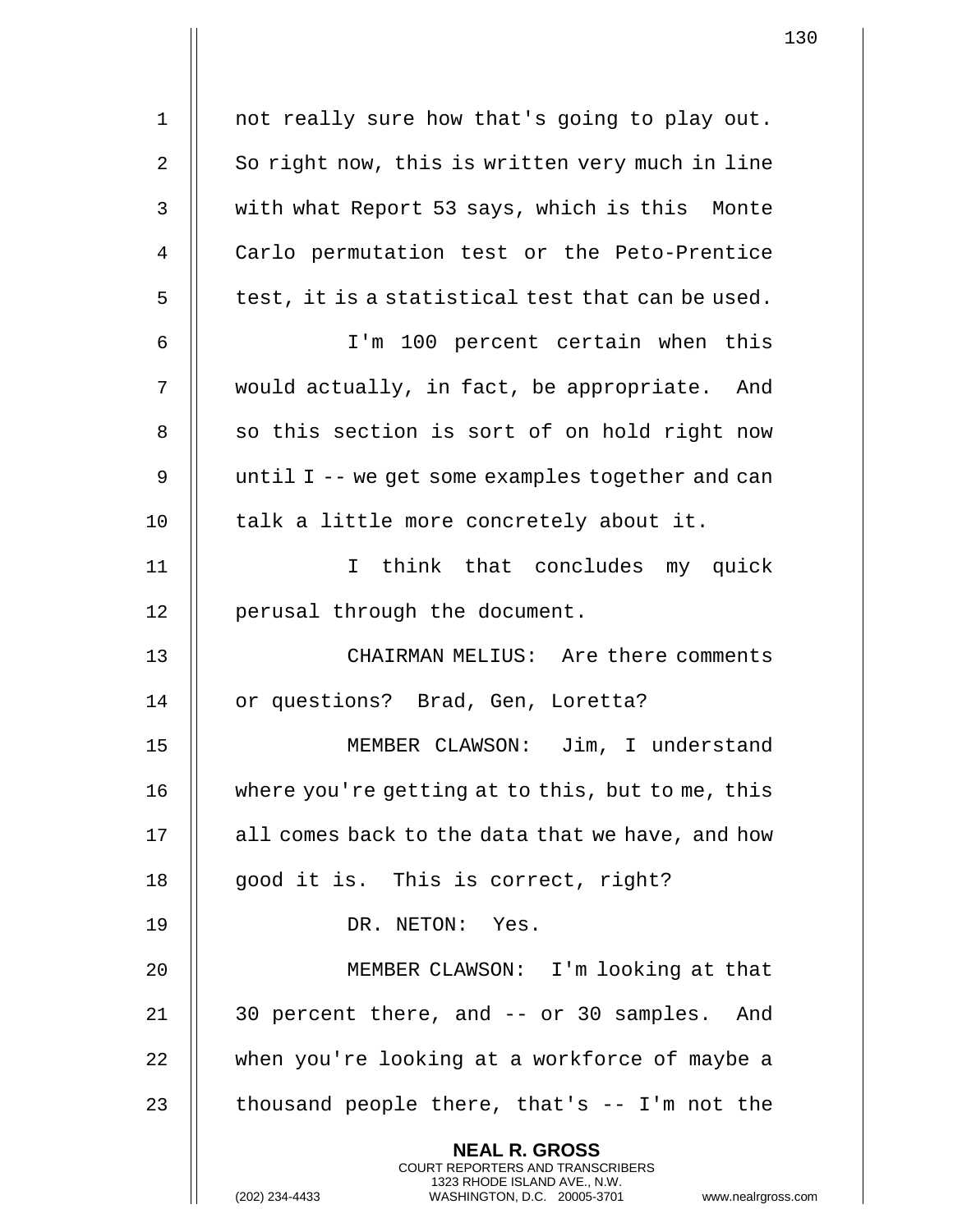not really sure how that's going to play out. So right now, this is written very much in line with what Report 53 says, which is this Monte Carlo permutation test or the Peto-Prentice test, it is a statistical test that can be used.

I'm 100 percent certain when this would actually, in fact, be appropriate. And so this section is sort of on hold right now until I -- we get some examples together and can talk a little more concretely about it.

I think that concludes my quick perusal through the document.

CHAIRMAN MELIUS: Are there comments or questions? Brad, Gen, Loretta?

MEMBER CLAWSON: Jim, I understand where you're getting at to this, but to me, this all comes back to the data that we have, and how good it is. This is correct, right?

DR. NETON: Yes.

MEMBER CLAWSON: I'm looking at that 30 percent there, and -- or 30 samples. And when you're looking at a workforce of maybe a thousand people there, that's -- I'm not the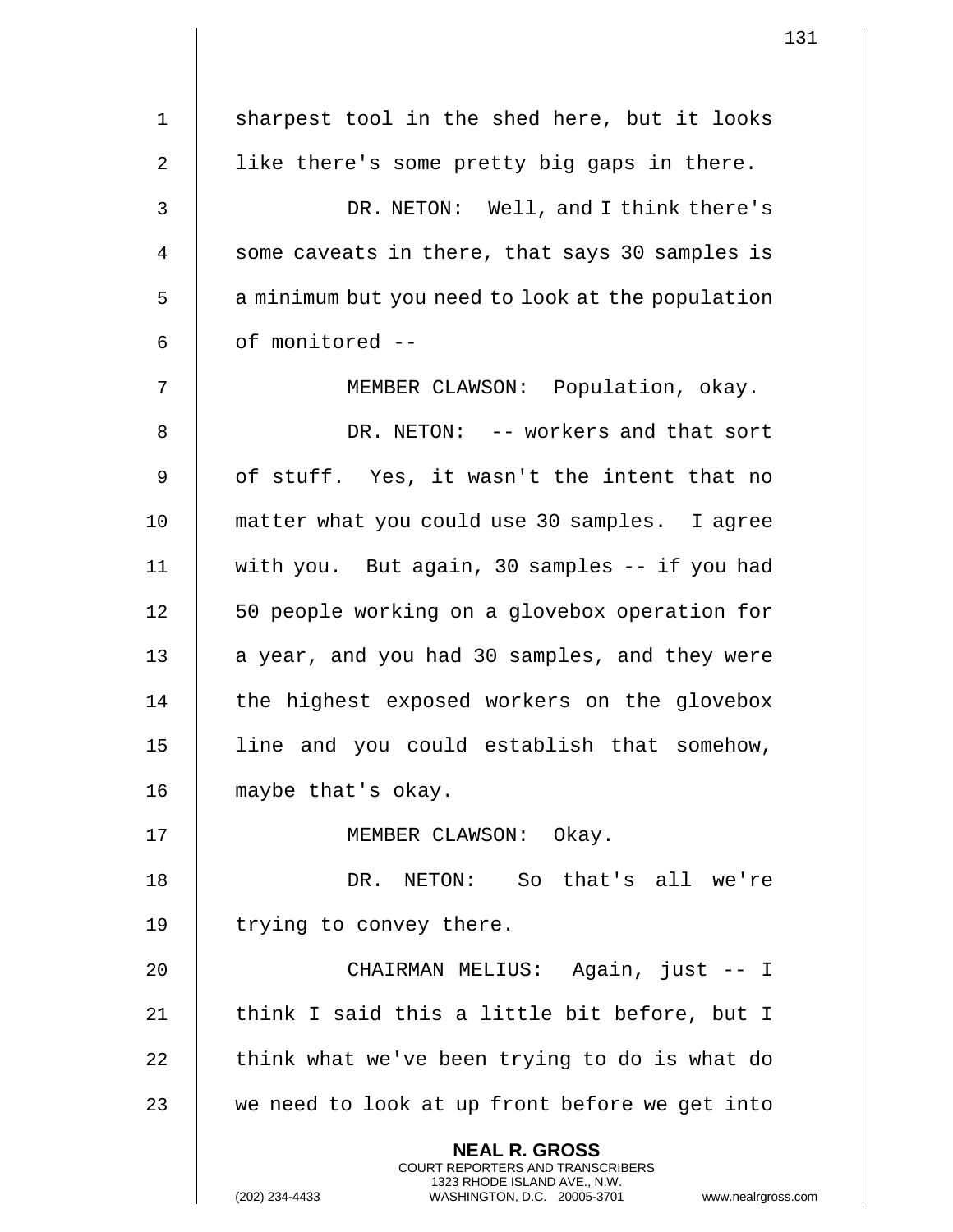sharpest tool in the shed here, but it looks like there's some pretty big gaps in there.

DR. NETON: Well, and I think there's some caveats in there, that says 30 samples is a minimum but you need to look at the population of monitored --

MEMBER CLAWSON: Population, okay.

DR. NETON: -- workers and that sort of stuff. Yes, it wasn't the intent that no matter what you could use 30 samples. I agree with you. But again, 30 samples -- if you had 50 people working on a glovebox operation for a year, and you had 30 samples, and they were the highest exposed workers on the glovebox line and you could establish that somehow, maybe that's okay.

MEMBER CLAWSON: Okay.

DR. NETON: So that's all we're trying to convey there.

CHAIRMAN MELIUS: Again, just -- I think I said this a little bit before, but I think what we've been trying to do is what do we need to look at up front before we get into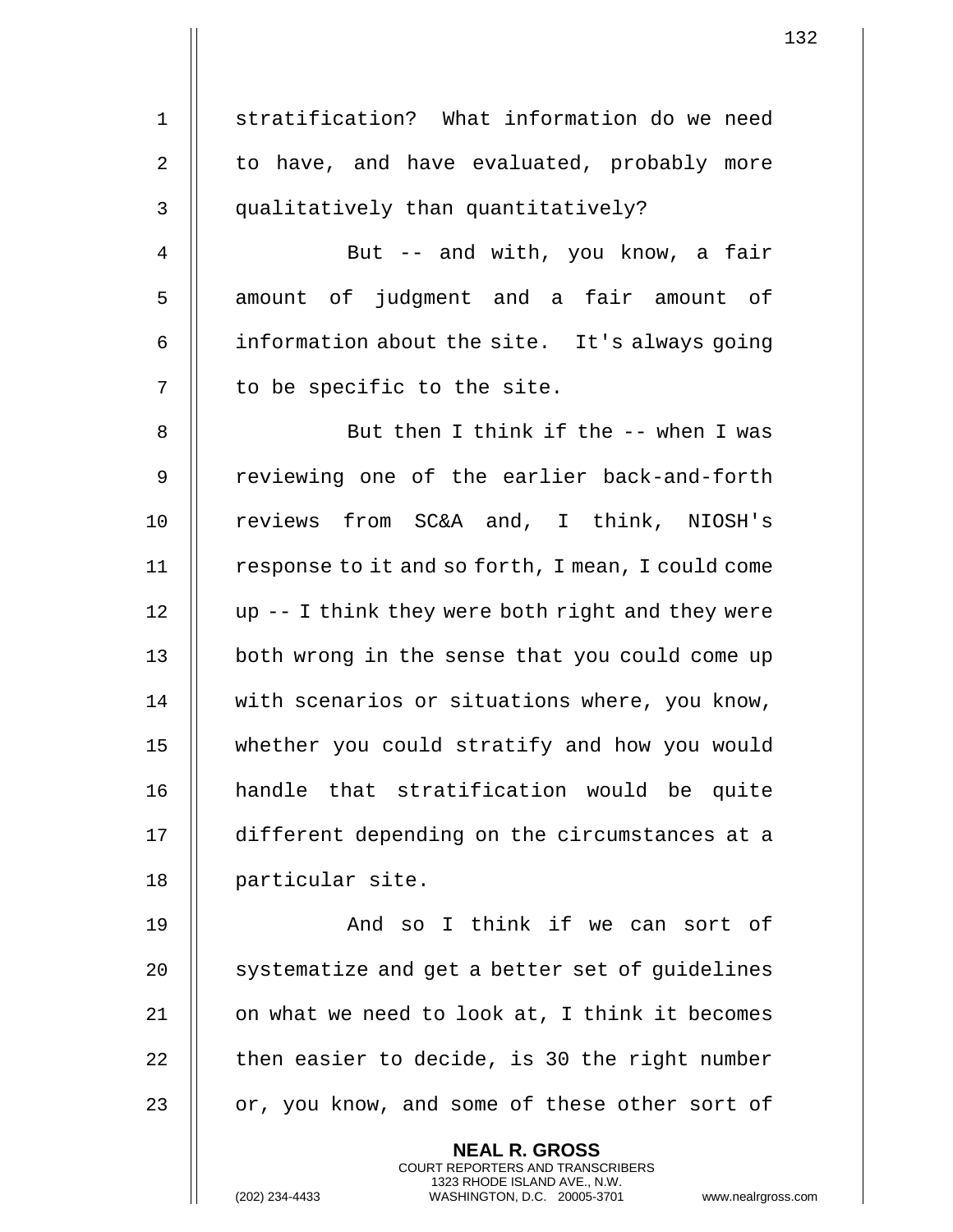stratification? What information do we need to have, and have evaluated, probably more qualitatively than quantitatively?

But -- and with, you know, a fair amount of judgment and a fair amount of information about the site. It's always going to be specific to the site.

But then I think if the -- when I was reviewing one of the earlier back-and-forth reviews from SC&A and, I think, NIOSH's response to it and so forth, I mean, I could come up -- I think they were both right and they were both wrong in the sense that you could come up with scenarios or situations where, you know, whether you could stratify and how you would handle that stratification would be quite different depending on the circumstances at a particular site.

And so I think if we can sort of systematize and get a better set of guidelines on what we need to look at, I think it becomes then easier to decide, is 30 the right number or, you know, and some of these other sort of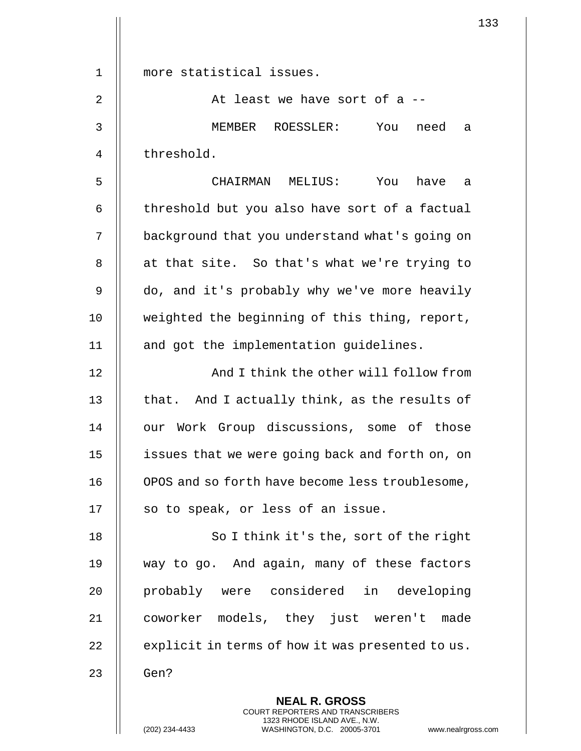more statistical issues.

At least we have sort of a --

MEMBER ROESSLER: You need a threshold.

CHAIRMAN MELIUS: You have a threshold but you also have sort of a factual background that you understand what's going on at that site. So that's what we're trying to do, and it's probably why we've more heavily weighted the beginning of this thing, report, and got the implementation guidelines.

And I think the other will follow from that. And I actually think, as the results of our Work Group discussions, some of those issues that we were going back and forth on, on OPOS and so forth have become less troublesome, so to speak, or less of an issue.

So I think it's the, sort of the right way to go. And again, many of these factors probably were considered in developing coworker models, they just weren't made explicit in terms of how it was presented to us. Gen?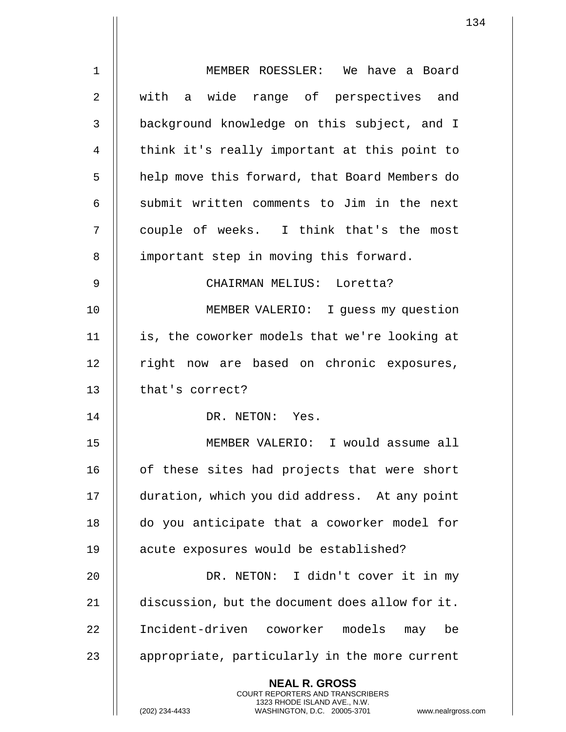MEMBER ROESSLER: We have a Board with a wide range of perspectives and background knowledge on this subject, and I think it's really important at this point to help move this forward, that Board Members do submit written comments to Jim in the next couple of weeks. I think that's the most important step in moving this forward.

CHAIRMAN MELIUS: Loretta?

MEMBER VALERIO: I guess my question is, the coworker models that we're looking at right now are based on chronic exposures, that's correct?

DR. NETON: Yes.

MEMBER VALERIO: I would assume all of these sites had projects that were short duration, which you did address. At any point do you anticipate that a coworker model for acute exposures would be established?

DR. NETON: I didn't cover it in my discussion, but the document does allow for it. Incident-driven coworker models may be appropriate, particularly in the more current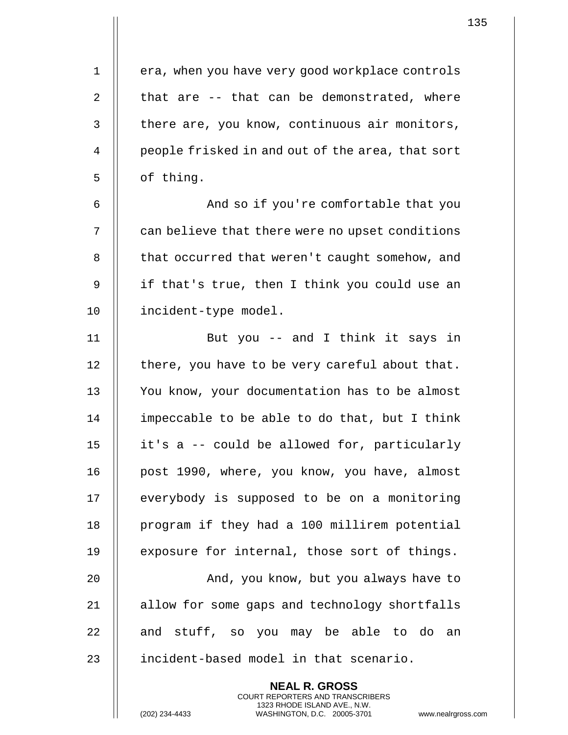era, when you have very good workplace controls that are -- that can be demonstrated, where there are, you know, continuous air monitors, people frisked in and out of the area, that sort of thing.

And so if you're comfortable that you can believe that there were no upset conditions that occurred that weren't caught somehow, and if that's true, then I think you could use an incident-type model.

But you -- and I think it says in there, you have to be very careful about that. You know, your documentation has to be almost impeccable to be able to do that, but I think it's a -- could be allowed for, particularly post 1990, where, you know, you have, almost everybody is supposed to be on a monitoring program if they had a 100 millirem potential exposure for internal, those sort of things.

And, you know, but you always have to allow for some gaps and technology shortfalls and stuff, so you may be able to do an incident-based model in that scenario.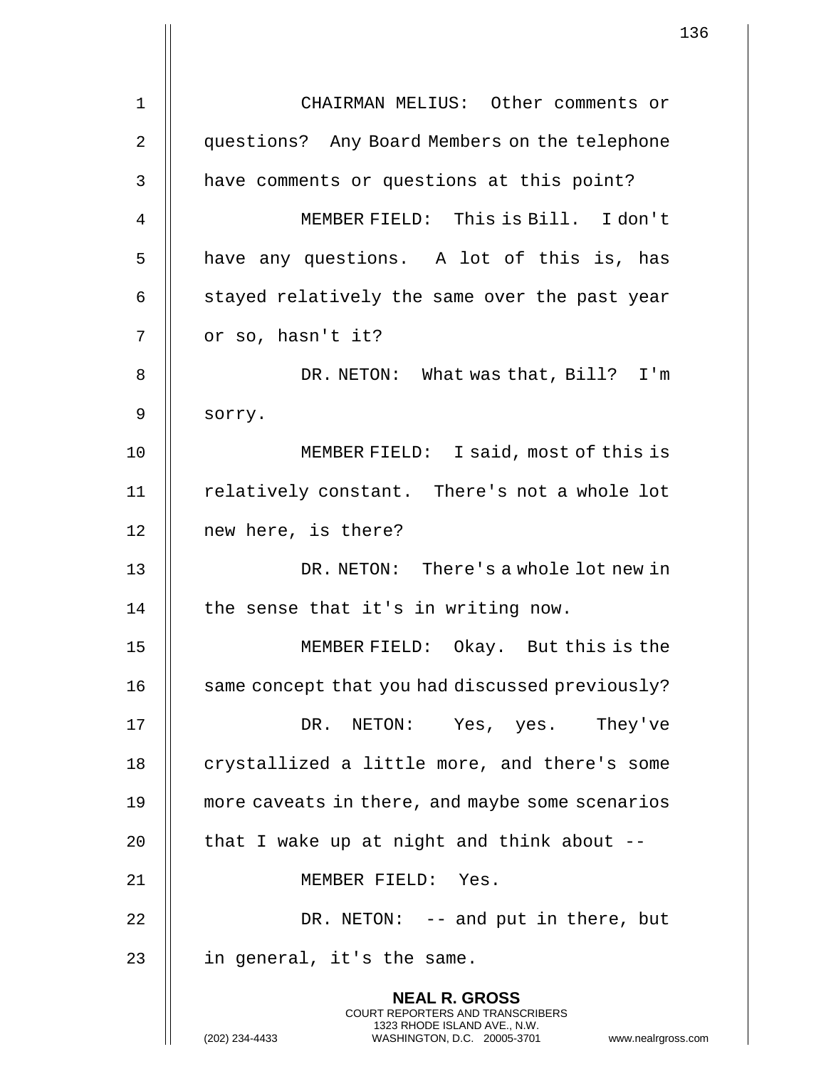CHAIRMAN MELIUS: Other comments or questions? Any Board Members on the telephone have comments or questions at this point?

MEMBER FIELD: This is Bill. I don't have any questions. A lot of this is, has stayed relatively the same over the past year or so, hasn't it?

DR. NETON: What was that, Bill? I'm sorry.

MEMBER FIELD: I said, most of this is relatively constant. There's not a whole lot new here, is there?

DR. NETON: There's a whole lot new in the sense that it's in writing now.

MEMBER FIELD: Okay. But this is the same concept that you had discussed previously?

DR. NETON: Yes, yes. They've crystallized a little more, and there's some more caveats in there, and maybe some scenarios that I wake up at night and think about --

MEMBER FIELD: Yes.

DR. NETON: -- and put in there, but in general, it's the same.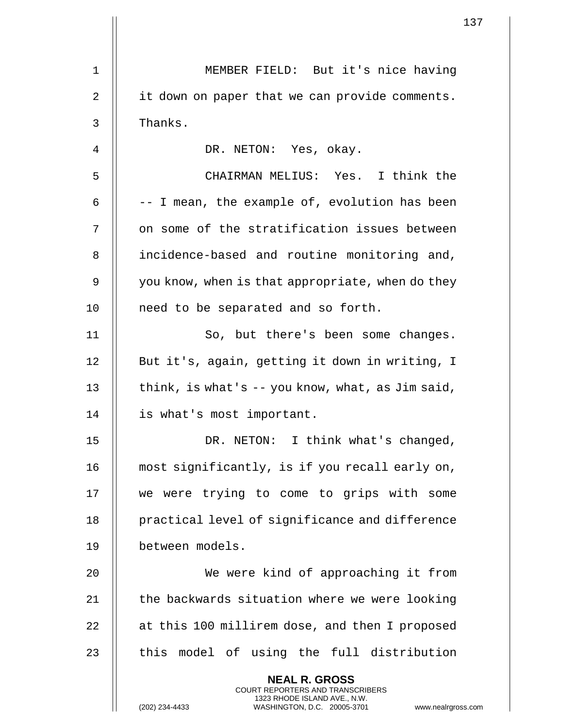MEMBER FIELD: But it's nice having it down on paper that we can provide comments. Thanks.

DR. NETON: Yes, okay.

CHAIRMAN MELIUS: Yes. I think the -- I mean, the example of, evolution has been on some of the stratification issues between incidence-based and routine monitoring and, you know, when is that appropriate, when do they need to be separated and so forth.

So, but there's been some changes. But it's, again, getting it down in writing, I think, is what's -- you know, what, as Jim said, is what's most important.

DR. NETON: I think what's changed, most significantly, is if you recall early on, we were trying to come to grips with some practical level of significance and difference between models.

We were kind of approaching it from the backwards situation where we were looking at this 100 millirem dose, and then I proposed this model of using the full distribution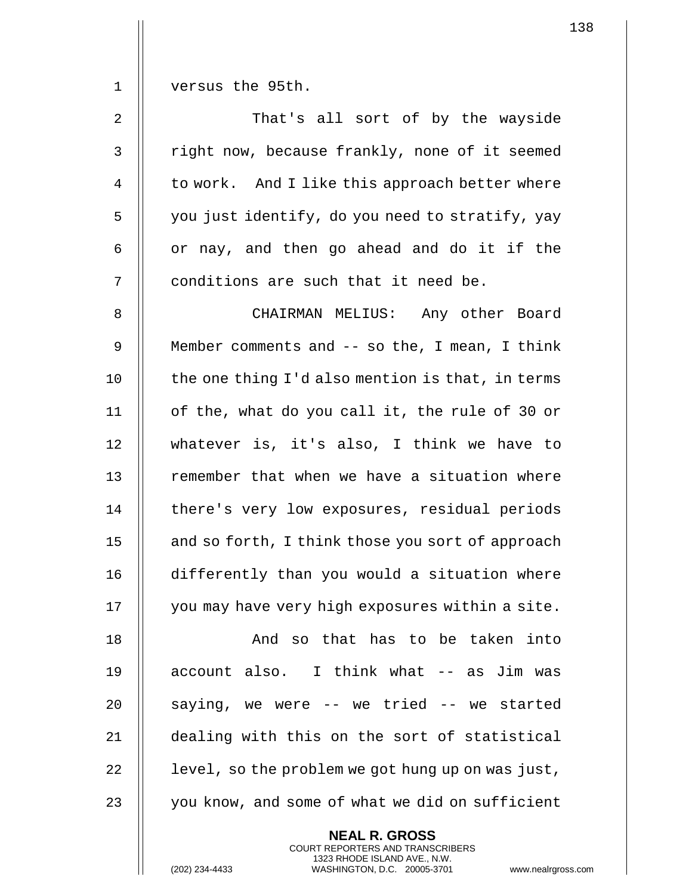versus the 95th.

That's all sort of by the wayside right now, because frankly, none of it seemed to work. And I like this approach better where you just identify, do you need to stratify, yay or nay, and then go ahead and do it if the conditions are such that it need be.

CHAIRMAN MELIUS: Any other Board Member comments and -- so the, I mean, I think the one thing I'd also mention is that, in terms of the, what do you call it, the rule of 30 or whatever is, it's also, I think we have to remember that when we have a situation where there's very low exposures, residual periods and so forth, I think those you sort of approach differently than you would a situation where you may have very high exposures within a site.

And so that has to be taken into account also. I think what -- as Jim was saying, we were -- we tried -- we started dealing with this on the sort of statistical level, so the problem we got hung up on was just, you know, and some of what we did on sufficient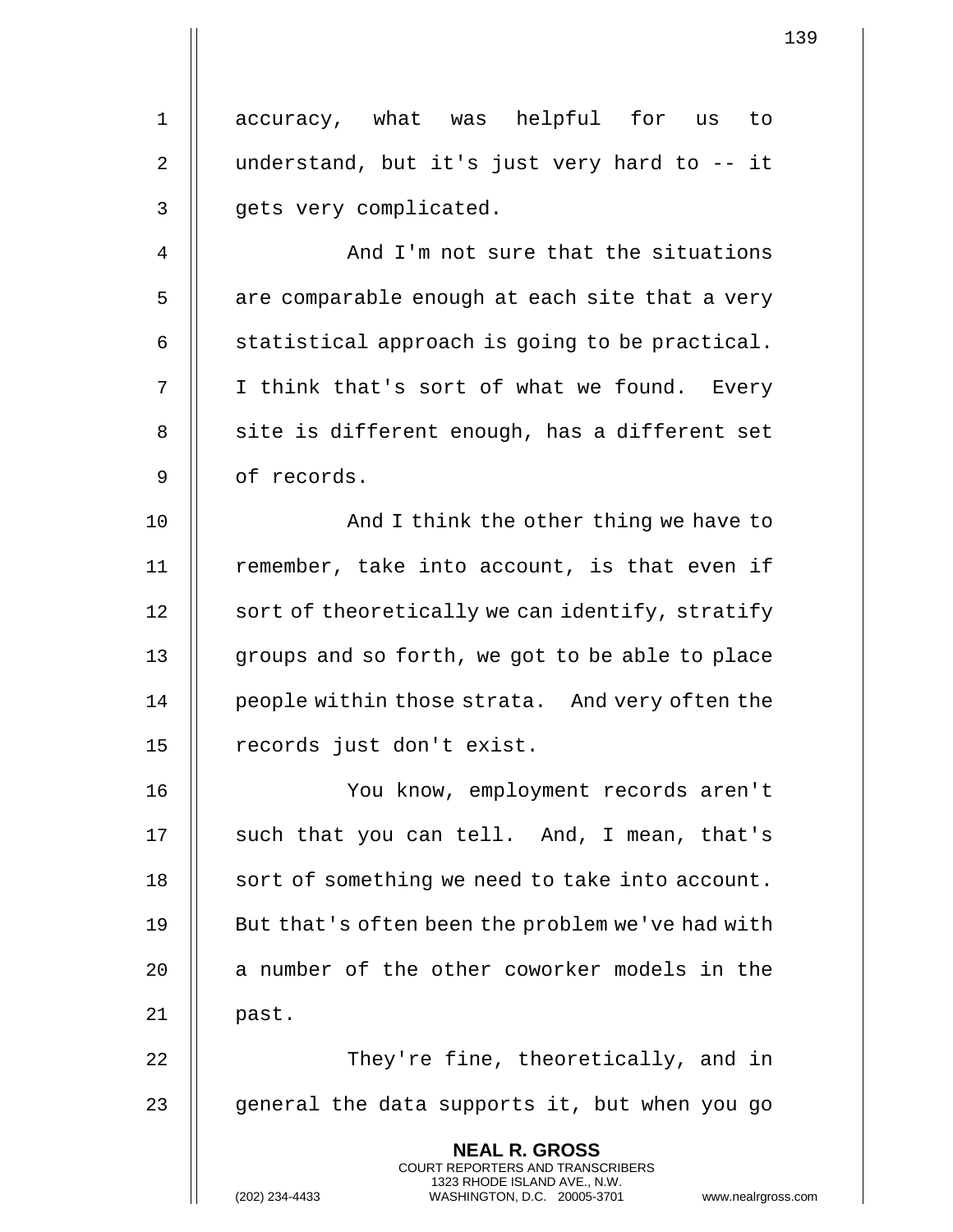accuracy, what was helpful for us to understand, but it's just very hard to -- it gets very complicated.

And I'm not sure that the situations are comparable enough at each site that a very statistical approach is going to be practical. I think that's sort of what we found. Every site is different enough, has a different set of records.

And I think the other thing we have to remember, take into account, is that even if sort of theoretically we can identify, stratify groups and so forth, we got to be able to place people within those strata. And very often the records just don't exist.

You know, employment records aren't such that you can tell. And, I mean, that's sort of something we need to take into account. But that's often been the problem we've had with a number of the other coworker models in the past.

They're fine, theoretically, and in general the data supports it, but when you go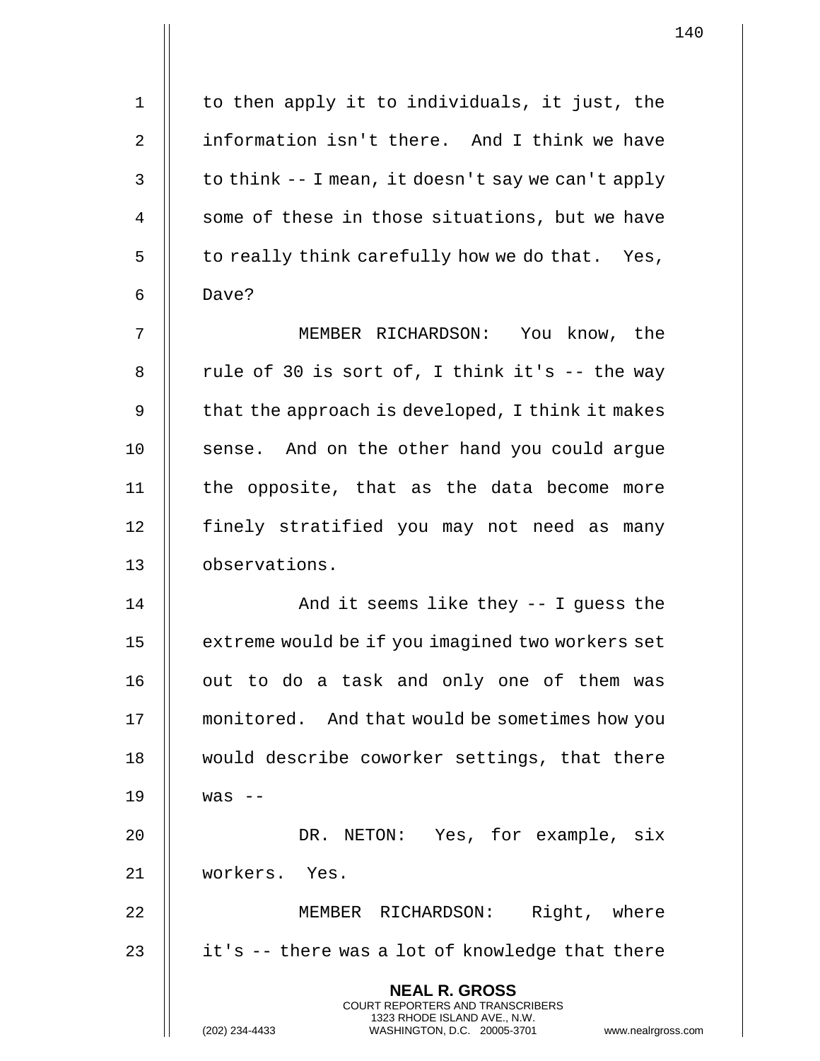to then apply it to individuals, it just, the information isn't there. And I think we have to think -- I mean, it doesn't say we can't apply some of these in those situations, but we have to really think carefully how we do that. Yes, Dave?

MEMBER RICHARDSON: You know, the rule of 30 is sort of, I think it's -- the way that the approach is developed, I think it makes sense. And on the other hand you could argue the opposite, that as the data become more finely stratified you may not need as many observations.

And it seems like they -- I guess the extreme would be if you imagined two workers set out to do a task and only one of them was monitored. And that would be sometimes how you would describe coworker settings, that there was --

DR. NETON: Yes, for example, six workers. Yes.

MEMBER RICHARDSON: Right, where it's -- there was a lot of knowledge that there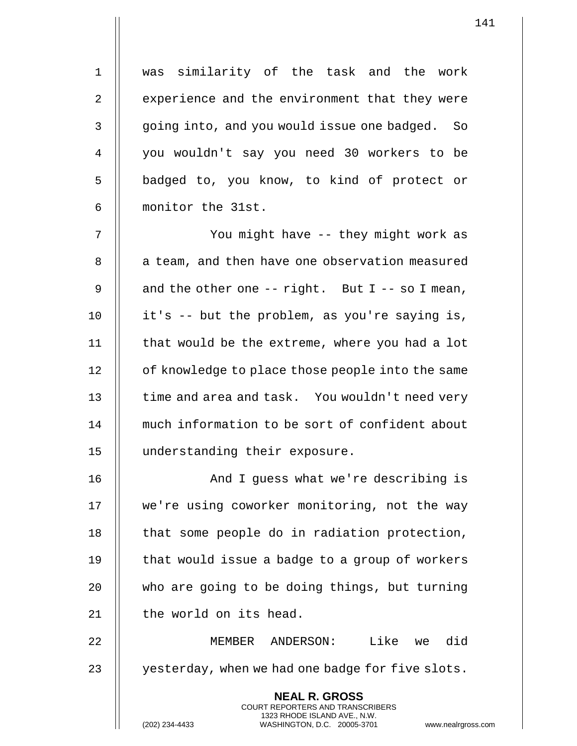was similarity of the task and the work experience and the environment that they were going into, and you would issue one badged. So you wouldn't say you need 30 workers to be badged to, you know, to kind of protect or monitor the 31st.

You might have -- they might work as a team, and then have one observation measured and the other one -- right. But I -- so I mean, it's -- but the problem, as you're saying is, that would be the extreme, where you had a lot of knowledge to place those people into the same time and area and task. You wouldn't need very much information to be sort of confident about understanding their exposure.

And I guess what we're describing is we're using coworker monitoring, not the way that some people do in radiation protection, that would issue a badge to a group of workers who are going to be doing things, but turning the world on its head.

MEMBER ANDERSON: Like we did yesterday, when we had one badge for five slots.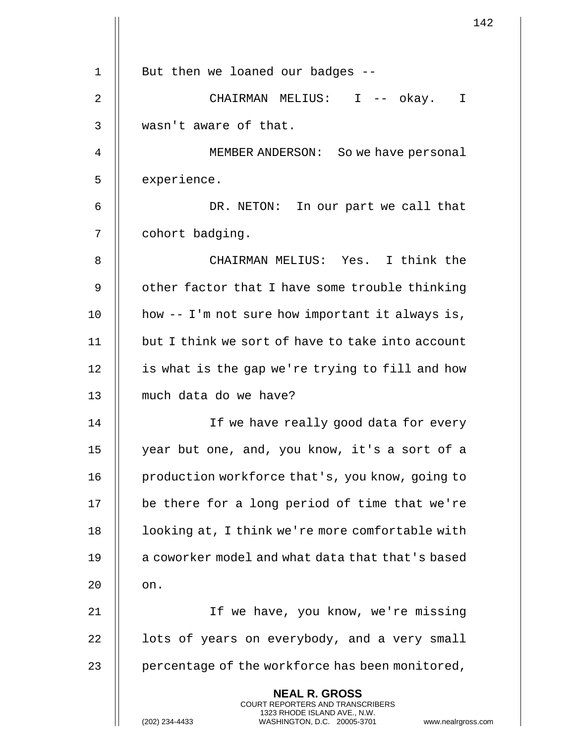But then we loaned our badges --

CHAIRMAN MELIUS: I -- okay. I wasn't aware of that.

MEMBER ANDERSON: So we have personal experience.

DR. NETON: In our part we call that cohort badging.

CHAIRMAN MELIUS: Yes. I think the other factor that I have some trouble thinking how -- I'm not sure how important it always is, but I think we sort of have to take into account is what is the gap we're trying to fill and how much data do we have?

If we have really good data for every year but one, and, you know, it's a sort of a production workforce that's, you know, going to be there for a long period of time that we're looking at, I think we're more comfortable with a coworker model and what data that that's based on.

If we have, you know, we're missing lots of years on everybody, and a very small percentage of the workforce has been monitored,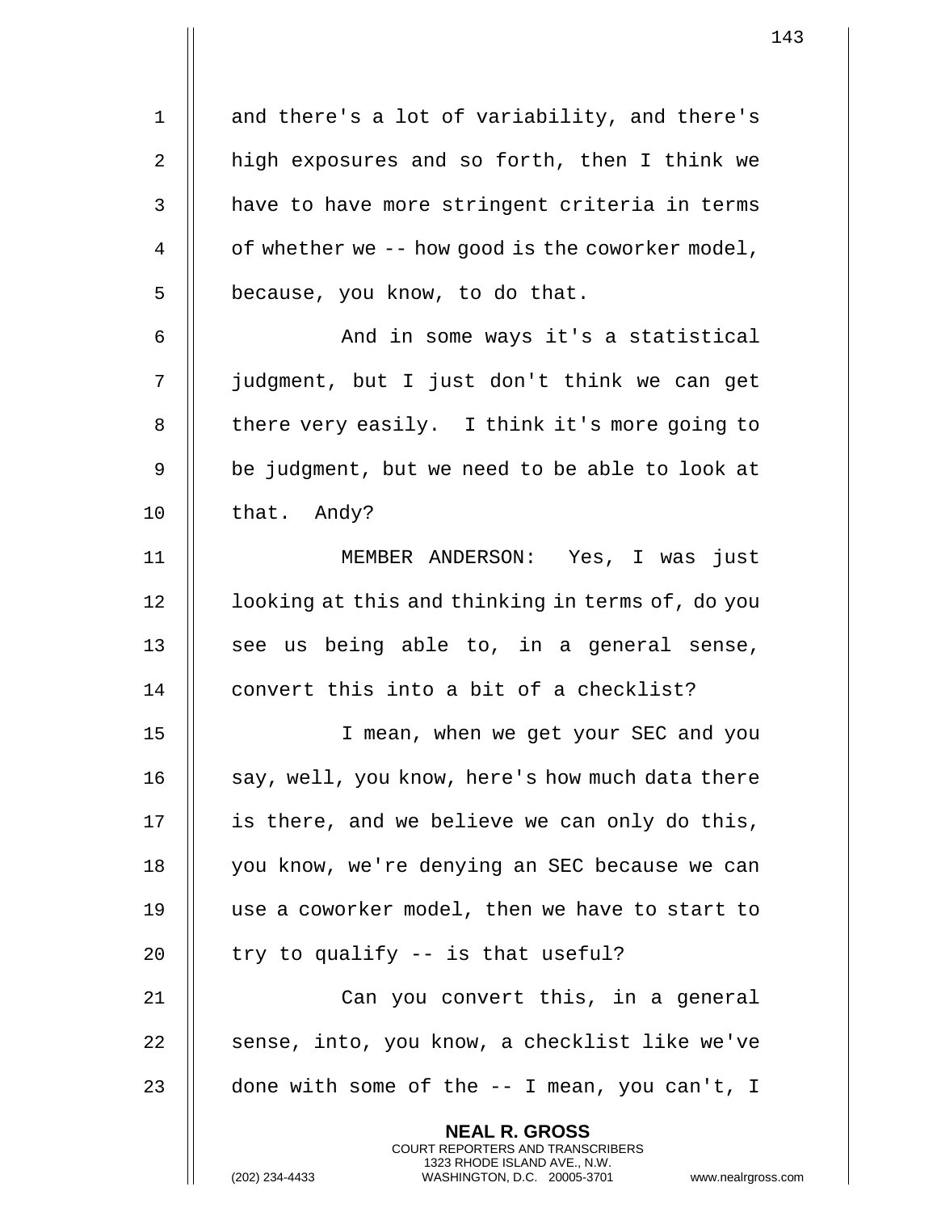and there's a lot of variability, and there's high exposures and so forth, then I think we have to have more stringent criteria in terms of whether we -- how good is the coworker model, because, you know, to do that.

And in some ways it's a statistical judgment, but I just don't think we can get there very easily. I think it's more going to be judgment, but we need to be able to look at that. Andy?

MEMBER ANDERSON: Yes, I was just looking at this and thinking in terms of, do you see us being able to, in a general sense, convert this into a bit of a checklist?

I mean, when we get your SEC and you say, well, you know, here's how much data there is there, and we believe we can only do this, you know, we're denying an SEC because we can use a coworker model, then we have to start to try to qualify -- is that useful?

Can you convert this, in a general sense, into, you know, a checklist like we've done with some of the -- I mean, you can't, I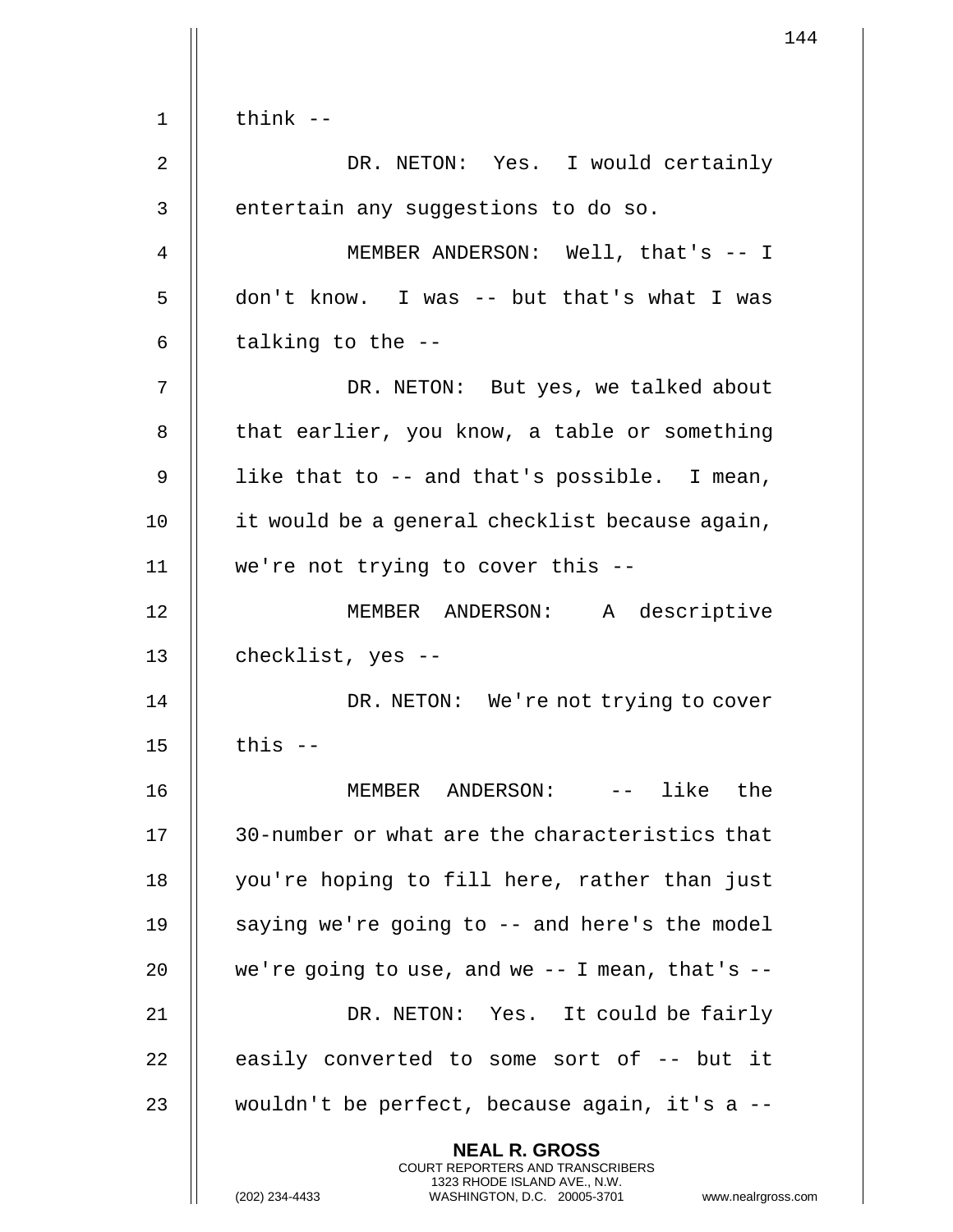think --

DR. NETON: Yes. I would certainly entertain any suggestions to do so.

MEMBER ANDERSON: Well, that's -- I don't know. I was -- but that's what I was talking to the --

DR. NETON: But yes, we talked about that earlier, you know, a table or something like that to -- and that's possible. I mean, it would be a general checklist because again, we're not trying to cover this --

MEMBER ANDERSON: A descriptive checklist, yes --

DR. NETON: We're not trying to cover this --

MEMBER ANDERSON: -- like the 30-number or what are the characteristics that you're hoping to fill here, rather than just saying we're going to -- and here's the model we're going to use, and we -- I mean, that's --

DR. NETON: Yes. It could be fairly easily converted to some sort of -- but it wouldn't be perfect, because again, it's a --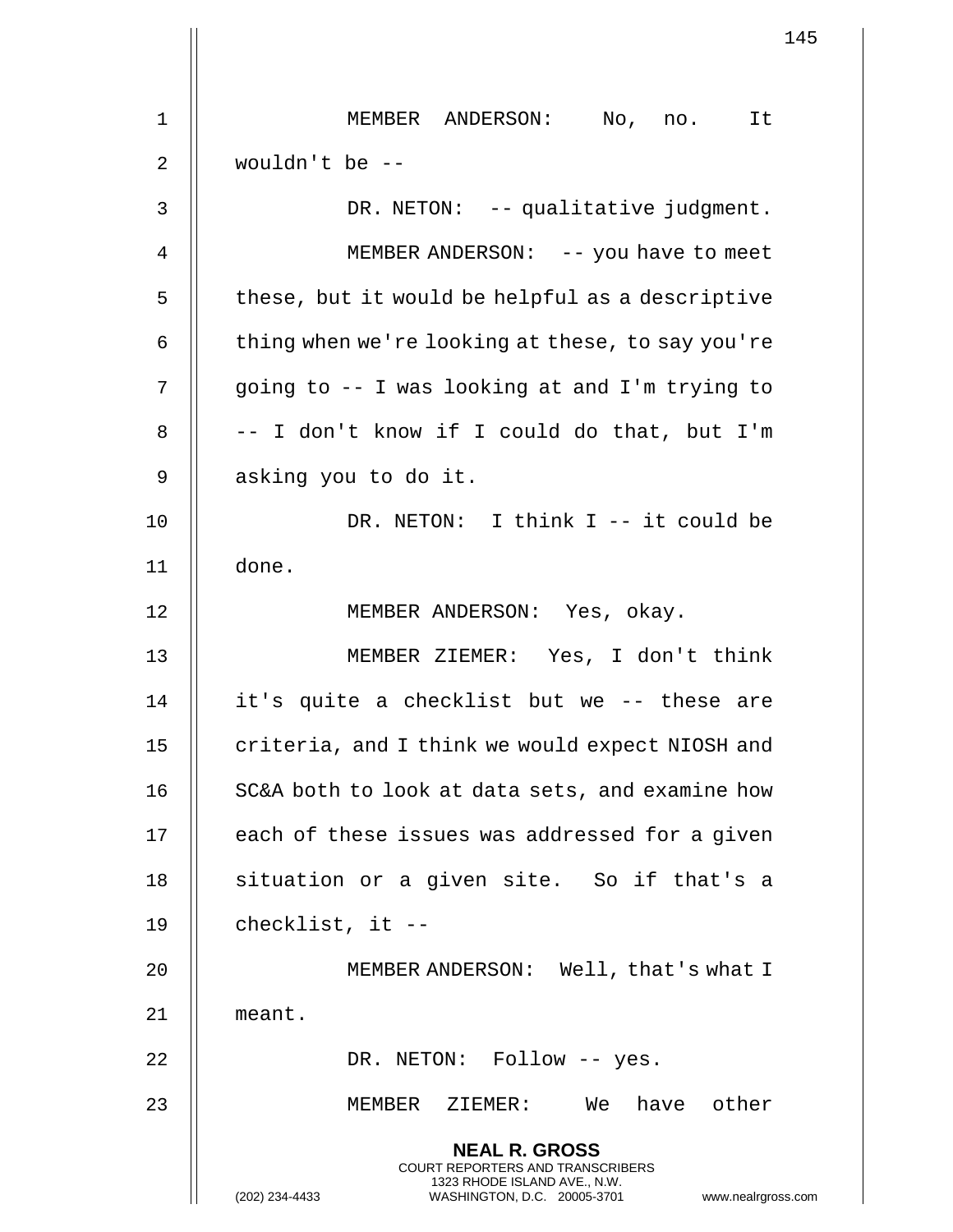MEMBER ANDERSON: No, no. It wouldn't be --

DR. NETON: -- qualitative judgment.

MEMBER ANDERSON: -- you have to meet these, but it would be helpful as a descriptive thing when we're looking at these, to say you're going to -- I was looking at and I'm trying to -- I don't know if I could do that, but I'm asking you to do it.

DR. NETON: I think I -- it could be done.

MEMBER ANDERSON: Yes, okay.

MEMBER ZIEMER: Yes, I don't think it's quite a checklist but we -- these are criteria, and I think we would expect NIOSH and SC&A both to look at data sets, and examine how each of these issues was addressed for a given situation or a given site. So if that's a checklist, it --

MEMBER ANDERSON: Well, that's what I meant.

DR. NETON: Follow -- yes.

MEMBER ZIEMER: We have other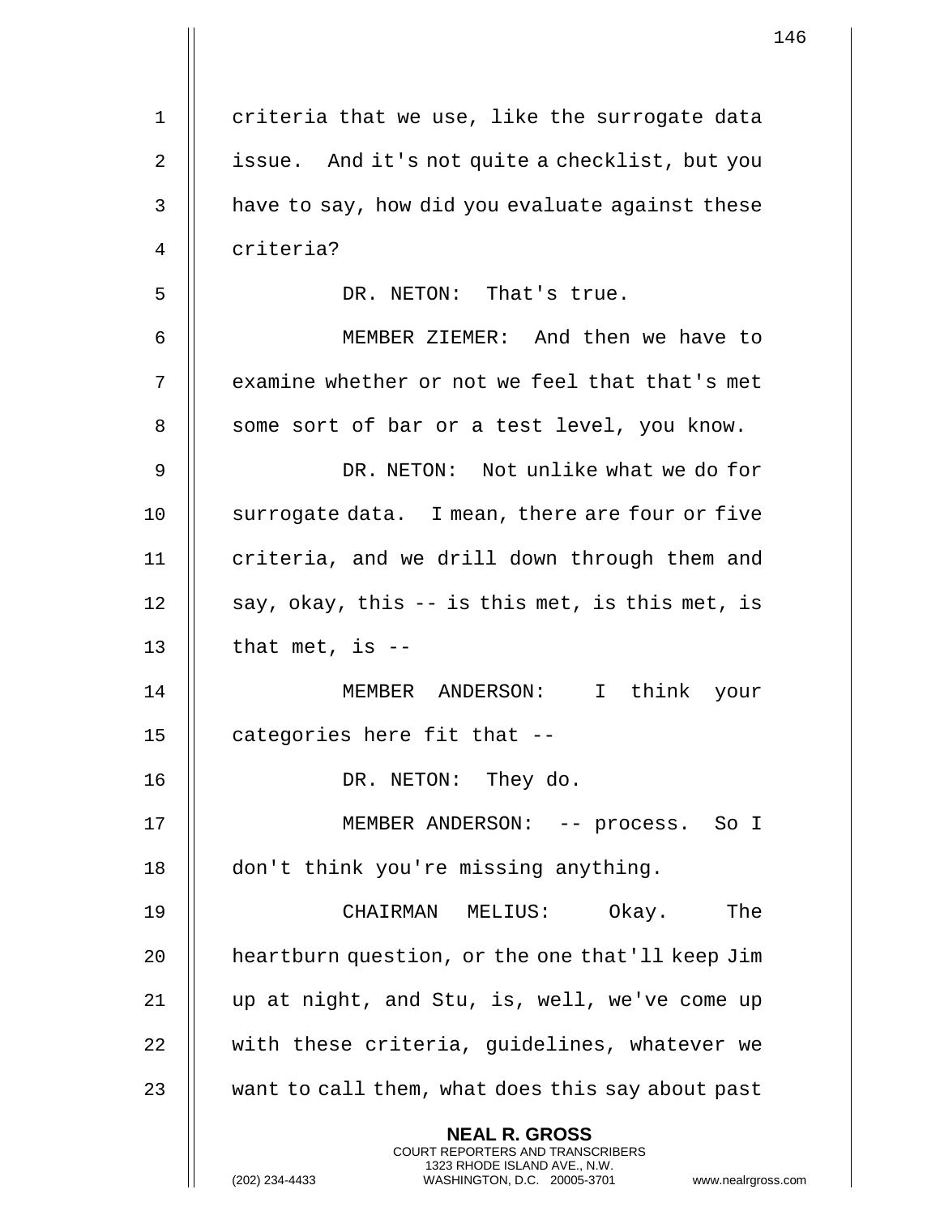criteria that we use, like the surrogate data issue. And it's not quite a checklist, but you have to say, how did you evaluate against these criteria?

DR. NETON: That's true.

MEMBER ZIEMER: And then we have to examine whether or not we feel that that's met some sort of bar or a test level, you know.

DR. NETON: Not unlike what we do for surrogate data. I mean, there are four or five criteria, and we drill down through them and say, okay, this -- is this met, is this met, is that met, is --

MEMBER ANDERSON: I think your categories here fit that --

DR. NETON: They do.

MEMBER ANDERSON: -- process. So I don't think you're missing anything.

CHAIRMAN MELIUS: Okay. The heartburn question, or the one that'll keep Jim up at night, and Stu, is, well, we've come up with these criteria, guidelines, whatever we want to call them, what does this say about past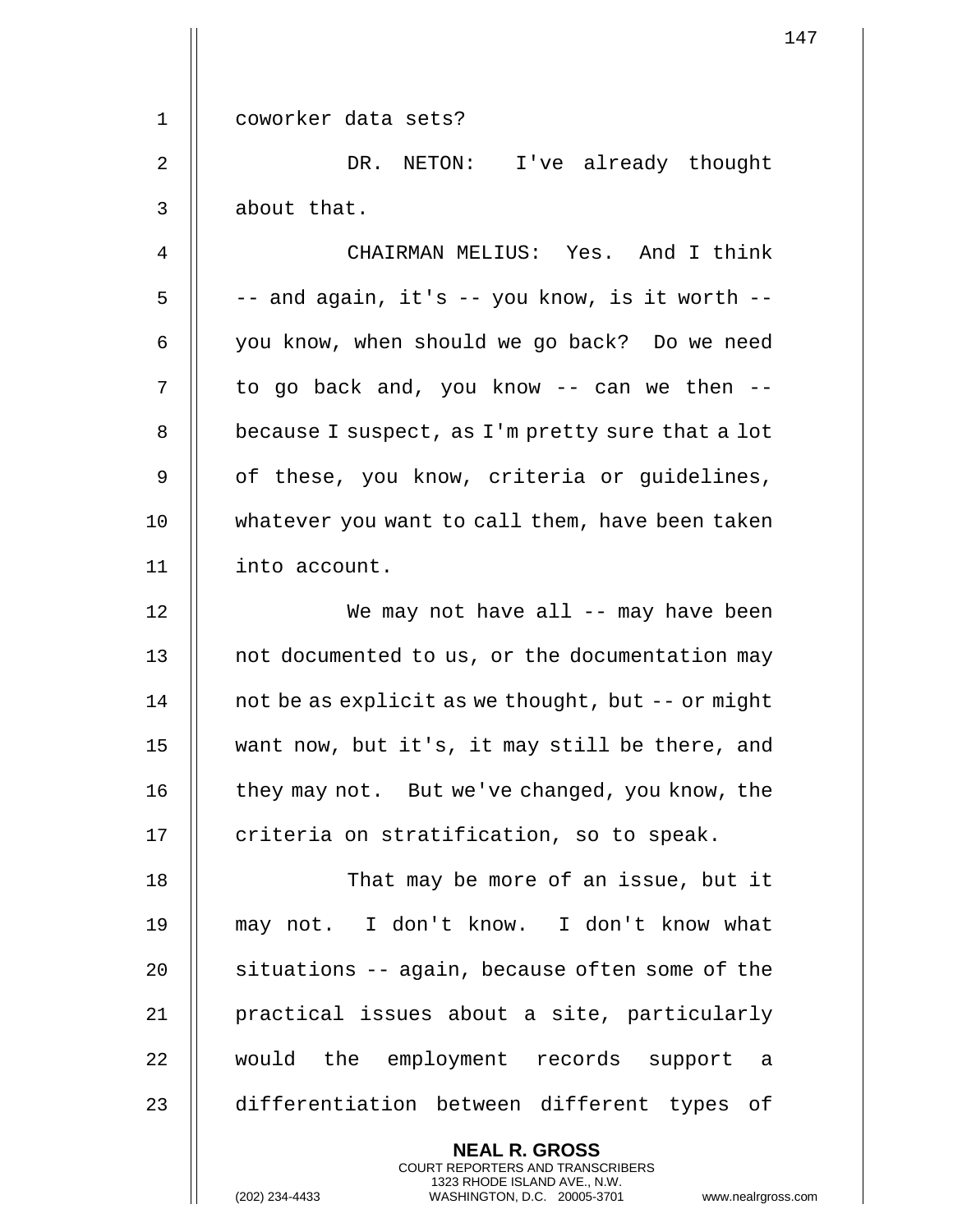coworker data sets?

DR. NETON: I've already thought about that.

CHAIRMAN MELIUS: Yes. And I think -- and again, it's -- you know, is it worth -- you know, when should we go back? Do we need to go back and, you know -- can we then -- because I suspect, as I'm pretty sure that a lot of these, you know, criteria or guidelines, whatever you want to call them, have been taken into account.

We may not have all -- may have been not documented to us, or the documentation may not be as explicit as we thought, but -- or might want now, but it's, it may still be there, and they may not. But we've changed, you know, the criteria on stratification, so to speak.

That may be more of an issue, but it may not. I don't know. I don't know what situations -- again, because often some of the practical issues about a site, particularly would the employment records support a differentiation between different types of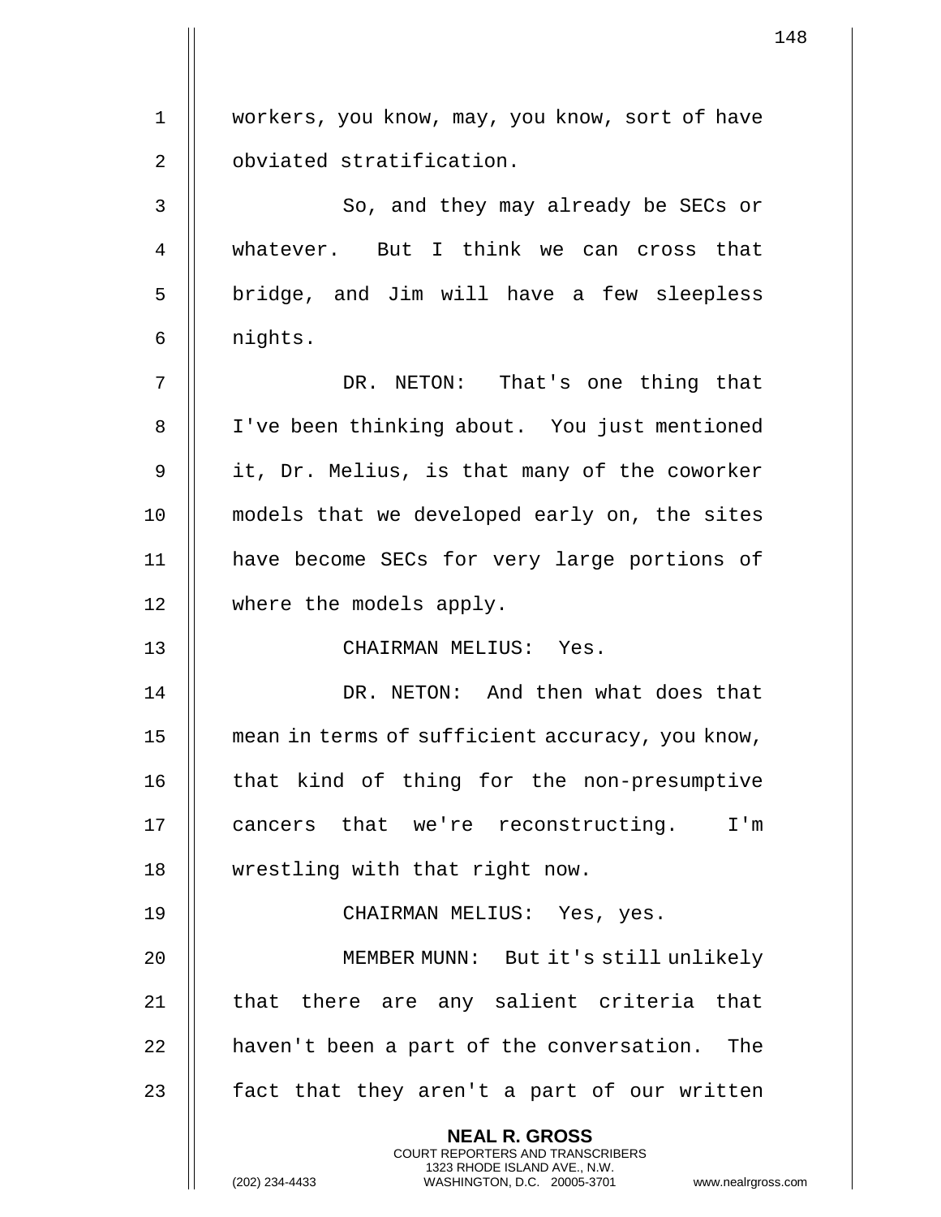workers, you know, may, you know, sort of have obviated stratification.

So, and they may already be SECs or whatever. But I think we can cross that bridge, and Jim will have a few sleepless nights.

DR. NETON: That's one thing that I've been thinking about. You just mentioned it, Dr. Melius, is that many of the coworker models that we developed early on, the sites have become SECs for very large portions of where the models apply.

CHAIRMAN MELIUS: Yes.

DR. NETON: And then what does that mean in terms of sufficient accuracy, you know, that kind of thing for the non-presumptive cancers that we're reconstructing. I'm wrestling with that right now.

CHAIRMAN MELIUS: Yes, yes.

MEMBER MUNN: But it's still unlikely that there are any salient criteria that haven't been a part of the conversation. The fact that they aren't a part of our written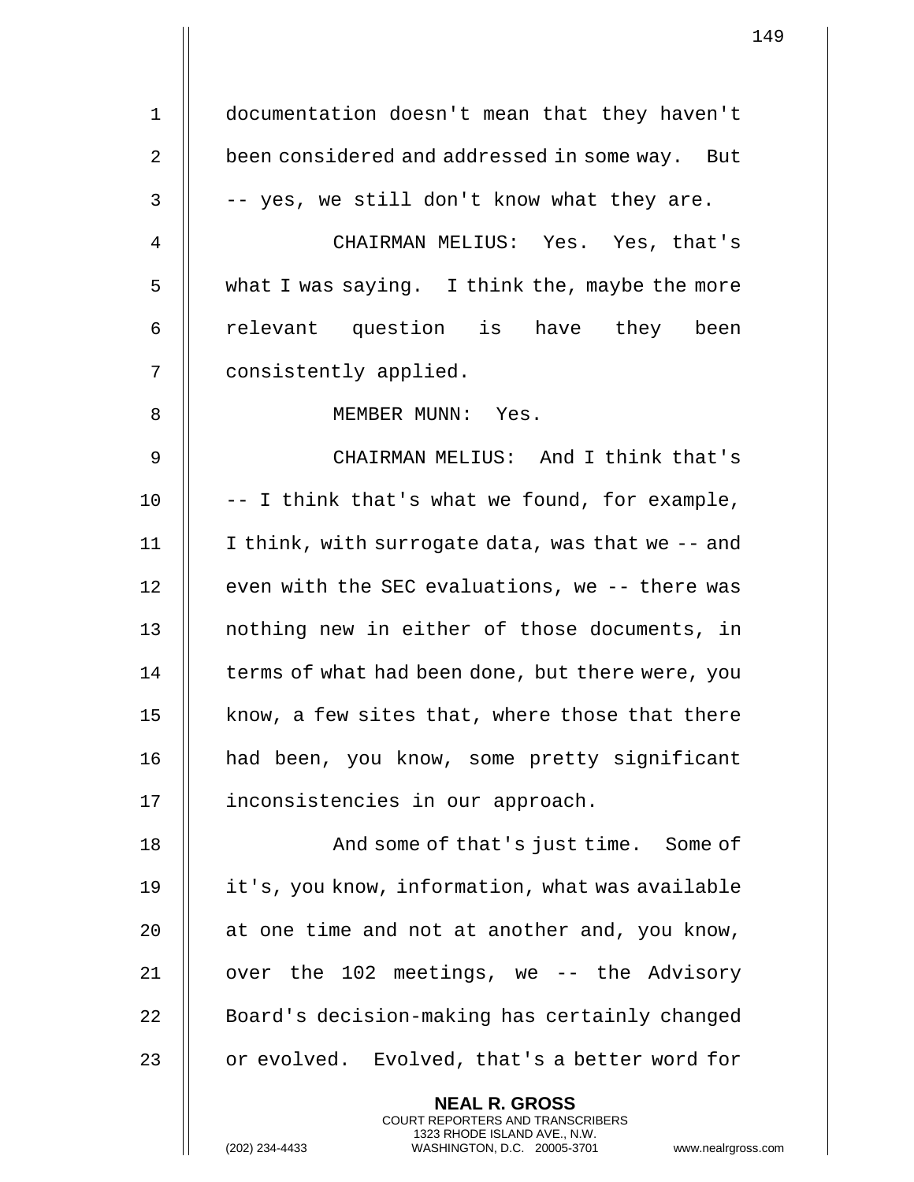documentation doesn't mean that they haven't been considered and addressed in some way. But -- yes, we still don't know what they are.

CHAIRMAN MELIUS: Yes. Yes, that's what I was saying. I think the, maybe the more relevant question is have they been consistently applied.

MEMBER MUNN: Yes.

CHAIRMAN MELIUS: And I think that's -- I think that's what we found, for example, I think, with surrogate data, was that we -- and even with the SEC evaluations, we -- there was nothing new in either of those documents, in terms of what had been done, but there were, you know, a few sites that, where those that there had been, you know, some pretty significant inconsistencies in our approach.

And some of that's just time. Some of it's, you know, information, what was available at one time and not at another and, you know, over the 102 meetings, we -- the Advisory Board's decision-making has certainly changed or evolved. Evolved, that's a better word for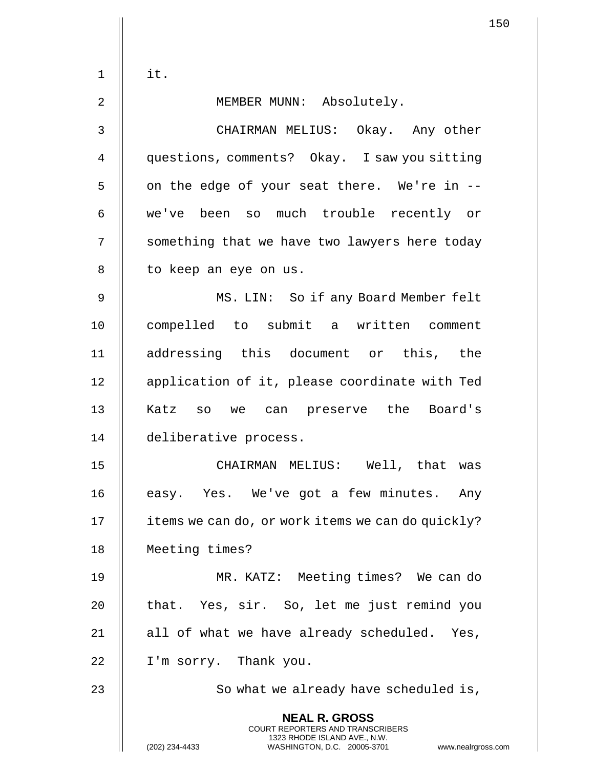it.

MEMBER MUNN: Absolutely.

CHAIRMAN MELIUS: Okay. Any other questions, comments? Okay. I saw you sitting on the edge of your seat there. We're in -- we've been so much trouble recently or something that we have two lawyers here today to keep an eye on us.

MS. LIN: So if any Board Member felt compelled to submit a written comment addressing this document or this, the application of it, please coordinate with Ted Katz so we can preserve the Board's deliberative process.

CHAIRMAN MELIUS: Well, that was easy. Yes. We've got a few minutes. Any items we can do, or work items we can do quickly? Meeting times?

MR. KATZ: Meeting times? We can do that. Yes, sir. So, let me just remind you all of what we have already scheduled. Yes, I'm sorry. Thank you.

So what we already have scheduled is,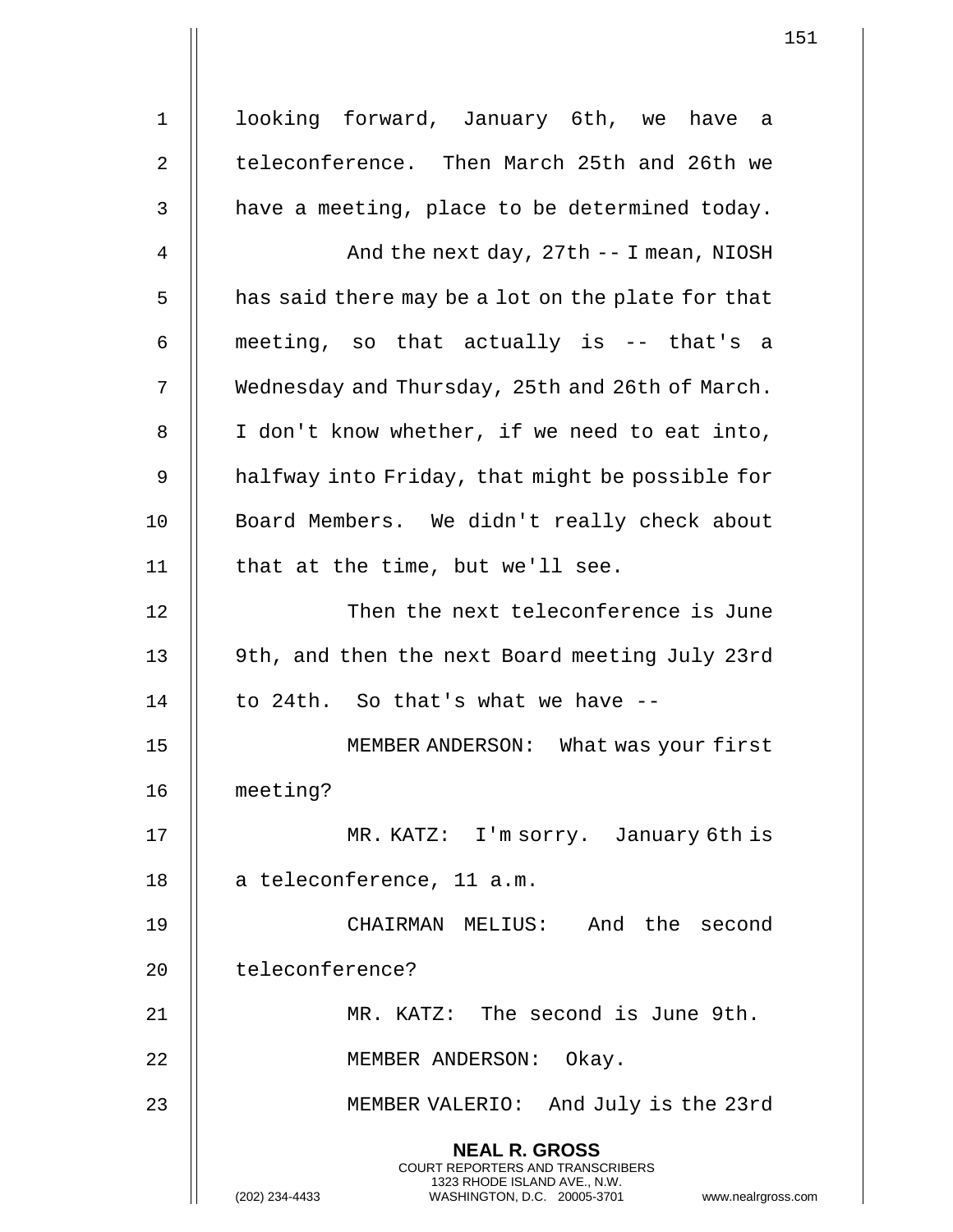looking forward, January 6th, we have a teleconference. Then March 25th and 26th we have a meeting, place to be determined today.

And the next day, 27th -- I mean, NIOSH has said there may be a lot on the plate for that meeting, so that actually is -- that's a Wednesday and Thursday, 25th and 26th of March. I don't know whether, if we need to eat into, halfway into Friday, that might be possible for Board Members. We didn't really check about that at the time, but we'll see.

Then the next teleconference is June 9th, and then the next Board meeting July 23rd to 24th. So that's what we have --

MEMBER ANDERSON: What was your first meeting?

MR. KATZ: I'm sorry. January 6th is a teleconference, 11 a.m.

CHAIRMAN MELIUS: And the second teleconference?

MR. KATZ: The second is June 9th.

MEMBER ANDERSON: Okay.

MEMBER VALERIO: And July is the 23rd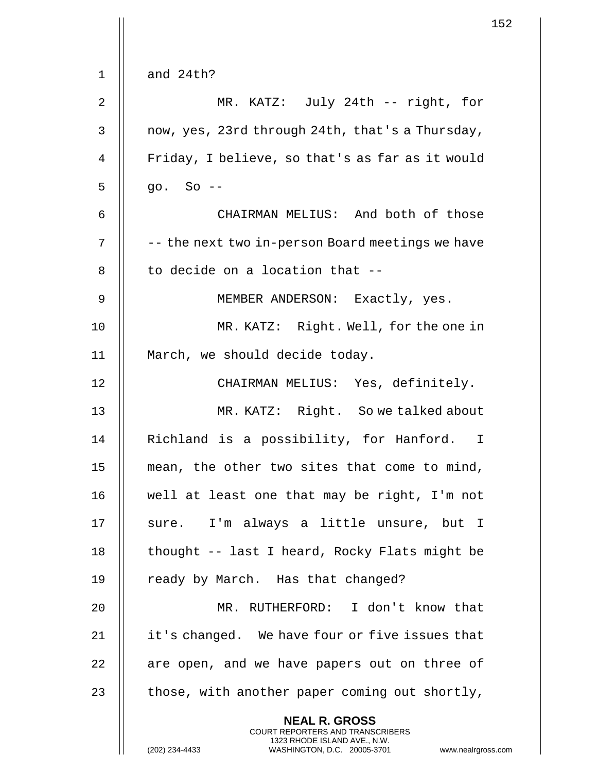and 24th?

MR. KATZ: July 24th -- right, for now, yes, 23rd through 24th, that's a Thursday, Friday, I believe, so that's as far as it would go. So --

CHAIRMAN MELIUS: And both of those -- the next two in-person Board meetings we have to decide on a location that --

MEMBER ANDERSON: Exactly, yes.

MR. KATZ: Right. Well, for the one in March, we should decide today.

CHAIRMAN MELIUS: Yes, definitely.

MR. KATZ: Right. So we talked about Richland is a possibility, for Hanford. I mean, the other two sites that come to mind, well at least one that may be right, I'm not sure. I'm always a little unsure, but I thought -- last I heard, Rocky Flats might be ready by March. Has that changed?

MR. RUTHERFORD: I don't know that it's changed. We have four or five issues that are open, and we have papers out on three of those, with another paper coming out shortly,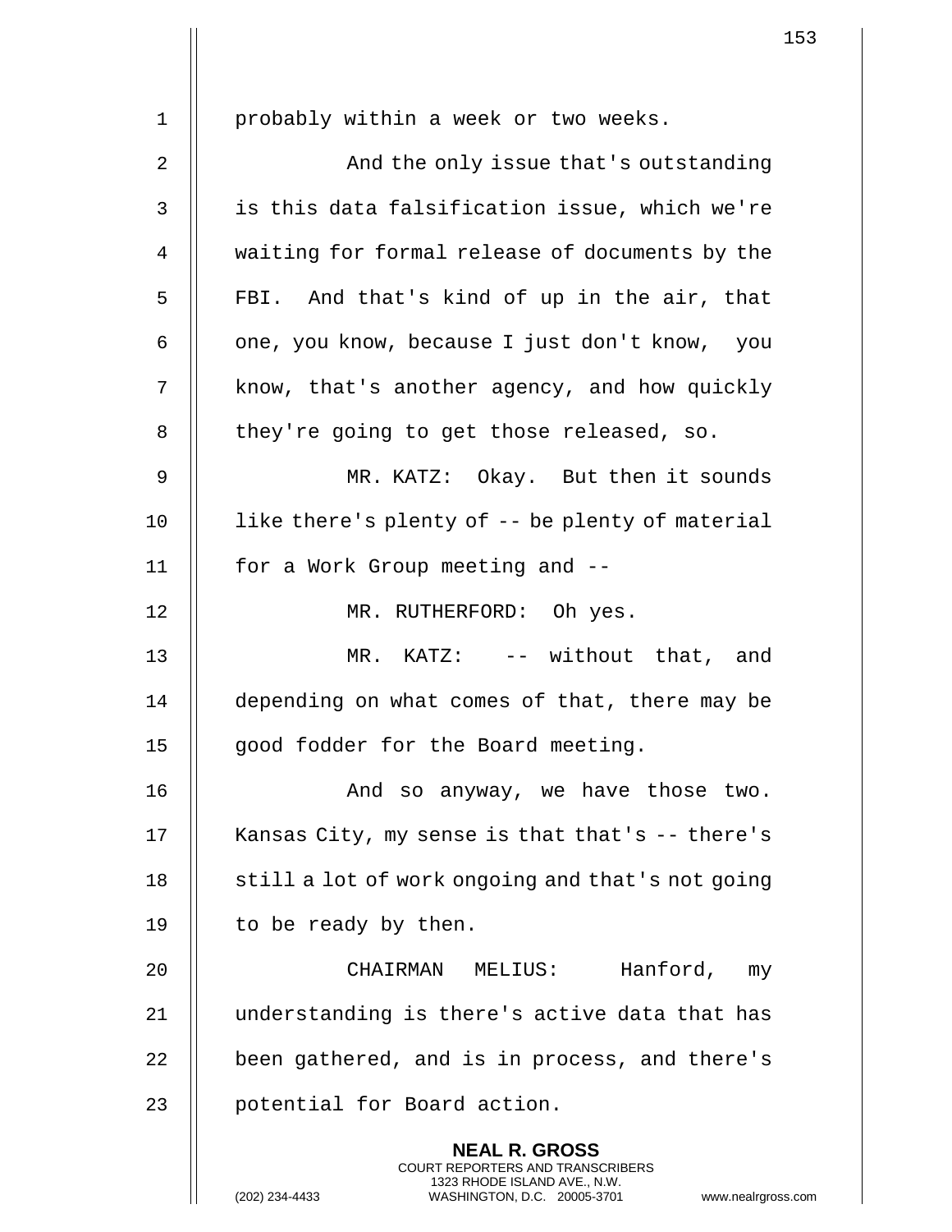probably within a week or two weeks.

And the only issue that's outstanding is this data falsification issue, which we're waiting for formal release of documents by the FBI. And that's kind of up in the air, that one, you know, because I just don't know, you know, that's another agency, and how quickly they're going to get those released, so.

MR. KATZ: Okay. But then it sounds like there's plenty of -- be plenty of material for a Work Group meeting and --

MR. RUTHERFORD: Oh yes.

MR. KATZ: -- without that, and depending on what comes of that, there may be good fodder for the Board meeting.

And so anyway, we have those two. Kansas City, my sense is that that's -- there's still a lot of work ongoing and that's not going to be ready by then.

CHAIRMAN MELIUS: Hanford, my understanding is there's active data that has been gathered, and is in process, and there's potential for Board action.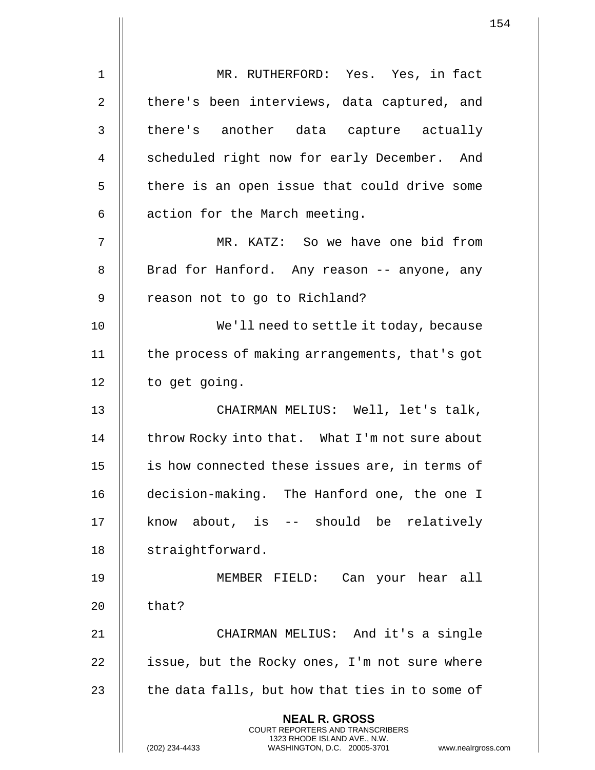MR. RUTHERFORD: Yes. Yes, in fact there's been interviews, data captured, and there's another data capture actually scheduled right now for early December. And there is an open issue that could drive some action for the March meeting.

MR. KATZ: So we have one bid from Brad for Hanford. Any reason -- anyone, any reason not to go to Richland?

We'll need to settle it today, because the process of making arrangements, that's got to get going.

CHAIRMAN MELIUS: Well, let's talk, throw Rocky into that. What I'm not sure about is how connected these issues are, in terms of decision-making. The Hanford one, the one I know about, is -- should be relatively straightforward.

MEMBER FIELD: Can your hear all that?

CHAIRMAN MELIUS: And it's a single issue, but the Rocky ones, I'm not sure where the data falls, but how that ties in to some of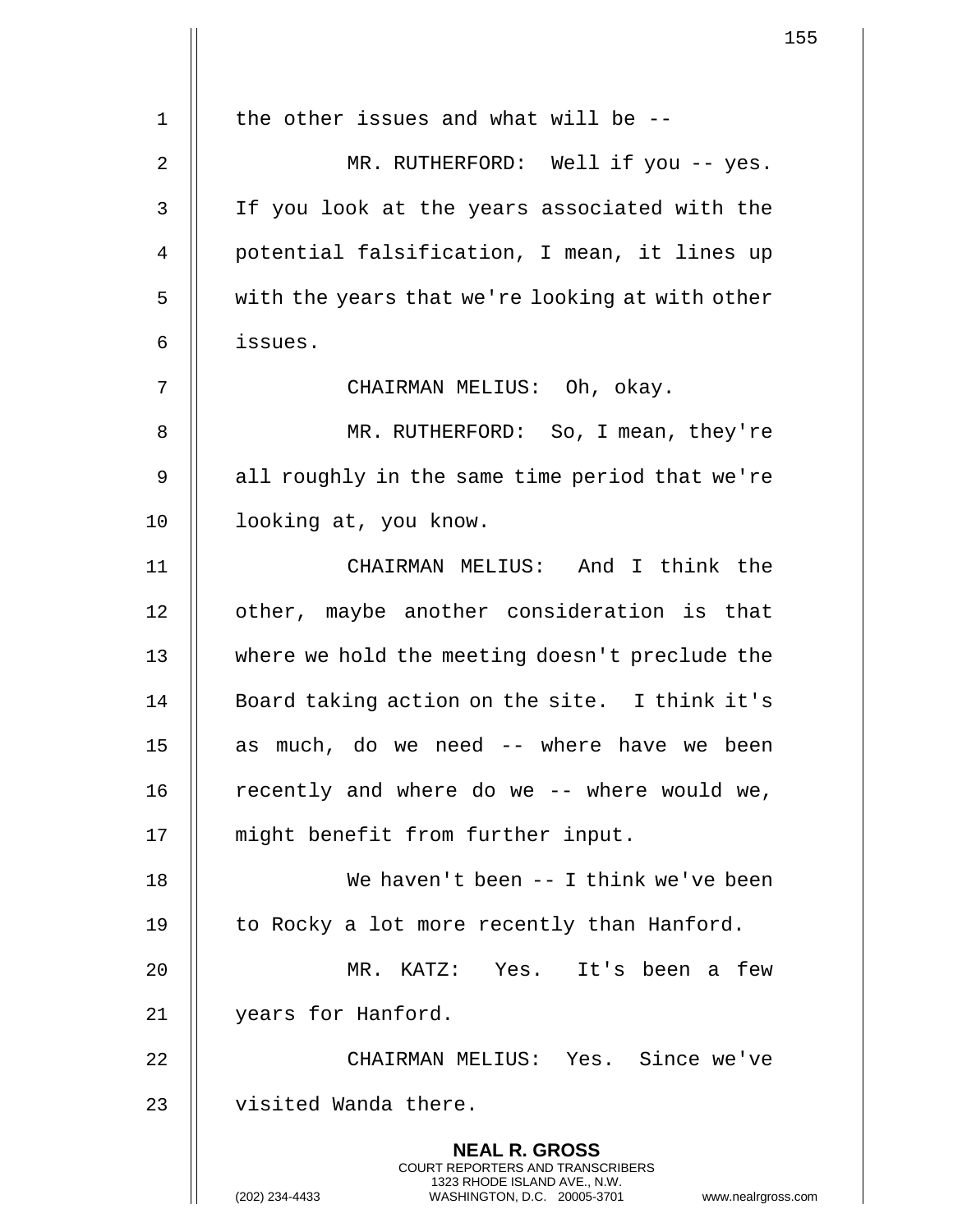the other issues and what will be --

MR. RUTHERFORD: Well if you -- yes. If you look at the years associated with the potential falsification, I mean, it lines up with the years that we're looking at with other issues.

CHAIRMAN MELIUS: Oh, okay.

MR. RUTHERFORD: So, I mean, they're all roughly in the same time period that we're looking at, you know.

CHAIRMAN MELIUS: And I think the other, maybe another consideration is that where we hold the meeting doesn't preclude the Board taking action on the site. I think it's as much, do we need -- where have we been recently and where do we -- where would we, might benefit from further input.

We haven't been -- I think we've been to Rocky a lot more recently than Hanford.

MR. KATZ: Yes. It's been a few years for Hanford.

CHAIRMAN MELIUS: Yes. Since we've visited Wanda there.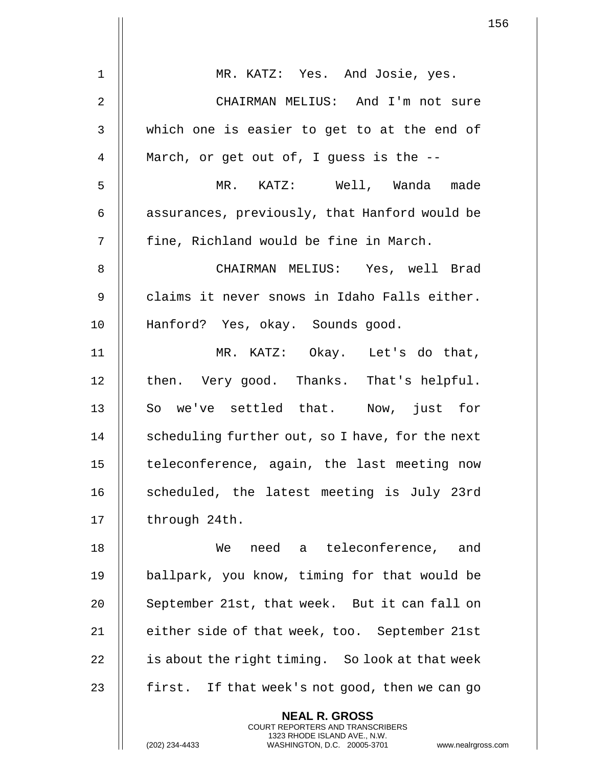MR. KATZ: Yes. And Josie, yes.

CHAIRMAN MELIUS: And I'm not sure which one is easier to get to at the end of March, or get out of, I guess is the --

MR. KATZ: Well, Wanda made assurances, previously, that Hanford would be fine, Richland would be fine in March.

CHAIRMAN MELIUS: Yes, well Brad claims it never snows in Idaho Falls either. Hanford? Yes, okay. Sounds good.

MR. KATZ: Okay. Let's do that, then. Very good. Thanks. That's helpful. So we've settled that. Now, just for scheduling further out, so I have, for the next teleconference, again, the last meeting now scheduled, the latest meeting is July 23rd through 24th.

We need a teleconference, and ballpark, you know, timing for that would be September 21st, that week. But it can fall on either side of that week, too. September 21st is about the right timing. So look at that week first. If that week's not good, then we can go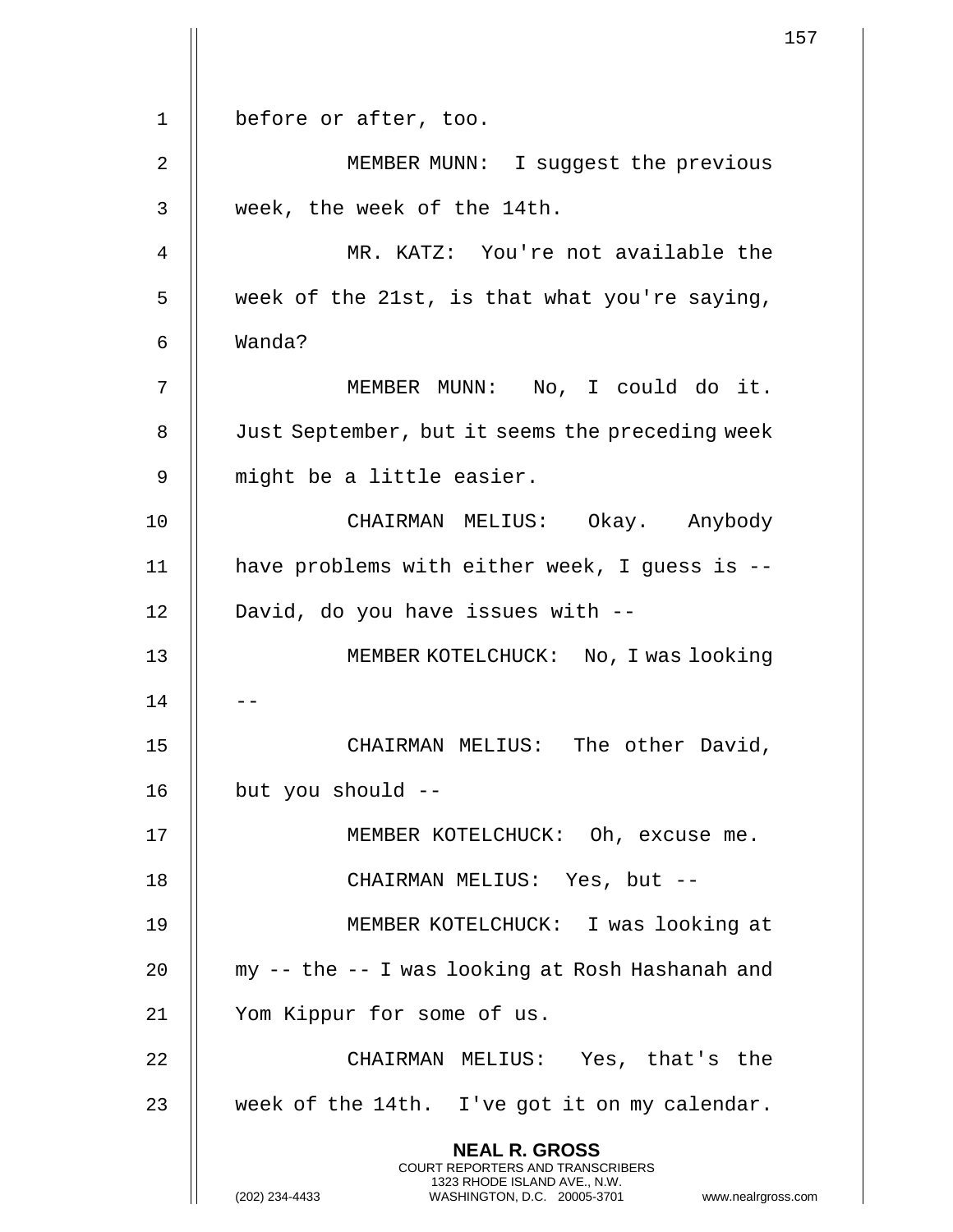before or after, too.

MEMBER MUNN: I suggest the previous week, the week of the 14th.

MR. KATZ: You're not available the week of the 21st, is that what you're saying, Wanda?

MEMBER MUNN: No, I could do it. Just September, but it seems the preceding week might be a little easier.

CHAIRMAN MELIUS: Okay. Anybody have problems with either week, I guess is -- David, do you have issues with --

MEMBER KOTELCHUCK: No, I was looking --

CHAIRMAN MELIUS: The other David, but you should --

MEMBER KOTELCHUCK: Oh, excuse me.

CHAIRMAN MELIUS: Yes, but --

MEMBER KOTELCHUCK: I was looking at my -- the -- I was looking at Rosh Hashanah and Yom Kippur for some of us.

CHAIRMAN MELIUS: Yes, that's the week of the 14th. I've got it on my calendar.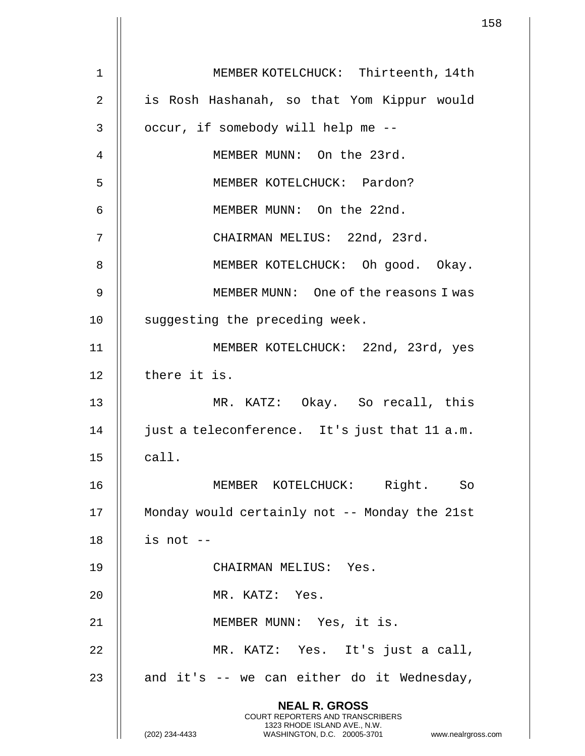MEMBER KOTELCHUCK: Thirteenth, 14th is Rosh Hashanah, so that Yom Kippur would occur, if somebody will help me --

MEMBER MUNN: On the 23rd.

MEMBER KOTELCHUCK: Pardon?

MEMBER MUNN: On the 22nd.

CHAIRMAN MELIUS: 22nd, 23rd.

MEMBER KOTELCHUCK: Oh good. Okay.

MEMBER MUNN: One of the reasons I was suggesting the preceding week.

MEMBER KOTELCHUCK: 22nd, 23rd, yes there it is.

MR. KATZ: Okay. So recall, this just a teleconference. It's just that 11 a.m. call.

MEMBER KOTELCHUCK: Right. So Monday would certainly not -- Monday the 21st is not --

CHAIRMAN MELIUS: Yes.

MR. KATZ: Yes.

MEMBER MUNN: Yes, it is.

MR. KATZ: Yes. It's just a call, and it's -- we can either do it Wednesday,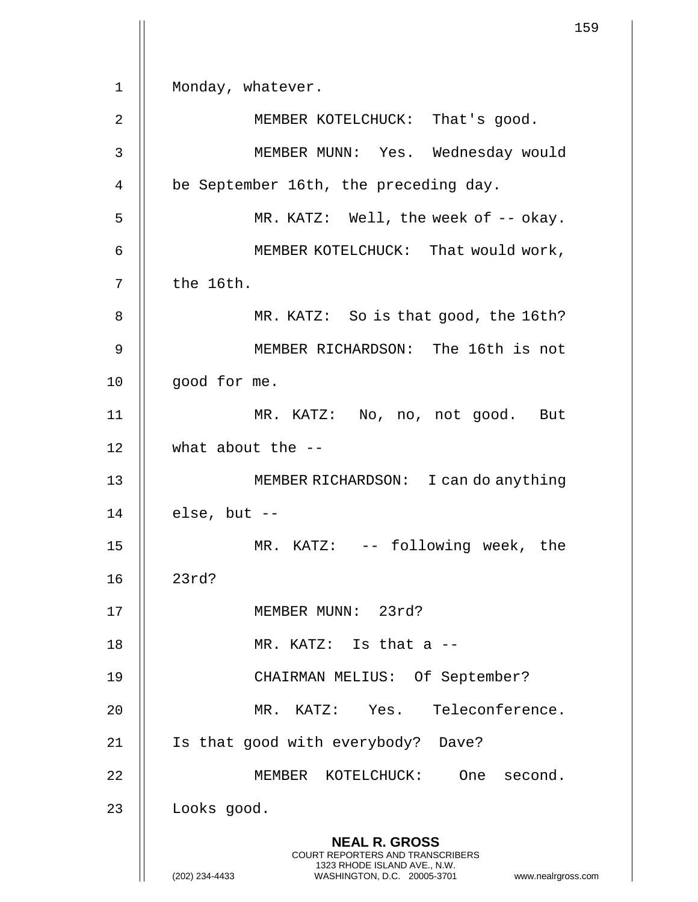Monday, whatever.

MEMBER KOTELCHUCK: That's good.

MEMBER MUNN: Yes. Wednesday would be September 16th, the preceding day.

MR. KATZ: Well, the week of -- okay.

MEMBER KOTELCHUCK: That would work, the 16th.

MR. KATZ: So is that good, the 16th?

MEMBER RICHARDSON: The 16th is not good for me.

MR. KATZ: No, no, not good. But what about the --

MEMBER RICHARDSON: I can do anything else, but --

MR. KATZ: -- following week, the 23rd?

MEMBER MUNN: 23rd?

MR. KATZ: Is that a --

CHAIRMAN MELIUS: Of September?

MR. KATZ: Yes. Teleconference. Is that good with everybody? Dave?

MEMBER KOTELCHUCK: One second. Looks good.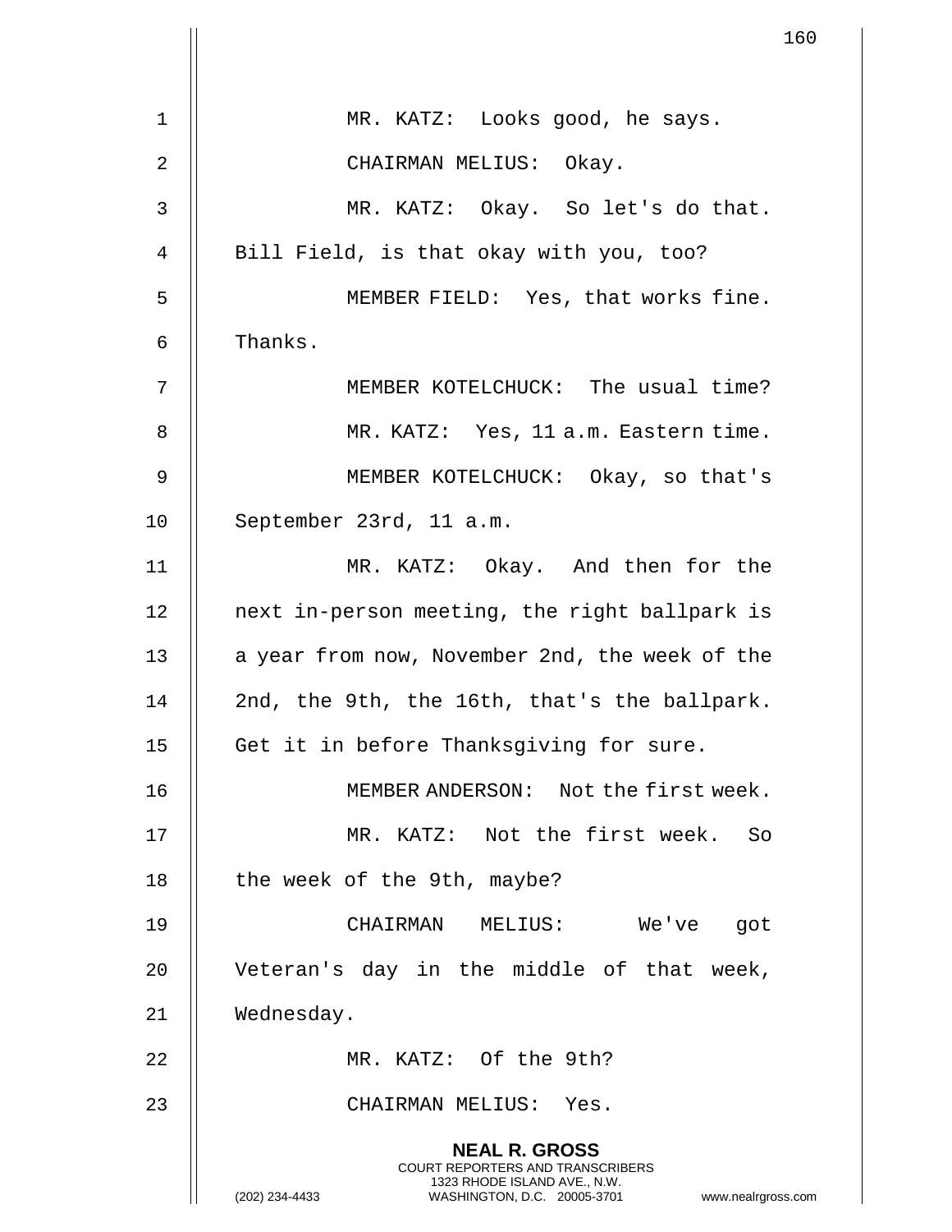MR. KATZ: Looks good, he says.

CHAIRMAN MELIUS: Okay.

MR. KATZ: Okay. So let's do that. Bill Field, is that okay with you, too?

MEMBER FIELD: Yes, that works fine. Thanks.

MEMBER KOTELCHUCK: The usual time?

MR. KATZ: Yes, 11 a.m. Eastern time.

MEMBER KOTELCHUCK: Okay, so that's September 23rd, 11 a.m.

MR. KATZ: Okay. And then for the next in-person meeting, the right ballpark is a year from now, November 2nd, the week of the 2nd, the 9th, the 16th, that's the ballpark. Get it in before Thanksgiving for sure.

MEMBER ANDERSON: Not the first week.

MR. KATZ: Not the first week. So the week of the 9th, maybe?

CHAIRMAN MELIUS: We've got Veteran's day in the middle of that week, Wednesday.

MR. KATZ: Of the 9th?

CHAIRMAN MELIUS: Yes.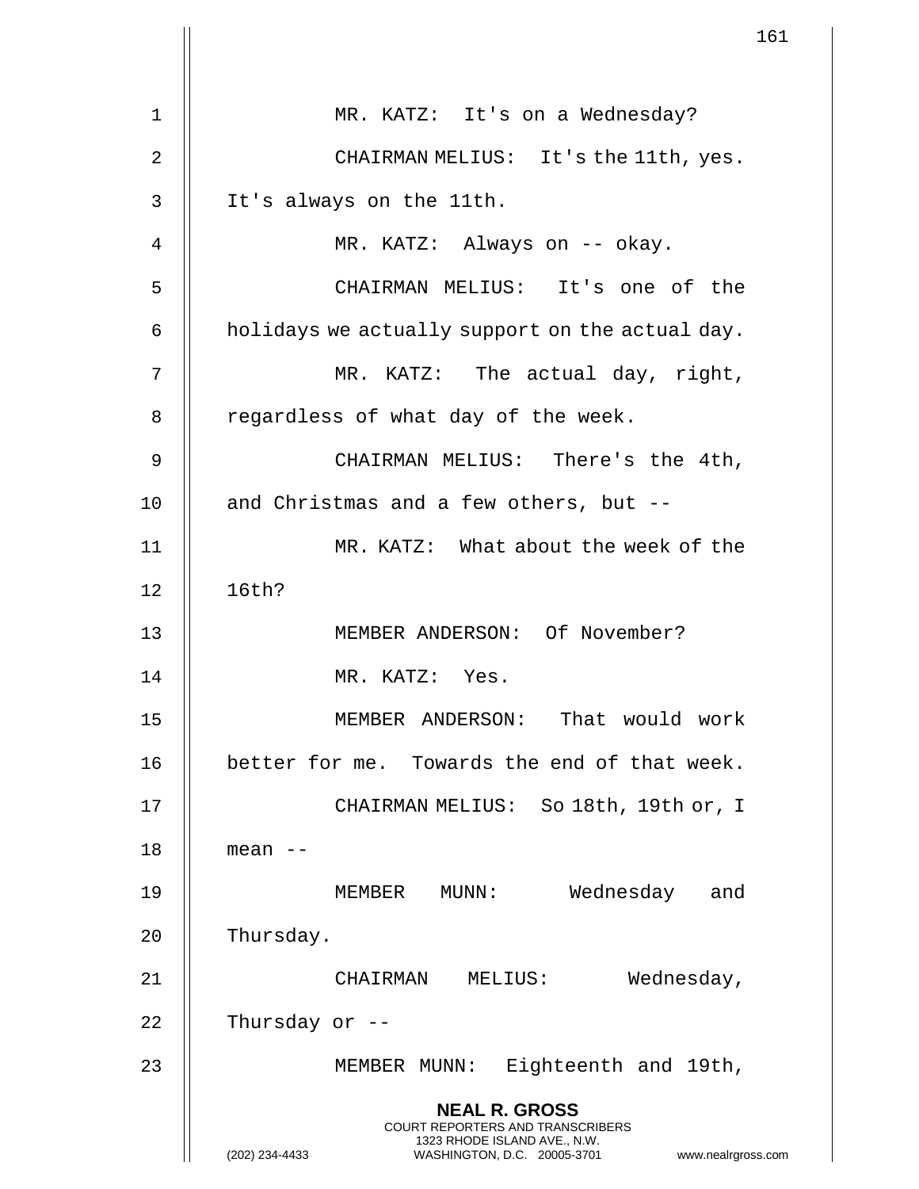MR. KATZ: It's on a Wednesday?

CHAIRMAN MELIUS: It's the 11th, yes. It's always on the 11th.

MR. KATZ: Always on -- okay.

CHAIRMAN MELIUS: It's one of the holidays we actually support on the actual day.

MR. KATZ: The actual day, right, regardless of what day of the week.

CHAIRMAN MELIUS: There's the 4th, and Christmas and a few others, but --

MR. KATZ: What about the week of the 16th?

MEMBER ANDERSON: Of November?

MR. KATZ: Yes.

MEMBER ANDERSON: That would work better for me. Towards the end of that week.

CHAIRMAN MELIUS: So 18th, 19th or, I mean --

MEMBER MUNN: Wednesday and Thursday.

CHAIRMAN MELIUS: Wednesday, Thursday or --

MEMBER MUNN: Eighteenth and 19th,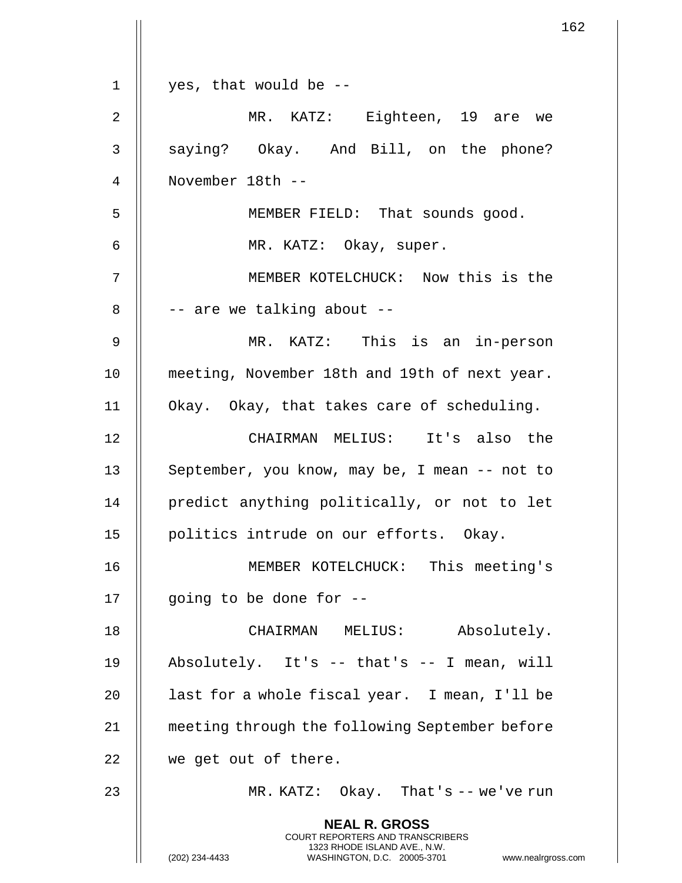yes, that would be --

MR. KATZ: Eighteen, 19 are we saying? Okay. And Bill, on the phone? November 18th --

MEMBER FIELD: That sounds good.

MR. KATZ: Okay, super.

MEMBER KOTELCHUCK: Now this is the -- are we talking about --

MR. KATZ: This is an in-person meeting, November 18th and 19th of next year. Okay. Okay, that takes care of scheduling.

CHAIRMAN MELIUS: It's also the September, you know, may be, I mean -- not to predict anything politically, or not to let politics intrude on our efforts. Okay.

MEMBER KOTELCHUCK: This meeting's going to be done for --

CHAIRMAN MELIUS: Absolutely. Absolutely. It's -- that's -- I mean, will last for a whole fiscal year. I mean, I'll be meeting through the following September before we get out of there.

MR. KATZ: Okay. That's -- we've run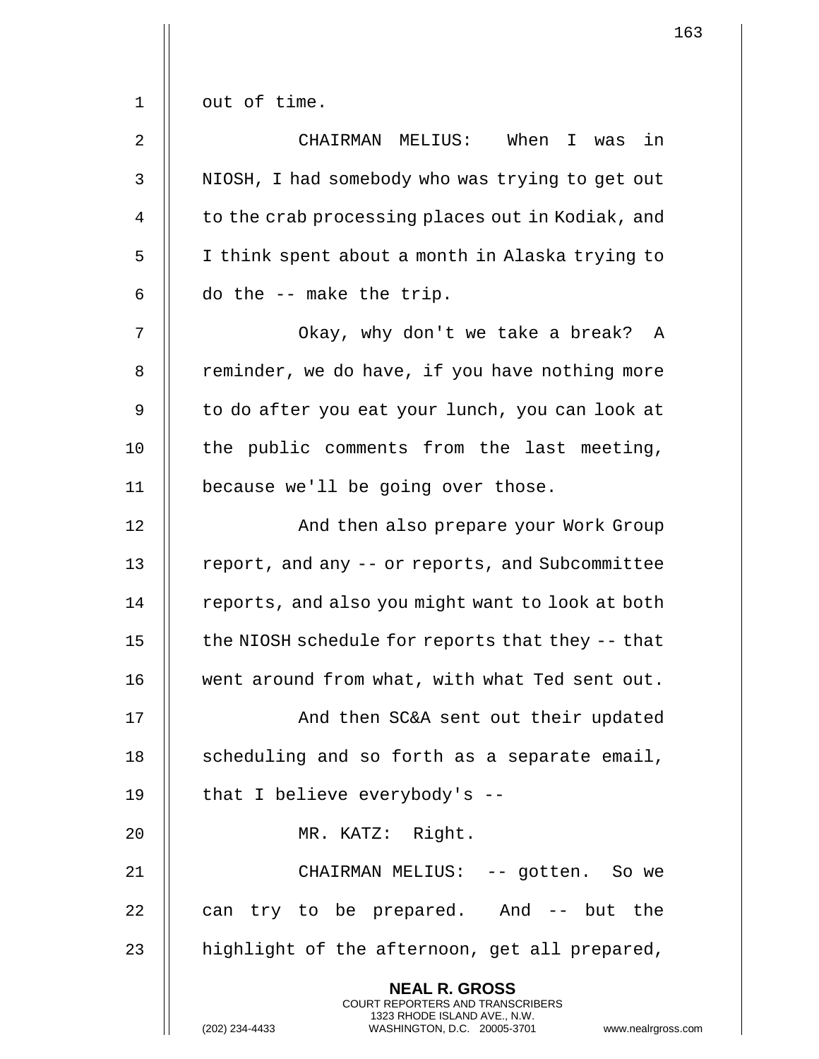out of time.

CHAIRMAN MELIUS: When I was in NIOSH, I had somebody who was trying to get out to the crab processing places out in Kodiak, and I think spent about a month in Alaska trying to do the -- make the trip.

Okay, why don't we take a break? A reminder, we do have, if you have nothing more to do after you eat your lunch, you can look at the public comments from the last meeting, because we'll be going over those.

And then also prepare your Work Group report, and any -- or reports, and Subcommittee reports, and also you might want to look at both the NIOSH schedule for reports that they -- that went around from what, with what Ted sent out.

And then SC&A sent out their updated scheduling and so forth as a separate email, that I believe everybody's --

MR. KATZ: Right.

CHAIRMAN MELIUS: -- gotten. So we can try to be prepared. And -- but the highlight of the afternoon, get all prepared,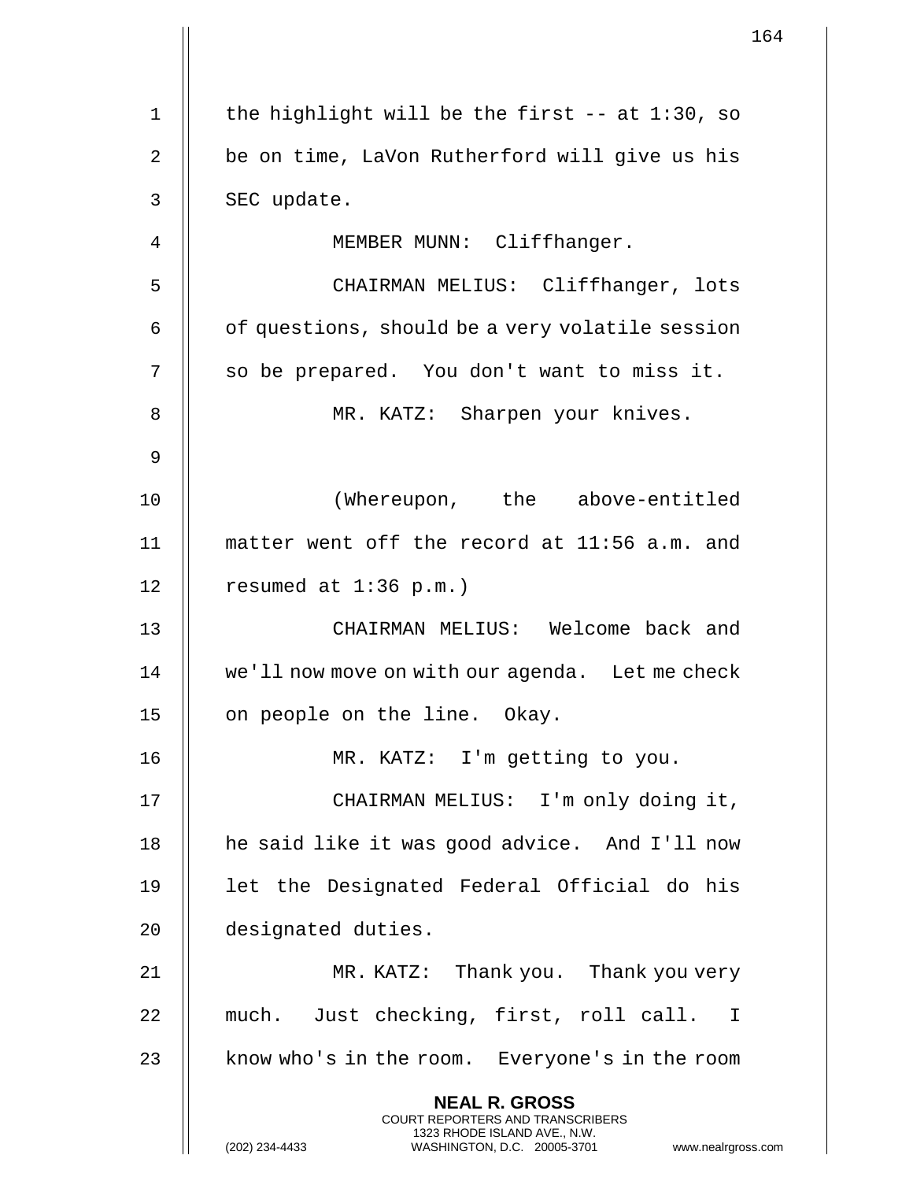the highlight will be the first -- at 1:30, so be on time, LaVon Rutherford will give us his SEC update.

MEMBER MUNN: Cliffhanger.

CHAIRMAN MELIUS: Cliffhanger, lots of questions, should be a very volatile session so be prepared. You don't want to miss it.

MR. KATZ: Sharpen your knives.

(Whereupon, the above-entitled matter went off the record at 11:56 a.m. and resumed at 1:36 p.m.)

CHAIRMAN MELIUS: Welcome back and we'll now move on with our agenda. Let me check on people on the line. Okay.

MR. KATZ: I'm getting to you.

CHAIRMAN MELIUS: I'm only doing it, he said like it was good advice. And I'll now let the Designated Federal Official do his designated duties.

MR. KATZ: Thank you. Thank you very much. Just checking, first, roll call. I know who's in the room. Everyone's in the room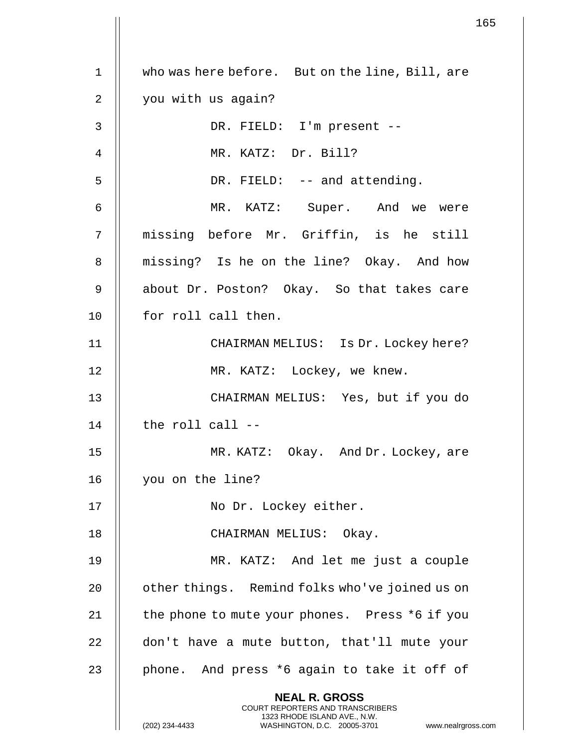who was here before. But on the line, Bill, are you with us again?

DR. FIELD: I'm present --

MR. KATZ: Dr. Bill?

DR. FIELD: -- and attending.

MR. KATZ: Super. And we were missing before Mr. Griffin, is he still missing? Is he on the line? Okay. And how about Dr. Poston? Okay. So that takes care for roll call then.

CHAIRMAN MELIUS: Is Dr. Lockey here?

MR. KATZ: Lockey, we knew.

CHAIRMAN MELIUS: Yes, but if you do the roll call --

MR. KATZ: Okay. And Dr. Lockey, are you on the line?

No Dr. Lockey either.

CHAIRMAN MELIUS: Okay.

MR. KATZ: And let me just a couple other things. Remind folks who've joined us on the phone to mute your phones. Press *6 if you don't have a mute button, that'll mute your phone. And press *6 again to take it off of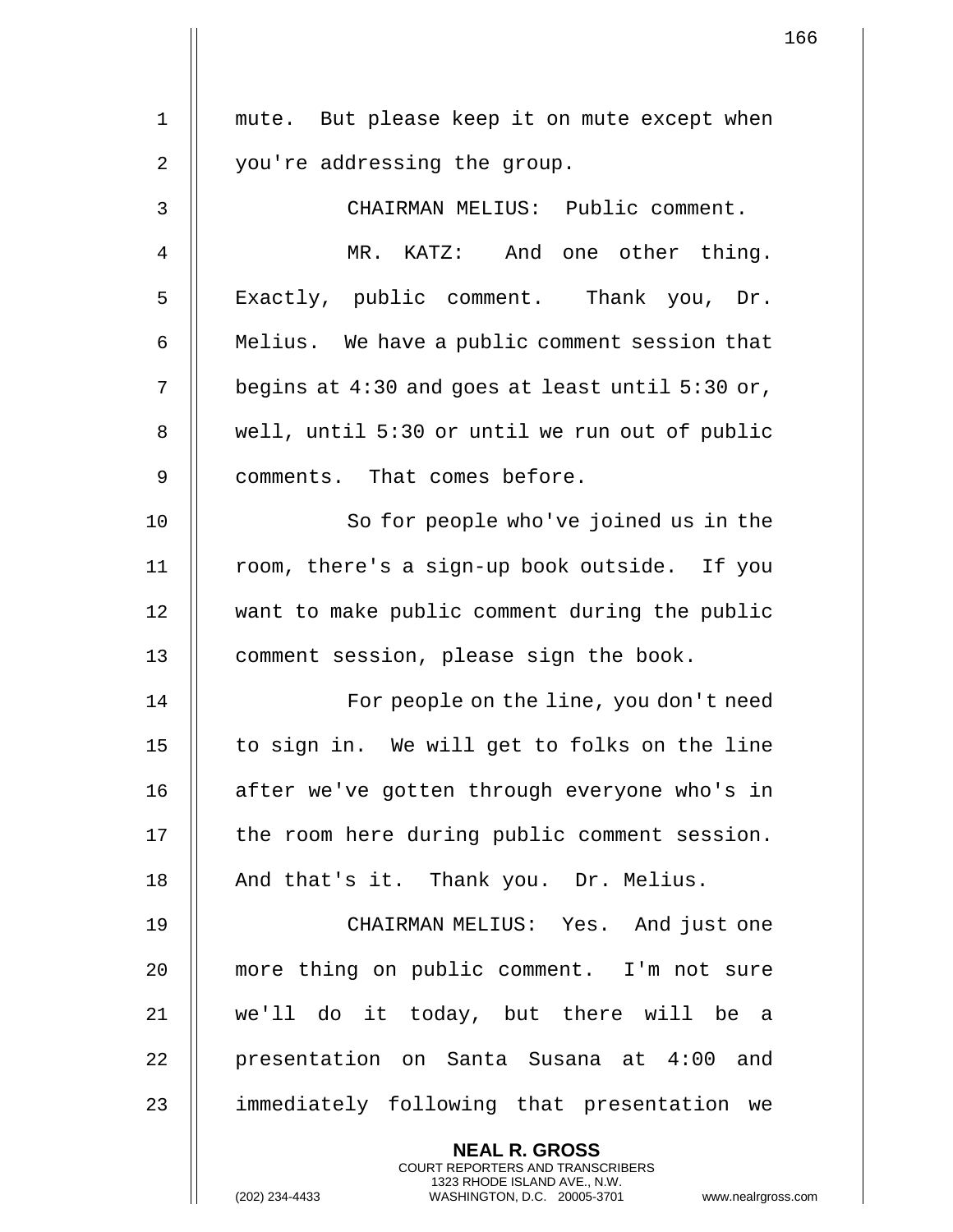mute. But please keep it on mute except when you're addressing the group.

CHAIRMAN MELIUS: Public comment.

MR. KATZ: And one other thing. Exactly, public comment. Thank you, Dr. Melius. We have a public comment session that begins at 4:30 and goes at least until 5:30 or, well, until 5:30 or until we run out of public comments. That comes before.

So for people who've joined us in the room, there's a sign-up book outside. If you want to make public comment during the public comment session, please sign the book.

For people on the line, you don't need to sign in. We will get to folks on the line after we've gotten through everyone who's in the room here during public comment session. And that's it. Thank you. Dr. Melius.

CHAIRMAN MELIUS: Yes. And just one more thing on public comment. I'm not sure we'll do it today, but there will be a presentation on Santa Susana at 4:00 and immediately following that presentation we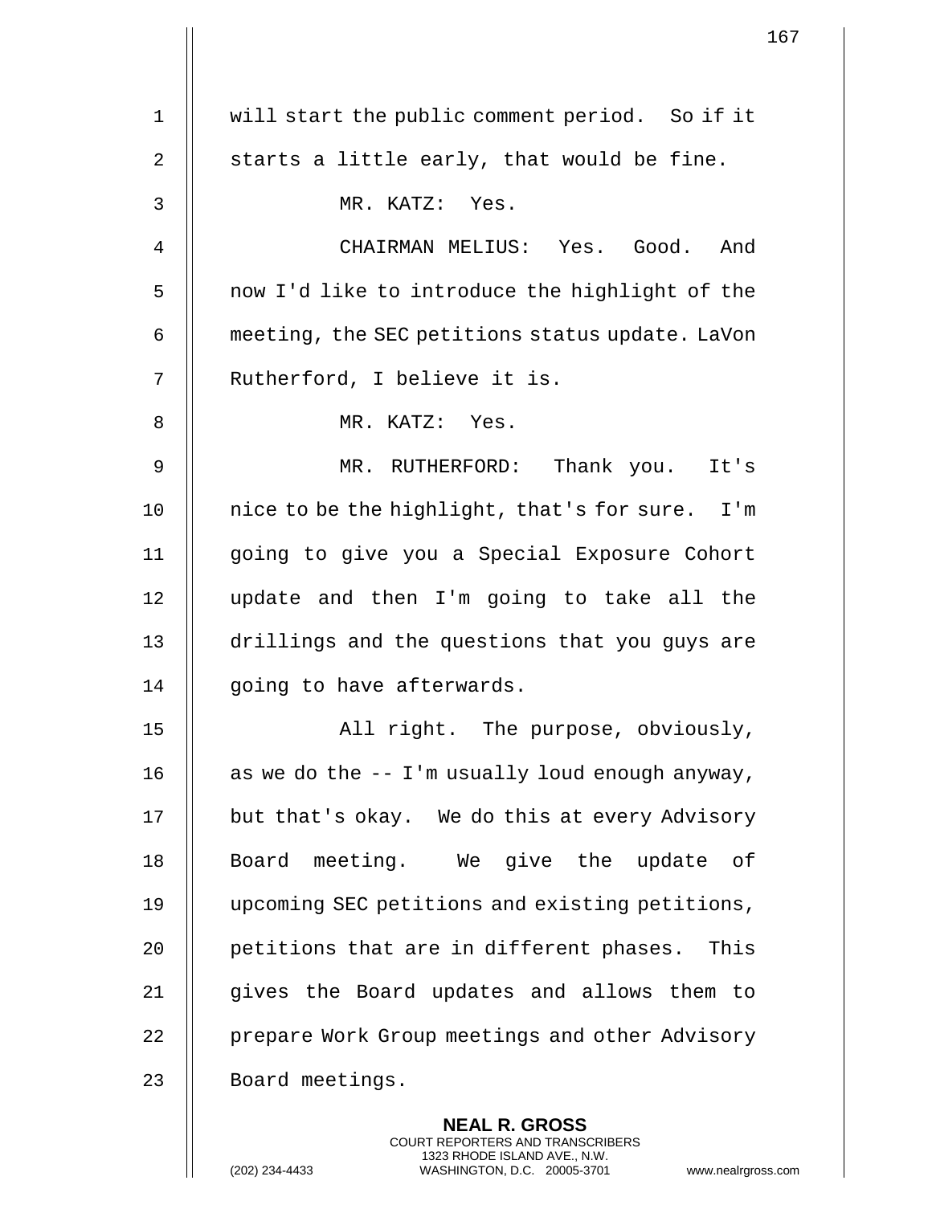will start the public comment period. So if it starts a little early, that would be fine.

MR. KATZ: Yes.

CHAIRMAN MELIUS: Yes. Good. And now I'd like to introduce the highlight of the meeting, the SEC petitions status update. LaVon Rutherford, I believe it is.

MR. KATZ: Yes.

MR. RUTHERFORD: Thank you. It's nice to be the highlight, that's for sure. I'm going to give you a Special Exposure Cohort update and then I'm going to take all the drillings and the questions that you guys are going to have afterwards.

All right. The purpose, obviously, as we do the -- I'm usually loud enough anyway, but that's okay. We do this at every Advisory Board meeting. We give the update of upcoming SEC petitions and existing petitions, petitions that are in different phases. This gives the Board updates and allows them to prepare Work Group meetings and other Advisory Board meetings.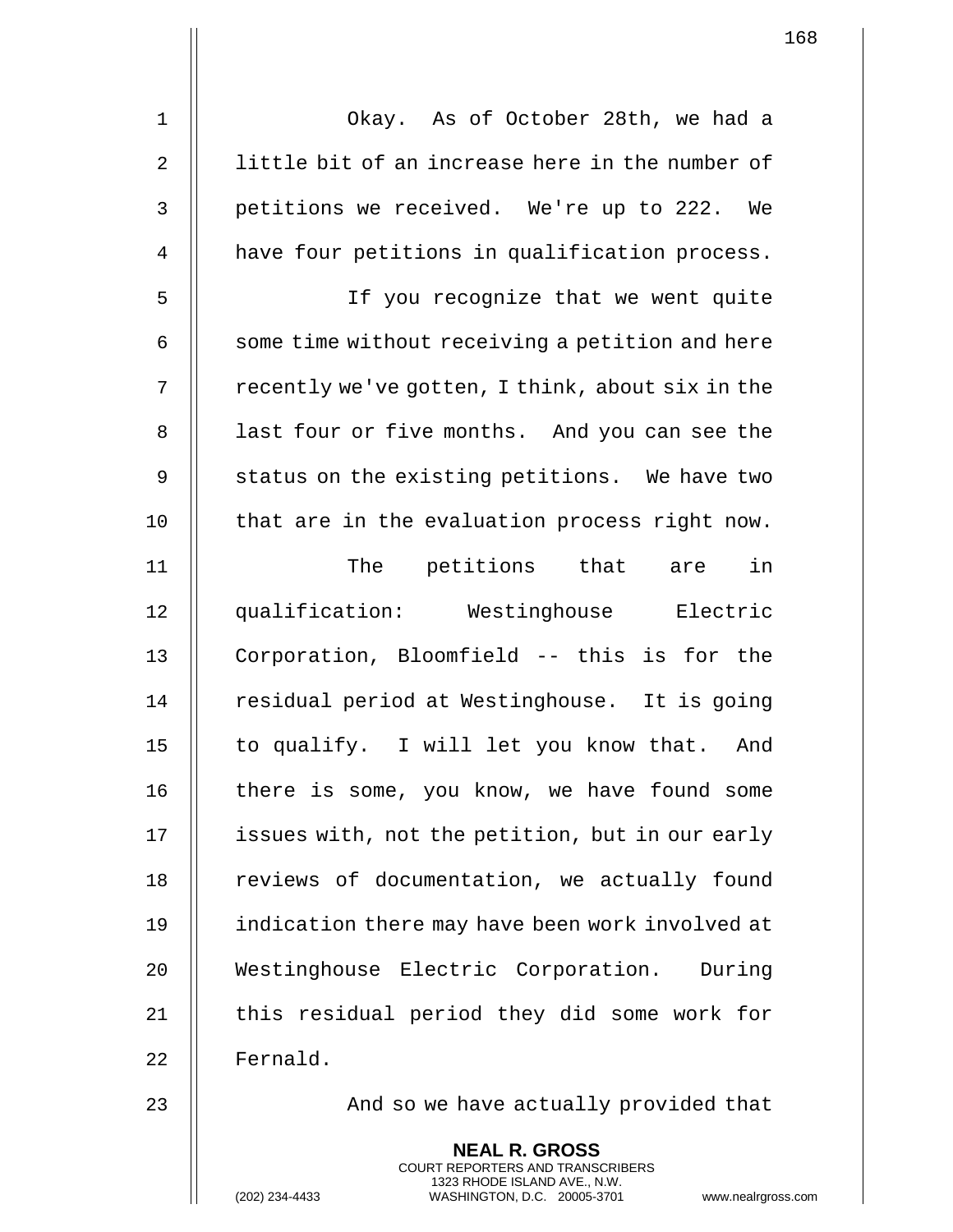Okay. As of October 28th, we had a little bit of an increase here in the number of petitions we received. We're up to 222. We have four petitions in qualification process.

If you recognize that we went quite some time without receiving a petition and here recently we've gotten, I think, about six in the last four or five months. And you can see the status on the existing petitions. We have two that are in the evaluation process right now.

The petitions that are in qualification: Westinghouse Electric Corporation, Bloomfield -- this is for the residual period at Westinghouse. It is going to qualify. I will let you know that. And there is some, you know, we have found some issues with, not the petition, but in our early reviews of documentation, we actually found indication there may have been work involved at Westinghouse Electric Corporation. During this residual period they did some work for Fernald.

And so we have actually provided that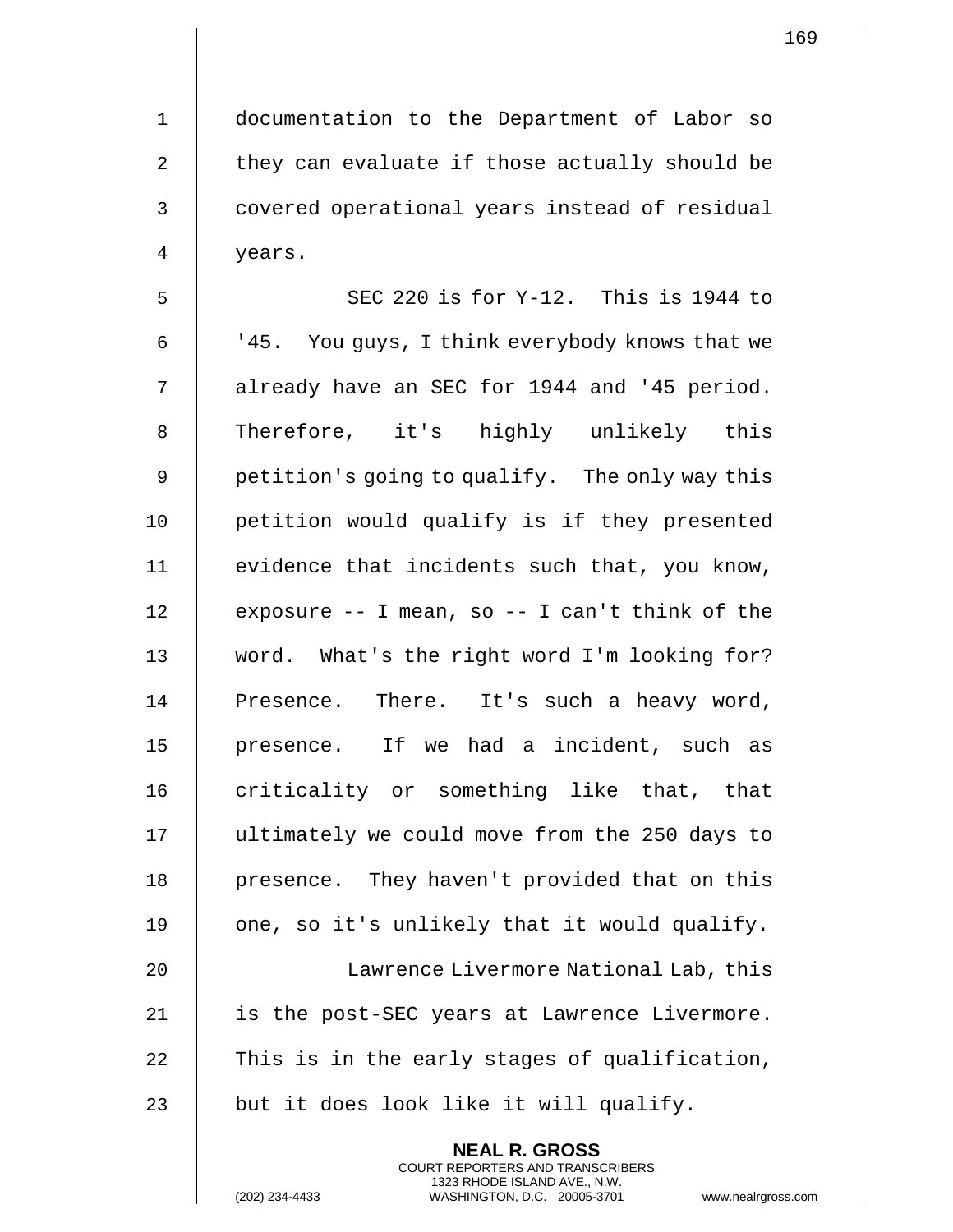documentation to the Department of Labor so they can evaluate if those actually should be covered operational years instead of residual years.

SEC 220 is for Y-12. This is 1944 to '45. You guys, I think everybody knows that we already have an SEC for 1944 and '45 period. Therefore, it's highly unlikely this petition's going to qualify. The only way this petition would qualify is if they presented evidence that incidents such that, you know, exposure -- I mean, so -- I can't think of the word. What's the right word I'm looking for? Presence. There. It's such a heavy word, presence. If we had a incident, such as criticality or something like that, that ultimately we could move from the 250 days to presence. They haven't provided that on this one, so it's unlikely that it would qualify.

Lawrence Livermore National Lab, this is the post-SEC years at Lawrence Livermore. This is in the early stages of qualification, but it does look like it will qualify.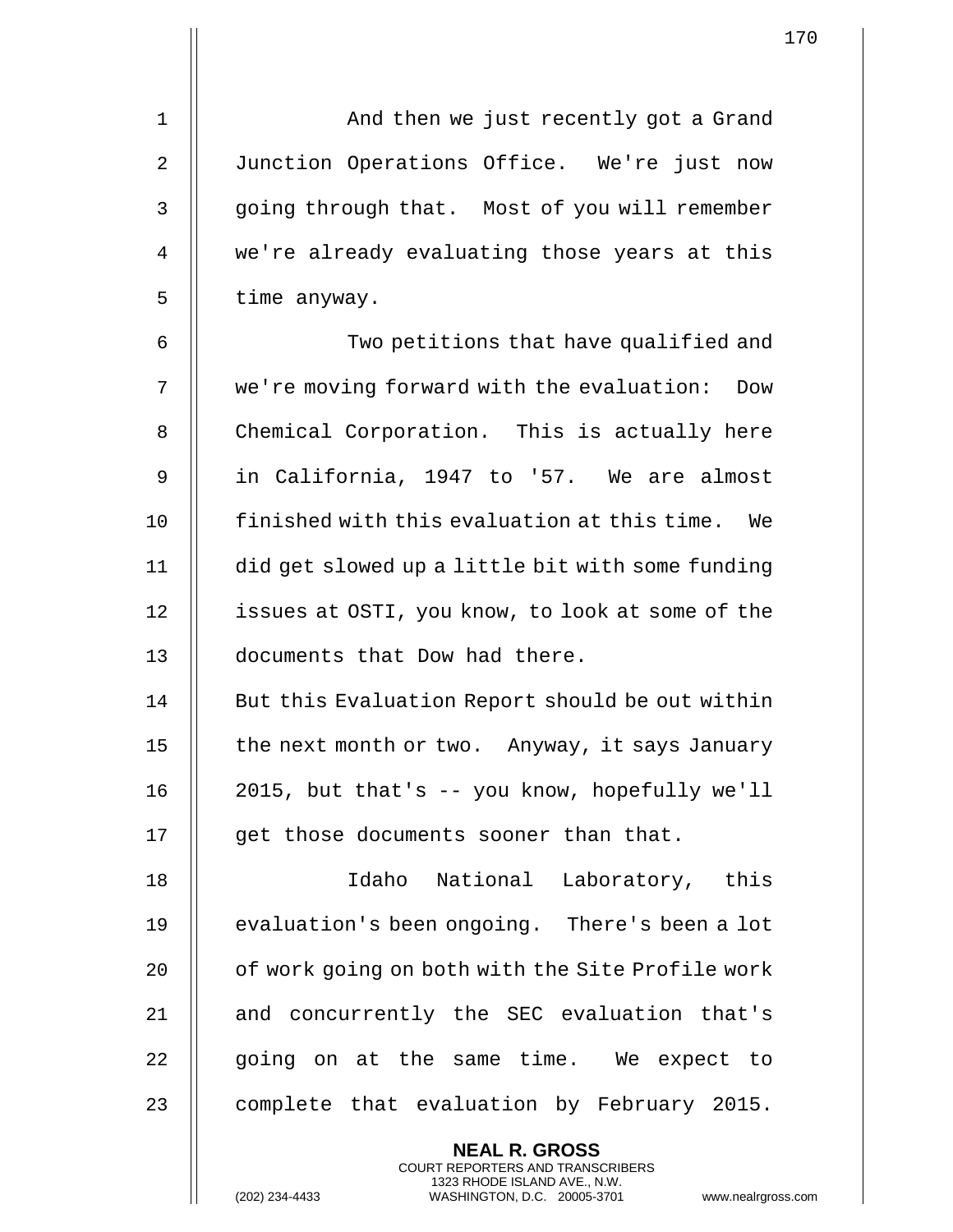And then we just recently got a Grand Junction Operations Office. We're just now going through that. Most of you will remember we're already evaluating those years at this time anyway.

Two petitions that have qualified and we're moving forward with the evaluation: Dow Chemical Corporation. This is actually here in California, 1947 to '57. We are almost finished with this evaluation at this time. We did get slowed up a little bit with some funding issues at OSTI, you know, to look at some of the documents that Dow had there.

But this Evaluation Report should be out within the next month or two. Anyway, it says January 2015, but that's -- you know, hopefully we'll get those documents sooner than that.

Idaho National Laboratory, this evaluation's been ongoing. There's been a lot of work going on both with the Site Profile work and concurrently the SEC evaluation that's going on at the same time. We expect to complete that evaluation by February 2015.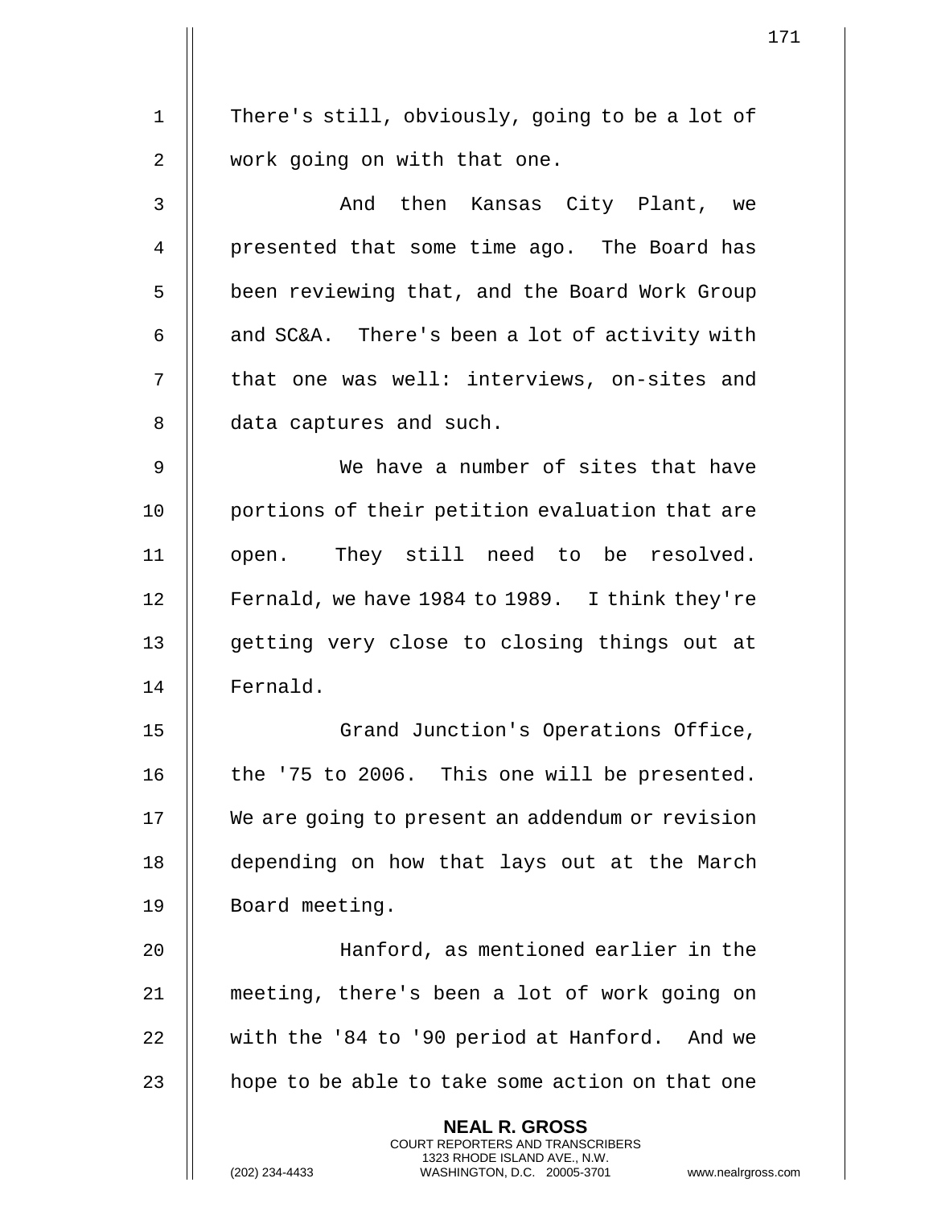There's still, obviously, going to be a lot of work going on with that one.

And then Kansas City Plant, we presented that some time ago. The Board has been reviewing that, and the Board Work Group and SC&A. There's been a lot of activity with that one was well: interviews, on-sites and data captures and such.

We have a number of sites that have portions of their petition evaluation that are open. They still need to be resolved. Fernald, we have 1984 to 1989. I think they're getting very close to closing things out at Fernald.

Grand Junction's Operations Office, the '75 to 2006. This one will be presented. We are going to present an addendum or revision depending on how that lays out at the March Board meeting.

Hanford, as mentioned earlier in the meeting, there's been a lot of work going on with the '84 to '90 period at Hanford. And we hope to be able to take some action on that one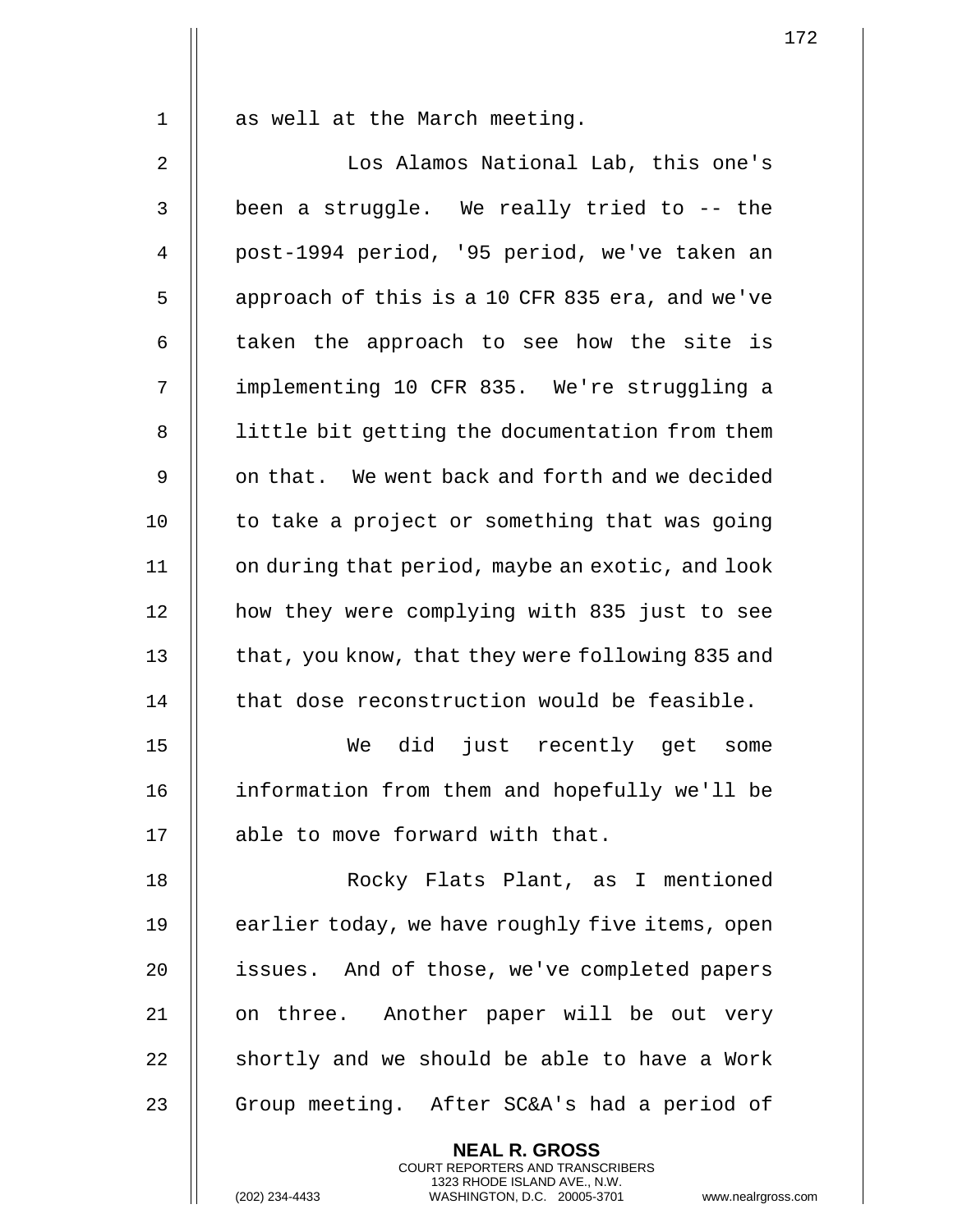as well at the March meeting.

Los Alamos National Lab, this one's been a struggle. We really tried to -- the post-1994 period, '95 period, we've taken an approach of this is a 10 CFR 835 era, and we've taken the approach to see how the site is implementing 10 CFR 835. We're struggling a little bit getting the documentation from them on that. We went back and forth and we decided to take a project or something that was going on during that period, maybe an exotic, and look how they were complying with 835 just to see that, you know, that they were following 835 and that dose reconstruction would be feasible.

We did just recently get some information from them and hopefully we'll be able to move forward with that.

Rocky Flats Plant, as I mentioned earlier today, we have roughly five items, open issues. And of those, we've completed papers on three. Another paper will be out very shortly and we should be able to have a Work Group meeting. After SC&A's had a period of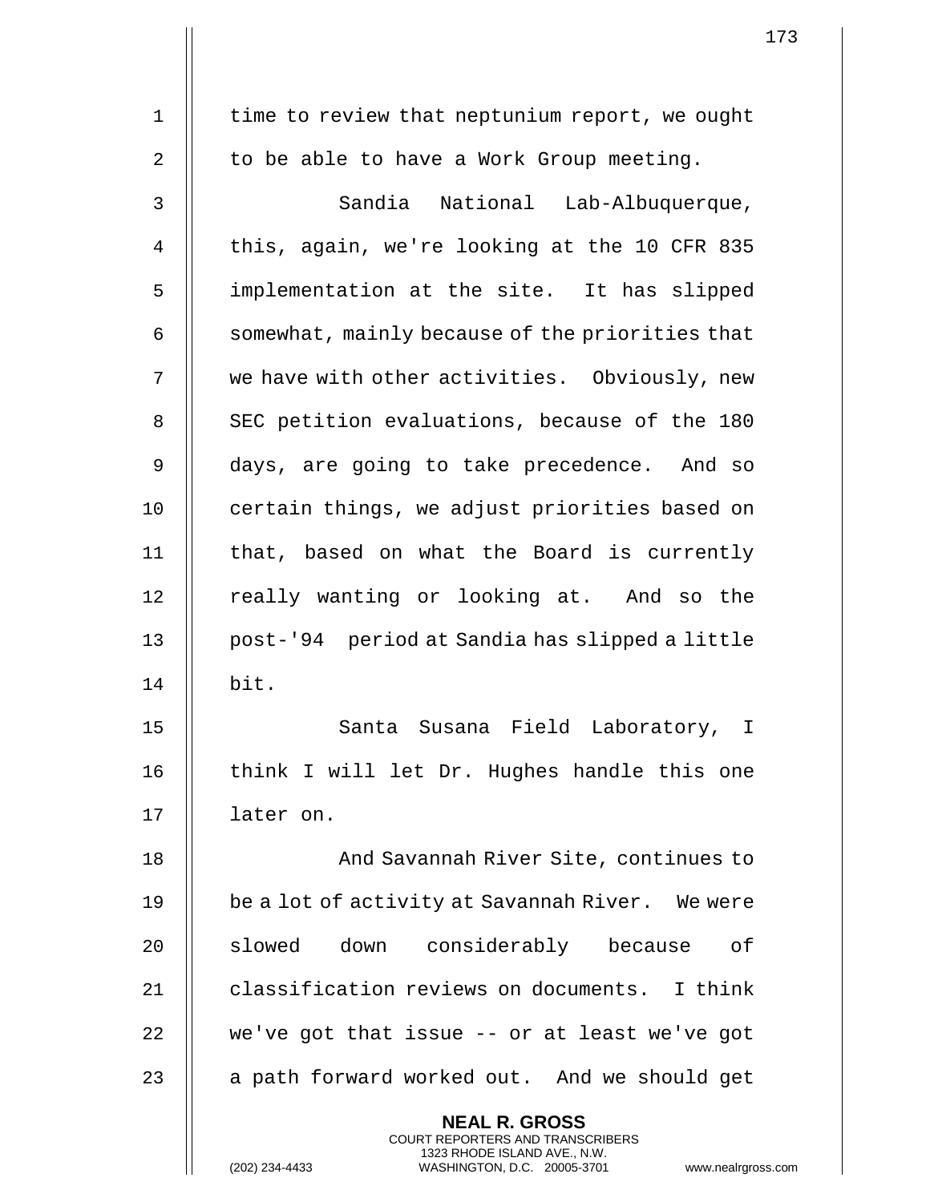time to review that neptunium report, we ought to be able to have a Work Group meeting.

Sandia National Lab-Albuquerque, this, again, we're looking at the 10 CFR 835 implementation at the site. It has slipped somewhat, mainly because of the priorities that we have with other activities. Obviously, new SEC petition evaluations, because of the 180 days, are going to take precedence. And so certain things, we adjust priorities based on that, based on what the Board is currently really wanting or looking at. And so the post-'94 period at Sandia has slipped a little bit.

Santa Susana Field Laboratory, I think I will let Dr. Hughes handle this one later on.

And Savannah River Site, continues to be a lot of activity at Savannah River. We were slowed down considerably because of classification reviews on documents. I think we've got that issue -- or at least we've got a path forward worked out. And we should get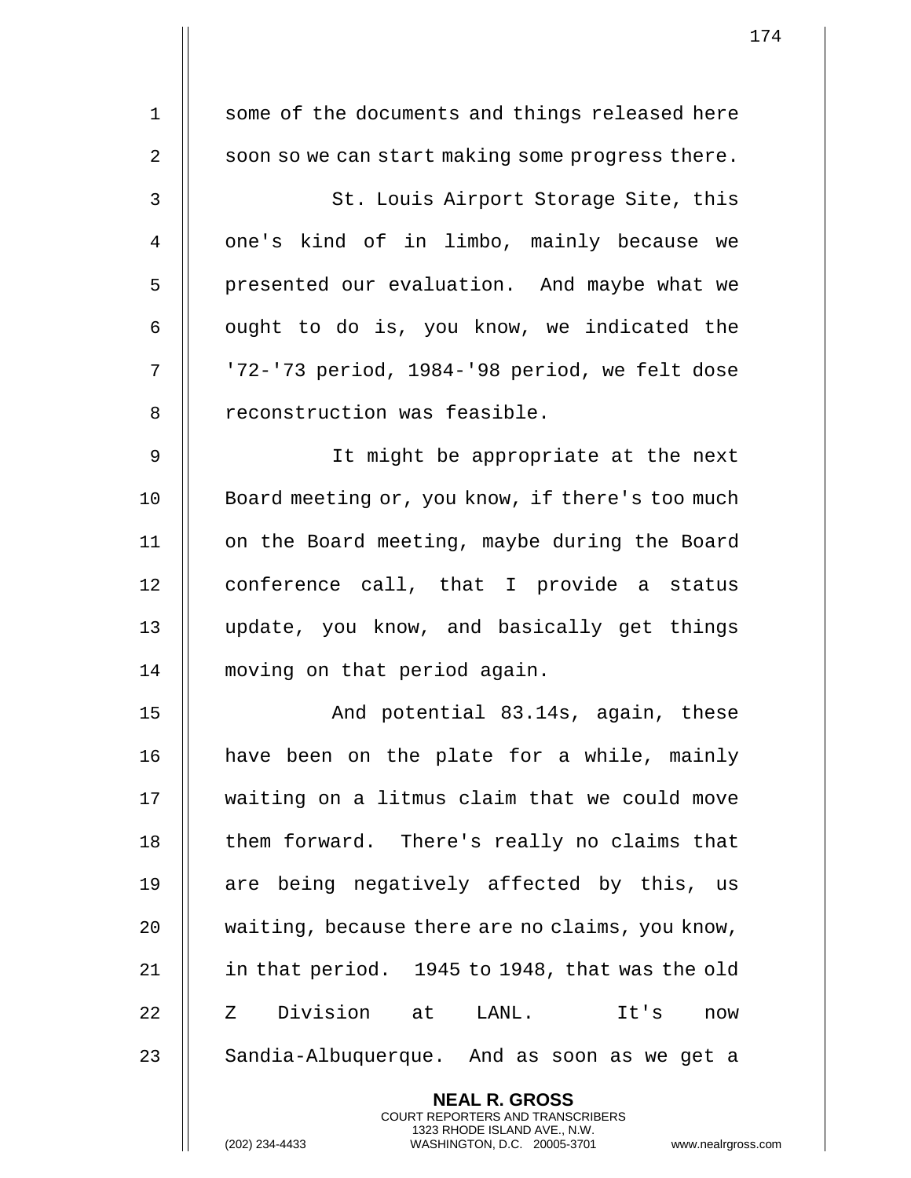some of the documents and things released here soon so we can start making some progress there.

St. Louis Airport Storage Site, this one's kind of in limbo, mainly because we presented our evaluation. And maybe what we ought to do is, you know, we indicated the '72-'73 period, 1984-'98 period, we felt dose reconstruction was feasible.

It might be appropriate at the next Board meeting or, you know, if there's too much on the Board meeting, maybe during the Board conference call, that I provide a status update, you know, and basically get things moving on that period again.

And potential 83.14s, again, these have been on the plate for a while, mainly waiting on a litmus claim that we could move them forward. There's really no claims that are being negatively affected by this, us waiting, because there are no claims, you know, in that period. 1945 to 1948, that was the old Z Division at LANL. It's now Sandia-Albuquerque. And as soon as we get a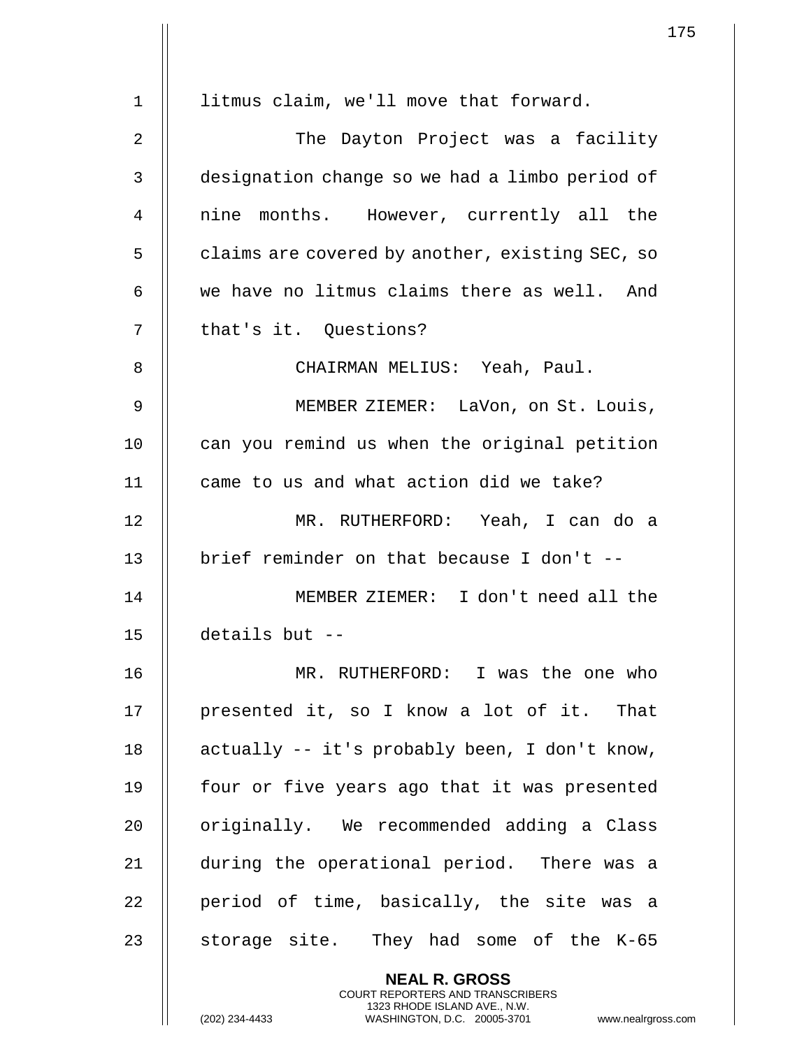litmus claim, we'll move that forward.

The Dayton Project was a facility designation change so we had a limbo period of nine months. However, currently all the claims are covered by another, existing SEC, so we have no litmus claims there as well. And that's it. Questions?

CHAIRMAN MELIUS: Yeah, Paul.

MEMBER ZIEMER: LaVon, on St. Louis, can you remind us when the original petition came to us and what action did we take?

MR. RUTHERFORD: Yeah, I can do a brief reminder on that because I don't --

MEMBER ZIEMER: I don't need all the details but --

MR. RUTHERFORD: I was the one who presented it, so I know a lot of it. That actually -- it's probably been, I don't know, four or five years ago that it was presented originally. We recommended adding a Class during the operational period. There was a period of time, basically, the site was a storage site. They had some of the K-65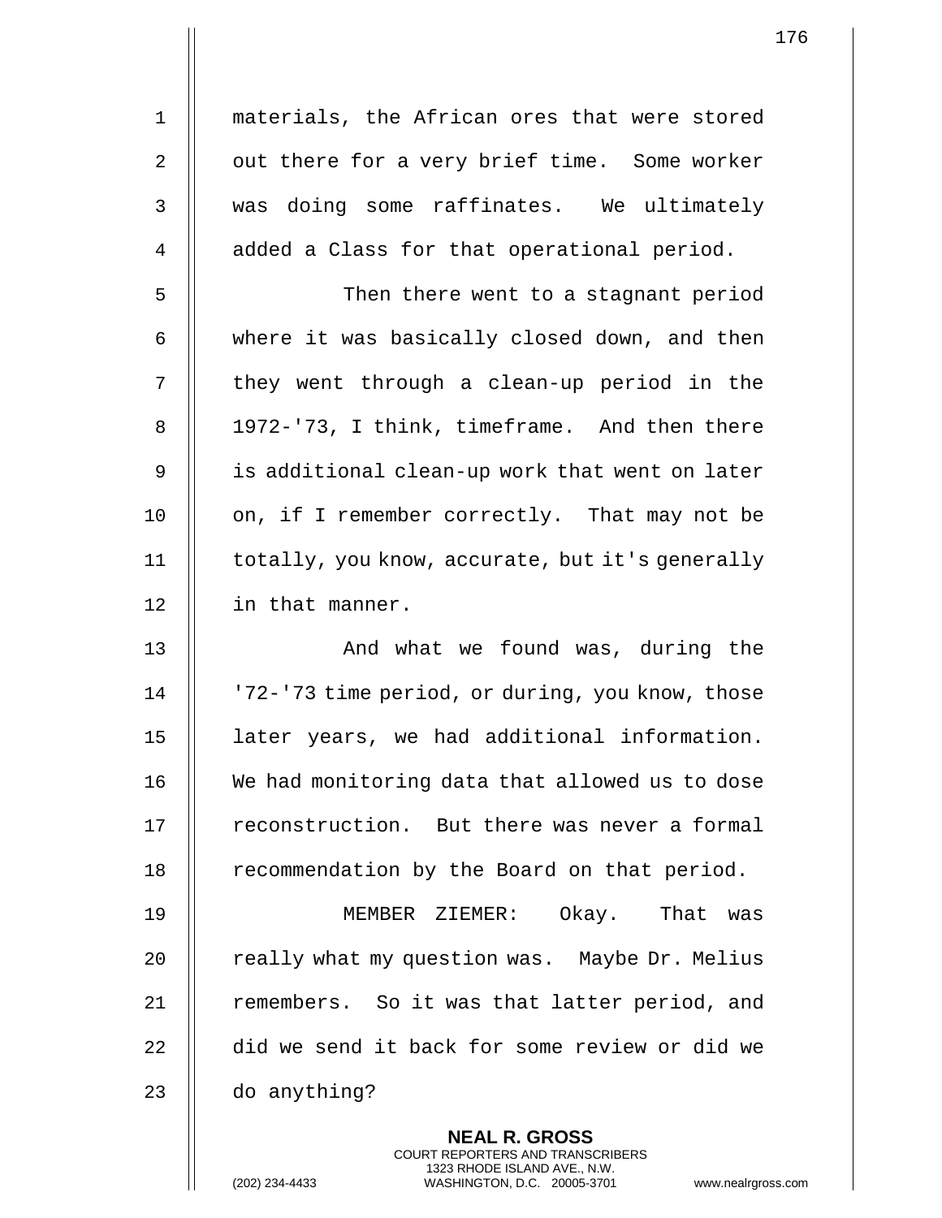materials, the African ores that were stored out there for a very brief time. Some worker was doing some raffinates. We ultimately added a Class for that operational period.

Then there went to a stagnant period where it was basically closed down, and then they went through a clean-up period in the 1972-'73, I think, timeframe. And then there is additional clean-up work that went on later on, if I remember correctly. That may not be totally, you know, accurate, but it's generally in that manner.

And what we found was, during the '72-'73 time period, or during, you know, those later years, we had additional information. We had monitoring data that allowed us to dose reconstruction. But there was never a formal recommendation by the Board on that period.

MEMBER ZIEMER: Okay. That was really what my question was. Maybe Dr. Melius remembers. So it was that latter period, and did we send it back for some review or did we do anything?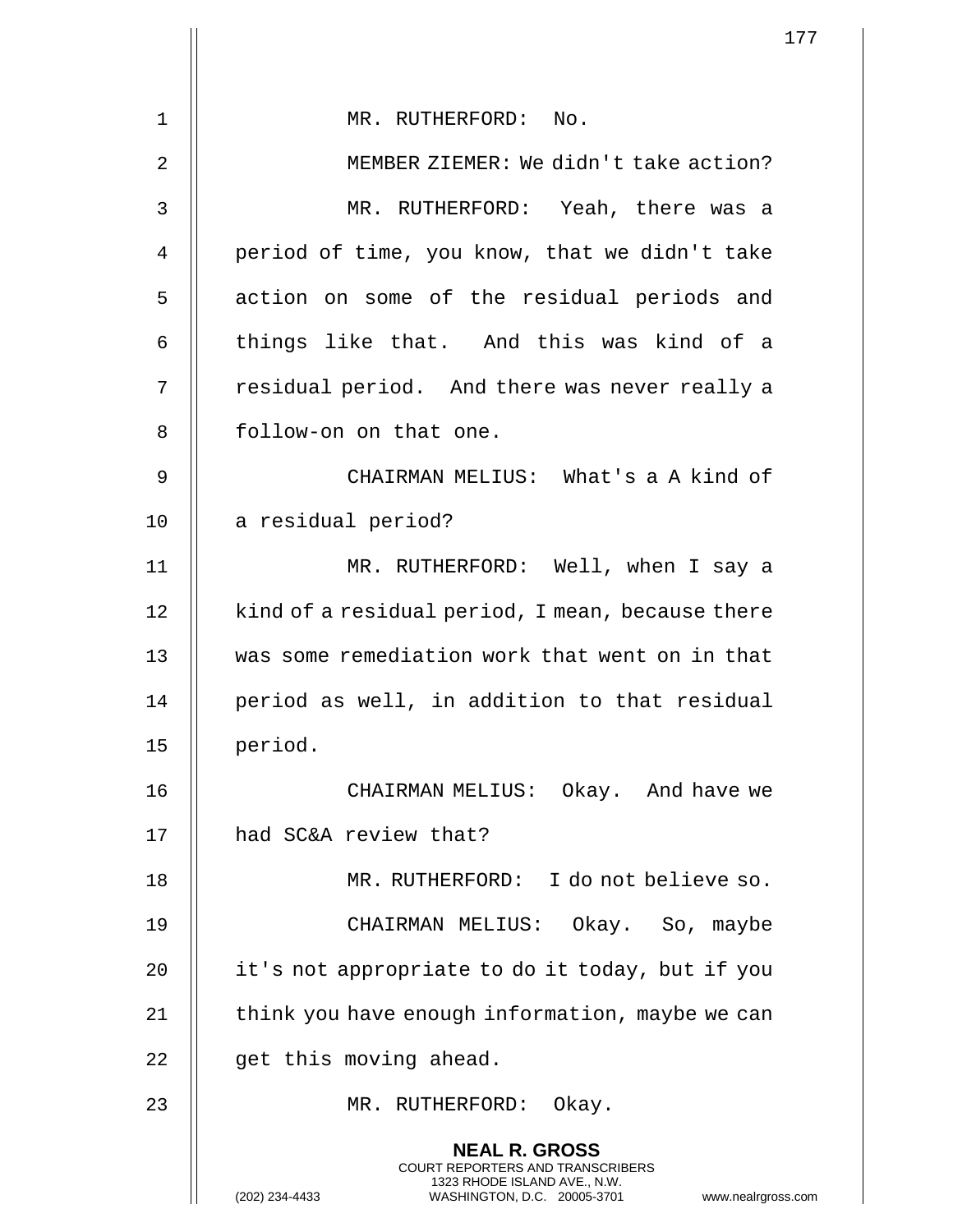MR. RUTHERFORD: No.

MEMBER ZIEMER: We didn't take action?

MR. RUTHERFORD: Yeah, there was a period of time, you know, that we didn't take action on some of the residual periods and things like that. And this was kind of a residual period. And there was never really a follow-on on that one.

CHAIRMAN MELIUS: What's a A kind of a residual period?

MR. RUTHERFORD: Well, when I say a kind of a residual period, I mean, because there was some remediation work that went on in that period as well, in addition to that residual period.

CHAIRMAN MELIUS: Okay. And have we had SC&A review that?

MR. RUTHERFORD: I do not believe so.

CHAIRMAN MELIUS: Okay. So, maybe it's not appropriate to do it today, but if you think you have enough information, maybe we can get this moving ahead.

MR. RUTHERFORD: Okay.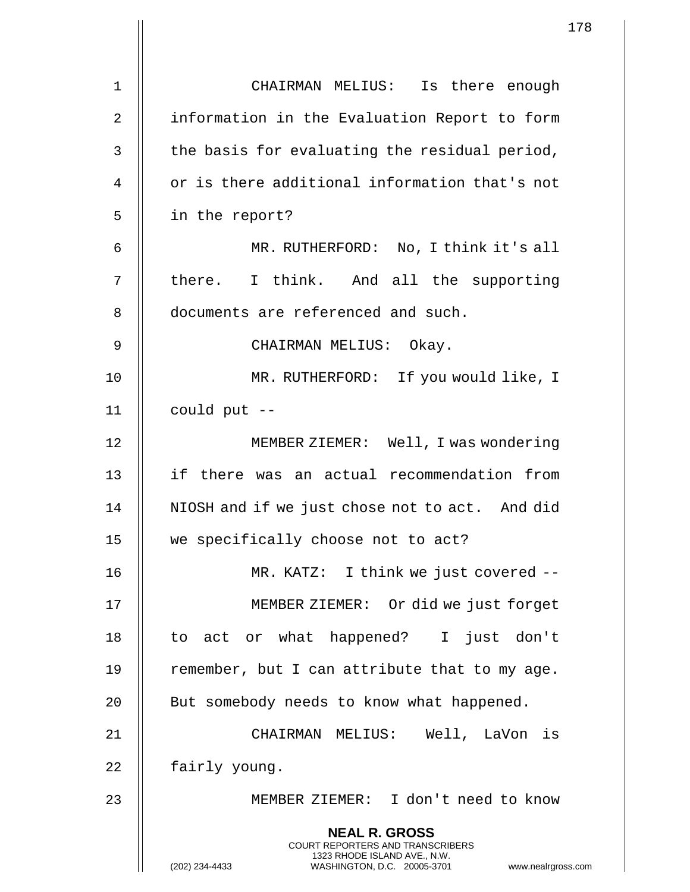CHAIRMAN MELIUS: Is there enough information in the Evaluation Report to form the basis for evaluating the residual period, or is there additional information that's not in the report?

MR. RUTHERFORD: No, I think it's all there. I think. And all the supporting documents are referenced and such.

CHAIRMAN MELIUS: Okay.

MR. RUTHERFORD: If you would like, I could put --

MEMBER ZIEMER: Well, I was wondering if there was an actual recommendation from NIOSH and if we just chose not to act. And did we specifically choose not to act?

MR. KATZ: I think we just covered --

MEMBER ZIEMER: Or did we just forget to act or what happened? I just don't remember, but I can attribute that to my age. But somebody needs to know what happened.

CHAIRMAN MELIUS: Well, LaVon is fairly young.

MEMBER ZIEMER: I don't need to know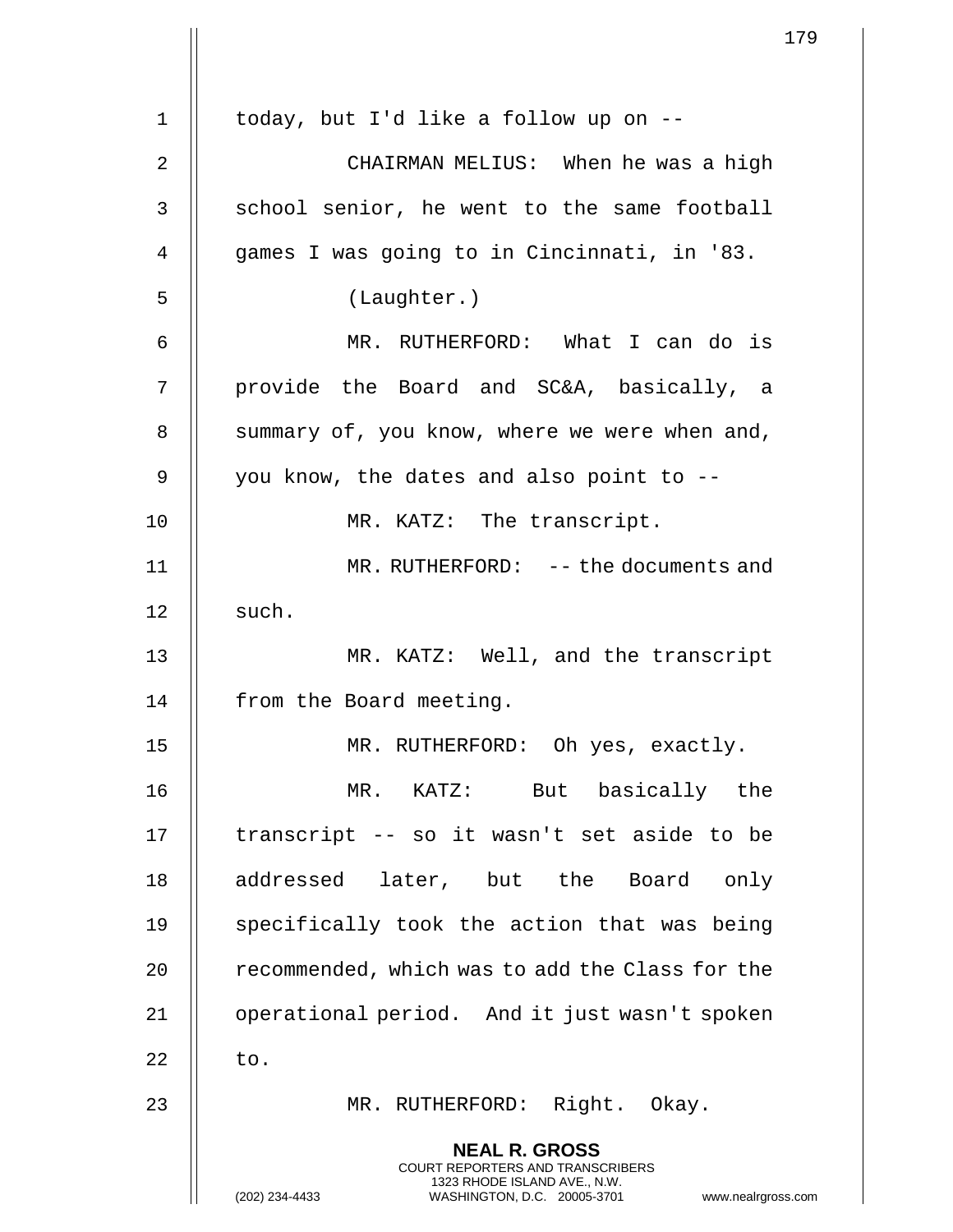today, but I'd like a follow up on --

CHAIRMAN MELIUS: When he was a high school senior, he went to the same football games I was going to in Cincinnati, in '83.

(Laughter.)

MR. RUTHERFORD: What I can do is provide the Board and SC&A, basically, a summary of, you know, where we were when and, you know, the dates and also point to --

MR. KATZ: The transcript.

MR. RUTHERFORD: -- the documents and such.

MR. KATZ: Well, and the transcript from the Board meeting.

MR. RUTHERFORD: Oh yes, exactly.

MR. KATZ: But basically the transcript -- so it wasn't set aside to be addressed later, but the Board only specifically took the action that was being recommended, which was to add the Class for the operational period. And it just wasn't spoken to.

MR. RUTHERFORD: Right. Okay.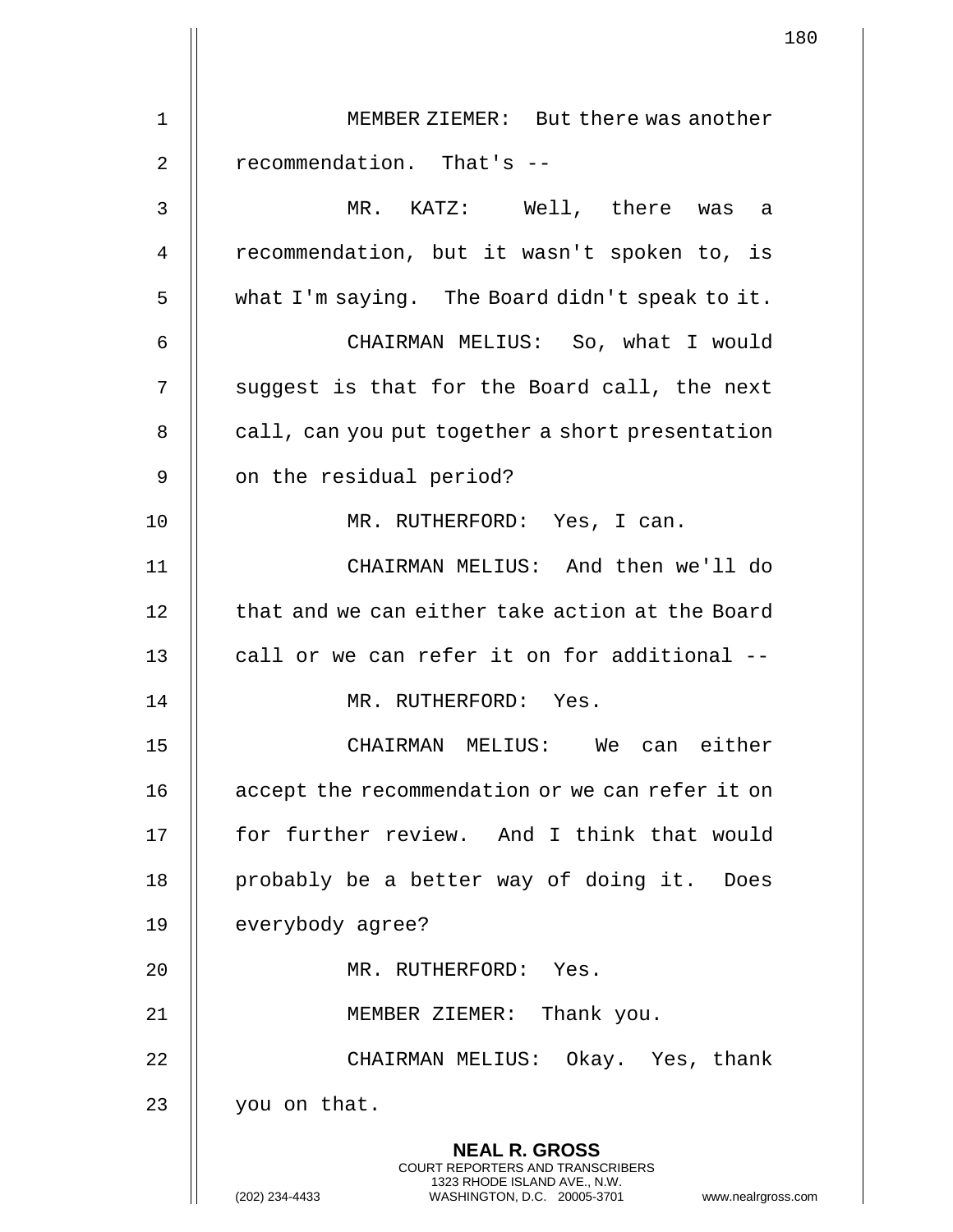MEMBER ZIEMER: But there was another recommendation. That's --

MR. KATZ: Well, there was a recommendation, but it wasn't spoken to, is what I'm saying. The Board didn't speak to it.

CHAIRMAN MELIUS: So, what I would suggest is that for the Board call, the next call, can you put together a short presentation on the residual period?

MR. RUTHERFORD: Yes, I can.

CHAIRMAN MELIUS: And then we'll do that and we can either take action at the Board call or we can refer it on for additional --

MR. RUTHERFORD: Yes.

CHAIRMAN MELIUS: We can either accept the recommendation or we can refer it on for further review. And I think that would probably be a better way of doing it. Does everybody agree?

MR. RUTHERFORD: Yes.

MEMBER ZIEMER: Thank you.

CHAIRMAN MELIUS: Okay. Yes, thank you on that.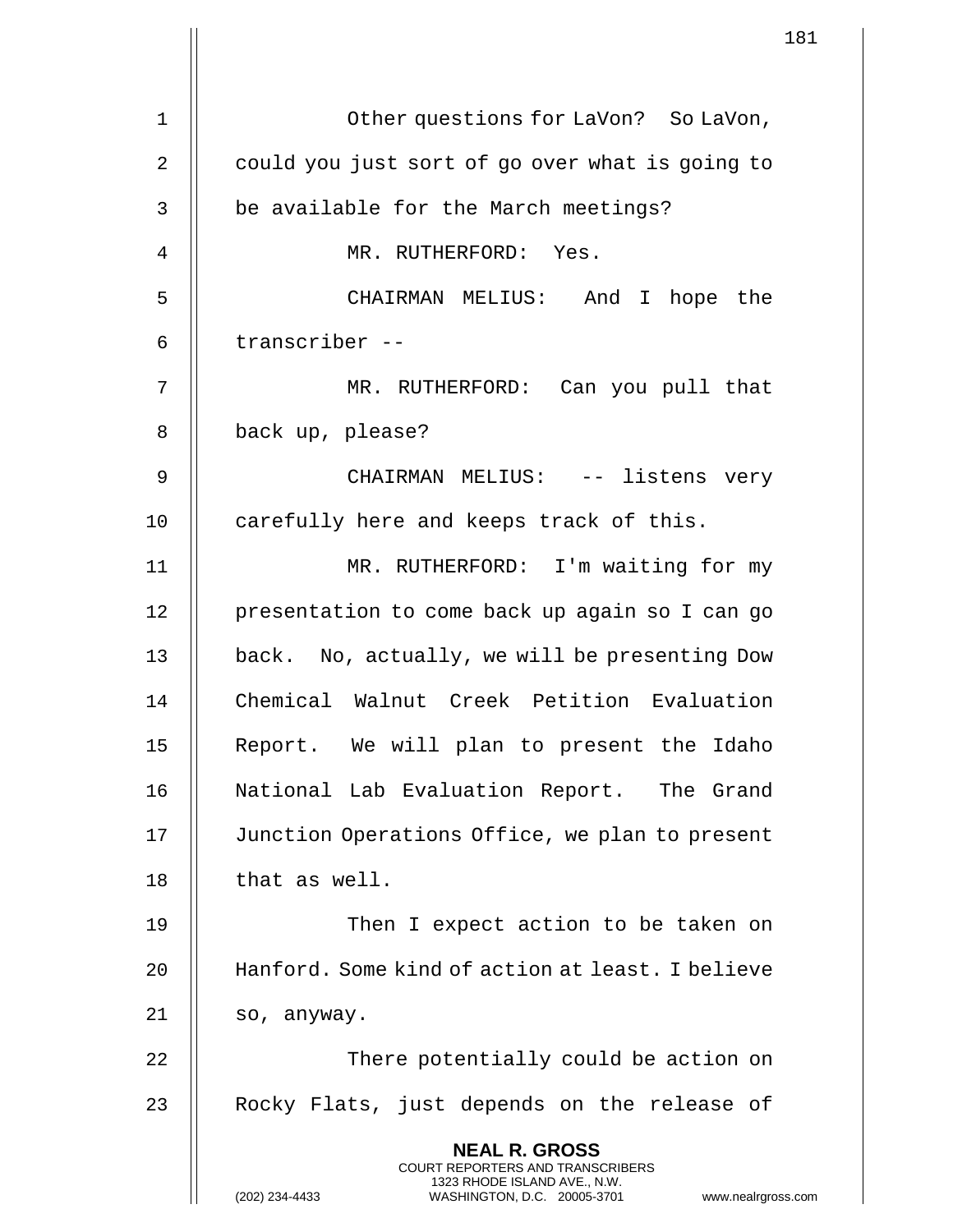Other questions for LaVon? So LaVon, could you just sort of go over what is going to be available for the March meetings?

MR. RUTHERFORD: Yes.

CHAIRMAN MELIUS: And I hope the transcriber --

MR. RUTHERFORD: Can you pull that back up, please?

CHAIRMAN MELIUS: -- listens very carefully here and keeps track of this.

MR. RUTHERFORD: I'm waiting for my presentation to come back up again so I can go back. No, actually, we will be presenting Dow Chemical Walnut Creek Petition Evaluation Report. We will plan to present the Idaho National Lab Evaluation Report. The Grand Junction Operations Office, we plan to present that as well.

Then I expect action to be taken on Hanford. Some kind of action at least. I believe so, anyway.

There potentially could be action on Rocky Flats, just depends on the release of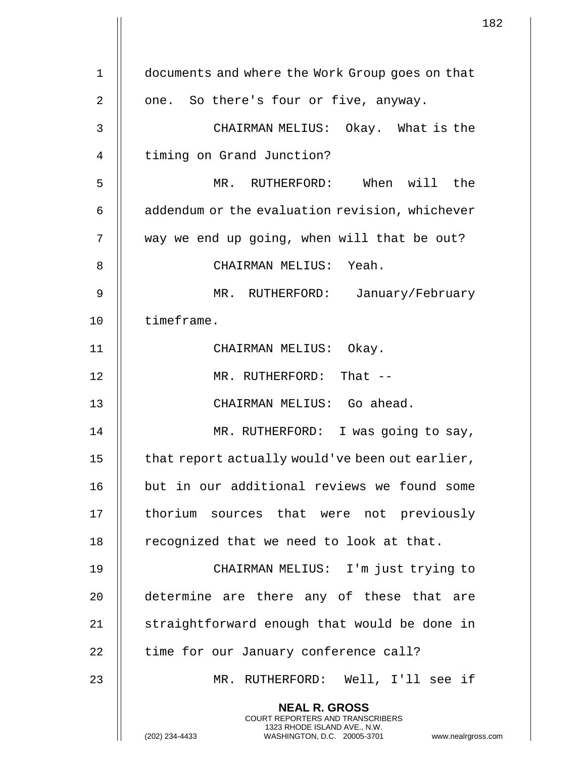documents and where the Work Group goes on that one. So there's four or five, anyway.

CHAIRMAN MELIUS: Okay. What is the timing on Grand Junction?

MR. RUTHERFORD: When will the addendum or the evaluation revision, whichever way we end up going, when will that be out?

CHAIRMAN MELIUS: Yeah.

MR. RUTHERFORD: January/February timeframe.

CHAIRMAN MELIUS: Okay.

MR. RUTHERFORD: That --

CHAIRMAN MELIUS: Go ahead.

MR. RUTHERFORD: I was going to say, that report actually would've been out earlier, but in our additional reviews we found some thorium sources that were not previously recognized that we need to look at that.

CHAIRMAN MELIUS: I'm just trying to determine are there any of these that are straightforward enough that would be done in time for our January conference call?

MR. RUTHERFORD: Well, I'll see if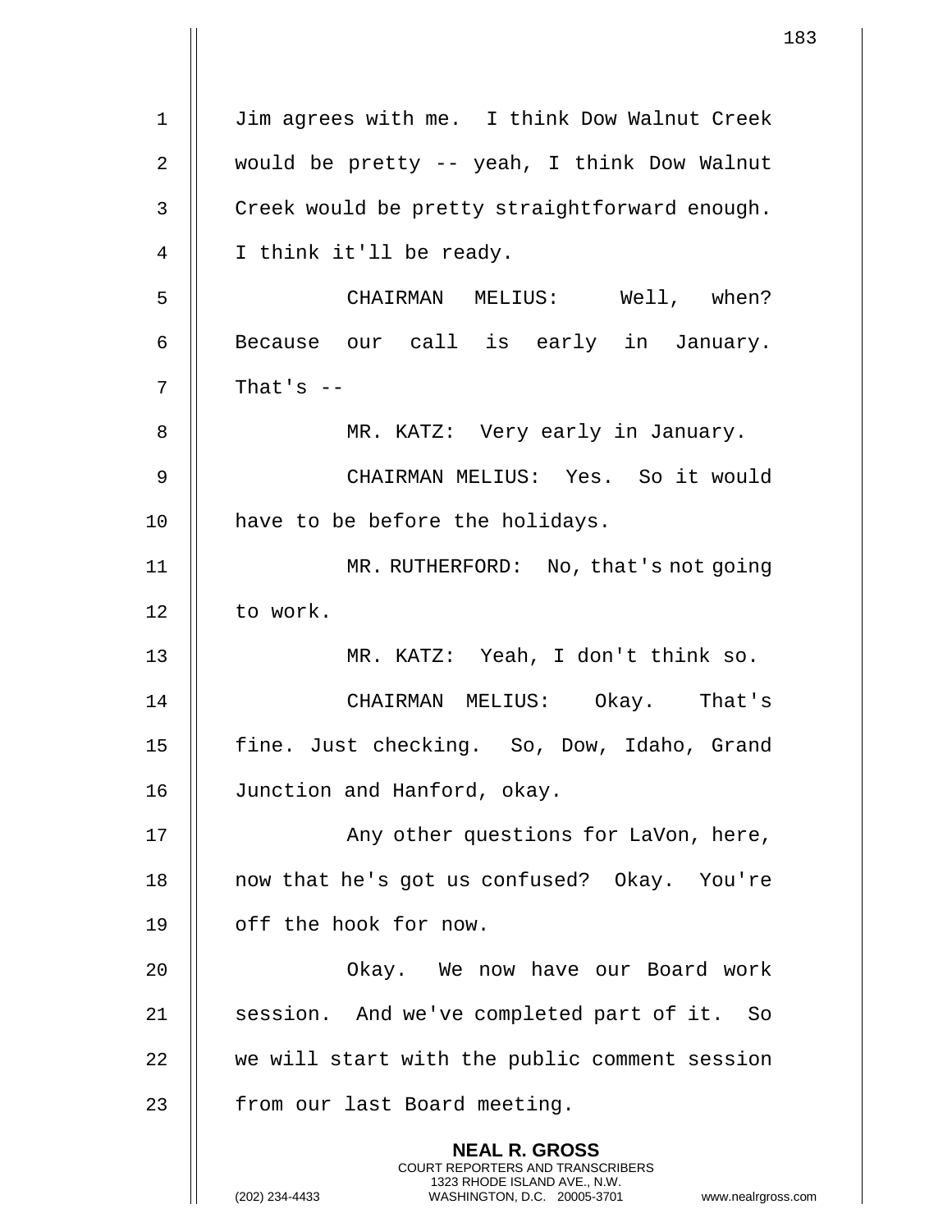Jim agrees with me. I think Dow Walnut Creek would be pretty -- yeah, I think Dow Walnut Creek would be pretty straightforward enough. I think it'll be ready.

CHAIRMAN MELIUS: Well, when? Because our call is early in January. That's --

MR. KATZ: Very early in January.

CHAIRMAN MELIUS: Yes. So it would have to be before the holidays.

MR. RUTHERFORD: No, that's not going to work.

MR. KATZ: Yeah, I don't think so.

CHAIRMAN MELIUS: Okay. That's fine. Just checking. So, Dow, Idaho, Grand Junction and Hanford, okay.

Any other questions for LaVon, here, now that he's got us confused? Okay. You're off the hook for now.

Okay. We now have our Board work session. And we've completed part of it. So we will start with the public comment session from our last Board meeting.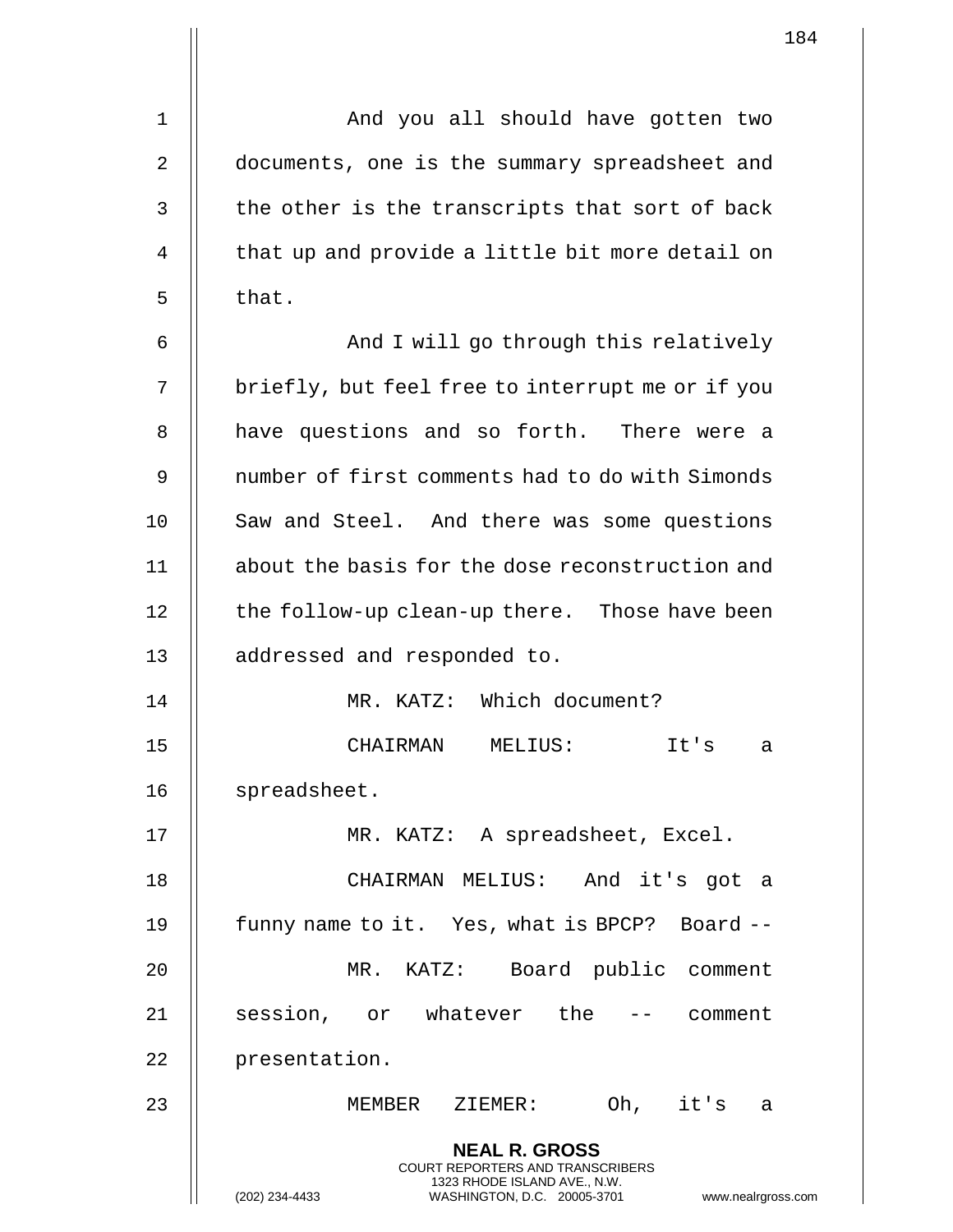And you all should have gotten two documents, one is the summary spreadsheet and the other is the transcripts that sort of back that up and provide a little bit more detail on that.

And I will go through this relatively briefly, but feel free to interrupt me or if you have questions and so forth. There were a number of first comments had to do with Simonds Saw and Steel. And there was some questions about the basis for the dose reconstruction and the follow-up clean-up there. Those have been addressed and responded to.

MR. KATZ: Which document?

CHAIRMAN MELIUS: It's a spreadsheet.

MR. KATZ: A spreadsheet, Excel.

CHAIRMAN MELIUS: And it's got a funny name to it. Yes, what is BPCP? Board --

MR. KATZ: Board public comment session, or whatever the -- comment presentation.

MEMBER ZIEMER: Oh, it's a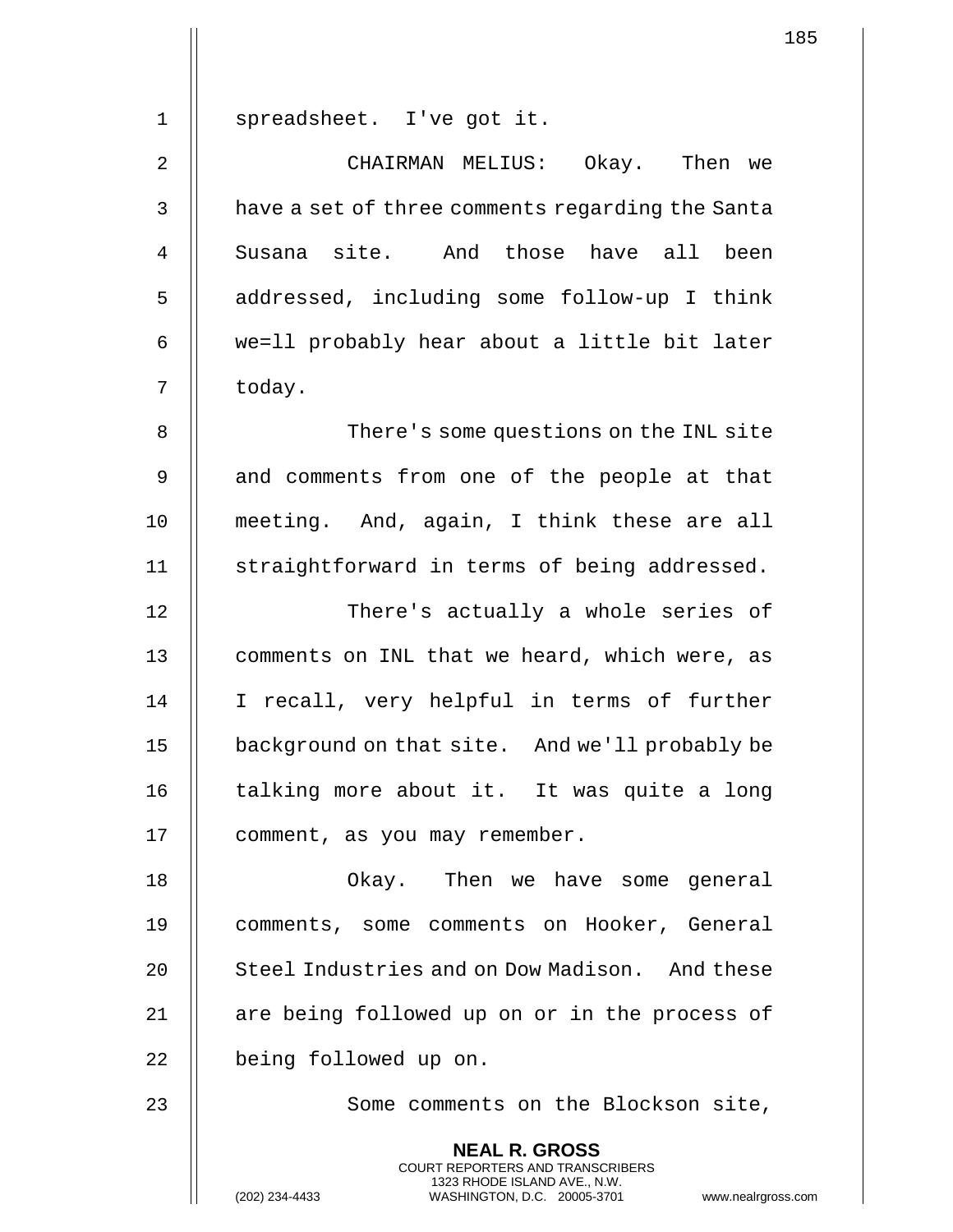spreadsheet. I've got it.

CHAIRMAN MELIUS: Okay. Then we have a set of three comments regarding the Santa Susana site. And those have all been addressed, including some follow-up I think we=ll probably hear about a little bit later today.

There's some questions on the INL site and comments from one of the people at that meeting. And, again, I think these are all straightforward in terms of being addressed.

There's actually a whole series of comments on INL that we heard, which were, as I recall, very helpful in terms of further background on that site. And we'll probably be talking more about it. It was quite a long comment, as you may remember.

Okay. Then we have some general comments, some comments on Hooker, General Steel Industries and on Dow Madison. And these are being followed up on or in the process of being followed up on.

Some comments on the Blockson site,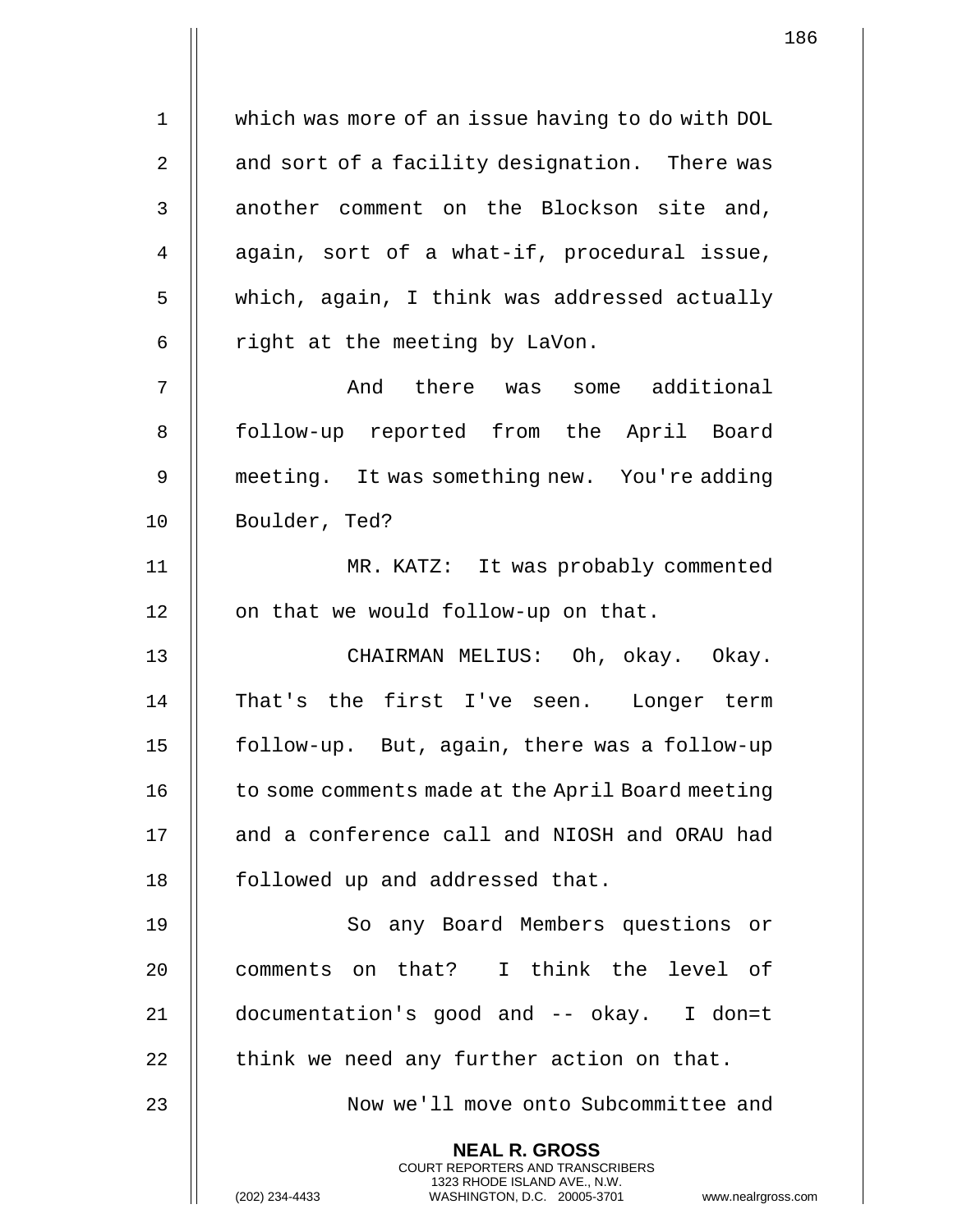which was more of an issue having to do with DOL and sort of a facility designation. There was another comment on the Blockson site and, again, sort of a what-if, procedural issue, which, again, I think was addressed actually right at the meeting by LaVon.

And there was some additional follow-up reported from the April Board meeting. It was something new. You're adding Boulder, Ted?

MR. KATZ: It was probably commented on that we would follow-up on that.

CHAIRMAN MELIUS: Oh, okay. Okay. That's the first I've seen. Longer term follow-up. But, again, there was a follow-up to some comments made at the April Board meeting and a conference call and NIOSH and ORAU had followed up and addressed that.

So any Board Members questions or comments on that? I think the level of documentation's good and -- okay. I don=t think we need any further action on that.

Now we'll move onto Subcommittee and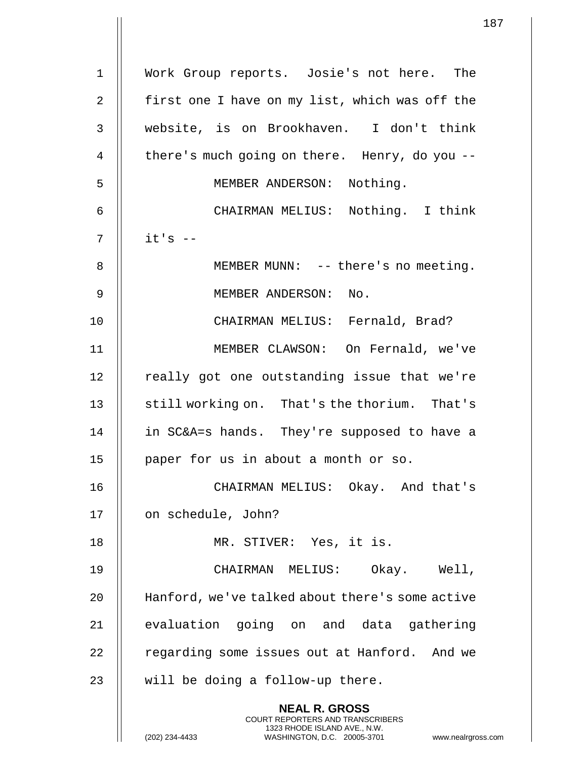Work Group reports. Josie's not here. The first one I have on my list, which was off the website, is on Brookhaven. I don't think there's much going on there. Henry, do you --

MEMBER ANDERSON: Nothing.

CHAIRMAN MELIUS: Nothing. I think it's --

MEMBER MUNN: -- there's no meeting.

MEMBER ANDERSON: No.

CHAIRMAN MELIUS: Fernald, Brad?

MEMBER CLAWSON: On Fernald, we've really got one outstanding issue that we're still working on. That's the thorium. That's in SC&A=s hands. They're supposed to have a paper for us in about a month or so.

CHAIRMAN MELIUS: Okay. And that's on schedule, John?

MR. STIVER: Yes, it is.

CHAIRMAN MELIUS: Okay. Well, Hanford, we've talked about there's some active evaluation going on and data gathering regarding some issues out at Hanford. And we will be doing a follow-up there.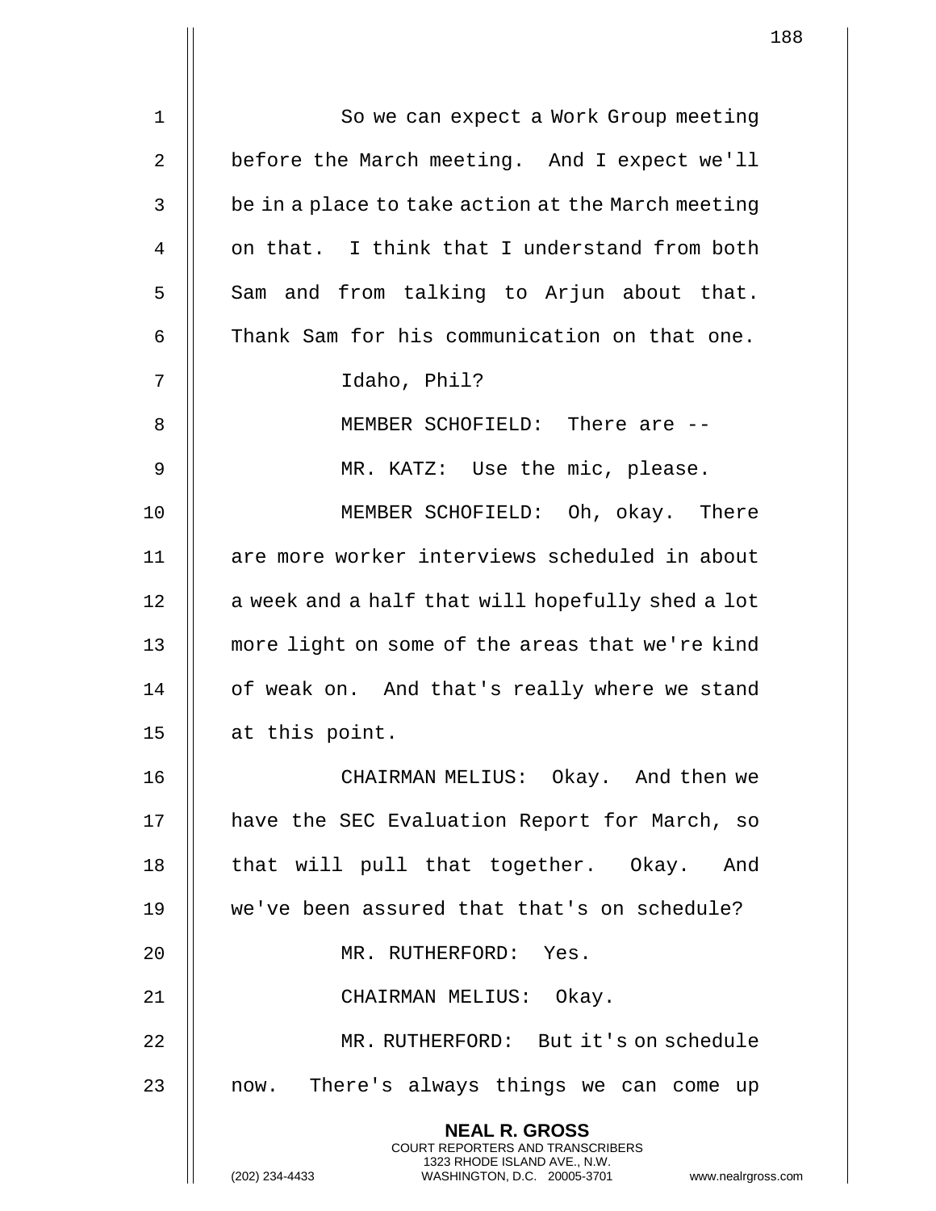So we can expect a Work Group meeting before the March meeting. And I expect we'll be in a place to take action at the March meeting on that. I think that I understand from both Sam and from talking to Arjun about that. Thank Sam for his communication on that one.

Idaho, Phil?

MEMBER SCHOFIELD: There are --

MR. KATZ: Use the mic, please.

MEMBER SCHOFIELD: Oh, okay. There are more worker interviews scheduled in about a week and a half that will hopefully shed a lot more light on some of the areas that we're kind of weak on. And that's really where we stand at this point.

CHAIRMAN MELIUS: Okay. And then we have the SEC Evaluation Report for March, so that will pull that together. Okay. And we've been assured that that's on schedule?

MR. RUTHERFORD: Yes.

CHAIRMAN MELIUS: Okay.

MR. RUTHERFORD: But it's on schedule now. There's always things we can come up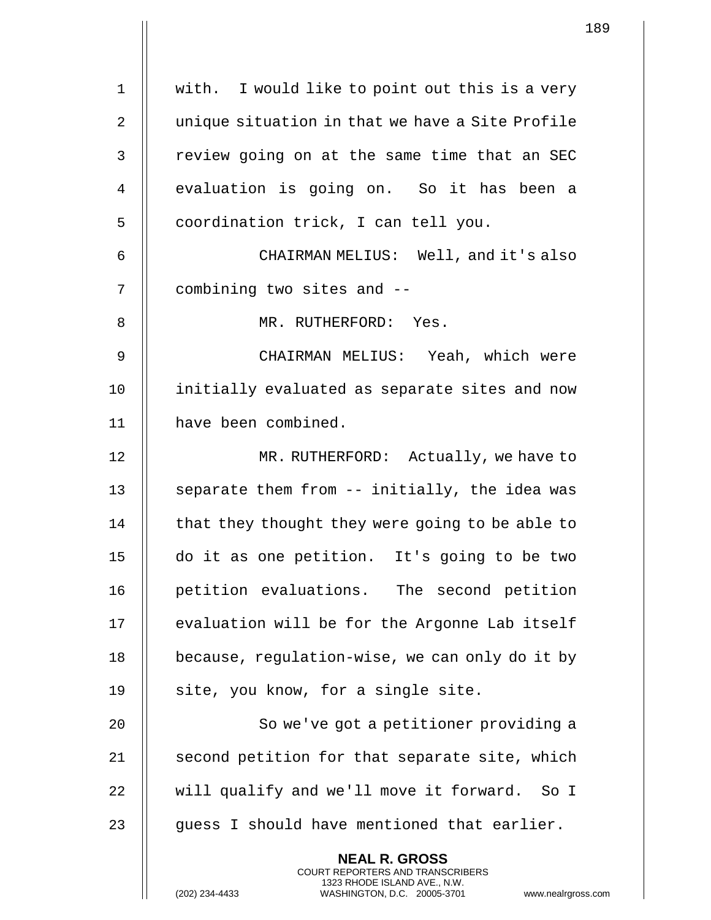with. I would like to point out this is a very unique situation in that we have a Site Profile review going on at the same time that an SEC evaluation is going on. So it has been a coordination trick, I can tell you.

CHAIRMAN MELIUS: Well, and it's also combining two sites and --

MR. RUTHERFORD: Yes.

CHAIRMAN MELIUS: Yeah, which were initially evaluated as separate sites and now have been combined.

MR. RUTHERFORD: Actually, we have to separate them from -- initially, the idea was that they thought they were going to be able to do it as one petition. It's going to be two petition evaluations. The second petition evaluation will be for the Argonne Lab itself because, regulation-wise, we can only do it by site, you know, for a single site.

So we've got a petitioner providing a second petition for that separate site, which will qualify and we'll move it forward. So I guess I should have mentioned that earlier.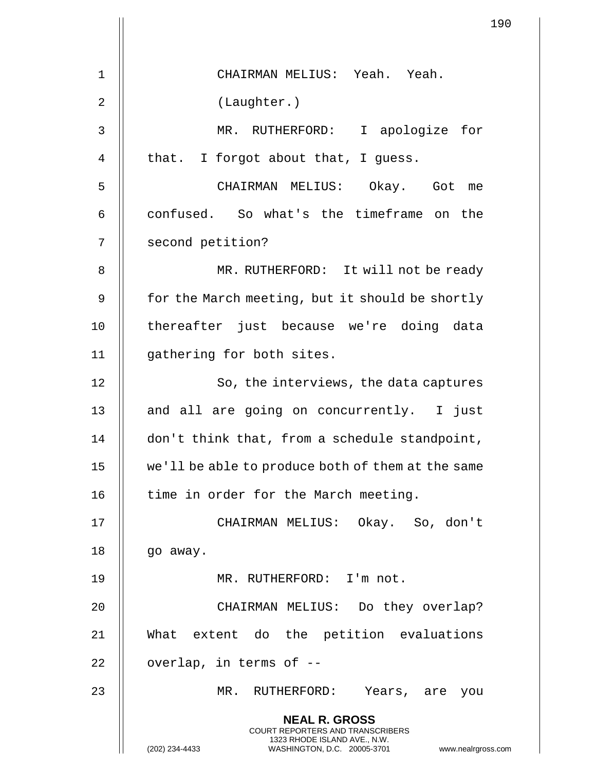CHAIRMAN MELIUS: Yeah. Yeah.

(Laughter.)

MR. RUTHERFORD: I apologize for that. I forgot about that, I guess.

CHAIRMAN MELIUS: Okay. Got me confused. So what's the timeframe on the second petition?

MR. RUTHERFORD: It will not be ready for the March meeting, but it should be shortly thereafter just because we're doing data gathering for both sites.

So, the interviews, the data captures and all are going on concurrently. I just don't think that, from a schedule standpoint, we'll be able to produce both of them at the same time in order for the March meeting.

CHAIRMAN MELIUS: Okay. So, don't go away.

MR. RUTHERFORD: I'm not.

CHAIRMAN MELIUS: Do they overlap? What extent do the petition evaluations overlap, in terms of --

MR. RUTHERFORD: Years, are you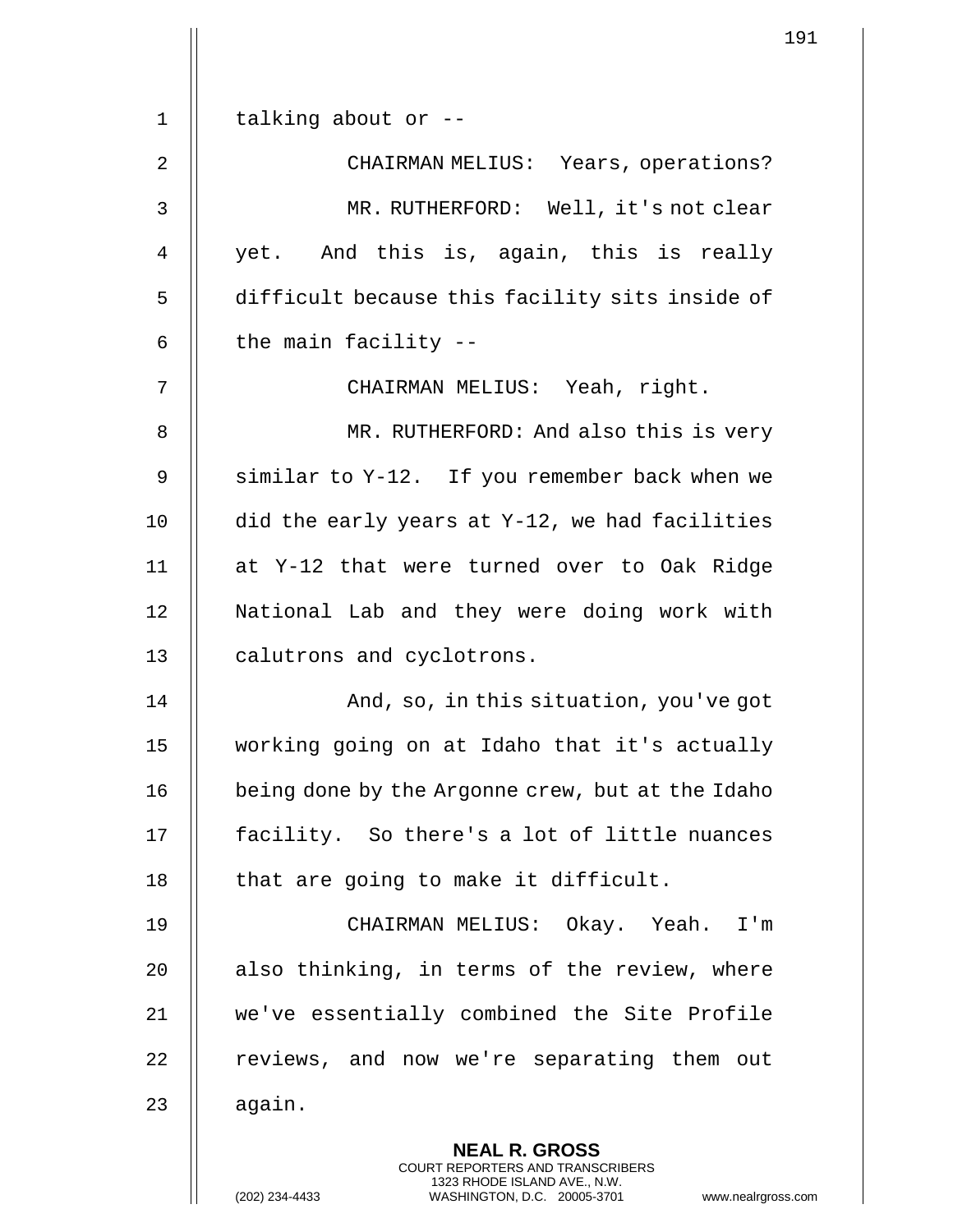talking about or --

CHAIRMAN MELIUS: Years, operations?

MR. RUTHERFORD: Well, it's not clear yet. And this is, again, this is really difficult because this facility sits inside of the main facility --

CHAIRMAN MELIUS: Yeah, right.

MR. RUTHERFORD: And also this is very similar to Y-12. If you remember back when we did the early years at Y-12, we had facilities at Y-12 that were turned over to Oak Ridge National Lab and they were doing work with calutrons and cyclotrons.

And, so, in this situation, you've got working going on at Idaho that it's actually being done by the Argonne crew, but at the Idaho facility. So there's a lot of little nuances that are going to make it difficult.

CHAIRMAN MELIUS: Okay. Yeah. I'm also thinking, in terms of the review, where we've essentially combined the Site Profile reviews, and now we're separating them out again.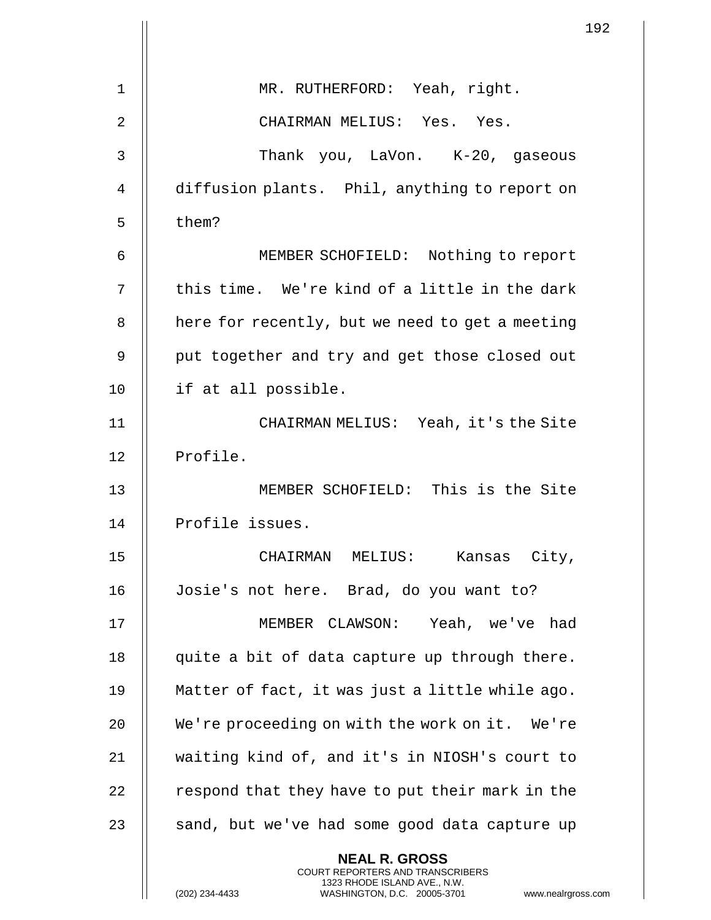MR. RUTHERFORD: Yeah, right.

CHAIRMAN MELIUS: Yes. Yes.

Thank you, LaVon. K-20, gaseous diffusion plants. Phil, anything to report on them?

MEMBER SCHOFIELD: Nothing to report this time. We're kind of a little in the dark here for recently, but we need to get a meeting put together and try and get those closed out if at all possible.

CHAIRMAN MELIUS: Yeah, it's the Site Profile.

MEMBER SCHOFIELD: This is the Site Profile issues.

CHAIRMAN MELIUS: Kansas City, Josie's not here. Brad, do you want to?

MEMBER CLAWSON: Yeah, we've had quite a bit of data capture up through there. Matter of fact, it was just a little while ago. We're proceeding on with the work on it. We're waiting kind of, and it's in NIOSH's court to respond that they have to put their mark in the sand, but we've had some good data capture up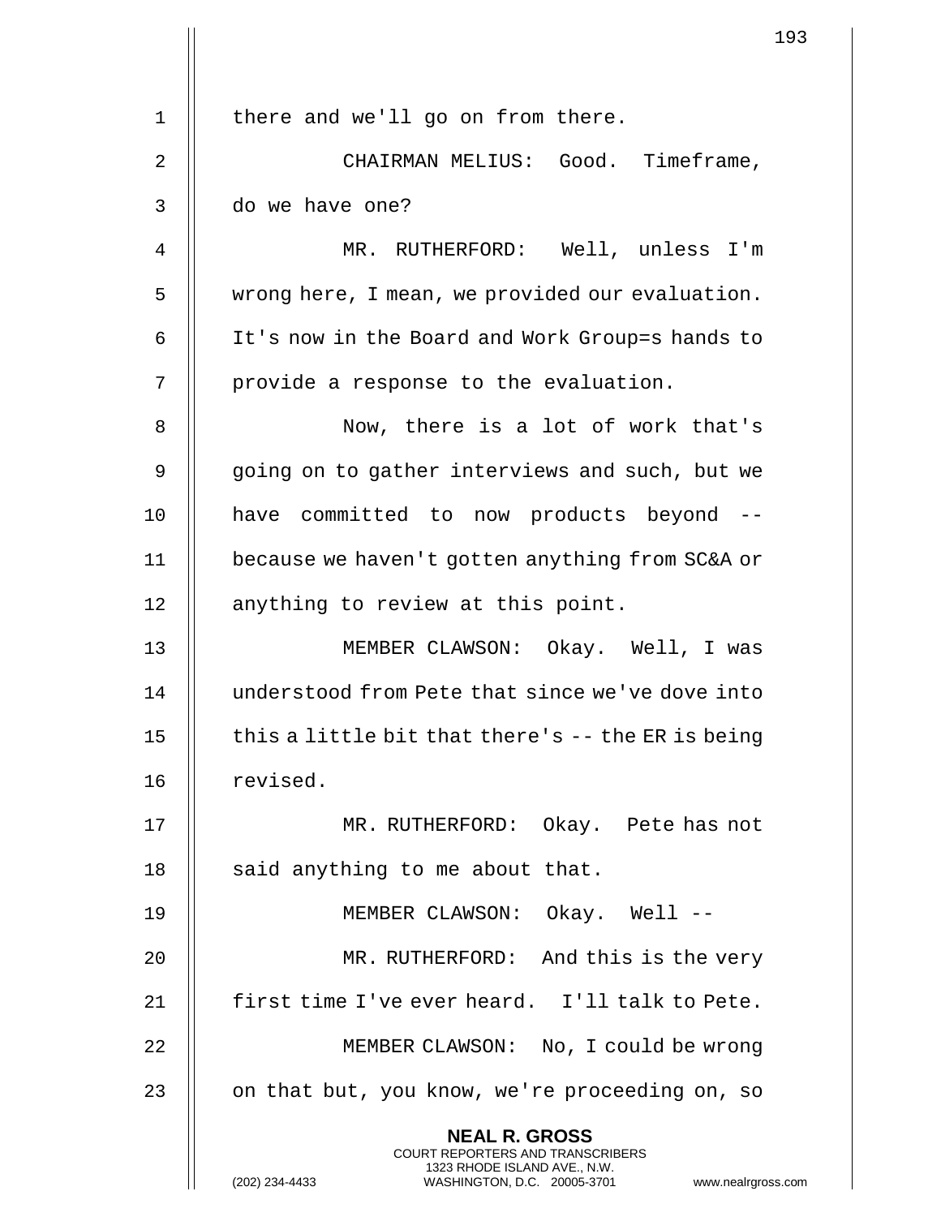there and we'll go on from there.

CHAIRMAN MELIUS: Good. Timeframe, do we have one?

MR. RUTHERFORD: Well, unless I'm wrong here, I mean, we provided our evaluation. It's now in the Board and Work Group=s hands to provide a response to the evaluation.

Now, there is a lot of work that's going on to gather interviews and such, but we have committed to now products beyond -- because we haven't gotten anything from SC&A or anything to review at this point.

MEMBER CLAWSON: Okay. Well, I was understood from Pete that since we've dove into this a little bit that there's -- the ER is being revised.

MR. RUTHERFORD: Okay. Pete has not said anything to me about that.

MEMBER CLAWSON: Okay. Well --

MR. RUTHERFORD: And this is the very first time I've ever heard. I'll talk to Pete.

MEMBER CLAWSON: No, I could be wrong on that but, you know, we're proceeding on, so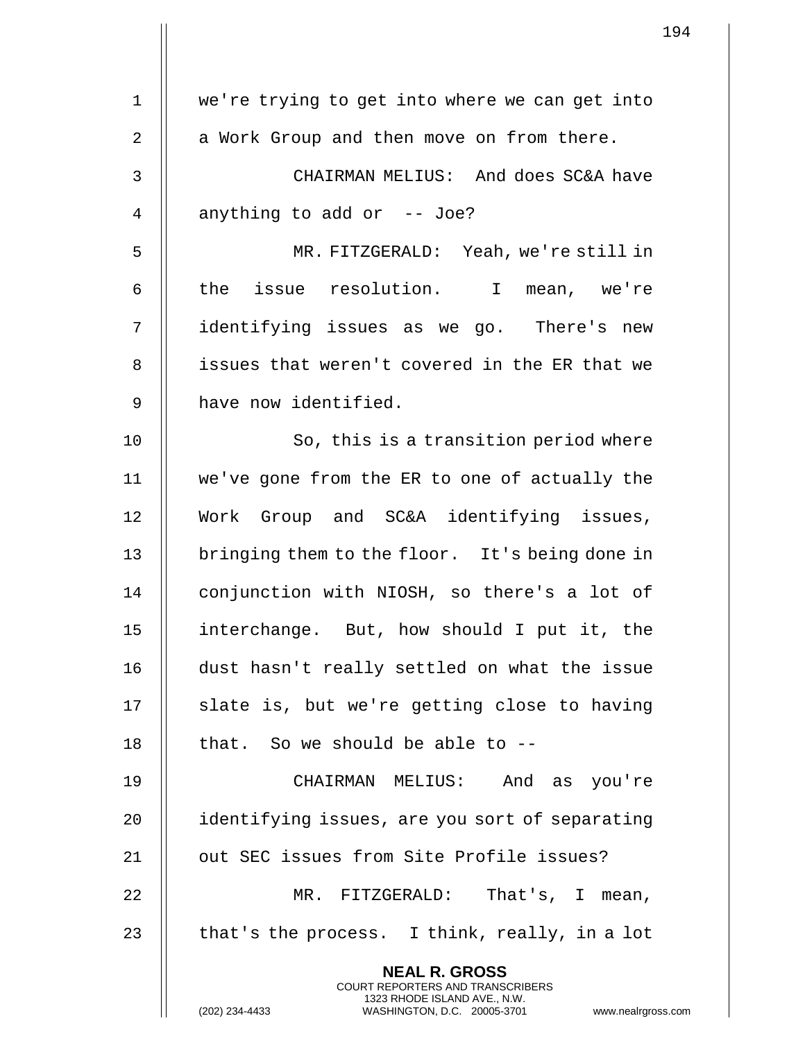we're trying to get into where we can get into a Work Group and then move on from there.

CHAIRMAN MELIUS: And does SC&A have anything to add or -- Joe?

MR. FITZGERALD: Yeah, we're still in the issue resolution. I mean, we're identifying issues as we go. There's new issues that weren't covered in the ER that we have now identified.

So, this is a transition period where we've gone from the ER to one of actually the Work Group and SC&A identifying issues, bringing them to the floor. It's being done in conjunction with NIOSH, so there's a lot of interchange. But, how should I put it, the dust hasn't really settled on what the issue slate is, but we're getting close to having that. So we should be able to --

CHAIRMAN MELIUS: And as you're identifying issues, are you sort of separating out SEC issues from Site Profile issues?

MR. FITZGERALD: That's, I mean, that's the process. I think, really, in a lot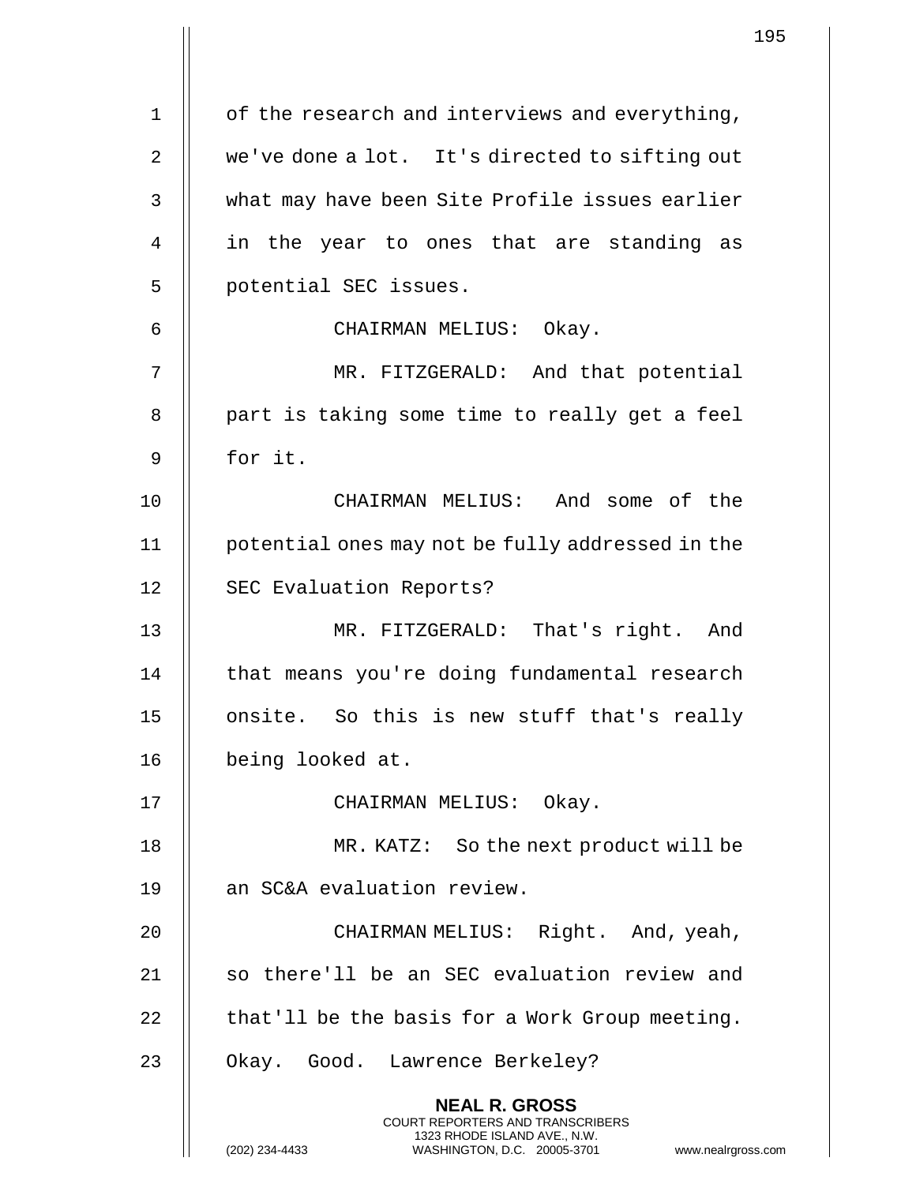of the research and interviews and everything, we've done a lot. It's directed to sifting out what may have been Site Profile issues earlier in the year to ones that are standing as potential SEC issues.

CHAIRMAN MELIUS: Okay.

MR. FITZGERALD: And that potential part is taking some time to really get a feel for it.

CHAIRMAN MELIUS: And some of the potential ones may not be fully addressed in the SEC Evaluation Reports?

MR. FITZGERALD: That's right. And that means you're doing fundamental research onsite. So this is new stuff that's really being looked at.

CHAIRMAN MELIUS: Okay.

MR. KATZ: So the next product will be an SC&A evaluation review.

CHAIRMAN MELIUS: Right. And, yeah, so there'll be an SEC evaluation review and that'll be the basis for a Work Group meeting. Okay. Good. Lawrence Berkeley?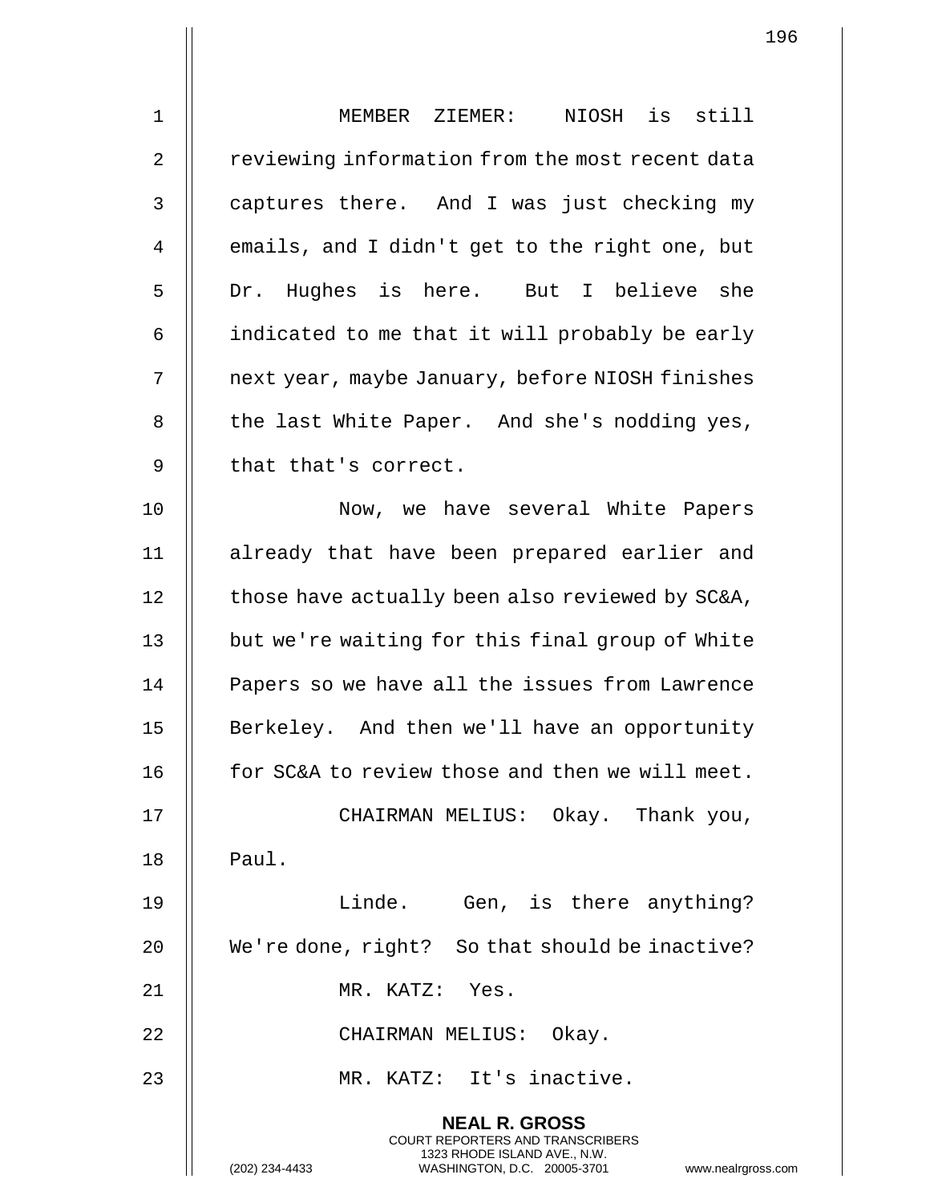MEMBER ZIEMER: NIOSH is still reviewing information from the most recent data captures there. And I was just checking my emails, and I didn't get to the right one, but Dr. Hughes is here. But I believe she indicated to me that it will probably be early next year, maybe January, before NIOSH finishes the last White Paper. And she's nodding yes, that that's correct.

Now, we have several White Papers already that have been prepared earlier and those have actually been also reviewed by SC&A, but we're waiting for this final group of White Papers so we have all the issues from Lawrence Berkeley. And then we'll have an opportunity for SC&A to review those and then we will meet.

CHAIRMAN MELIUS: Okay. Thank you, Paul.

Linde. Gen, is there anything? We're done, right? So that should be inactive?

MR. KATZ: Yes.

CHAIRMAN MELIUS: Okay.

MR. KATZ: It's inactive.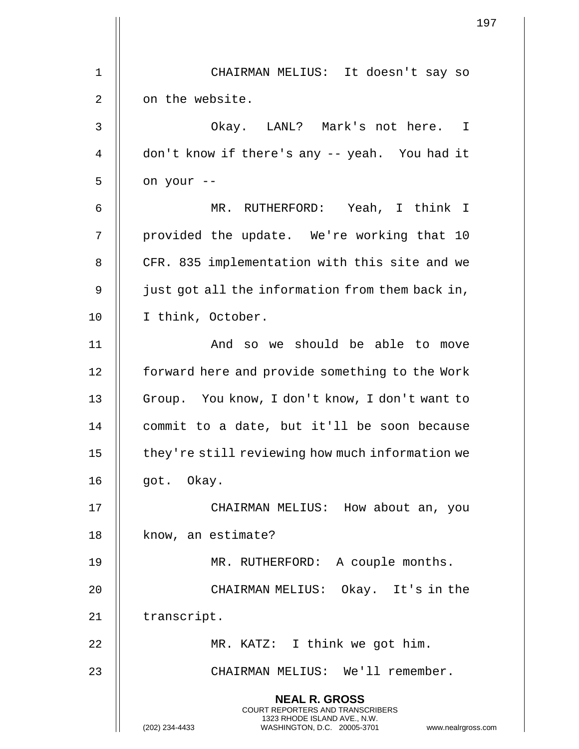CHAIRMAN MELIUS: It doesn't say so on the website.

Okay. LANL? Mark's not here. I don't know if there's any -- yeah. You had it on your --

MR. RUTHERFORD: Yeah, I think I provided the update. We're working that 10 CFR. 835 implementation with this site and we just got all the information from them back in, I think, October.

And so we should be able to move forward here and provide something to the Work Group. You know, I don't know, I don't want to commit to a date, but it'll be soon because they're still reviewing how much information we got. Okay.

CHAIRMAN MELIUS: How about an, you know, an estimate?

MR. RUTHERFORD: A couple months.

CHAIRMAN MELIUS: Okay. It's in the transcript.

MR. KATZ: I think we got him.

CHAIRMAN MELIUS: We'll remember.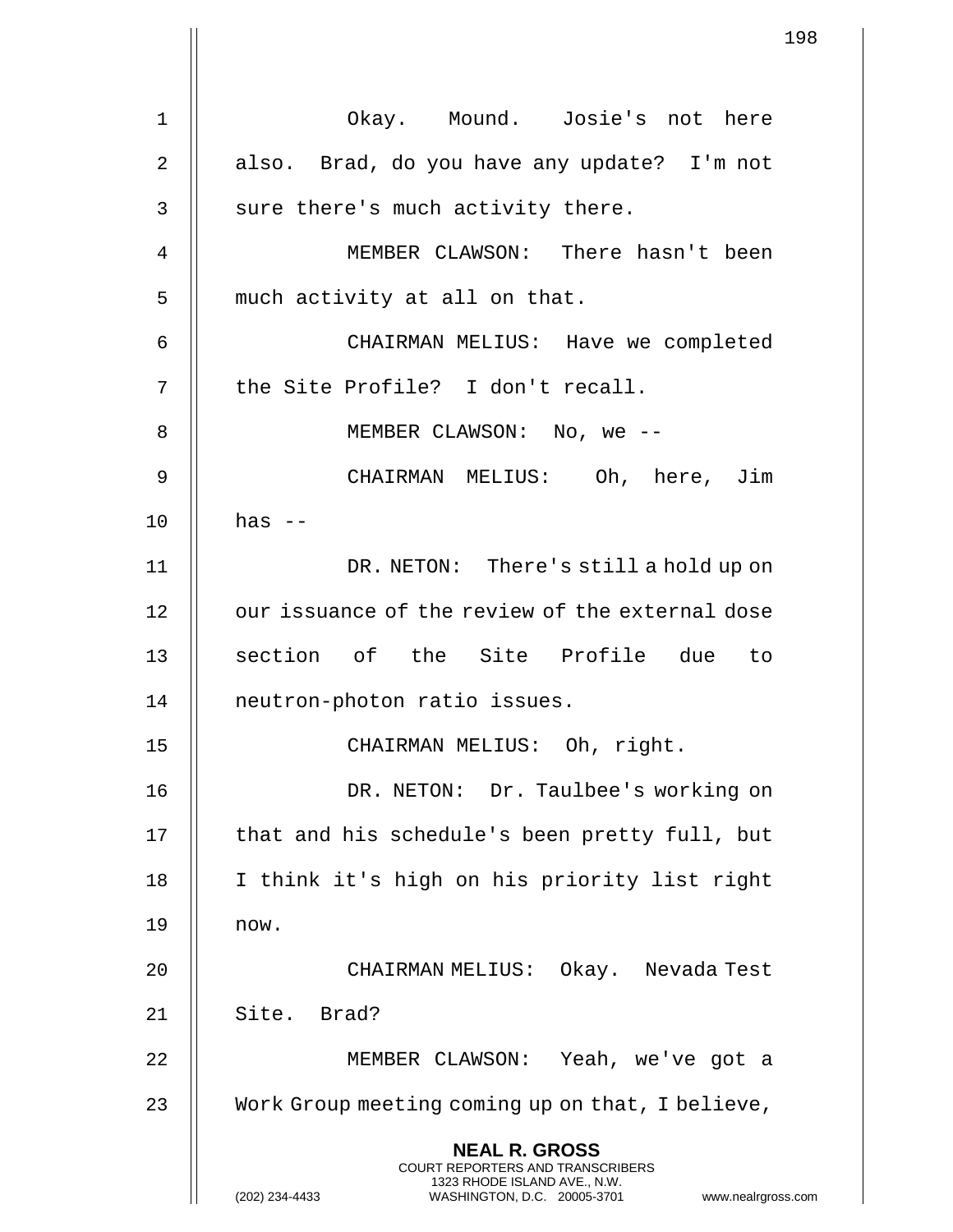Okay. Mound. Josie's not here also. Brad, do you have any update? I'm not sure there's much activity there.

MEMBER CLAWSON: There hasn't been much activity at all on that.

CHAIRMAN MELIUS: Have we completed the Site Profile? I don't recall.

MEMBER CLAWSON: No, we --

CHAIRMAN MELIUS: Oh, here, Jim has --

DR. NETON: There's still a hold up on our issuance of the review of the external dose section of the Site Profile due to neutron-photon ratio issues.

CHAIRMAN MELIUS: Oh, right.

DR. NETON: Dr. Taulbee's working on that and his schedule's been pretty full, but I think it's high on his priority list right now.

CHAIRMAN MELIUS: Okay. Nevada Test Site. Brad?

MEMBER CLAWSON: Yeah, we've got a Work Group meeting coming up on that, I believe,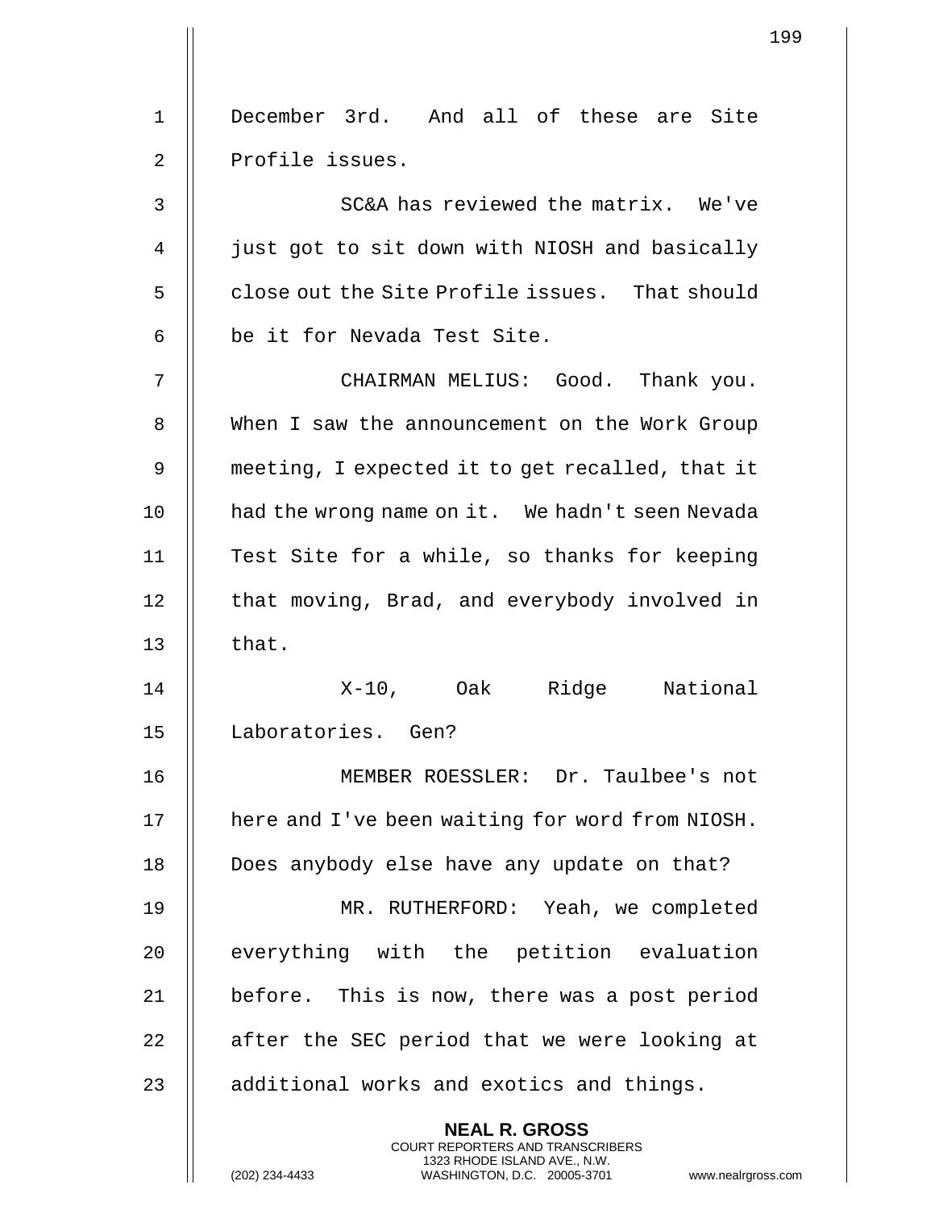December 3rd. And all of these are Site Profile issues.

SC&A has reviewed the matrix. We've just got to sit down with NIOSH and basically close out the Site Profile issues. That should be it for Nevada Test Site.

CHAIRMAN MELIUS: Good. Thank you. When I saw the announcement on the Work Group meeting, I expected it to get recalled, that it had the wrong name on it. We hadn't seen Nevada Test Site for a while, so thanks for keeping that moving, Brad, and everybody involved in that.

X-10, Oak Ridge National Laboratories. Gen?

MEMBER ROESSLER: Dr. Taulbee's not here and I've been waiting for word from NIOSH. Does anybody else have any update on that?

MR. RUTHERFORD: Yeah, we completed everything with the petition evaluation before. This is now, there was a post period after the SEC period that we were looking at additional works and exotics and things.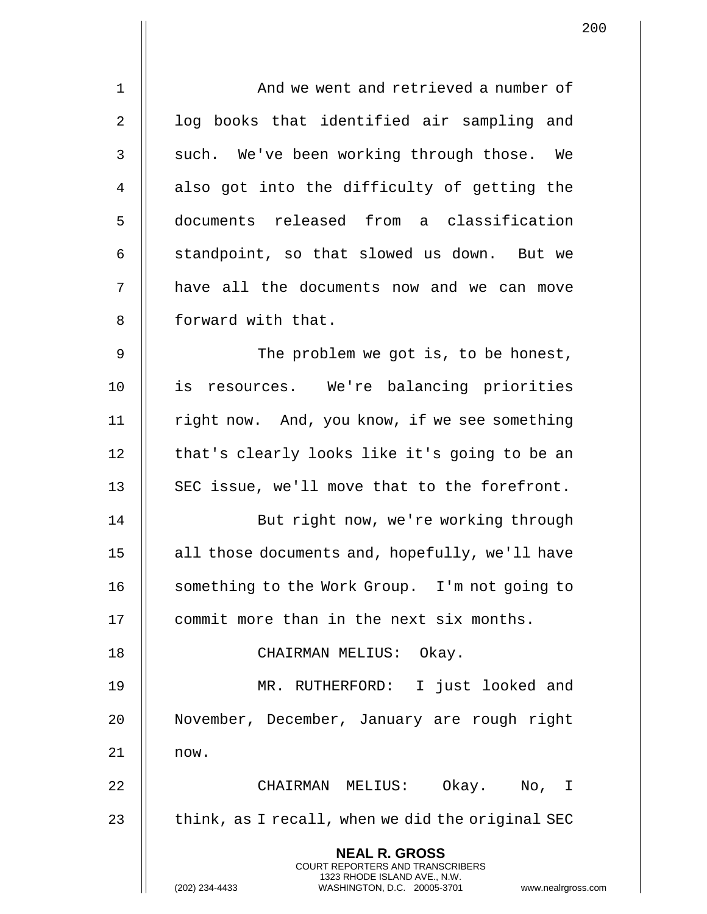And we went and retrieved a number of log books that identified air sampling and such. We've been working through those. We also got into the difficulty of getting the documents released from a classification standpoint, so that slowed us down. But we have all the documents now and we can move forward with that.

The problem we got is, to be honest, is resources. We're balancing priorities right now. And, you know, if we see something that's clearly looks like it's going to be an SEC issue, we'll move that to the forefront.

But right now, we're working through all those documents and, hopefully, we'll have something to the Work Group. I'm not going to commit more than in the next six months.

CHAIRMAN MELIUS: Okay.

MR. RUTHERFORD: I just looked and November, December, January are rough right now.

CHAIRMAN MELIUS: Okay. No, I think, as I recall, when we did the original SEC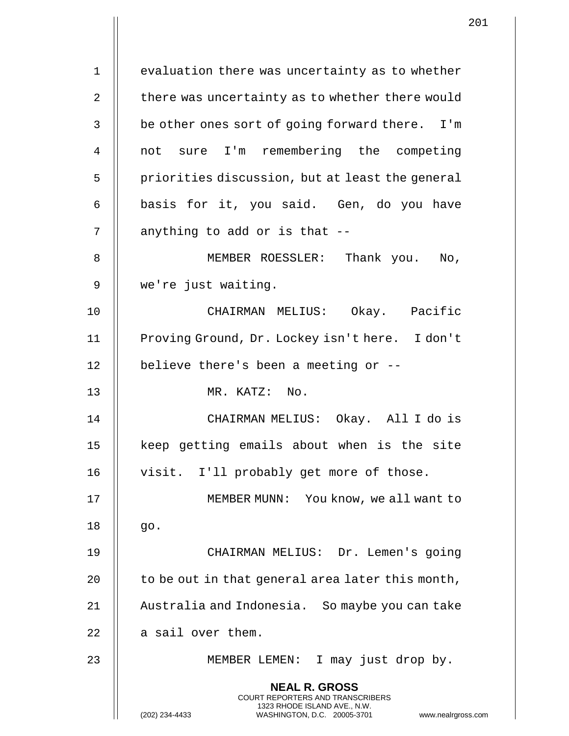evaluation there was uncertainty as to whether there was uncertainty as to whether there would be other ones sort of going forward there. I'm not sure I'm remembering the competing priorities discussion, but at least the general basis for it, you said. Gen, do you have anything to add or is that --

MEMBER ROESSLER: Thank you. No, we're just waiting.

CHAIRMAN MELIUS: Okay. Pacific Proving Ground, Dr. Lockey isn't here. I don't believe there's been a meeting or --

MR. KATZ: No.

CHAIRMAN MELIUS: Okay. All I do is keep getting emails about when is the site visit. I'll probably get more of those.

MEMBER MUNN: You know, we all want to go.

CHAIRMAN MELIUS: Dr. Lemen's going to be out in that general area later this month, Australia and Indonesia. So maybe you can take a sail over them.

MEMBER LEMEN: I may just drop by.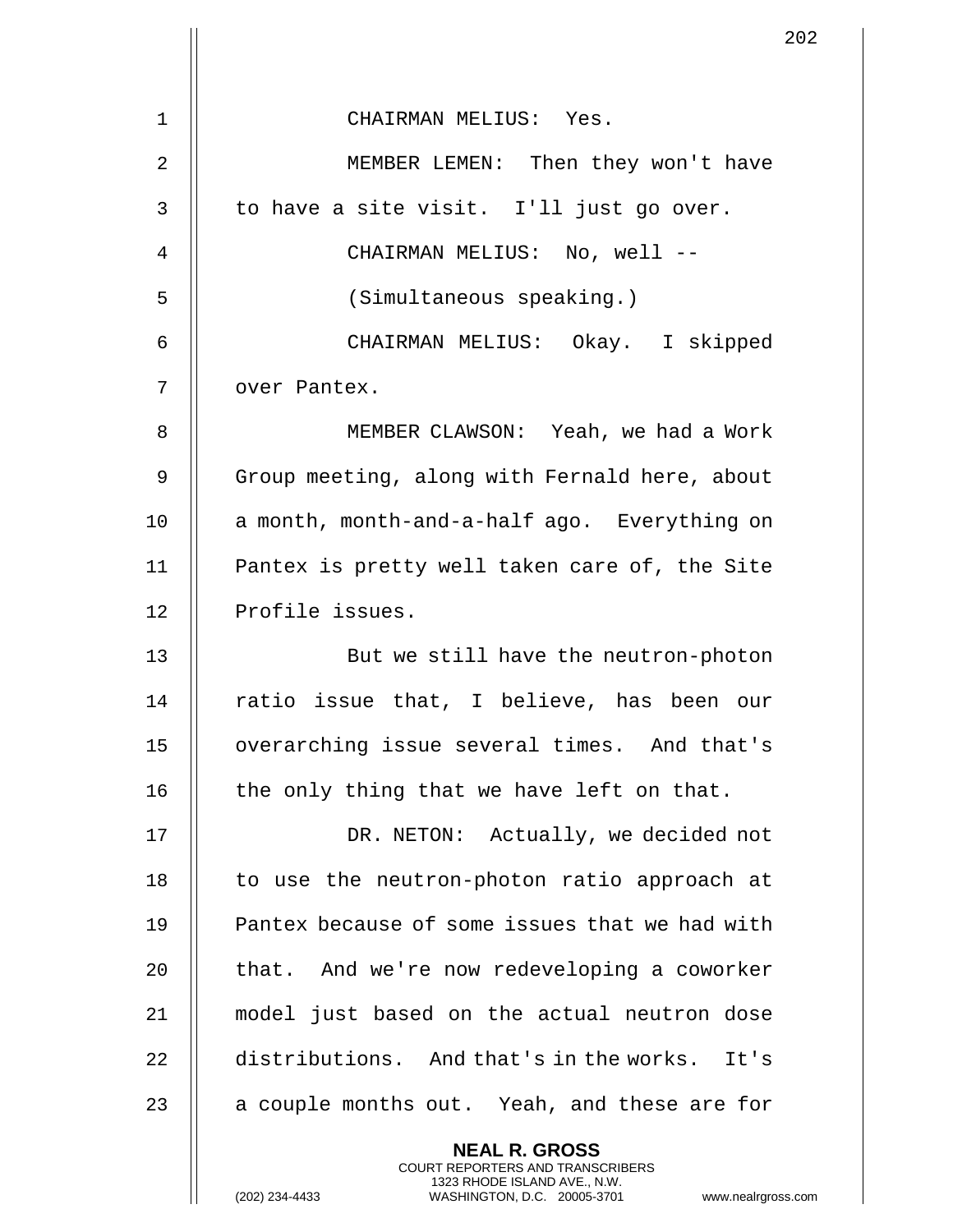CHAIRMAN MELIUS: Yes.

MEMBER LEMEN: Then they won't have to have a site visit. I'll just go over.

CHAIRMAN MELIUS: No, well --

(Simultaneous speaking.)

CHAIRMAN MELIUS: Okay. I skipped over Pantex.

MEMBER CLAWSON: Yeah, we had a Work Group meeting, along with Fernald here, about a month, month-and-a-half ago. Everything on Pantex is pretty well taken care of, the Site Profile issues.

But we still have the neutron-photon ratio issue that, I believe, has been our overarching issue several times. And that's the only thing that we have left on that.

DR. NETON: Actually, we decided not to use the neutron-photon ratio approach at Pantex because of some issues that we had with that. And we're now redeveloping a coworker model just based on the actual neutron dose distributions. And that's in the works. It's a couple months out. Yeah, and these are for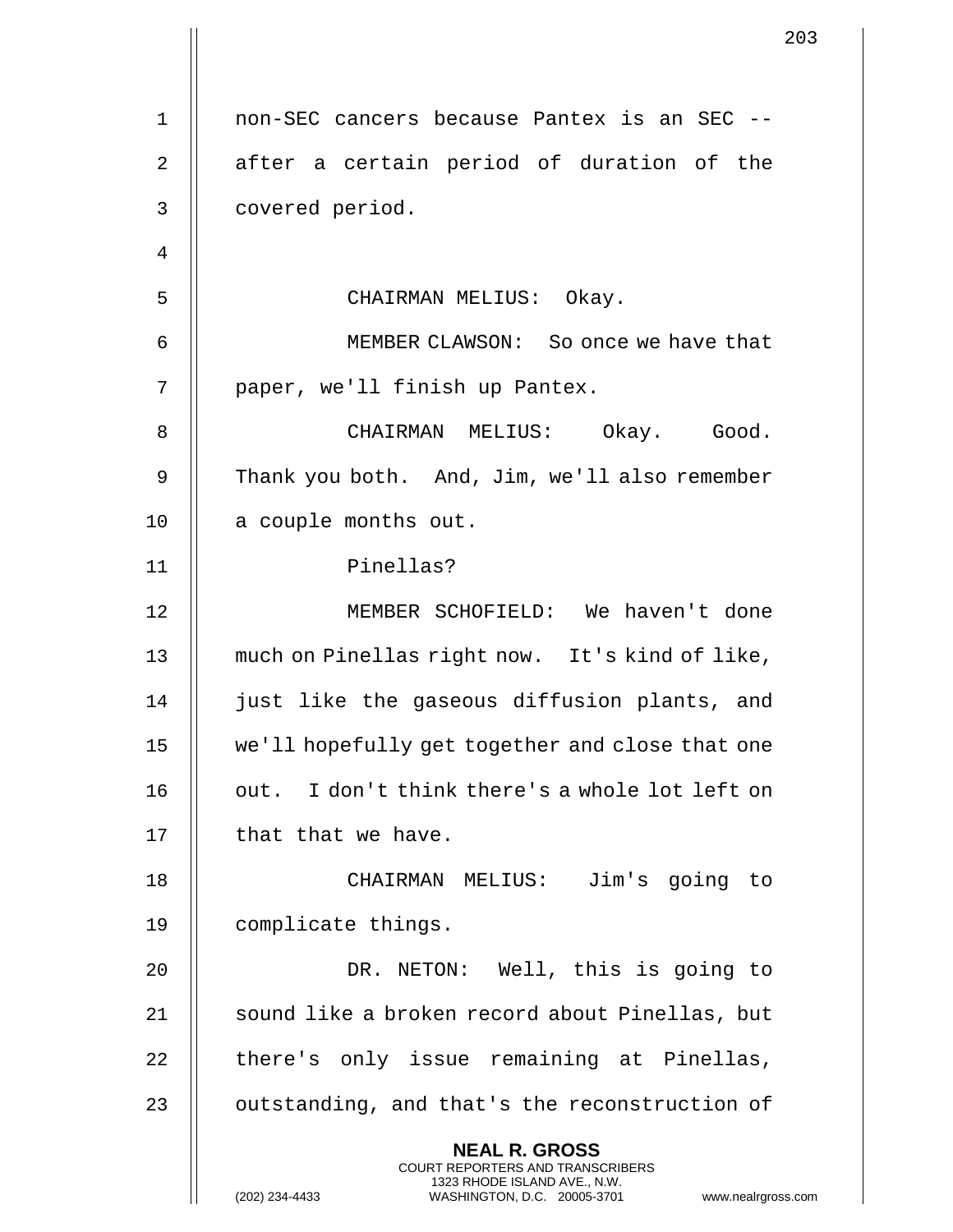non-SEC cancers because Pantex is an SEC -- after a certain period of duration of the covered period.

CHAIRMAN MELIUS: Okay.

MEMBER CLAWSON: So once we have that paper, we'll finish up Pantex.

CHAIRMAN MELIUS: Okay. Good. Thank you both. And, Jim, we'll also remember a couple months out.

Pinellas?

MEMBER SCHOFIELD: We haven't done much on Pinellas right now. It's kind of like, just like the gaseous diffusion plants, and we'll hopefully get together and close that one out. I don't think there's a whole lot left on that that we have.

CHAIRMAN MELIUS: Jim's going to complicate things.

DR. NETON: Well, this is going to sound like a broken record about Pinellas, but there's only issue remaining at Pinellas, outstanding, and that's the reconstruction of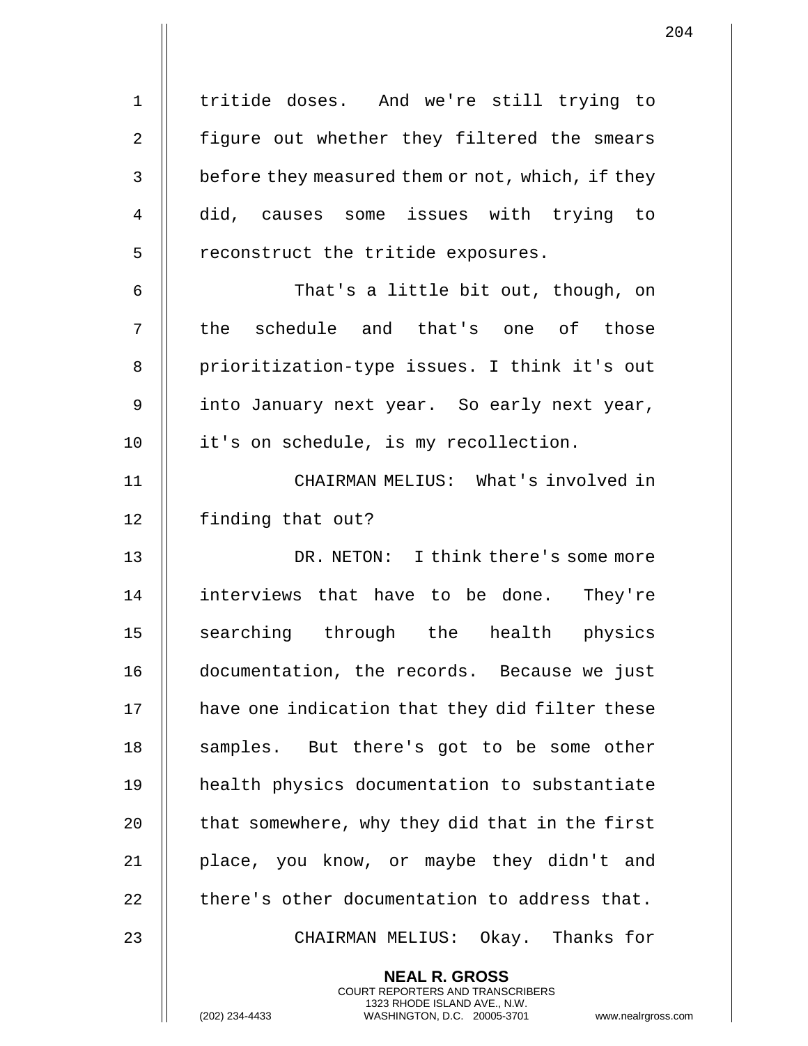tritide doses. And we're still trying to figure out whether they filtered the smears before they measured them or not, which, if they did, causes some issues with trying to reconstruct the tritide exposures.

That's a little bit out, though, on the schedule and that's one of those prioritization-type issues. I think it's out into January next year. So early next year, it's on schedule, is my recollection.

CHAIRMAN MELIUS: What's involved in finding that out?

DR. NETON: I think there's some more interviews that have to be done. They're searching through the health physics documentation, the records. Because we just have one indication that they did filter these samples. But there's got to be some other health physics documentation to substantiate that somewhere, why they did that in the first place, you know, or maybe they didn't and there's other documentation to address that.

CHAIRMAN MELIUS: Okay. Thanks for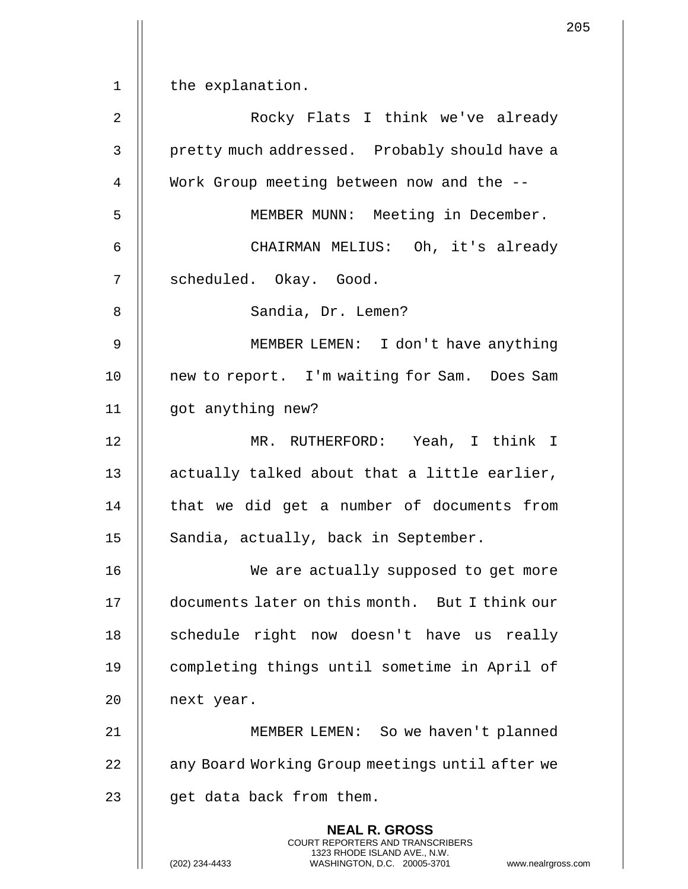the explanation.

Rocky Flats I think we've already pretty much addressed. Probably should have a Work Group meeting between now and the --

MEMBER MUNN: Meeting in December.

CHAIRMAN MELIUS: Oh, it's already scheduled. Okay. Good.

Sandia, Dr. Lemen?

MEMBER LEMEN: I don't have anything new to report. I'm waiting for Sam. Does Sam got anything new?

MR. RUTHERFORD: Yeah, I think I actually talked about that a little earlier, that we did get a number of documents from Sandia, actually, back in September.

We are actually supposed to get more documents later on this month. But I think our schedule right now doesn't have us really completing things until sometime in April of next year.

MEMBER LEMEN: So we haven't planned any Board Working Group meetings until after we get data back from them.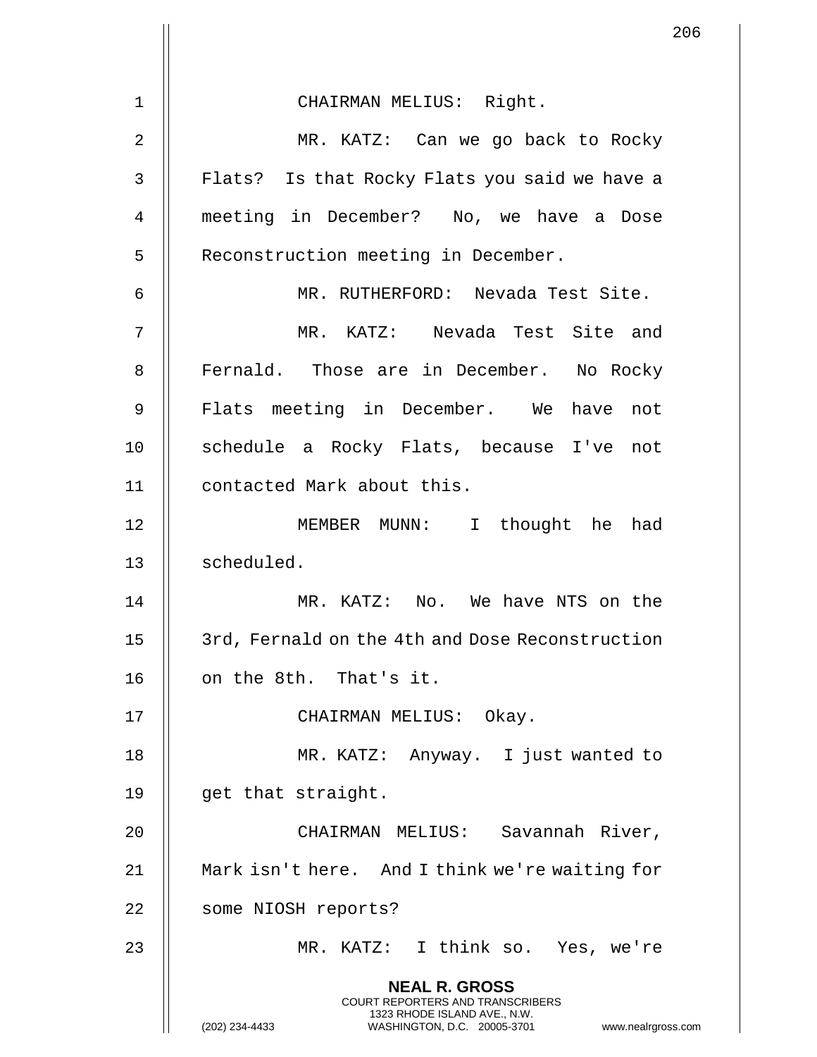CHAIRMAN MELIUS: Right.

MR. KATZ: Can we go back to Rocky Flats? Is that Rocky Flats you said we have a meeting in December? No, we have a Dose Reconstruction meeting in December.

MR. RUTHERFORD: Nevada Test Site.

MR. KATZ: Nevada Test Site and Fernald. Those are in December. No Rocky Flats meeting in December. We have not schedule a Rocky Flats, because I've not contacted Mark about this.

MEMBER MUNN: I thought he had scheduled.

MR. KATZ: No. We have NTS on the 3rd, Fernald on the 4th and Dose Reconstruction on the 8th. That's it.

CHAIRMAN MELIUS: Okay.

MR. KATZ: Anyway. I just wanted to get that straight.

CHAIRMAN MELIUS: Savannah River, Mark isn't here. And I think we're waiting for some NIOSH reports?

MR. KATZ: I think so. Yes, we're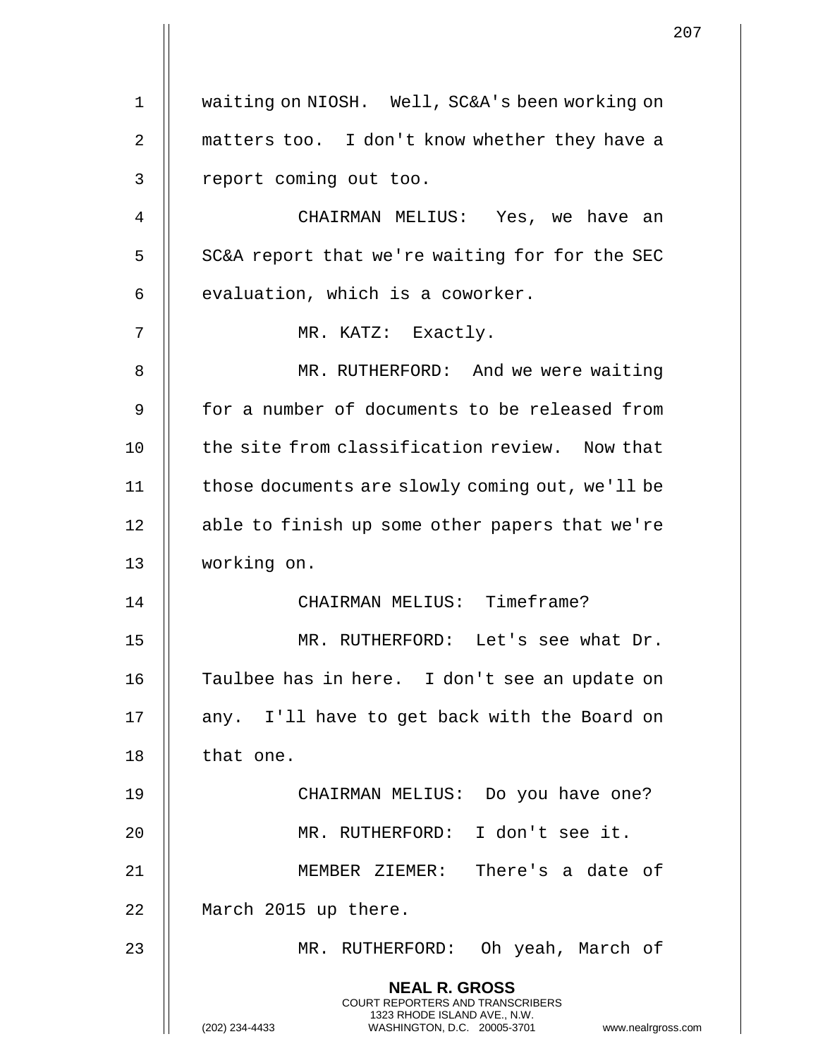waiting on NIOSH. Well, SC&A's been working on matters too. I don't know whether they have a report coming out too.

CHAIRMAN MELIUS: Yes, we have an SC&A report that we're waiting for for the SEC evaluation, which is a coworker.

MR. KATZ: Exactly.

MR. RUTHERFORD: And we were waiting for a number of documents to be released from the site from classification review. Now that those documents are slowly coming out, we'll be able to finish up some other papers that we're working on.

CHAIRMAN MELIUS: Timeframe?

MR. RUTHERFORD: Let's see what Dr. Taulbee has in here. I don't see an update on any. I'll have to get back with the Board on that one.

CHAIRMAN MELIUS: Do you have one?

MR. RUTHERFORD: I don't see it.

MEMBER ZIEMER: There's a date of March 2015 up there.

MR. RUTHERFORD: Oh yeah, March of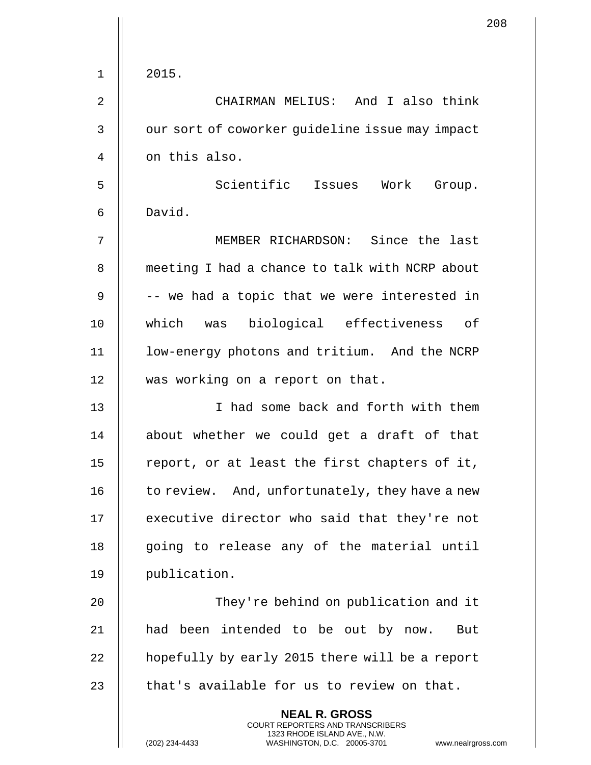2015.

CHAIRMAN MELIUS: And I also think our sort of coworker guideline issue may impact on this also.

Scientific Issues Work Group. David.

MEMBER RICHARDSON: Since the last meeting I had a chance to talk with NCRP about -- we had a topic that we were interested in which was biological effectiveness of low-energy photons and tritium. And the NCRP was working on a report on that.

I had some back and forth with them about whether we could get a draft of that report, or at least the first chapters of it, to review. And, unfortunately, they have a new executive director who said that they're not going to release any of the material until publication.

They're behind on publication and it had been intended to be out by now. But hopefully by early 2015 there will be a report that's available for us to review on that.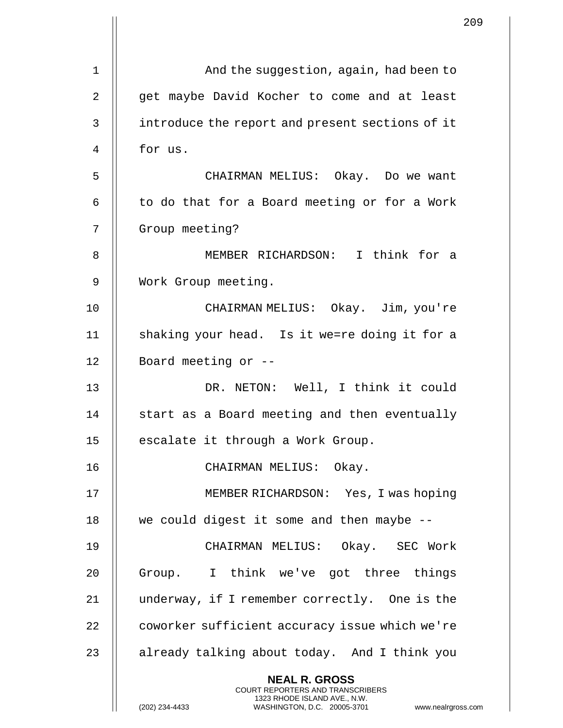And the suggestion, again, had been to get maybe David Kocher to come and at least introduce the report and present sections of it for us.

CHAIRMAN MELIUS: Okay. Do we want to do that for a Board meeting or for a Work Group meeting?

MEMBER RICHARDSON: I think for a Work Group meeting.

CHAIRMAN MELIUS: Okay. Jim, you're shaking your head. Is it we=re doing it for a Board meeting or --

DR. NETON: Well, I think it could start as a Board meeting and then eventually escalate it through a Work Group.

CHAIRMAN MELIUS: Okay.

MEMBER RICHARDSON: Yes, I was hoping we could digest it some and then maybe --

CHAIRMAN MELIUS: Okay. SEC Work Group. I think we've got three things underway, if I remember correctly. One is the coworker sufficient accuracy issue which we're already talking about today. And I think you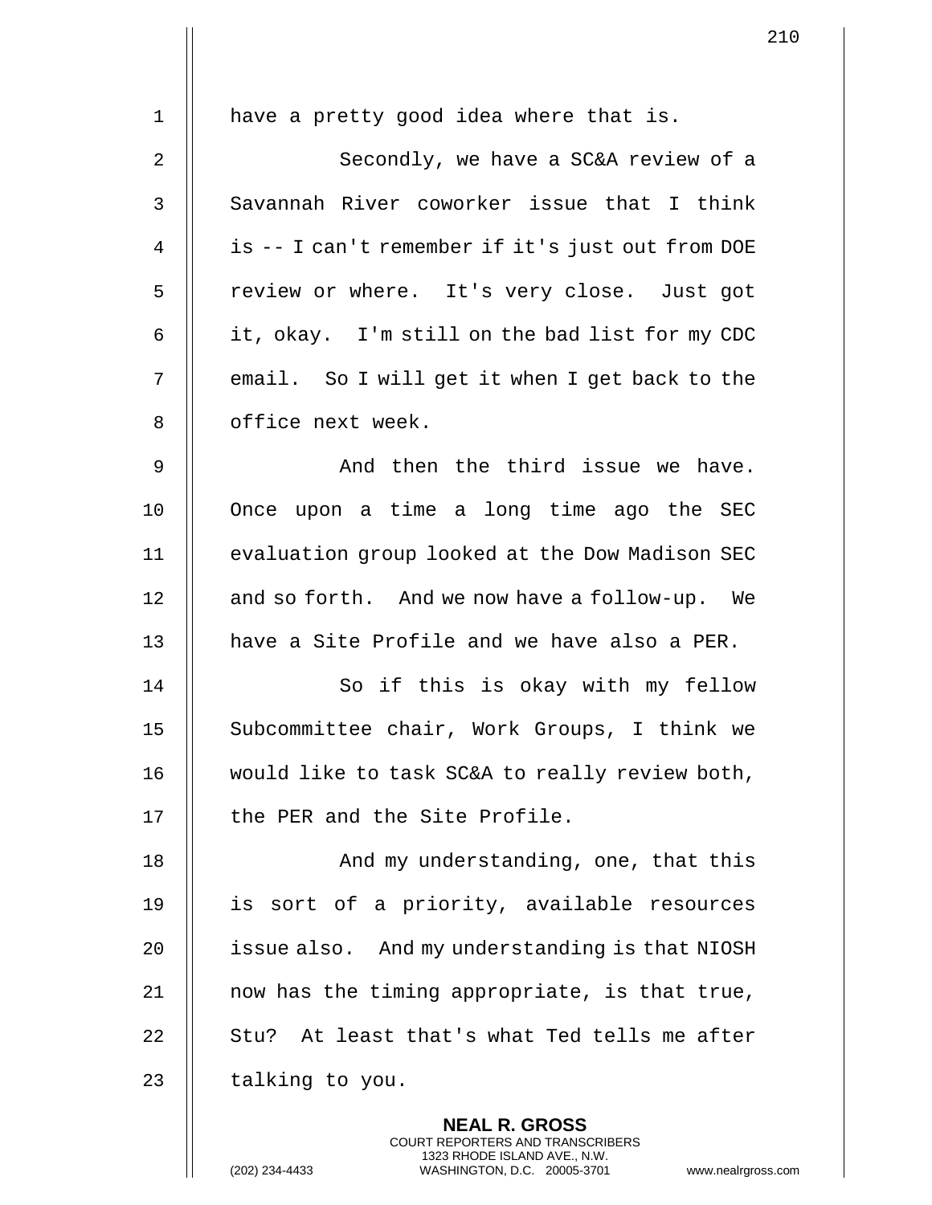have a pretty good idea where that is.

Secondly, we have a SC&A review of a Savannah River coworker issue that I think is -- I can't remember if it's just out from DOE review or where. It's very close. Just got it, okay. I'm still on the bad list for my CDC email. So I will get it when I get back to the office next week.

And then the third issue we have. Once upon a time a long time ago the SEC evaluation group looked at the Dow Madison SEC and so forth. And we now have a follow-up. We have a Site Profile and we have also a PER.

So if this is okay with my fellow Subcommittee chair, Work Groups, I think we would like to task SC&A to really review both, the PER and the Site Profile.

And my understanding, one, that this is sort of a priority, available resources issue also. And my understanding is that NIOSH now has the timing appropriate, is that true, Stu? At least that's what Ted tells me after talking to you.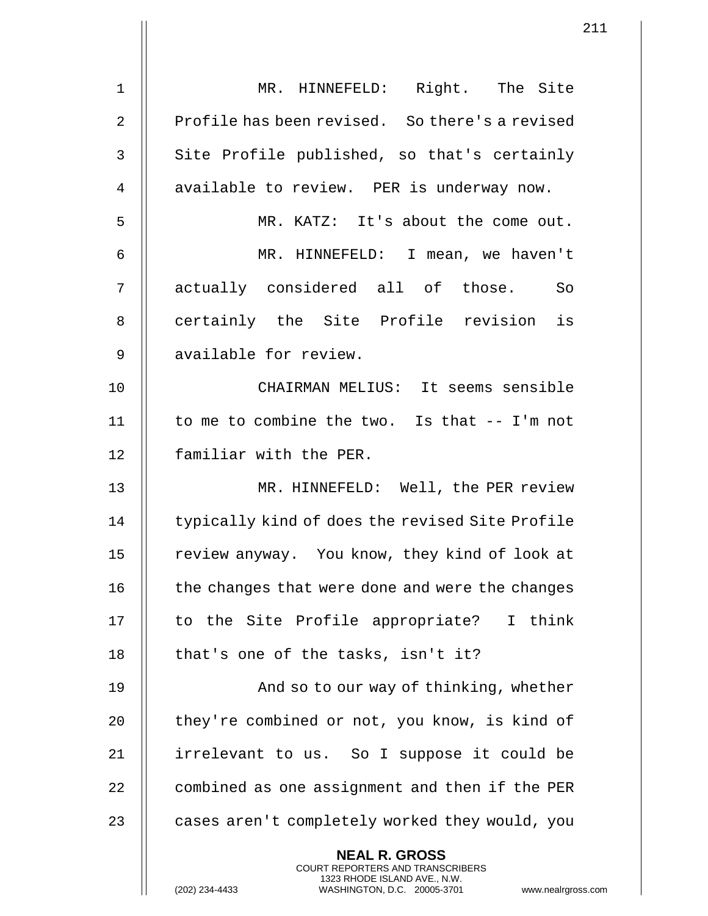MR. HINNEFELD: Right. The Site Profile has been revised. So there's a revised Site Profile published, so that's certainly available to review. PER is underway now.

MR. KATZ: It's about the come out.

MR. HINNEFELD: I mean, we haven't actually considered all of those. So certainly the Site Profile revision is available for review.

CHAIRMAN MELIUS: It seems sensible to me to combine the two. Is that -- I'm not familiar with the PER.

MR. HINNEFELD: Well, the PER review typically kind of does the revised Site Profile review anyway. You know, they kind of look at the changes that were done and were the changes to the Site Profile appropriate? I think that's one of the tasks, isn't it?

And so to our way of thinking, whether they're combined or not, you know, is kind of irrelevant to us. So I suppose it could be combined as one assignment and then if the PER cases aren't completely worked they would, you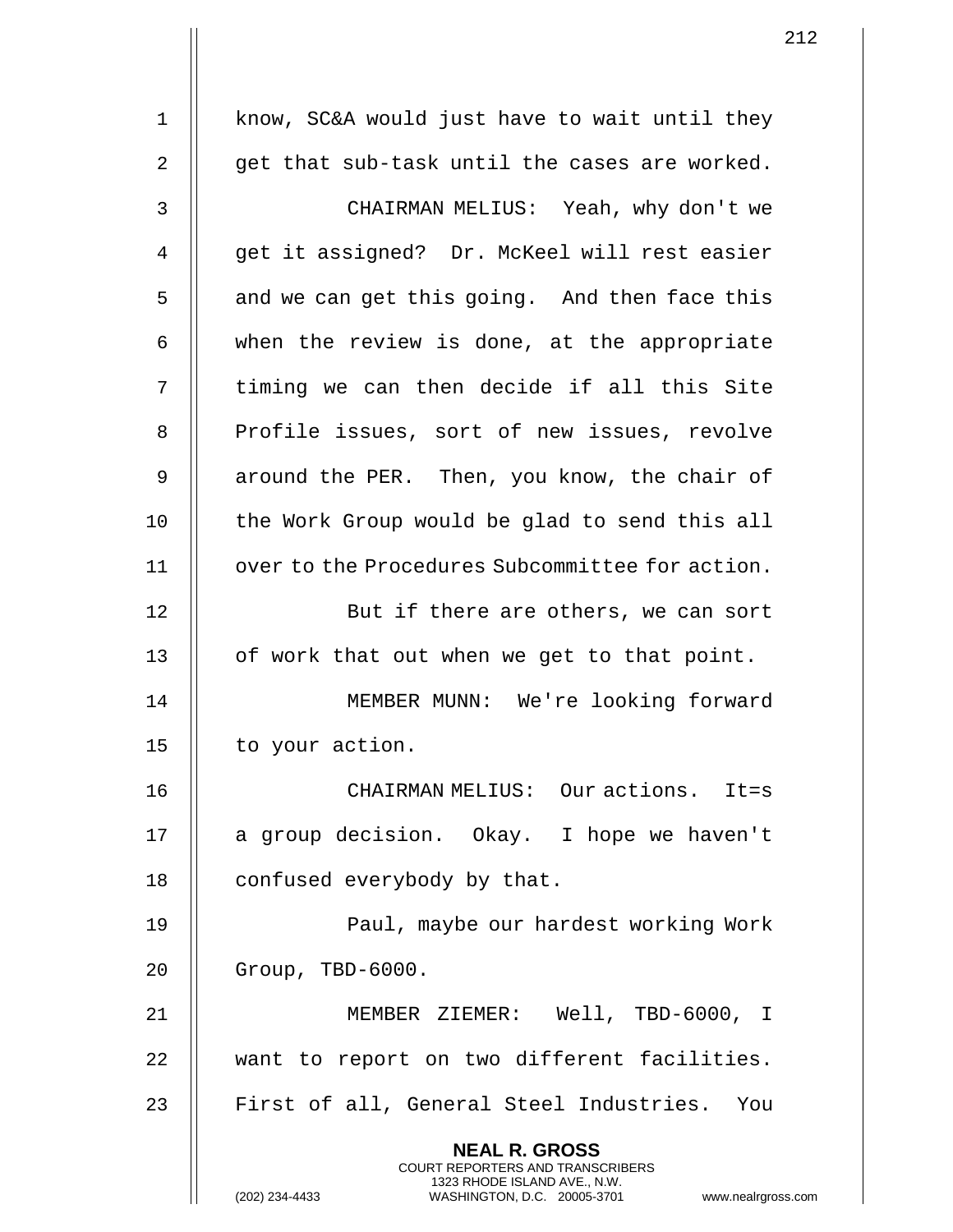know, SC&A would just have to wait until they get that sub-task until the cases are worked.

CHAIRMAN MELIUS: Yeah, why don't we get it assigned? Dr. McKeel will rest easier and we can get this going. And then face this when the review is done, at the appropriate timing we can then decide if all this Site Profile issues, sort of new issues, revolve around the PER. Then, you know, the chair of the Work Group would be glad to send this all over to the Procedures Subcommittee for action.

But if there are others, we can sort of work that out when we get to that point.

MEMBER MUNN: We're looking forward to your action.

CHAIRMAN MELIUS: Our actions. It=s a group decision. Okay. I hope we haven't confused everybody by that.

Paul, maybe our hardest working Work Group, TBD-6000.

MEMBER ZIEMER: Well, TBD-6000, I want to report on two different facilities. First of all, General Steel Industries. You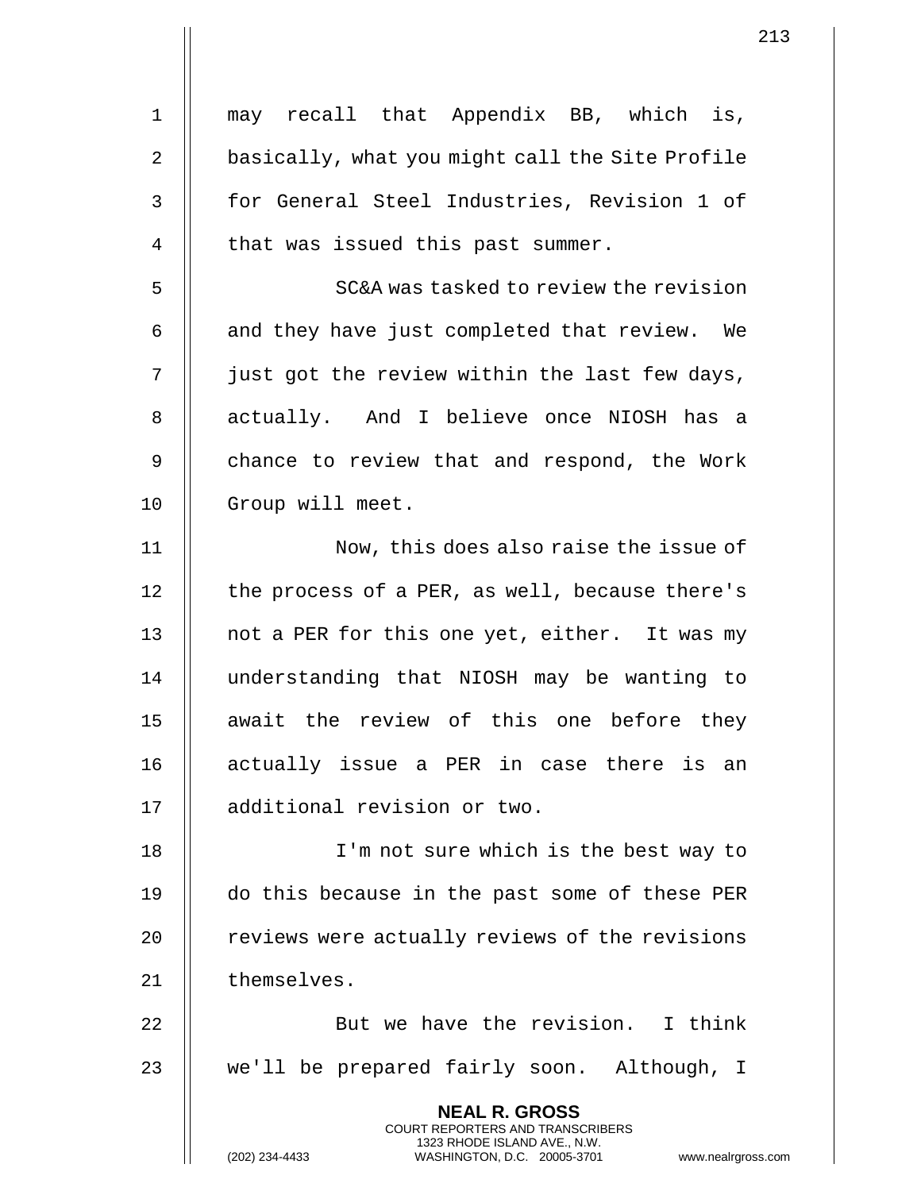may recall that Appendix BB, which is, basically, what you might call the Site Profile for General Steel Industries, Revision 1 of that was issued this past summer.

SC&A was tasked to review the revision and they have just completed that review. We just got the review within the last few days, actually. And I believe once NIOSH has a chance to review that and respond, the Work Group will meet.

Now, this does also raise the issue of the process of a PER, as well, because there's not a PER for this one yet, either. It was my understanding that NIOSH may be wanting to await the review of this one before they actually issue a PER in case there is an additional revision or two.

I'm not sure which is the best way to do this because in the past some of these PER reviews were actually reviews of the revisions themselves.

But we have the revision. I think we'll be prepared fairly soon. Although, I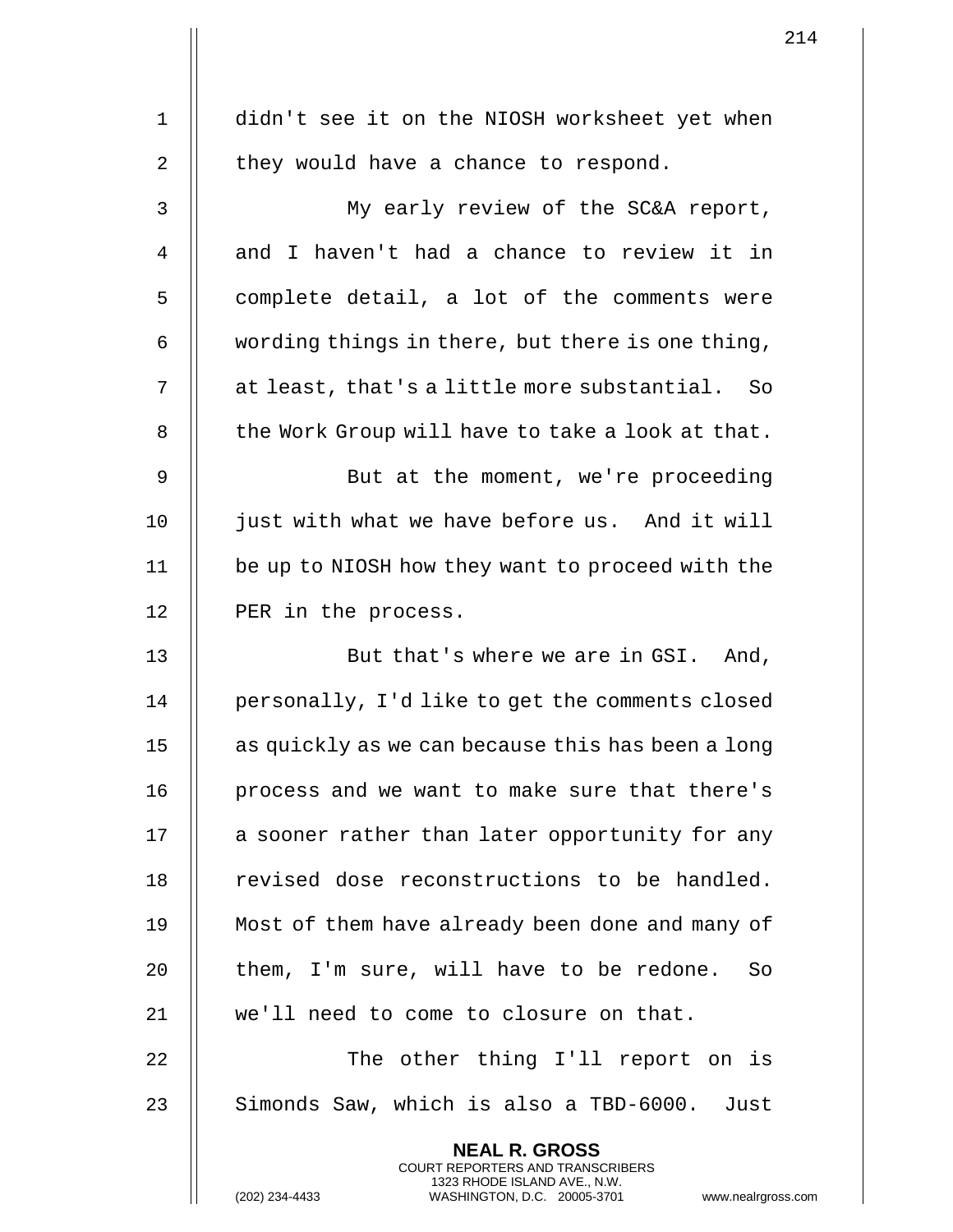didn't see it on the NIOSH worksheet yet when they would have a chance to respond.

My early review of the SC&A report, and I haven't had a chance to review it in complete detail, a lot of the comments were wording things in there, but there is one thing, at least, that's a little more substantial. So the Work Group will have to take a look at that.

But at the moment, we're proceeding just with what we have before us. And it will be up to NIOSH how they want to proceed with the PER in the process.

But that's where we are in GSI. And, personally, I'd like to get the comments closed as quickly as we can because this has been a long process and we want to make sure that there's a sooner rather than later opportunity for any revised dose reconstructions to be handled. Most of them have already been done and many of them, I'm sure, will have to be redone. So we'll need to come to closure on that.

The other thing I'll report on is Simonds Saw, which is also a TBD-6000. Just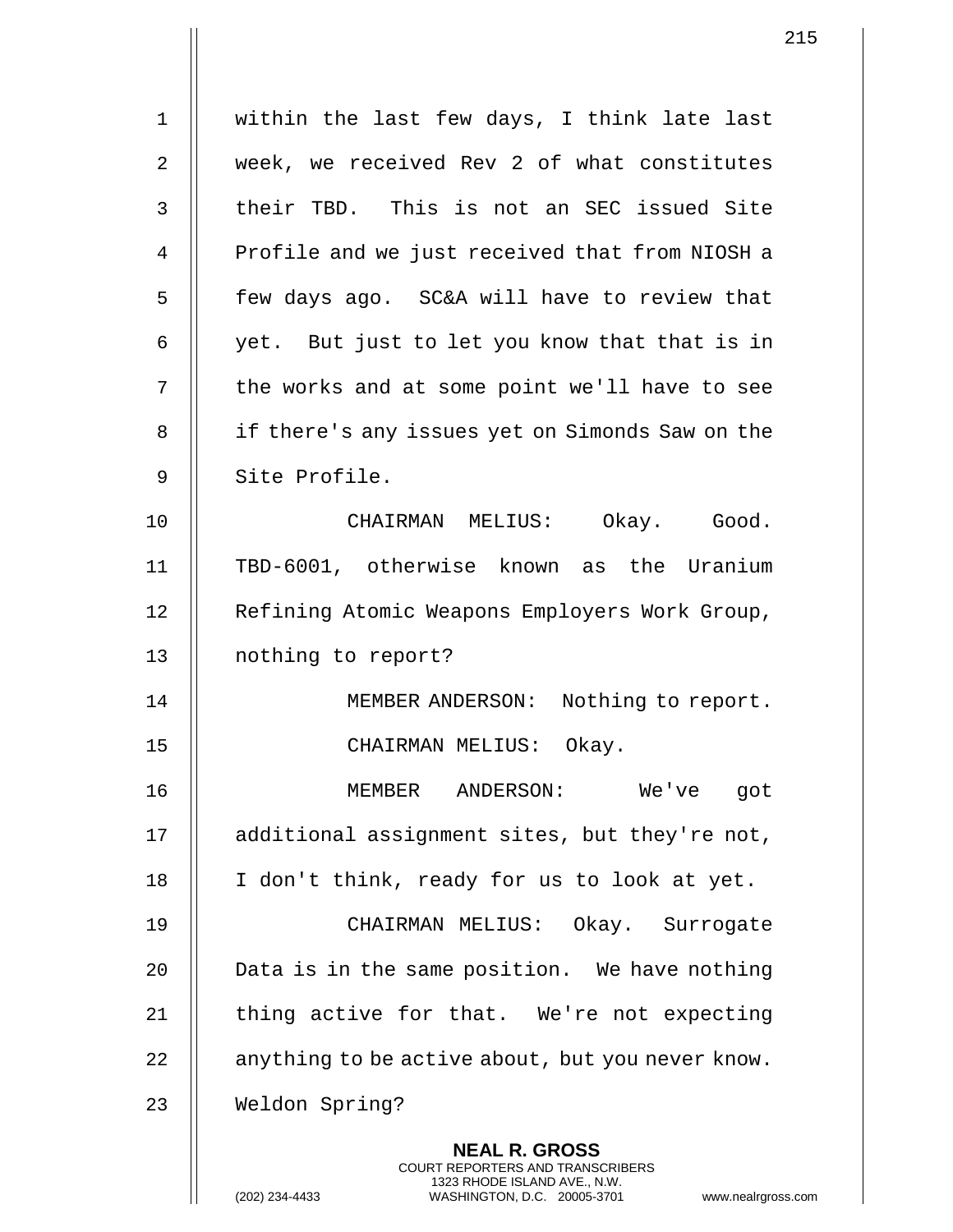within the last few days, I think late last week, we received Rev 2 of what constitutes their TBD. This is not an SEC issued Site Profile and we just received that from NIOSH a few days ago. SC&A will have to review that yet. But just to let you know that that is in the works and at some point we'll have to see if there's any issues yet on Simonds Saw on the Site Profile.

CHAIRMAN MELIUS: Okay. Good. TBD-6001, otherwise known as the Uranium Refining Atomic Weapons Employers Work Group, nothing to report?

MEMBER ANDERSON: Nothing to report.

CHAIRMAN MELIUS: Okay.

MEMBER ANDERSON: We've got additional assignment sites, but they're not, I don't think, ready for us to look at yet.

CHAIRMAN MELIUS: Okay. Surrogate Data is in the same position. We have nothing thing active for that. We're not expecting anything to be active about, but you never know. Weldon Spring?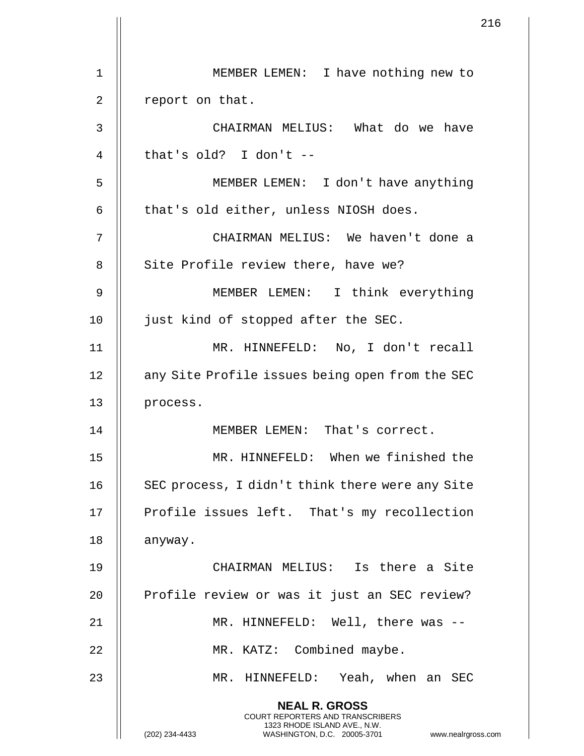MEMBER LEMEN: I have nothing new to report on that.

CHAIRMAN MELIUS: What do we have that's old? I don't --

MEMBER LEMEN: I don't have anything that's old either, unless NIOSH does.

CHAIRMAN MELIUS: We haven't done a Site Profile review there, have we?

MEMBER LEMEN: I think everything just kind of stopped after the SEC.

MR. HINNEFELD: No, I don't recall any Site Profile issues being open from the SEC process.

MEMBER LEMEN: That's correct.

MR. HINNEFELD: When we finished the SEC process, I didn't think there were any Site Profile issues left. That's my recollection anyway.

CHAIRMAN MELIUS: Is there a Site Profile review or was it just an SEC review?

MR. HINNEFELD: Well, there was --

MR. KATZ: Combined maybe.

MR. HINNEFELD: Yeah, when an SEC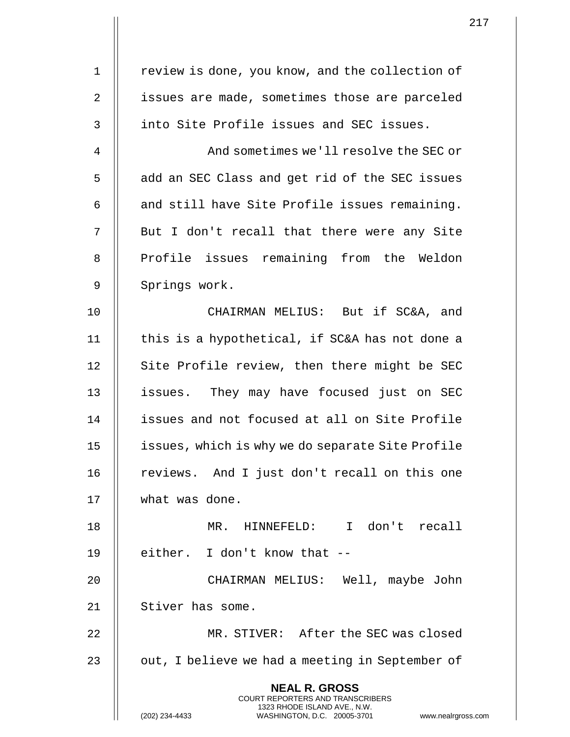review is done, you know, and the collection of issues are made, sometimes those are parceled into Site Profile issues and SEC issues.

And sometimes we'll resolve the SEC or add an SEC Class and get rid of the SEC issues and still have Site Profile issues remaining. But I don't recall that there were any Site Profile issues remaining from the Weldon Springs work.

CHAIRMAN MELIUS: But if SC&A, and this is a hypothetical, if SC&A has not done a Site Profile review, then there might be SEC issues. They may have focused just on SEC issues and not focused at all on Site Profile issues, which is why we do separate Site Profile reviews. And I just don't recall on this one what was done.

MR. HINNEFELD: I don't recall either. I don't know that --

CHAIRMAN MELIUS: Well, maybe John Stiver has some.

MR. STIVER: After the SEC was closed out, I believe we had a meeting in September of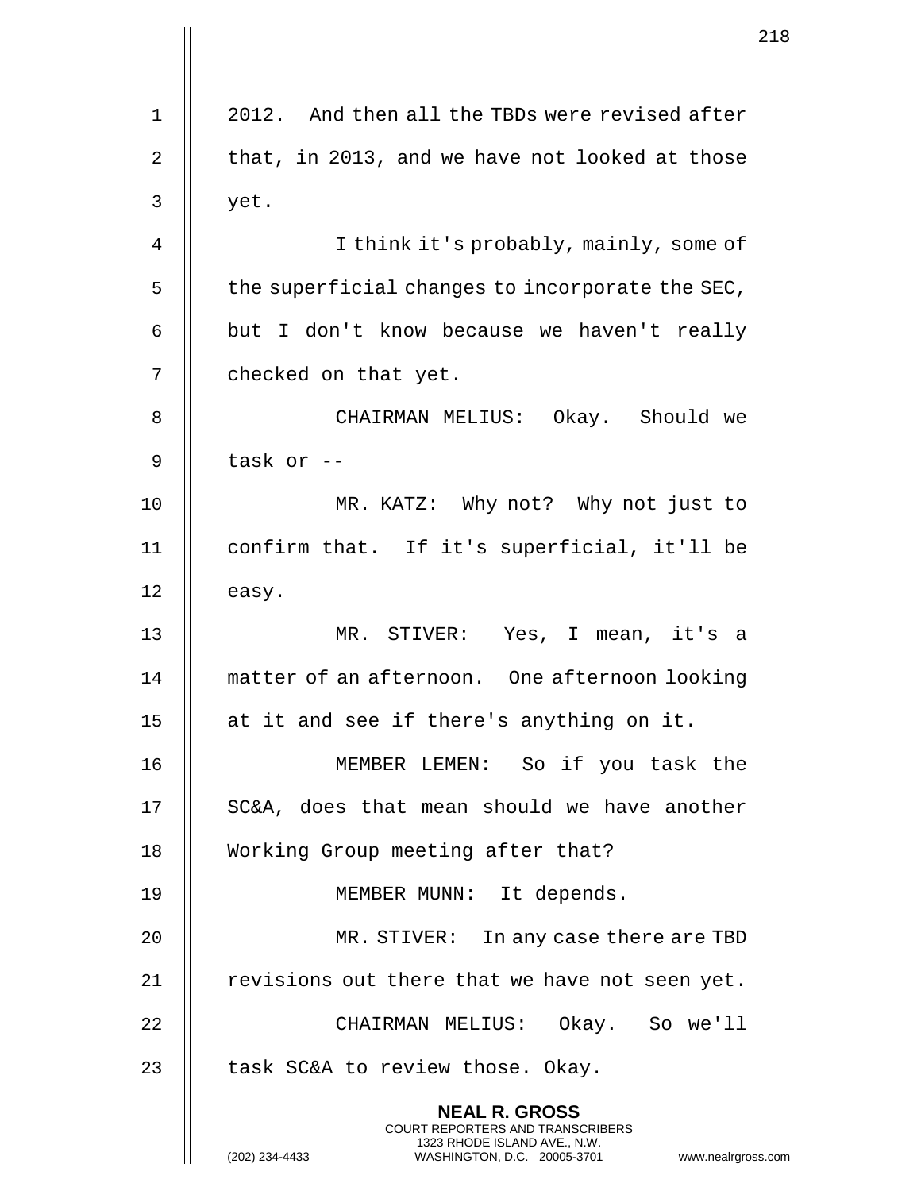2012. And then all the TBDs were revised after that, in 2013, and we have not looked at those yet.

I think it's probably, mainly, some of the superficial changes to incorporate the SEC, but I don't know because we haven't really checked on that yet.

CHAIRMAN MELIUS: Okay. Should we task or --

MR. KATZ: Why not? Why not just to confirm that. If it's superficial, it'll be easy.

MR. STIVER: Yes, I mean, it's a matter of an afternoon. One afternoon looking at it and see if there's anything on it.

MEMBER LEMEN: So if you task the SC&A, does that mean should we have another Working Group meeting after that?

MEMBER MUNN: It depends.

MR. STIVER: In any case there are TBD revisions out there that we have not seen yet.

CHAIRMAN MELIUS: Okay. So we'll task SC&A to review those. Okay.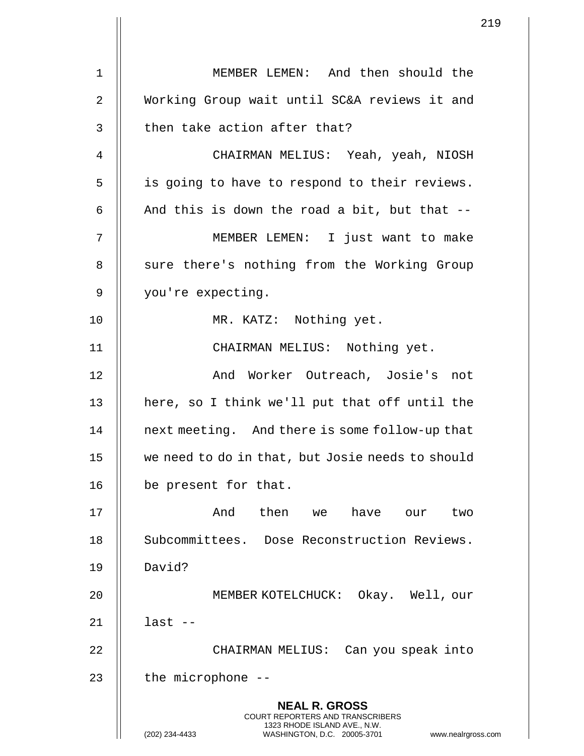MEMBER LEMEN: And then should the Working Group wait until SC&A reviews it and then take action after that?

CHAIRMAN MELIUS: Yeah, yeah, NIOSH is going to have to respond to their reviews. And this is down the road a bit, but that --

MEMBER LEMEN: I just want to make sure there's nothing from the Working Group you're expecting.

MR. KATZ: Nothing yet.

CHAIRMAN MELIUS: Nothing yet.

And Worker Outreach, Josie's not here, so I think we'll put that off until the next meeting. And there is some follow-up that we need to do in that, but Josie needs to should be present for that.

And then we have our two Subcommittees. Dose Reconstruction Reviews. David?

MEMBER KOTELCHUCK: Okay. Well, our last --

CHAIRMAN MELIUS: Can you speak into the microphone --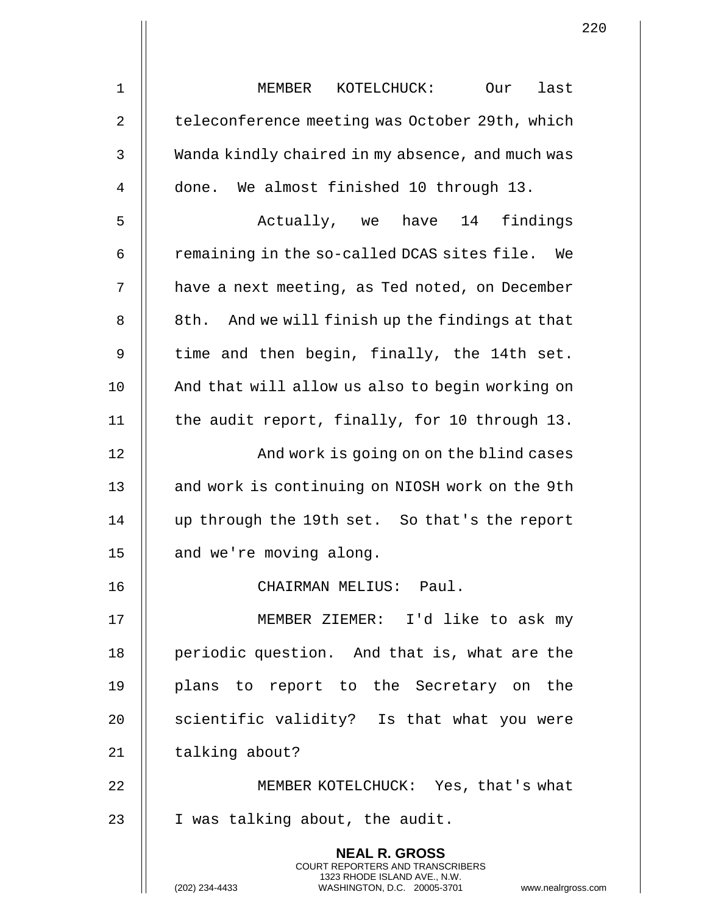MEMBER KOTELCHUCK: Our last teleconference meeting was October 29th, which Wanda kindly chaired in my absence, and much was done. We almost finished 10 through 13.

Actually, we have 14 findings remaining in the so-called DCAS sites file. We have a next meeting, as Ted noted, on December 8th. And we will finish up the findings at that time and then begin, finally, the 14th set. And that will allow us also to begin working on the audit report, finally, for 10 through 13.

And work is going on on the blind cases and work is continuing on NIOSH work on the 9th up through the 19th set. So that's the report and we're moving along.

CHAIRMAN MELIUS: Paul.

MEMBER ZIEMER: I'd like to ask my periodic question. And that is, what are the plans to report to the Secretary on the scientific validity? Is that what you were talking about?

MEMBER KOTELCHUCK: Yes, that's what I was talking about, the audit.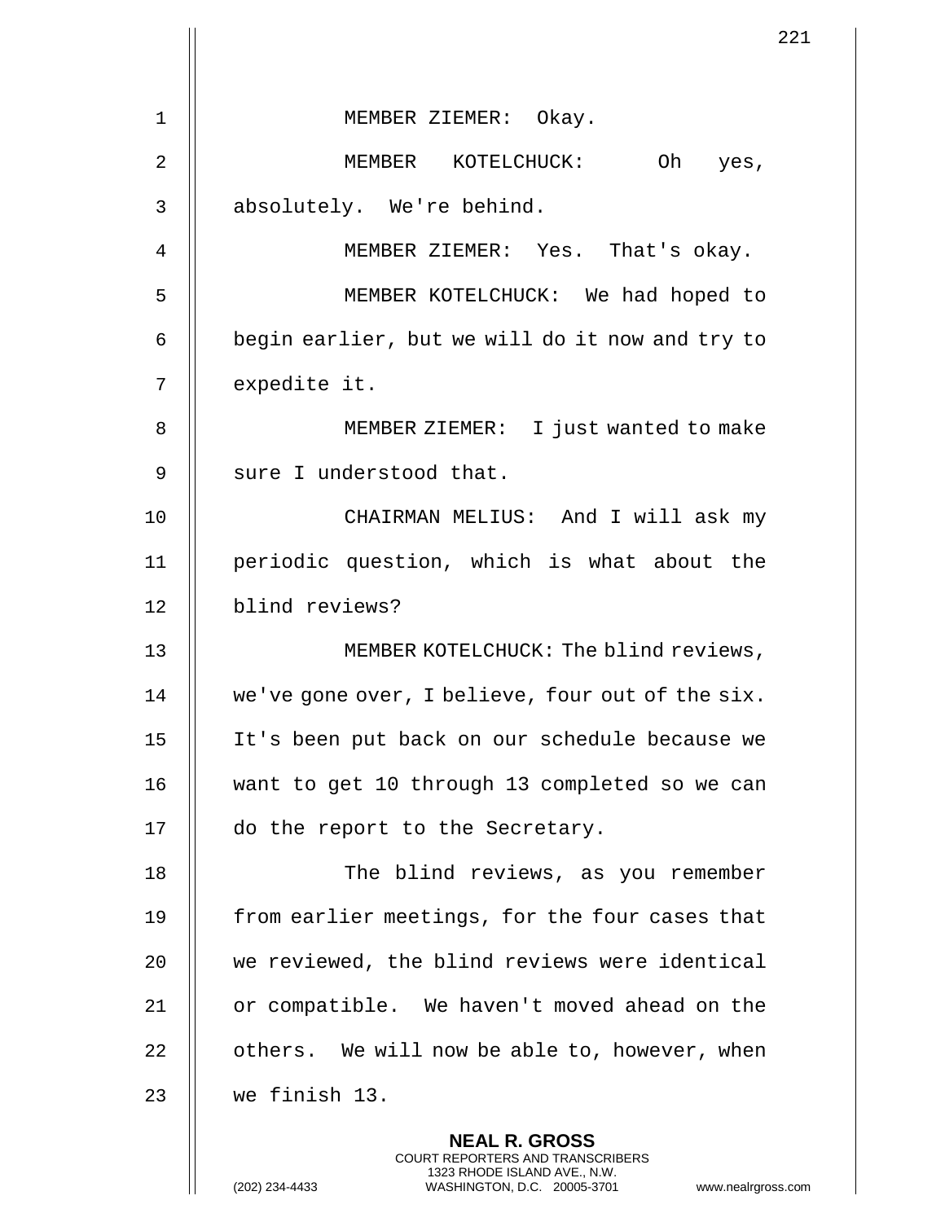MEMBER ZIEMER: Okay.

MEMBER KOTELCHUCK: Oh yes, absolutely. We're behind.

MEMBER ZIEMER: Yes. That's okay.

MEMBER KOTELCHUCK: We had hoped to begin earlier, but we will do it now and try to expedite it.

MEMBER ZIEMER: I just wanted to make sure I understood that.

CHAIRMAN MELIUS: And I will ask my periodic question, which is what about the blind reviews?

MEMBER KOTELCHUCK: The blind reviews, we've gone over, I believe, four out of the six. It's been put back on our schedule because we want to get 10 through 13 completed so we can do the report to the Secretary.

The blind reviews, as you remember from earlier meetings, for the four cases that we reviewed, the blind reviews were identical or compatible. We haven't moved ahead on the others. We will now be able to, however, when we finish 13.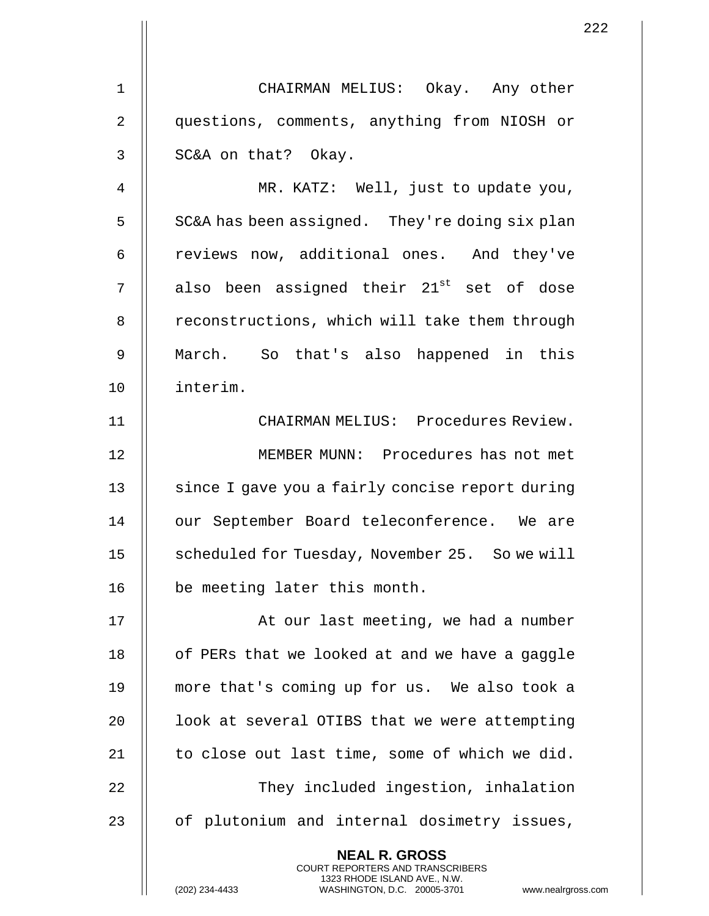CHAIRMAN MELIUS: Okay. Any other questions, comments, anything from NIOSH or SC&A on that? Okay.

MR. KATZ: Well, just to update you, SC&A has been assigned. They're doing six plan reviews now, additional ones. And they've also been assigned their 21st set of dose reconstructions, which will take them through March. So that's also happened in this interim.

CHAIRMAN MELIUS: Procedures Review.

MEMBER MUNN: Procedures has not met since I gave you a fairly concise report during our September Board teleconference. We are scheduled for Tuesday, November 25. So we will be meeting later this month.

At our last meeting, we had a number of PERs that we looked at and we have a gaggle more that's coming up for us. We also took a look at several OTIBS that we were attempting to close out last time, some of which we did.

They included ingestion, inhalation of plutonium and internal dosimetry issues,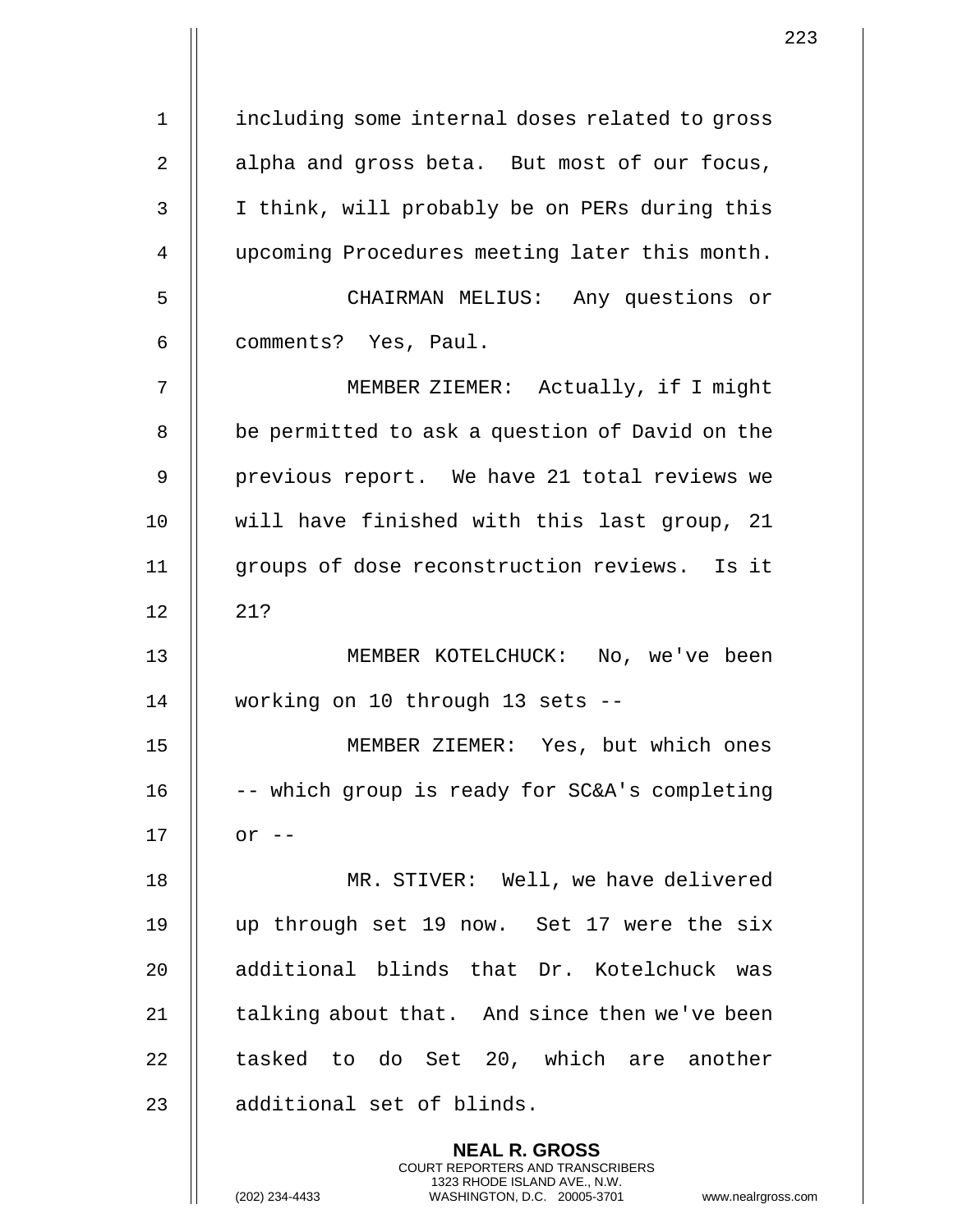including some internal doses related to gross alpha and gross beta. But most of our focus, I think, will probably be on PERs during this upcoming Procedures meeting later this month.

CHAIRMAN MELIUS: Any questions or comments? Yes, Paul.

MEMBER ZIEMER: Actually, if I might be permitted to ask a question of David on the previous report. We have 21 total reviews we will have finished with this last group, 21 groups of dose reconstruction reviews. Is it 21?

MEMBER KOTELCHUCK: No, we've been working on 10 through 13 sets --

MEMBER ZIEMER: Yes, but which ones -- which group is ready for SC&A's completing or --

MR. STIVER: Well, we have delivered up through set 19 now. Set 17 were the six additional blinds that Dr. Kotelchuck was talking about that. And since then we've been tasked to do Set 20, which are another additional set of blinds.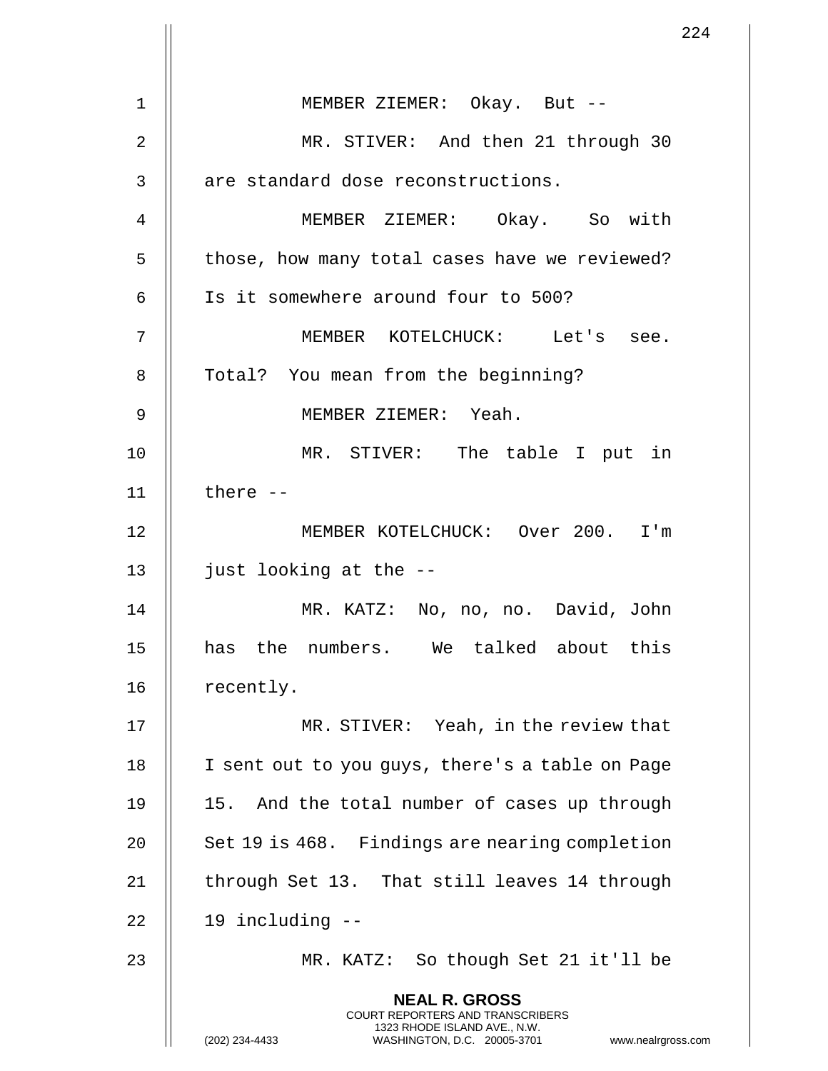MEMBER ZIEMER: Okay. But --

MR. STIVER: And then 21 through 30 are standard dose reconstructions.

MEMBER ZIEMER: Okay. So with those, how many total cases have we reviewed? Is it somewhere around four to 500?

MEMBER KOTELCHUCK: Let's see. Total? You mean from the beginning?

MEMBER ZIEMER: Yeah.

MR. STIVER: The table I put in there --

MEMBER KOTELCHUCK: Over 200. I'm just looking at the --

MR. KATZ: No, no, no. David, John has the numbers. We talked about this recently.

MR. STIVER: Yeah, in the review that I sent out to you guys, there's a table on Page 15. And the total number of cases up through Set 19 is 468. Findings are nearing completion through Set 13. That still leaves 14 through 19 including --

MR. KATZ: So though Set 21 it'll be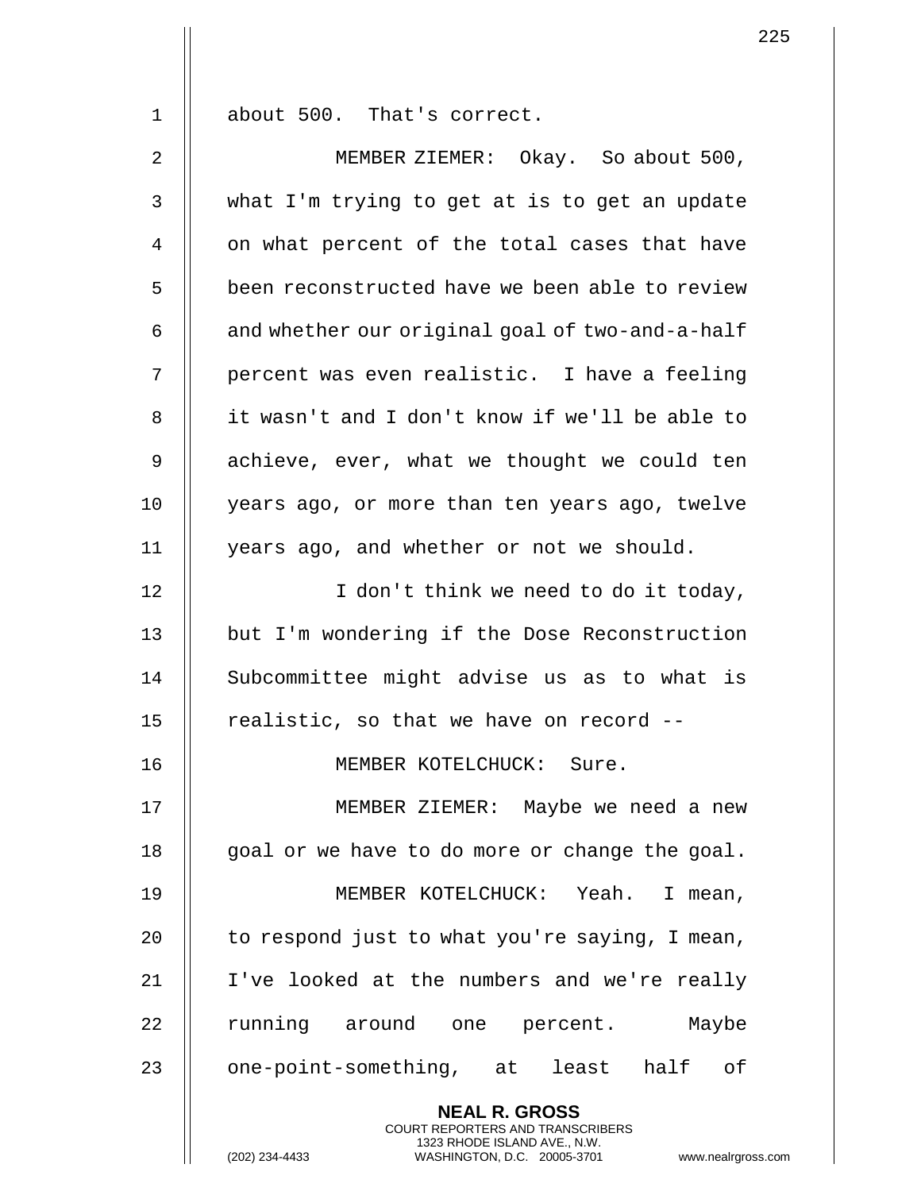about 500. That's correct.

MEMBER ZIEMER: Okay. So about 500, what I'm trying to get at is to get an update on what percent of the total cases that have been reconstructed have we been able to review and whether our original goal of two-and-a-half percent was even realistic. I have a feeling it wasn't and I don't know if we'll be able to achieve, ever, what we thought we could ten years ago, or more than ten years ago, twelve years ago, and whether or not we should.

I don't think we need to do it today, but I'm wondering if the Dose Reconstruction Subcommittee might advise us as to what is realistic, so that we have on record --

MEMBER KOTELCHUCK: Sure.

MEMBER ZIEMER: Maybe we need a new goal or we have to do more or change the goal.

MEMBER KOTELCHUCK: Yeah. I mean, to respond just to what you're saying, I mean, I've looked at the numbers and we're really running around one percent. Maybe one-point-something, at least half of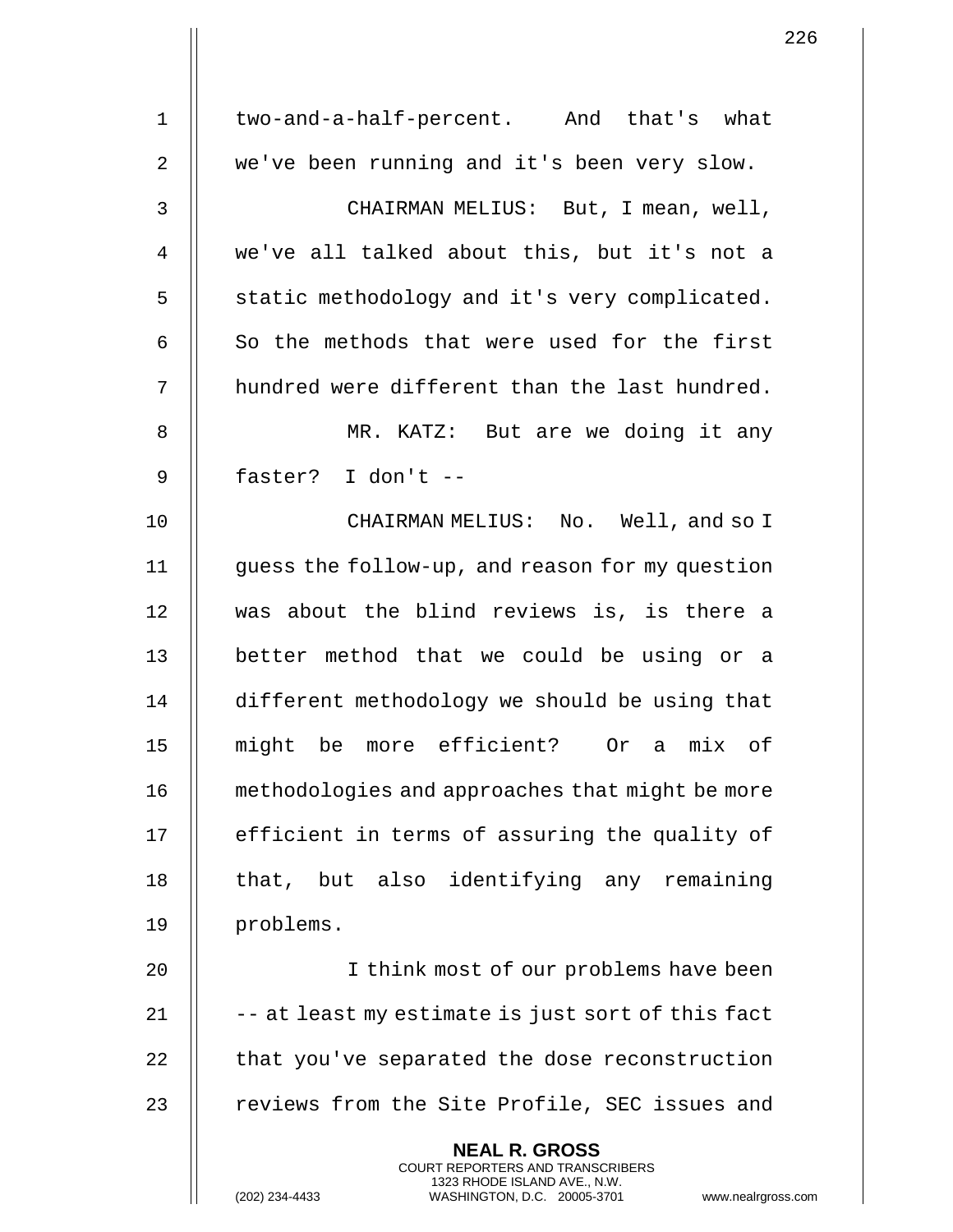two-and-a-half-percent. And that's what we've been running and it's been very slow.

CHAIRMAN MELIUS: But, I mean, well, we've all talked about this, but it's not a static methodology and it's very complicated. So the methods that were used for the first hundred were different than the last hundred.

MR. KATZ: But are we doing it any faster? I don't --

CHAIRMAN MELIUS: No. Well, and so I guess the follow-up, and reason for my question was about the blind reviews is, is there a better method that we could be using or a different methodology we should be using that might be more efficient? Or a mix of methodologies and approaches that might be more efficient in terms of assuring the quality of that, but also identifying any remaining problems.

I think most of our problems have been -- at least my estimate is just sort of this fact that you've separated the dose reconstruction reviews from the Site Profile, SEC issues and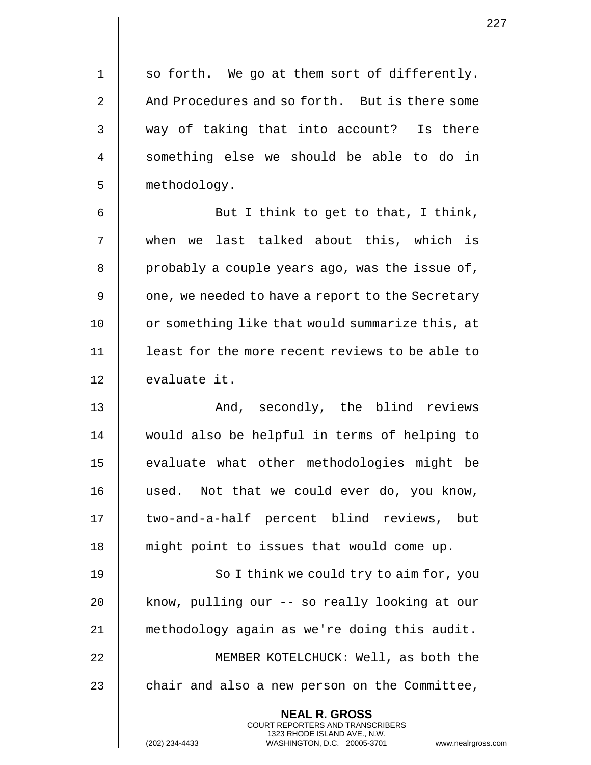so forth. We go at them sort of differently. And Procedures and so forth. But is there some way of taking that into account? Is there something else we should be able to do in methodology.

But I think to get to that, I think, when we last talked about this, which is probably a couple years ago, was the issue of, one, we needed to have a report to the Secretary or something like that would summarize this, at least for the more recent reviews to be able to evaluate it.

And, secondly, the blind reviews would also be helpful in terms of helping to evaluate what other methodologies might be used. Not that we could ever do, you know, two-and-a-half percent blind reviews, but might point to issues that would come up.

So I think we could try to aim for, you know, pulling our -- so really looking at our methodology again as we're doing this audit.

MEMBER KOTELCHUCK: Well, as both the chair and also a new person on the Committee,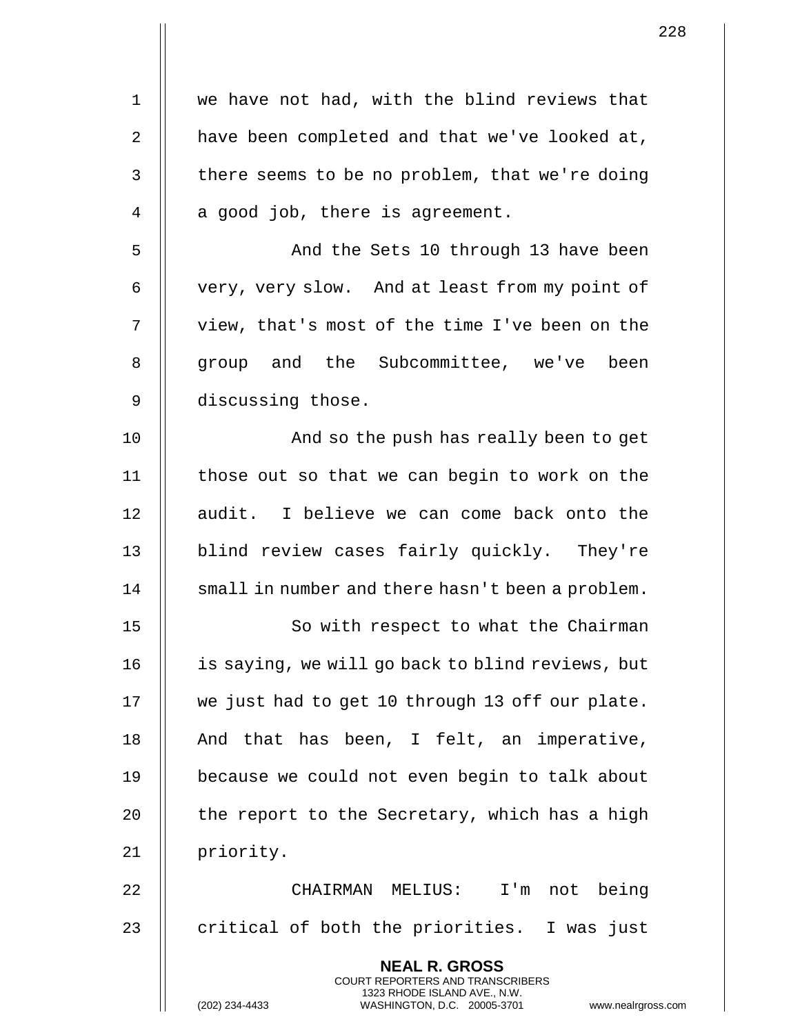we have not had, with the blind reviews that have been completed and that we've looked at, there seems to be no problem, that we're doing a good job, there is agreement.

And the Sets 10 through 13 have been very, very slow. And at least from my point of view, that's most of the time I've been on the group and the Subcommittee, we've been discussing those.

And so the push has really been to get those out so that we can begin to work on the audit. I believe we can come back onto the blind review cases fairly quickly. They're small in number and there hasn't been a problem.

So with respect to what the Chairman is saying, we will go back to blind reviews, but we just had to get 10 through 13 off our plate. And that has been, I felt, an imperative, because we could not even begin to talk about the report to the Secretary, which has a high priority.

CHAIRMAN MELIUS: I'm not being critical of both the priorities. I was just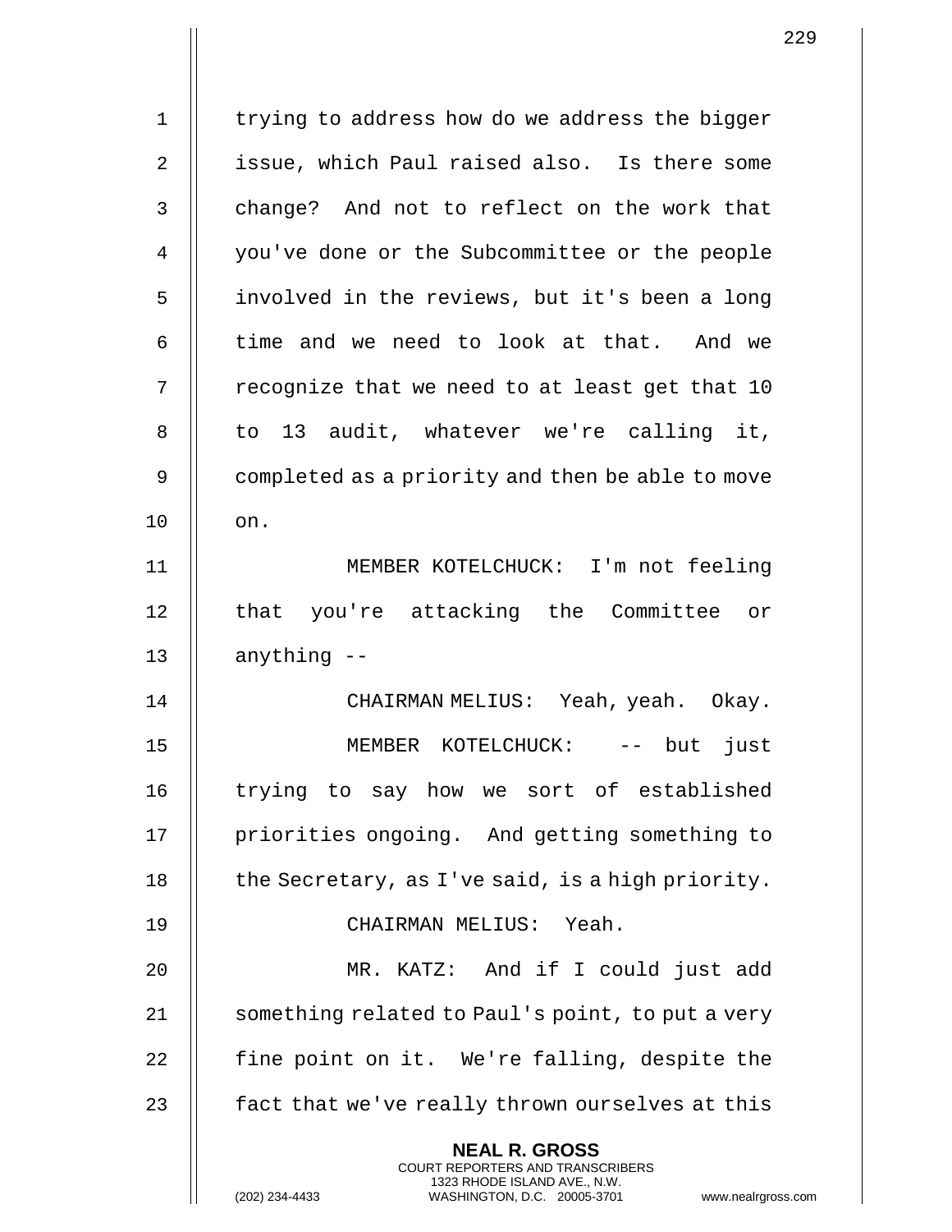trying to address how do we address the bigger issue, which Paul raised also. Is there some change? And not to reflect on the work that you've done or the Subcommittee or the people involved in the reviews, but it's been a long time and we need to look at that. And we recognize that we need to at least get that 10 to 13 audit, whatever we're calling it, completed as a priority and then be able to move on.

MEMBER KOTELCHUCK: I'm not feeling that you're attacking the Committee or anything --

CHAIRMAN MELIUS: Yeah, yeah. Okay.

MEMBER KOTELCHUCK: -- but just trying to say how we sort of established priorities ongoing. And getting something to the Secretary, as I've said, is a high priority.

CHAIRMAN MELIUS: Yeah.

MR. KATZ: And if I could just add something related to Paul's point, to put a very fine point on it. We're falling, despite the fact that we've really thrown ourselves at this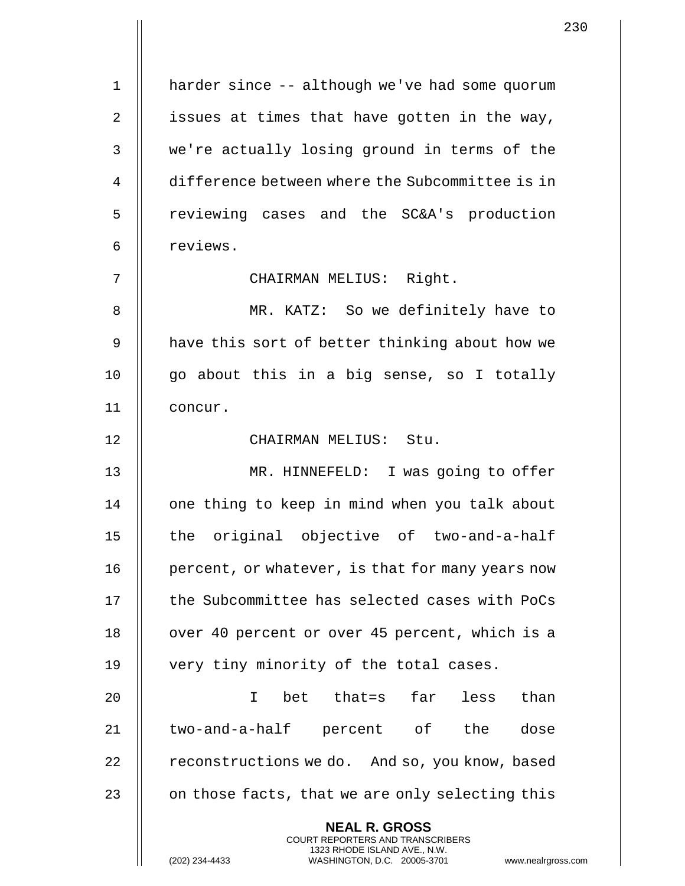harder since -- although we've had some quorum issues at times that have gotten in the way, we're actually losing ground in terms of the difference between where the Subcommittee is in reviewing cases and the SC&A's production reviews.

CHAIRMAN MELIUS: Right.

MR. KATZ: So we definitely have to have this sort of better thinking about how we go about this in a big sense, so I totally concur.

CHAIRMAN MELIUS: Stu.

MR. HINNEFELD: I was going to offer one thing to keep in mind when you talk about the original objective of two-and-a-half percent, or whatever, is that for many years now the Subcommittee has selected cases with PoCs over 40 percent or over 45 percent, which is a very tiny minority of the total cases.

I bet that=s far less than two-and-a-half percent of the dose reconstructions we do. And so, you know, based on those facts, that we are only selecting this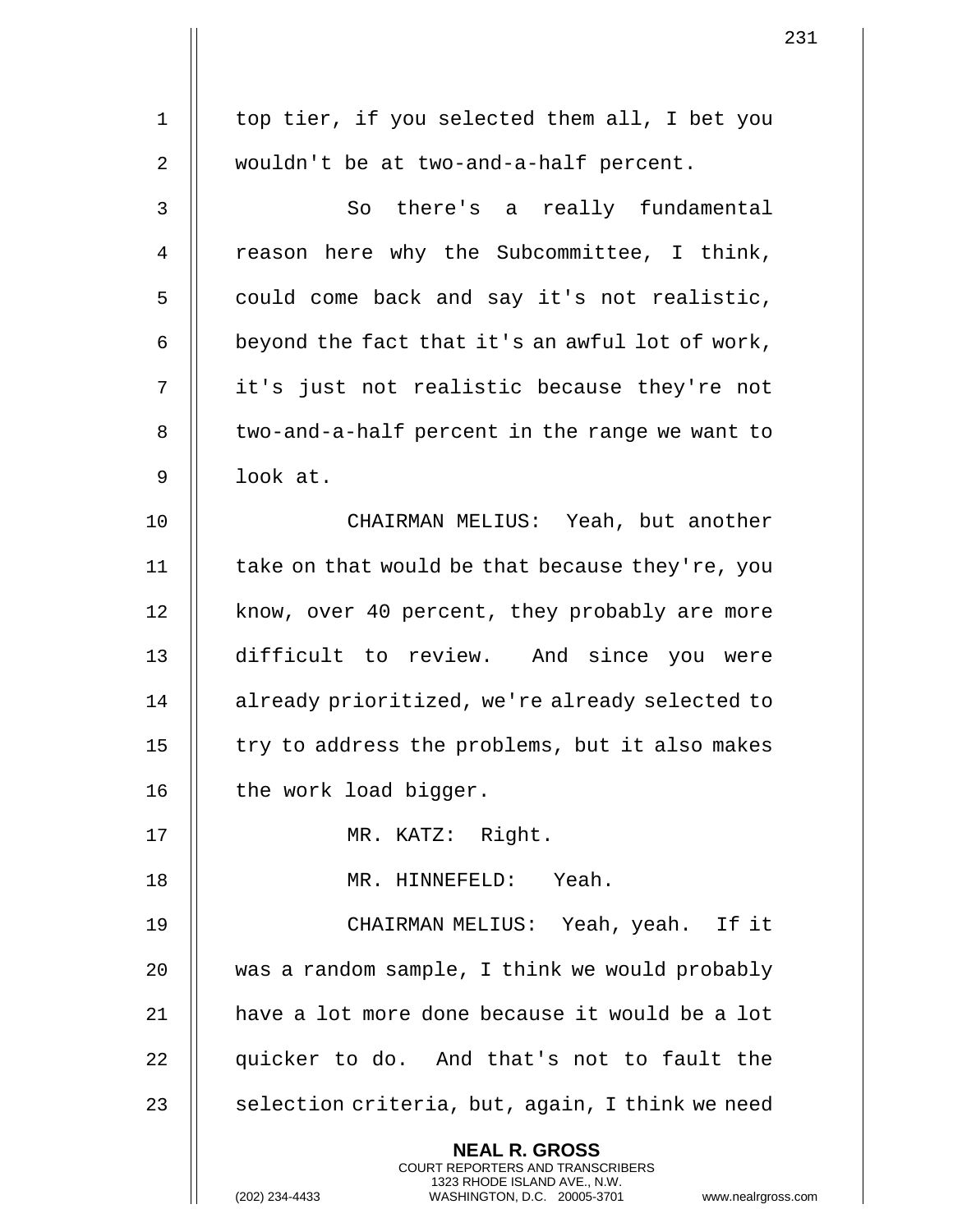top tier, if you selected them all, I bet you wouldn't be at two-and-a-half percent.

So there's a really fundamental reason here why the Subcommittee, I think, could come back and say it's not realistic, beyond the fact that it's an awful lot of work, it's just not realistic because they're not two-and-a-half percent in the range we want to look at.

CHAIRMAN MELIUS: Yeah, but another take on that would be that because they're, you know, over 40 percent, they probably are more difficult to review. And since you were already prioritized, we're already selected to try to address the problems, but it also makes the work load bigger.

MR. KATZ: Right.

MR. HINNEFELD: Yeah.

CHAIRMAN MELIUS: Yeah, yeah. If it was a random sample, I think we would probably have a lot more done because it would be a lot quicker to do. And that's not to fault the selection criteria, but, again, I think we need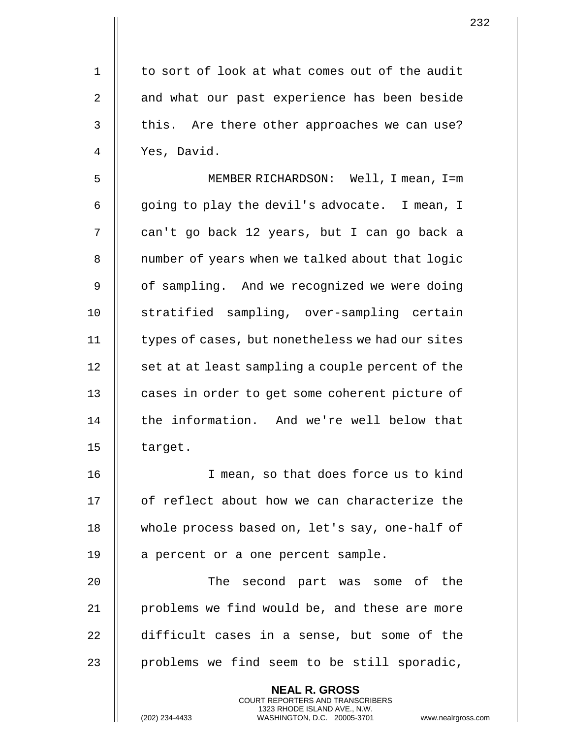to sort of look at what comes out of the audit and what our past experience has been beside this. Are there other approaches we can use? Yes, David.

MEMBER RICHARDSON: Well, I mean, I=m going to play the devil's advocate. I mean, I can't go back 12 years, but I can go back a number of years when we talked about that logic of sampling. And we recognized we were doing stratified sampling, over-sampling certain types of cases, but nonetheless we had our sites set at at least sampling a couple percent of the cases in order to get some coherent picture of the information. And we're well below that target.

I mean, so that does force us to kind of reflect about how we can characterize the whole process based on, let's say, one-half of a percent or a one percent sample.

The second part was some of the problems we find would be, and these are more difficult cases in a sense, but some of the problems we find seem to be still sporadic,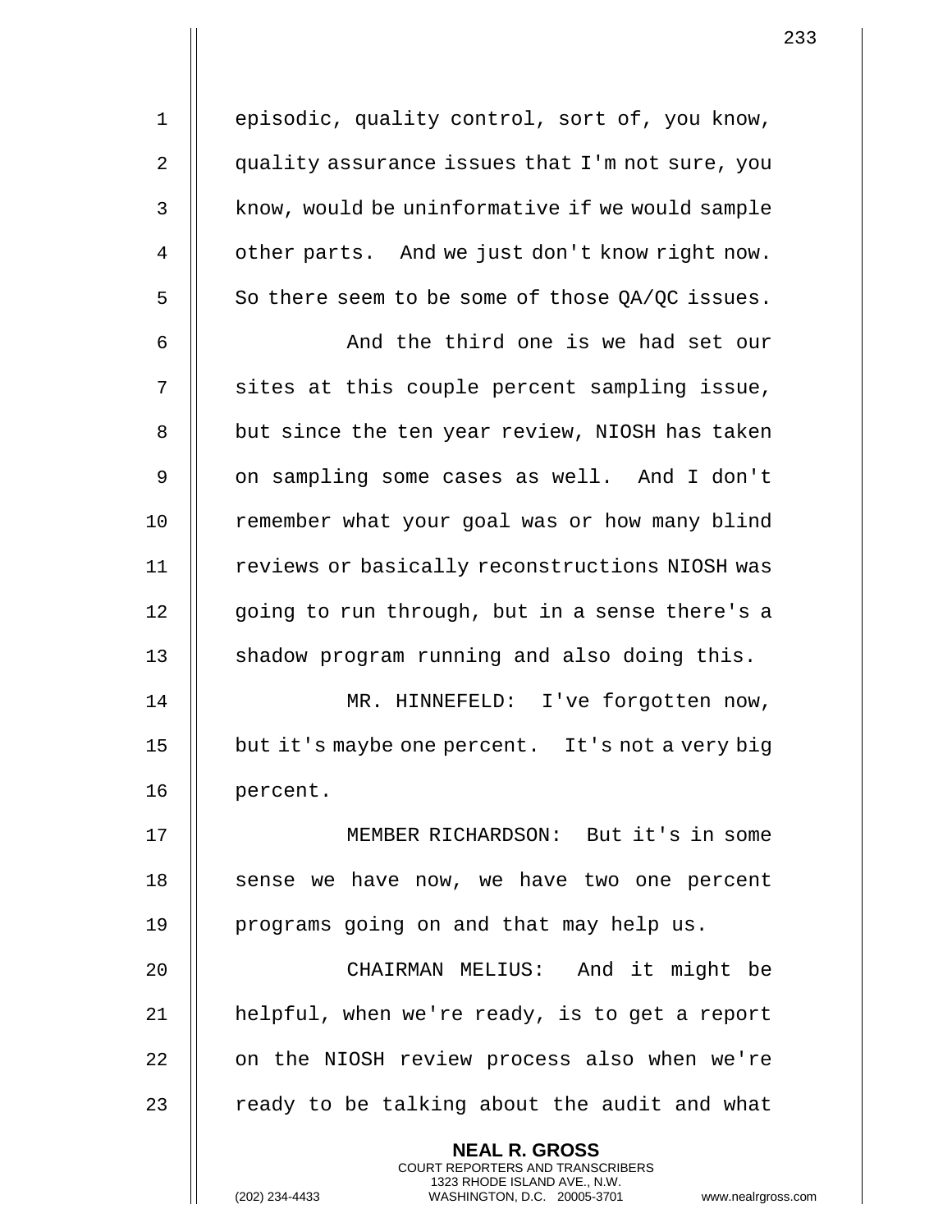episodic, quality control, sort of, you know, quality assurance issues that I'm not sure, you know, would be uninformative if we would sample other parts. And we just don't know right now. So there seem to be some of those QA/QC issues.

And the third one is we had set our sites at this couple percent sampling issue, but since the ten year review, NIOSH has taken on sampling some cases as well. And I don't remember what your goal was or how many blind reviews or basically reconstructions NIOSH was going to run through, but in a sense there's a shadow program running and also doing this.

MR. HINNEFELD: I've forgotten now, but it's maybe one percent. It's not a very big percent.

MEMBER RICHARDSON: But it's in some sense we have now, we have two one percent programs going on and that may help us.

CHAIRMAN MELIUS: And it might be helpful, when we're ready, is to get a report on the NIOSH review process also when we're ready to be talking about the audit and what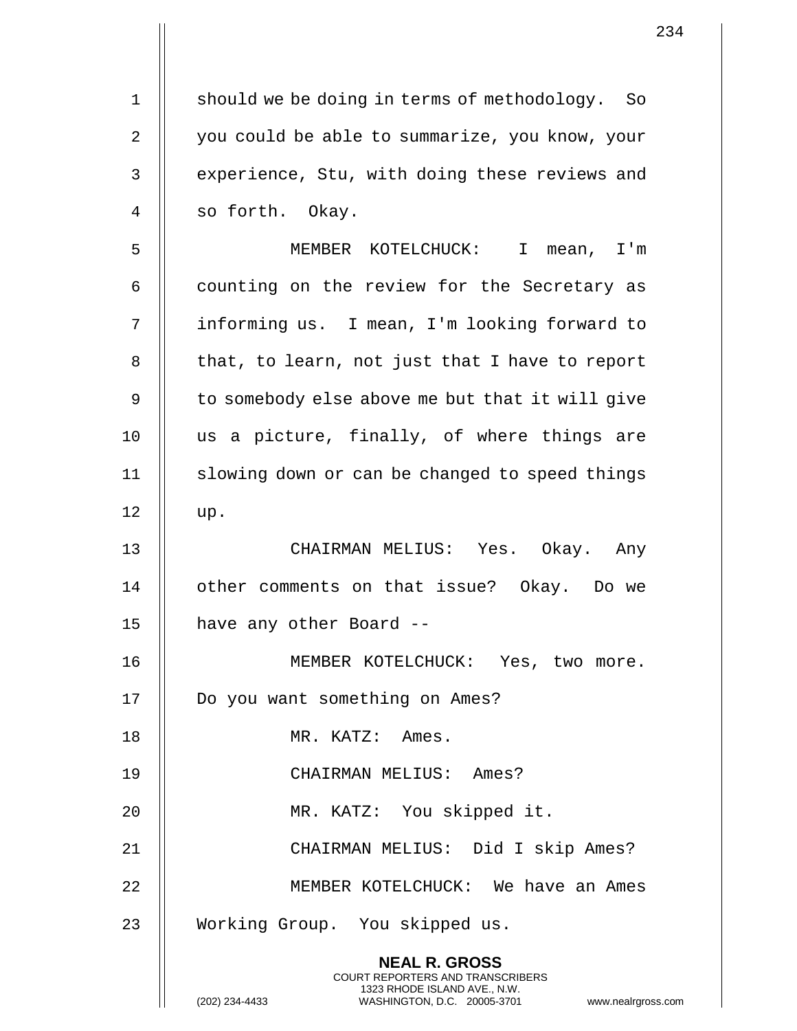should we be doing in terms of methodology. So you could be able to summarize, you know, your experience, Stu, with doing these reviews and so forth. Okay.

MEMBER KOTELCHUCK: I mean, I'm counting on the review for the Secretary as informing us. I mean, I'm looking forward to that, to learn, not just that I have to report to somebody else above me but that it will give us a picture, finally, of where things are slowing down or can be changed to speed things up.

CHAIRMAN MELIUS: Yes. Okay. Any other comments on that issue? Okay. Do we have any other Board --

MEMBER KOTELCHUCK: Yes, two more. Do you want something on Ames?

MR. KATZ: Ames.

CHAIRMAN MELIUS: Ames?

MR. KATZ: You skipped it.

CHAIRMAN MELIUS: Did I skip Ames?

MEMBER KOTELCHUCK: We have an Ames Working Group. You skipped us.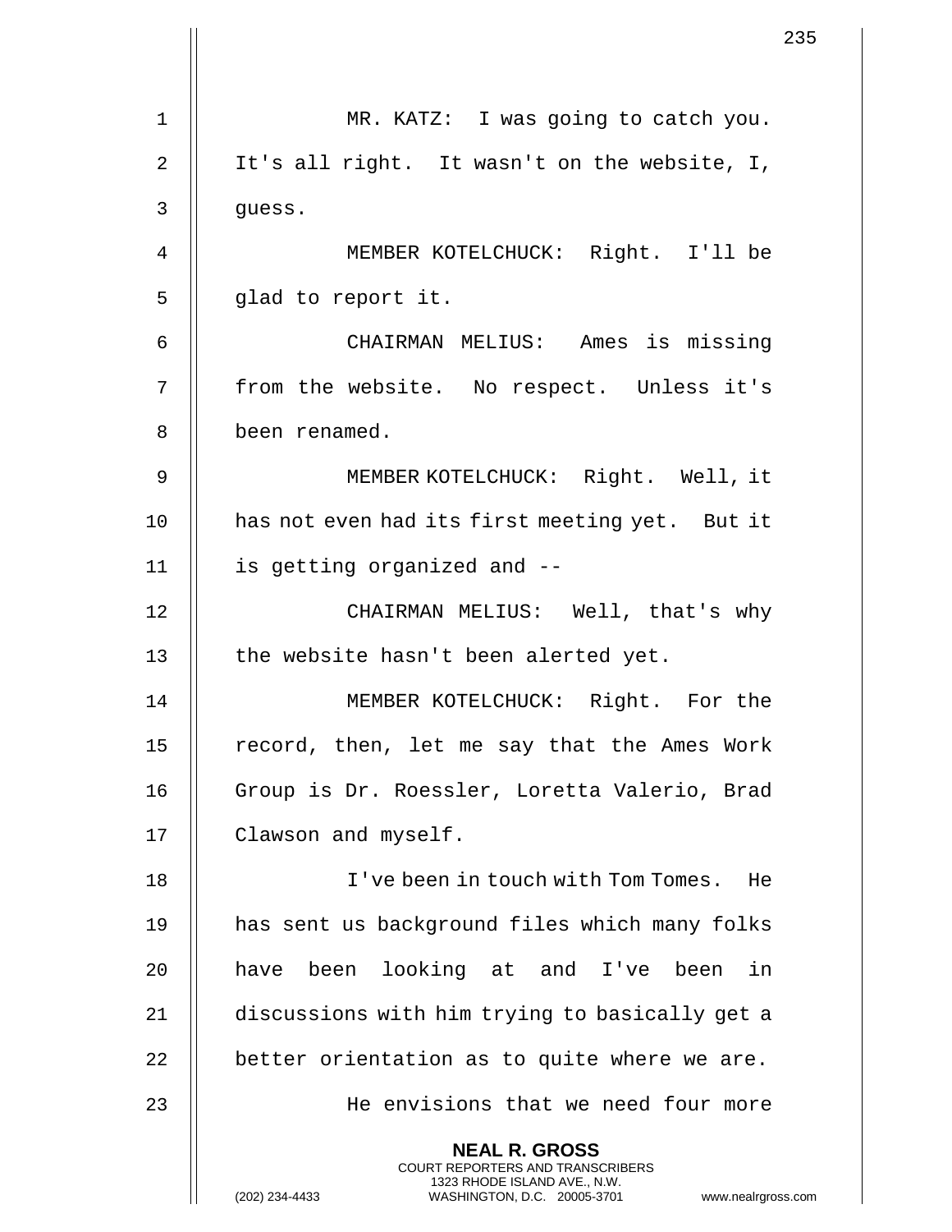MR. KATZ: I was going to catch you. It's all right. It wasn't on the website, I, guess.

MEMBER KOTELCHUCK: Right. I'll be glad to report it.

CHAIRMAN MELIUS: Ames is missing from the website. No respect. Unless it's been renamed.

MEMBER KOTELCHUCK: Right. Well, it has not even had its first meeting yet. But it is getting organized and --

CHAIRMAN MELIUS: Well, that's why the website hasn't been alerted yet.

MEMBER KOTELCHUCK: Right. For the record, then, let me say that the Ames Work Group is Dr. Roessler, Loretta Valerio, Brad Clawson and myself.

I've been in touch with Tom Tomes. He has sent us background files which many folks have been looking at and I've been in discussions with him trying to basically get a better orientation as to quite where we are.

He envisions that we need four more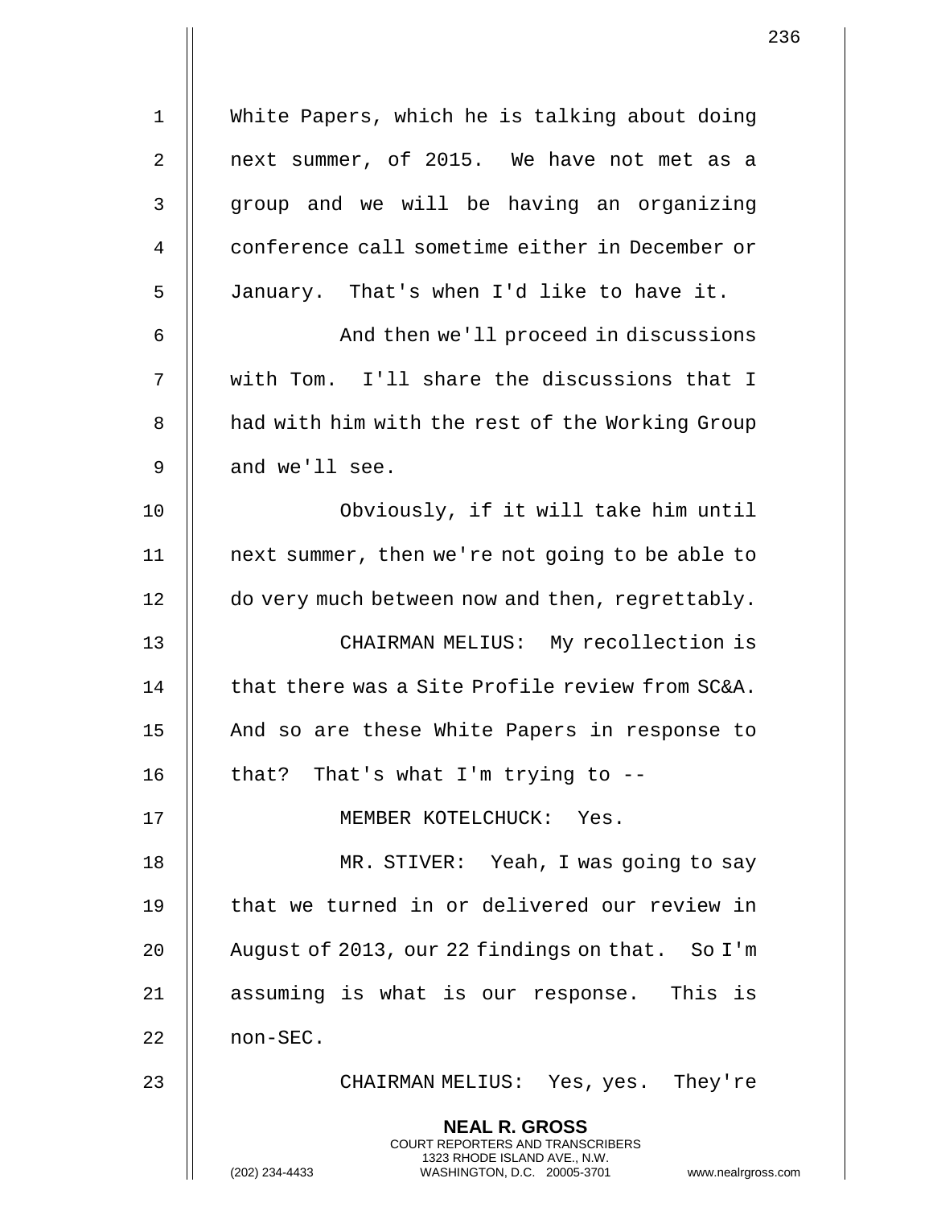White Papers, which he is talking about doing next summer, of 2015. We have not met as a group and we will be having an organizing conference call sometime either in December or January. That's when I'd like to have it.

And then we'll proceed in discussions with Tom. I'll share the discussions that I had with him with the rest of the Working Group and we'll see.

Obviously, if it will take him until next summer, then we're not going to be able to do very much between now and then, regrettably.

CHAIRMAN MELIUS: My recollection is that there was a Site Profile review from SC&A. And so are these White Papers in response to that? That's what I'm trying to --

MEMBER KOTELCHUCK: Yes.

MR. STIVER: Yeah, I was going to say that we turned in or delivered our review in August of 2013, our 22 findings on that. So I'm assuming is what is our response. This is non-SEC.

CHAIRMAN MELIUS: Yes, yes. They're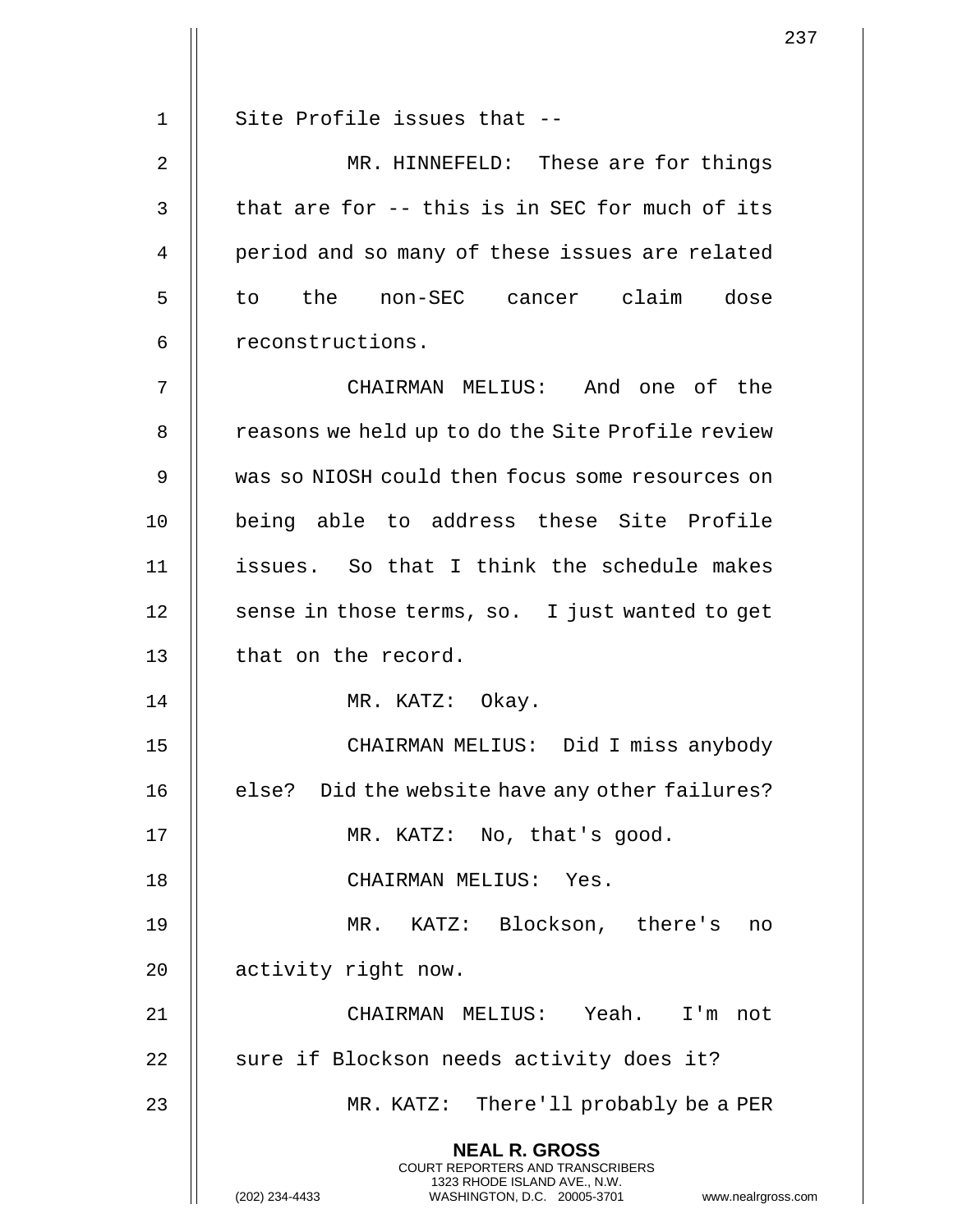Site Profile issues that --

MR. HINNEFELD: These are for things that are for -- this is in SEC for much of its period and so many of these issues are related to the non-SEC cancer claim dose reconstructions.

CHAIRMAN MELIUS: And one of the reasons we held up to do the Site Profile review was so NIOSH could then focus some resources on being able to address these Site Profile issues. So that I think the schedule makes sense in those terms, so. I just wanted to get that on the record.

MR. KATZ: Okay.

CHAIRMAN MELIUS: Did I miss anybody else? Did the website have any other failures?

MR. KATZ: No, that's good.

CHAIRMAN MELIUS: Yes.

MR. KATZ: Blockson, there's no activity right now.

CHAIRMAN MELIUS: Yeah. I'm not sure if Blockson needs activity does it?

MR. KATZ: There'll probably be a PER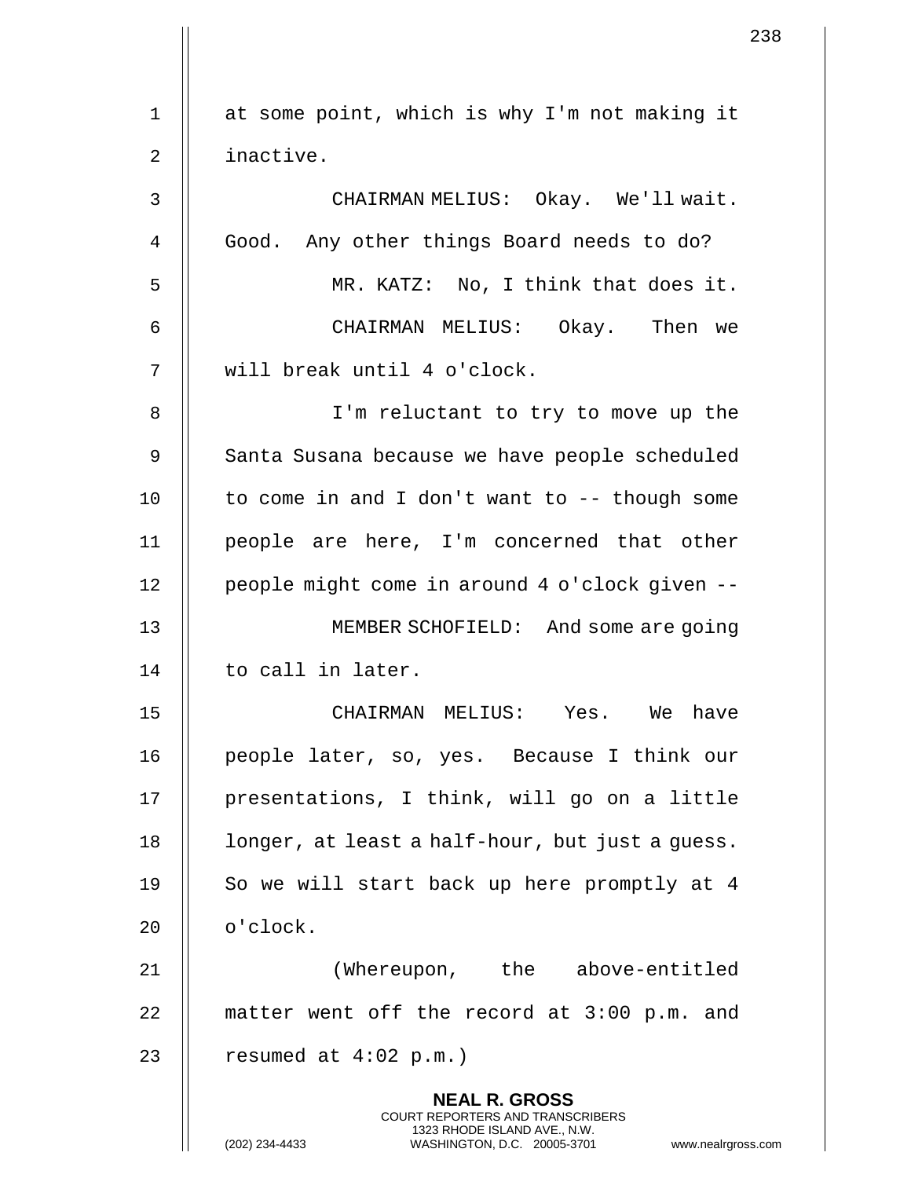at some point, which is why I'm not making it inactive.

CHAIRMAN MELIUS: Okay. We'll wait. Good. Any other things Board needs to do?

MR. KATZ: No, I think that does it.

CHAIRMAN MELIUS: Okay. Then we will break until 4 o'clock.

I'm reluctant to try to move up the Santa Susana because we have people scheduled to come in and I don't want to -- though some people are here, I'm concerned that other people might come in around 4 o'clock given --

MEMBER SCHOFIELD: And some are going to call in later.

CHAIRMAN MELIUS: Yes. We have people later, so, yes. Because I think our presentations, I think, will go on a little longer, at least a half-hour, but just a guess. So we will start back up here promptly at 4 o'clock.

(Whereupon, the above-entitled matter went off the record at 3:00 p.m. and resumed at 4:02 p.m.)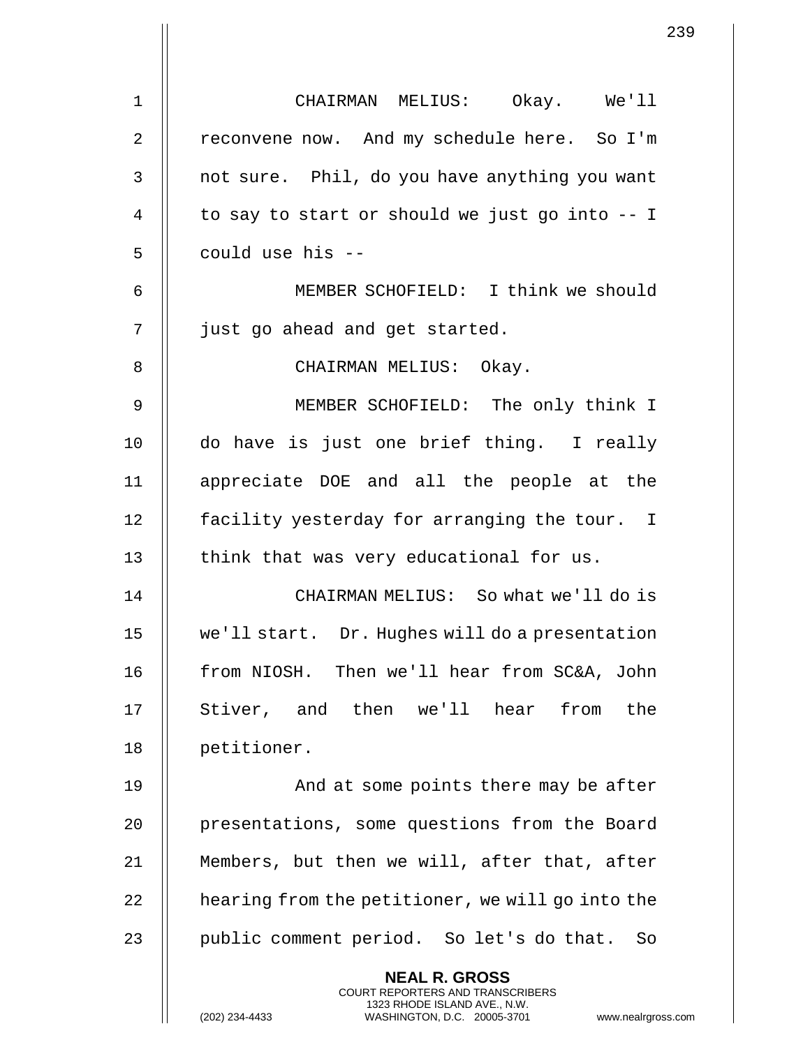CHAIRMAN MELIUS: Okay. We'll reconvene now. And my schedule here. So I'm not sure. Phil, do you have anything you want to say to start or should we just go into -- I could use his --

MEMBER SCHOFIELD: I think we should just go ahead and get started.

CHAIRMAN MELIUS: Okay.

MEMBER SCHOFIELD: The only think I do have is just one brief thing. I really appreciate DOE and all the people at the facility yesterday for arranging the tour. I think that was very educational for us.

CHAIRMAN MELIUS: So what we'll do is we'll start. Dr. Hughes will do a presentation from NIOSH. Then we'll hear from SC&A, John Stiver, and then we'll hear from the petitioner.

And at some points there may be after presentations, some questions from the Board Members, but then we will, after that, after hearing from the petitioner, we will go into the public comment period. So let's do that. So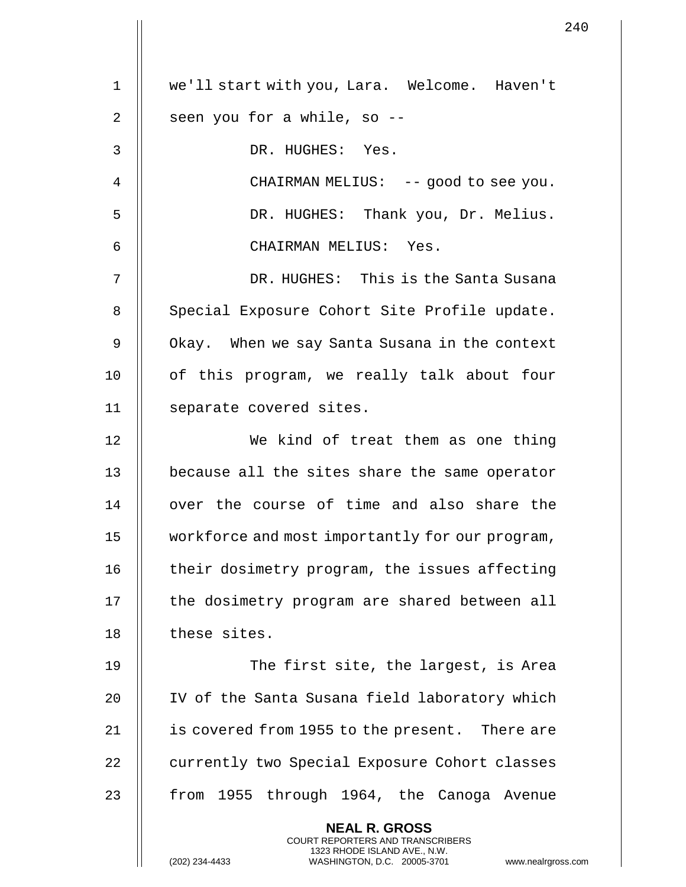we'll start with you, Lara. Welcome. Haven't seen you for a while, so --

DR. HUGHES: Yes.

CHAIRMAN MELIUS: -- good to see you.

DR. HUGHES: Thank you, Dr. Melius.

CHAIRMAN MELIUS: Yes.

DR. HUGHES: This is the Santa Susana Special Exposure Cohort Site Profile update. Okay. When we say Santa Susana in the context of this program, we really talk about four separate covered sites.

We kind of treat them as one thing because all the sites share the same operator over the course of time and also share the workforce and most importantly for our program, their dosimetry program, the issues affecting the dosimetry program are shared between all these sites.

The first site, the largest, is Area IV of the Santa Susana field laboratory which is covered from 1955 to the present. There are currently two Special Exposure Cohort classes from 1955 through 1964, the Canoga Avenue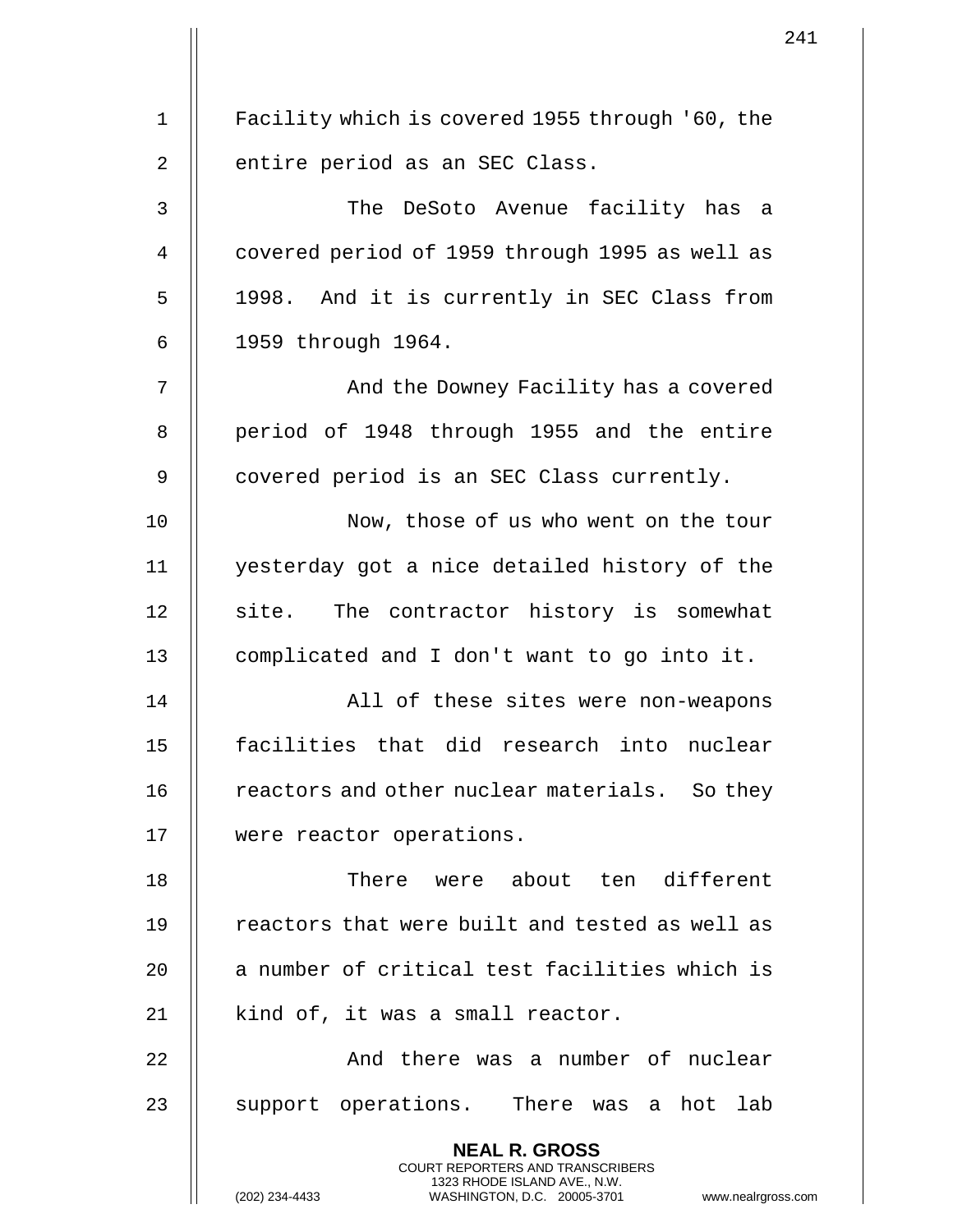Facility which is covered 1955 through '60, the entire period as an SEC Class.

The DeSoto Avenue facility has a covered period of 1959 through 1995 as well as 1998. And it is currently in SEC Class from 1959 through 1964.

And the Downey Facility has a covered period of 1948 through 1955 and the entire covered period is an SEC Class currently.

Now, those of us who went on the tour yesterday got a nice detailed history of the site. The contractor history is somewhat complicated and I don't want to go into it.

All of these sites were non-weapons facilities that did research into nuclear reactors and other nuclear materials. So they were reactor operations.

There were about ten different reactors that were built and tested as well as a number of critical test facilities which is kind of, it was a small reactor.

And there was a number of nuclear support operations. There was a hot lab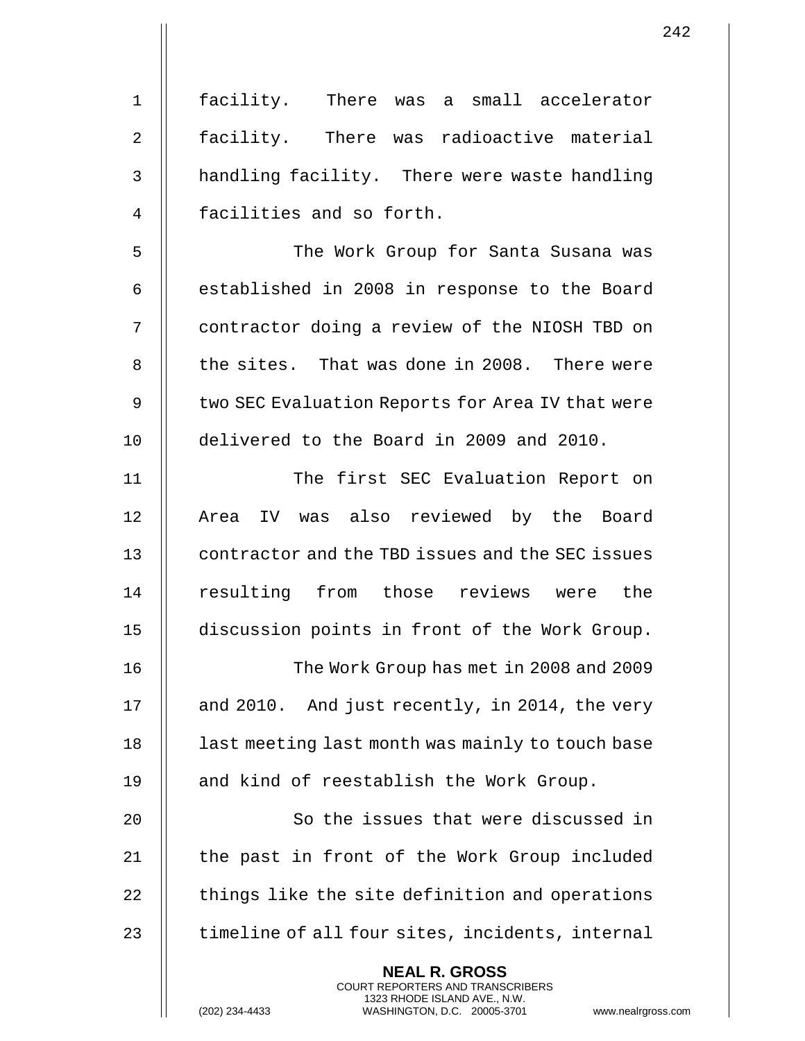facility. There was a small accelerator facility. There was radioactive material handling facility. There were waste handling facilities and so forth.

The Work Group for Santa Susana was established in 2008 in response to the Board contractor doing a review of the NIOSH TBD on the sites. That was done in 2008. There were two SEC Evaluation Reports for Area IV that were delivered to the Board in 2009 and 2010.

The first SEC Evaluation Report on Area IV was also reviewed by the Board contractor and the TBD issues and the SEC issues resulting from those reviews were the discussion points in front of the Work Group.

The Work Group has met in 2008 and 2009 and 2010. And just recently, in 2014, the very last meeting last month was mainly to touch base and kind of reestablish the Work Group.

So the issues that were discussed in the past in front of the Work Group included things like the site definition and operations timeline of all four sites, incidents, internal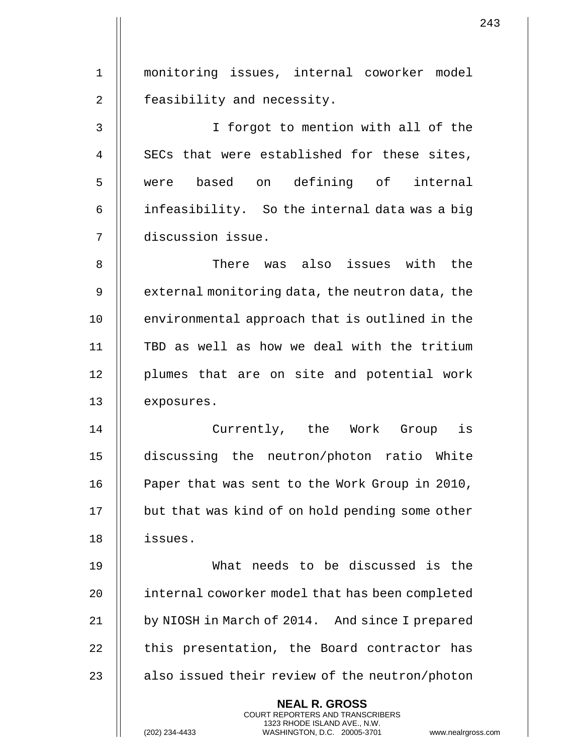monitoring issues, internal coworker model feasibility and necessity.

I forgot to mention with all of the SECs that were established for these sites, were based on defining of internal infeasibility. So the internal data was a big discussion issue.

There was also issues with the external monitoring data, the neutron data, the environmental approach that is outlined in the TBD as well as how we deal with the tritium plumes that are on site and potential work exposures.

Currently, the Work Group is discussing the neutron/photon ratio White Paper that was sent to the Work Group in 2010, but that was kind of on hold pending some other issues.

What needs to be discussed is the internal coworker model that has been completed by NIOSH in March of 2014. And since I prepared this presentation, the Board contractor has also issued their review of the neutron/photon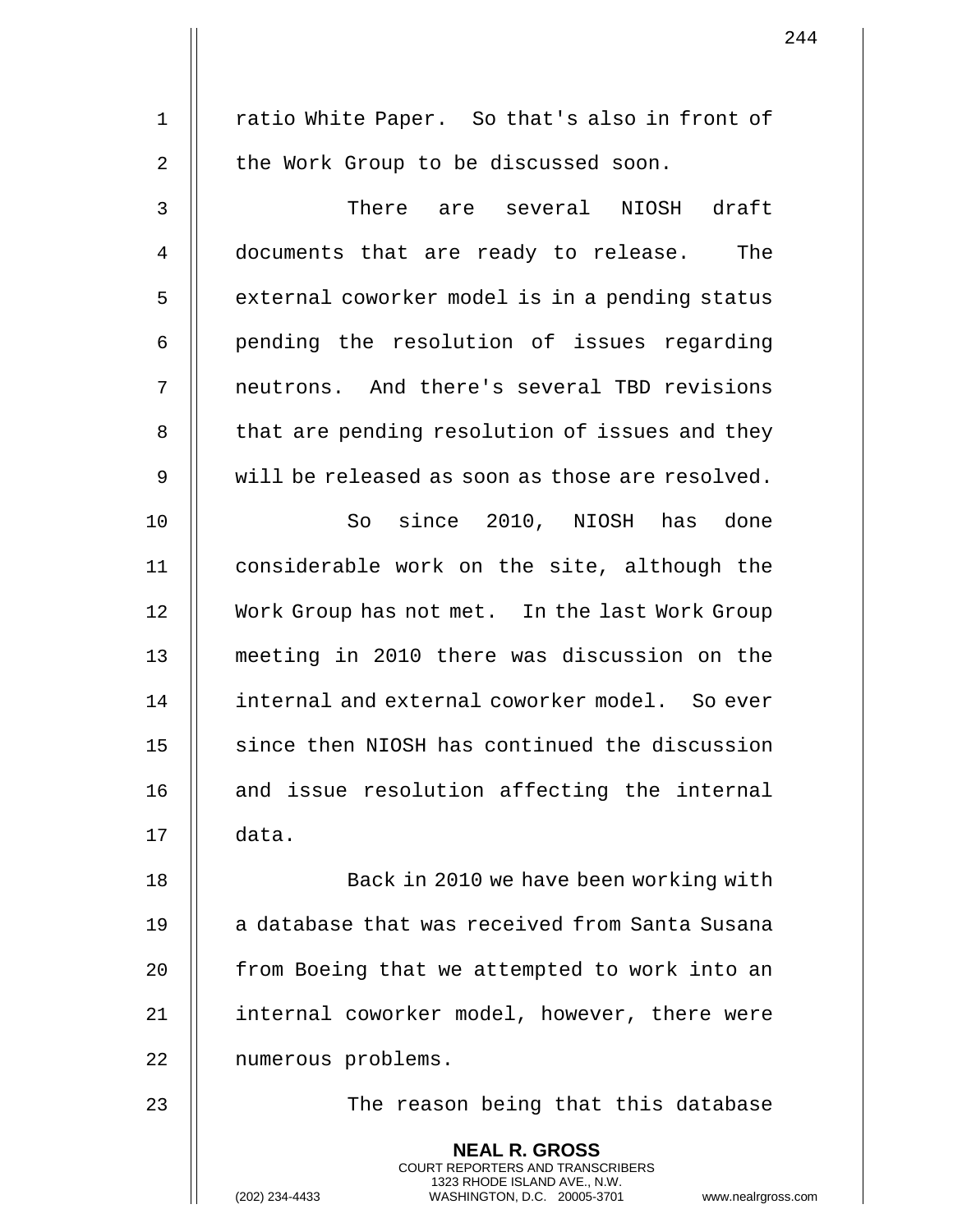ratio White Paper. So that's also in front of the Work Group to be discussed soon.

There are several NIOSH draft documents that are ready to release. The external coworker model is in a pending status pending the resolution of issues regarding neutrons. And there's several TBD revisions that are pending resolution of issues and they will be released as soon as those are resolved.

So since 2010, NIOSH has done considerable work on the site, although the Work Group has not met. In the last Work Group meeting in 2010 there was discussion on the internal and external coworker model. So ever since then NIOSH has continued the discussion and issue resolution affecting the internal data.

Back in 2010 we have been working with a database that was received from Santa Susana from Boeing that we attempted to work into an internal coworker model, however, there were numerous problems.

The reason being that this database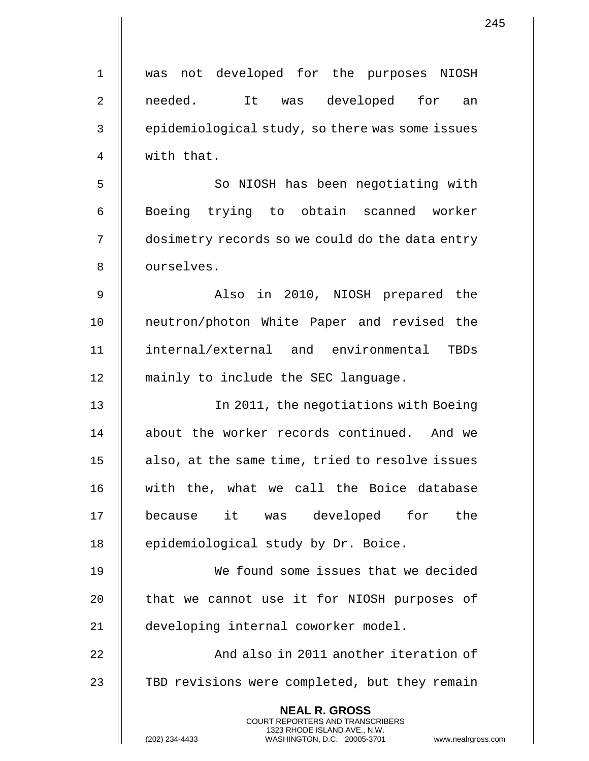was not developed for the purposes NIOSH needed. It was developed for an epidemiological study, so there was some issues with that.

So NIOSH has been negotiating with Boeing trying to obtain scanned worker dosimetry records so we could do the data entry ourselves.

Also in 2010, NIOSH prepared the neutron/photon White Paper and revised the internal/external and environmental TBDs mainly to include the SEC language.

In 2011, the negotiations with Boeing about the worker records continued. And we also, at the same time, tried to resolve issues with the, what we call the Boice database because it was developed for the epidemiological study by Dr. Boice.

We found some issues that we decided that we cannot use it for NIOSH purposes of developing internal coworker model.

And also in 2011 another iteration of TBD revisions were completed, but they remain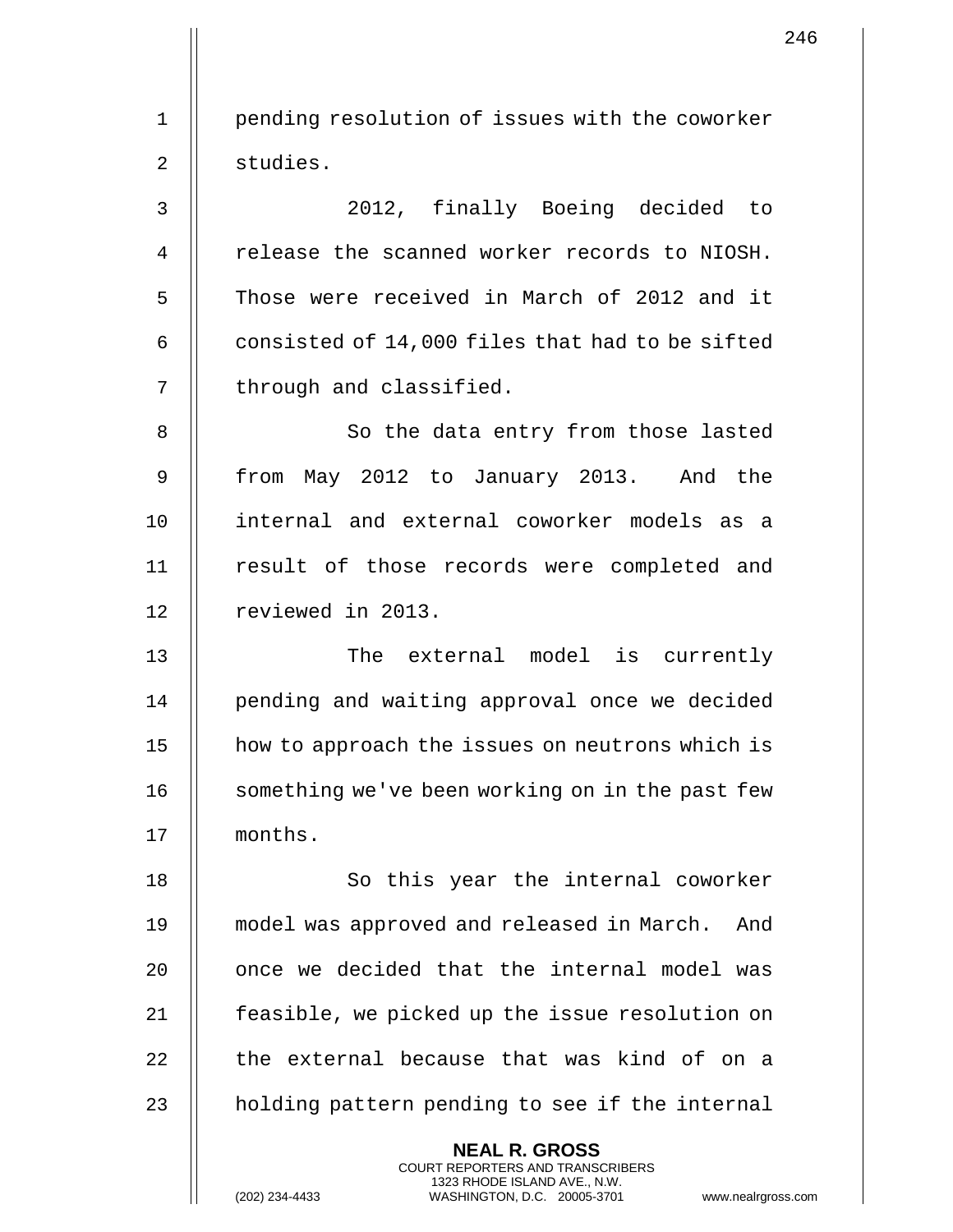pending resolution of issues with the coworker studies.

2012, finally Boeing decided to release the scanned worker records to NIOSH. Those were received in March of 2012 and it consisted of 14,000 files that had to be sifted through and classified.

So the data entry from those lasted from May 2012 to January 2013. And the internal and external coworker models as a result of those records were completed and reviewed in 2013.

The external model is currently pending and waiting approval once we decided how to approach the issues on neutrons which is something we've been working on in the past few months.

So this year the internal coworker model was approved and released in March. And once we decided that the internal model was feasible, we picked up the issue resolution on the external because that was kind of on a holding pattern pending to see if the internal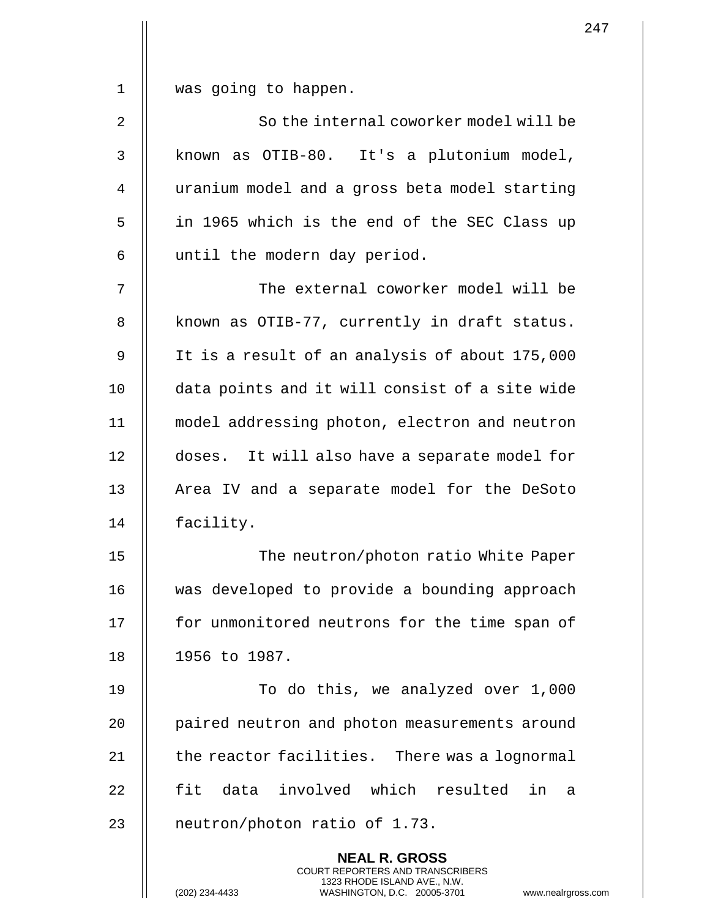was going to happen.

So the internal coworker model will be known as OTIB-80. It's a plutonium model, uranium model and a gross beta model starting in 1965 which is the end of the SEC Class up until the modern day period.

The external coworker model will be known as OTIB-77, currently in draft status. It is a result of an analysis of about 175,000 data points and it will consist of a site wide model addressing photon, electron and neutron doses. It will also have a separate model for Area IV and a separate model for the DeSoto facility.

The neutron/photon ratio White Paper was developed to provide a bounding approach for unmonitored neutrons for the time span of 1956 to 1987.

To do this, we analyzed over 1,000 paired neutron and photon measurements around the reactor facilities. There was a lognormal fit data involved which resulted in a neutron/photon ratio of 1.73.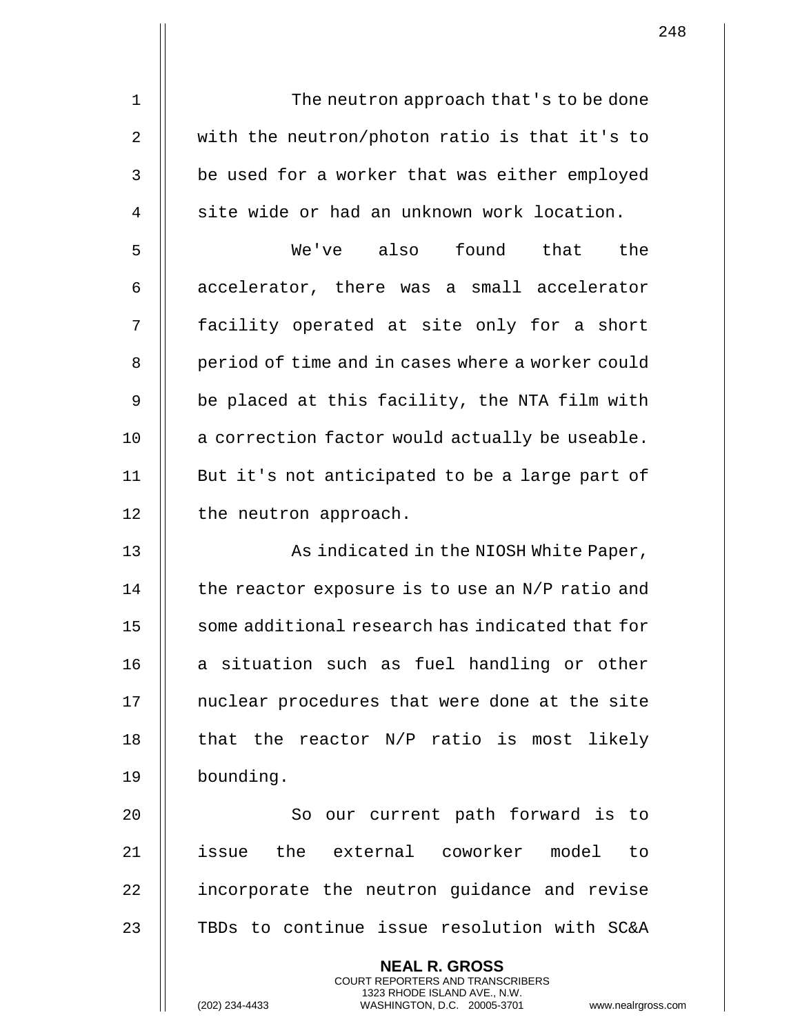The neutron approach that's to be done with the neutron/photon ratio is that it's to be used for a worker that was either employed site wide or had an unknown work location.

We've also found that the accelerator, there was a small accelerator facility operated at site only for a short period of time and in cases where a worker could be placed at this facility, the NTA film with a correction factor would actually be useable. But it's not anticipated to be a large part of the neutron approach.

As indicated in the NIOSH White Paper, the reactor exposure is to use an N/P ratio and some additional research has indicated that for a situation such as fuel handling or other nuclear procedures that were done at the site that the reactor N/P ratio is most likely bounding.

So our current path forward is to issue the external coworker model to incorporate the neutron guidance and revise TBDs to continue issue resolution with SC&A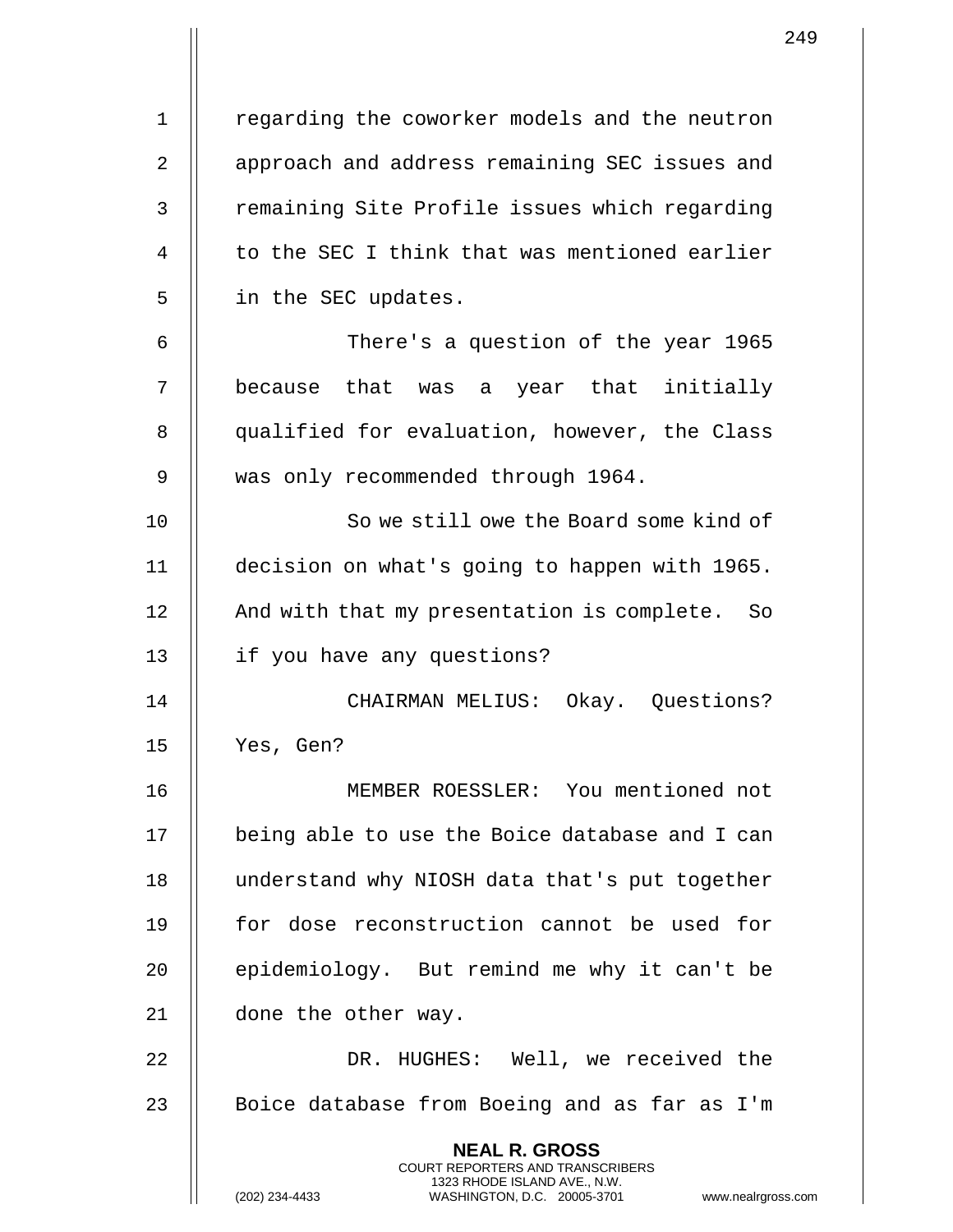regarding the coworker models and the neutron approach and address remaining SEC issues and remaining Site Profile issues which regarding to the SEC I think that was mentioned earlier in the SEC updates.

There's a question of the year 1965 because that was a year that initially qualified for evaluation, however, the Class was only recommended through 1964.

So we still owe the Board some kind of decision on what's going to happen with 1965. And with that my presentation is complete. So if you have any questions?

CHAIRMAN MELIUS: Okay. Questions? Yes, Gen?

MEMBER ROESSLER: You mentioned not being able to use the Boice database and I can understand why NIOSH data that's put together for dose reconstruction cannot be used for epidemiology. But remind me why it can't be done the other way.

DR. HUGHES: Well, we received the Boice database from Boeing and as far as I'm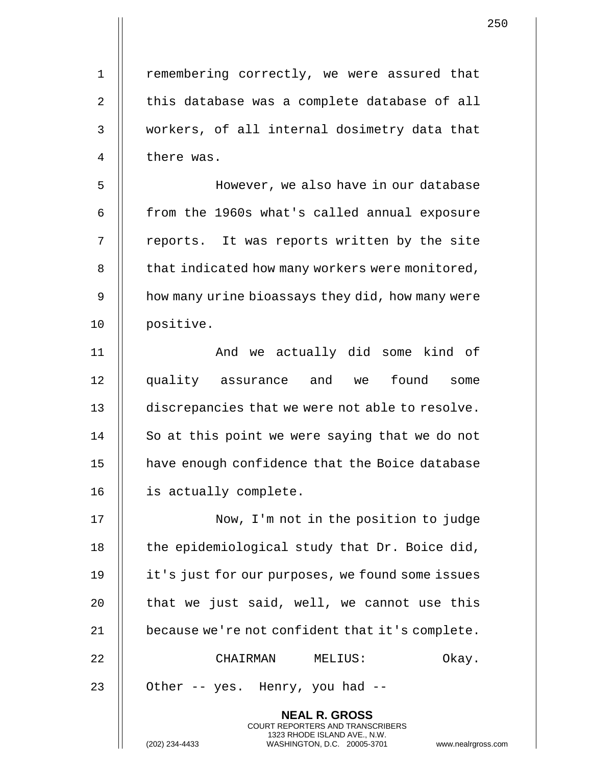remembering correctly, we were assured that this database was a complete database of all workers, of all internal dosimetry data that there was.

However, we also have in our database from the 1960s what's called annual exposure reports. It was reports written by the site that indicated how many workers were monitored, how many urine bioassays they did, how many were positive.

And we actually did some kind of quality assurance and we found some discrepancies that we were not able to resolve. So at this point we were saying that we do not have enough confidence that the Boice database is actually complete.

Now, I'm not in the position to judge the epidemiological study that Dr. Boice did, it's just for our purposes, we found some issues that we just said, well, we cannot use this because we're not confident that it's complete.

CHAIRMAN MELIUS: Okay. Other -- yes. Henry, you had --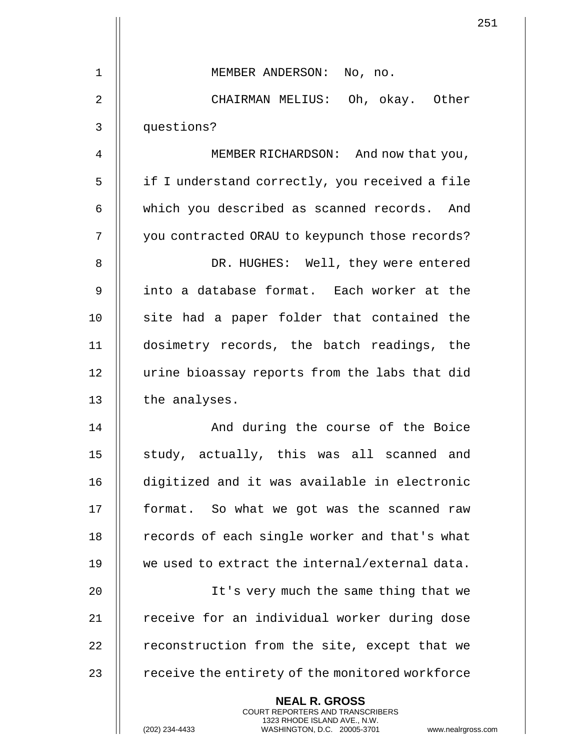MEMBER ANDERSON: No, no.

CHAIRMAN MELIUS: Oh, okay. Other questions?

MEMBER RICHARDSON: And now that you, if I understand correctly, you received a file which you described as scanned records. And you contracted ORAU to keypunch those records?

DR. HUGHES: Well, they were entered into a database format. Each worker at the site had a paper folder that contained the dosimetry records, the batch readings, the urine bioassay reports from the labs that did the analyses.

And during the course of the Boice study, actually, this was all scanned and digitized and it was available in electronic format. So what we got was the scanned raw records of each single worker and that's what we used to extract the internal/external data.

It's very much the same thing that we receive for an individual worker during dose reconstruction from the site, except that we receive the entirety of the monitored workforce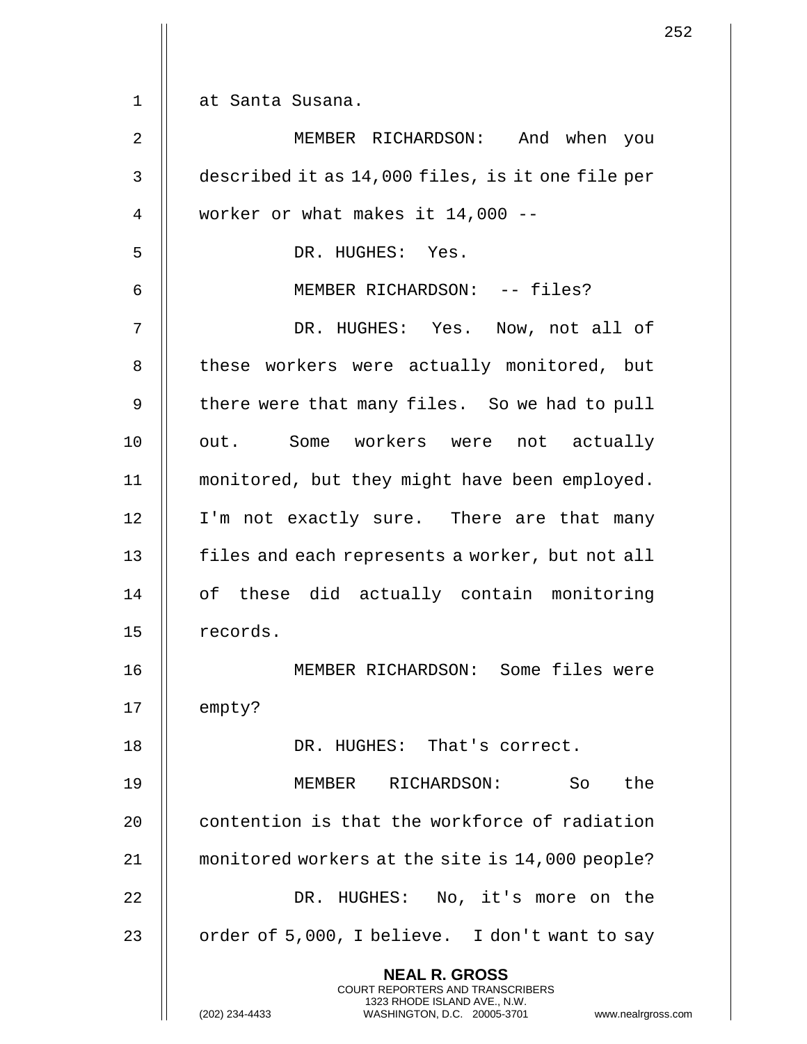at Santa Susana.

MEMBER RICHARDSON: And when you described it as 14,000 files, is it one file per worker or what makes it 14,000 --

DR. HUGHES: Yes.

MEMBER RICHARDSON: -- files?

DR. HUGHES: Yes. Now, not all of these workers were actually monitored, but there were that many files. So we had to pull out. Some workers were not actually monitored, but they might have been employed. I'm not exactly sure. There are that many files and each represents a worker, but not all of these did actually contain monitoring records.

MEMBER RICHARDSON: Some files were empty?

DR. HUGHES: That's correct.

MEMBER RICHARDSON: So the contention is that the workforce of radiation monitored workers at the site is 14,000 people?

DR. HUGHES: No, it's more on the order of 5,000, I believe. I don't want to say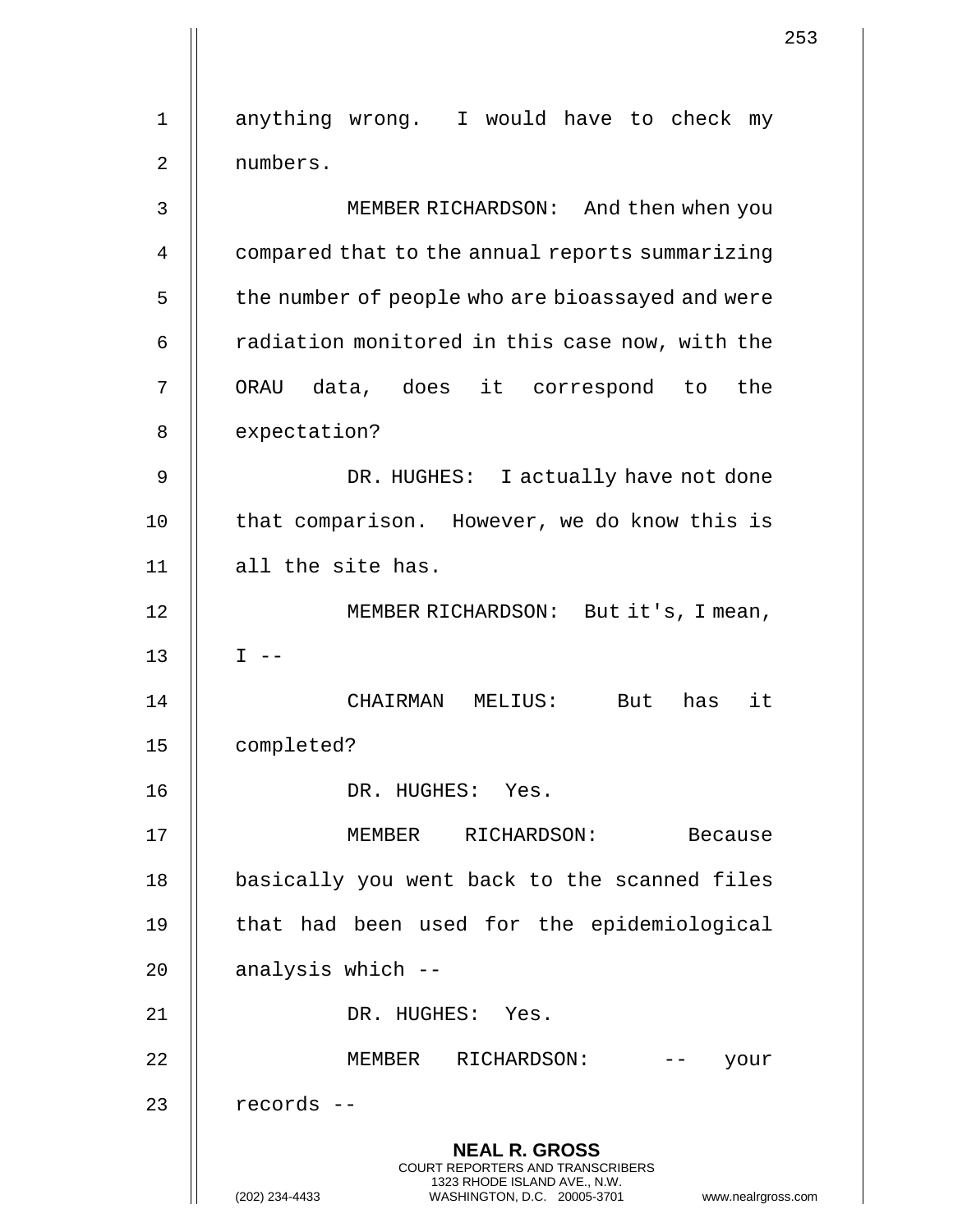anything wrong. I would have to check my numbers.

MEMBER RICHARDSON: And then when you compared that to the annual reports summarizing the number of people who are bioassayed and were radiation monitored in this case now, with the ORAU data, does it correspond to the expectation?

DR. HUGHES: I actually have not done that comparison. However, we do know this is all the site has.

MEMBER RICHARDSON: But it's, I mean, I --

CHAIRMAN MELIUS: But has it completed?

DR. HUGHES: Yes.

MEMBER RICHARDSON: Because basically you went back to the scanned files that had been used for the epidemiological analysis which --

DR. HUGHES: Yes.

MEMBER RICHARDSON: -- your records --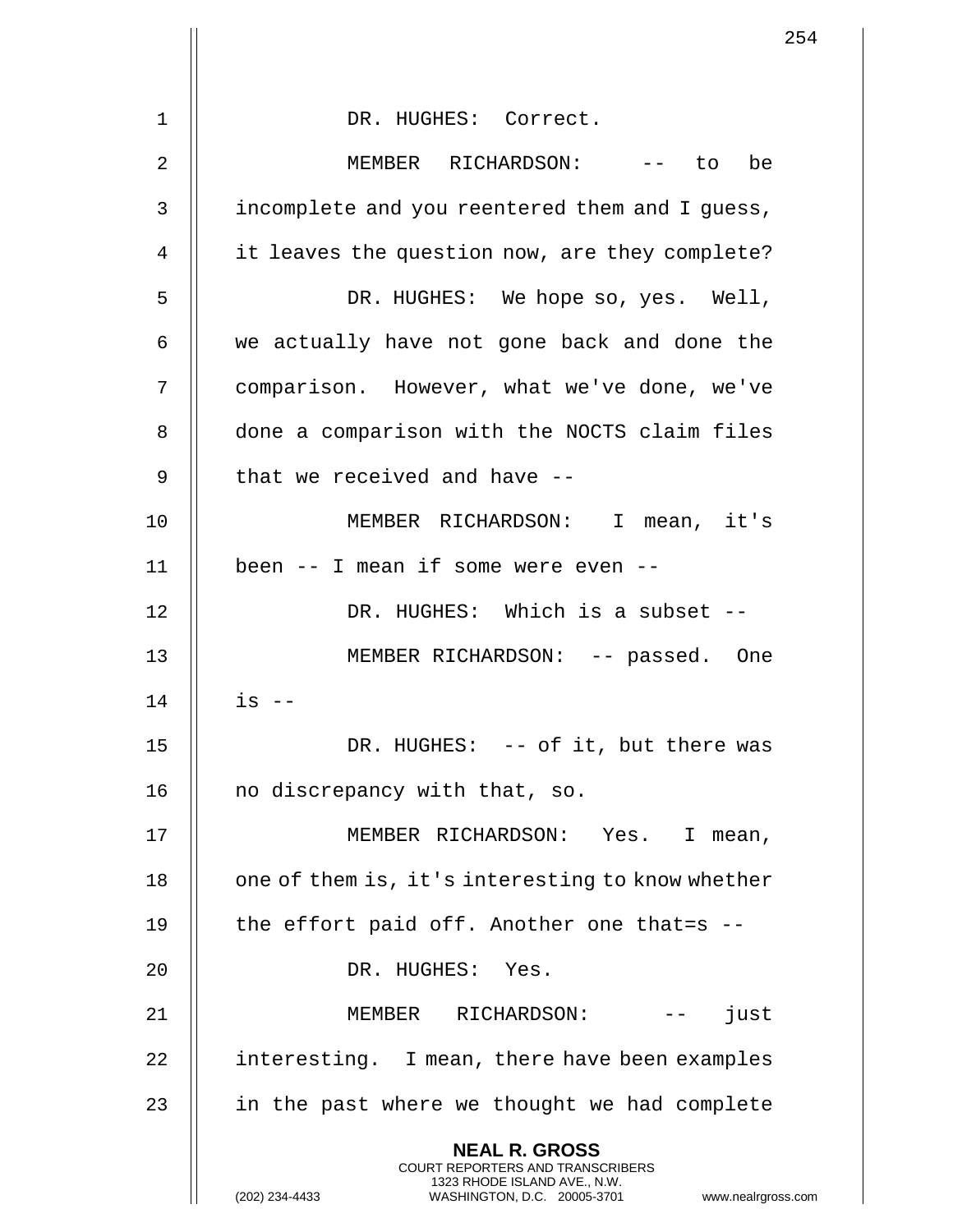DR. HUGHES: Correct.

MEMBER RICHARDSON: -- to be incomplete and you reentered them and I guess, it leaves the question now, are they complete?

DR. HUGHES: We hope so, yes. Well, we actually have not gone back and done the comparison. However, what we've done, we've done a comparison with the NOCTS claim files that we received and have --

MEMBER RICHARDSON: I mean, it's been -- I mean if some were even --

DR. HUGHES: Which is a subset --

MEMBER RICHARDSON: -- passed. One is --

DR. HUGHES: -- of it, but there was no discrepancy with that, so.

MEMBER RICHARDSON: Yes. I mean, one of them is, it's interesting to know whether the effort paid off. Another one that=s --

DR. HUGHES: Yes.

MEMBER RICHARDSON: -- just interesting. I mean, there have been examples in the past where we thought we had complete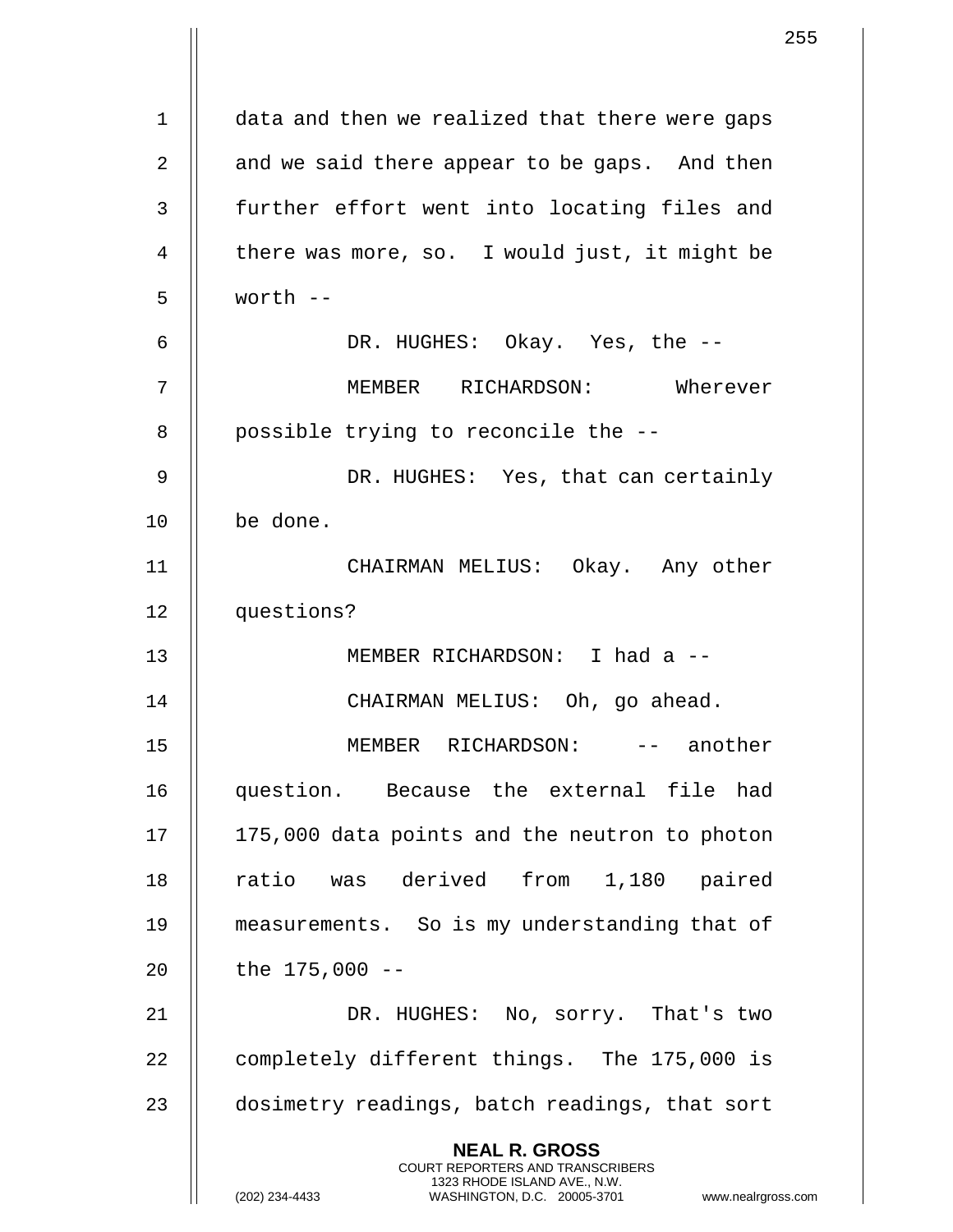data and then we realized that there were gaps and we said there appear to be gaps. And then further effort went into locating files and there was more, so. I would just, it might be worth --

DR. HUGHES: Okay. Yes, the --

MEMBER RICHARDSON: Wherever possible trying to reconcile the --

DR. HUGHES: Yes, that can certainly be done.

CHAIRMAN MELIUS: Okay. Any other questions?

MEMBER RICHARDSON: I had a --

CHAIRMAN MELIUS: Oh, go ahead.

MEMBER RICHARDSON: -- another question. Because the external file had 175,000 data points and the neutron to photon ratio was derived from 1,180 paired measurements. So is my understanding that of the 175,000 --

DR. HUGHES: No, sorry. That's two completely different things. The 175,000 is dosimetry readings, batch readings, that sort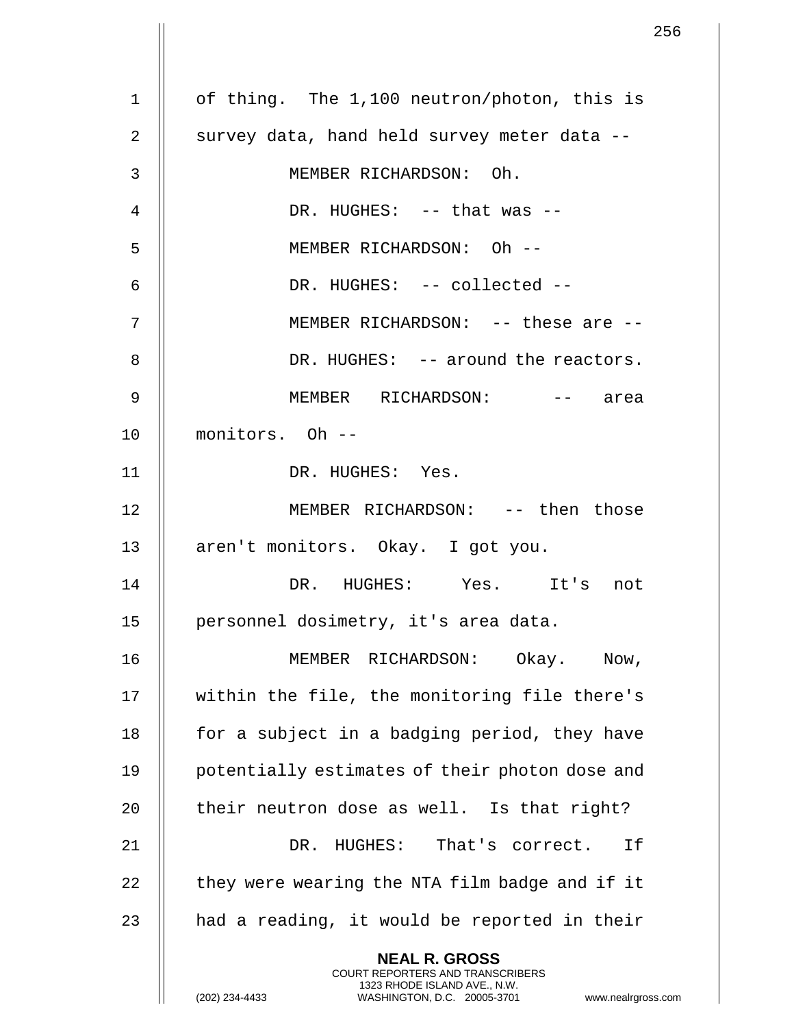of thing. The 1,100 neutron/photon, this is survey data, hand held survey meter data --

MEMBER RICHARDSON: Oh.

DR. HUGHES: -- that was --

MEMBER RICHARDSON: Oh --

DR. HUGHES: -- collected --

MEMBER RICHARDSON: -- these are --

DR. HUGHES: -- around the reactors.

MEMBER RICHARDSON: -- area monitors. Oh --

DR. HUGHES: Yes.

MEMBER RICHARDSON: -- then those aren't monitors. Okay. I got you.

DR. HUGHES: Yes. It's not personnel dosimetry, it's area data.

MEMBER RICHARDSON: Okay. Now, within the file, the monitoring file there's for a subject in a badging period, they have potentially estimates of their photon dose and their neutron dose as well. Is that right?

DR. HUGHES: That's correct. If they were wearing the NTA film badge and if it had a reading, it would be reported in their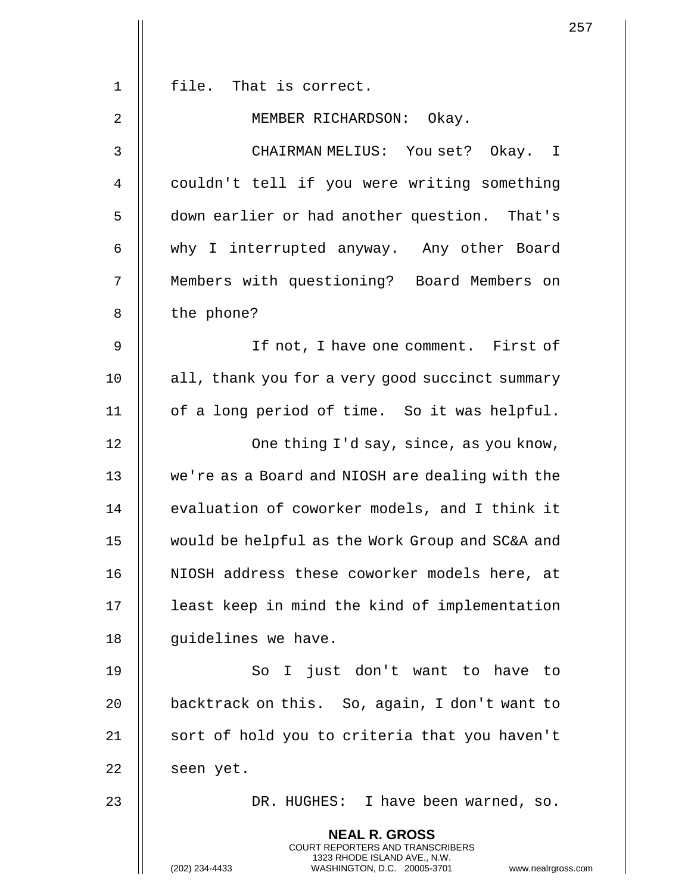file. That is correct.

MEMBER RICHARDSON: Okay.

CHAIRMAN MELIUS: You set? Okay. I couldn't tell if you were writing something down earlier or had another question. That's why I interrupted anyway. Any other Board Members with questioning? Board Members on the phone?

If not, I have one comment. First of all, thank you for a very good succinct summary of a long period of time. So it was helpful.

One thing I'd say, since, as you know, we're as a Board and NIOSH are dealing with the evaluation of coworker models, and I think it would be helpful as the Work Group and SC&A and NIOSH address these coworker models here, at least keep in mind the kind of implementation guidelines we have.

So I just don't want to have to backtrack on this. So, again, I don't want to sort of hold you to criteria that you haven't seen yet.

DR. HUGHES: I have been warned, so.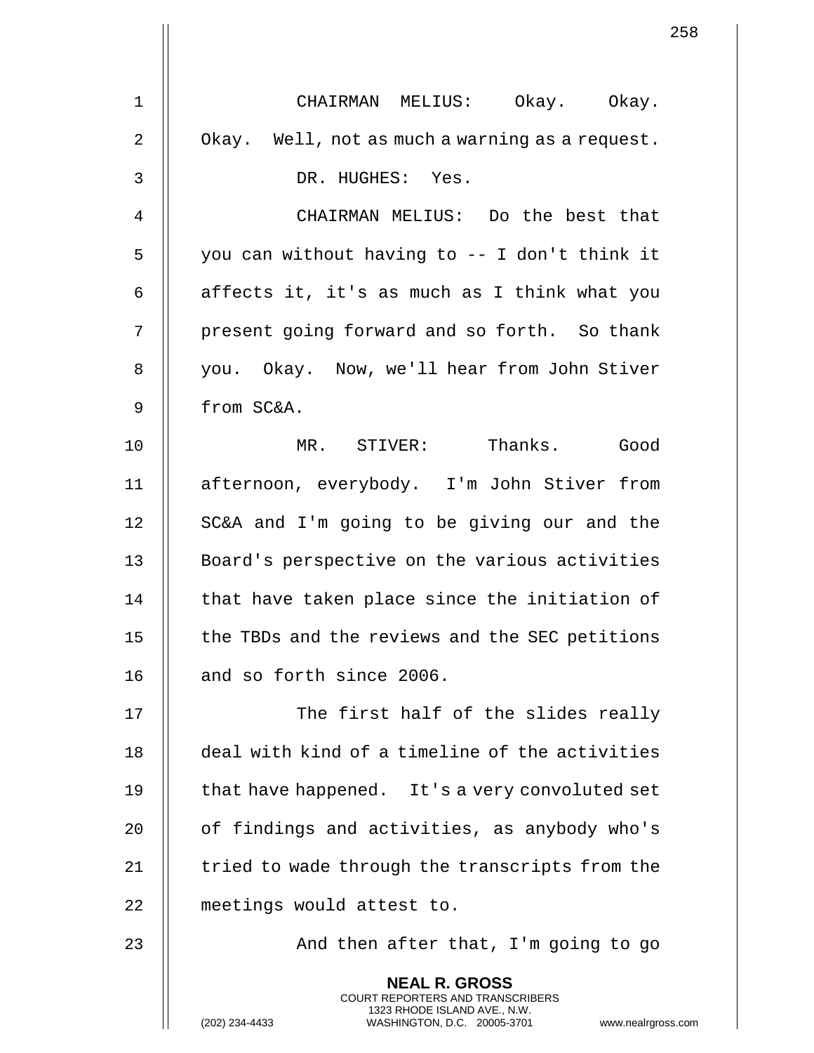CHAIRMAN MELIUS: Okay. Okay. Okay. Well, not as much a warning as a request.

DR. HUGHES: Yes.

CHAIRMAN MELIUS: Do the best that you can without having to -- I don't think it affects it, it's as much as I think what you present going forward and so forth. So thank you. Okay. Now, we'll hear from John Stiver from SC&A.

MR. STIVER: Thanks. Good afternoon, everybody. I'm John Stiver from SC&A and I'm going to be giving our and the Board's perspective on the various activities that have taken place since the initiation of the TBDs and the reviews and the SEC petitions and so forth since 2006.

The first half of the slides really deal with kind of a timeline of the activities that have happened. It's a very convoluted set of findings and activities, as anybody who's tried to wade through the transcripts from the meetings would attest to.

And then after that, I'm going to go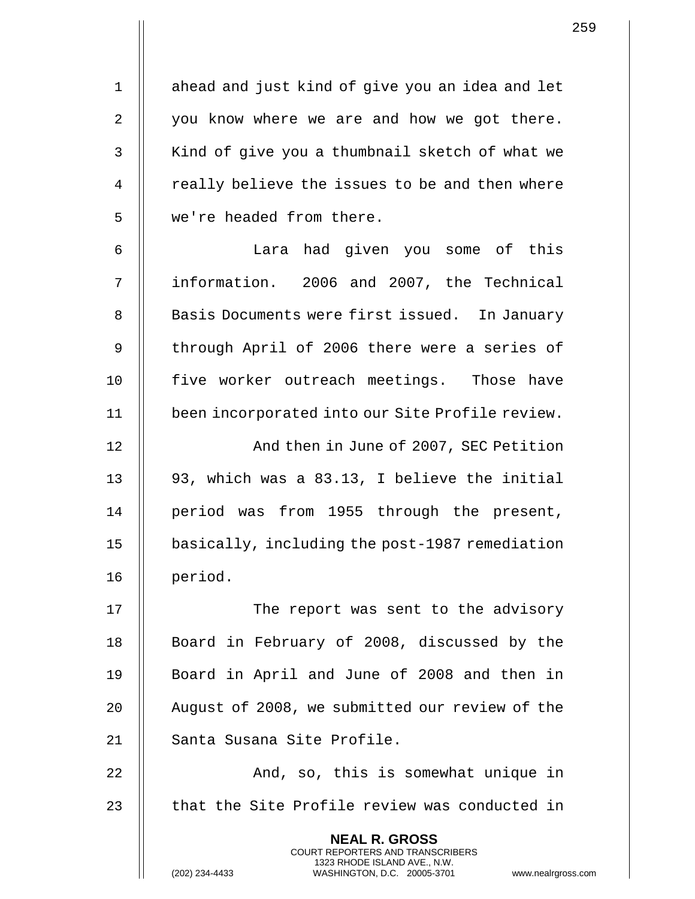ahead and just kind of give you an idea and let you know where we are and how we got there. Kind of give you a thumbnail sketch of what we really believe the issues to be and then where we're headed from there.

Lara had given you some of this information. 2006 and 2007, the Technical Basis Documents were first issued. In January through April of 2006 there were a series of five worker outreach meetings. Those have been incorporated into our Site Profile review.

And then in June of 2007, SEC Petition 93, which was a 83.13, I believe the initial period was from 1955 through the present, basically, including the post-1987 remediation period.

The report was sent to the advisory Board in February of 2008, discussed by the Board in April and June of 2008 and then in August of 2008, we submitted our review of the Santa Susana Site Profile.

And, so, this is somewhat unique in that the Site Profile review was conducted in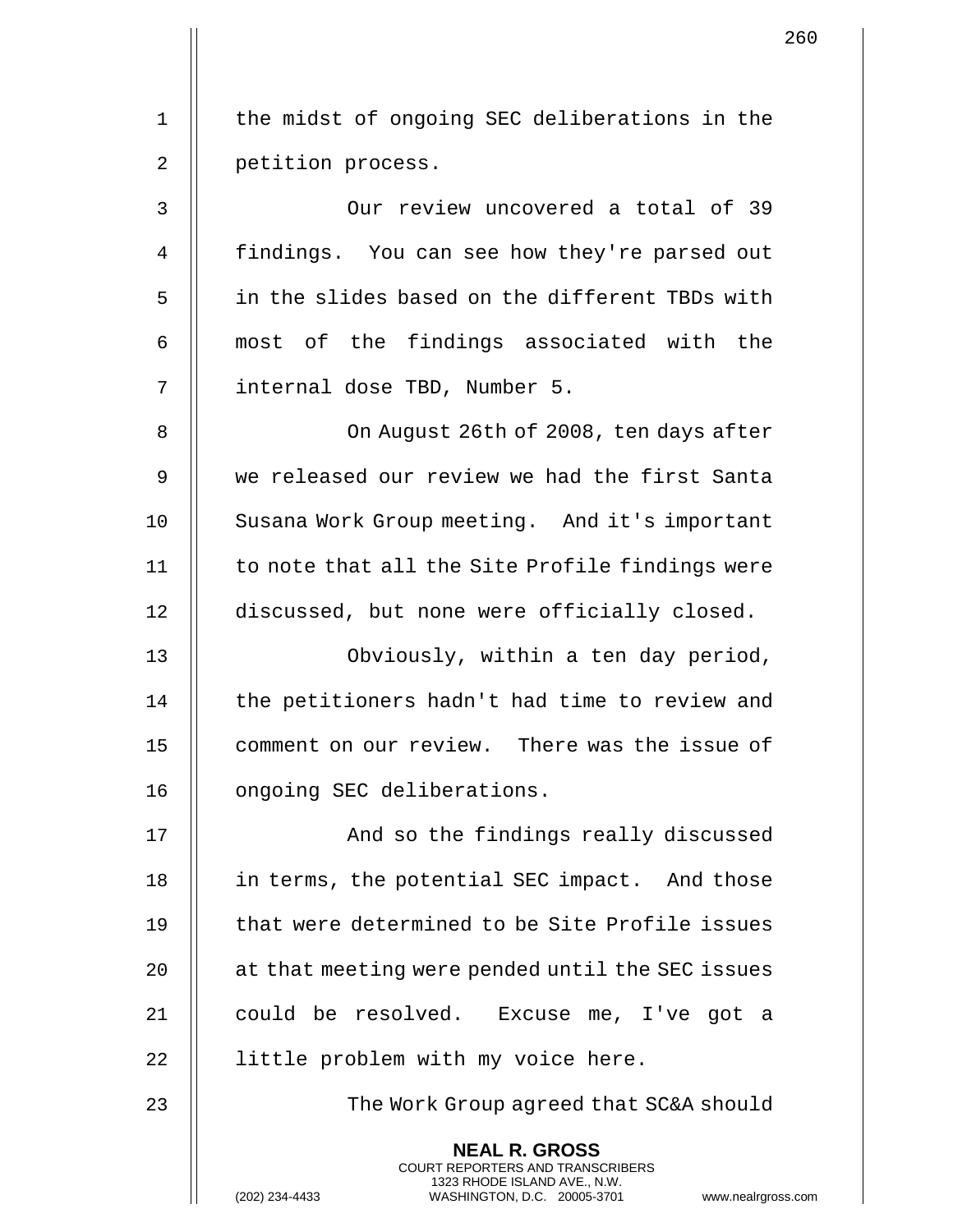the midst of ongoing SEC deliberations in the petition process.

Our review uncovered a total of 39 findings. You can see how they're parsed out in the slides based on the different TBDs with most of the findings associated with the internal dose TBD, Number 5.

On August 26th of 2008, ten days after we released our review we had the first Santa Susana Work Group meeting. And it's important to note that all the Site Profile findings were discussed, but none were officially closed.

Obviously, within a ten day period, the petitioners hadn't had time to review and comment on our review. There was the issue of ongoing SEC deliberations.

And so the findings really discussed in terms, the potential SEC impact. And those that were determined to be Site Profile issues at that meeting were pended until the SEC issues could be resolved. Excuse me, I've got a little problem with my voice here.

The Work Group agreed that SC&A should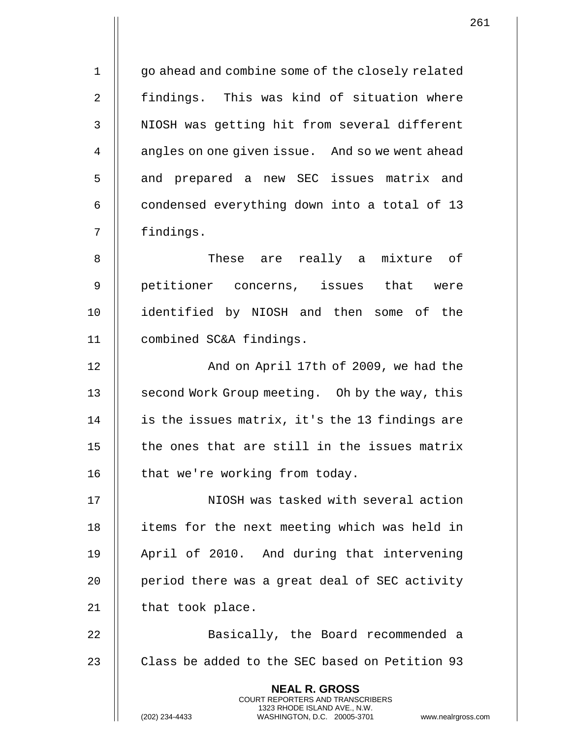go ahead and combine some of the closely related findings. This was kind of situation where NIOSH was getting hit from several different angles on one given issue. And so we went ahead and prepared a new SEC issues matrix and condensed everything down into a total of 13 findings.

These are really a mixture of petitioner concerns, issues that were identified by NIOSH and then some of the combined SC&A findings.

And on April 17th of 2009, we had the second Work Group meeting. Oh by the way, this is the issues matrix, it's the 13 findings are the ones that are still in the issues matrix that we're working from today.

NIOSH was tasked with several action items for the next meeting which was held in April of 2010. And during that intervening period there was a great deal of SEC activity that took place.

Basically, the Board recommended a Class be added to the SEC based on Petition 93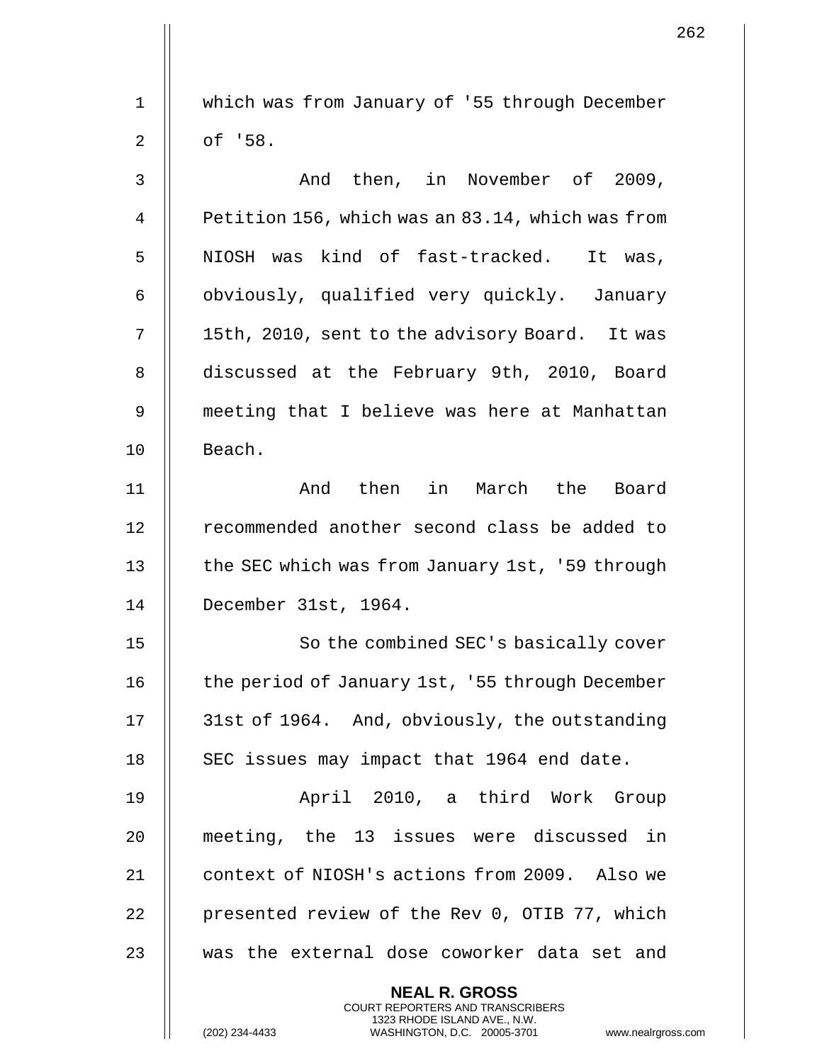which was from January of '55 through December of '58.

And then, in November of 2009, Petition 156, which was an 83.14, which was from NIOSH was kind of fast-tracked. It was, obviously, qualified very quickly. January 15th, 2010, sent to the advisory Board. It was discussed at the February 9th, 2010, Board meeting that I believe was here at Manhattan Beach.

And then in March the Board recommended another second class be added to the SEC which was from January 1st, '59 through December 31st, 1964.

So the combined SEC's basically cover the period of January 1st, '55 through December 31st of 1964. And, obviously, the outstanding SEC issues may impact that 1964 end date.

April 2010, a third Work Group meeting, the 13 issues were discussed in context of NIOSH's actions from 2009. Also we presented review of the Rev 0, OTIB 77, which was the external dose coworker data set and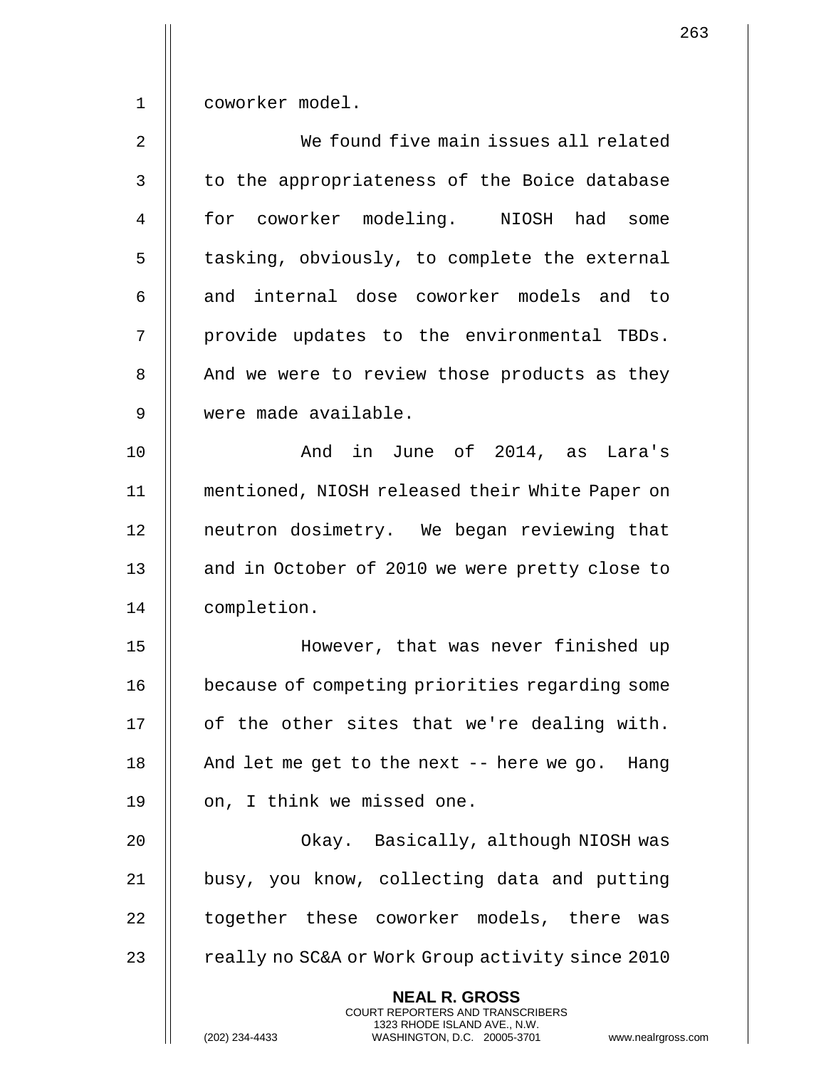coworker model.

We found five main issues all related to the appropriateness of the Boice database for coworker modeling. NIOSH had some tasking, obviously, to complete the external and internal dose coworker models and to provide updates to the environmental TBDs. And we were to review those products as they were made available.

And in June of 2014, as Lara's mentioned, NIOSH released their White Paper on neutron dosimetry. We began reviewing that and in October of 2010 we were pretty close to completion.

However, that was never finished up because of competing priorities regarding some of the other sites that we're dealing with. And let me get to the next -- here we go. Hang on, I think we missed one.

Okay. Basically, although NIOSH was busy, you know, collecting data and putting together these coworker models, there was really no SC&A or Work Group activity since 2010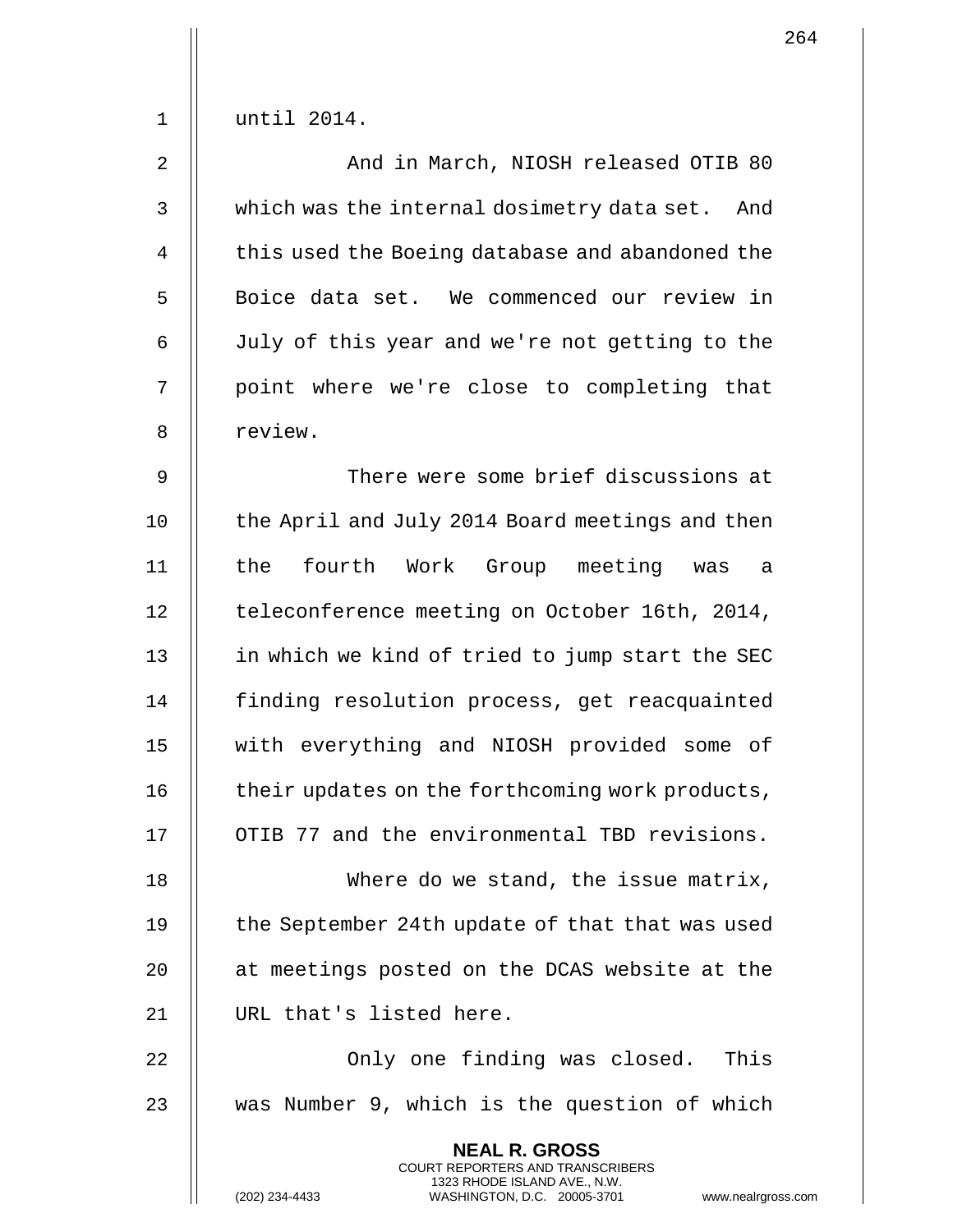until 2014.

And in March, NIOSH released OTIB 80 which was the internal dosimetry data set. And this used the Boeing database and abandoned the Boice data set. We commenced our review in July of this year and we're not getting to the point where we're close to completing that review.

There were some brief discussions at the April and July 2014 Board meetings and then the fourth Work Group meeting was a teleconference meeting on October 16th, 2014, in which we kind of tried to jump start the SEC finding resolution process, get reacquainted with everything and NIOSH provided some of their updates on the forthcoming work products, OTIB 77 and the environmental TBD revisions.

Where do we stand, the issue matrix, the September 24th update of that that was used at meetings posted on the DCAS website at the URL that's listed here.

Only one finding was closed. This was Number 9, which is the question of which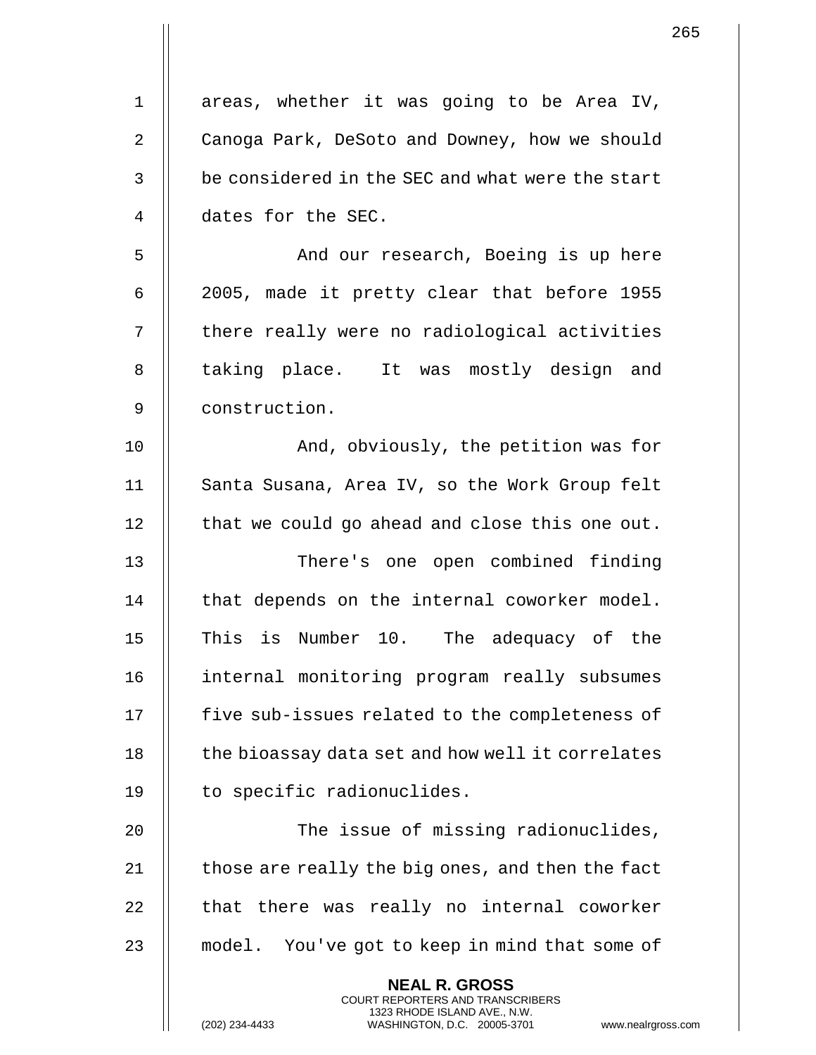areas, whether it was going to be Area IV, Canoga Park, DeSoto and Downey, how we should be considered in the SEC and what were the start dates for the SEC.

And our research, Boeing is up here 2005, made it pretty clear that before 1955 there really were no radiological activities taking place. It was mostly design and construction.

And, obviously, the petition was for Santa Susana, Area IV, so the Work Group felt that we could go ahead and close this one out.

There's one open combined finding that depends on the internal coworker model. This is Number 10. The adequacy of the internal monitoring program really subsumes five sub-issues related to the completeness of the bioassay data set and how well it correlates to specific radionuclides.

The issue of missing radionuclides, those are really the big ones, and then the fact that there was really no internal coworker model. You've got to keep in mind that some of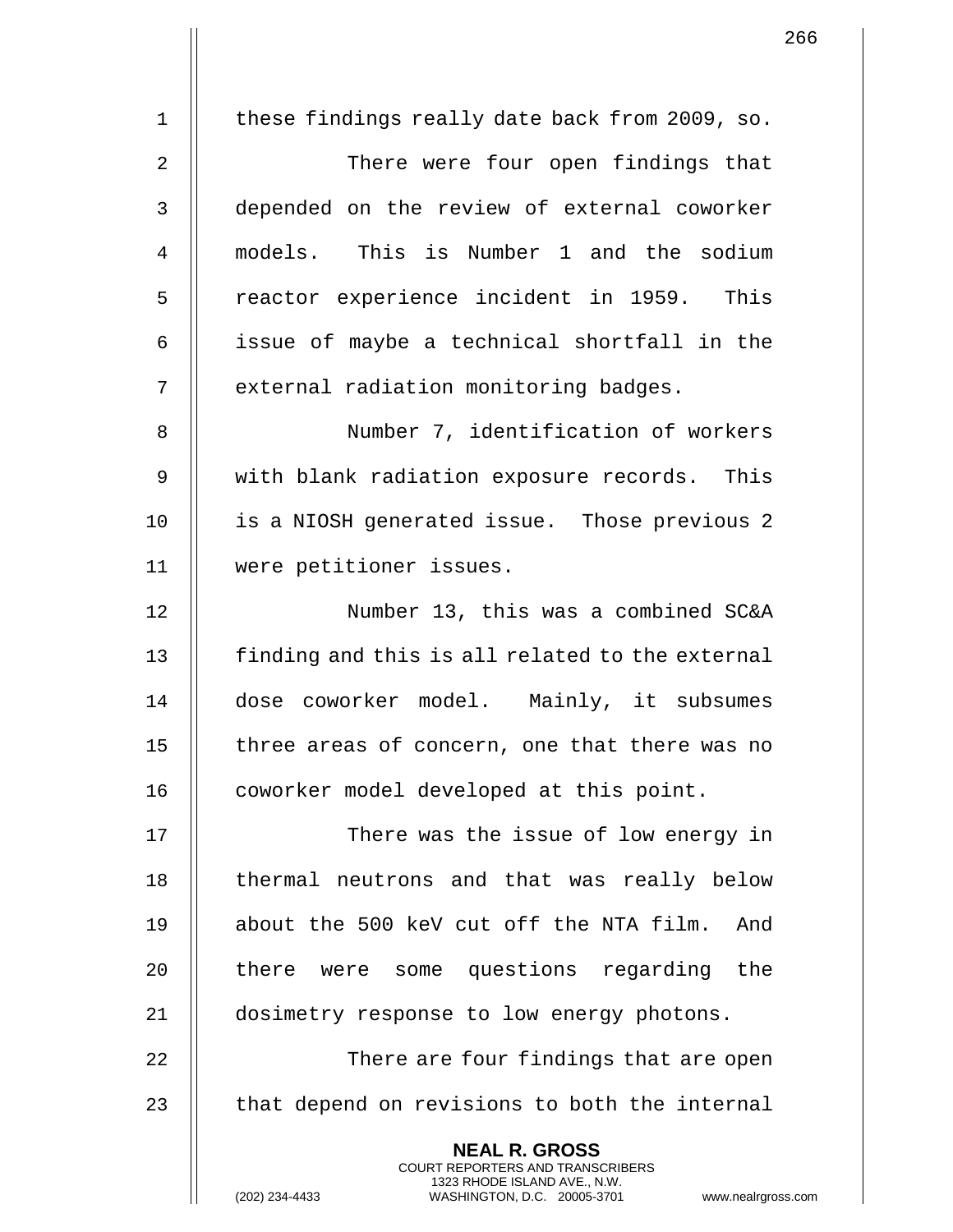these findings really date back from 2009, so.

There were four open findings that depended on the review of external coworker models. This is Number 1 and the sodium reactor experience incident in 1959. This issue of maybe a technical shortfall in the external radiation monitoring badges.

Number 7, identification of workers with blank radiation exposure records. This is a NIOSH generated issue. Those previous 2 were petitioner issues.

Number 13, this was a combined SC&A finding and this is all related to the external dose coworker model. Mainly, it subsumes three areas of concern, one that there was no coworker model developed at this point.

There was the issue of low energy in thermal neutrons and that was really below about the 500 keV cut off the NTA film. And there were some questions regarding the dosimetry response to low energy photons.

There are four findings that are open that depend on revisions to both the internal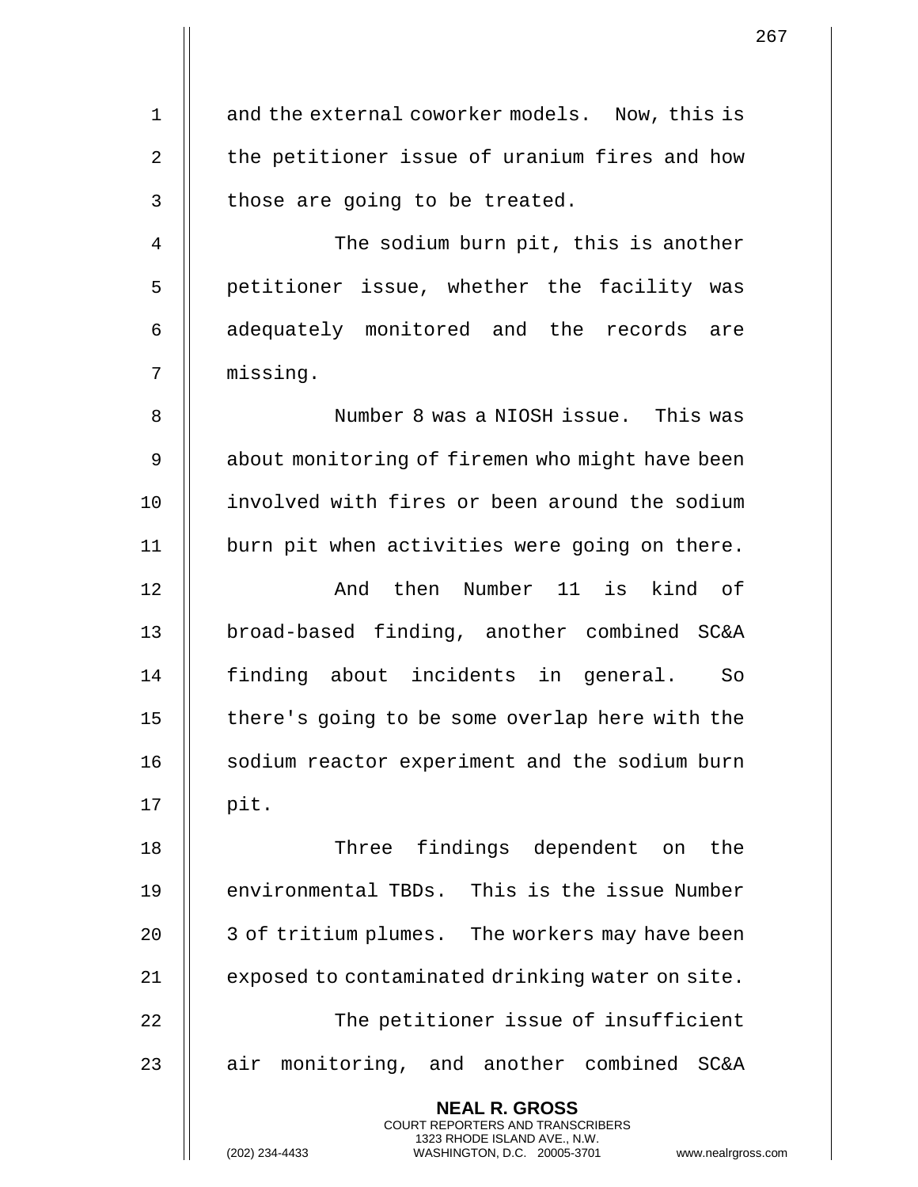and the external coworker models. Now, this is the petitioner issue of uranium fires and how those are going to be treated.

The sodium burn pit, this is another petitioner issue, whether the facility was adequately monitored and the records are missing.

Number 8 was a NIOSH issue. This was about monitoring of firemen who might have been involved with fires or been around the sodium burn pit when activities were going on there.

And then Number 11 is kind of broad-based finding, another combined SC&A finding about incidents in general. So there's going to be some overlap here with the sodium reactor experiment and the sodium burn pit.

Three findings dependent on the environmental TBDs. This is the issue Number 3 of tritium plumes. The workers may have been exposed to contaminated drinking water on site.

The petitioner issue of insufficient air monitoring, and another combined SC&A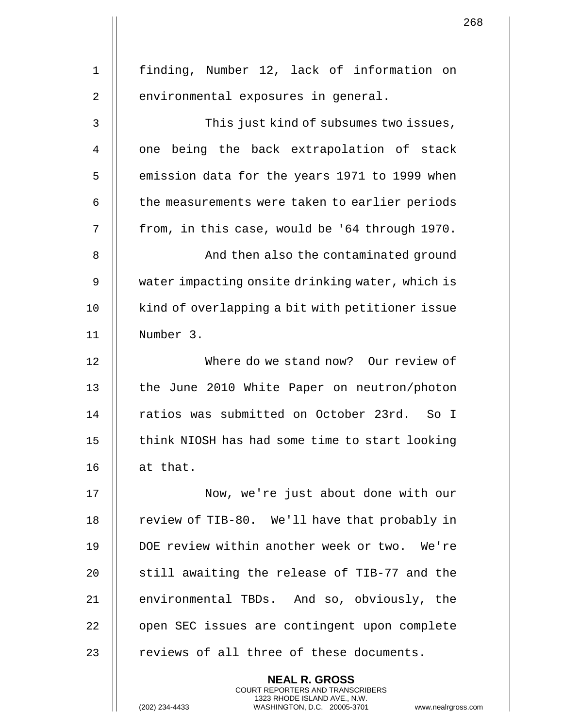finding, Number 12, lack of information on environmental exposures in general.

This just kind of subsumes two issues, one being the back extrapolation of stack emission data for the years 1971 to 1999 when the measurements were taken to earlier periods from, in this case, would be '64 through 1970.

And then also the contaminated ground water impacting onsite drinking water, which is kind of overlapping a bit with petitioner issue Number 3.

Where do we stand now? Our review of the June 2010 White Paper on neutron/photon ratios was submitted on October 23rd. So I think NIOSH has had some time to start looking at that.

Now, we're just about done with our review of TIB-80. We'll have that probably in DOE review within another week or two. We're still awaiting the release of TIB-77 and the environmental TBDs. And so, obviously, the open SEC issues are contingent upon complete reviews of all three of these documents.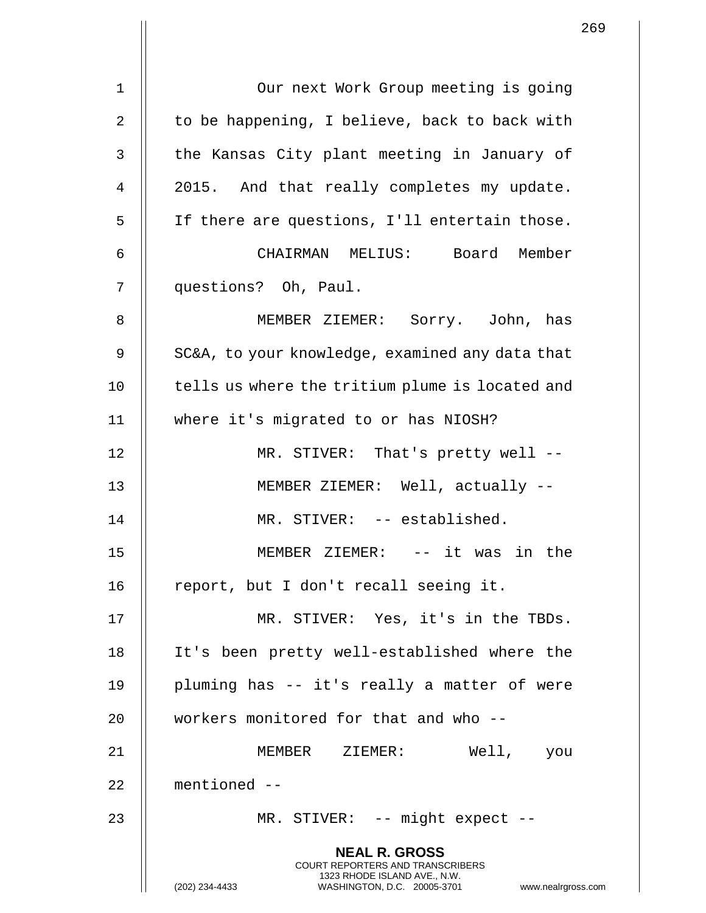Our next Work Group meeting is going to be happening, I believe, back to back with the Kansas City plant meeting in January of 2015. And that really completes my update. If there are questions, I'll entertain those.

CHAIRMAN MELIUS: Board Member questions? Oh, Paul.

MEMBER ZIEMER: Sorry. John, has SC&A, to your knowledge, examined any data that tells us where the tritium plume is located and where it's migrated to or has NIOSH?

MR. STIVER: That's pretty well --

MEMBER ZIEMER: Well, actually --

MR. STIVER: -- established.

MEMBER ZIEMER: -- it was in the report, but I don't recall seeing it.

MR. STIVER: Yes, it's in the TBDs. It's been pretty well-established where the pluming has -- it's really a matter of were workers monitored for that and who --

MEMBER ZIEMER: Well, you mentioned --

MR. STIVER: -- might expect --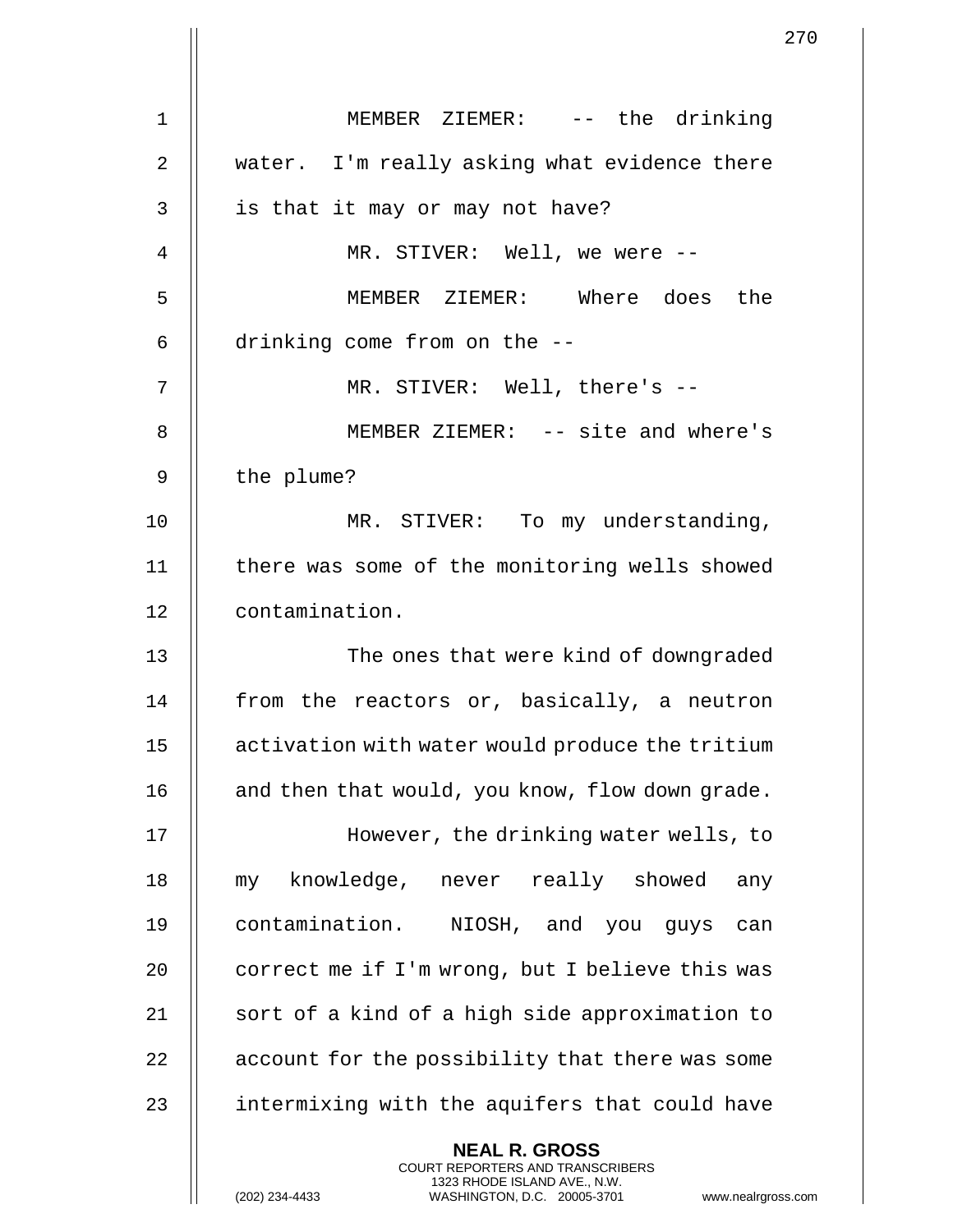MEMBER ZIEMER: -- the drinking water. I'm really asking what evidence there is that it may or may not have?

MR. STIVER: Well, we were --

MEMBER ZIEMER: Where does the drinking come from on the --

MR. STIVER: Well, there's --

MEMBER ZIEMER: -- site and where's the plume?

MR. STIVER: To my understanding, there was some of the monitoring wells showed contamination.

The ones that were kind of downgraded from the reactors or, basically, a neutron activation with water would produce the tritium and then that would, you know, flow down grade.

However, the drinking water wells, to my knowledge, never really showed any contamination. NIOSH, and you guys can correct me if I'm wrong, but I believe this was sort of a kind of a high side approximation to account for the possibility that there was some intermixing with the aquifers that could have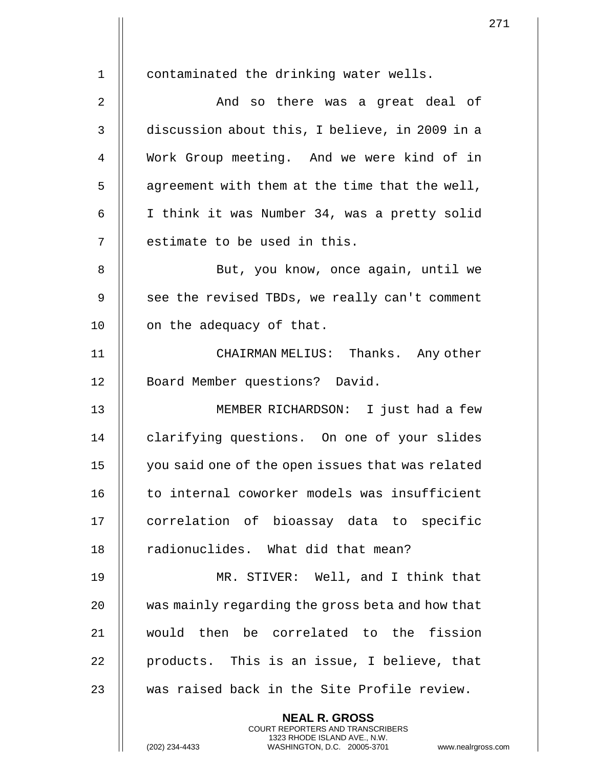contaminated the drinking water wells.

And so there was a great deal of discussion about this, I believe, in 2009 in a Work Group meeting. And we were kind of in agreement with them at the time that the well, I think it was Number 34, was a pretty solid estimate to be used in this.

But, you know, once again, until we see the revised TBDs, we really can't comment on the adequacy of that.

CHAIRMAN MELIUS: Thanks. Any other Board Member questions? David.

MEMBER RICHARDSON: I just had a few clarifying questions. On one of your slides you said one of the open issues that was related to internal coworker models was insufficient correlation of bioassay data to specific radionuclides. What did that mean?

MR. STIVER: Well, and I think that was mainly regarding the gross beta and how that would then be correlated to the fission products. This is an issue, I believe, that was raised back in the Site Profile review.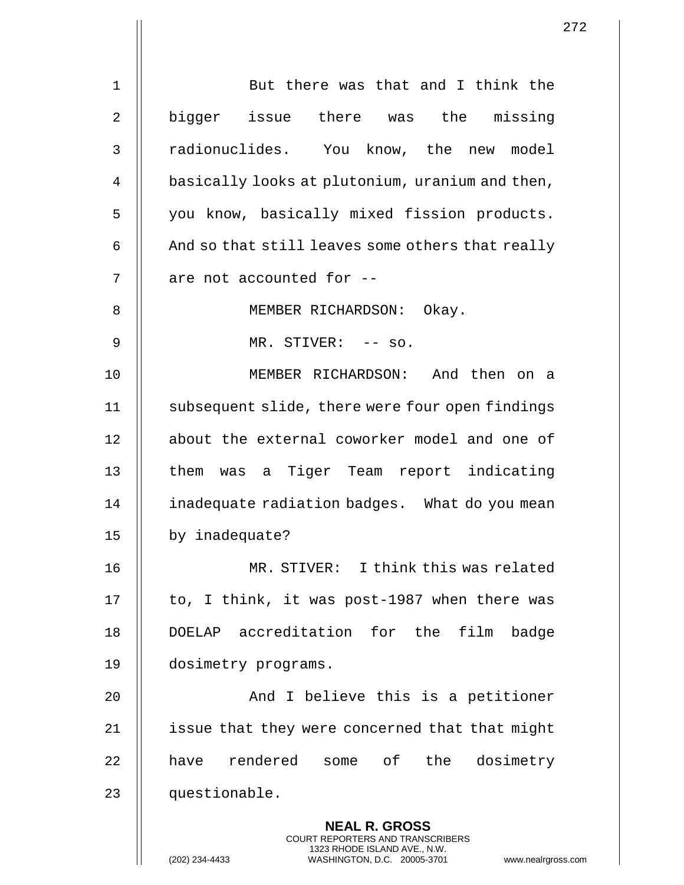But there was that and I think the bigger issue there was the missing radionuclides. You know, the new model basically looks at plutonium, uranium and then, you know, basically mixed fission products. And so that still leaves some others that really are not accounted for --

MEMBER RICHARDSON: Okay.

MR. STIVER: -- so.

MEMBER RICHARDSON: And then on a subsequent slide, there were four open findings about the external coworker model and one of them was a Tiger Team report indicating inadequate radiation badges. What do you mean by inadequate?

MR. STIVER: I think this was related to, I think, it was post-1987 when there was DOELAP accreditation for the film badge dosimetry programs.

And I believe this is a petitioner issue that they were concerned that that might have rendered some of the dosimetry questionable.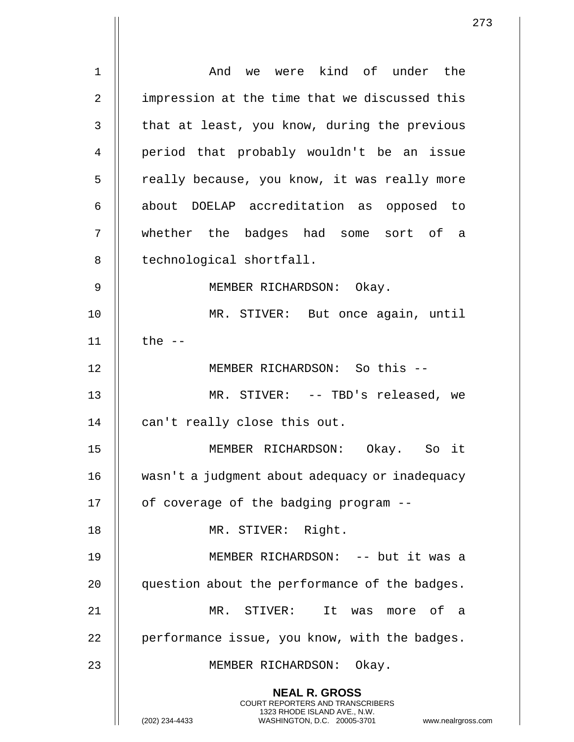And we were kind of under the impression at the time that we discussed this that at least, you know, during the previous period that probably wouldn't be an issue really because, you know, it was really more about DOELAP accreditation as opposed to whether the badges had some sort of a technological shortfall.

MEMBER RICHARDSON: Okay.

MR. STIVER: But once again, until the --

MEMBER RICHARDSON: So this --

MR. STIVER: -- TBD's released, we can't really close this out.

MEMBER RICHARDSON: Okay. So it wasn't a judgment about adequacy or inadequacy of coverage of the badging program --

MR. STIVER: Right.

MEMBER RICHARDSON: -- but it was a question about the performance of the badges.

MR. STIVER: It was more of a performance issue, you know, with the badges.

MEMBER RICHARDSON: Okay.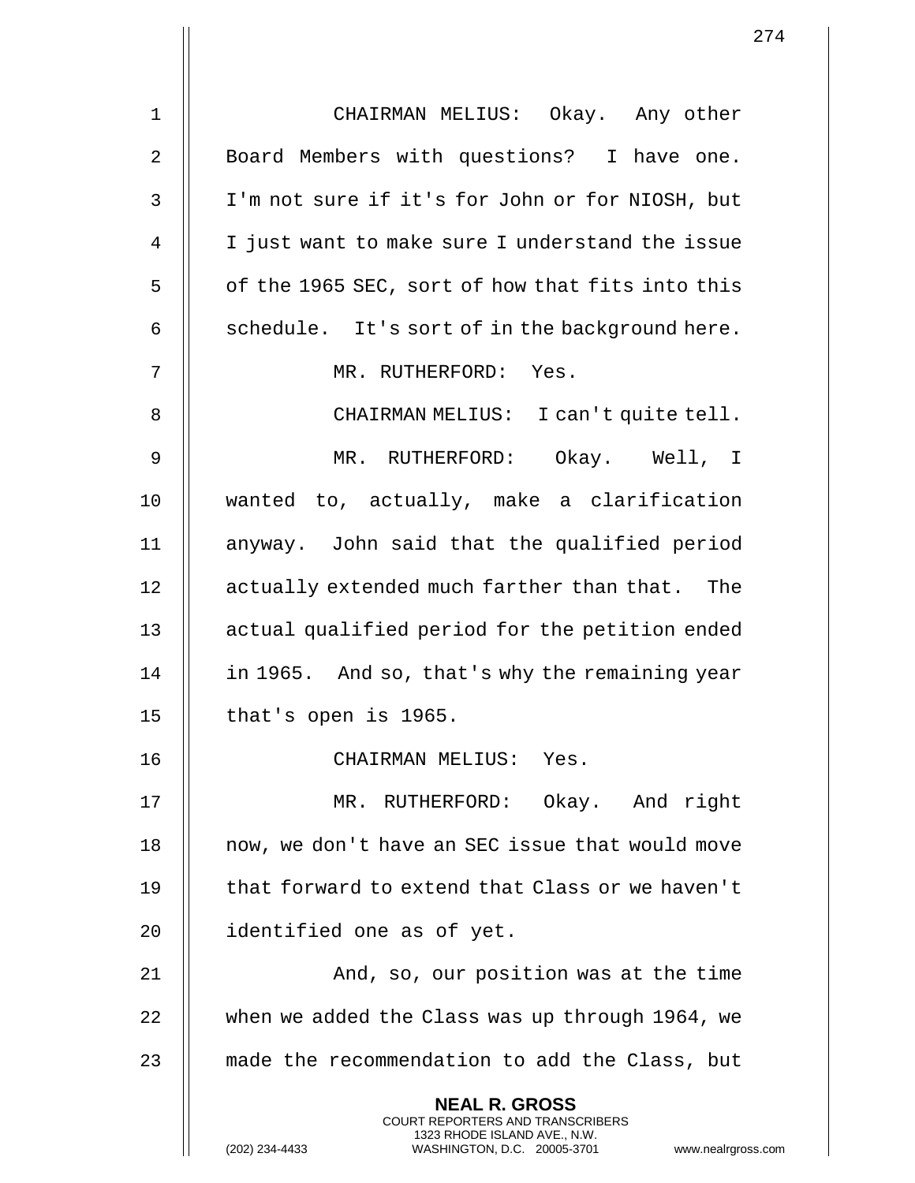CHAIRMAN MELIUS: Okay. Any other Board Members with questions? I have one. I'm not sure if it's for John or for NIOSH, but I just want to make sure I understand the issue of the 1965 SEC, sort of how that fits into this schedule. It's sort of in the background here.

MR. RUTHERFORD: Yes.

CHAIRMAN MELIUS: I can't quite tell.

MR. RUTHERFORD: Okay. Well, I wanted to, actually, make a clarification anyway. John said that the qualified period actually extended much farther than that. The actual qualified period for the petition ended in 1965. And so, that's why the remaining year that's open is 1965.

CHAIRMAN MELIUS: Yes.

MR. RUTHERFORD: Okay. And right now, we don't have an SEC issue that would move that forward to extend that Class or we haven't identified one as of yet.

And, so, our position was at the time when we added the Class was up through 1964, we made the recommendation to add the Class, but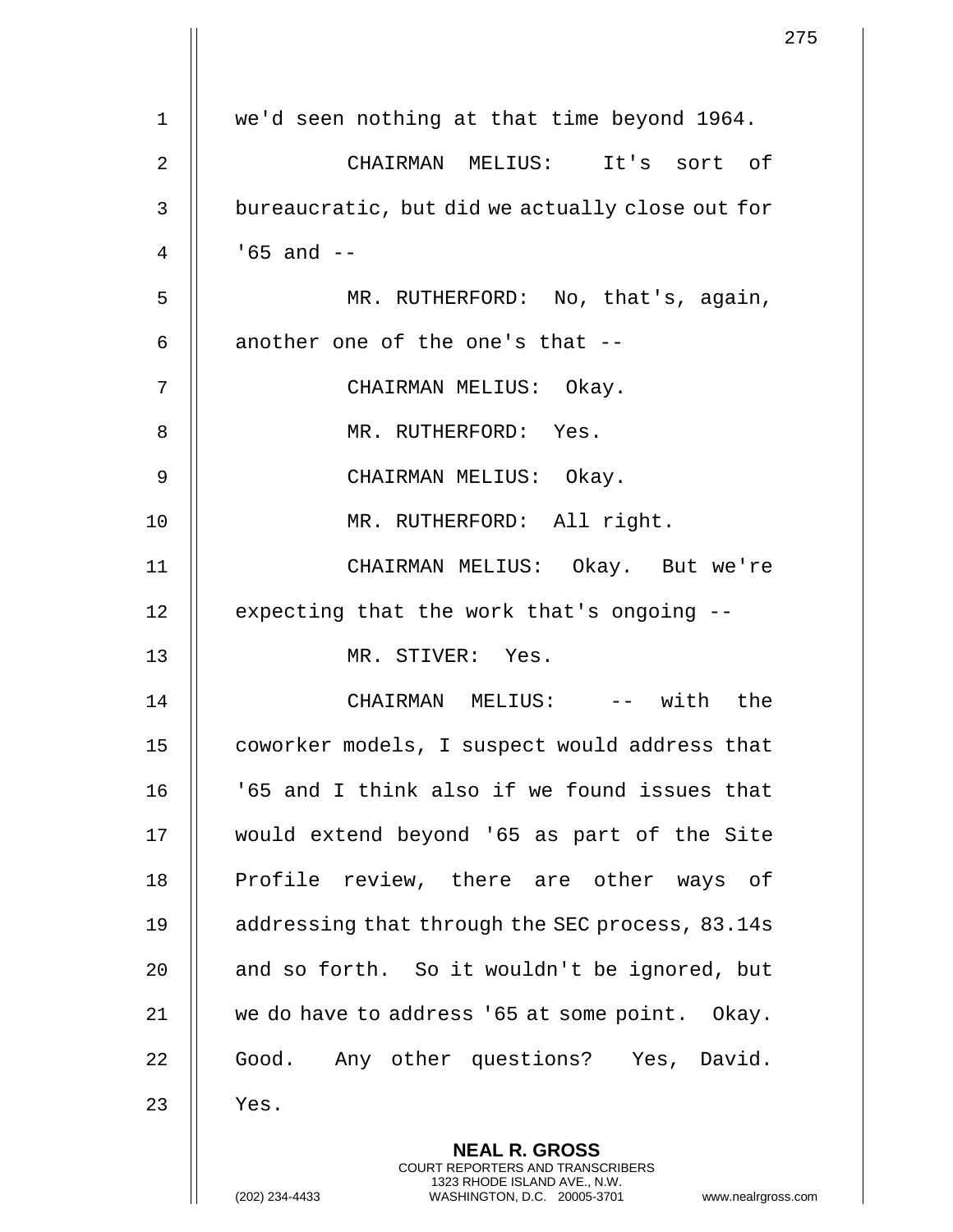we'd seen nothing at that time beyond 1964.

CHAIRMAN MELIUS: It's sort of bureaucratic, but did we actually close out for '65 and --

MR. RUTHERFORD: No, that's, again, another one of the one's that --

CHAIRMAN MELIUS: Okay.

MR. RUTHERFORD: Yes.

CHAIRMAN MELIUS: Okay.

MR. RUTHERFORD: All right.

CHAIRMAN MELIUS: Okay. But we're expecting that the work that's ongoing --

MR. STIVER: Yes.

CHAIRMAN MELIUS: -- with the coworker models, I suspect would address that '65 and I think also if we found issues that would extend beyond '65 as part of the Site Profile review, there are other ways of addressing that through the SEC process, 83.14s and so forth. So it wouldn't be ignored, but we do have to address '65 at some point. Okay. Good. Any other questions? Yes, David. Yes.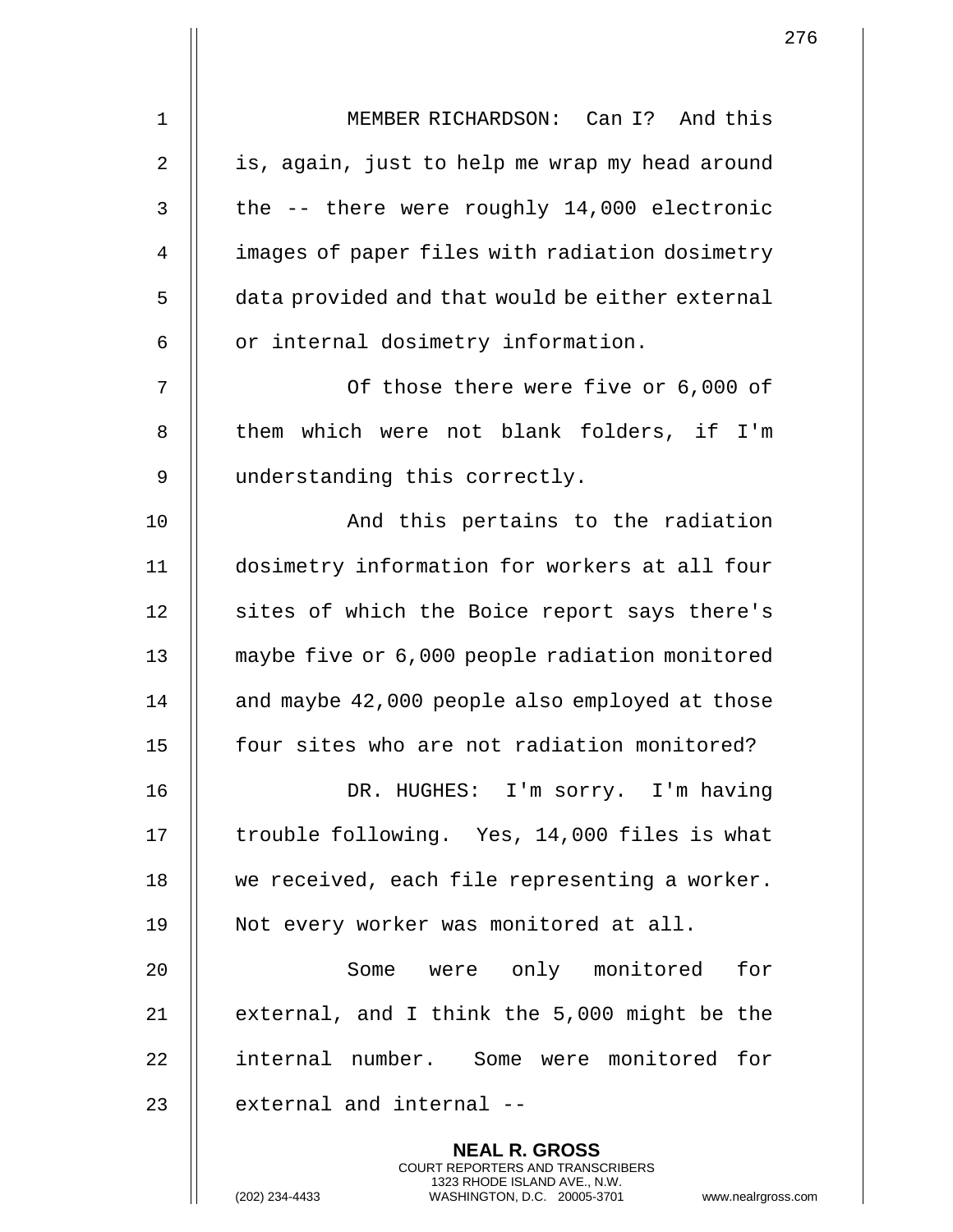MEMBER RICHARDSON: Can I? And this is, again, just to help me wrap my head around the -- there were roughly 14,000 electronic images of paper files with radiation dosimetry data provided and that would be either external or internal dosimetry information.

Of those there were five or 6,000 of them which were not blank folders, if I'm understanding this correctly.

And this pertains to the radiation dosimetry information for workers at all four sites of which the Boice report says there's maybe five or 6,000 people radiation monitored and maybe 42,000 people also employed at those four sites who are not radiation monitored?

DR. HUGHES: I'm sorry. I'm having trouble following. Yes, 14,000 files is what we received, each file representing a worker. Not every worker was monitored at all.

Some were only monitored for external, and I think the 5,000 might be the internal number. Some were monitored for external and internal --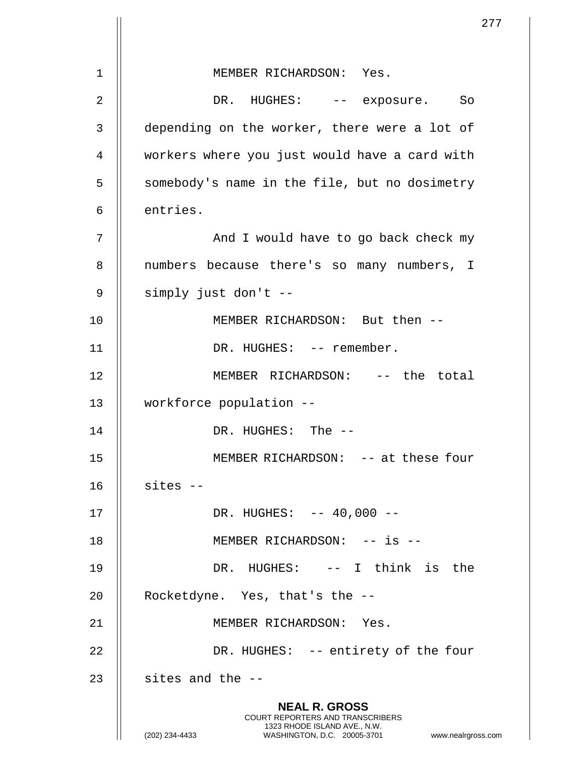MEMBER RICHARDSON: Yes.

DR. HUGHES: -- exposure. So depending on the worker, there were a lot of workers where you just would have a card with somebody's name in the file, but no dosimetry entries.

And I would have to go back check my numbers because there's so many numbers, I simply just don't --

MEMBER RICHARDSON: But then --

DR. HUGHES: -- remember.

MEMBER RICHARDSON: -- the total workforce population --

DR. HUGHES: The --

MEMBER RICHARDSON: -- at these four sites --

DR. HUGHES: -- 40,000 --

MEMBER RICHARDSON: -- is --

DR. HUGHES: -- I think is the Rocketdyne. Yes, that's the --

MEMBER RICHARDSON: Yes.

DR. HUGHES: -- entirety of the four sites and the --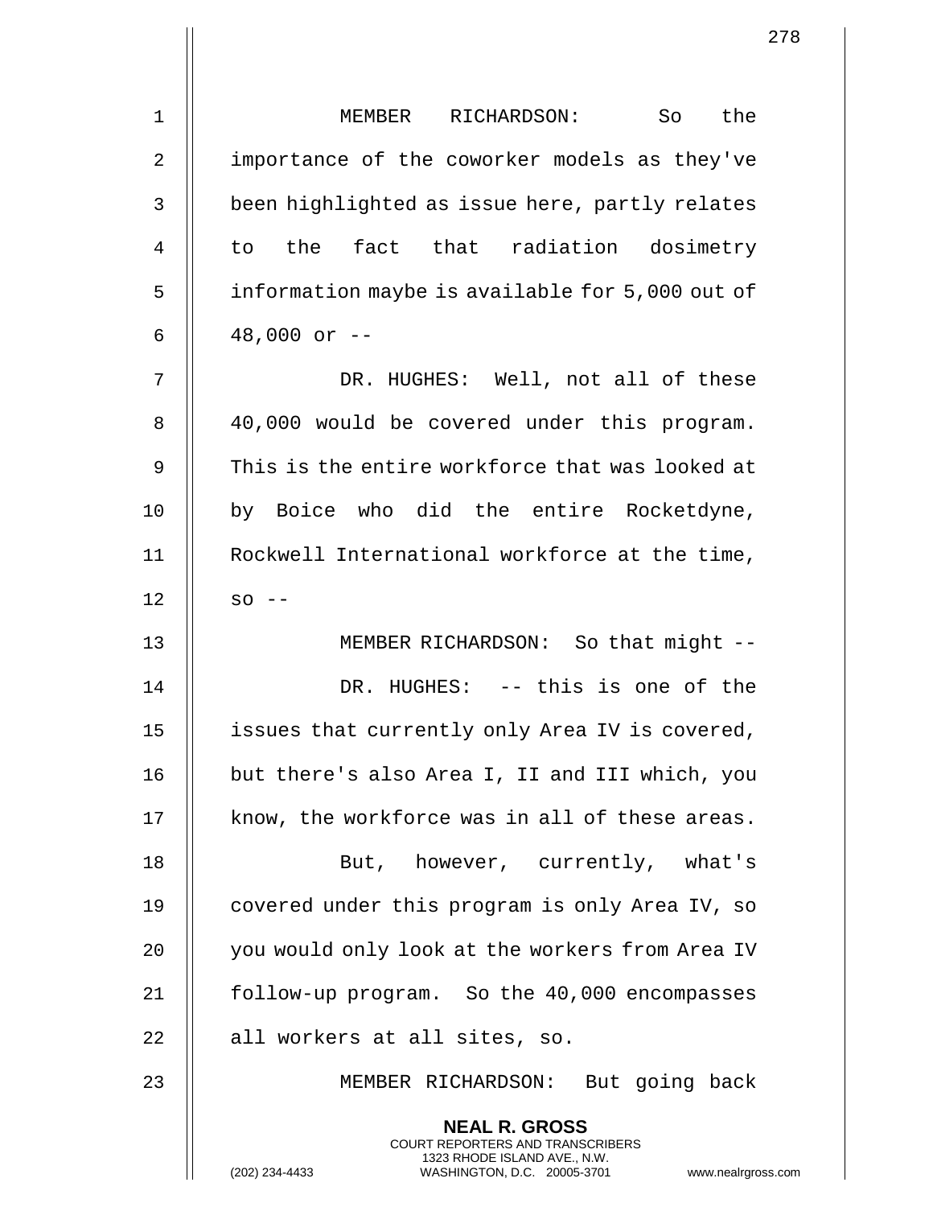MEMBER RICHARDSON: So the importance of the coworker models as they've been highlighted as issue here, partly relates to the fact that radiation dosimetry information maybe is available for 5,000 out of 48,000 or --

DR. HUGHES: Well, not all of these 40,000 would be covered under this program. This is the entire workforce that was looked at by Boice who did the entire Rocketdyne, Rockwell International workforce at the time, so --

MEMBER RICHARDSON: So that might --

DR. HUGHES: -- this is one of the issues that currently only Area IV is covered, but there's also Area I, II and III which, you know, the workforce was in all of these areas.

But, however, currently, what's covered under this program is only Area IV, so you would only look at the workers from Area IV follow-up program. So the 40,000 encompasses all workers at all sites, so.

MEMBER RICHARDSON: But going back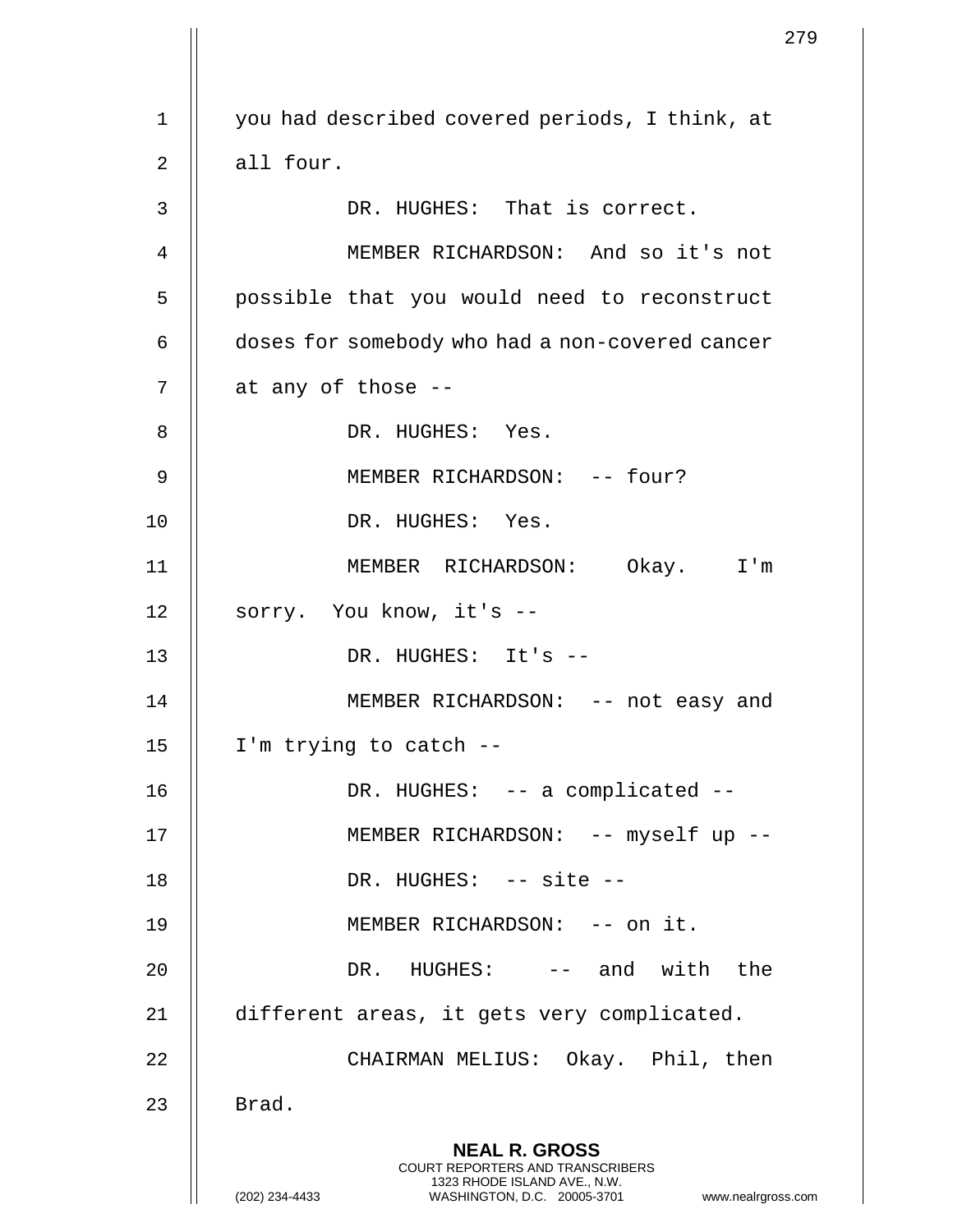you had described covered periods, I think, at all four.

DR. HUGHES: That is correct.

MEMBER RICHARDSON: And so it's not possible that you would need to reconstruct doses for somebody who had a non-covered cancer at any of those --

DR. HUGHES: Yes.

MEMBER RICHARDSON: -- four?

DR. HUGHES: Yes.

MEMBER RICHARDSON: Okay. I'm sorry. You know, it's --

DR. HUGHES: It's --

MEMBER RICHARDSON: -- not easy and I'm trying to catch --

DR. HUGHES: -- a complicated --

MEMBER RICHARDSON: -- myself up --

DR. HUGHES: -- site --

MEMBER RICHARDSON: -- on it.

DR. HUGHES: -- and with the different areas, it gets very complicated.

CHAIRMAN MELIUS: Okay. Phil, then Brad.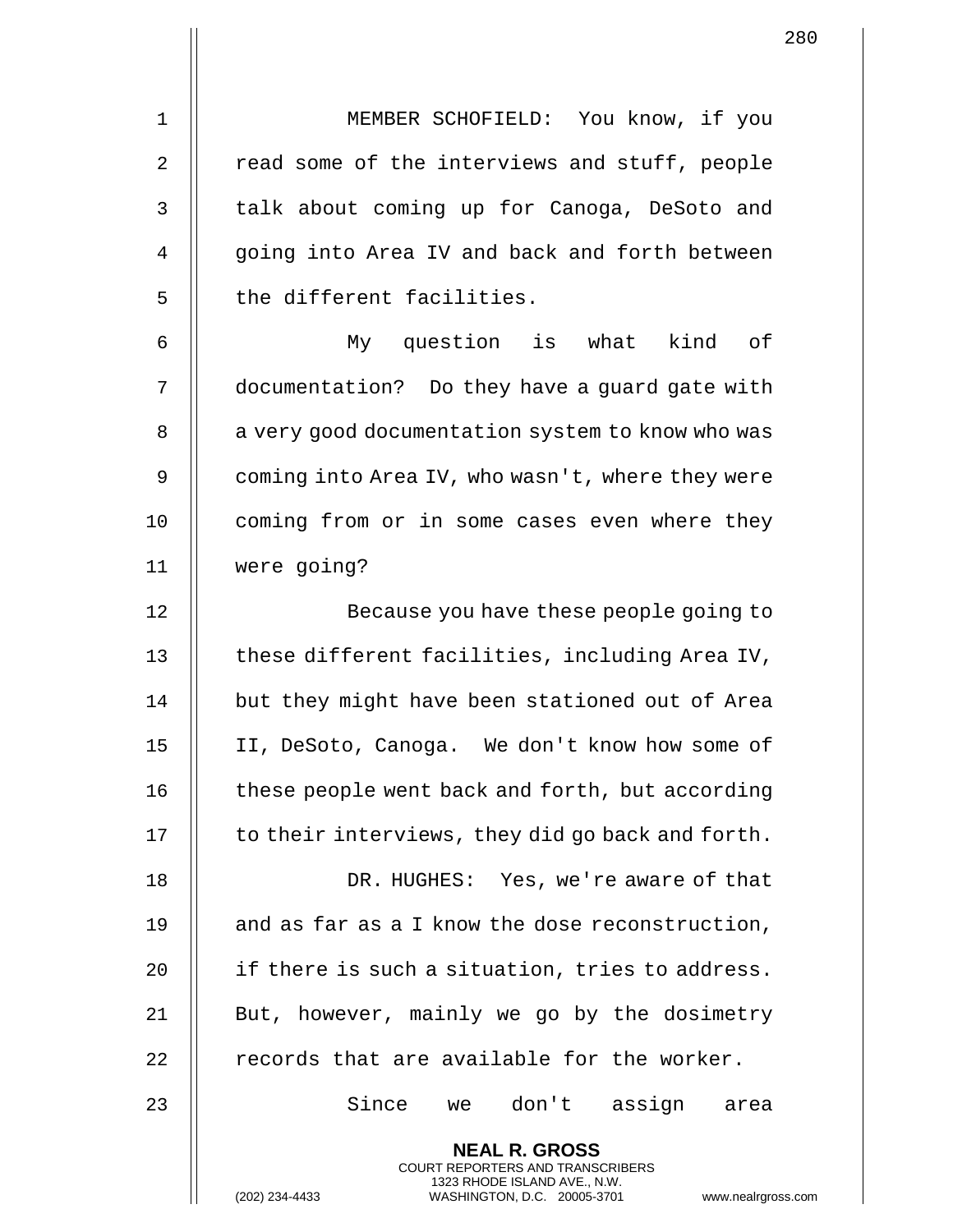MEMBER SCHOFIELD: You know, if you read some of the interviews and stuff, people talk about coming up for Canoga, DeSoto and going into Area IV and back and forth between the different facilities.

My question is what kind of documentation? Do they have a guard gate with a very good documentation system to know who was coming into Area IV, who wasn't, where they were coming from or in some cases even where they were going?

Because you have these people going to these different facilities, including Area IV, but they might have been stationed out of Area II, DeSoto, Canoga. We don't know how some of these people went back and forth, but according to their interviews, they did go back and forth.

DR. HUGHES: Yes, we're aware of that and as far as a I know the dose reconstruction, if there is such a situation, tries to address. But, however, mainly we go by the dosimetry records that are available for the worker.

Since we don't assign area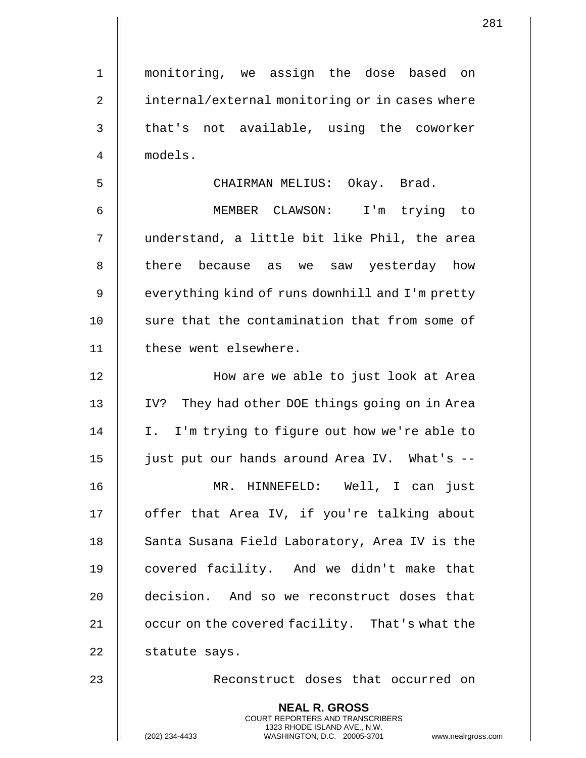monitoring, we assign the dose based on internal/external monitoring or in cases where that's not available, using the coworker models.

CHAIRMAN MELIUS: Okay. Brad.

MEMBER CLAWSON: I'm trying to understand, a little bit like Phil, the area there because as we saw yesterday how everything kind of runs downhill and I'm pretty sure that the contamination that from some of these went elsewhere.

How are we able to just look at Area IV? They had other DOE things going on in Area I. I'm trying to figure out how we're able to just put our hands around Area IV. What's --

MR. HINNEFELD: Well, I can just offer that Area IV, if you're talking about Santa Susana Field Laboratory, Area IV is the covered facility. And we didn't make that decision. And so we reconstruct doses that occur on the covered facility. That's what the statute says.

Reconstruct doses that occurred on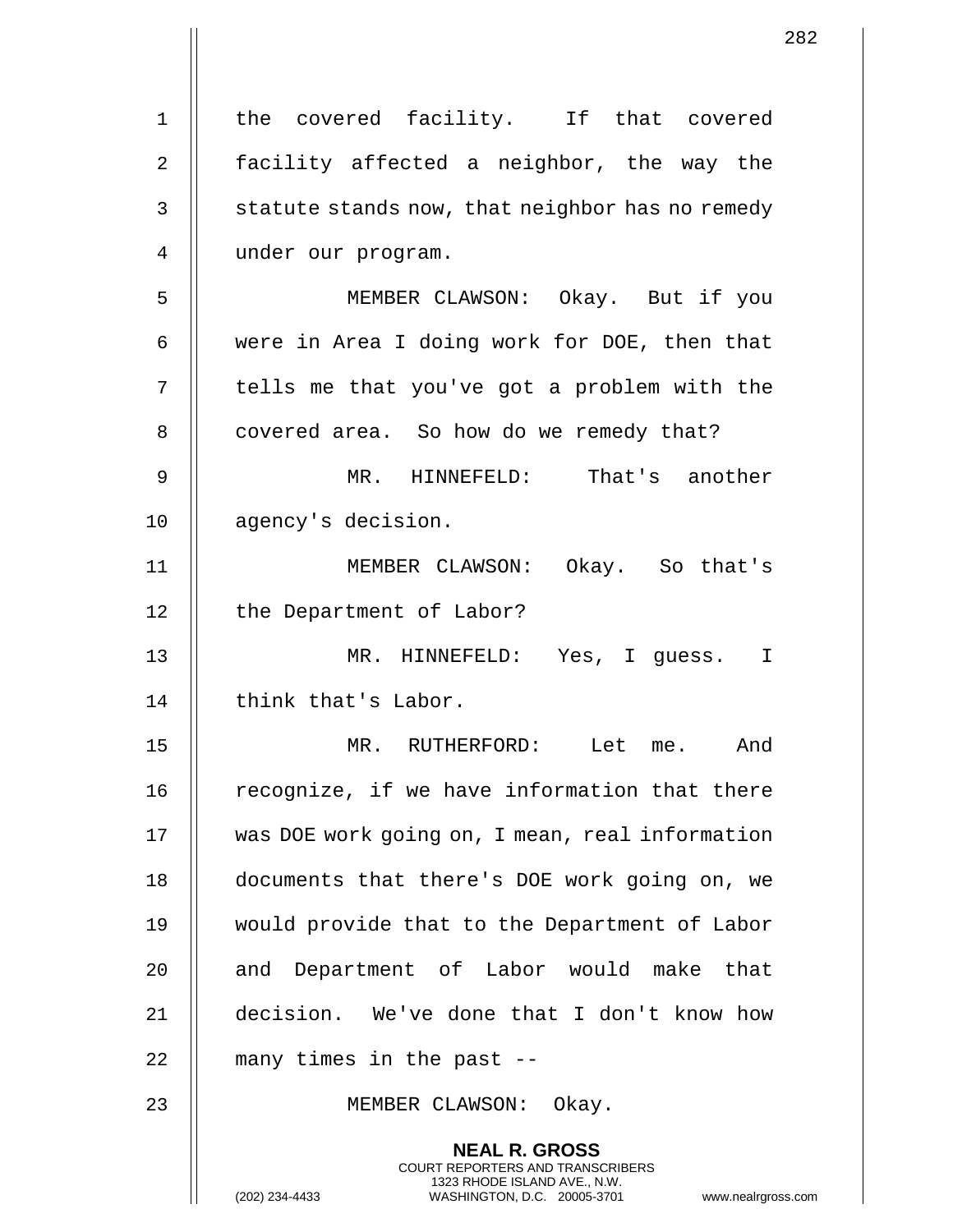the covered facility. If that covered facility affected a neighbor, the way the statute stands now, that neighbor has no remedy under our program.

MEMBER CLAWSON: Okay. But if you were in Area I doing work for DOE, then that tells me that you've got a problem with the covered area. So how do we remedy that?

MR. HINNEFELD: That's another agency's decision.

MEMBER CLAWSON: Okay. So that's the Department of Labor?

MR. HINNEFELD: Yes, I guess. I think that's Labor.

MR. RUTHERFORD: Let me. And recognize, if we have information that there was DOE work going on, I mean, real information documents that there's DOE work going on, we would provide that to the Department of Labor and Department of Labor would make that decision. We've done that I don't know how many times in the past --

MEMBER CLAWSON: Okay.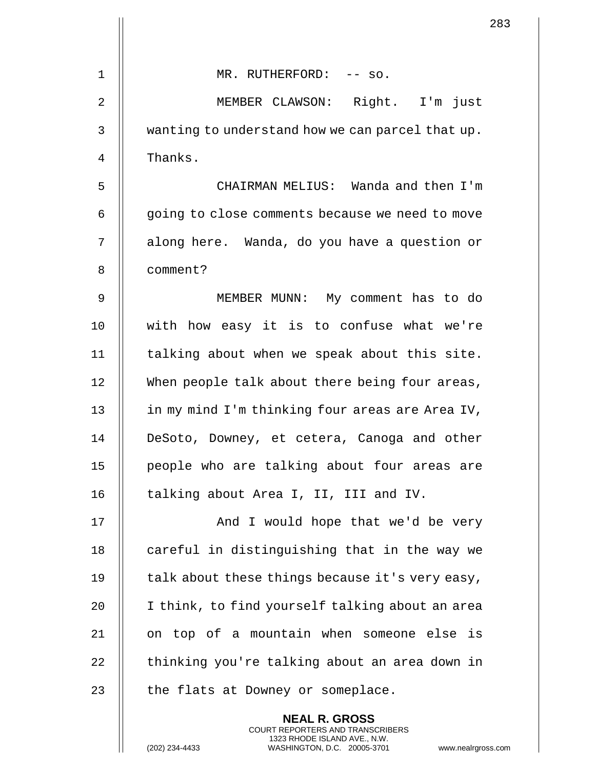MR. RUTHERFORD: -- so.

MEMBER CLAWSON: Right. I'm just wanting to understand how we can parcel that up. Thanks.

CHAIRMAN MELIUS: Wanda and then I'm going to close comments because we need to move along here. Wanda, do you have a question or comment?

MEMBER MUNN: My comment has to do with how easy it is to confuse what we're talking about when we speak about this site. When people talk about there being four areas, in my mind I'm thinking four areas are Area IV, DeSoto, Downey, et cetera, Canoga and other people who are talking about four areas are talking about Area I, II, III and IV.

And I would hope that we'd be very careful in distinguishing that in the way we talk about these things because it's very easy, I think, to find yourself talking about an area on top of a mountain when someone else is thinking you're talking about an area down in the flats at Downey or someplace.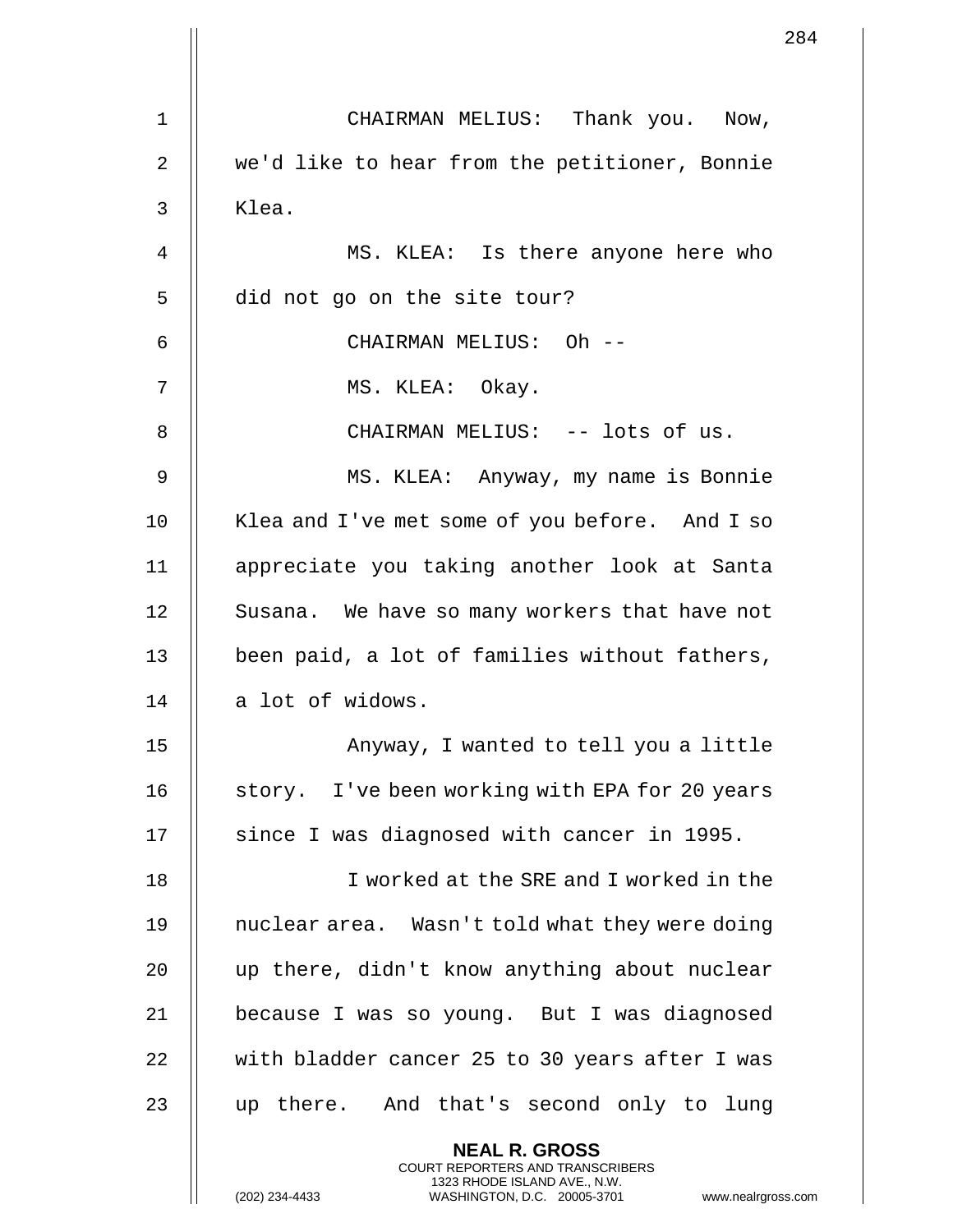CHAIRMAN MELIUS: Thank you. Now, we'd like to hear from the petitioner, Bonnie Klea.

MS. KLEA: Is there anyone here who did not go on the site tour?

CHAIRMAN MELIUS: Oh --

MS. KLEA: Okay.

CHAIRMAN MELIUS: -- lots of us.

MS. KLEA: Anyway, my name is Bonnie Klea and I've met some of you before. And I so appreciate you taking another look at Santa Susana. We have so many workers that have not been paid, a lot of families without fathers, a lot of widows.

Anyway, I wanted to tell you a little story. I've been working with EPA for 20 years since I was diagnosed with cancer in 1995.

I worked at the SRE and I worked in the nuclear area. Wasn't told what they were doing up there, didn't know anything about nuclear because I was so young. But I was diagnosed with bladder cancer 25 to 30 years after I was up there. And that's second only to lung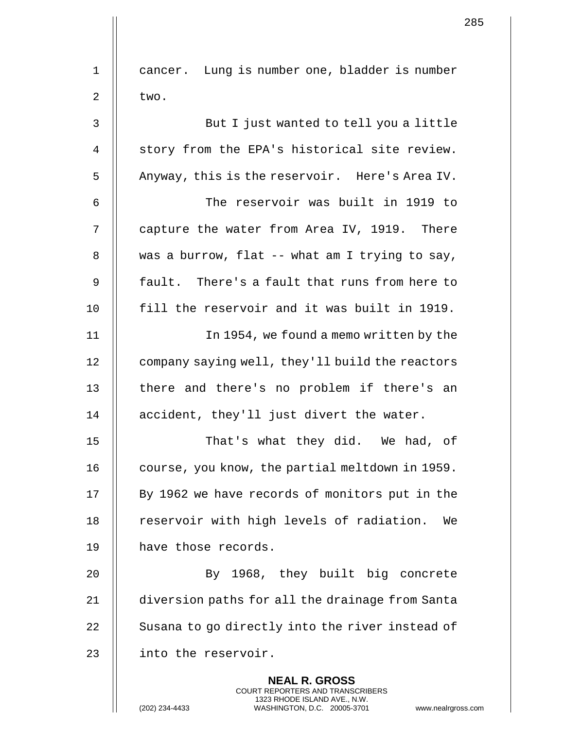cancer. Lung is number one, bladder is number two.

But I just wanted to tell you a little story from the EPA's historical site review. Anyway, this is the reservoir. Here's Area IV.

The reservoir was built in 1919 to capture the water from Area IV, 1919. There was a burrow, flat -- what am I trying to say, fault. There's a fault that runs from here to fill the reservoir and it was built in 1919.

In 1954, we found a memo written by the company saying well, they'll build the reactors there and there's no problem if there's an accident, they'll just divert the water.

That's what they did. We had, of course, you know, the partial meltdown in 1959. By 1962 we have records of monitors put in the reservoir with high levels of radiation. We have those records.

By 1968, they built big concrete diversion paths for all the drainage from Santa Susana to go directly into the river instead of into the reservoir.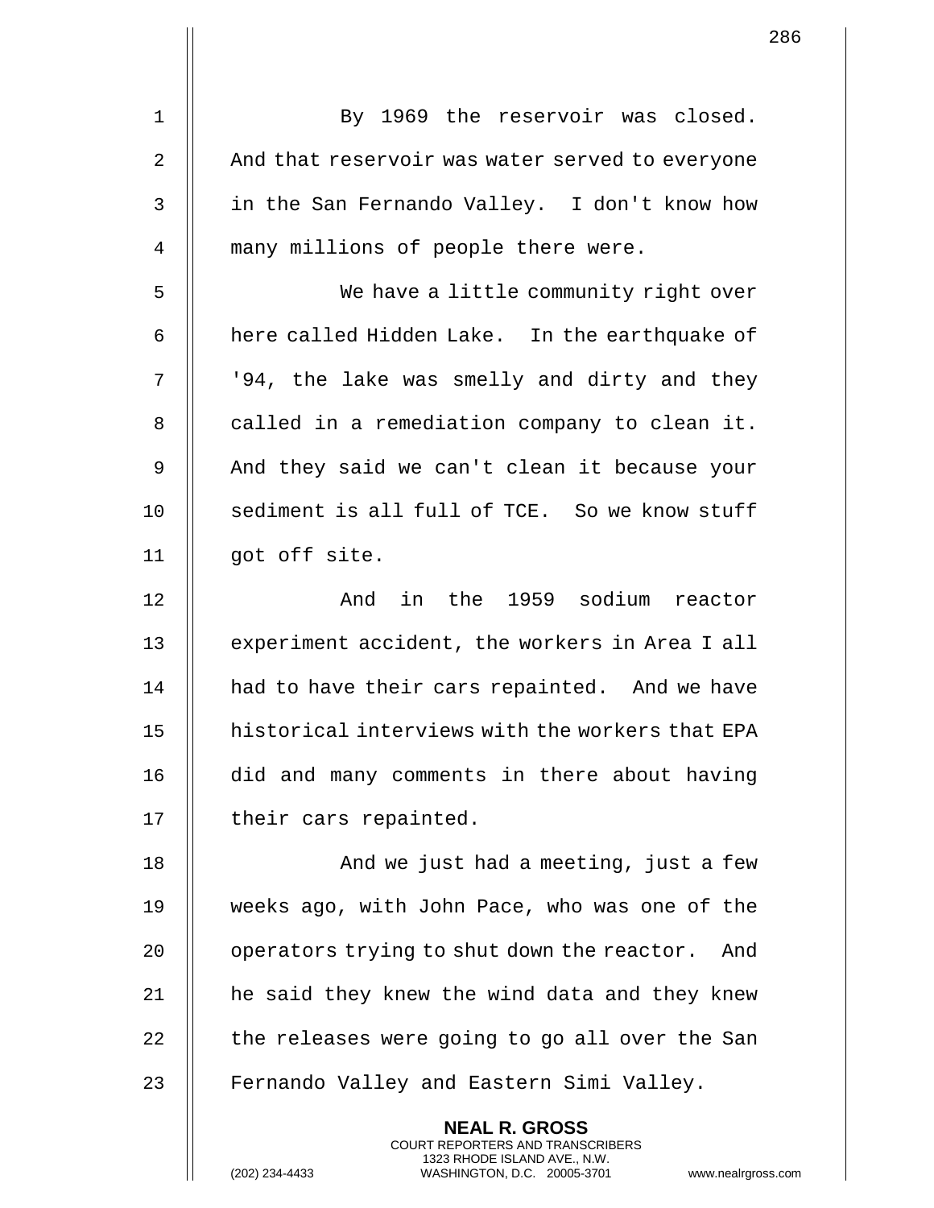By 1969 the reservoir was closed. And that reservoir was water served to everyone in the San Fernando Valley. I don't know how many millions of people there were.

We have a little community right over here called Hidden Lake. In the earthquake of '94, the lake was smelly and dirty and they called in a remediation company to clean it. And they said we can't clean it because your sediment is all full of TCE. So we know stuff got off site.

And in the 1959 sodium reactor experiment accident, the workers in Area I all had to have their cars repainted. And we have historical interviews with the workers that EPA did and many comments in there about having their cars repainted.

And we just had a meeting, just a few weeks ago, with John Pace, who was one of the operators trying to shut down the reactor. And he said they knew the wind data and they knew the releases were going to go all over the San Fernando Valley and Eastern Simi Valley.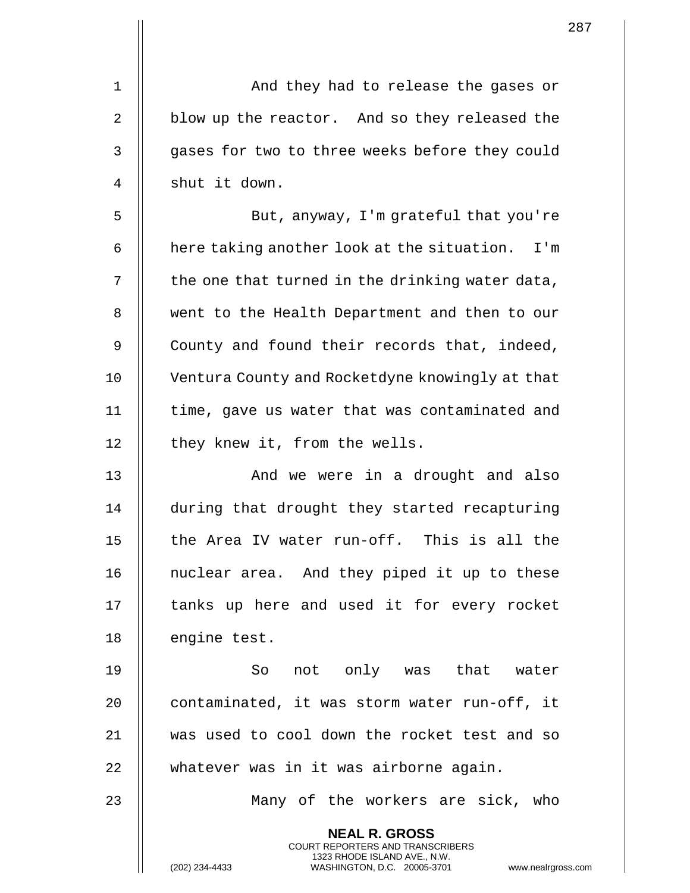And they had to release the gases or blow up the reactor. And so they released the gases for two to three weeks before they could shut it down.

But, anyway, I'm grateful that you're here taking another look at the situation. I'm the one that turned in the drinking water data, went to the Health Department and then to our County and found their records that, indeed, Ventura County and Rocketdyne knowingly at that time, gave us water that was contaminated and they knew it, from the wells.

And we were in a drought and also during that drought they started recapturing the Area IV water run-off. This is all the nuclear area. And they piped it up to these tanks up here and used it for every rocket engine test.

So not only was that water contaminated, it was storm water run-off, it was used to cool down the rocket test and so whatever was in it was airborne again.

Many of the workers are sick, who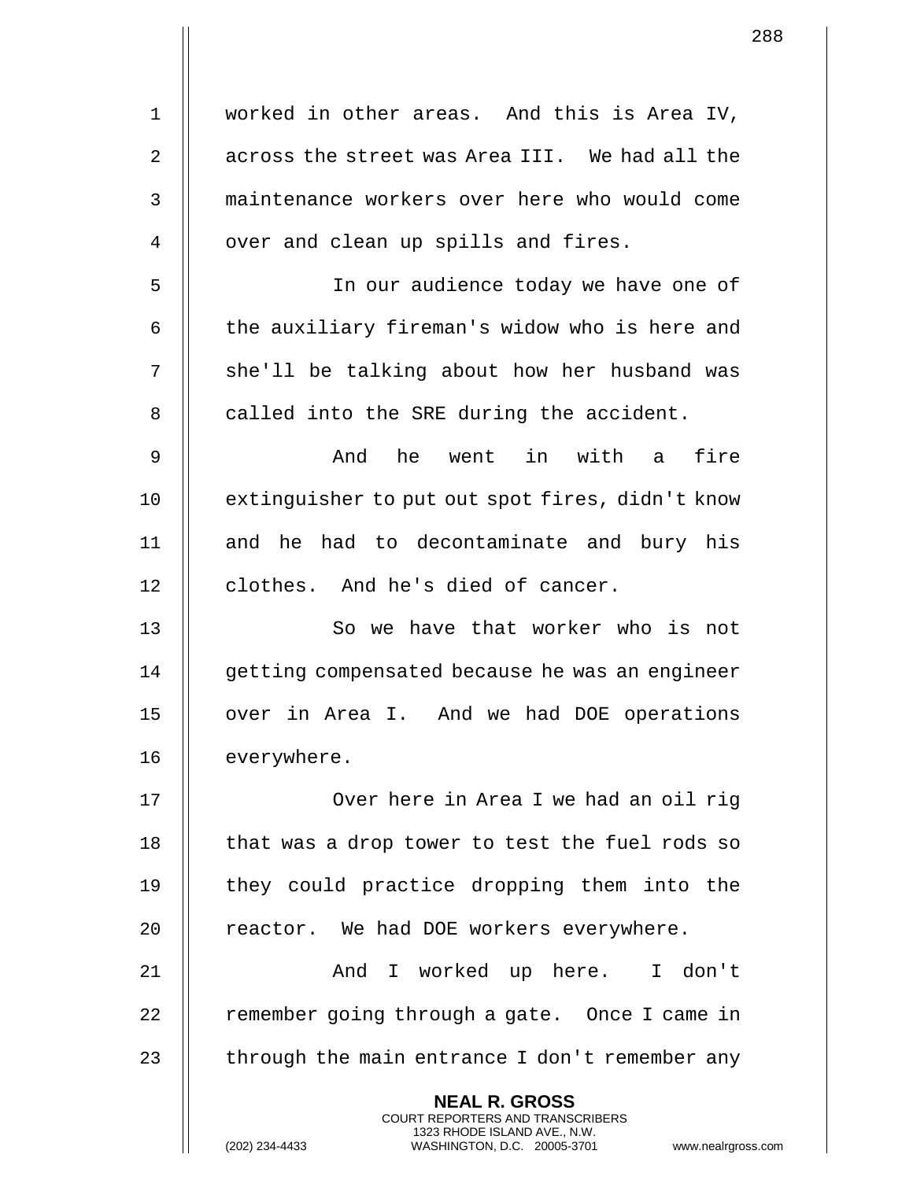worked in other areas. And this is Area IV, across the street was Area III. We had all the maintenance workers over here who would come over and clean up spills and fires.

In our audience today we have one of the auxiliary fireman's widow who is here and she'll be talking about how her husband was called into the SRE during the accident.

And he went in with a fire extinguisher to put out spot fires, didn't know and he had to decontaminate and bury his clothes. And he's died of cancer.

So we have that worker who is not getting compensated because he was an engineer over in Area I. And we had DOE operations everywhere.

Over here in Area I we had an oil rig that was a drop tower to test the fuel rods so they could practice dropping them into the reactor. We had DOE workers everywhere.

And I worked up here. I don't remember going through a gate. Once I came in through the main entrance I don't remember any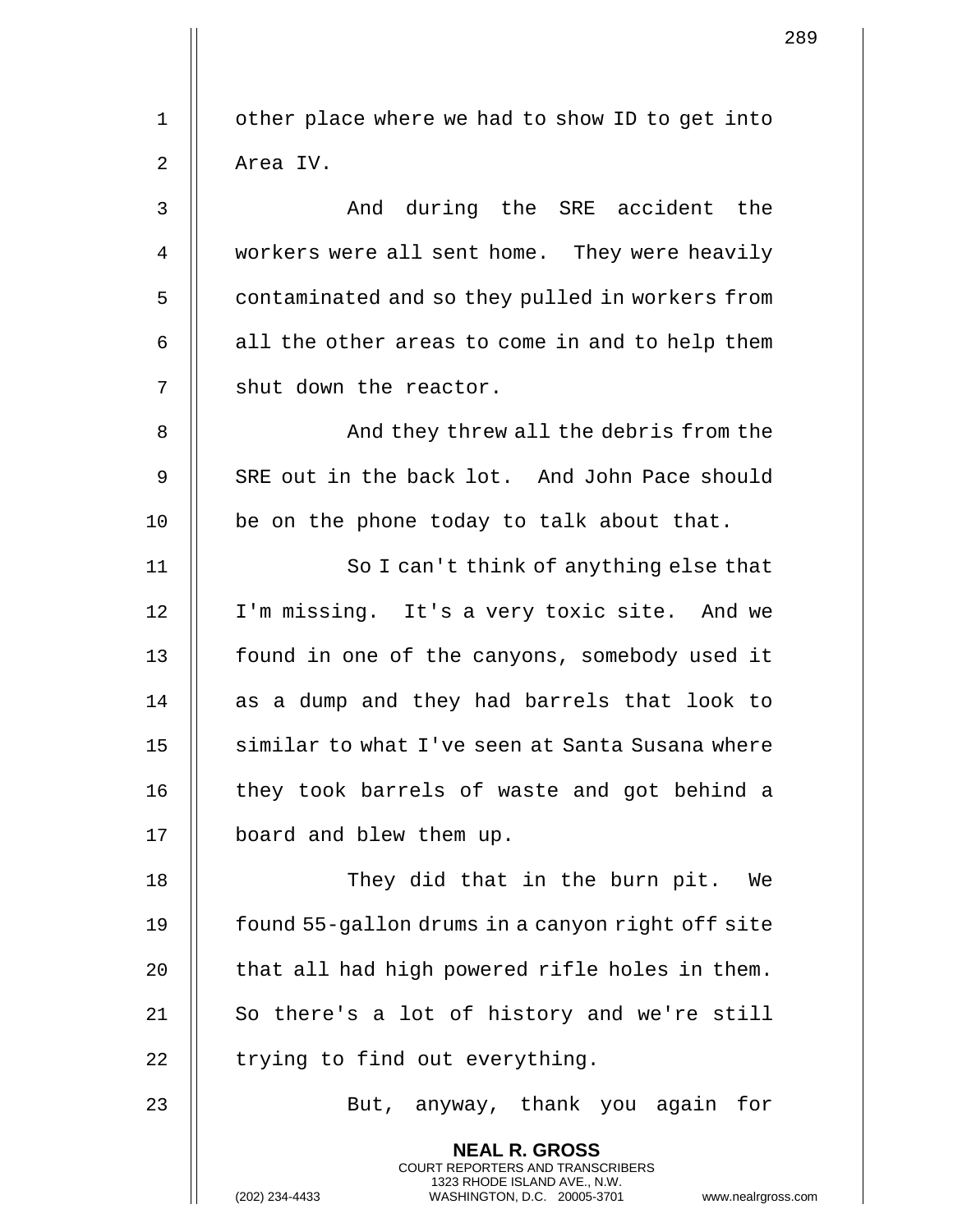other place where we had to show ID to get into Area IV.

And during the SRE accident the workers were all sent home. They were heavily contaminated and so they pulled in workers from all the other areas to come in and to help them shut down the reactor.

And they threw all the debris from the SRE out in the back lot. And John Pace should be on the phone today to talk about that.

So I can't think of anything else that I'm missing. It's a very toxic site. And we found in one of the canyons, somebody used it as a dump and they had barrels that look to similar to what I've seen at Santa Susana where they took barrels of waste and got behind a board and blew them up.

They did that in the burn pit. We found 55-gallon drums in a canyon right off site that all had high powered rifle holes in them. So there's a lot of history and we're still trying to find out everything.

But, anyway, thank you again for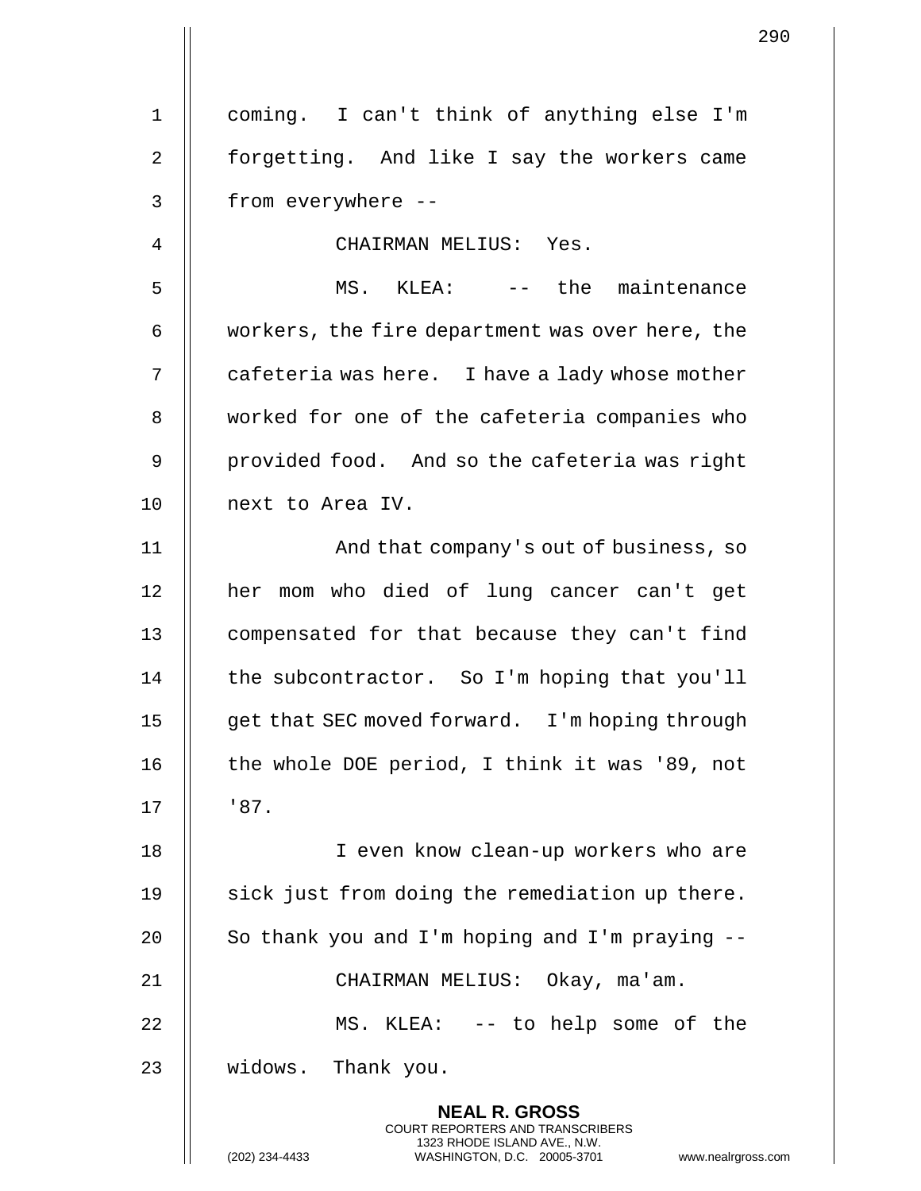coming. I can't think of anything else I'm forgetting. And like I say the workers came from everywhere --

CHAIRMAN MELIUS: Yes.

MS. KLEA: -- the maintenance workers, the fire department was over here, the cafeteria was here. I have a lady whose mother worked for one of the cafeteria companies who provided food. And so the cafeteria was right next to Area IV.

And that company's out of business, so her mom who died of lung cancer can't get compensated for that because they can't find the subcontractor. So I'm hoping that you'll get that SEC moved forward. I'm hoping through the whole DOE period, I think it was '89, not '87.

I even know clean-up workers who are sick just from doing the remediation up there. So thank you and I'm hoping and I'm praying --

CHAIRMAN MELIUS: Okay, ma'am.

MS. KLEA: -- to help some of the widows. Thank you.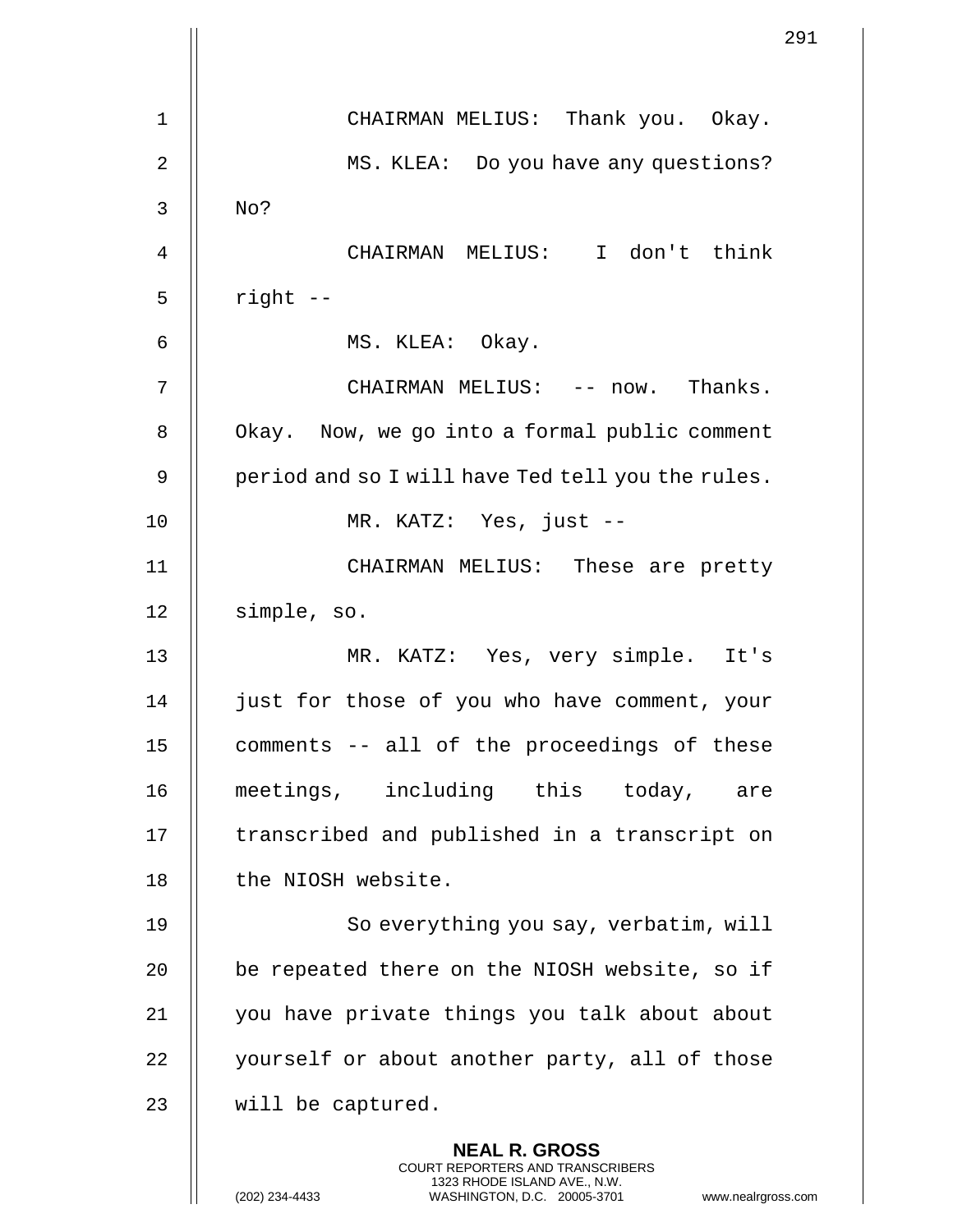CHAIRMAN MELIUS: Thank you. Okay.

MS. KLEA: Do you have any questions? No?

CHAIRMAN MELIUS: I don't think right --

MS. KLEA: Okay.

CHAIRMAN MELIUS: -- now. Thanks. Okay. Now, we go into a formal public comment period and so I will have Ted tell you the rules.

MR. KATZ: Yes, just --

CHAIRMAN MELIUS: These are pretty simple, so.

MR. KATZ: Yes, very simple. It's just for those of you who have comment, your comments -- all of the proceedings of these meetings, including this today, are transcribed and published in a transcript on the NIOSH website.

So everything you say, verbatim, will be repeated there on the NIOSH website, so if you have private things you talk about about yourself or about another party, all of those will be captured.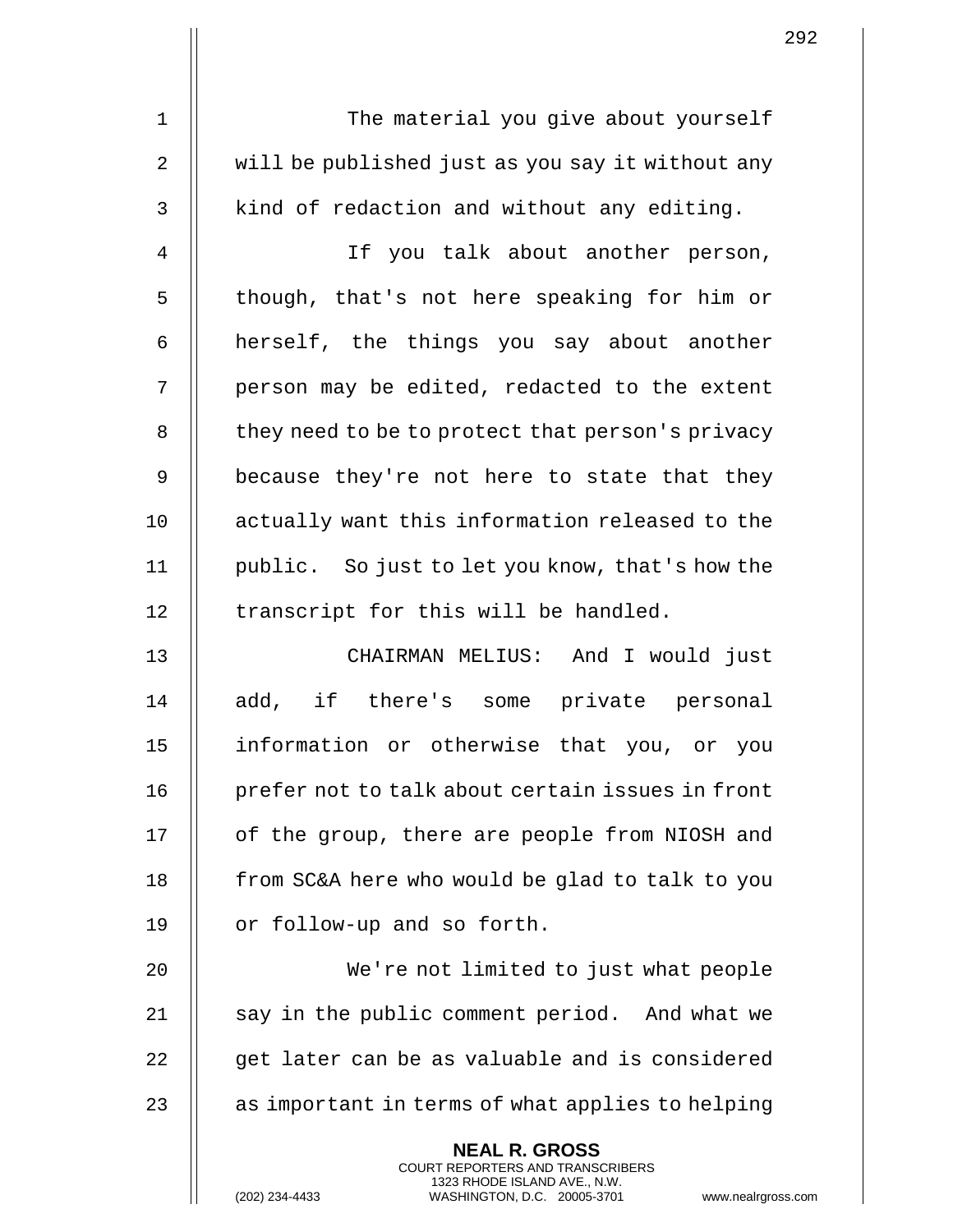The material you give about yourself will be published just as you say it without any kind of redaction and without any editing.

If you talk about another person, though, that's not here speaking for him or herself, the things you say about another person may be edited, redacted to the extent they need to be to protect that person's privacy because they're not here to state that they actually want this information released to the public. So just to let you know, that's how the transcript for this will be handled.

CHAIRMAN MELIUS: And I would just add, if there's some private personal information or otherwise that you, or you prefer not to talk about certain issues in front of the group, there are people from NIOSH and from SC&A here who would be glad to talk to you or follow-up and so forth.

We're not limited to just what people say in the public comment period. And what we get later can be as valuable and is considered as important in terms of what applies to helping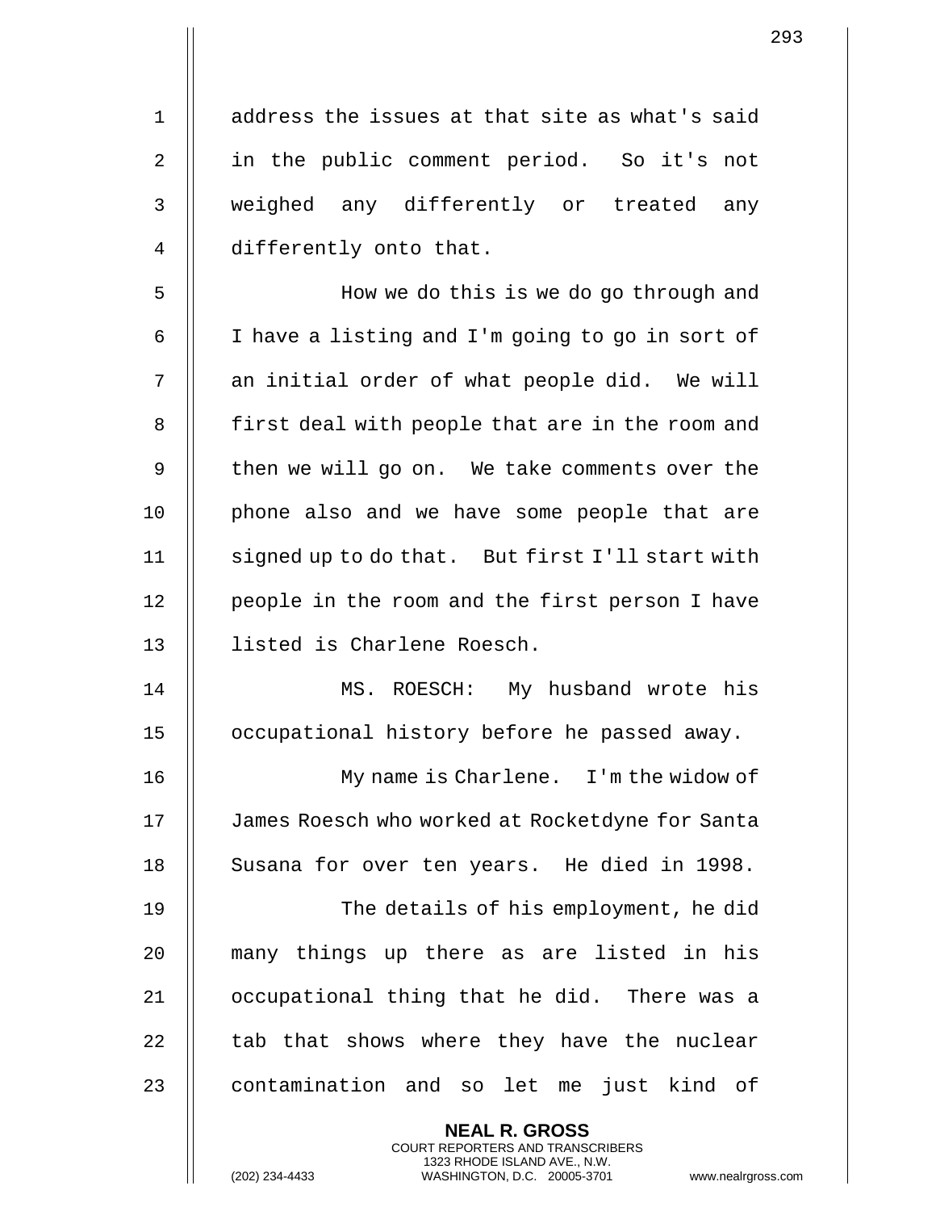address the issues at that site as what's said in the public comment period. So it's not weighed any differently or treated any differently onto that.

How we do this is we do go through and I have a listing and I'm going to go in sort of an initial order of what people did. We will first deal with people that are in the room and then we will go on. We take comments over the phone also and we have some people that are signed up to do that. But first I'll start with people in the room and the first person I have listed is Charlene Roesch.

MS. ROESCH: My husband wrote his occupational history before he passed away.

My name is Charlene. I'm the widow of James Roesch who worked at Rocketdyne for Santa Susana for over ten years. He died in 1998.

The details of his employment, he did many things up there as are listed in his occupational thing that he did. There was a tab that shows where they have the nuclear contamination and so let me just kind of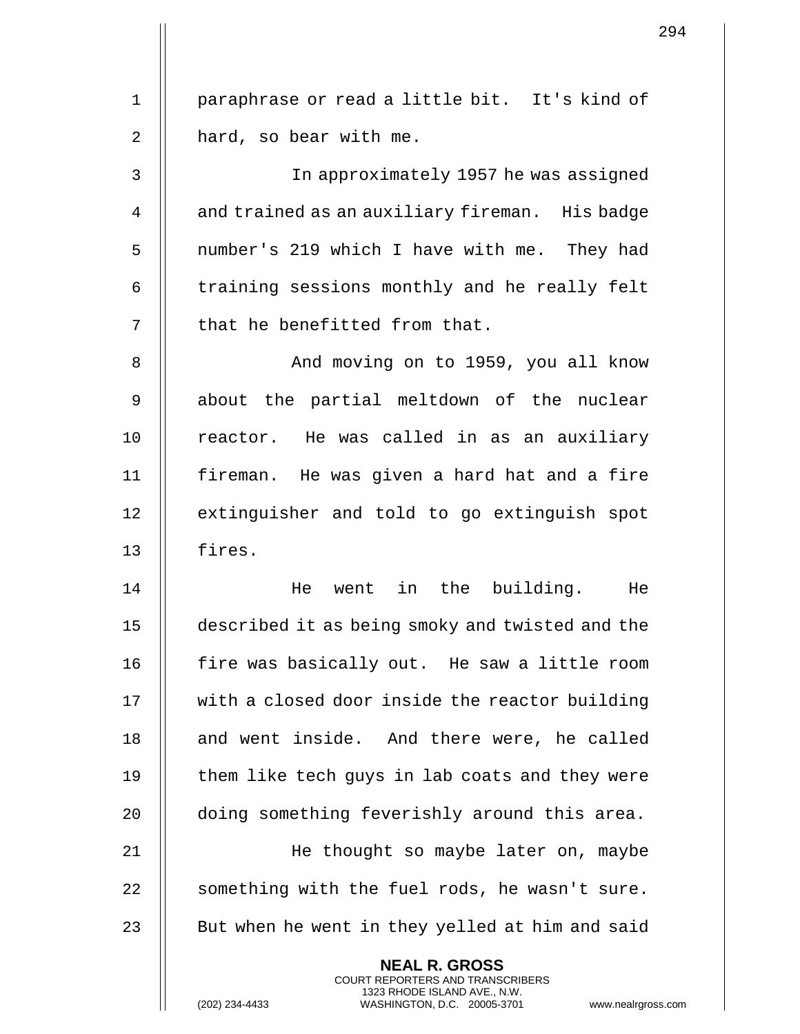paraphrase or read a little bit. It's kind of hard, so bear with me.

In approximately 1957 he was assigned and trained as an auxiliary fireman. His badge number's 219 which I have with me. They had training sessions monthly and he really felt that he benefitted from that.

And moving on to 1959, you all know about the partial meltdown of the nuclear reactor. He was called in as an auxiliary fireman. He was given a hard hat and a fire extinguisher and told to go extinguish spot fires.

He went in the building. He described it as being smoky and twisted and the fire was basically out. He saw a little room with a closed door inside the reactor building and went inside. And there were, he called them like tech guys in lab coats and they were doing something feverishly around this area.

He thought so maybe later on, maybe something with the fuel rods, he wasn't sure. But when he went in they yelled at him and said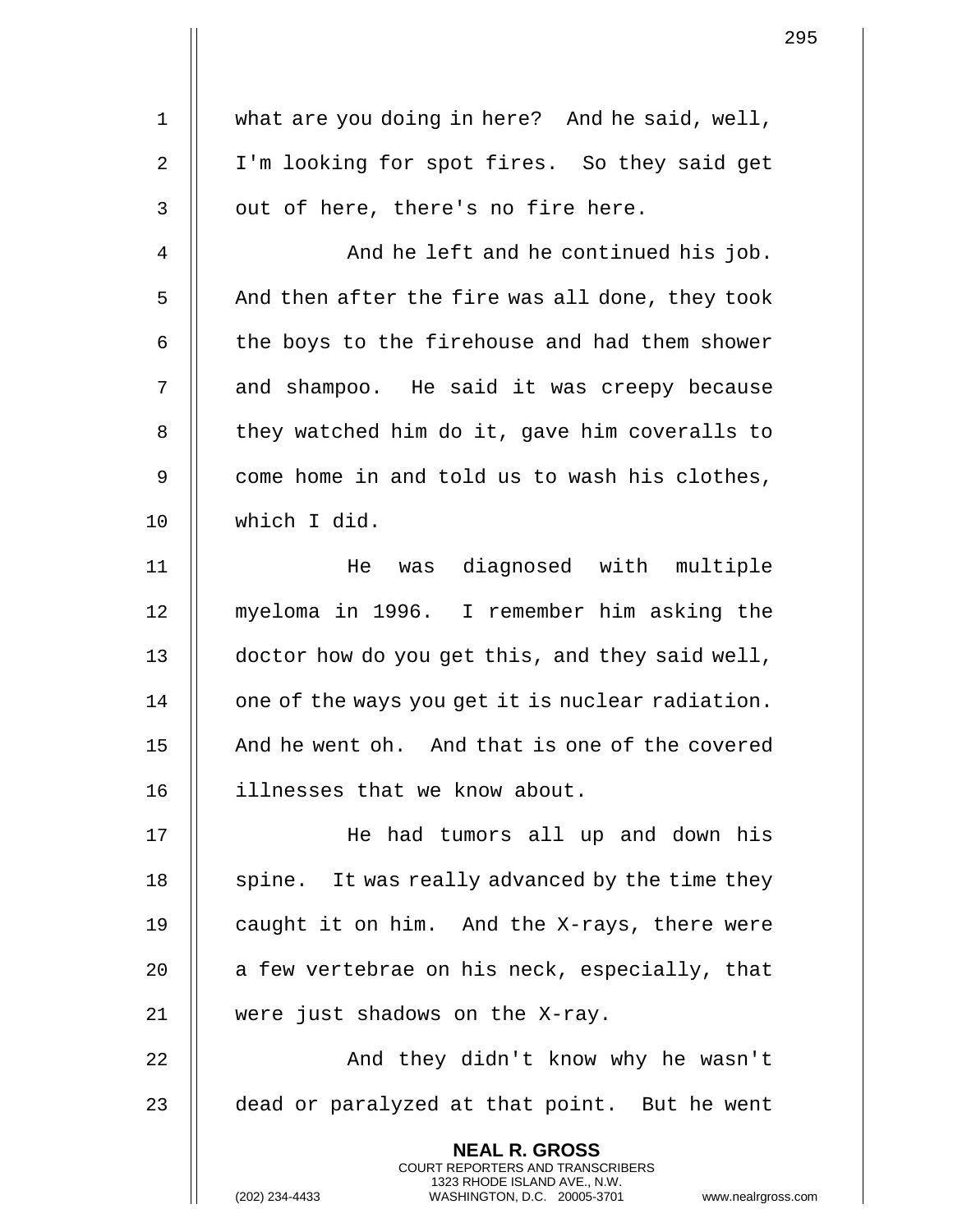what are you doing in here? And he said, well, I'm looking for spot fires. So they said get out of here, there's no fire here.

And he left and he continued his job. And then after the fire was all done, they took the boys to the firehouse and had them shower and shampoo. He said it was creepy because they watched him do it, gave him coveralls to come home in and told us to wash his clothes, which I did.

He was diagnosed with multiple myeloma in 1996. I remember him asking the doctor how do you get this, and they said well, one of the ways you get it is nuclear radiation. And he went oh. And that is one of the covered illnesses that we know about.

He had tumors all up and down his spine. It was really advanced by the time they caught it on him. And the X-rays, there were a few vertebrae on his neck, especially, that were just shadows on the X-ray.

And they didn't know why he wasn't dead or paralyzed at that point. But he went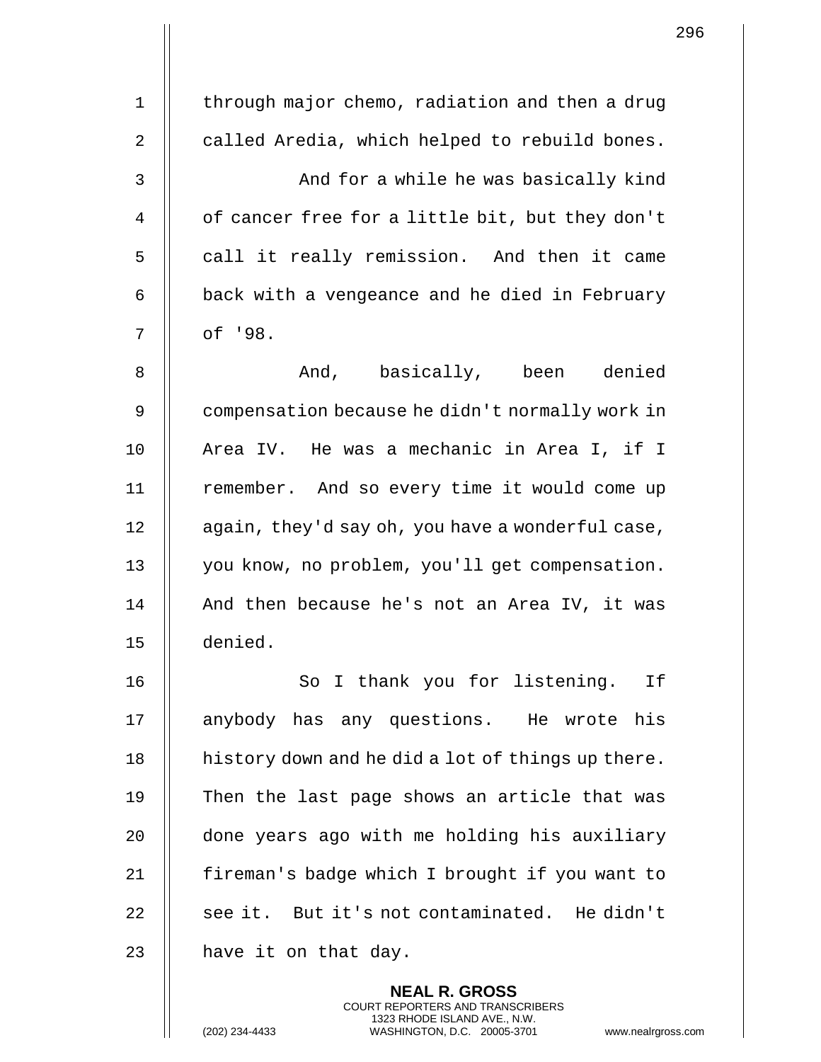through major chemo, radiation and then a drug called Aredia, which helped to rebuild bones.

And for a while he was basically kind of cancer free for a little bit, but they don't call it really remission. And then it came back with a vengeance and he died in February of '98.

And, basically, been denied compensation because he didn't normally work in Area IV. He was a mechanic in Area I, if I remember. And so every time it would come up again, they'd say oh, you have a wonderful case, you know, no problem, you'll get compensation. And then because he's not an Area IV, it was denied.

So I thank you for listening. If anybody has any questions. He wrote his history down and he did a lot of things up there. Then the last page shows an article that was done years ago with me holding his auxiliary fireman's badge which I brought if you want to see it. But it's not contaminated. He didn't have it on that day.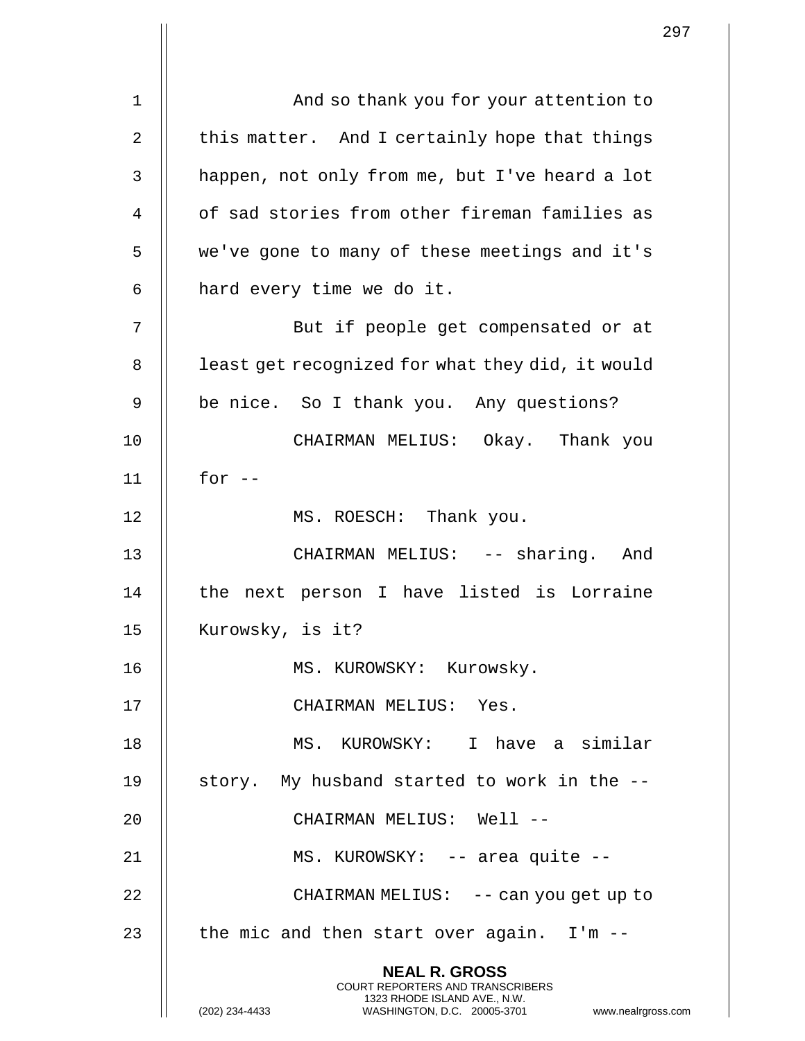And so thank you for your attention to this matter. And I certainly hope that things happen, not only from me, but I've heard a lot of sad stories from other fireman families as we've gone to many of these meetings and it's hard every time we do it.

But if people get compensated or at least get recognized for what they did, it would be nice. So I thank you. Any questions?

CHAIRMAN MELIUS: Okay. Thank you for --

MS. ROESCH: Thank you.

CHAIRMAN MELIUS: -- sharing. And the next person I have listed is Lorraine Kurowsky, is it?

MS. KUROWSKY: Kurowsky.

CHAIRMAN MELIUS: Yes.

MS. KUROWSKY: I have a similar story. My husband started to work in the --

CHAIRMAN MELIUS: Well --

MS. KUROWSKY: -- area quite --

CHAIRMAN MELIUS: -- can you get up to the mic and then start over again. I'm --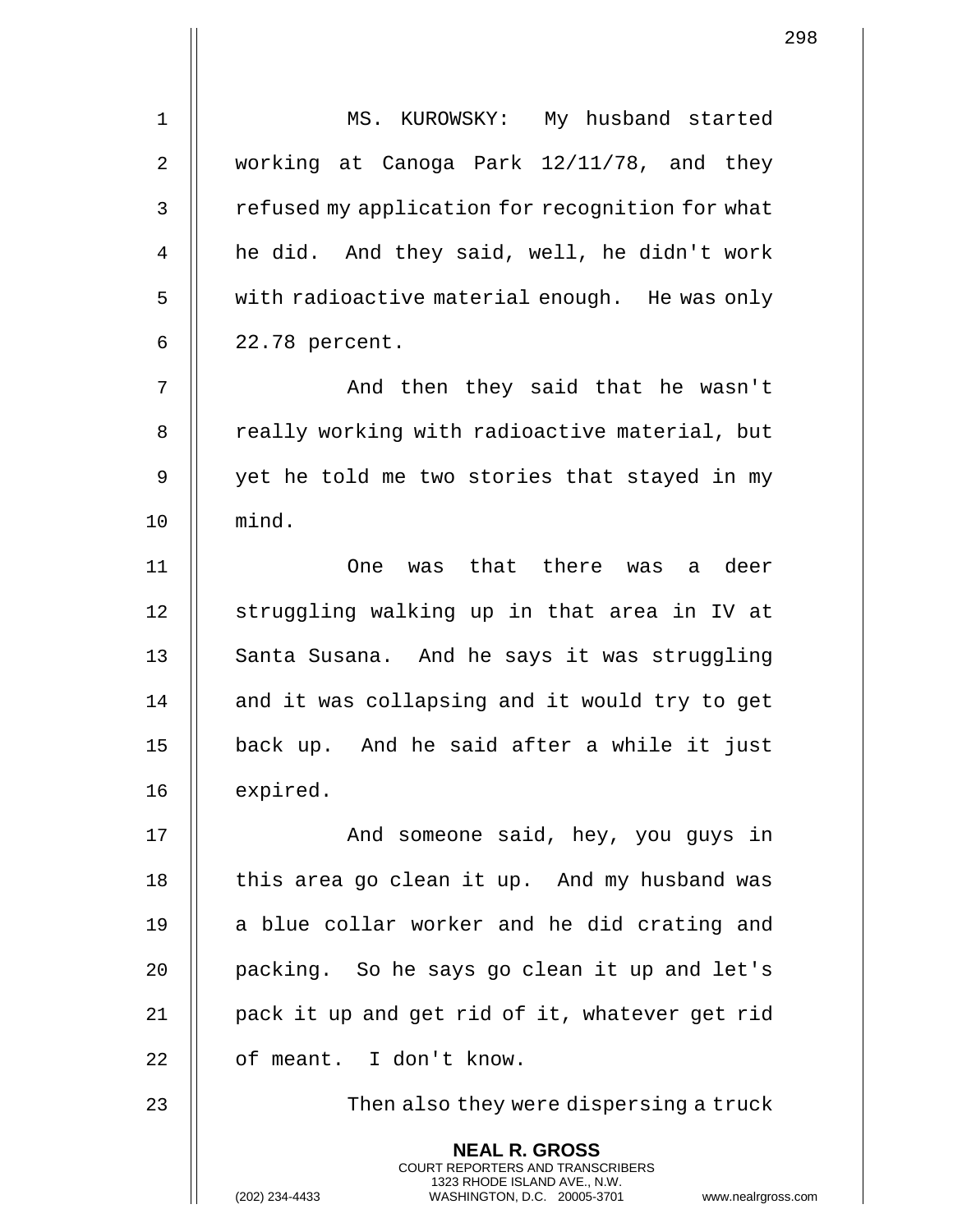MS. KUROWSKY: My husband started working at Canoga Park 12/11/78, and they refused my application for recognition for what he did. And they said, well, he didn't work with radioactive material enough. He was only 22.78 percent.

And then they said that he wasn't really working with radioactive material, but yet he told me two stories that stayed in my mind.

One was that there was a deer struggling walking up in that area in IV at Santa Susana. And he says it was struggling and it was collapsing and it would try to get back up. And he said after a while it just expired.

And someone said, hey, you guys in this area go clean it up. And my husband was a blue collar worker and he did crating and packing. So he says go clean it up and let's pack it up and get rid of it, whatever get rid of meant. I don't know.

Then also they were dispersing a truck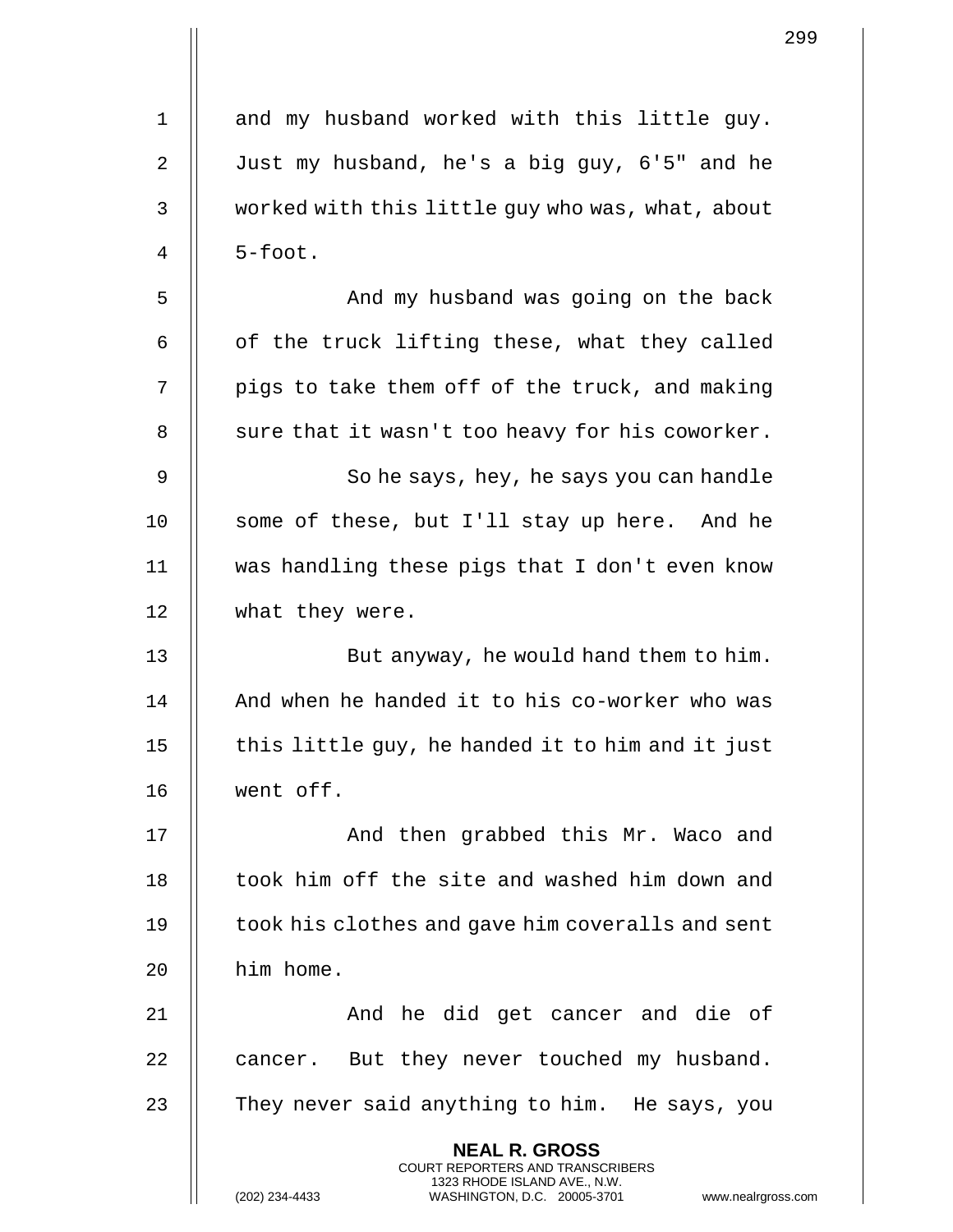and my husband worked with this little guy. Just my husband, he's a big guy, 6'5" and he worked with this little guy who was, what, about 5-foot.

And my husband was going on the back of the truck lifting these, what they called pigs to take them off of the truck, and making sure that it wasn't too heavy for his coworker.

So he says, hey, he says you can handle some of these, but I'll stay up here. And he was handling these pigs that I don't even know what they were.

But anyway, he would hand them to him. And when he handed it to his co-worker who was this little guy, he handed it to him and it just went off.

And then grabbed this Mr. Waco and took him off the site and washed him down and took his clothes and gave him coveralls and sent him home.

And he did get cancer and die of cancer. But they never touched my husband. They never said anything to him. He says, you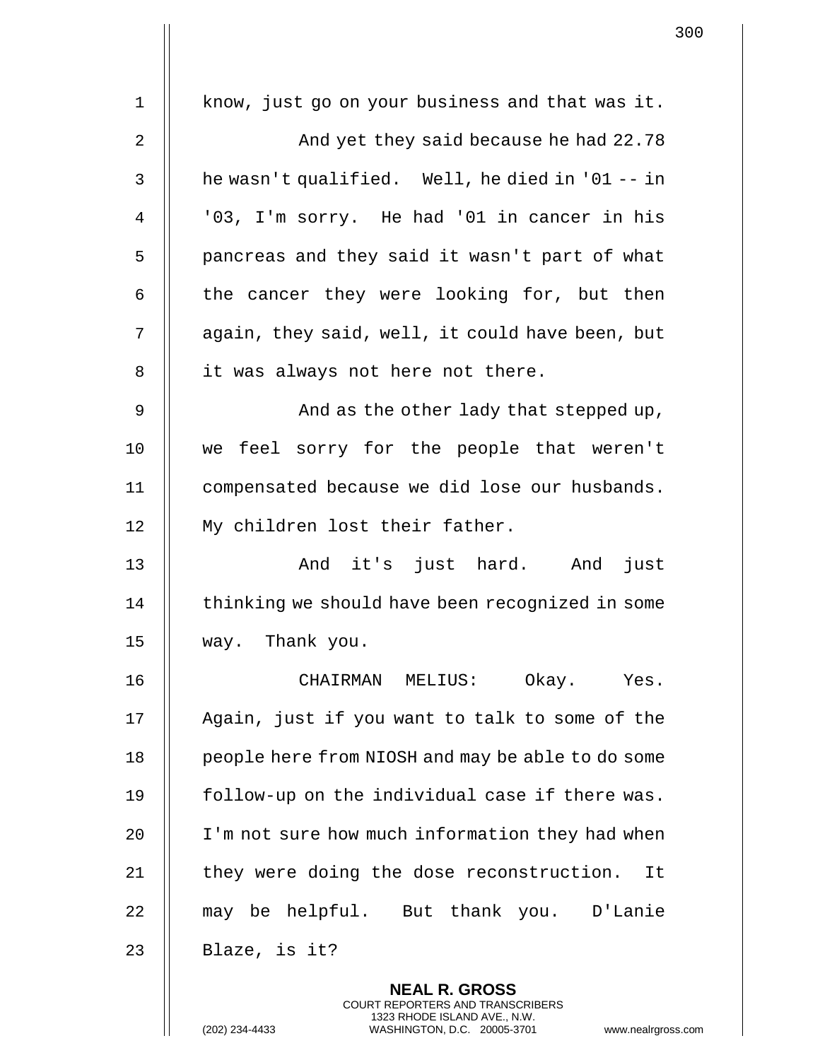know, just go on your business and that was it.

And yet they said because he had 22.78 he wasn't qualified. Well, he died in '01 -- in '03, I'm sorry. He had '01 in cancer in his pancreas and they said it wasn't part of what the cancer they were looking for, but then again, they said, well, it could have been, but it was always not here not there.

And as the other lady that stepped up, we feel sorry for the people that weren't compensated because we did lose our husbands. My children lost their father.

And it's just hard. And just thinking we should have been recognized in some way. Thank you.

CHAIRMAN MELIUS: Okay. Yes. Again, just if you want to talk to some of the people here from NIOSH and may be able to do some follow-up on the individual case if there was. I'm not sure how much information they had when they were doing the dose reconstruction. It may be helpful. But thank you. D'Lanie Blaze, is it?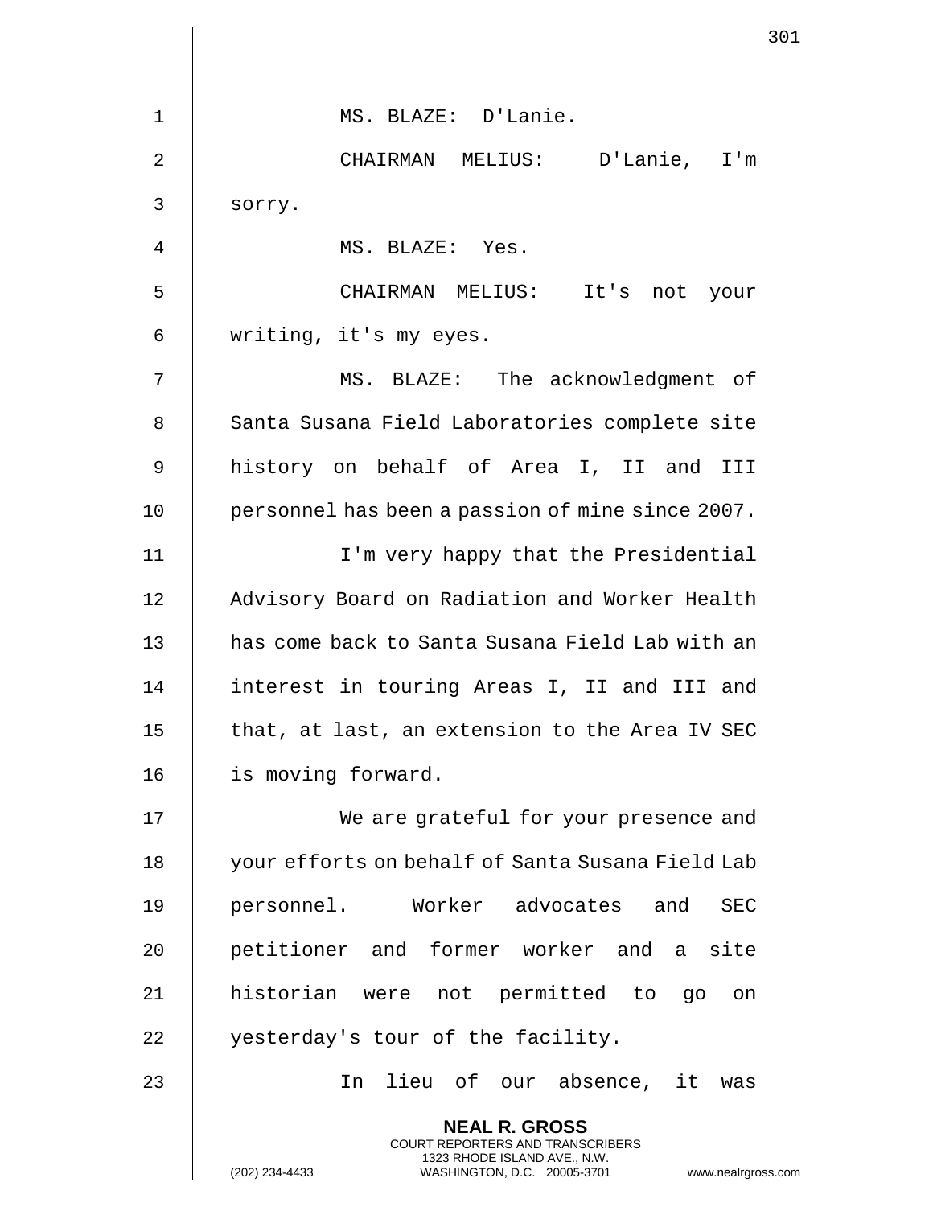MS. BLAZE: D'Lanie.

CHAIRMAN MELIUS: D'Lanie, I'm sorry.

MS. BLAZE: Yes.

CHAIRMAN MELIUS: It's not your writing, it's my eyes.

MS. BLAZE: The acknowledgment of Santa Susana Field Laboratories complete site history on behalf of Area I, II and III personnel has been a passion of mine since 2007.

I'm very happy that the Presidential Advisory Board on Radiation and Worker Health has come back to Santa Susana Field Lab with an interest in touring Areas I, II and III and that, at last, an extension to the Area IV SEC is moving forward.

We are grateful for your presence and your efforts on behalf of Santa Susana Field Lab personnel. Worker advocates and SEC petitioner and former worker and a site historian were not permitted to go on yesterday's tour of the facility.

In lieu of our absence, it was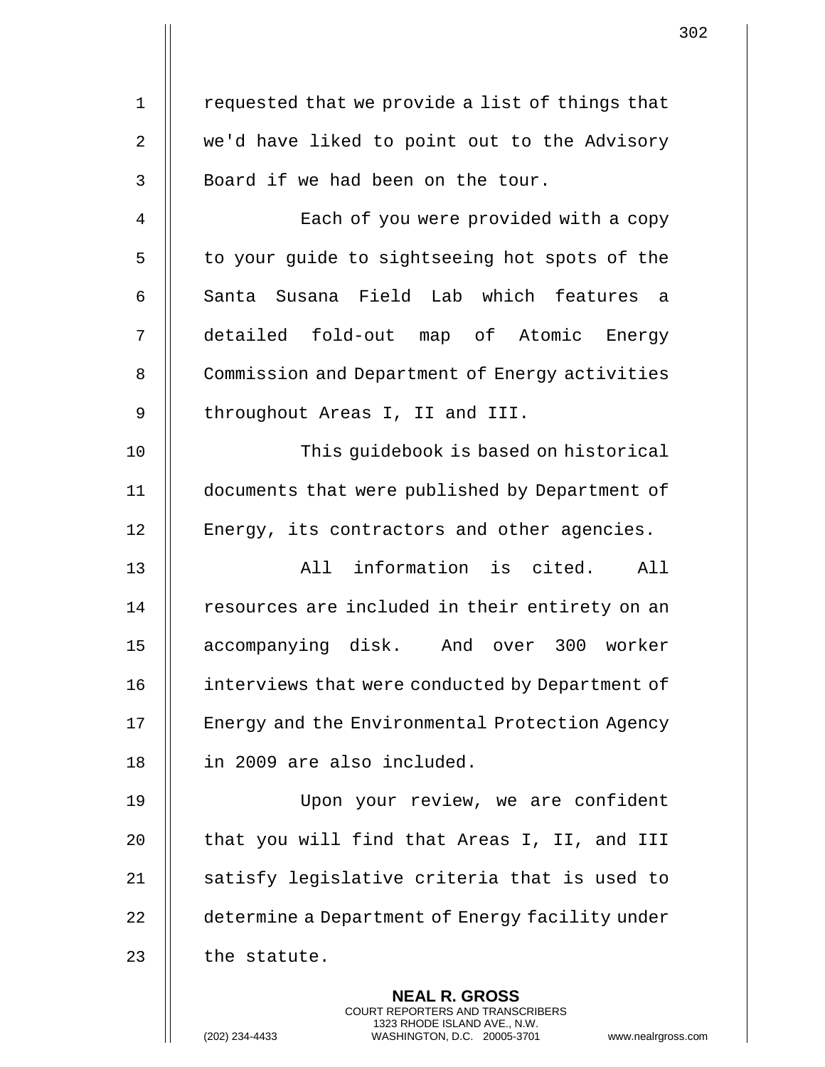requested that we provide a list of things that we'd have liked to point out to the Advisory Board if we had been on the tour.

Each of you were provided with a copy to your guide to sightseeing hot spots of the Santa Susana Field Lab which features a detailed fold-out map of Atomic Energy Commission and Department of Energy activities throughout Areas I, II and III.

This guidebook is based on historical documents that were published by Department of Energy, its contractors and other agencies.

All information is cited. All resources are included in their entirety on an accompanying disk. And over 300 worker interviews that were conducted by Department of Energy and the Environmental Protection Agency in 2009 are also included.

Upon your review, we are confident that you will find that Areas I, II, and III satisfy legislative criteria that is used to determine a Department of Energy facility under the statute.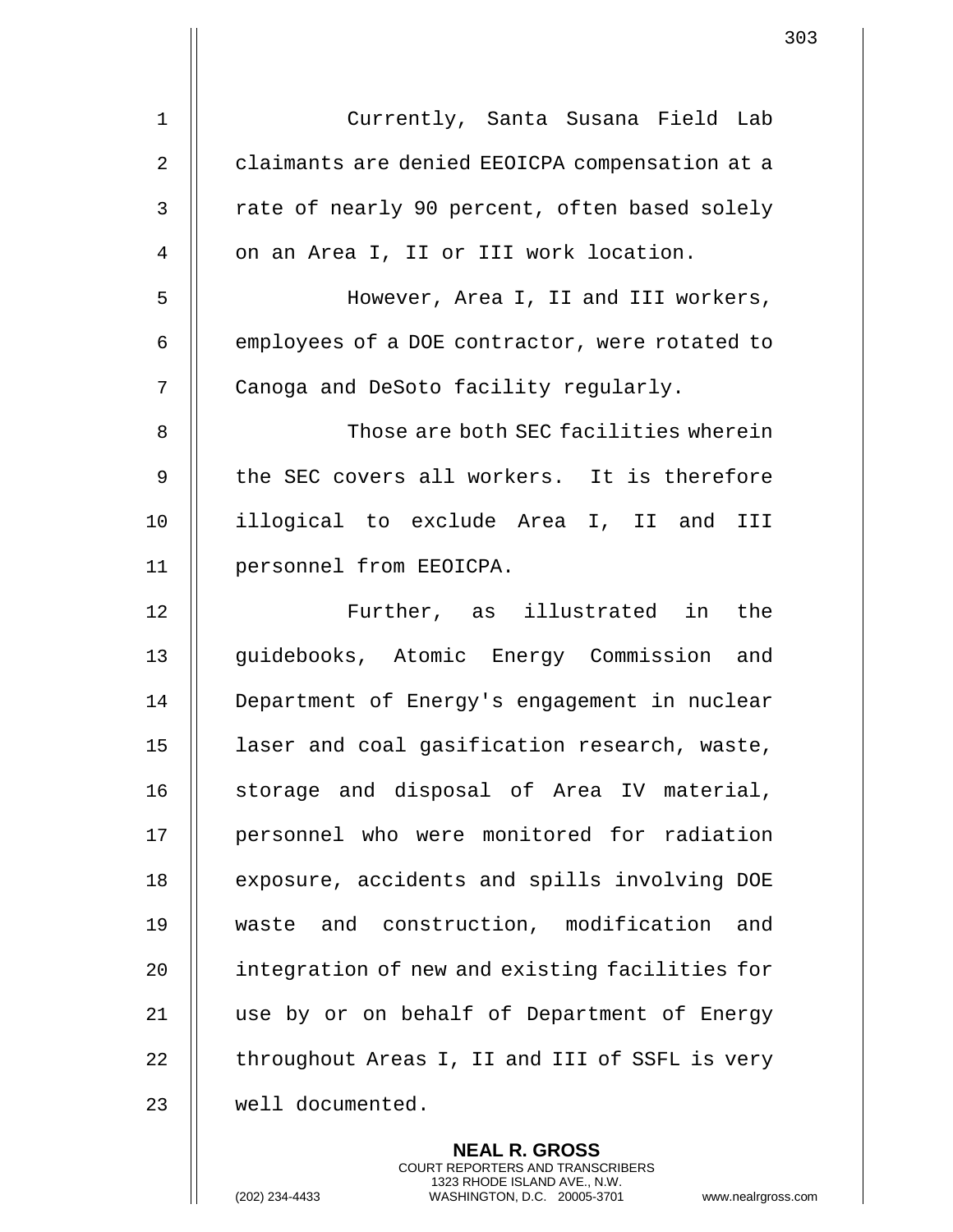Currently, Santa Susana Field Lab claimants are denied EEOICPA compensation at a rate of nearly 90 percent, often based solely on an Area I, II or III work location.

However, Area I, II and III workers, employees of a DOE contractor, were rotated to Canoga and DeSoto facility regularly.

Those are both SEC facilities wherein the SEC covers all workers. It is therefore illogical to exclude Area I, II and III personnel from EEOICPA.

Further, as illustrated in the guidebooks, Atomic Energy Commission and Department of Energy's engagement in nuclear laser and coal gasification research, waste, storage and disposal of Area IV material, personnel who were monitored for radiation exposure, accidents and spills involving DOE waste and construction, modification and integration of new and existing facilities for use by or on behalf of Department of Energy throughout Areas I, II and III of SSFL is very well documented.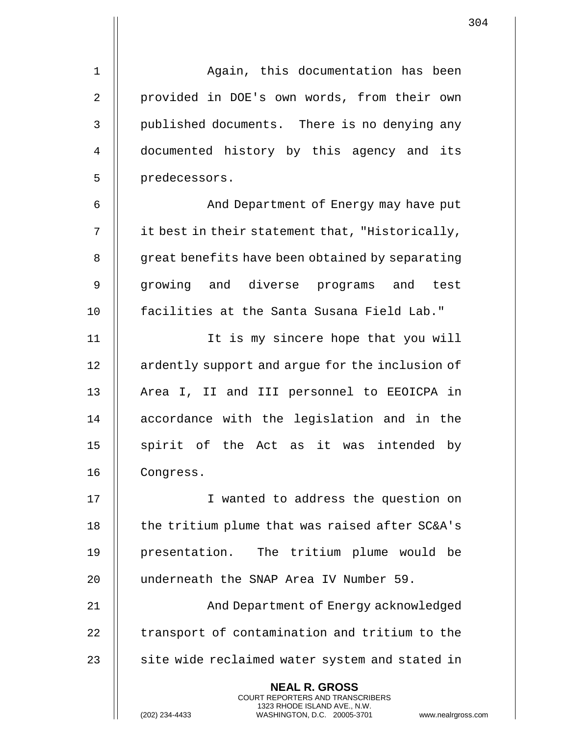Again, this documentation has been provided in DOE's own words, from their own published documents. There is no denying any documented history by this agency and its predecessors.

And Department of Energy may have put it best in their statement that, "Historically, great benefits have been obtained by separating growing and diverse programs and test facilities at the Santa Susana Field Lab."

It is my sincere hope that you will ardently support and argue for the inclusion of Area I, II and III personnel to EEOICPA in accordance with the legislation and in the spirit of the Act as it was intended by Congress.

I wanted to address the question on the tritium plume that was raised after SC&A's presentation. The tritium plume would be underneath the SNAP Area IV Number 59.

And Department of Energy acknowledged transport of contamination and tritium to the site wide reclaimed water system and stated in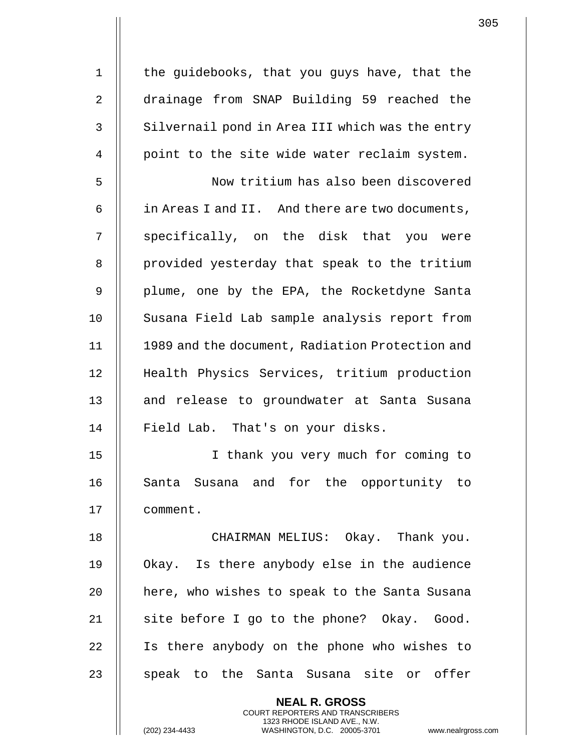the guidebooks, that you guys have, that the drainage from SNAP Building 59 reached the Silvernail pond in Area III which was the entry point to the site wide water reclaim system.

Now tritium has also been discovered in Areas I and II. And there are two documents, specifically, on the disk that you were provided yesterday that speak to the tritium plume, one by the EPA, the Rocketdyne Santa Susana Field Lab sample analysis report from 1989 and the document, Radiation Protection and Health Physics Services, tritium production and release to groundwater at Santa Susana Field Lab. That's on your disks.

I thank you very much for coming to Santa Susana and for the opportunity to comment.

CHAIRMAN MELIUS: Okay. Thank you. Okay. Is there anybody else in the audience here, who wishes to speak to the Santa Susana site before I go to the phone? Okay. Good. Is there anybody on the phone who wishes to speak to the Santa Susana site or offer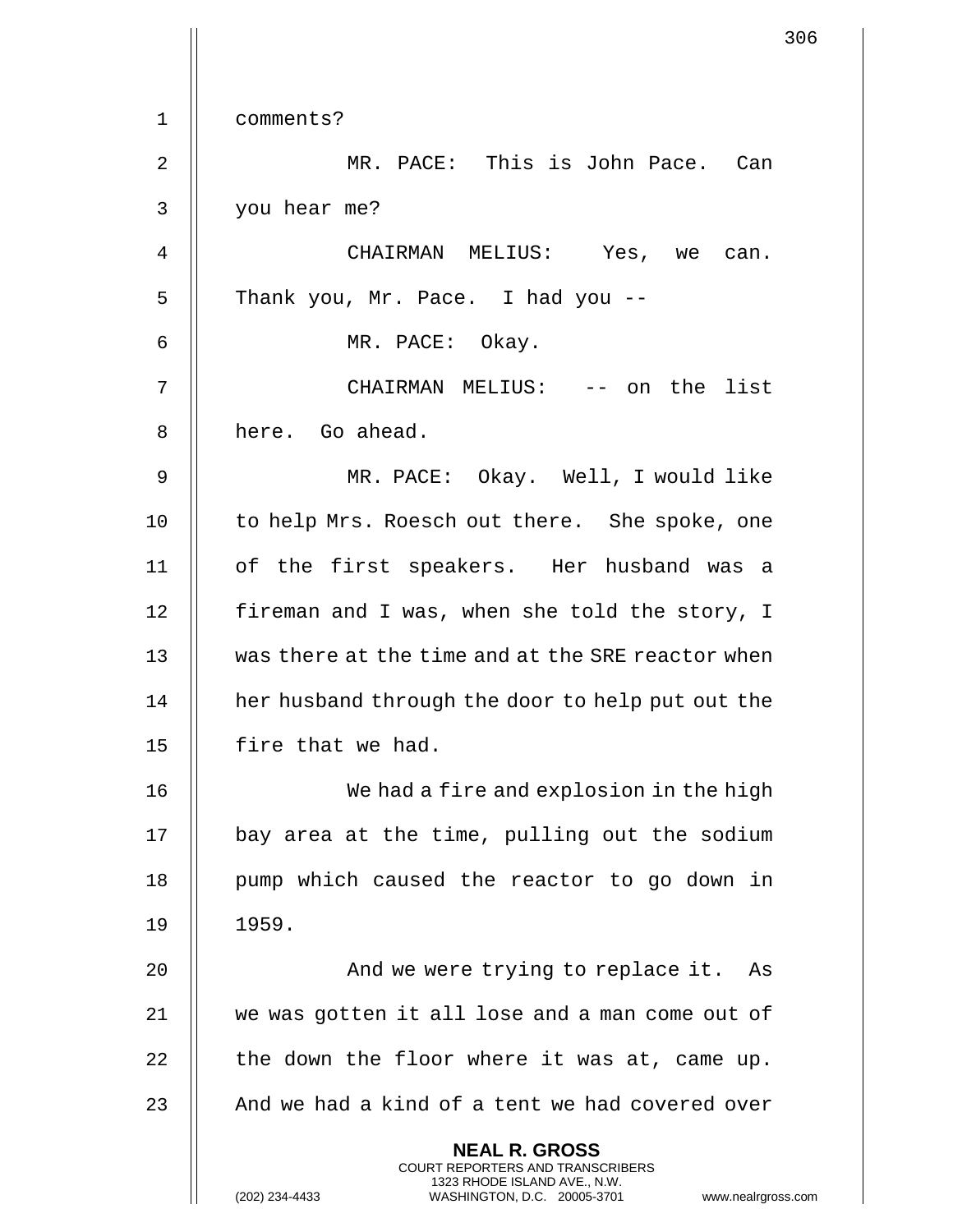comments?

MR. PACE: This is John Pace. Can you hear me?

CHAIRMAN MELIUS: Yes, we can. Thank you, Mr. Pace. I had you --

MR. PACE: Okay.

CHAIRMAN MELIUS: -- on the list here. Go ahead.

MR. PACE: Okay. Well, I would like to help Mrs. Roesch out there. She spoke, one of the first speakers. Her husband was a fireman and I was, when she told the story, I was there at the time and at the SRE reactor when her husband through the door to help put out the fire that we had.

We had a fire and explosion in the high bay area at the time, pulling out the sodium pump which caused the reactor to go down in 1959.

And we were trying to replace it. As we was gotten it all lose and a man come out of the down the floor where it was at, came up. And we had a kind of a tent we had covered over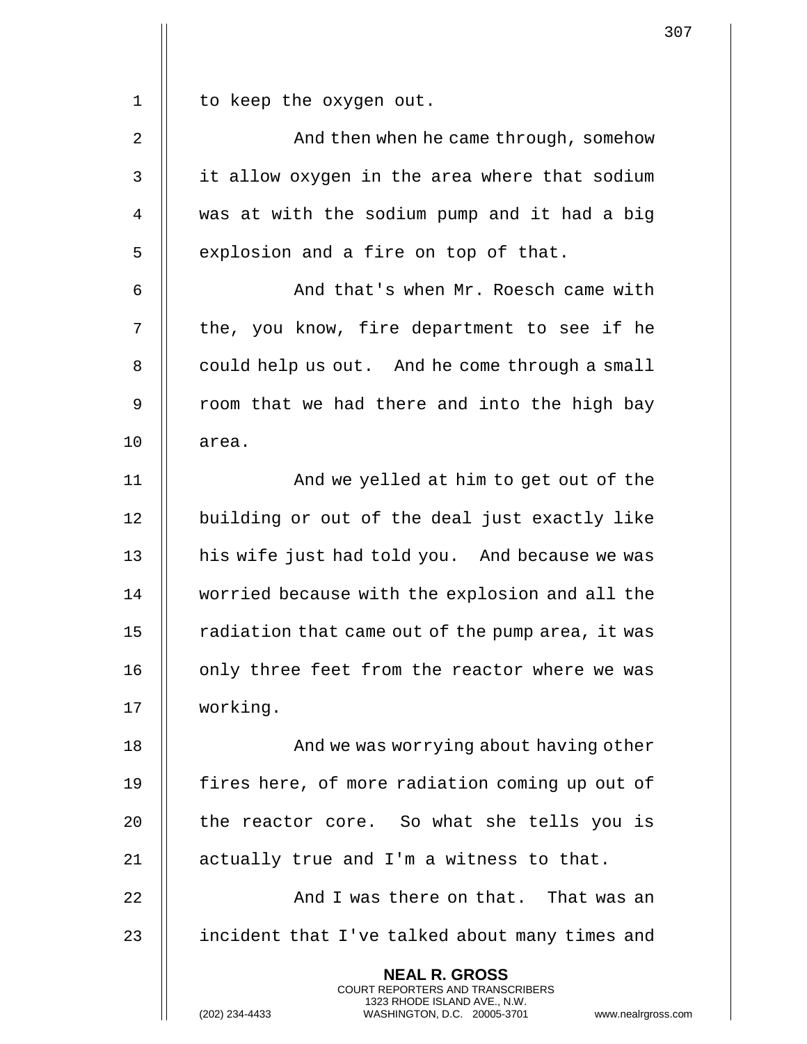to keep the oxygen out.

And then when he came through, somehow it allow oxygen in the area where that sodium was at with the sodium pump and it had a big explosion and a fire on top of that.

And that's when Mr. Roesch came with the, you know, fire department to see if he could help us out. And he come through a small room that we had there and into the high bay area.

And we yelled at him to get out of the building or out of the deal just exactly like his wife just had told you. And because we was worried because with the explosion and all the radiation that came out of the pump area, it was only three feet from the reactor where we was working.

And we was worrying about having other fires here, of more radiation coming up out of the reactor core. So what she tells you is actually true and I'm a witness to that.

And I was there on that. That was an incident that I've talked about many times and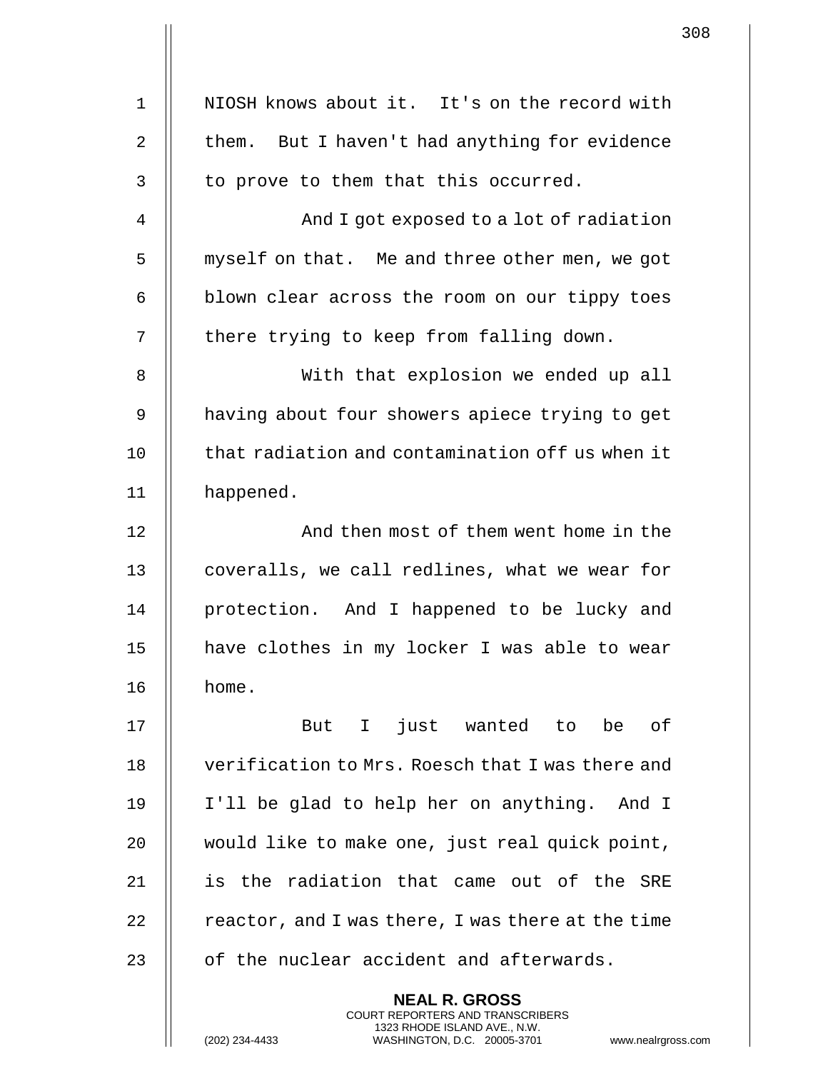NIOSH knows about it. It's on the record with them. But I haven't had anything for evidence to prove to them that this occurred.

And I got exposed to a lot of radiation myself on that. Me and three other men, we got blown clear across the room on our tippy toes there trying to keep from falling down.

With that explosion we ended up all having about four showers apiece trying to get that radiation and contamination off us when it happened.

And then most of them went home in the coveralls, we call redlines, what we wear for protection. And I happened to be lucky and have clothes in my locker I was able to wear home.

But I just wanted to be of verification to Mrs. Roesch that I was there and I'll be glad to help her on anything. And I would like to make one, just real quick point, is the radiation that came out of the SRE reactor, and I was there, I was there at the time of the nuclear accident and afterwards.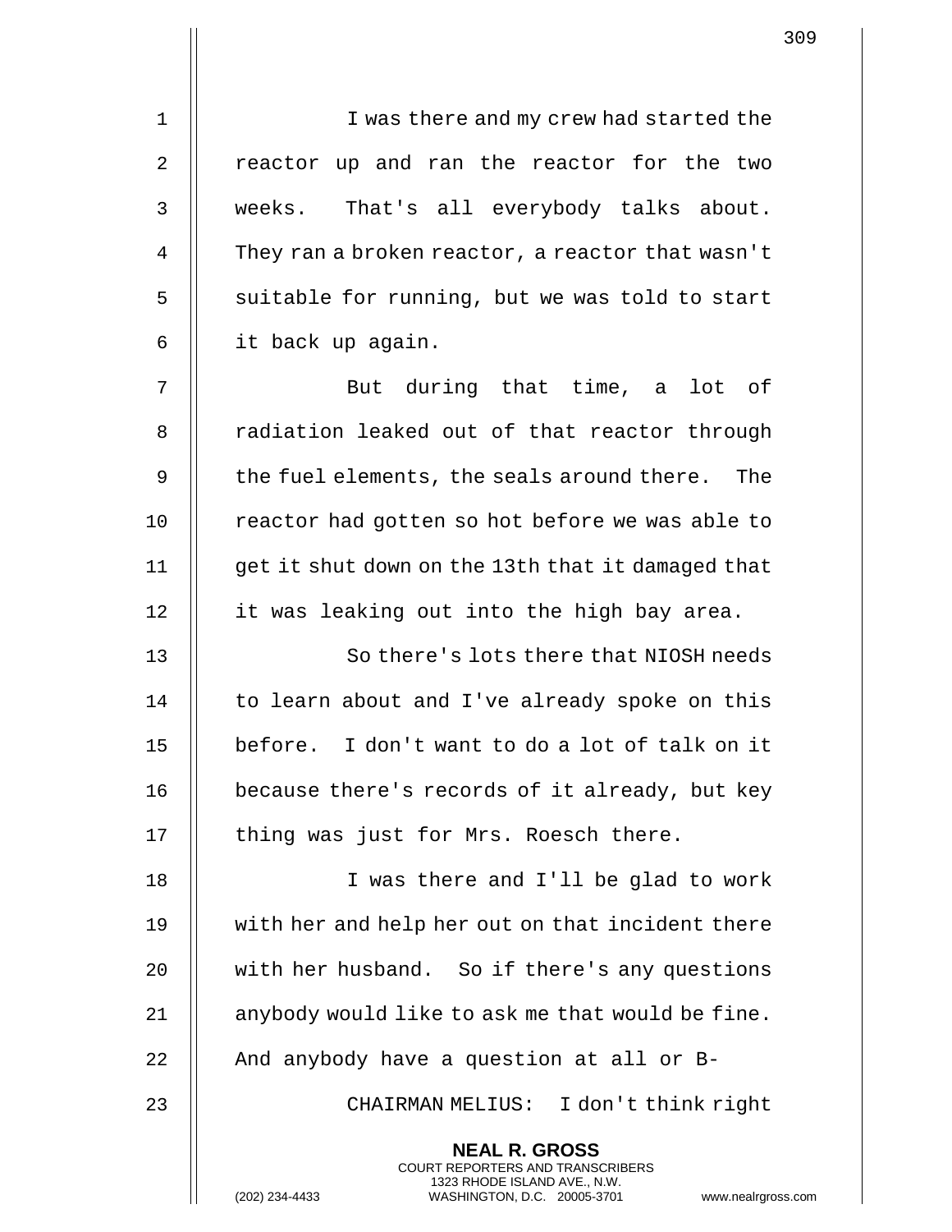I was there and my crew had started the reactor up and ran the reactor for the two weeks. That's all everybody talks about. They ran a broken reactor, a reactor that wasn't suitable for running, but we was told to start it back up again.

But during that time, a lot of radiation leaked out of that reactor through the fuel elements, the seals around there. The reactor had gotten so hot before we was able to get it shut down on the 13th that it damaged that it was leaking out into the high bay area.

So there's lots there that NIOSH needs to learn about and I've already spoke on this before. I don't want to do a lot of talk on it because there's records of it already, but key thing was just for Mrs. Roesch there.

I was there and I'll be glad to work with her and help her out on that incident there with her husband. So if there's any questions anybody would like to ask me that would be fine. And anybody have a question at all or B-

CHAIRMAN MELIUS: I don't think right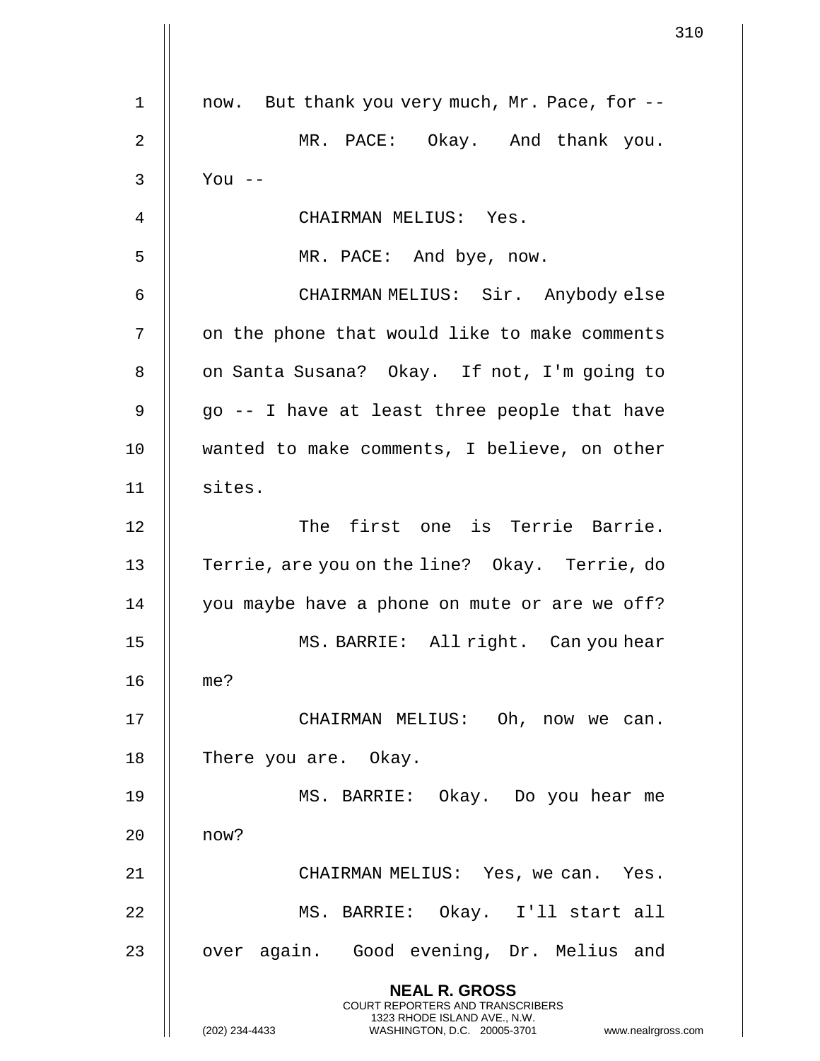now. But thank you very much, Mr. Pace, for --

MR. PACE: Okay. And thank you. You --

CHAIRMAN MELIUS: Yes.

MR. PACE: And bye, now.

CHAIRMAN MELIUS: Sir. Anybody else on the phone that would like to make comments on Santa Susana? Okay. If not, I'm going to go -- I have at least three people that have wanted to make comments, I believe, on other sites.

The first one is Terrie Barrie. Terrie, are you on the line? Okay. Terrie, do you maybe have a phone on mute or are we off?

MS. BARRIE: All right. Can you hear me?

CHAIRMAN MELIUS: Oh, now we can. There you are. Okay.

MS. BARRIE: Okay. Do you hear me now?

CHAIRMAN MELIUS: Yes, we can. Yes.

MS. BARRIE: Okay. I'll start all over again. Good evening, Dr. Melius and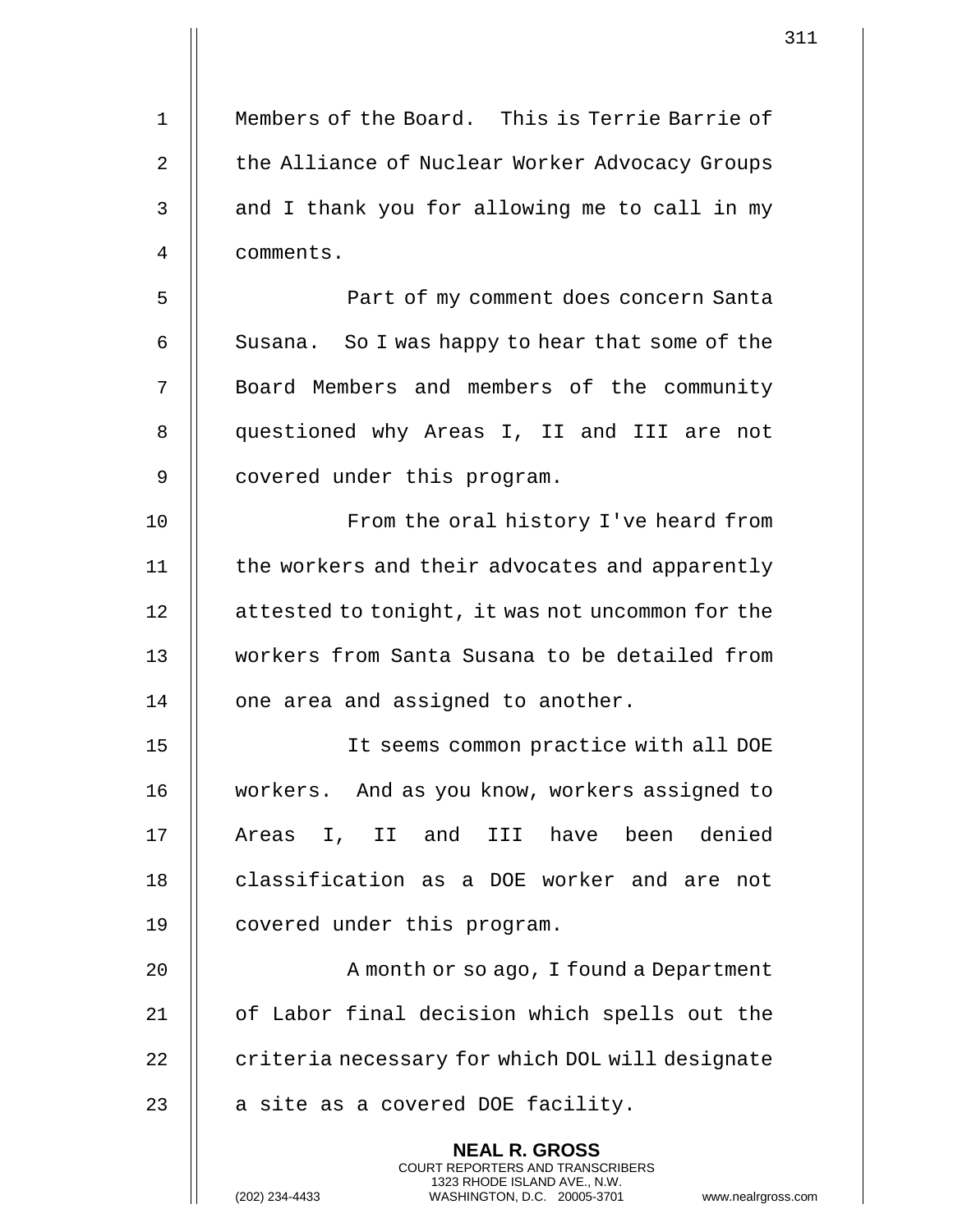Members of the Board. This is Terrie Barrie of the Alliance of Nuclear Worker Advocacy Groups and I thank you for allowing me to call in my comments.

Part of my comment does concern Santa Susana. So I was happy to hear that some of the Board Members and members of the community questioned why Areas I, II and III are not covered under this program.

From the oral history I've heard from the workers and their advocates and apparently attested to tonight, it was not uncommon for the workers from Santa Susana to be detailed from one area and assigned to another.

It seems common practice with all DOE workers. And as you know, workers assigned to Areas I, II and III have been denied classification as a DOE worker and are not covered under this program.

A month or so ago, I found a Department of Labor final decision which spells out the criteria necessary for which DOL will designate a site as a covered DOE facility.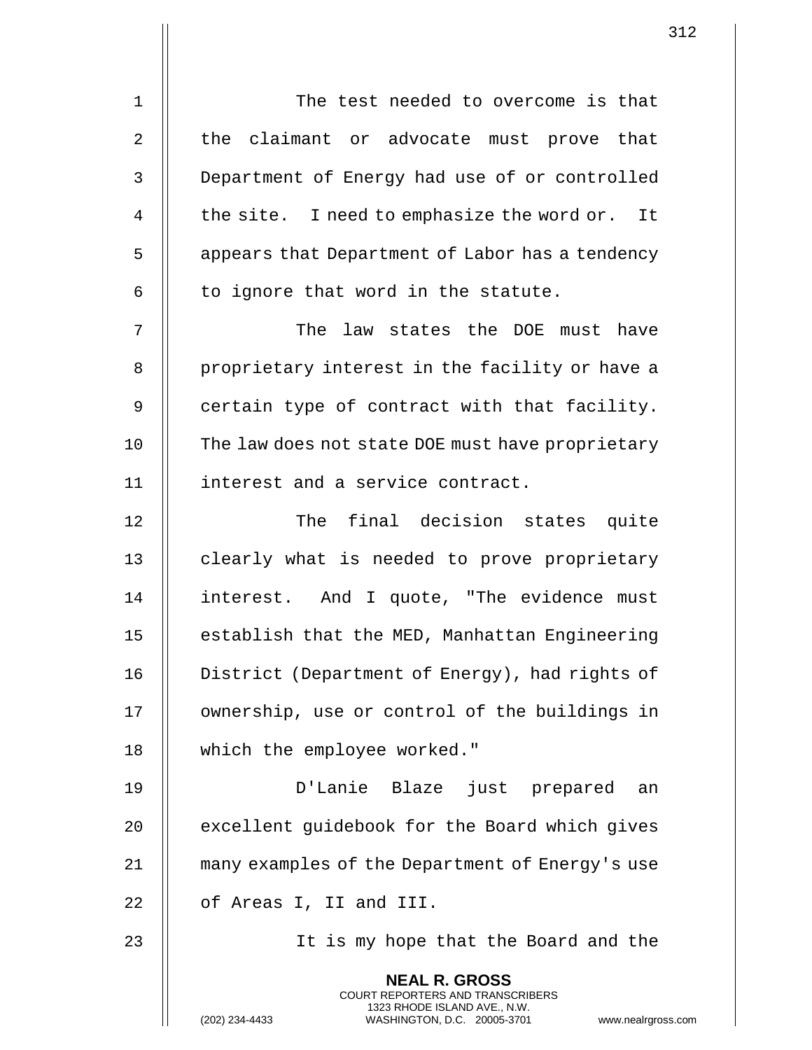The test needed to overcome is that the claimant or advocate must prove that Department of Energy had use of or controlled the site. I need to emphasize the word or. It appears that Department of Labor has a tendency to ignore that word in the statute.

The law states the DOE must have proprietary interest in the facility or have a certain type of contract with that facility. The law does not state DOE must have proprietary interest and a service contract.

The final decision states quite clearly what is needed to prove proprietary interest. And I quote, "The evidence must establish that the MED, Manhattan Engineering District (Department of Energy), had rights of ownership, use or control of the buildings in which the employee worked."

D'Lanie Blaze just prepared an excellent guidebook for the Board which gives many examples of the Department of Energy's use of Areas I, II and III.

It is my hope that the Board and the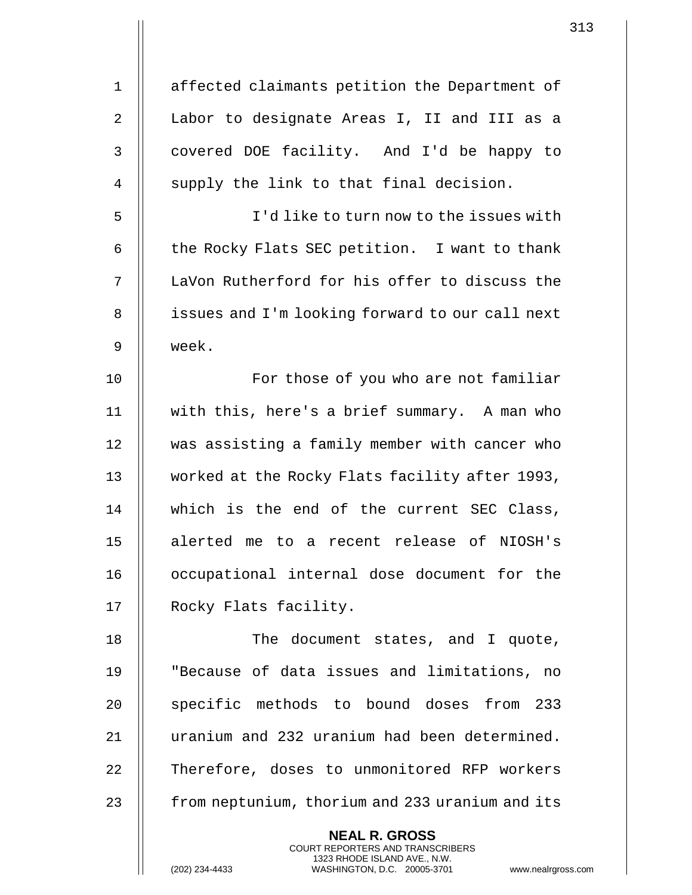affected claimants petition the Department of Labor to designate Areas I, II and III as a covered DOE facility. And I'd be happy to supply the link to that final decision.

I'd like to turn now to the issues with the Rocky Flats SEC petition. I want to thank LaVon Rutherford for his offer to discuss the issues and I'm looking forward to our call next week.

For those of you who are not familiar with this, here's a brief summary. A man who was assisting a family member with cancer who worked at the Rocky Flats facility after 1993, which is the end of the current SEC Class, alerted me to a recent release of NIOSH's occupational internal dose document for the Rocky Flats facility.

The document states, and I quote, "Because of data issues and limitations, no specific methods to bound doses from 233 uranium and 232 uranium had been determined. Therefore, doses to unmonitored RFP workers from neptunium, thorium and 233 uranium and its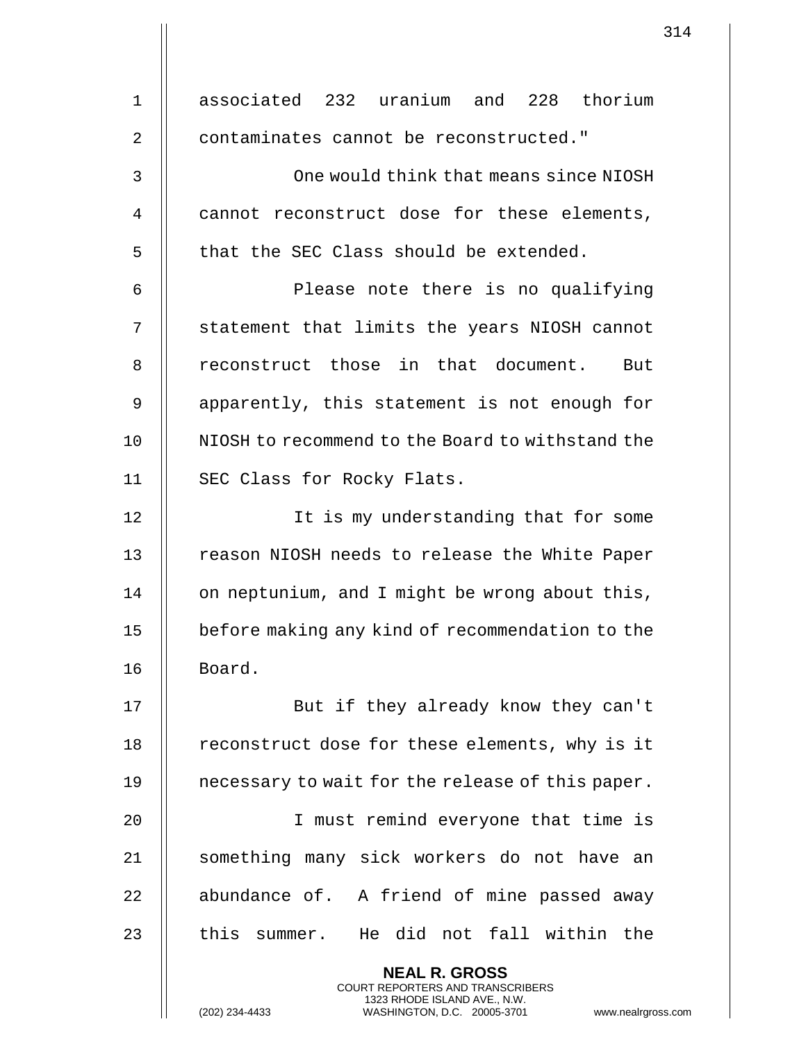associated 232 uranium and 228 thorium contaminates cannot be reconstructed."

One would think that means since NIOSH cannot reconstruct dose for these elements, that the SEC Class should be extended.

Please note there is no qualifying statement that limits the years NIOSH cannot reconstruct those in that document. But apparently, this statement is not enough for NIOSH to recommend to the Board to withstand the SEC Class for Rocky Flats.

It is my understanding that for some reason NIOSH needs to release the White Paper on neptunium, and I might be wrong about this, before making any kind of recommendation to the Board.

But if they already know they can't reconstruct dose for these elements, why is it necessary to wait for the release of this paper.

I must remind everyone that time is something many sick workers do not have an abundance of. A friend of mine passed away this summer. He did not fall within the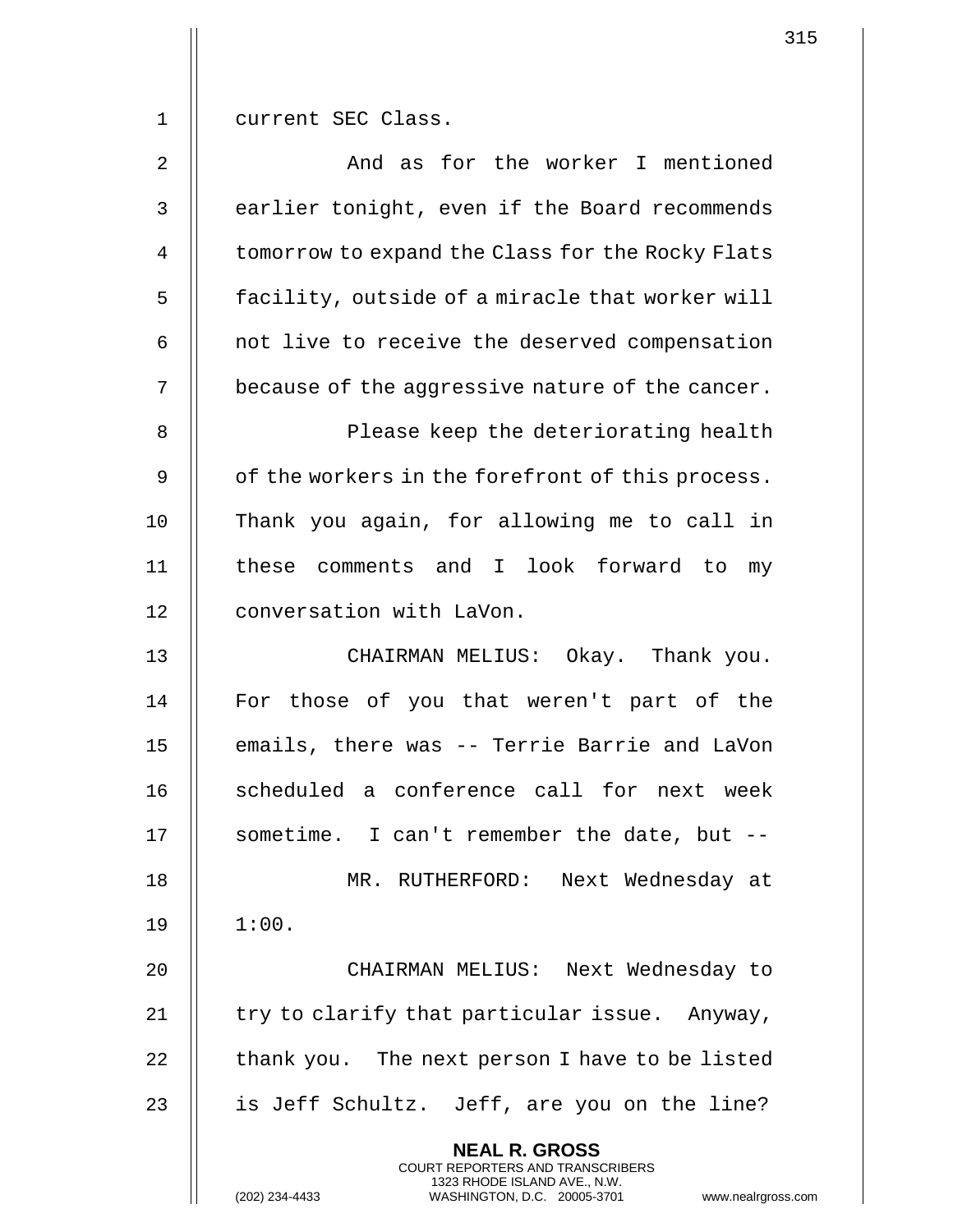current SEC Class.

And as for the worker I mentioned earlier tonight, even if the Board recommends tomorrow to expand the Class for the Rocky Flats facility, outside of a miracle that worker will not live to receive the deserved compensation because of the aggressive nature of the cancer.

Please keep the deteriorating health of the workers in the forefront of this process. Thank you again, for allowing me to call in these comments and I look forward to my conversation with LaVon.

CHAIRMAN MELIUS: Okay. Thank you. For those of you that weren't part of the emails, there was -- Terrie Barrie and LaVon scheduled a conference call for next week sometime. I can't remember the date, but --

MR. RUTHERFORD: Next Wednesday at 1:00.

CHAIRMAN MELIUS: Next Wednesday to try to clarify that particular issue. Anyway, thank you. The next person I have to be listed is Jeff Schultz. Jeff, are you on the line?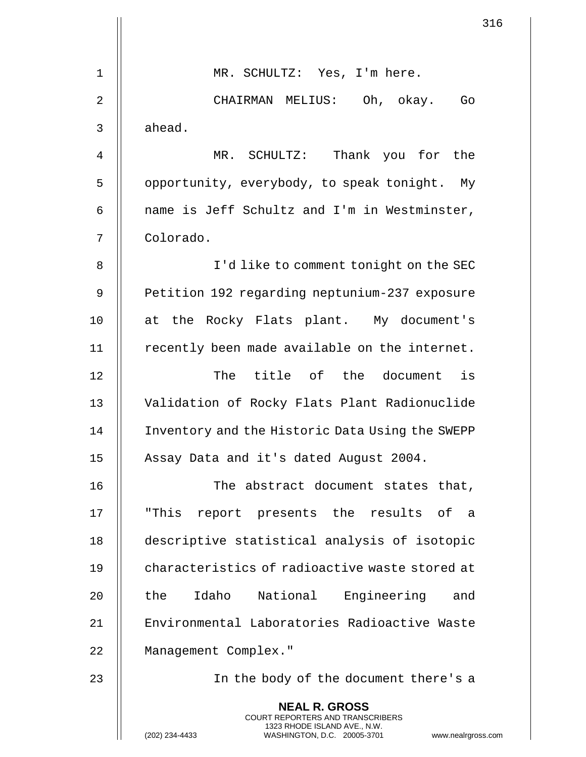MR. SCHULTZ: Yes, I'm here.

CHAIRMAN MELIUS: Oh, okay. Go ahead.

MR. SCHULTZ: Thank you for the opportunity, everybody, to speak tonight. My name is Jeff Schultz and I'm in Westminster, Colorado.

I'd like to comment tonight on the SEC Petition 192 regarding neptunium-237 exposure at the Rocky Flats plant. My document's recently been made available on the internet.

The title of the document is Validation of Rocky Flats Plant Radionuclide Inventory and the Historic Data Using the SWEPP Assay Data and it's dated August 2004.

The abstract document states that, "This report presents the results of a descriptive statistical analysis of isotopic characteristics of radioactive waste stored at the Idaho National Engineering and Environmental Laboratories Radioactive Waste Management Complex."

In the body of the document there's a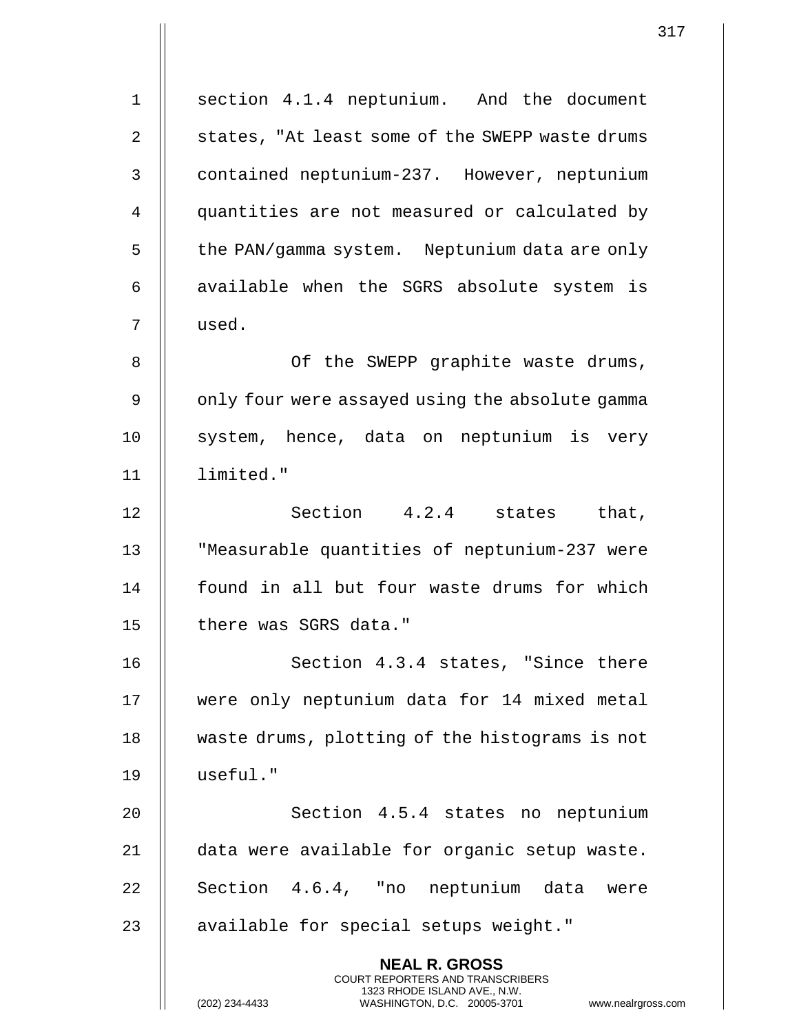section 4.1.4 neptunium. And the document states, "At least some of the SWEPP waste drums contained neptunium-237. However, neptunium quantities are not measured or calculated by the PAN/gamma system. Neptunium data are only available when the SGRS absolute system is used.

Of the SWEPP graphite waste drums, only four were assayed using the absolute gamma system, hence, data on neptunium is very limited."

Section 4.2.4 states that, "Measurable quantities of neptunium-237 were found in all but four waste drums for which there was SGRS data."

Section 4.3.4 states, "Since there were only neptunium data for 14 mixed metal waste drums, plotting of the histograms is not useful."

Section 4.5.4 states no neptunium data were available for organic setup waste. Section 4.6.4, "no neptunium data were available for special setups weight."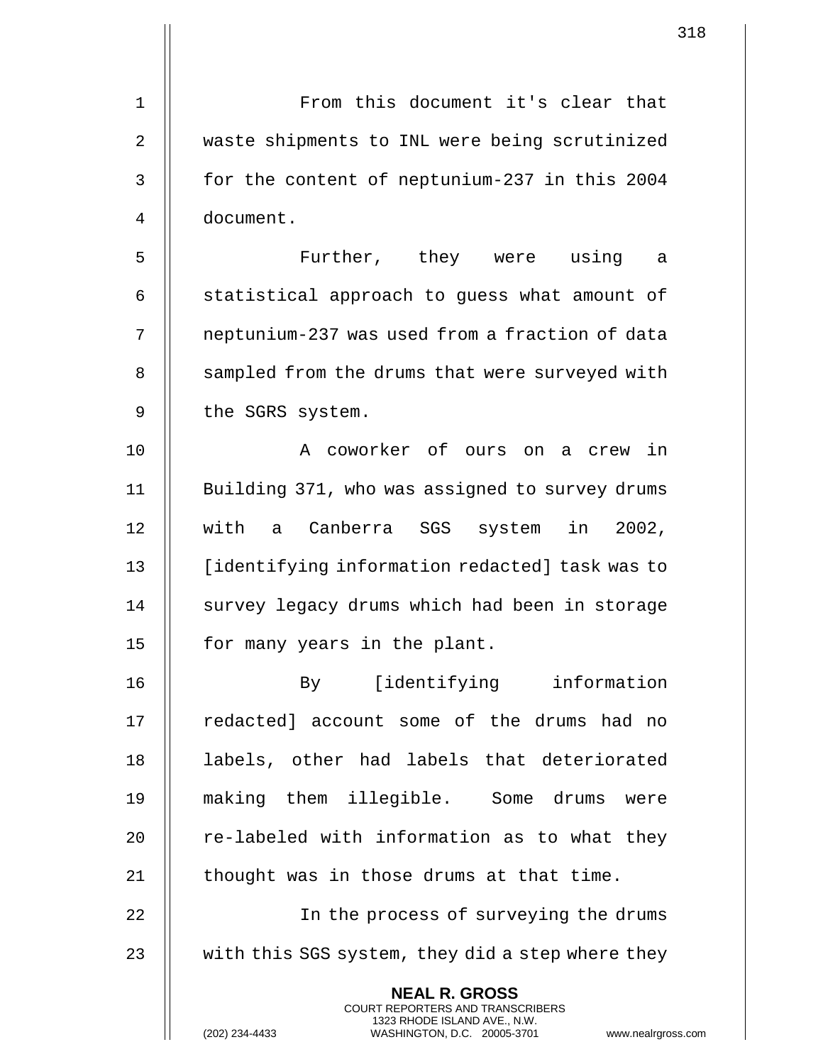From this document it's clear that waste shipments to INL were being scrutinized for the content of neptunium-237 in this 2004 document.

Further, they were using a statistical approach to guess what amount of neptunium-237 was used from a fraction of data sampled from the drums that were surveyed with the SGRS system.

A coworker of ours on a crew in Building 371, who was assigned to survey drums with a Canberra SGS system in 2002, [identifying information redacted] task was to survey legacy drums which had been in storage for many years in the plant.

By [identifying information redacted] account some of the drums had no labels, other had labels that deteriorated making them illegible. Some drums were re-labeled with information as to what they thought was in those drums at that time.

In the process of surveying the drums with this SGS system, they did a step where they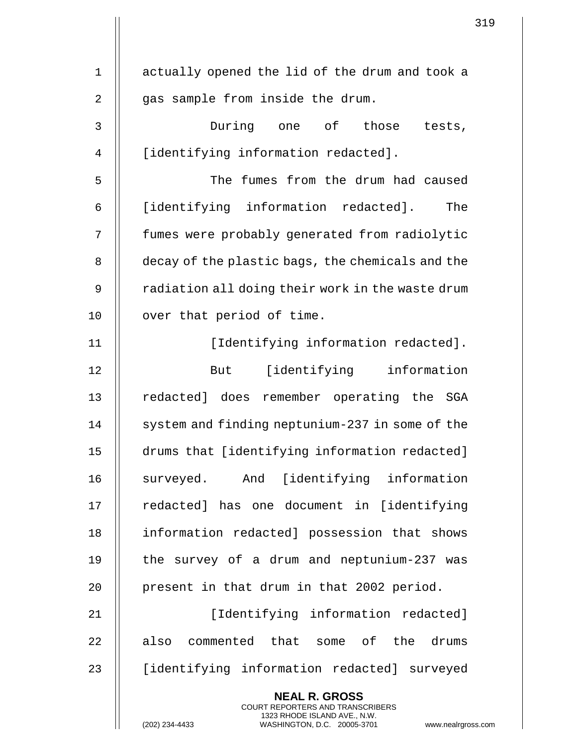actually opened the lid of the drum and took a gas sample from inside the drum.

During one of those tests, [identifying information redacted].

The fumes from the drum had caused [identifying information redacted]. The fumes were probably generated from radiolytic decay of the plastic bags, the chemicals and the radiation all doing their work in the waste drum over that period of time.

[Identifying information redacted].

But [identifying information redacted] does remember operating the SGA system and finding neptunium-237 in some of the drums that [identifying information redacted] surveyed. And [identifying information redacted] has one document in [identifying information redacted] possession that shows the survey of a drum and neptunium-237 was present in that drum in that 2002 period.

[Identifying information redacted] also commented that some of the drums [identifying information redacted] surveyed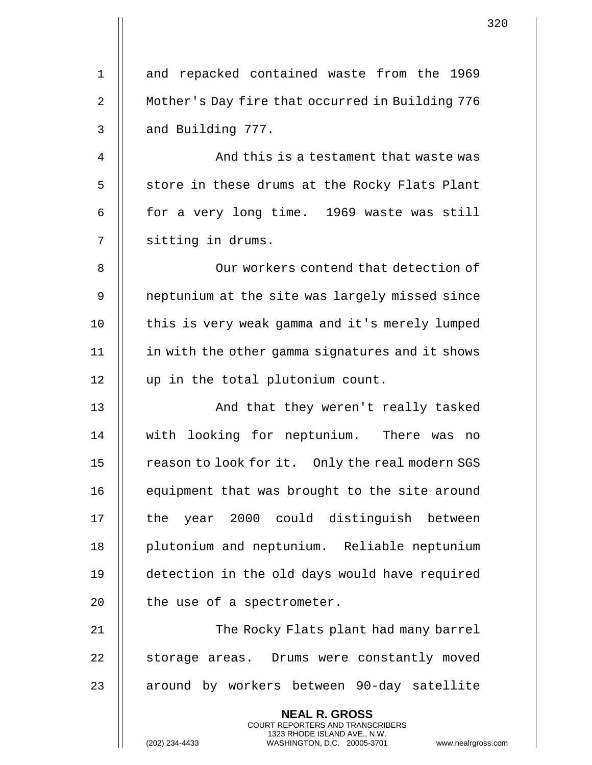and repacked contained waste from the 1969 Mother's Day fire that occurred in Building 776 and Building 777.

And this is a testament that waste was store in these drums at the Rocky Flats Plant for a very long time. 1969 waste was still sitting in drums.

Our workers contend that detection of neptunium at the site was largely missed since this is very weak gamma and it's merely lumped in with the other gamma signatures and it shows up in the total plutonium count.

And that they weren't really tasked with looking for neptunium. There was no reason to look for it. Only the real modern SGS equipment that was brought to the site around the year 2000 could distinguish between plutonium and neptunium. Reliable neptunium detection in the old days would have required the use of a spectrometer.

The Rocky Flats plant had many barrel storage areas. Drums were constantly moved around by workers between 90-day satellite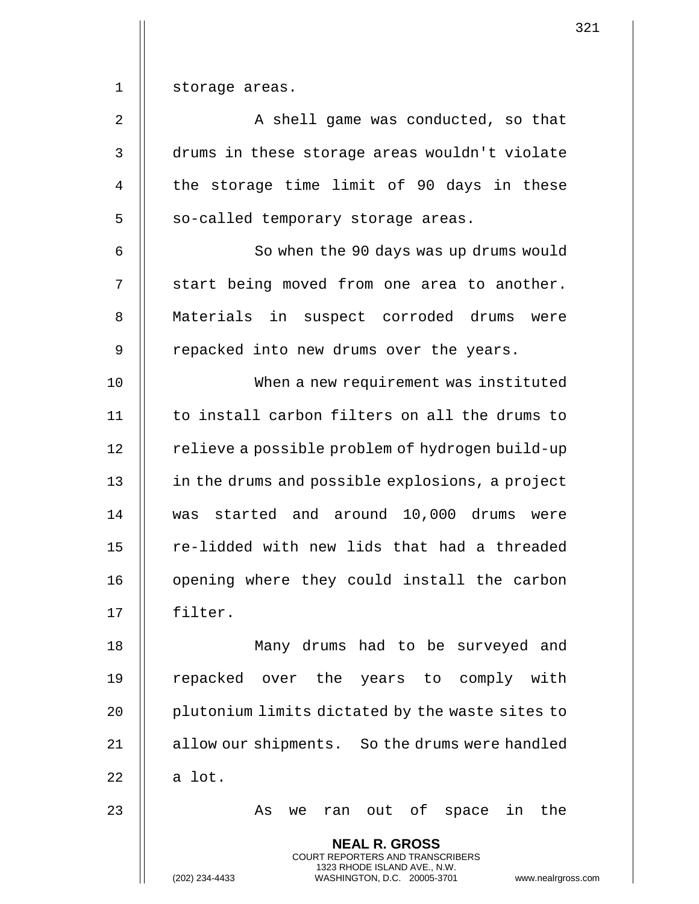storage areas.

A shell game was conducted, so that drums in these storage areas wouldn't violate the storage time limit of 90 days in these so-called temporary storage areas.

So when the 90 days was up drums would start being moved from one area to another. Materials in suspect corroded drums were repacked into new drums over the years.

When a new requirement was instituted to install carbon filters on all the drums to relieve a possible problem of hydrogen build-up in the drums and possible explosions, a project was started and around 10,000 drums were re-lidded with new lids that had a threaded opening where they could install the carbon filter.

Many drums had to be surveyed and repacked over the years to comply with plutonium limits dictated by the waste sites to allow our shipments. So the drums were handled a lot.

As we ran out of space in the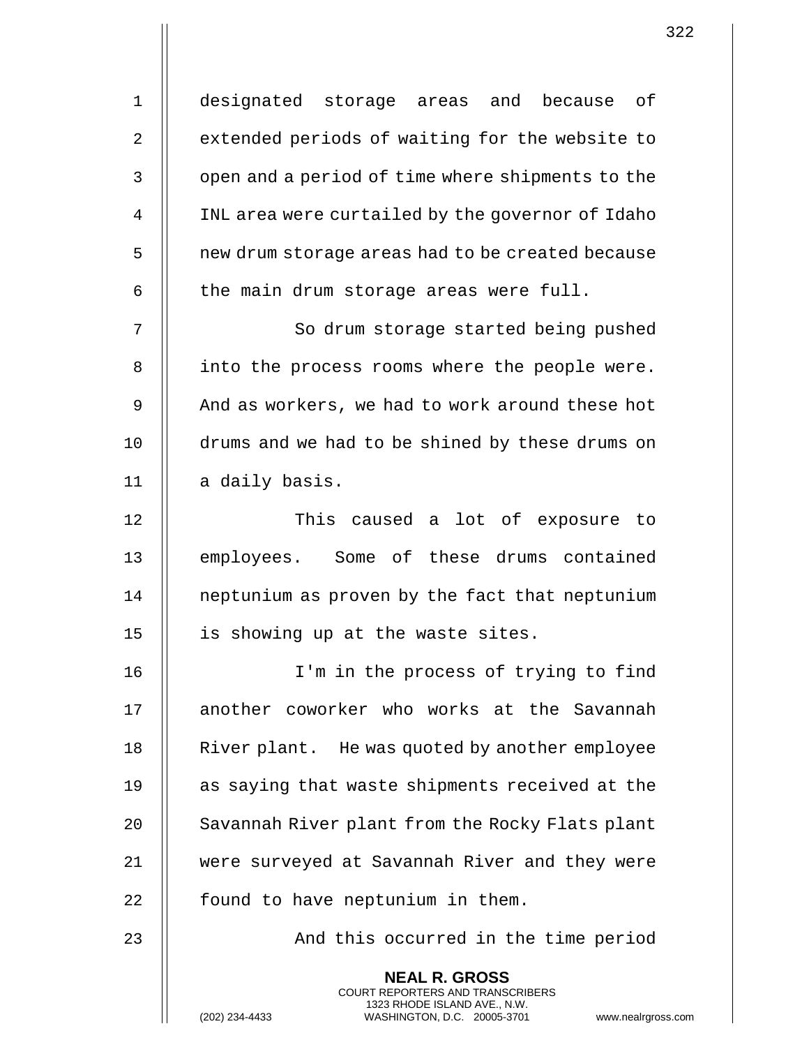designated storage areas and because of extended periods of waiting for the website to open and a period of time where shipments to the INL area were curtailed by the governor of Idaho new drum storage areas had to be created because the main drum storage areas were full.

So drum storage started being pushed into the process rooms where the people were. And as workers, we had to work around these hot drums and we had to be shined by these drums on a daily basis.

This caused a lot of exposure to employees. Some of these drums contained neptunium as proven by the fact that neptunium is showing up at the waste sites.

I'm in the process of trying to find another coworker who works at the Savannah River plant. He was quoted by another employee as saying that waste shipments received at the Savannah River plant from the Rocky Flats plant were surveyed at Savannah River and they were found to have neptunium in them.

And this occurred in the time period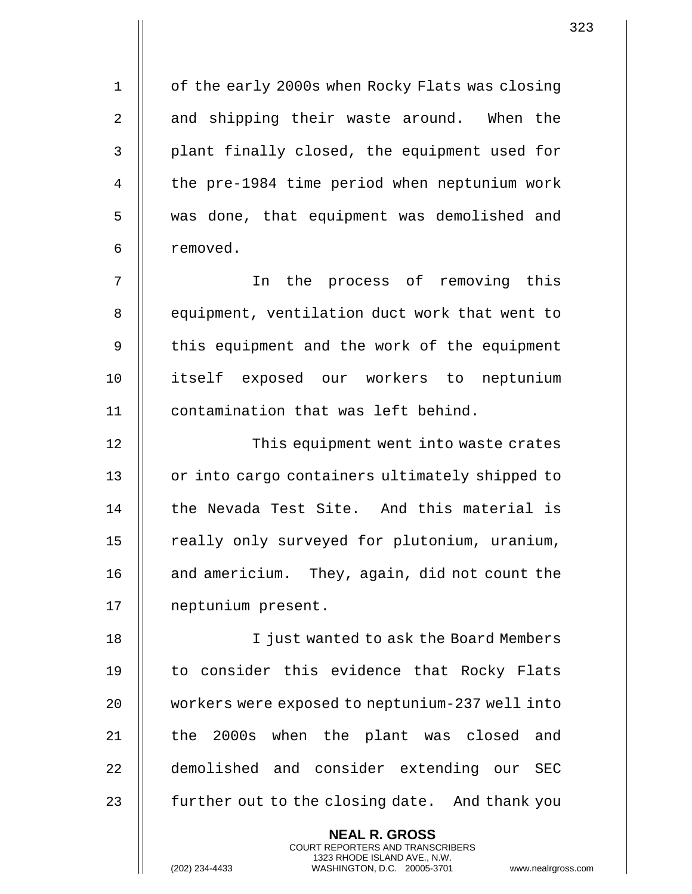of the early 2000s when Rocky Flats was closing and shipping their waste around. When the plant finally closed, the equipment used for the pre-1984 time period when neptunium work was done, that equipment was demolished and removed.

In the process of removing this equipment, ventilation duct work that went to this equipment and the work of the equipment itself exposed our workers to neptunium contamination that was left behind.

This equipment went into waste crates or into cargo containers ultimately shipped to the Nevada Test Site. And this material is really only surveyed for plutonium, uranium, and americium. They, again, did not count the neptunium present.

I just wanted to ask the Board Members to consider this evidence that Rocky Flats workers were exposed to neptunium-237 well into the 2000s when the plant was closed and demolished and consider extending our SEC further out to the closing date. And thank you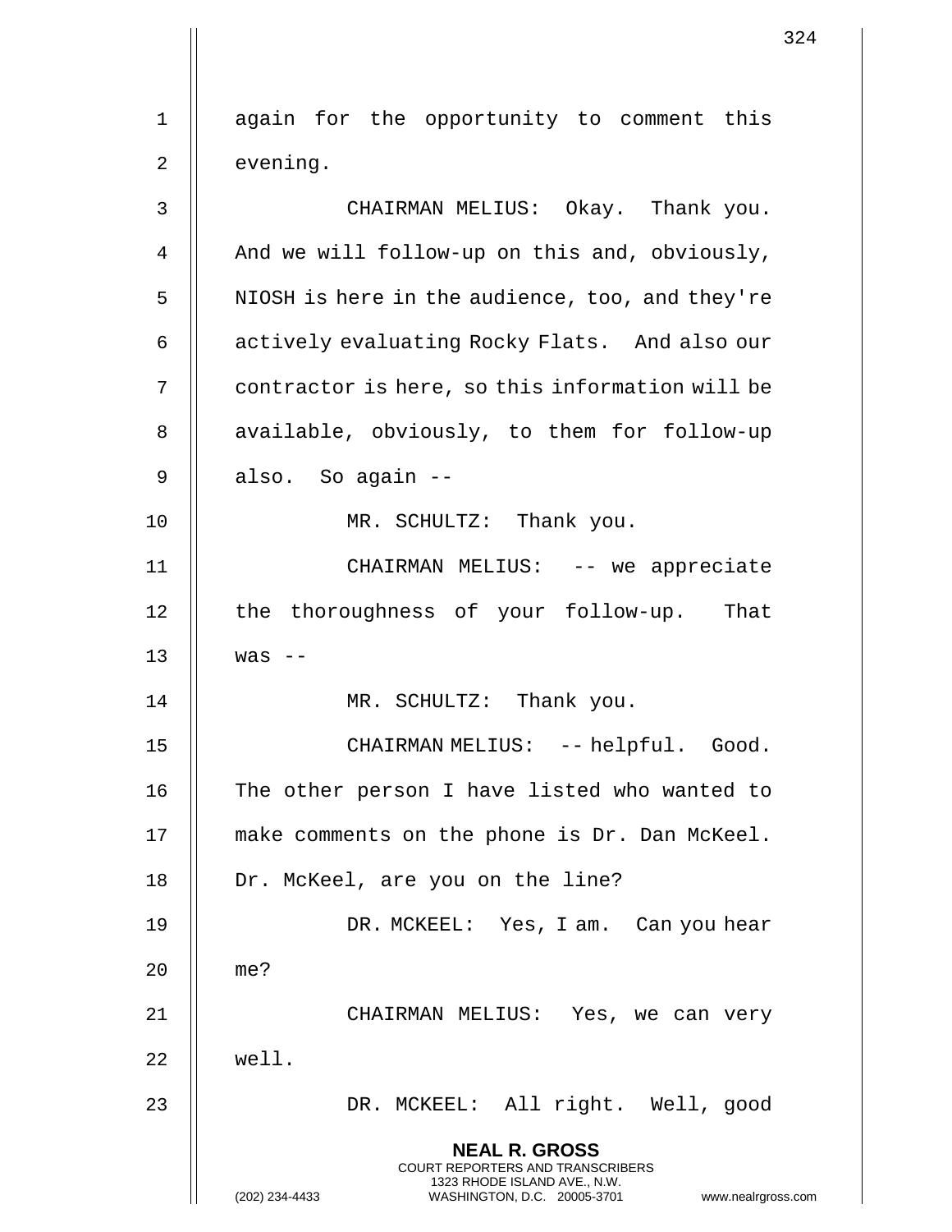again for the opportunity to comment this evening.

CHAIRMAN MELIUS: Okay. Thank you. And we will follow-up on this and, obviously, NIOSH is here in the audience, too, and they're actively evaluating Rocky Flats. And also our contractor is here, so this information will be available, obviously, to them for follow-up also. So again --

MR. SCHULTZ: Thank you.

CHAIRMAN MELIUS: -- we appreciate the thoroughness of your follow-up. That was --

MR. SCHULTZ: Thank you.

CHAIRMAN MELIUS: -- helpful. Good. The other person I have listed who wanted to make comments on the phone is Dr. Dan McKeel. Dr. McKeel, are you on the line?

DR. MCKEEL: Yes, I am. Can you hear me?

CHAIRMAN MELIUS: Yes, we can very well.

DR. MCKEEL: All right. Well, good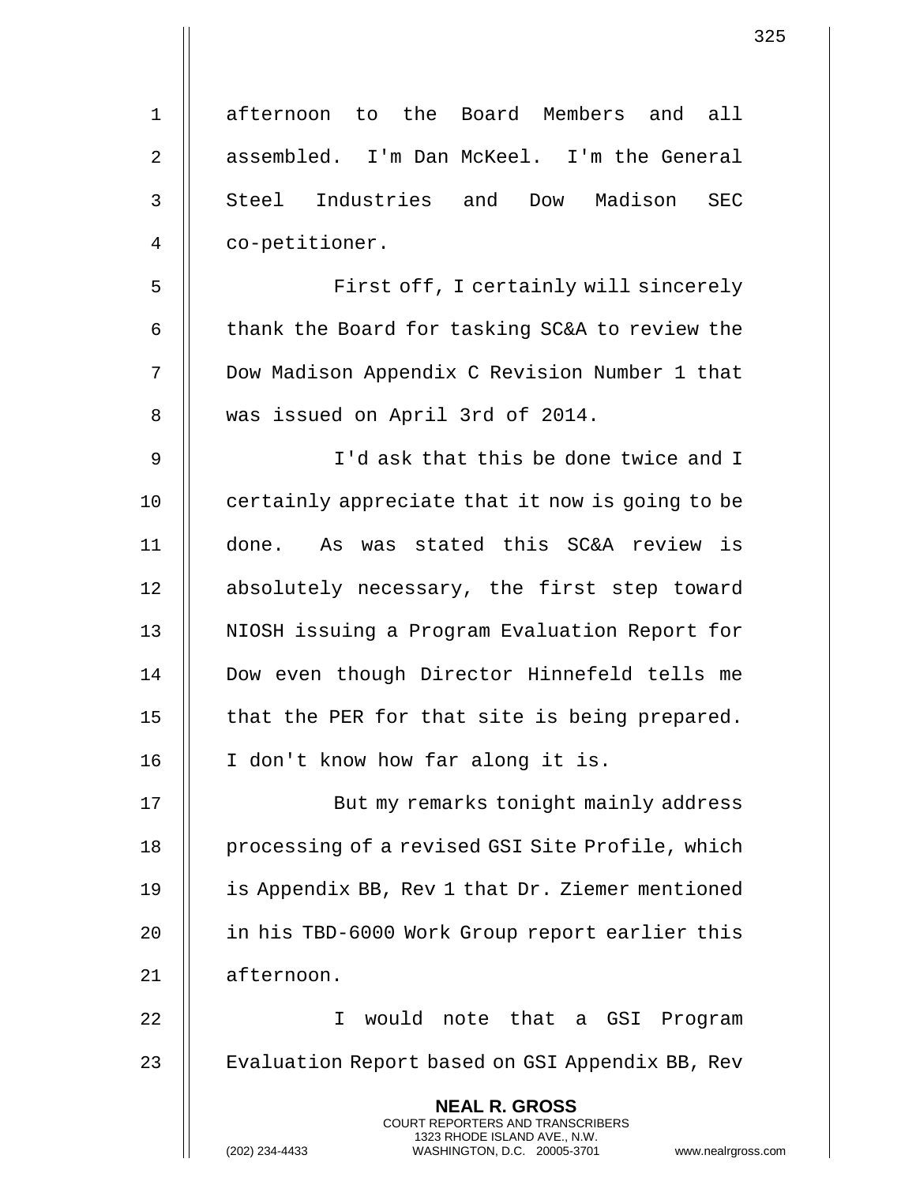afternoon to the Board Members and all assembled. I'm Dan McKeel. I'm the General Steel Industries and Dow Madison SEC co-petitioner.

First off, I certainly will sincerely thank the Board for tasking SC&A to review the Dow Madison Appendix C Revision Number 1 that was issued on April 3rd of 2014.

I'd ask that this be done twice and I certainly appreciate that it now is going to be done. As was stated this SC&A review is absolutely necessary, the first step toward NIOSH issuing a Program Evaluation Report for Dow even though Director Hinnefeld tells me that the PER for that site is being prepared. I don't know how far along it is.

But my remarks tonight mainly address processing of a revised GSI Site Profile, which is Appendix BB, Rev 1 that Dr. Ziemer mentioned in his TBD-6000 Work Group report earlier this afternoon.

I would note that a GSI Program Evaluation Report based on GSI Appendix BB, Rev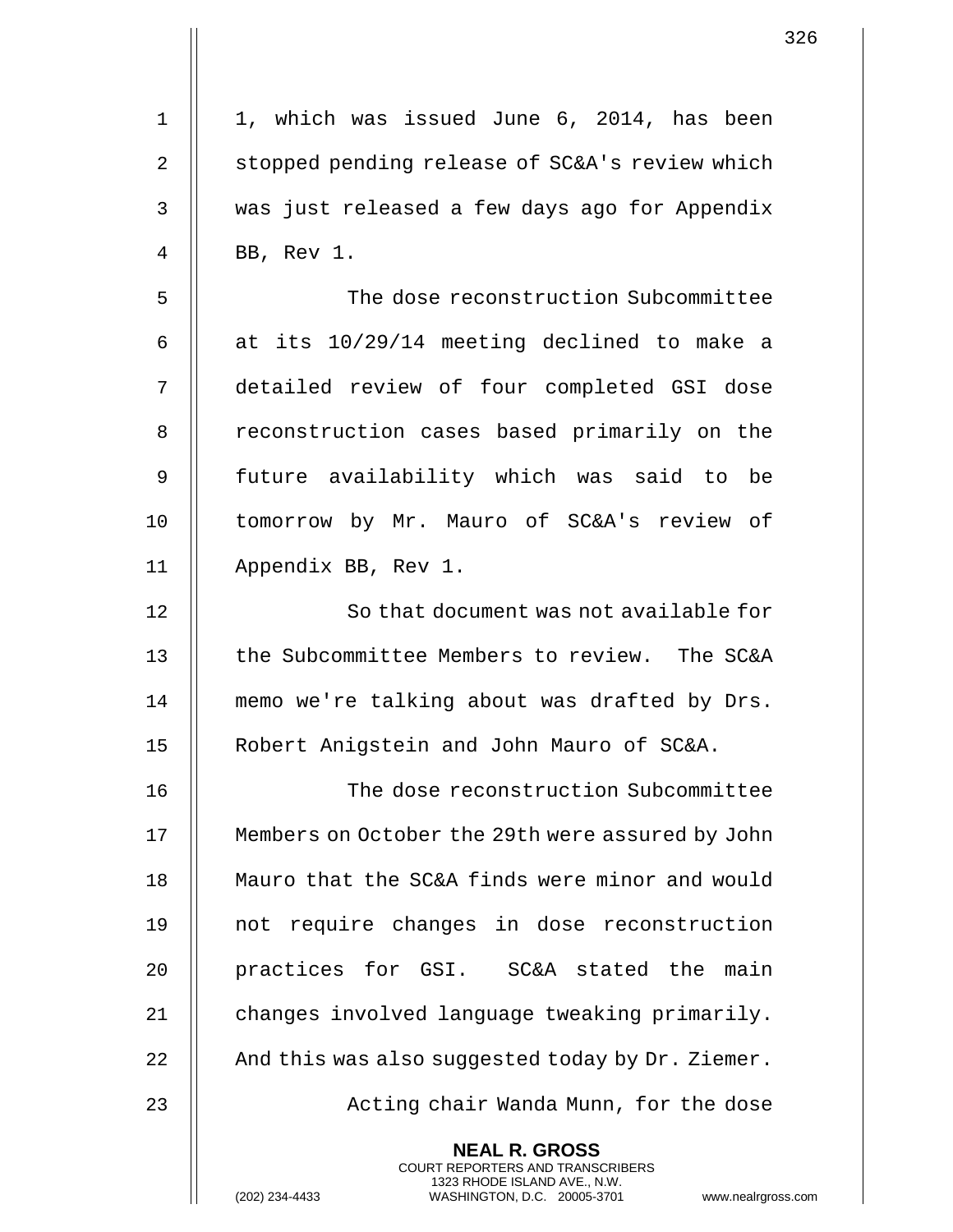1, which was issued June 6, 2014, has been stopped pending release of SC&A's review which was just released a few days ago for Appendix BB, Rev 1.

The dose reconstruction Subcommittee at its 10/29/14 meeting declined to make a detailed review of four completed GSI dose reconstruction cases based primarily on the future availability which was said to be tomorrow by Mr. Mauro of SC&A's review of Appendix BB, Rev 1.

So that document was not available for the Subcommittee Members to review. The SC&A memo we're talking about was drafted by Drs. Robert Anigstein and John Mauro of SC&A.

The dose reconstruction Subcommittee Members on October the 29th were assured by John Mauro that the SC&A finds were minor and would not require changes in dose reconstruction practices for GSI. SC&A stated the main changes involved language tweaking primarily. And this was also suggested today by Dr. Ziemer.

Acting chair Wanda Munn, for the dose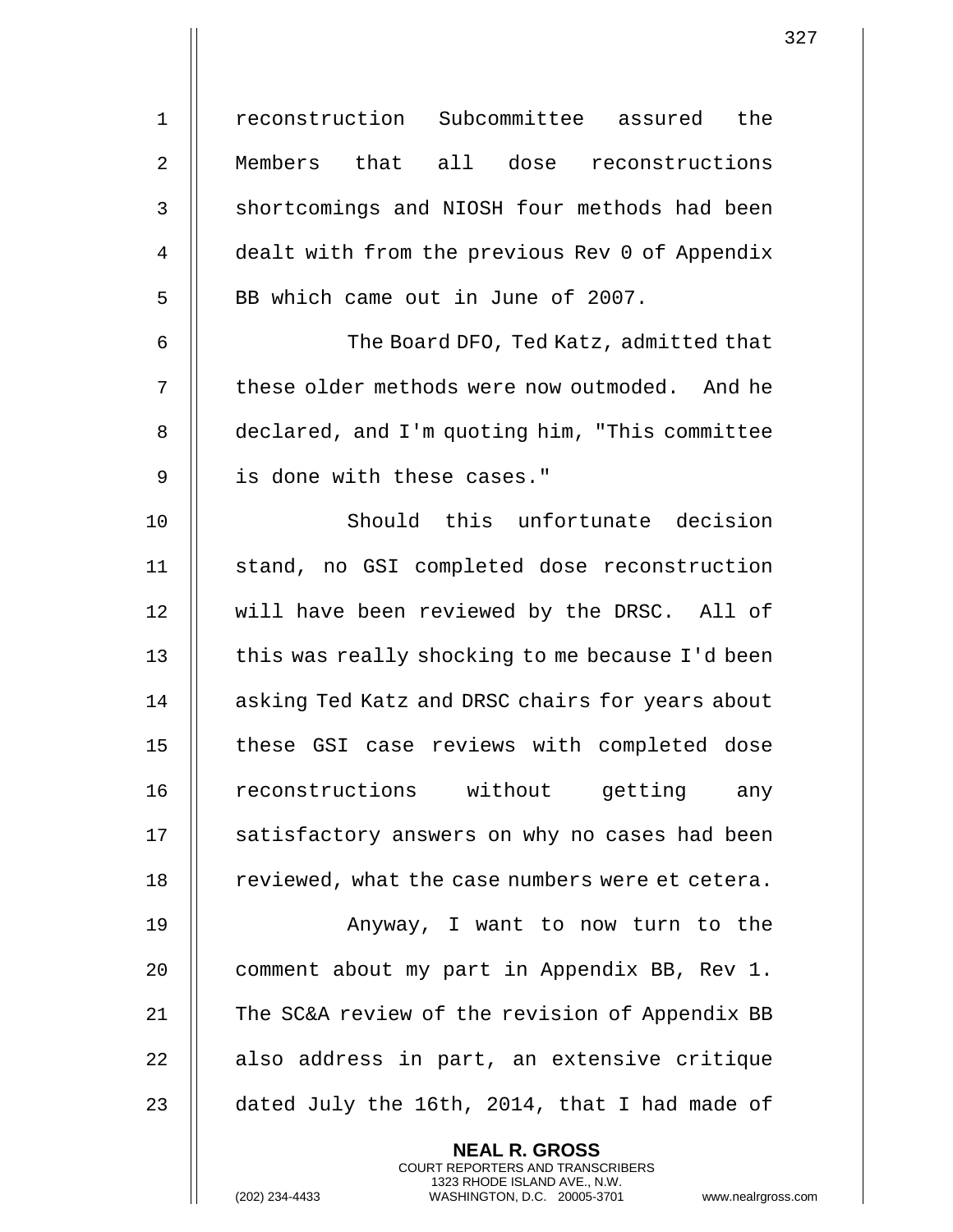reconstruction Subcommittee assured the Members that all dose reconstructions shortcomings and NIOSH four methods had been dealt with from the previous Rev 0 of Appendix BB which came out in June of 2007.

The Board DFO, Ted Katz, admitted that these older methods were now outmoded. And he declared, and I'm quoting him, "This committee is done with these cases."

Should this unfortunate decision stand, no GSI completed dose reconstruction will have been reviewed by the DRSC. All of this was really shocking to me because I'd been asking Ted Katz and DRSC chairs for years about these GSI case reviews with completed dose reconstructions without getting any satisfactory answers on why no cases had been reviewed, what the case numbers were et cetera.

Anyway, I want to now turn to the comment about my part in Appendix BB, Rev 1. The SC&A review of the revision of Appendix BB also address in part, an extensive critique dated July the 16th, 2014, that I had made of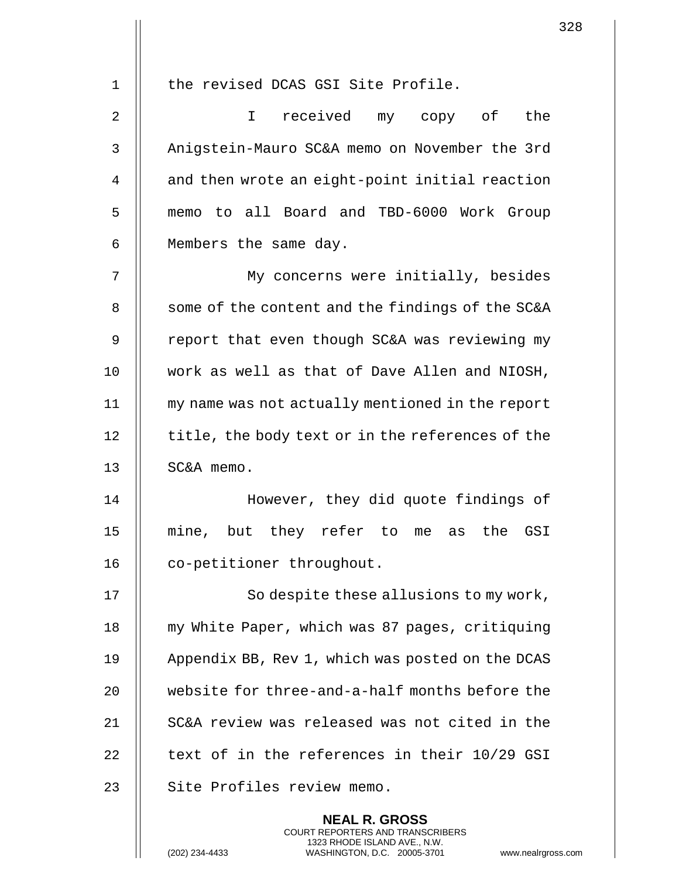the revised DCAS GSI Site Profile.

I received my copy of the Anigstein-Mauro SC&A memo on November the 3rd and then wrote an eight-point initial reaction memo to all Board and TBD-6000 Work Group Members the same day.

My concerns were initially, besides some of the content and the findings of the SC&A report that even though SC&A was reviewing my work as well as that of Dave Allen and NIOSH, my name was not actually mentioned in the report title, the body text or in the references of the SC&A memo.

However, they did quote findings of mine, but they refer to me as the GSI co-petitioner throughout.

So despite these allusions to my work, my White Paper, which was 87 pages, critiquing Appendix BB, Rev 1, which was posted on the DCAS website for three-and-a-half months before the SC&A review was released was not cited in the text of in the references in their 10/29 GSI Site Profiles review memo.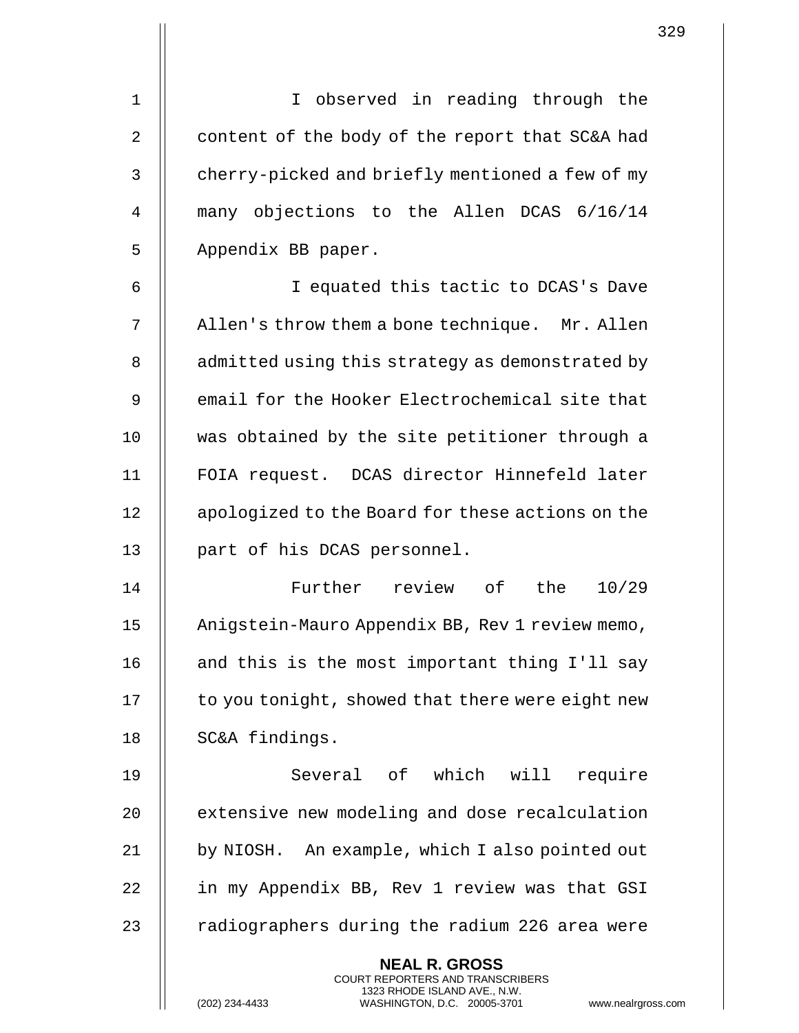I observed in reading through the content of the body of the report that SC&A had cherry-picked and briefly mentioned a few of my many objections to the Allen DCAS 6/16/14 Appendix BB paper.

I equated this tactic to DCAS's Dave Allen's throw them a bone technique. Mr. Allen admitted using this strategy as demonstrated by email for the Hooker Electrochemical site that was obtained by the site petitioner through a FOIA request. DCAS director Hinnefeld later apologized to the Board for these actions on the part of his DCAS personnel.

Further review of the 10/29 Anigstein-Mauro Appendix BB, Rev 1 review memo, and this is the most important thing I'll say to you tonight, showed that there were eight new SC&A findings.

Several of which will require extensive new modeling and dose recalculation by NIOSH. An example, which I also pointed out in my Appendix BB, Rev 1 review was that GSI radiographers during the radium 226 area were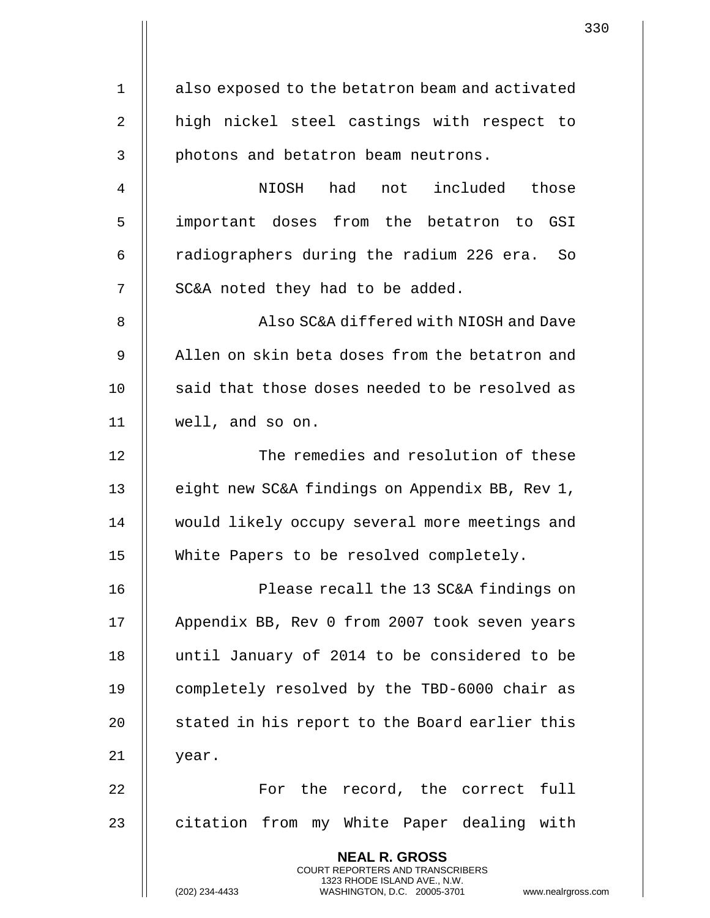also exposed to the betatron beam and activated high nickel steel castings with respect to photons and betatron beam neutrons.

NIOSH had not included those important doses from the betatron to GSI radiographers during the radium 226 era. So SC&A noted they had to be added.

Also SC&A differed with NIOSH and Dave Allen on skin beta doses from the betatron and said that those doses needed to be resolved as well, and so on.

The remedies and resolution of these eight new SC&A findings on Appendix BB, Rev 1, would likely occupy several more meetings and White Papers to be resolved completely.

Please recall the 13 SC&A findings on Appendix BB, Rev 0 from 2007 took seven years until January of 2014 to be considered to be completely resolved by the TBD-6000 chair as stated in his report to the Board earlier this year.

For the record, the correct full citation from my White Paper dealing with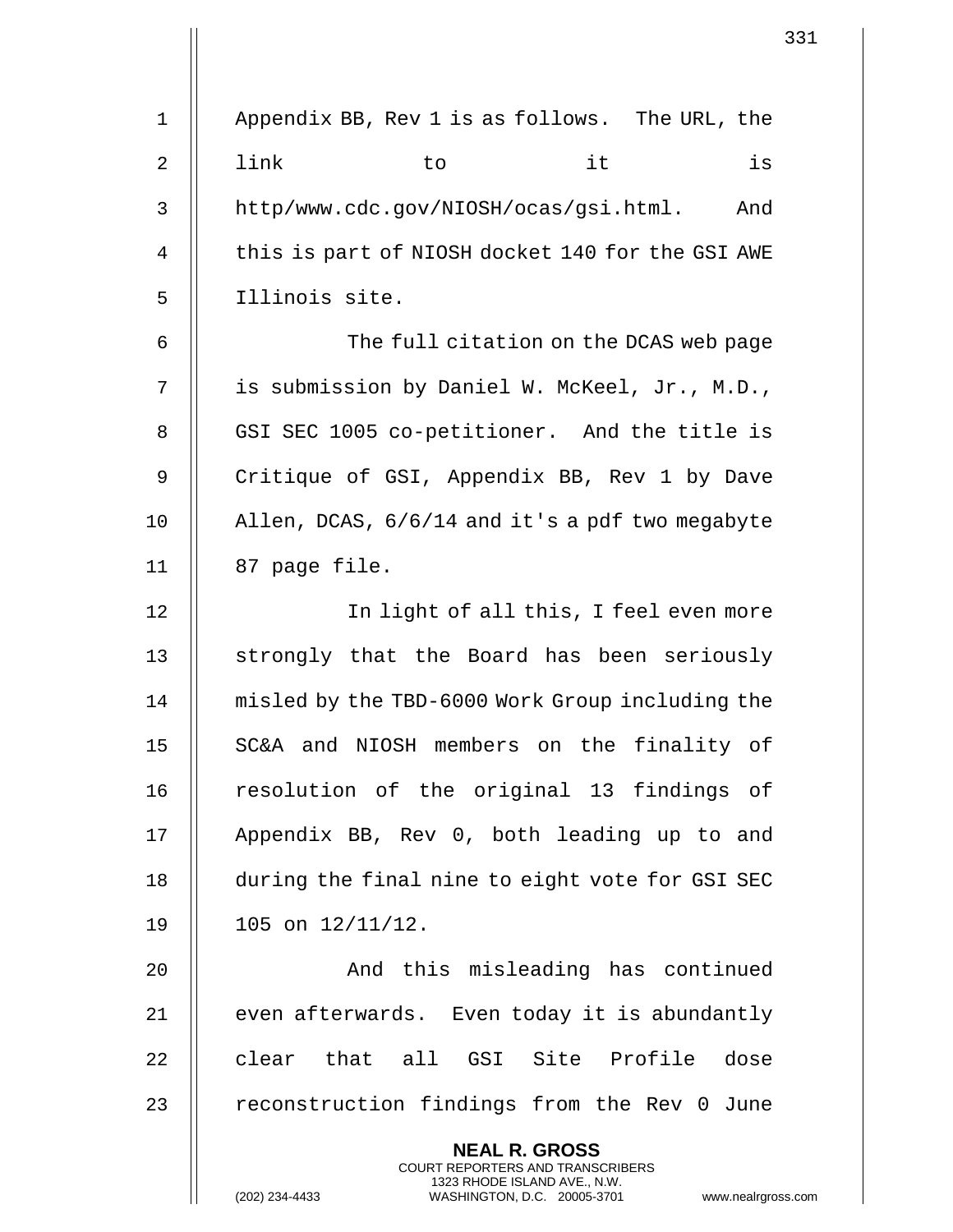Appendix BB, Rev 1 is as follows. The URL, the link to it is http/www.cdc.gov/NIOSH/ocas/gsi.html. And this is part of NIOSH docket 140 for the GSI AWE Illinois site.

The full citation on the DCAS web page is submission by Daniel W. McKeel, Jr., M.D., GSI SEC 1005 co-petitioner. And the title is Critique of GSI, Appendix BB, Rev 1 by Dave Allen, DCAS, 6/6/14 and it's a pdf two megabyte 87 page file.

In light of all this, I feel even more strongly that the Board has been seriously misled by the TBD-6000 Work Group including the SC&A and NIOSH members on the finality of resolution of the original 13 findings of Appendix BB, Rev 0, both leading up to and during the final nine to eight vote for GSI SEC 105 on 12/11/12.

And this misleading has continued even afterwards. Even today it is abundantly clear that all GSI Site Profile dose reconstruction findings from the Rev 0 June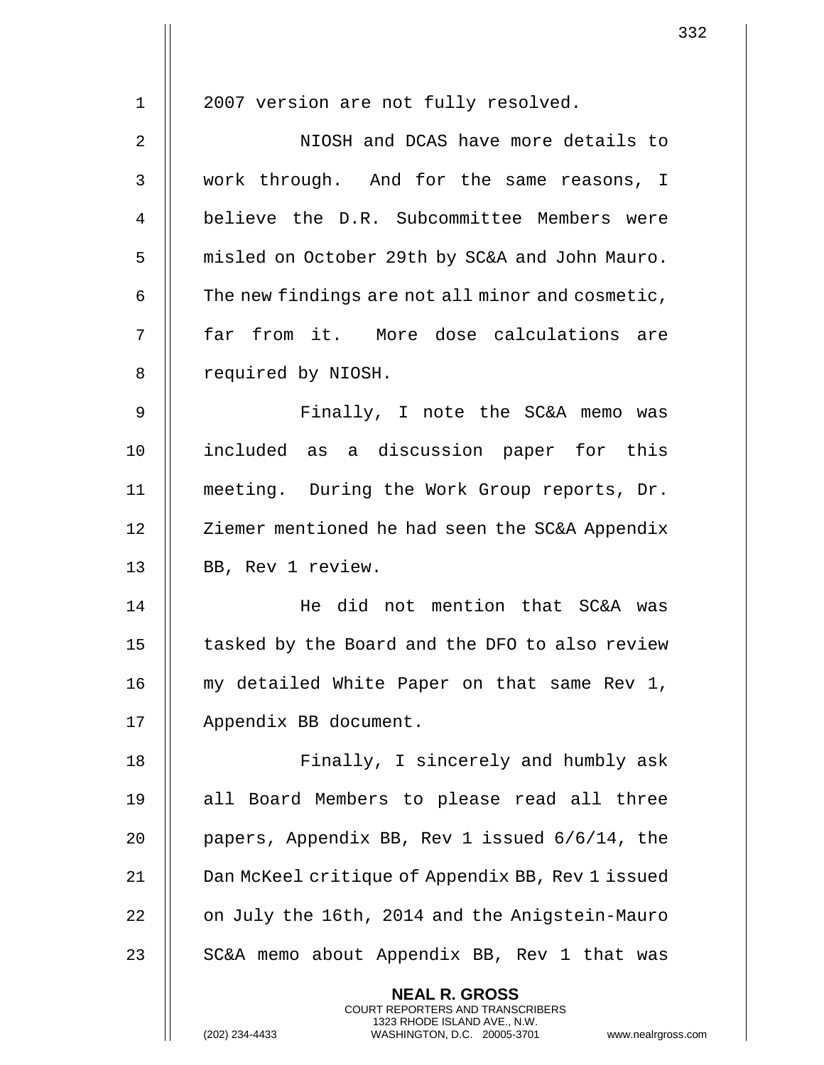2007 version are not fully resolved.

NIOSH and DCAS have more details to work through. And for the same reasons, I believe the D.R. Subcommittee Members were misled on October 29th by SC&A and John Mauro. The new findings are not all minor and cosmetic, far from it. More dose calculations are required by NIOSH.

Finally, I note the SC&A memo was included as a discussion paper for this meeting. During the Work Group reports, Dr. Ziemer mentioned he had seen the SC&A Appendix BB, Rev 1 review.

He did not mention that SC&A was tasked by the Board and the DFO to also review my detailed White Paper on that same Rev 1, Appendix BB document.

Finally, I sincerely and humbly ask all Board Members to please read all three papers, Appendix BB, Rev 1 issued 6/6/14, the Dan McKeel critique of Appendix BB, Rev 1 issued on July the 16th, 2014 and the Anigstein-Mauro SC&A memo about Appendix BB, Rev 1 that was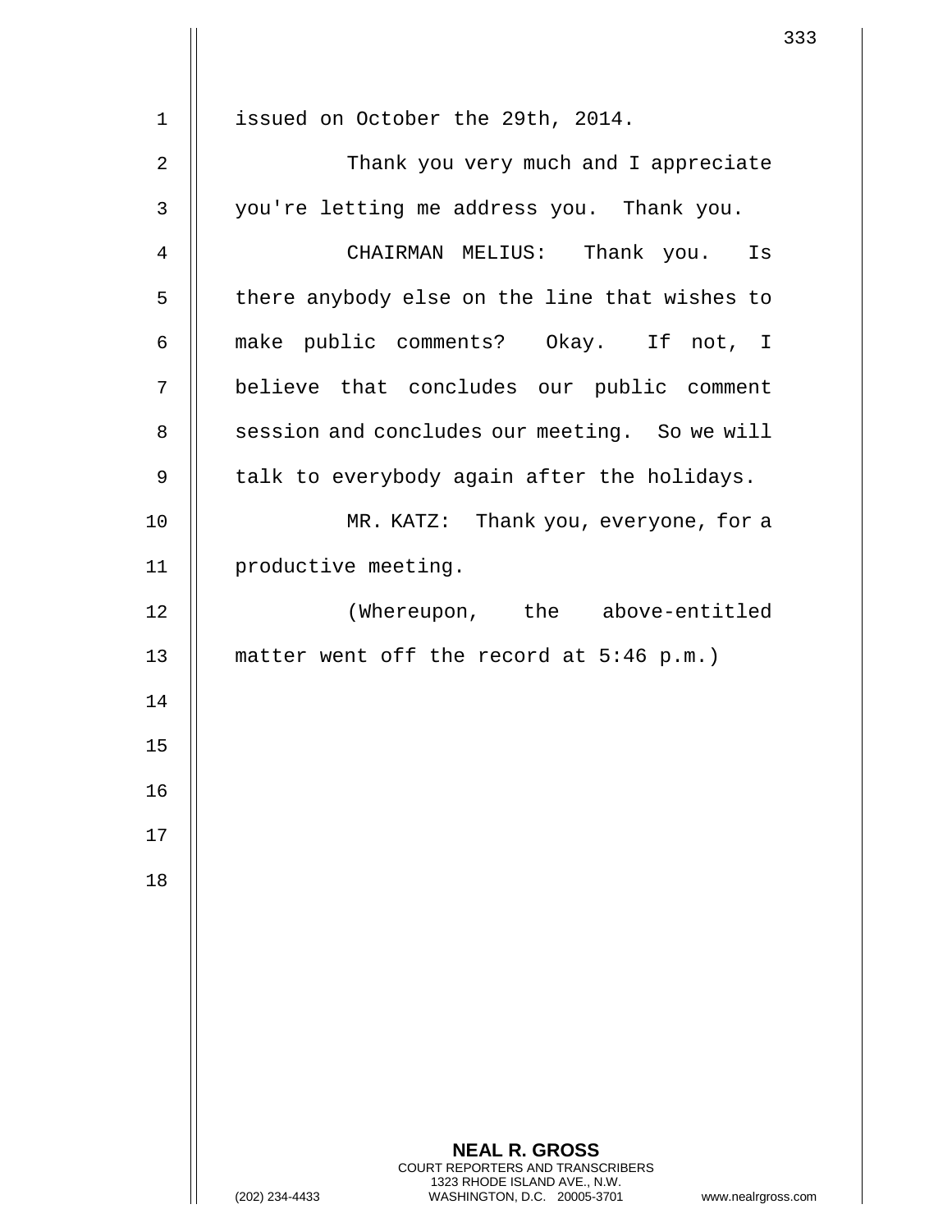issued on October the 29th, 2014.

Thank you very much and I appreciate you're letting me address you. Thank you.

CHAIRMAN MELIUS: Thank you. Is there anybody else on the line that wishes to make public comments? Okay. If not, I believe that concludes our public comment session and concludes our meeting. So we will talk to everybody again after the holidays.

MR. KATZ: Thank you, everyone, for a productive meeting.

(Whereupon, the above-entitled matter went off the record at 5:46 p.m.)